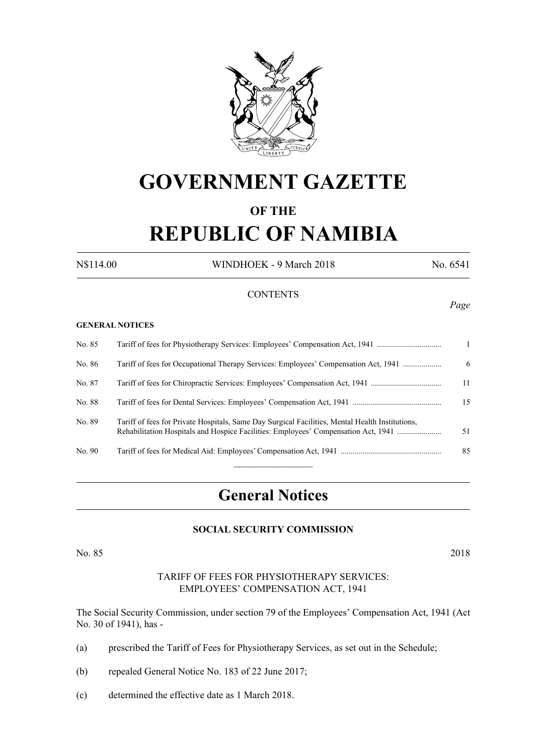# GOVERNMENT GAZETTE

## OF THE

# REPUBLIC OF NAMIBIA

N$114.00 WINDHOEK - 9 March 2018 No. 6541

CONTENTS

*Page*

**GENERAL NOTICES**

| | | |
|---|---|---|
| No. 85 | Tariff of fees for Physiotherapy Services: Employees' Compensation Act, 1941 | 1 |
| No. 86 | Tariff of fees for Occupational Therapy Services: Employees' Compensation Act, 1941 | 6 |
| No. 87 | Tariff of fees for Chiropractic Services: Employees' Compensation Act, 1941 | 11 |
| No. 88 | Tariff of fees for Dental Services: Employees' Compensation Act, 1941 | 15 |
| No. 89 | Tariff of fees for Private Hospitals, Same Day Surgical Facilities, Mental Health Institutions, Rehabilitation Hospitals and Hospice Facilities: Employees' Compensation Act, 1941 | 51 |
| No. 90 | Tariff of fees for Medical Aid: Employees' Compensation Act, 1941 | 85 |

## General Notices

### SOCIAL SECURITY COMMISSION

No. 85 2018

TARIFF OF FEES FOR PHYSIOTHERAPY SERVICES:
EMPLOYEES' COMPENSATION ACT, 1941

The Social Security Commission, under section 79 of the Employees' Compensation Act, 1941 (Act No. 30 of 1941), has -

(a) prescribed the Tariff of Fees for Physiotherapy Services, as set out in the Schedule;

(b) repealed General Notice No. 183 of 22 June 2017;

(c) determined the effective date as 1 March 2018.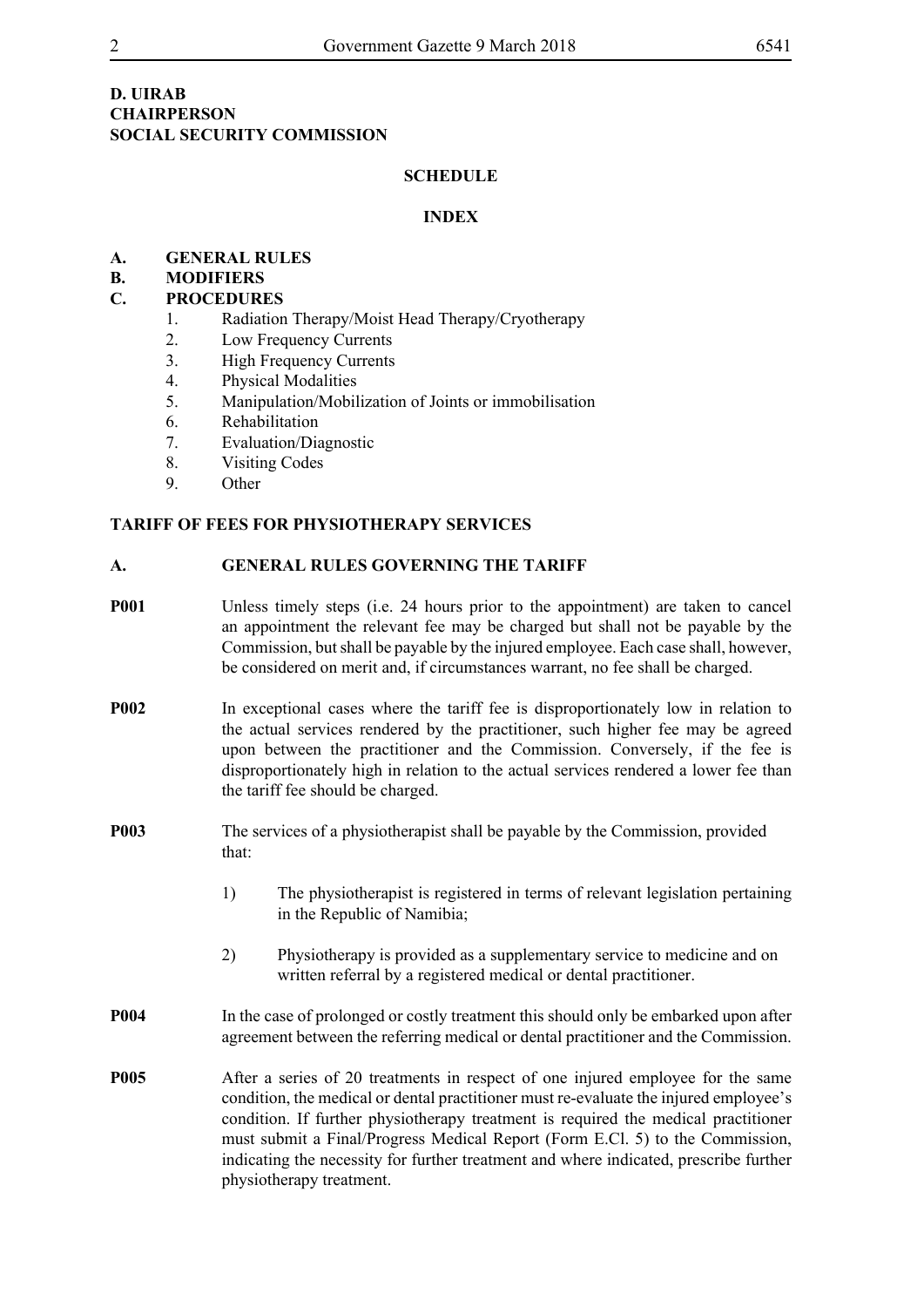**D. UIRAB**
**CHAIRPERSON**
**SOCIAL SECURITY COMMISSION**

**SCHEDULE**

**INDEX**

**A. GENERAL RULES**
**B. MODIFIERS**
**C. PROCEDURES**

1. Radiation Therapy/Moist Head Therapy/Cryotherapy
2. Low Frequency Currents
3. High Frequency Currents
4. Physical Modalities
5. Manipulation/Mobilization of Joints or immobilisation
6. Rehabilitation
7. Evaluation/Diagnostic
8. Visiting Codes
9. Other

## TARIFF OF FEES FOR PHYSIOTHERAPY SERVICES

## A. GENERAL RULES GOVERNING THE TARIFF

**P001** Unless timely steps (i.e. 24 hours prior to the appointment) are taken to cancel an appointment the relevant fee may be charged but shall not be payable by the Commission, but shall be payable by the injured employee. Each case shall, however, be considered on merit and, if circumstances warrant, no fee shall be charged.

**P002** In exceptional cases where the tariff fee is disproportionately low in relation to the actual services rendered by the practitioner, such higher fee may be agreed upon between the practitioner and the Commission. Conversely, if the fee is disproportionately high in relation to the actual services rendered a lower fee than the tariff fee should be charged.

**P003** The services of a physiotherapist shall be payable by the Commission, provided that:

1) The physiotherapist is registered in terms of relevant legislation pertaining in the Republic of Namibia;

2) Physiotherapy is provided as a supplementary service to medicine and on written referral by a registered medical or dental practitioner.

**P004** In the case of prolonged or costly treatment this should only be embarked upon after agreement between the referring medical or dental practitioner and the Commission.

**P005** After a series of 20 treatments in respect of one injured employee for the same condition, the medical or dental practitioner must re-evaluate the injured employee's condition. If further physiotherapy treatment is required the medical practitioner must submit a Final/Progress Medical Report (Form E.Cl. 5) to the Commission, indicating the necessity for further treatment and where indicated, prescribe further physiotherapy treatment.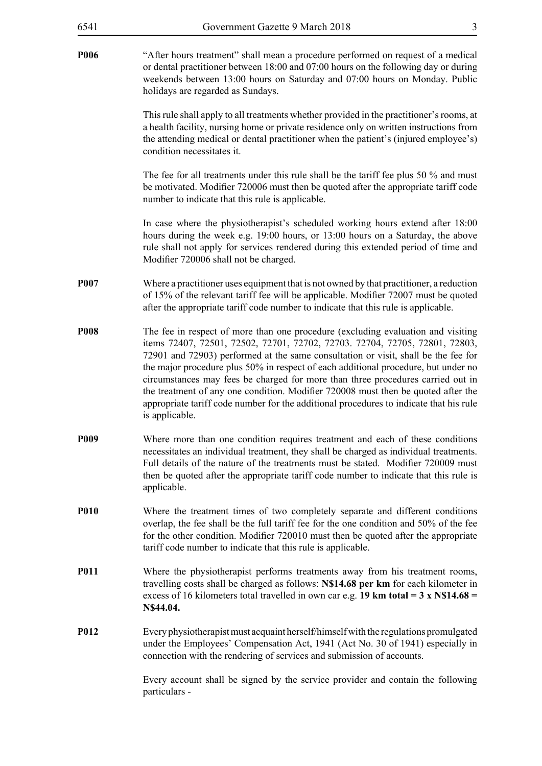**P006** "After hours treatment" shall mean a procedure performed on request of a medical or dental practitioner between 18:00 and 07:00 hours on the following day or during weekends between 13:00 hours on Saturday and 07:00 hours on Monday. Public holidays are regarded as Sundays.

This rule shall apply to all treatments whether provided in the practitioner's rooms, at a health facility, nursing home or private residence only on written instructions from the attending medical or dental practitioner when the patient's (injured employee's) condition necessitates it.

The fee for all treatments under this rule shall be the tariff fee plus 50 % and must be motivated. Modifier 720006 must then be quoted after the appropriate tariff code number to indicate that this rule is applicable.

In case where the physiotherapist's scheduled working hours extend after 18:00 hours during the week e.g. 19:00 hours, or 13:00 hours on a Saturday, the above rule shall not apply for services rendered during this extended period of time and Modifier 720006 shall not be charged.

**P007** Where a practitioner uses equipment that is not owned by that practitioner, a reduction of 15% of the relevant tariff fee will be applicable. Modifier 72007 must be quoted after the appropriate tariff code number to indicate that this rule is applicable.

**P008** The fee in respect of more than one procedure (excluding evaluation and visiting items 72407, 72501, 72502, 72701, 72702, 72703. 72704, 72705, 72801, 72803, 72901 and 72903) performed at the same consultation or visit, shall be the fee for the major procedure plus 50% in respect of each additional procedure, but under no circumstances may fees be charged for more than three procedures carried out in the treatment of any one condition. Modifier 720008 must then be quoted after the appropriate tariff code number for the additional procedures to indicate that his rule is applicable.

**P009** Where more than one condition requires treatment and each of these conditions necessitates an individual treatment, they shall be charged as individual treatments. Full details of the nature of the treatments must be stated. Modifier 720009 must then be quoted after the appropriate tariff code number to indicate that this rule is applicable.

**P010** Where the treatment times of two completely separate and different conditions overlap, the fee shall be the full tariff fee for the one condition and 50% of the fee for the other condition. Modifier 720010 must then be quoted after the appropriate tariff code number to indicate that this rule is applicable.

**P011** Where the physiotherapist performs treatments away from his treatment rooms, travelling costs shall be charged as follows: **N$14.68 per km** for each kilometer in excess of 16 kilometers total travelled in own car e.g. **19 km total = 3 x N$14.68 = N$44.04.**

**P012** Every physiotherapist must acquaint herself/himself with the regulations promulgated under the Employees' Compensation Act, 1941 (Act No. 30 of 1941) especially in connection with the rendering of services and submission of accounts.

Every account shall be signed by the service provider and contain the following particulars -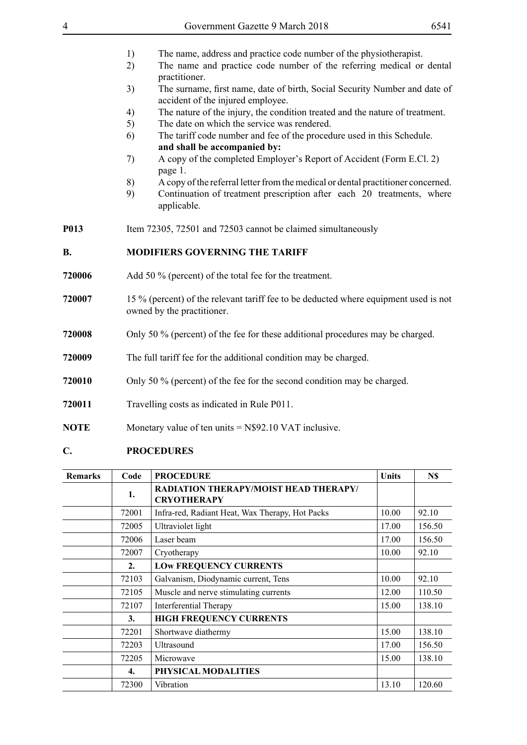1) The name, address and practice code number of the physiotherapist.
2) The name and practice code number of the referring medical or dental practitioner.
3) The surname, first name, date of birth, Social Security Number and date of accident of the injured employee.
4) The nature of the injury, the condition treated and the nature of treatment.
5) The date on which the service was rendered.
6) The tariff code number and fee of the procedure used in this Schedule.
**and shall be accompanied by:**
7) A copy of the completed Employer's Report of Accident (Form E.Cl. 2) page 1.
8) A copy of the referral letter from the medical or dental practitioner concerned.
9) Continuation of treatment prescription after each 20 treatments, where applicable.

**P013** Item 72305, 72501 and 72503 cannot be claimed simultaneously

## B. MODIFIERS GOVERNING THE TARIFF

**720006** Add 50 % (percent) of the total fee for the treatment.

**720007** 15 % (percent) of the relevant tariff fee to be deducted where equipment used is not owned by the practitioner.

**720008** Only 50 % (percent) of the fee for these additional procedures may be charged.

**720009** The full tariff fee for the additional condition may be charged.

**720010** Only 50 % (percent) of the fee for the second condition may be charged.

**720011** Travelling costs as indicated in Rule P011.

**NOTE** Monetary value of ten units = N$92.10 VAT inclusive.

## C. PROCEDURES

| Remarks | Code | PROCEDURE | Units | N$ |
|---|---|---|---|---|
| | **1.** | **RADIATION THERAPY/MOIST HEAD THERAPY/ CRYOTHERAPY** | | |
| | 72001 | Infra-red, Radiant Heat, Wax Therapy, Hot Packs | 10.00 | 92.10 |
| | 72005 | Ultraviolet light | 17.00 | 156.50 |
| | 72006 | Laser beam | 17.00 | 156.50 |
| | 72007 | Cryotherapy | 10.00 | 92.10 |
| | **2.** | **LOw FREQUENCY CURRENTS** | | |
| | 72103 | Galvanism, Diodynamic current, Tens | 10.00 | 92.10 |
| | 72105 | Muscle and nerve stimulating currents | 12.00 | 110.50 |
| | 72107 | Interferential Therapy | 15.00 | 138.10 |
| | **3.** | **HIGH FREQUENCY CURRENTS** | | |
| | 72201 | Shortwave diathermy | 15.00 | 138.10 |
| | 72203 | Ultrasound | 17.00 | 156.50 |
| | 72205 | Microwave | 15.00 | 138.10 |
| | **4.** | **PHYSICAL MODALITIES** | | |
| | 72300 | Vibration | 13.10 | 120.60 |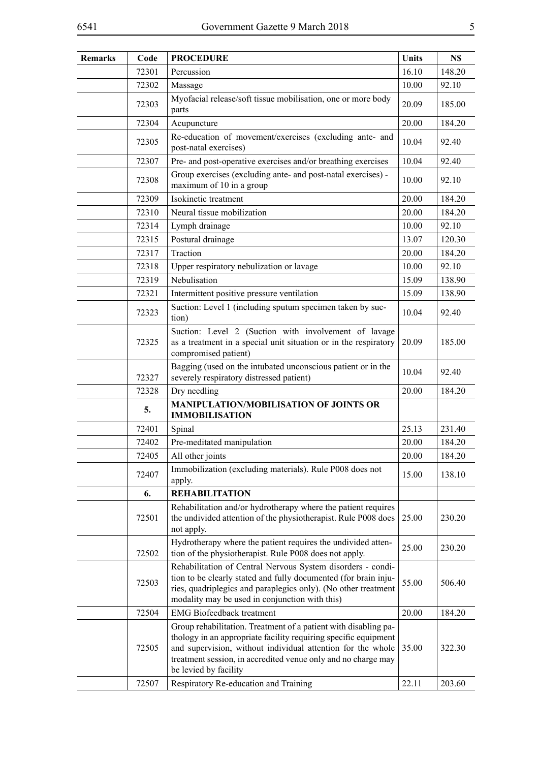| Remarks | Code | PROCEDURE | Units | N$ |
|---|---|---|---|---|
| | 72301 | Percussion | 16.10 | 148.20 |
| | 72302 | Massage | 10.00 | 92.10 |
| | 72303 | Myofacial release/soft tissue mobilisation, one or more body parts | 20.09 | 185.00 |
| | 72304 | Acupuncture | 20.00 | 184.20 |
| | 72305 | Re-education of movement/exercises (excluding ante- and post-natal exercises) | 10.04 | 92.40 |
| | 72307 | Pre- and post-operative exercises and/or breathing exercises | 10.04 | 92.40 |
| | 72308 | Group exercises (excluding ante- and post-natal exercises) - maximum of 10 in a group | 10.00 | 92.10 |
| | 72309 | Isokinetic treatment | 20.00 | 184.20 |
| | 72310 | Neural tissue mobilization | 20.00 | 184.20 |
| | 72314 | Lymph drainage | 10.00 | 92.10 |
| | 72315 | Postural drainage | 13.07 | 120.30 |
| | 72317 | Traction | 20.00 | 184.20 |
| | 72318 | Upper respiratory nebulization or lavage | 10.00 | 92.10 |
| | 72319 | Nebulisation | 15.09 | 138.90 |
| | 72321 | Intermittent positive pressure ventilation | 15.09 | 138.90 |
| | 72323 | Suction: Level 1 (including sputum specimen taken by suction) | 10.04 | 92.40 |
| | 72325 | Suction: Level 2 (Suction with involvement of lavage as a treatment in a special unit situation or in the respiratory compromised patient) | 20.09 | 185.00 |
| | 72327 | Bagging (used on the intubated unconscious patient or in the severely respiratory distressed patient) | 10.04 | 92.40 |
| | 72328 | Dry needling | 20.00 | 184.20 |
| | **5.** | **MANIPULATION/MOBILISATION OF JOINTS OR IMMOBILISATION** | | |
| | 72401 | Spinal | 25.13 | 231.40 |
| | 72402 | Pre-meditated manipulation | 20.00 | 184.20 |
| | 72405 | All other joints | 20.00 | 184.20 |
| | 72407 | Immobilization (excluding materials). Rule P008 does not apply. | 15.00 | 138.10 |
| | **6.** | **REHABILITATION** | | |
| | 72501 | Rehabilitation and/or hydrotherapy where the patient requires the undivided attention of the physiotherapist. Rule P008 does not apply. | 25.00 | 230.20 |
| | 72502 | Hydrotherapy where the patient requires the undivided attention of the physiotherapist. Rule P008 does not apply. | 25.00 | 230.20 |
| | 72503 | Rehabilitation of Central Nervous System disorders - condition to be clearly stated and fully documented (for brain injuries, quadriplegics and paraplegics only). (No other treatment modality may be used in conjunction with this) | 55.00 | 506.40 |
| | 72504 | EMG Biofeedback treatment | 20.00 | 184.20 |
| | 72505 | Group rehabilitation. Treatment of a patient with disabling pathology in an appropriate facility requiring specific equipment and supervision, without individual attention for the whole treatment session, in accredited venue only and no charge may be levied by facility | 35.00 | 322.30 |
| | 72507 | Respiratory Re-education and Training | 22.11 | 203.60 |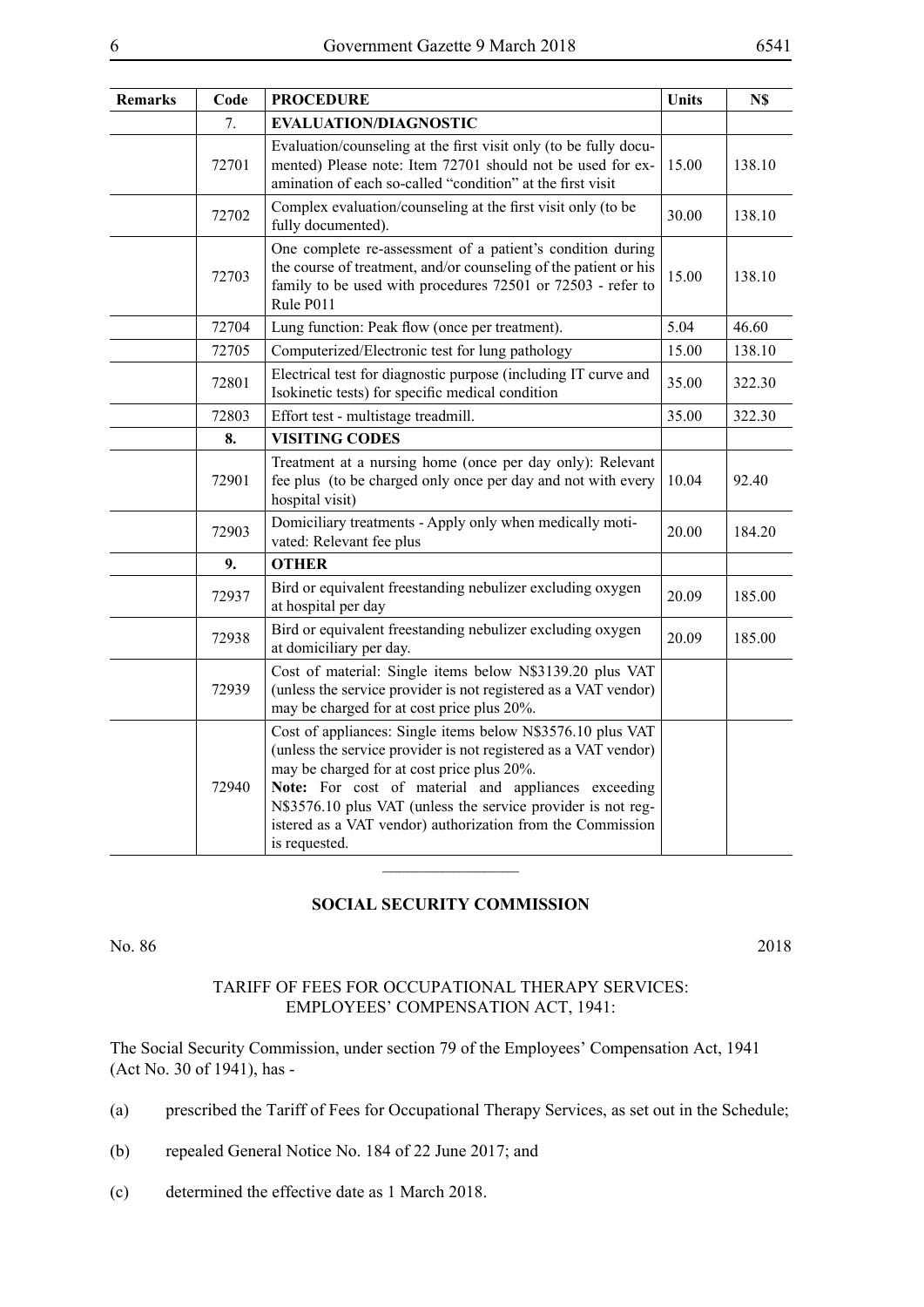| Remarks | Code | PROCEDURE | Units | N$ |
|---|---|---|---|---|
| | 7. | **EVALUATION/DIAGNOSTIC** | | |
| | 72701 | Evaluation/counseling at the first visit only (to be fully documented) Please note: Item 72701 should not be used for examination of each so-called "condition" at the first visit | 15.00 | 138.10 |
| | 72702 | Complex evaluation/counseling at the first visit only (to be fully documented). | 30.00 | 138.10 |
| | 72703 | One complete re-assessment of a patient's condition during the course of treatment, and/or counseling of the patient or his family to be used with procedures 72501 or 72503 - refer to Rule P011 | 15.00 | 138.10 |
| | 72704 | Lung function: Peak flow (once per treatment). | 5.04 | 46.60 |
| | 72705 | Computerized/Electronic test for lung pathology | 15.00 | 138.10 |
| | 72801 | Electrical test for diagnostic purpose (including IT curve and Isokinetic tests) for specific medical condition | 35.00 | 322.30 |
| | 72803 | Effort test - multistage treadmill. | 35.00 | 322.30 |
| | **8.** | **VISITING CODES** | | |
| | 72901 | Treatment at a nursing home (once per day only): Relevant fee plus (to be charged only once per day and not with every hospital visit) | 10.04 | 92.40 |
| | 72903 | Domiciliary treatments - Apply only when medically motivated: Relevant fee plus | 20.00 | 184.20 |
| | **9.** | **OTHER** | | |
| | 72937 | Bird or equivalent freestanding nebulizer excluding oxygen at hospital per day | 20.09 | 185.00 |
| | 72938 | Bird or equivalent freestanding nebulizer excluding oxygen at domiciliary per day. | 20.09 | 185.00 |
| | 72939 | Cost of material: Single items below N$3139.20 plus VAT (unless the service provider is not registered as a VAT vendor) may be charged for at cost price plus 20%. | | |
| | 72940 | Cost of appliances: Single items below N$3576.10 plus VAT (unless the service provider is not registered as a VAT vendor) may be charged for at cost price plus 20%. **Note:** For cost of material and appliances exceeding N$3576.10 plus VAT (unless the service provider is not registered as a VAT vendor) authorization from the Commission is requested. | | |

---

## SOCIAL SECURITY COMMISSION

No. 86 2018

### TARIFF OF FEES FOR OCCUPATIONAL THERAPY SERVICES: EMPLOYEES' COMPENSATION ACT, 1941:

The Social Security Commission, under section 79 of the Employees' Compensation Act, 1941 (Act No. 30 of 1941), has -

(a) prescribed the Tariff of Fees for Occupational Therapy Services, as set out in the Schedule;

(b) repealed General Notice No. 184 of 22 June 2017; and

(c) determined the effective date as 1 March 2018.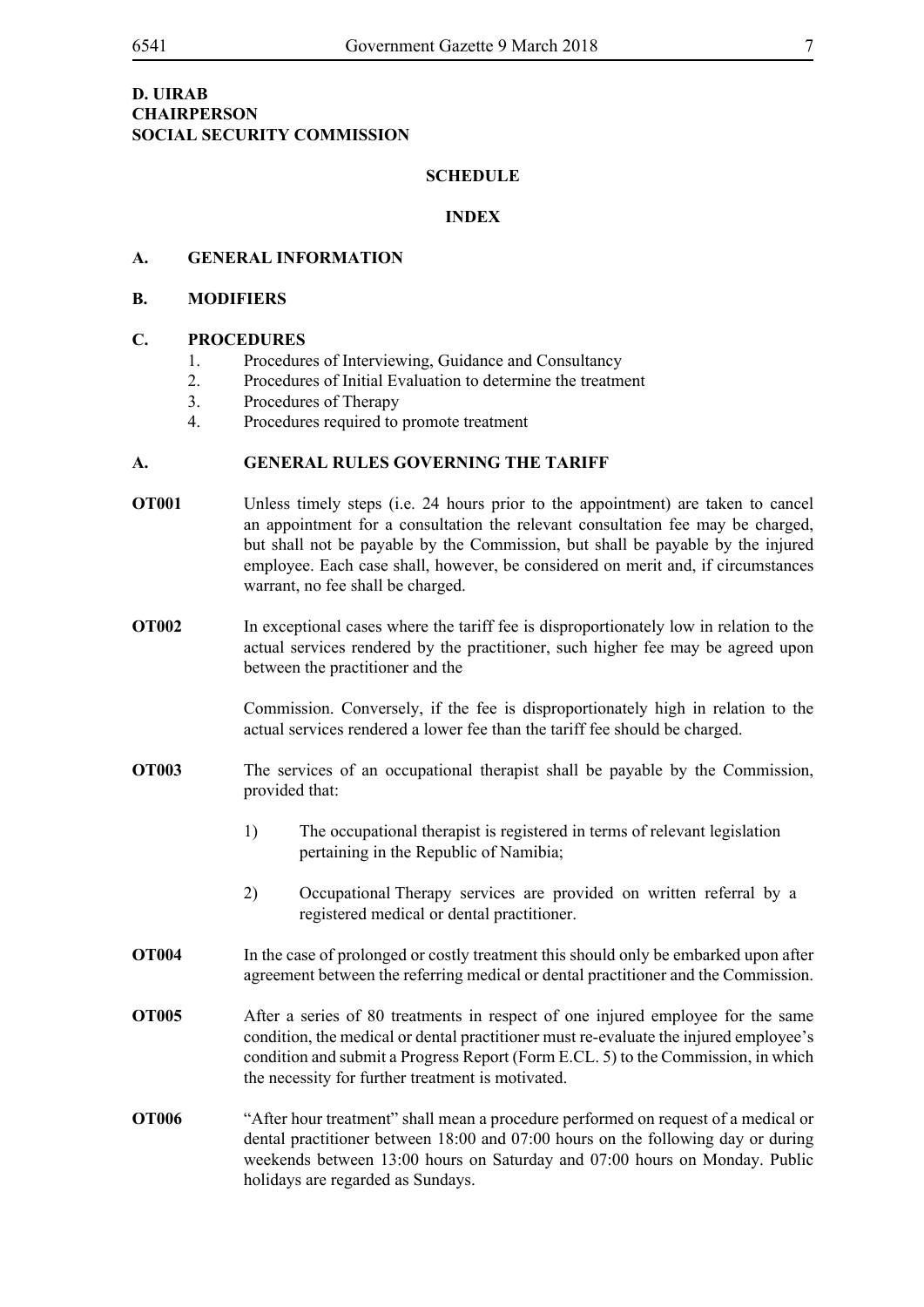**D. UIRAB**
**CHAIRPERSON**
**SOCIAL SECURITY COMMISSION**

## SCHEDULE

### INDEX

**A. GENERAL INFORMATION**

**B. MODIFIERS**

**C. PROCEDURES**

1. Procedures of Interviewing, Guidance and Consultancy
2. Procedures of Initial Evaluation to determine the treatment
3. Procedures of Therapy
4. Procedures required to promote treatment

### A. GENERAL RULES GOVERNING THE TARIFF

**OT001** Unless timely steps (i.e. 24 hours prior to the appointment) are taken to cancel an appointment for a consultation the relevant consultation fee may be charged, but shall not be payable by the Commission, but shall be payable by the injured employee. Each case shall, however, be considered on merit and, if circumstances warrant, no fee shall be charged.

**OT002** In exceptional cases where the tariff fee is disproportionately low in relation to the actual services rendered by the practitioner, such higher fee may be agreed upon between the practitioner and the

Commission. Conversely, if the fee is disproportionately high in relation to the actual services rendered a lower fee than the tariff fee should be charged.

**OT003** The services of an occupational therapist shall be payable by the Commission, provided that:

1) The occupational therapist is registered in terms of relevant legislation pertaining in the Republic of Namibia;

2) Occupational Therapy services are provided on written referral by a registered medical or dental practitioner.

**OT004** In the case of prolonged or costly treatment this should only be embarked upon after agreement between the referring medical or dental practitioner and the Commission.

**OT005** After a series of 80 treatments in respect of one injured employee for the same condition, the medical or dental practitioner must re-evaluate the injured employee's condition and submit a Progress Report (Form E.CL. 5) to the Commission, in which the necessity for further treatment is motivated.

**OT006** "After hour treatment" shall mean a procedure performed on request of a medical or dental practitioner between 18:00 and 07:00 hours on the following day or during weekends between 13:00 hours on Saturday and 07:00 hours on Monday. Public holidays are regarded as Sundays.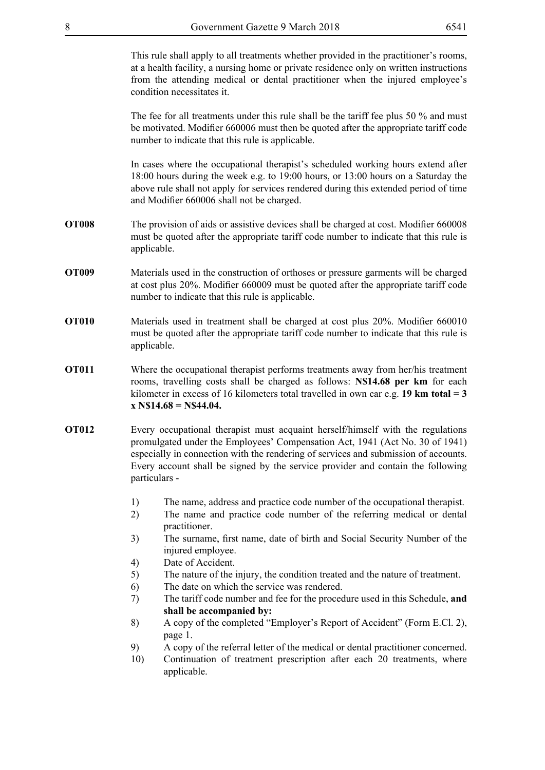This rule shall apply to all treatments whether provided in the practitioner's rooms, at a health facility, a nursing home or private residence only on written instructions from the attending medical or dental practitioner when the injured employee's condition necessitates it.

The fee for all treatments under this rule shall be the tariff fee plus 50 % and must be motivated. Modifier 660006 must then be quoted after the appropriate tariff code number to indicate that this rule is applicable.

In cases where the occupational therapist's scheduled working hours extend after 18:00 hours during the week e.g. to 19:00 hours, or 13:00 hours on a Saturday the above rule shall not apply for services rendered during this extended period of time and Modifier 660006 shall not be charged.

**OT008** The provision of aids or assistive devices shall be charged at cost. Modifier 660008 must be quoted after the appropriate tariff code number to indicate that this rule is applicable.

**OT009** Materials used in the construction of orthoses or pressure garments will be charged at cost plus 20%. Modifier 660009 must be quoted after the appropriate tariff code number to indicate that this rule is applicable.

**OT010** Materials used in treatment shall be charged at cost plus 20%. Modifier 660010 must be quoted after the appropriate tariff code number to indicate that this rule is applicable.

**OT011** Where the occupational therapist performs treatments away from her/his treatment rooms, travelling costs shall be charged as follows: **N$14.68 per km** for each kilometer in excess of 16 kilometers total travelled in own car e.g. **19 km total = 3 x N$14.68 = N$44.04.**

**OT012** Every occupational therapist must acquaint herself/himself with the regulations promulgated under the Employees' Compensation Act, 1941 (Act No. 30 of 1941) especially in connection with the rendering of services and submission of accounts. Every account shall be signed by the service provider and contain the following particulars -

1) The name, address and practice code number of the occupational therapist.
2) The name and practice code number of the referring medical or dental practitioner.
3) The surname, first name, date of birth and Social Security Number of the injured employee.
4) Date of Accident.
5) The nature of the injury, the condition treated and the nature of treatment.
6) The date on which the service was rendered.
7) The tariff code number and fee for the procedure used in this Schedule, **and shall be accompanied by:**
8) A copy of the completed "Employer's Report of Accident" (Form E.Cl. 2), page 1.
9) A copy of the referral letter of the medical or dental practitioner concerned.
10) Continuation of treatment prescription after each 20 treatments, where applicable.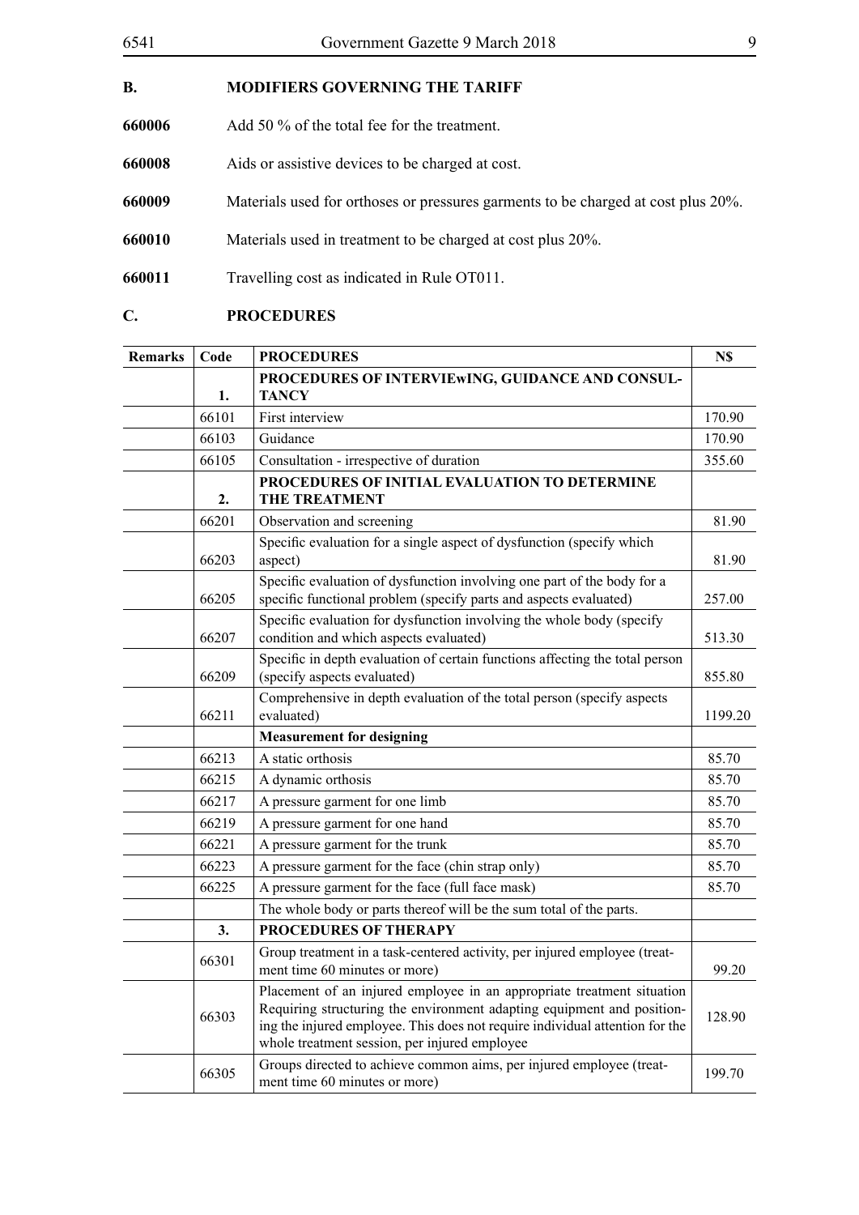## B. MODIFIERS GOVERNING THE TARIFF

**660006** Add 50 % of the total fee for the treatment.

**660008** Aids or assistive devices to be charged at cost.

**660009** Materials used for orthoses or pressures garments to be charged at cost plus 20%.

**660010** Materials used in treatment to be charged at cost plus 20%.

**660011** Travelling cost as indicated in Rule OT011.

## C. PROCEDURES

| Remarks | Code | PROCEDURES | N$ |
|---|---|---|---|
| | **1.** | **PROCEDURES OF INTERVIEwING, GUIDANCE AND CONSULTANCY** | |
| | 66101 | First interview | 170.90 |
| | 66103 | Guidance | 170.90 |
| | 66105 | Consultation - irrespective of duration | 355.60 |
| | **2.** | **PROCEDURES OF INITIAL EVALUATION TO DETERMINE THE TREATMENT** | |
| | 66201 | Observation and screening | 81.90 |
| | 66203 | Specific evaluation for a single aspect of dysfunction (specify which aspect) | 81.90 |
| | 66205 | Specific evaluation of dysfunction involving one part of the body for a specific functional problem (specify parts and aspects evaluated) | 257.00 |
| | 66207 | Specific evaluation for dysfunction involving the whole body (specify condition and which aspects evaluated) | 513.30 |
| | 66209 | Specific in depth evaluation of certain functions affecting the total person (specify aspects evaluated) | 855.80 |
| | 66211 | Comprehensive in depth evaluation of the total person (specify aspects evaluated) | 1199.20 |
| | | **Measurement for designing** | |
| | 66213 | A static orthosis | 85.70 |
| | 66215 | A dynamic orthosis | 85.70 |
| | 66217 | A pressure garment for one limb | 85.70 |
| | 66219 | A pressure garment for one hand | 85.70 |
| | 66221 | A pressure garment for the trunk | 85.70 |
| | 66223 | A pressure garment for the face (chin strap only) | 85.70 |
| | 66225 | A pressure garment for the face (full face mask) | 85.70 |
| | | The whole body or parts thereof will be the sum total of the parts. | |
| | **3.** | **PROCEDURES OF THERAPY** | |
| | 66301 | Group treatment in a task-centered activity, per injured employee (treatment time 60 minutes or more) | 99.20 |
| | 66303 | Placement of an injured employee in an appropriate treatment situation Requiring structuring the environment adapting equipment and positioning the injured employee. This does not require individual attention for the whole treatment session, per injured employee | 128.90 |
| | 66305 | Groups directed to achieve common aims, per injured employee (treatment time 60 minutes or more) | 199.70 |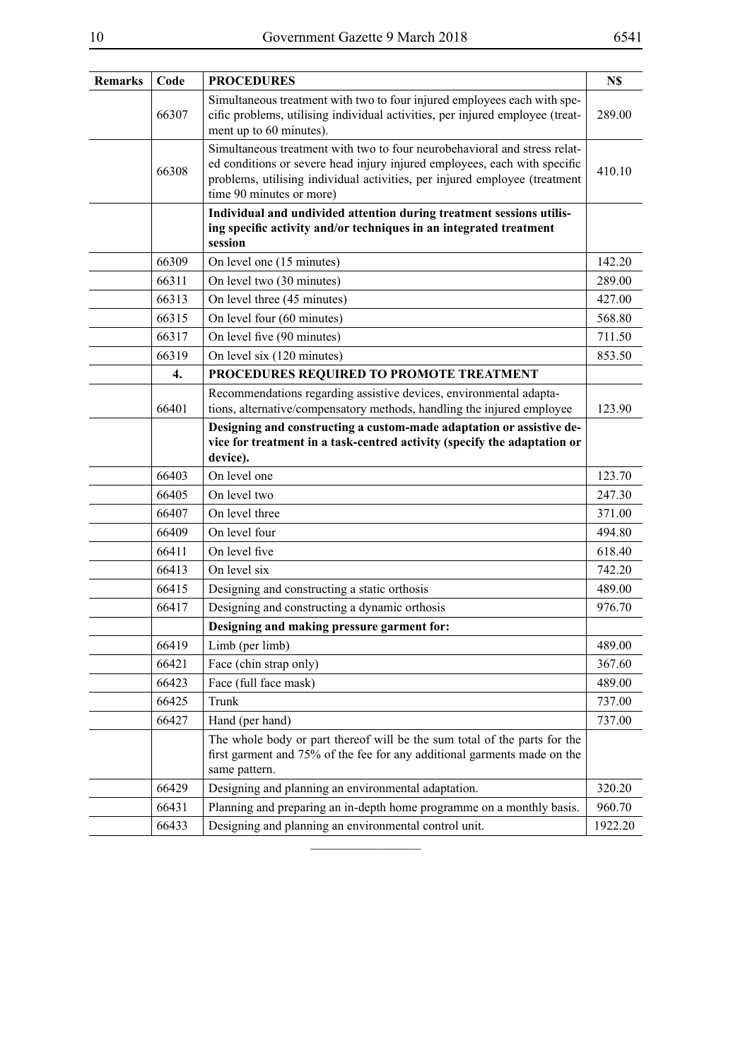| Remarks | Code | PROCEDURES | N$ |
|---|---|---|---|
| | 66307 | Simultaneous treatment with two to four injured employees each with specific problems, utilising individual activities, per injured employee (treatment up to 60 minutes). | 289.00 |
| | 66308 | Simultaneous treatment with two to four neurobehavioral and stress related conditions or severe head injury injured employees, each with specific problems, utilising individual activities, per injured employee (treatment time 90 minutes or more) | 410.10 |
| | | **Individual and undivided attention during treatment sessions utilising specific activity and/or techniques in an integrated treatment session** | |
| | 66309 | On level one (15 minutes) | 142.20 |
| | 66311 | On level two (30 minutes) | 289.00 |
| | 66313 | On level three (45 minutes) | 427.00 |
| | 66315 | On level four (60 minutes) | 568.80 |
| | 66317 | On level five (90 minutes) | 711.50 |
| | 66319 | On level six (120 minutes) | 853.50 |
| | **4.** | **PROCEDURES REQUIRED TO PROMOTE TREATMENT** | |
| | 66401 | Recommendations regarding assistive devices, environmental adaptations, alternative/compensatory methods, handling the injured employee | 123.90 |
| | | **Designing and constructing a custom-made adaptation or assistive device for treatment in a task-centred activity (specify the adaptation or device).** | |
| | 66403 | On level one | 123.70 |
| | 66405 | On level two | 247.30 |
| | 66407 | On level three | 371.00 |
| | 66409 | On level four | 494.80 |
| | 66411 | On level five | 618.40 |
| | 66413 | On level six | 742.20 |
| | 66415 | Designing and constructing a static orthosis | 489.00 |
| | 66417 | Designing and constructing a dynamic orthosis | 976.70 |
| | | **Designing and making pressure garment for:** | |
| | 66419 | Limb (per limb) | 489.00 |
| | 66421 | Face (chin strap only) | 367.60 |
| | 66423 | Face (full face mask) | 489.00 |
| | 66425 | Trunk | 737.00 |
| | 66427 | Hand (per hand) | 737.00 |
| | | The whole body or part thereof will be the sum total of the parts for the first garment and 75% of the fee for any additional garments made on the same pattern. | |
| | 66429 | Designing and planning an environmental adaptation. | 320.20 |
| | 66431 | Planning and preparing an in-depth home programme on a monthly basis. | 960.70 |
| | 66433 | Designing and planning an environmental control unit. | 1922.20 |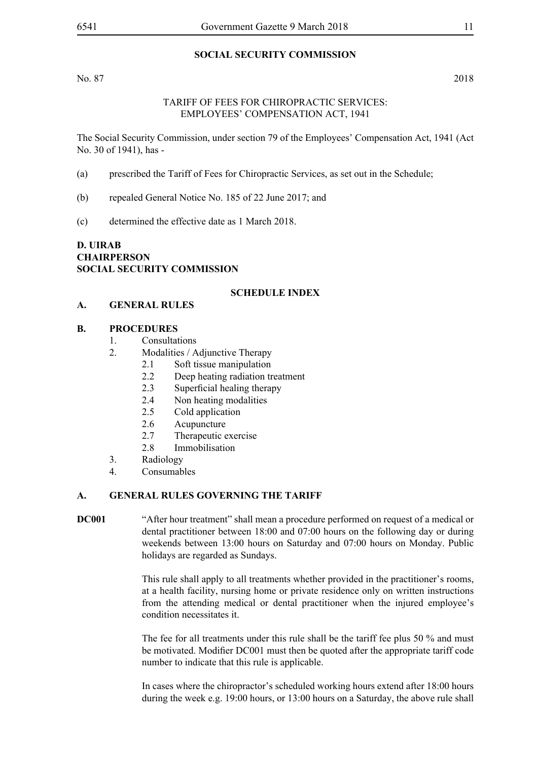## SOCIAL SECURITY COMMISSION

No. 87 2018

TARIFF OF FEES FOR CHIROPRACTIC SERVICES:
EMPLOYEES' COMPENSATION ACT, 1941

The Social Security Commission, under section 79 of the Employees' Compensation Act, 1941 (Act No. 30 of 1941), has -

(a) prescribed the Tariff of Fees for Chiropractic Services, as set out in the Schedule;

(b) repealed General Notice No. 185 of 22 June 2017; and

(c) determined the effective date as 1 March 2018.

**D. UIRAB**
**CHAIRPERSON**
**SOCIAL SECURITY COMMISSION**

### SCHEDULE INDEX

**A. GENERAL RULES**

**B. PROCEDURES**

1. Consultations
2. Modalities / Adjunctive Therapy
   - 2.1 Soft tissue manipulation
   - 2.2 Deep heating radiation treatment
   - 2.3 Superficial healing therapy
   - 2.4 Non heating modalities
   - 2.5 Cold application
   - 2.6 Acupuncture
   - 2.7 Therapeutic exercise
   - 2.8 Immobilisation
3. Radiology
4. Consumables

### A. GENERAL RULES GOVERNING THE TARIFF

**DC001** "After hour treatment" shall mean a procedure performed on request of a medical or dental practitioner between 18:00 and 07:00 hours on the following day or during weekends between 13:00 hours on Saturday and 07:00 hours on Monday. Public holidays are regarded as Sundays.

This rule shall apply to all treatments whether provided in the practitioner's rooms, at a health facility, nursing home or private residence only on written instructions from the attending medical or dental practitioner when the injured employee's condition necessitates it.

The fee for all treatments under this rule shall be the tariff fee plus 50 % and must be motivated. Modifier DC001 must then be quoted after the appropriate tariff code number to indicate that this rule is applicable.

In cases where the chiropractor's scheduled working hours extend after 18:00 hours during the week e.g. 19:00 hours, or 13:00 hours on a Saturday, the above rule shall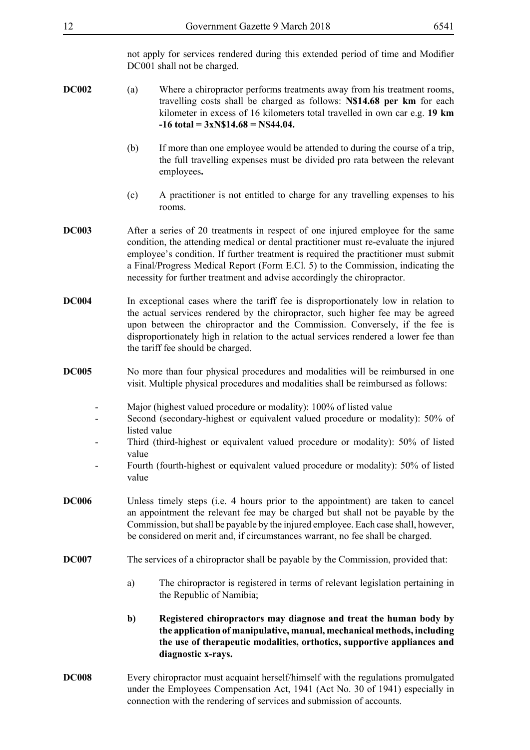not apply for services rendered during this extended period of time and Modifier DC001 shall not be charged.

**DC002** (a) Where a chiropractor performs treatments away from his treatment rooms, travelling costs shall be charged as follows: **N$14.68 per km** for each kilometer in excess of 16 kilometers total travelled in own car e.g. **19 km -16 total = 3xN$14.68 = N$44.04.**

(b) If more than one employee would be attended to during the course of a trip, the full travelling expenses must be divided pro rata between the relevant employees**.**

(c) A practitioner is not entitled to charge for any travelling expenses to his rooms.

**DC003** After a series of 20 treatments in respect of one injured employee for the same condition, the attending medical or dental practitioner must re-evaluate the injured employee's condition. If further treatment is required the practitioner must submit a Final/Progress Medical Report (Form E.Cl. 5) to the Commission, indicating the necessity for further treatment and advise accordingly the chiropractor.

**DC004** In exceptional cases where the tariff fee is disproportionately low in relation to the actual services rendered by the chiropractor, such higher fee may be agreed upon between the chiropractor and the Commission. Conversely, if the fee is disproportionately high in relation to the actual services rendered a lower fee than the tariff fee should be charged.

**DC005** No more than four physical procedures and modalities will be reimbursed in one visit. Multiple physical procedures and modalities shall be reimbursed as follows:

- Major (highest valued procedure or modality): 100% of listed value
- Second (secondary-highest or equivalent valued procedure or modality): 50% of listed value
- Third (third-highest or equivalent valued procedure or modality): 50% of listed value
- Fourth (fourth-highest or equivalent valued procedure or modality): 50% of listed value

**DC006** Unless timely steps (i.e. 4 hours prior to the appointment) are taken to cancel an appointment the relevant fee may be charged but shall not be payable by the Commission, but shall be payable by the injured employee. Each case shall, however, be considered on merit and, if circumstances warrant, no fee shall be charged.

**DC007** The services of a chiropractor shall be payable by the Commission, provided that:

a) The chiropractor is registered in terms of relevant legislation pertaining in the Republic of Namibia;

**b) Registered chiropractors may diagnose and treat the human body by the application of manipulative, manual, mechanical methods, including the use of therapeutic modalities, orthotics, supportive appliances and diagnostic x-rays.**

**DC008** Every chiropractor must acquaint herself/himself with the regulations promulgated under the Employees Compensation Act, 1941 (Act No. 30 of 1941) especially in connection with the rendering of services and submission of accounts.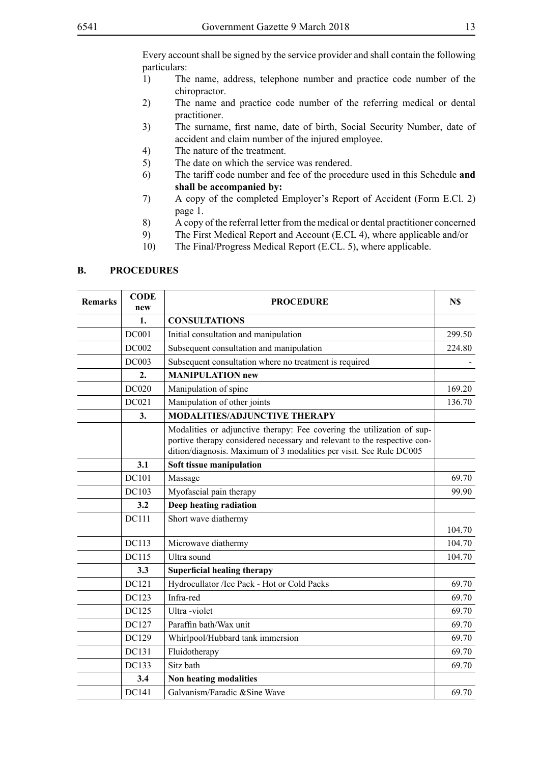Every account shall be signed by the service provider and shall contain the following particulars:

1) The name, address, telephone number and practice code number of the chiropractor.
2) The name and practice code number of the referring medical or dental practitioner.
3) The surname, first name, date of birth, Social Security Number, date of accident and claim number of the injured employee.
4) The nature of the treatment.
5) The date on which the service was rendered.
6) The tariff code number and fee of the procedure used in this Schedule **and shall be accompanied by:**
7) A copy of the completed Employer's Report of Accident (Form E.Cl. 2) page 1.
8) A copy of the referral letter from the medical or dental practitioner concerned
9) The First Medical Report and Account (E.CL 4), where applicable and/or
10) The Final/Progress Medical Report (E.CL. 5), where applicable.

## B. PROCEDURES

| Remarks | CODE new | PROCEDURE | N$ |
|---|---|---|---|
| | **1.** | **CONSULTATIONS** | |
| | DC001 | Initial consultation and manipulation | 299.50 |
| | DC002 | Subsequent consultation and manipulation | 224.80 |
| | DC003 | Subsequent consultation where no treatment is required | - |
| | **2.** | **MANIPULATION new** | |
| | DC020 | Manipulation of spine | 169.20 |
| | DC021 | Manipulation of other joints | 136.70 |
| | **3.** | **MODALITIES/ADJUNCTIVE THERAPY** | |
| | | Modalities or adjunctive therapy: Fee covering the utilization of supportive therapy considered necessary and relevant to the respective condition/diagnosis. Maximum of 3 modalities per visit. See Rule DC005 | |
| | **3.1** | **Soft tissue manipulation** | |
| | DC101 | Massage | 69.70 |
| | DC103 | Myofascial pain therapy | 99.90 |
| | **3.2** | **Deep heating radiation** | |
| | DC111 | Short wave diathermy | 104.70 |
| | DC113 | Microwave diathermy | 104.70 |
| | DC115 | Ultra sound | 104.70 |
| | **3.3** | **Superficial healing therapy** | |
| | DC121 | Hydrocullator /Ice Pack - Hot or Cold Packs | 69.70 |
| | DC123 | Infra-red | 69.70 |
| | DC125 | Ultra -violet | 69.70 |
| | DC127 | Paraffin bath/Wax unit | 69.70 |
| | DC129 | Whirlpool/Hubbard tank immersion | 69.70 |
| | DC131 | Fluidotherapy | 69.70 |
| | DC133 | Sitz bath | 69.70 |
| | **3.4** | **Non heating modalities** | |
| | DC141 | Galvanism/Faradic &Sine Wave | 69.70 |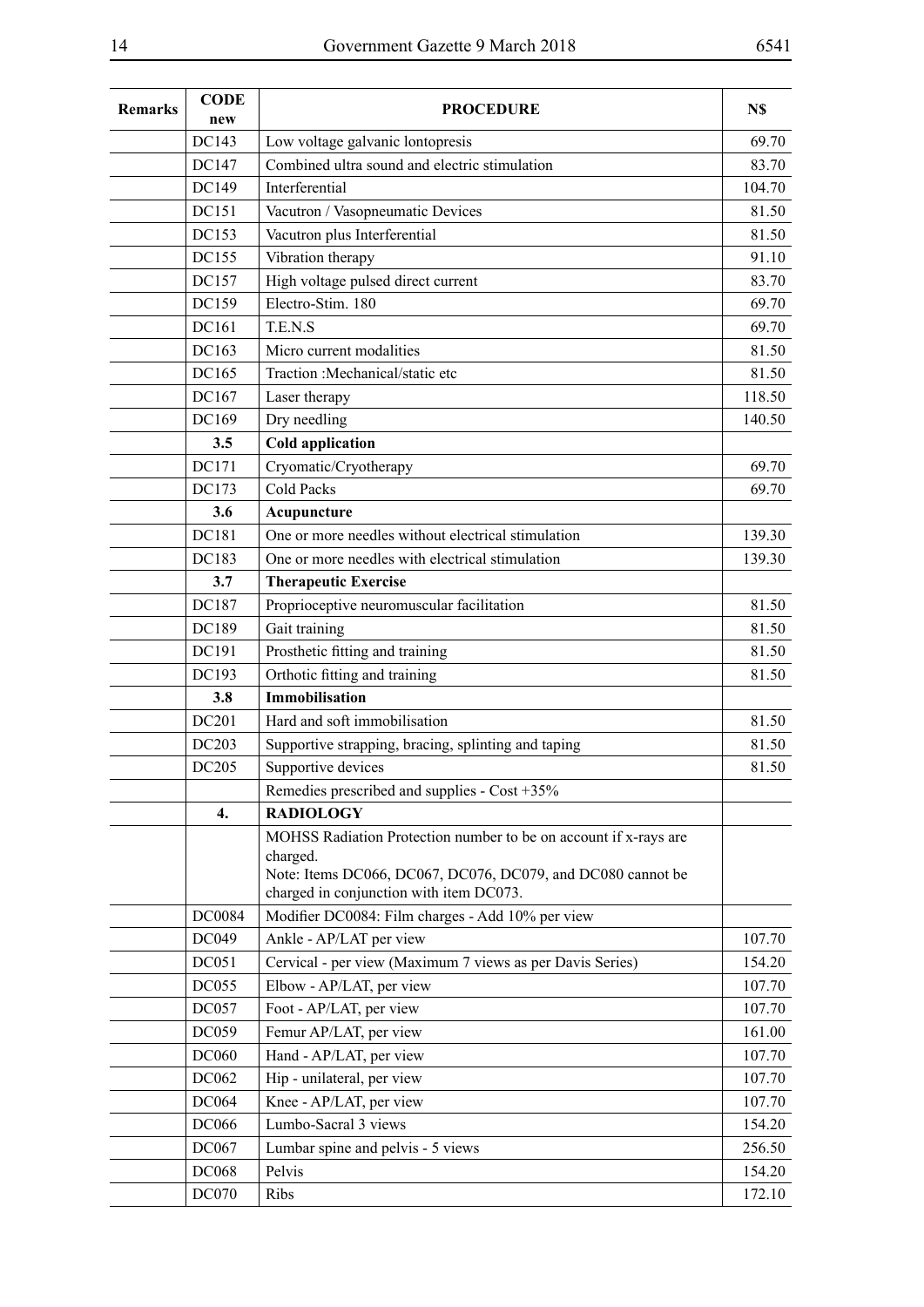| Remarks | CODE new | PROCEDURE | N$ |
|---|---|---|---|
| | DC143 | Low voltage galvanic lontopresis | 69.70 |
| | DC147 | Combined ultra sound and electric stimulation | 83.70 |
| | DC149 | Interferential | 104.70 |
| | DC151 | Vacutron / Vasopneumatic Devices | 81.50 |
| | DC153 | Vacutron plus Interferential | 81.50 |
| | DC155 | Vibration therapy | 91.10 |
| | DC157 | High voltage pulsed direct current | 83.70 |
| | DC159 | Electro-Stim. 180 | 69.70 |
| | DC161 | T.E.N.S | 69.70 |
| | DC163 | Micro current modalities | 81.50 |
| | DC165 | Traction :Mechanical/static etc | 81.50 |
| | DC167 | Laser therapy | 118.50 |
| | DC169 | Dry needling | 140.50 |
| | **3.5** | **Cold application** | |
| | DC171 | Cryomatic/Cryotherapy | 69.70 |
| | DC173 | Cold Packs | 69.70 |
| | **3.6** | **Acupuncture** | |
| | DC181 | One or more needles without electrical stimulation | 139.30 |
| | DC183 | One or more needles with electrical stimulation | 139.30 |
| | **3.7** | **Therapeutic Exercise** | |
| | DC187 | Proprioceptive neuromuscular facilitation | 81.50 |
| | DC189 | Gait training | 81.50 |
| | DC191 | Prosthetic fitting and training | 81.50 |
| | DC193 | Orthotic fitting and training | 81.50 |
| | **3.8** | **Immobilisation** | |
| | DC201 | Hard and soft immobilisation | 81.50 |
| | DC203 | Supportive strapping, bracing, splinting and taping | 81.50 |
| | DC205 | Supportive devices | 81.50 |
| | | Remedies prescribed and supplies - Cost +35% | |
| | **4.** | **RADIOLOGY** | |
| | | MOHSS Radiation Protection number to be on account if x-rays are charged. Note: Items DC066, DC067, DC076, DC079, and DC080 cannot be charged in conjunction with item DC073. | |
| | DC0084 | Modifier DC0084: Film charges - Add 10% per view | |
| | DC049 | Ankle - AP/LAT per view | 107.70 |
| | DC051 | Cervical - per view (Maximum 7 views as per Davis Series) | 154.20 |
| | DC055 | Elbow - AP/LAT, per view | 107.70 |
| | DC057 | Foot - AP/LAT, per view | 107.70 |
| | DC059 | Femur AP/LAT, per view | 161.00 |
| | DC060 | Hand - AP/LAT, per view | 107.70 |
| | DC062 | Hip - unilateral, per view | 107.70 |
| | DC064 | Knee - AP/LAT, per view | 107.70 |
| | DC066 | Lumbo-Sacral 3 views | 154.20 |
| | DC067 | Lumbar spine and pelvis - 5 views | 256.50 |
| | DC068 | Pelvis | 154.20 |
| | DC070 | Ribs | 172.10 |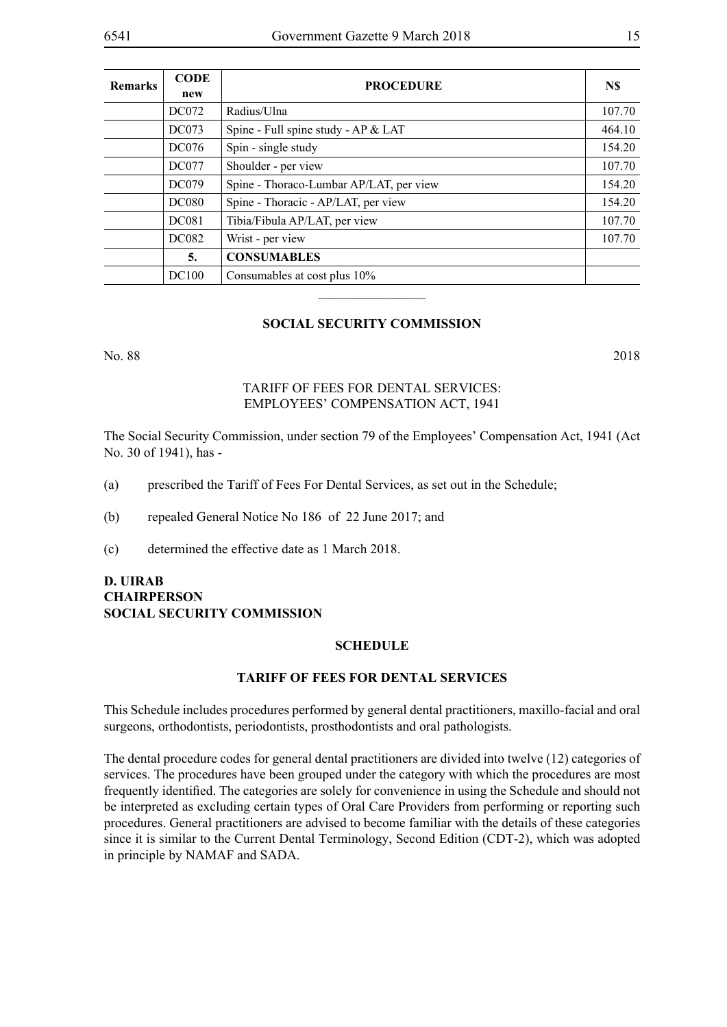| Remarks | CODE new | PROCEDURE | N$ |
|---|---|---|---|
| | DC072 | Radius/Ulna | 107.70 |
| | DC073 | Spine - Full spine study - AP & LAT | 464.10 |
| | DC076 | Spin - single study | 154.20 |
| | DC077 | Shoulder - per view | 107.70 |
| | DC079 | Spine - Thoraco-Lumbar AP/LAT, per view | 154.20 |
| | DC080 | Spine - Thoracic - AP/LAT, per view | 154.20 |
| | DC081 | Tibia/Fibula AP/LAT, per view | 107.70 |
| | DC082 | Wrist - per view | 107.70 |
| | **5.** | **CONSUMABLES** | |
| | DC100 | Consumables at cost plus 10% | |

---

## SOCIAL SECURITY COMMISSION

No. 88 2018

TARIFF OF FEES FOR DENTAL SERVICES:
EMPLOYEES' COMPENSATION ACT, 1941

The Social Security Commission, under section 79 of the Employees' Compensation Act, 1941 (Act No. 30 of 1941), has -

(a) prescribed the Tariff of Fees For Dental Services, as set out in the Schedule;

(b) repealed General Notice No 186 of 22 June 2017; and

(c) determined the effective date as 1 March 2018.

**D. UIRAB**
**CHAIRPERSON**
**SOCIAL SECURITY COMMISSION**

### SCHEDULE

### TARIFF OF FEES FOR DENTAL SERVICES

This Schedule includes procedures performed by general dental practitioners, maxillo-facial and oral surgeons, orthodontists, periodontists, prosthodontists and oral pathologists.

The dental procedure codes for general dental practitioners are divided into twelve (12) categories of services. The procedures have been grouped under the category with which the procedures are most frequently identified. The categories are solely for convenience in using the Schedule and should not be interpreted as excluding certain types of Oral Care Providers from performing or reporting such procedures. General practitioners are advised to become familiar with the details of these categories since it is similar to the Current Dental Terminology, Second Edition (CDT-2), which was adopted in principle by NAMAF and SADA.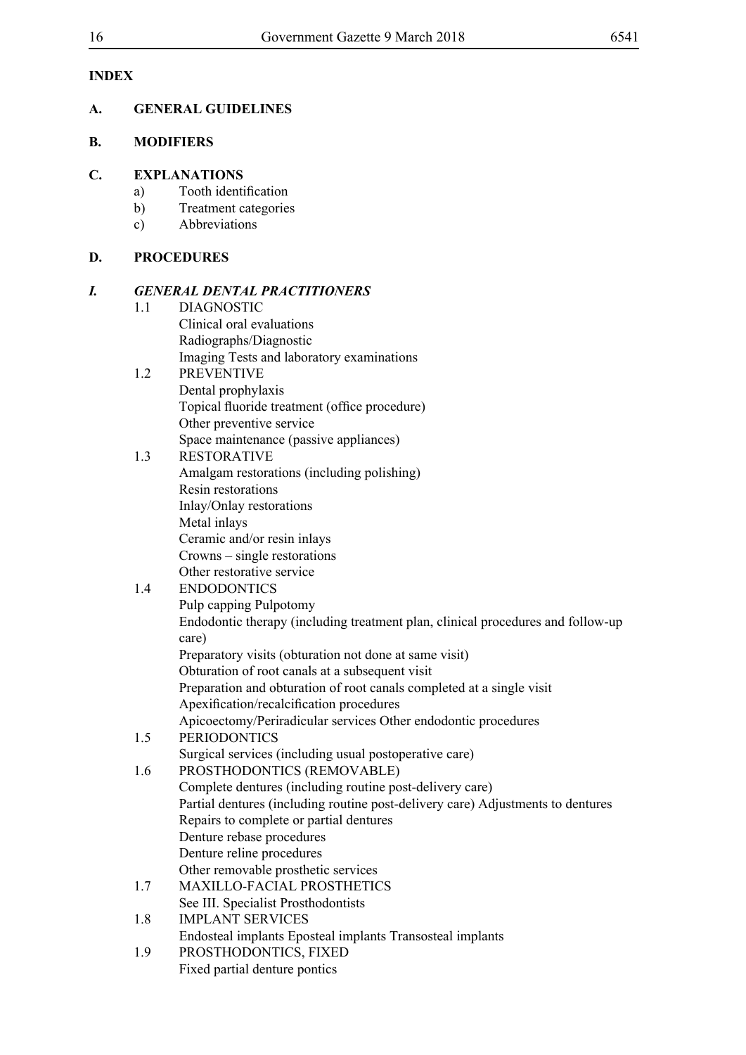**INDEX**

**A. GENERAL GUIDELINES**

**B. MODIFIERS**

**C. EXPLANATIONS**

a) Tooth identification

b) Treatment categories

c) Abbreviations

**D. PROCEDURES**

***I. GENERAL DENTAL PRACTITIONERS***

1.1 DIAGNOSTIC
- Clinical oral evaluations
- Radiographs/Diagnostic
- Imaging Tests and laboratory examinations

1.2 PREVENTIVE
- Dental prophylaxis
- Topical fluoride treatment (office procedure)
- Other preventive service
- Space maintenance (passive appliances)

1.3 RESTORATIVE
- Amalgam restorations (including polishing)
- Resin restorations
- Inlay/Onlay restorations
- Metal inlays
- Ceramic and/or resin inlays
- Crowns – single restorations
- Other restorative service

1.4 ENDODONTICS
- Pulp capping Pulpotomy
- Endodontic therapy (including treatment plan, clinical procedures and follow-up care)
- Preparatory visits (obturation not done at same visit)
- Obturation of root canals at a subsequent visit
- Preparation and obturation of root canals completed at a single visit
- Apexification/recalcification procedures
- Apicoectomy/Periradicular services Other endodontic procedures

1.5 PERIODONTICS
- Surgical services (including usual postoperative care)

1.6 PROSTHODONTICS (REMOVABLE)
- Complete dentures (including routine post-delivery care)
- Partial dentures (including routine post-delivery care) Adjustments to dentures
- Repairs to complete or partial dentures
- Denture rebase procedures
- Denture reline procedures
- Other removable prosthetic services

1.7 MAXILLO-FACIAL PROSTHETICS
- See III. Specialist Prosthodontists

1.8 IMPLANT SERVICES
- Endosteal implants Eposteal implants Transosteal implants

1.9 PROSTHODONTICS, FIXED
- Fixed partial denture pontics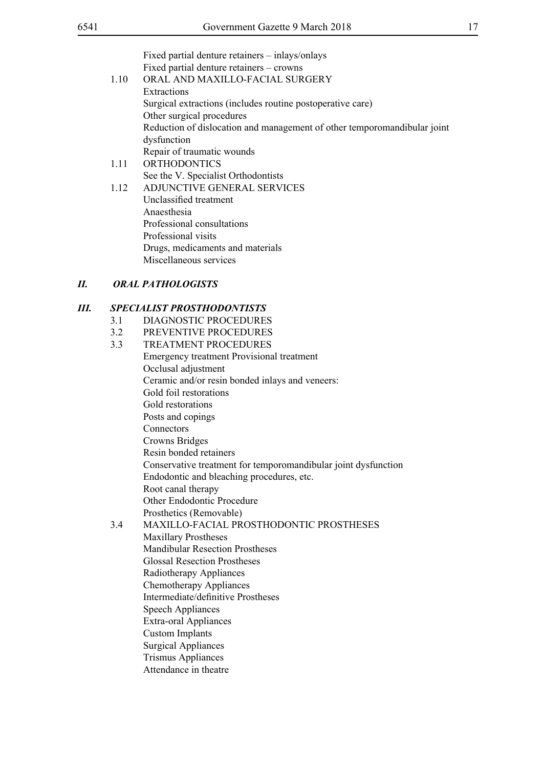Fixed partial denture retainers – inlays/onlays
Fixed partial denture retainers – crowns

1.10 ORAL AND MAXILLO-FACIAL SURGERY
Extractions
Surgical extractions (includes routine postoperative care)
Other surgical procedures
Reduction of dislocation and management of other temporomandibular joint dysfunction
Repair of traumatic wounds

1.11 ORTHODONTICS
See the V. Specialist Orthodontists

1.12 ADJUNCTIVE GENERAL SERVICES
Unclassified treatment
Anaesthesia
Professional consultations
Professional visits
Drugs, medicaments and materials
Miscellaneous services

## *II. ORAL PATHOLOGISTS*

## *III. SPECIALIST PROSTHODONTISTS*

3.1 DIAGNOSTIC PROCEDURES

3.2 PREVENTIVE PROCEDURES

3.3 TREATMENT PROCEDURES
Emergency treatment Provisional treatment
Occlusal adjustment
Ceramic and/or resin bonded inlays and veneers:
Gold foil restorations
Gold restorations
Posts and copings
Connectors
Crowns Bridges
Resin bonded retainers
Conservative treatment for temporomandibular joint dysfunction
Endodontic and bleaching procedures, etc.
Root canal therapy
Other Endodontic Procedure
Prosthetics (Removable)

3.4 MAXILLO-FACIAL PROSTHODONTIC PROSTHESES
Maxillary Prostheses
Mandibular Resection Prostheses
Glossal Resection Prostheses
Radiotherapy Appliances
Chemotherapy Appliances
Intermediate/definitive Prostheses
Speech Appliances
Extra-oral Appliances
Custom Implants
Surgical Appliances
Trismus Appliances
Attendance in theatre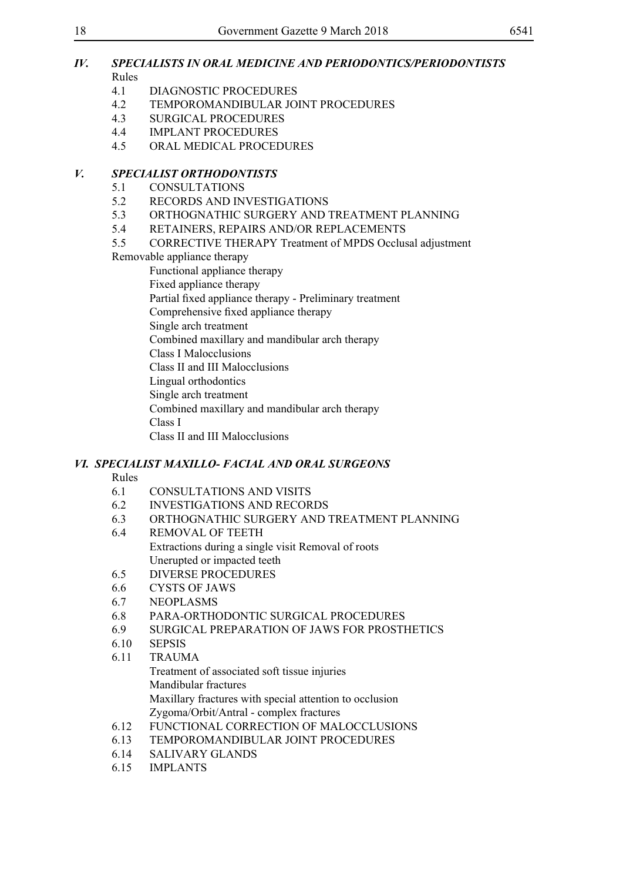## *IV. SPECIALISTS IN ORAL MEDICINE AND PERIODONTICS/PERIODONTISTS*

Rules

- 4.1 DIAGNOSTIC PROCEDURES
- 4.2 TEMPOROMANDIBULAR JOINT PROCEDURES
- 4.3 SURGICAL PROCEDURES
- 4.4 IMPLANT PROCEDURES
- 4.5 ORAL MEDICAL PROCEDURES

## *V. SPECIALIST ORTHODONTISTS*

- 5.1 CONSULTATIONS
- 5.2 RECORDS AND INVESTIGATIONS
- 5.3 ORTHOGNATHIC SURGERY AND TREATMENT PLANNING
- 5.4 RETAINERS, REPAIRS AND/OR REPLACEMENTS
- 5.5 CORRECTIVE THERAPY Treatment of MPDS Occlusal adjustment

Removable appliance therapy

Functional appliance therapy
Fixed appliance therapy
Partial fixed appliance therapy - Preliminary treatment
Comprehensive fixed appliance therapy
Single arch treatment
Combined maxillary and mandibular arch therapy
Class I Malocclusions
Class II and III Malocclusions
Lingual orthodontics
Single arch treatment
Combined maxillary and mandibular arch therapy
Class I
Class II and III Malocclusions

## *VI. SPECIALIST MAXILLO- FACIAL AND ORAL SURGEONS*

Rules

- 6.1 CONSULTATIONS AND VISITS
- 6.2 INVESTIGATIONS AND RECORDS
- 6.3 ORTHOGNATHIC SURGERY AND TREATMENT PLANNING
- 6.4 REMOVAL OF TEETH
  Extractions during a single visit Removal of roots
  Unerupted or impacted teeth
- 6.5 DIVERSE PROCEDURES
- 6.6 CYSTS OF JAWS
- 6.7 NEOPLASMS
- 6.8 PARA-ORTHODONTIC SURGICAL PROCEDURES
- 6.9 SURGICAL PREPARATION OF JAWS FOR PROSTHETICS
- 6.10 SEPSIS
- 6.11 TRAUMA
  Treatment of associated soft tissue injuries
  Mandibular fractures
  Maxillary fractures with special attention to occlusion
  Zygoma/Orbit/Antral - complex fractures
- 6.12 FUNCTIONAL CORRECTION OF MALOCCLUSIONS
- 6.13 TEMPOROMANDIBULAR JOINT PROCEDURES
- 6.14 SALIVARY GLANDS
- 6.15 IMPLANTS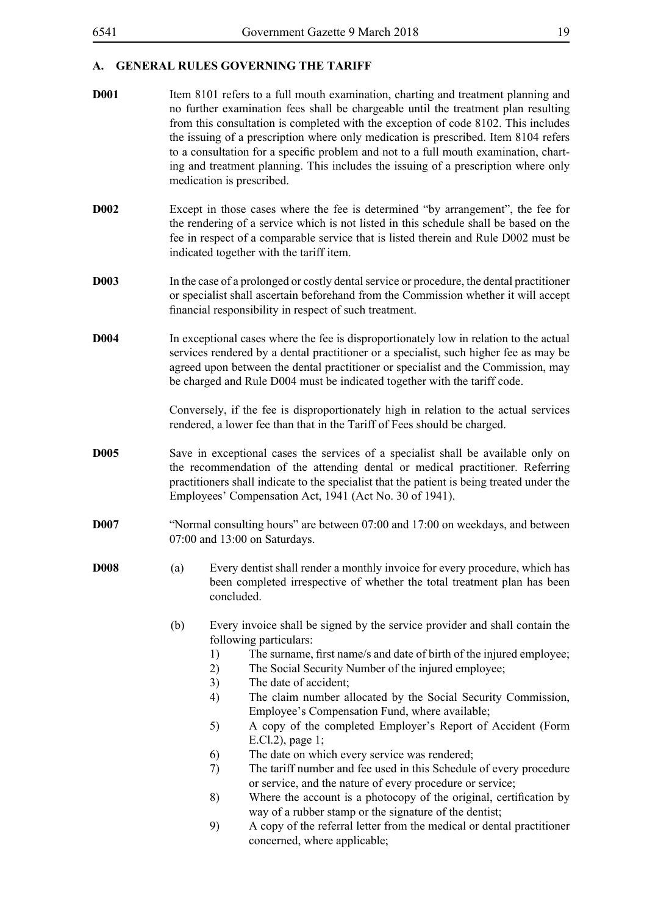## A. GENERAL RULES GOVERNING THE TARIFF

**D001** Item 8101 refers to a full mouth examination, charting and treatment planning and no further examination fees shall be chargeable until the treatment plan resulting from this consultation is completed with the exception of code 8102. This includes the issuing of a prescription where only medication is prescribed. Item 8104 refers to a consultation for a specific problem and not to a full mouth examination, charting and treatment planning. This includes the issuing of a prescription where only medication is prescribed.

**D002** Except in those cases where the fee is determined "by arrangement", the fee for the rendering of a service which is not listed in this schedule shall be based on the fee in respect of a comparable service that is listed therein and Rule D002 must be indicated together with the tariff item.

**D003** In the case of a prolonged or costly dental service or procedure, the dental practitioner or specialist shall ascertain beforehand from the Commission whether it will accept financial responsibility in respect of such treatment.

**D004** In exceptional cases where the fee is disproportionately low in relation to the actual services rendered by a dental practitioner or a specialist, such higher fee as may be agreed upon between the dental practitioner or specialist and the Commission, may be charged and Rule D004 must be indicated together with the tariff code.

Conversely, if the fee is disproportionately high in relation to the actual services rendered, a lower fee than that in the Tariff of Fees should be charged.

**D005** Save in exceptional cases the services of a specialist shall be available only on the recommendation of the attending dental or medical practitioner. Referring practitioners shall indicate to the specialist that the patient is being treated under the Employees' Compensation Act, 1941 (Act No. 30 of 1941).

**D007** "Normal consulting hours" are between 07:00 and 17:00 on weekdays, and between 07:00 and 13:00 on Saturdays.

**D008**

(a) Every dentist shall render a monthly invoice for every procedure, which has been completed irrespective of whether the total treatment plan has been concluded.

(b) Every invoice shall be signed by the service provider and shall contain the following particulars:

1) The surname, first name/s and date of birth of the injured employee;
2) The Social Security Number of the injured employee;
3) The date of accident;
4) The claim number allocated by the Social Security Commission, Employee's Compensation Fund, where available;
5) A copy of the completed Employer's Report of Accident (Form E.Cl.2), page 1;
6) The date on which every service was rendered;
7) The tariff number and fee used in this Schedule of every procedure or service, and the nature of every procedure or service;
8) Where the account is a photocopy of the original, certification by way of a rubber stamp or the signature of the dentist;
9) A copy of the referral letter from the medical or dental practitioner concerned, where applicable;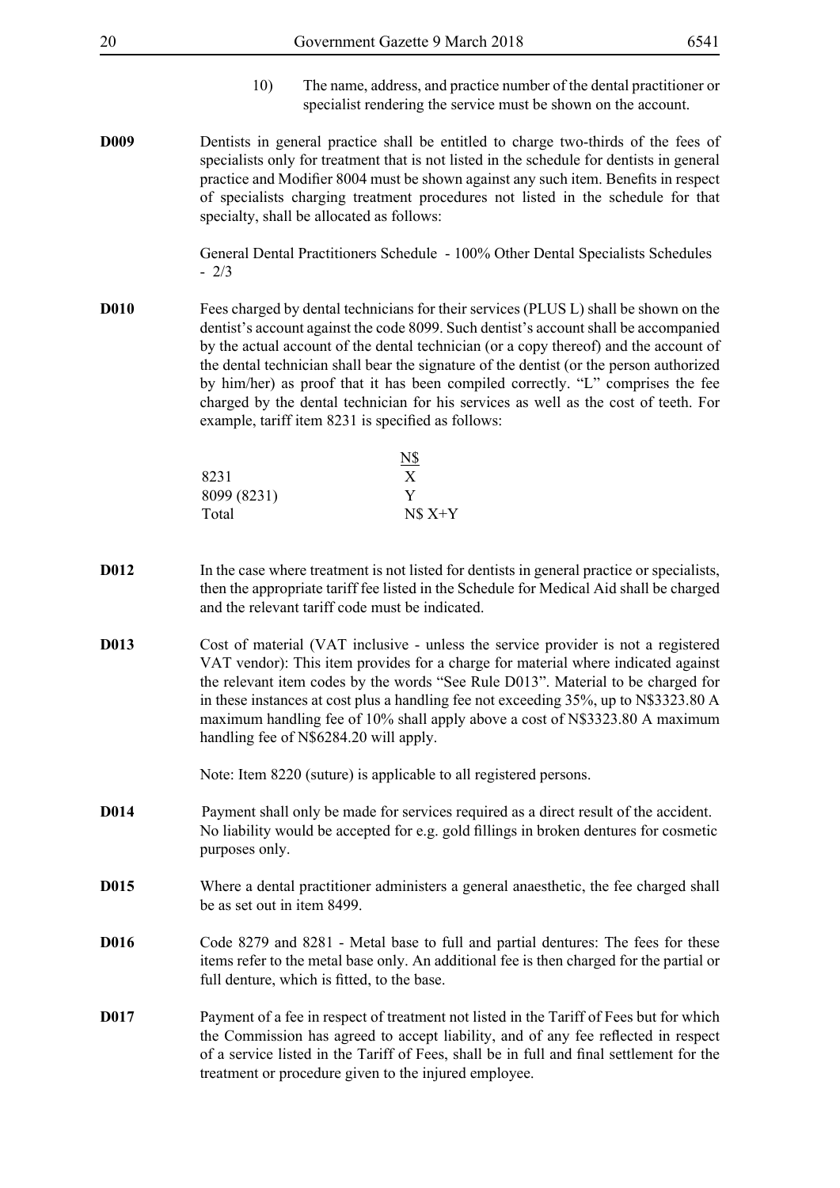10) The name, address, and practice number of the dental practitioner or specialist rendering the service must be shown on the account.

**D009** Dentists in general practice shall be entitled to charge two-thirds of the fees of specialists only for treatment that is not listed in the schedule for dentists in general practice and Modifier 8004 must be shown against any such item. Benefits in respect of specialists charging treatment procedures not listed in the schedule for that specialty, shall be allocated as follows:

General Dental Practitioners Schedule - 100% Other Dental Specialists Schedules - 2/3

**D010** Fees charged by dental technicians for their services (PLUS L) shall be shown on the dentist's account against the code 8099. Such dentist's account shall be accompanied by the actual account of the dental technician (or a copy thereof) and the account of the dental technician shall bear the signature of the dentist (or the person authorized by him/her) as proof that it has been compiled correctly. "L" comprises the fee charged by the dental technician for his services as well as the cost of teeth. For example, tariff item 8231 is specified as follows:

| | N$ |
|---|---|
| 8231 | X |
| 8099 (8231) | Y |
| Total | N$ X+Y |

**D012** In the case where treatment is not listed for dentists in general practice or specialists, then the appropriate tariff fee listed in the Schedule for Medical Aid shall be charged and the relevant tariff code must be indicated.

**D013** Cost of material (VAT inclusive - unless the service provider is not a registered VAT vendor): This item provides for a charge for material where indicated against the relevant item codes by the words "See Rule D013". Material to be charged for in these instances at cost plus a handling fee not exceeding 35%, up to N$3323.80 A maximum handling fee of 10% shall apply above a cost of N$3323.80 A maximum handling fee of N$6284.20 will apply.

Note: Item 8220 (suture) is applicable to all registered persons.

**D014** Payment shall only be made for services required as a direct result of the accident. No liability would be accepted for e.g. gold fillings in broken dentures for cosmetic purposes only.

**D015** Where a dental practitioner administers a general anaesthetic, the fee charged shall be as set out in item 8499.

**D016** Code 8279 and 8281 - Metal base to full and partial dentures: The fees for these items refer to the metal base only. An additional fee is then charged for the partial or full denture, which is fitted, to the base.

**D017** Payment of a fee in respect of treatment not listed in the Tariff of Fees but for which the Commission has agreed to accept liability, and of any fee reflected in respect of a service listed in the Tariff of Fees, shall be in full and final settlement for the treatment or procedure given to the injured employee.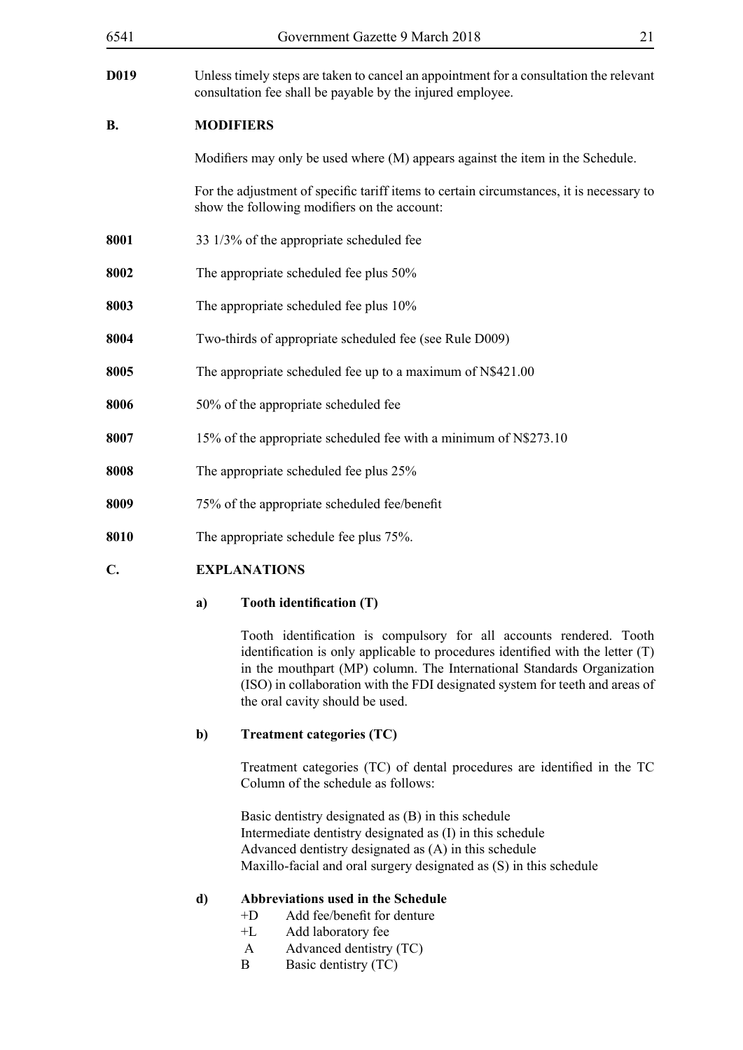**D019** Unless timely steps are taken to cancel an appointment for a consultation the relevant consultation fee shall be payable by the injured employee.

## B. MODIFIERS

Modifiers may only be used where (M) appears against the item in the Schedule.

For the adjustment of specific tariff items to certain circumstances, it is necessary to show the following modifiers on the account:

**8001** 33 1/3% of the appropriate scheduled fee

**8002** The appropriate scheduled fee plus 50%

**8003** The appropriate scheduled fee plus 10%

**8004** Two-thirds of appropriate scheduled fee (see Rule D009)

**8005** The appropriate scheduled fee up to a maximum of N$421.00

**8006** 50% of the appropriate scheduled fee

**8007** 15% of the appropriate scheduled fee with a minimum of N$273.10

**8008** The appropriate scheduled fee plus 25%

**8009** 75% of the appropriate scheduled fee/benefit

**8010** The appropriate schedule fee plus 75%.

## C. EXPLANATIONS

### a) Tooth identification (T)

Tooth identification is compulsory for all accounts rendered. Tooth identification is only applicable to procedures identified with the letter (T) in the mouthpart (MP) column. The International Standards Organization (ISO) in collaboration with the FDI designated system for teeth and areas of the oral cavity should be used.

### b) Treatment categories (TC)

Treatment categories (TC) of dental procedures are identified in the TC Column of the schedule as follows:

Basic dentistry designated as (B) in this schedule
Intermediate dentistry designated as (I) in this schedule
Advanced dentistry designated as (A) in this schedule
Maxillo-facial and oral surgery designated as (S) in this schedule

### d) Abbreviations used in the Schedule

- +D Add fee/benefit for denture
- +L Add laboratory fee
- A Advanced dentistry (TC)
- B Basic dentistry (TC)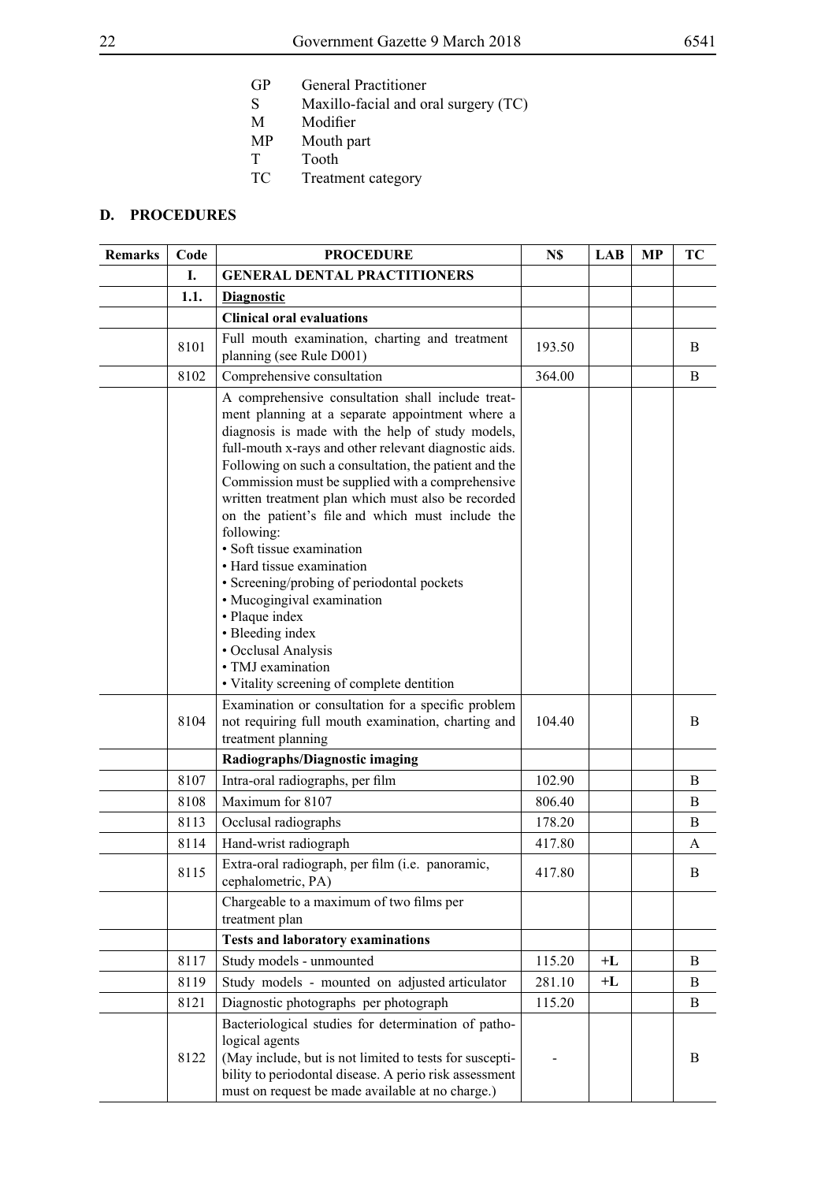GP General Practitioner
S Maxillo-facial and oral surgery (TC)
M Modifier
MP Mouth part
T Tooth
TC Treatment category

## D. PROCEDURES

| Remarks | Code | PROCEDURE | N$ | LAB | MP | TC |
|---|---|---|---|---|---|---|
| | I. | **GENERAL DENTAL PRACTITIONERS** | | | | |
| | 1.1. | **Diagnostic** | | | | |
| | | **Clinical oral evaluations** | | | | |
| | 8101 | Full mouth examination, charting and treatment planning (see Rule D001) | 193.50 | | | B |
| | 8102 | Comprehensive consultation | 364.00 | | | B |
| | | A comprehensive consultation shall include treatment planning at a separate appointment where a diagnosis is made with the help of study models, full-mouth x-rays and other relevant diagnostic aids. Following on such a consultation, the patient and the Commission must be supplied with a comprehensive written treatment plan which must also be recorded on the patient's file and which must include the following: • Soft tissue examination • Hard tissue examination • Screening/probing of periodontal pockets • Mucogingival examination • Plaque index • Bleeding index • Occlusal Analysis • TMJ examination • Vitality screening of complete dentition | | | | |
| | 8104 | Examination or consultation for a specific problem not requiring full mouth examination, charting and treatment planning | 104.40 | | | B |
| | | **Radiographs/Diagnostic imaging** | | | | |
| | 8107 | Intra-oral radiographs, per film | 102.90 | | | B |
| | 8108 | Maximum for 8107 | 806.40 | | | B |
| | 8113 | Occlusal radiographs | 178.20 | | | B |
| | 8114 | Hand-wrist radiograph | 417.80 | | | A |
| | 8115 | Extra-oral radiograph, per film (i.e. panoramic, cephalometric, PA) | 417.80 | | | B |
| | | Chargeable to a maximum of two films per treatment plan | | | | |
| | | **Tests and laboratory examinations** | | | | |
| | 8117 | Study models - unmounted | 115.20 | +L | | B |
| | 8119 | Study models - mounted on adjusted articulator | 281.10 | +L | | B |
| | 8121 | Diagnostic photographs per photograph | 115.20 | | | B |
| | 8122 | Bacteriological studies for determination of pathological agents (May include, but is not limited to tests for susceptibility to periodontal disease. A perio risk assessment must on request be made available at no charge.) | - | | | B |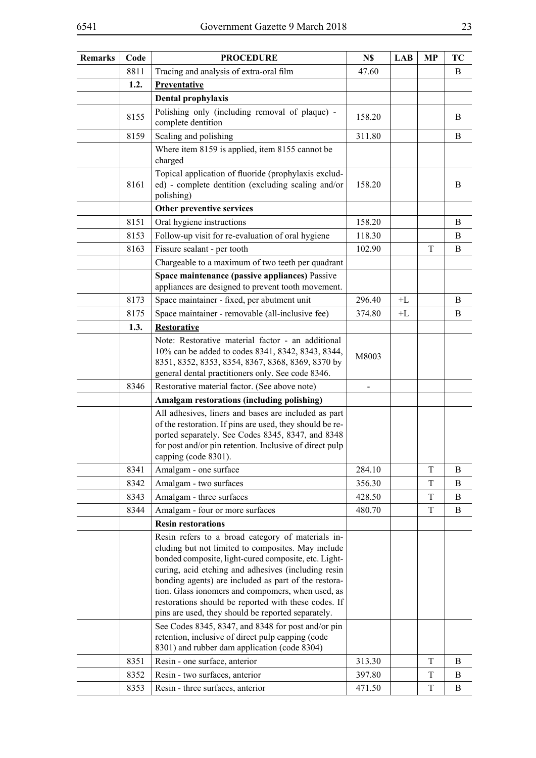| Remarks | Code | PROCEDURE | N$ | LAB | MP | TC |
|---|---|---|---|---|---|---|
| | 8811 | Tracing and analysis of extra-oral film | 47.60 | | | B |
| | **1.2.** | **Preventative** | | | | |
| | | **Dental prophylaxis** | | | | |
| | 8155 | Polishing only (including removal of plaque) - complete dentition | 158.20 | | | B |
| | 8159 | Scaling and polishing | 311.80 | | | B |
| | | Where item 8159 is applied, item 8155 cannot be charged | | | | |
| | 8161 | Topical application of fluoride (prophylaxis excluded) - complete dentition (excluding scaling and/or polishing) | 158.20 | | | B |
| | | **Other preventive services** | | | | |
| | 8151 | Oral hygiene instructions | 158.20 | | | B |
| | 8153 | Follow-up visit for re-evaluation of oral hygiene | 118.30 | | | B |
| | 8163 | Fissure sealant - per tooth | 102.90 | | T | B |
| | | Chargeable to a maximum of two teeth per quadrant | | | | |
| | | **Space maintenance (passive appliances)** Passive appliances are designed to prevent tooth movement. | | | | |
| | 8173 | Space maintainer - fixed, per abutment unit | 296.40 | +L | | B |
| | 8175 | Space maintainer - removable (all-inclusive fee) | 374.80 | +L | | B |
| | **1.3.** | **Restorative** | | | | |
| | | Note: Restorative material factor - an additional 10% can be added to codes 8341, 8342, 8343, 8344, 8351, 8352, 8353, 8354, 8367, 8368, 8369, 8370 by general dental practitioners only. See code 8346. | M8003 | | | |
| | 8346 | Restorative material factor. (See above note) | - | | | |
| | | **Amalgam restorations (including polishing)** | | | | |
| | | All adhesives, liners and bases are included as part of the restoration. If pins are used, they should be reported separately. See Codes 8345, 8347, and 8348 for post and/or pin retention. Inclusive of direct pulp capping (code 8301). | | | | |
| | 8341 | Amalgam - one surface | 284.10 | | T | B |
| | 8342 | Amalgam - two surfaces | 356.30 | | T | B |
| | 8343 | Amalgam - three surfaces | 428.50 | | T | B |
| | 8344 | Amalgam - four or more surfaces | 480.70 | | T | B |
| | | **Resin restorations** | | | | |
| | | Resin refers to a broad category of materials including but not limited to composites. May include bonded composite, light-cured composite, etc. Light-curing, acid etching and adhesives (including resin bonding agents) are included as part of the restoration. Glass ionomers and compomers, when used, as restorations should be reported with these codes. If pins are used, they should be reported separately. | | | | |
| | | See Codes 8345, 8347, and 8348 for post and/or pin retention, inclusive of direct pulp capping (code 8301) and rubber dam application (code 8304) | | | | |
| | 8351 | Resin - one surface, anterior | 313.30 | | T | B |
| | 8352 | Resin - two surfaces, anterior | 397.80 | | T | B |
| | 8353 | Resin - three surfaces, anterior | 471.50 | | T | B |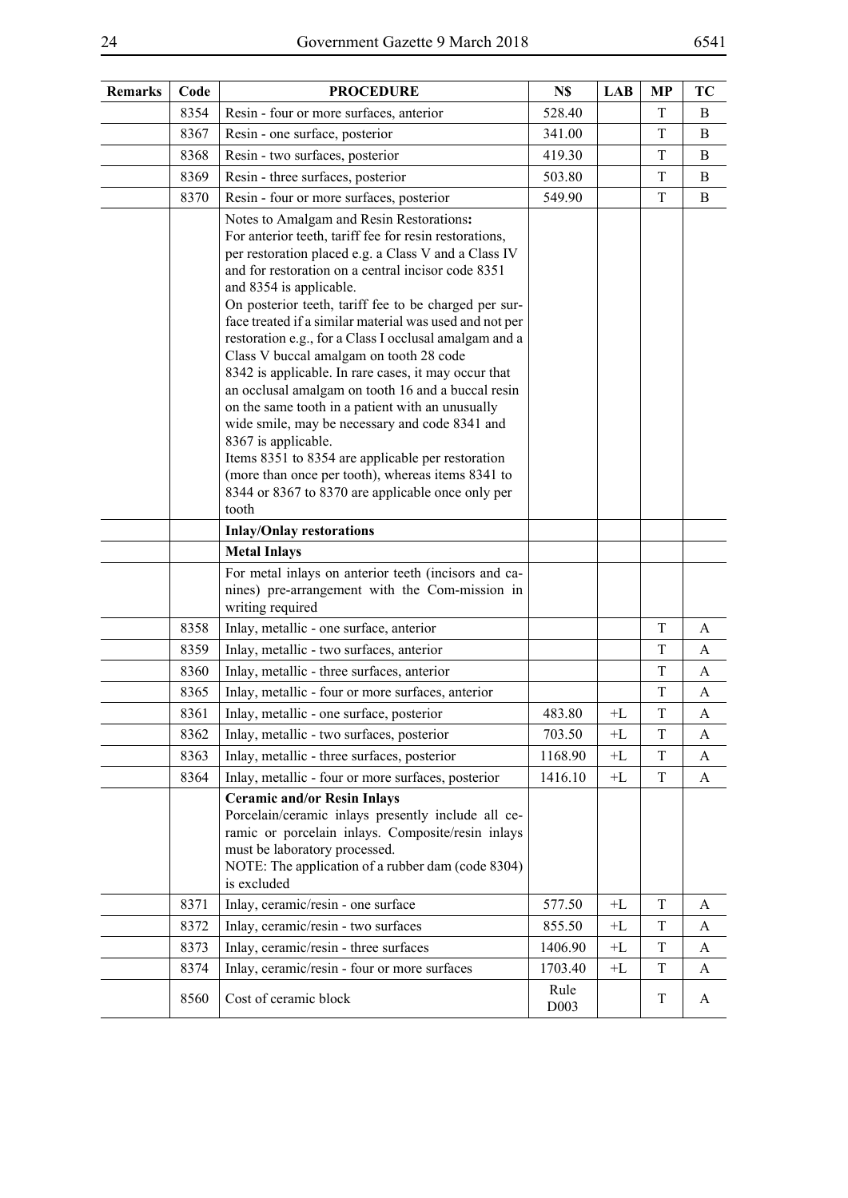| Remarks | Code | PROCEDURE | N$ | LAB | MP | TC |
|---|---|---|---|---|---|---|
| | 8354 | Resin - four or more surfaces, anterior | 528.40 | | T | B |
| | 8367 | Resin - one surface, posterior | 341.00 | | T | B |
| | 8368 | Resin - two surfaces, posterior | 419.30 | | T | B |
| | 8369 | Resin - three surfaces, posterior | 503.80 | | T | B |
| | 8370 | Resin - four or more surfaces, posterior | 549.90 | | T | B |
| | | Notes to Amalgam and Resin Restorations: For anterior teeth, tariff fee for resin restorations, per restoration placed e.g. a Class V and a Class IV and for restoration on a central incisor code 8351 and 8354 is applicable. On posterior teeth, tariff fee to be charged per surface treated if a similar material was used and not per restoration e.g., for a Class I occlusal amalgam and a Class V buccal amalgam on tooth 28 code 8342 is applicable. In rare cases, it may occur that an occlusal amalgam on tooth 16 and a buccal resin on the same tooth in a patient with an unusually wide smile, may be necessary and code 8341 and 8367 is applicable. Items 8351 to 8354 are applicable per restoration (more than once per tooth), whereas items 8341 to 8344 or 8367 to 8370 are applicable once only per tooth | | | | |
| | | **Inlay/Onlay restorations** | | | | |
| | | **Metal Inlays** | | | | |
| | | For metal inlays on anterior teeth (incisors and canines) pre-arrangement with the Com-mission in writing required | | | | |
| | 8358 | Inlay, metallic - one surface, anterior | | | T | A |
| | 8359 | Inlay, metallic - two surfaces, anterior | | | T | A |
| | 8360 | Inlay, metallic - three surfaces, anterior | | | T | A |
| | 8365 | Inlay, metallic - four or more surfaces, anterior | | | T | A |
| | 8361 | Inlay, metallic - one surface, posterior | 483.80 | +L | T | A |
| | 8362 | Inlay, metallic - two surfaces, posterior | 703.50 | +L | T | A |
| | 8363 | Inlay, metallic - three surfaces, posterior | 1168.90 | +L | T | A |
| | 8364 | Inlay, metallic - four or more surfaces, posterior | 1416.10 | +L | T | A |
| | | **Ceramic and/or Resin Inlays** Porcelain/ceramic inlays presently include all ceramic or porcelain inlays. Composite/resin inlays must be laboratory processed. NOTE: The application of a rubber dam (code 8304) is excluded | | | | |
| | 8371 | Inlay, ceramic/resin - one surface | 577.50 | +L | T | A |
| | 8372 | Inlay, ceramic/resin - two surfaces | 855.50 | +L | T | A |
| | 8373 | Inlay, ceramic/resin - three surfaces | 1406.90 | +L | T | A |
| | 8374 | Inlay, ceramic/resin - four or more surfaces | 1703.40 | +L | T | A |
| | 8560 | Cost of ceramic block | Rule D003 | | T | A |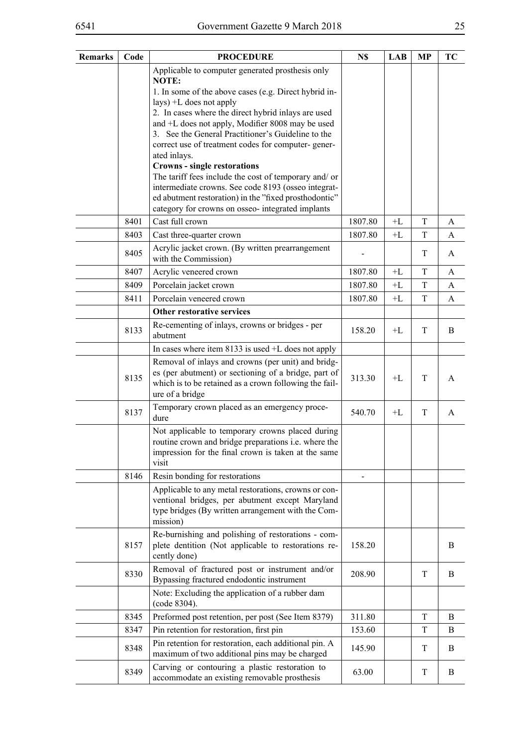| Remarks | Code | PROCEDURE | N$ | LAB | MP | TC |
|---|---|---|---|---|---|---|
| | | Applicable to computer generated prosthesis only **NOTE:** 1. In some of the above cases (e.g. Direct hybrid inlays) +L does not apply 2. In cases where the direct hybrid inlays are used and +L does not apply, Modifier 8008 may be used 3. See the General Practitioner's Guideline to the correct use of treatment codes for computer- generated inlays. **Crowns - single restorations** The tariff fees include the cost of temporary and/ or intermediate crowns. See code 8193 (osseo integrated abutment restoration) in the "fixed prosthodontic" category for crowns on osseo- integrated implants | | | | |
| | 8401 | Cast full crown | 1807.80 | +L | T | A |
| | 8403 | Cast three-quarter crown | 1807.80 | +L | T | A |
| | 8405 | Acrylic jacket crown. (By written prearrangement with the Commission) | - | | T | A |
| | 8407 | Acrylic veneered crown | 1807.80 | +L | T | A |
| | 8409 | Porcelain jacket crown | 1807.80 | +L | T | A |
| | 8411 | Porcelain veneered crown | 1807.80 | +L | T | A |
| | | **Other restorative services** | | | | |
| | 8133 | Re-cementing of inlays, crowns or bridges - per abutment | 158.20 | +L | T | B |
| | | In cases where item 8133 is used +L does not apply | | | | |
| | 8135 | Removal of inlays and crowns (per unit) and bridges (per abutment) or sectioning of a bridge, part of which is to be retained as a crown following the failure of a bridge | 313.30 | +L | T | A |
| | 8137 | Temporary crown placed as an emergency procedure | 540.70 | +L | T | A |
| | | Not applicable to temporary crowns placed during routine crown and bridge preparations i.e. where the impression for the final crown is taken at the same visit | | | | |
| | 8146 | Resin bonding for restorations | - | | | |
| | | Applicable to any metal restorations, crowns or conventional bridges, per abutment except Maryland type bridges (By written arrangement with the Commission) | | | | |
| | 8157 | Re-burnishing and polishing of restorations - complete dentition (Not applicable to restorations recently done) | 158.20 | | | B |
| | 8330 | Removal of fractured post or instrument and/or Bypassing fractured endodontic instrument | 208.90 | | T | B |
| | | Note: Excluding the application of a rubber dam (code 8304). | | | | |
| | 8345 | Preformed post retention, per post (See Item 8379) | 311.80 | | T | B |
| | 8347 | Pin retention for restoration, first pin | 153.60 | | T | B |
| | 8348 | Pin retention for restoration, each additional pin. A maximum of two additional pins may be charged | 145.90 | | T | B |
| | 8349 | Carving or contouring a plastic restoration to accommodate an existing removable prosthesis | 63.00 | | T | B |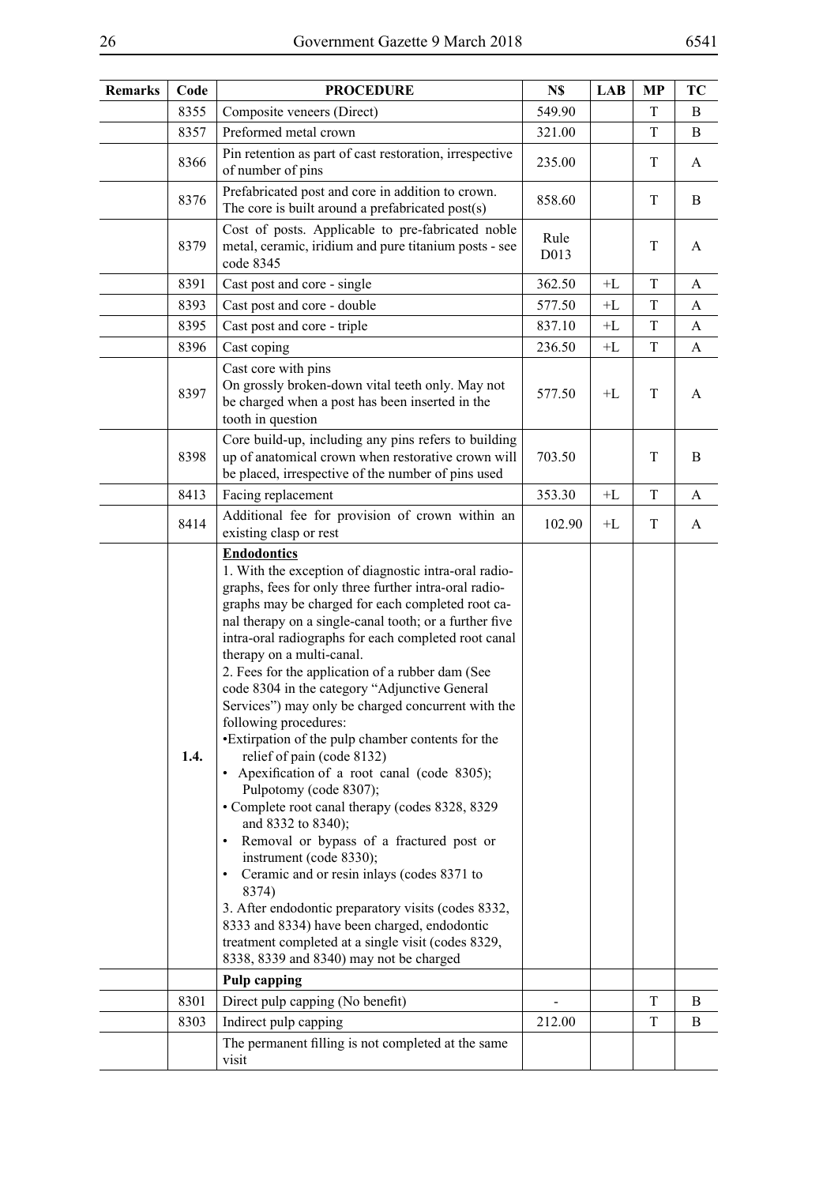| Remarks | Code | PROCEDURE | N$ | LAB | MP | TC |
|---|---|---|---|---|---|---|
| | 8355 | Composite veneers (Direct) | 549.90 | | T | B |
| | 8357 | Preformed metal crown | 321.00 | | T | B |
| | 8366 | Pin retention as part of cast restoration, irrespective of number of pins | 235.00 | | T | A |
| | 8376 | Prefabricated post and core in addition to crown. The core is built around a prefabricated post(s) | 858.60 | | T | B |
| | 8379 | Cost of posts. Applicable to pre-fabricated noble metal, ceramic, iridium and pure titanium posts - see code 8345 | Rule D013 | | T | A |
| | 8391 | Cast post and core - single | 362.50 | +L | T | A |
| | 8393 | Cast post and core - double | 577.50 | +L | T | A |
| | 8395 | Cast post and core - triple | 837.10 | +L | T | A |
| | 8396 | Cast coping | 236.50 | +L | T | A |
| | 8397 | Cast core with pins<br>On grossly broken-down vital teeth only. May not be charged when a post has been inserted in the tooth in question | 577.50 | +L | T | A |
| | 8398 | Core build-up, including any pins refers to building up of anatomical crown when restorative crown will be placed, irrespective of the number of pins used | 703.50 | | T | B |
| | 8413 | Facing replacement | 353.30 | +L | T | A |
| | 8414 | Additional fee for provision of crown within an existing clasp or rest | 102.90 | +L | T | A |
| **1.4.** | | **Endodontics**<br>1. With the exception of diagnostic intra-oral radiographs, fees for only three further intra-oral radiographs may be charged for each completed root canal therapy on a single-canal tooth; or a further five intra-oral radiographs for each completed root canal therapy on a multi-canal.<br>2. Fees for the application of a rubber dam (See code 8304 in the category "Adjunctive General Services") may only be charged concurrent with the following procedures:<br>•Extirpation of the pulp chamber contents for the relief of pain (code 8132)<br>• Apexification of a root canal (code 8305); Pulpotomy (code 8307);<br>• Complete root canal therapy (codes 8328, 8329 and 8332 to 8340);<br>• Removal or bypass of a fractured post or instrument (code 8330);<br>• Ceramic and or resin inlays (codes 8371 to 8374)<br>3. After endodontic preparatory visits (codes 8332, 8333 and 8334) have been charged, endodontic treatment completed at a single visit (codes 8329, 8338, 8339 and 8340) may not be charged | | | | |
| | | **Pulp capping** | | | | |
| | 8301 | Direct pulp capping (No benefit) | - | | T | B |
| | 8303 | Indirect pulp capping | 212.00 | | T | B |
| | | The permanent filling is not completed at the same visit | | | | |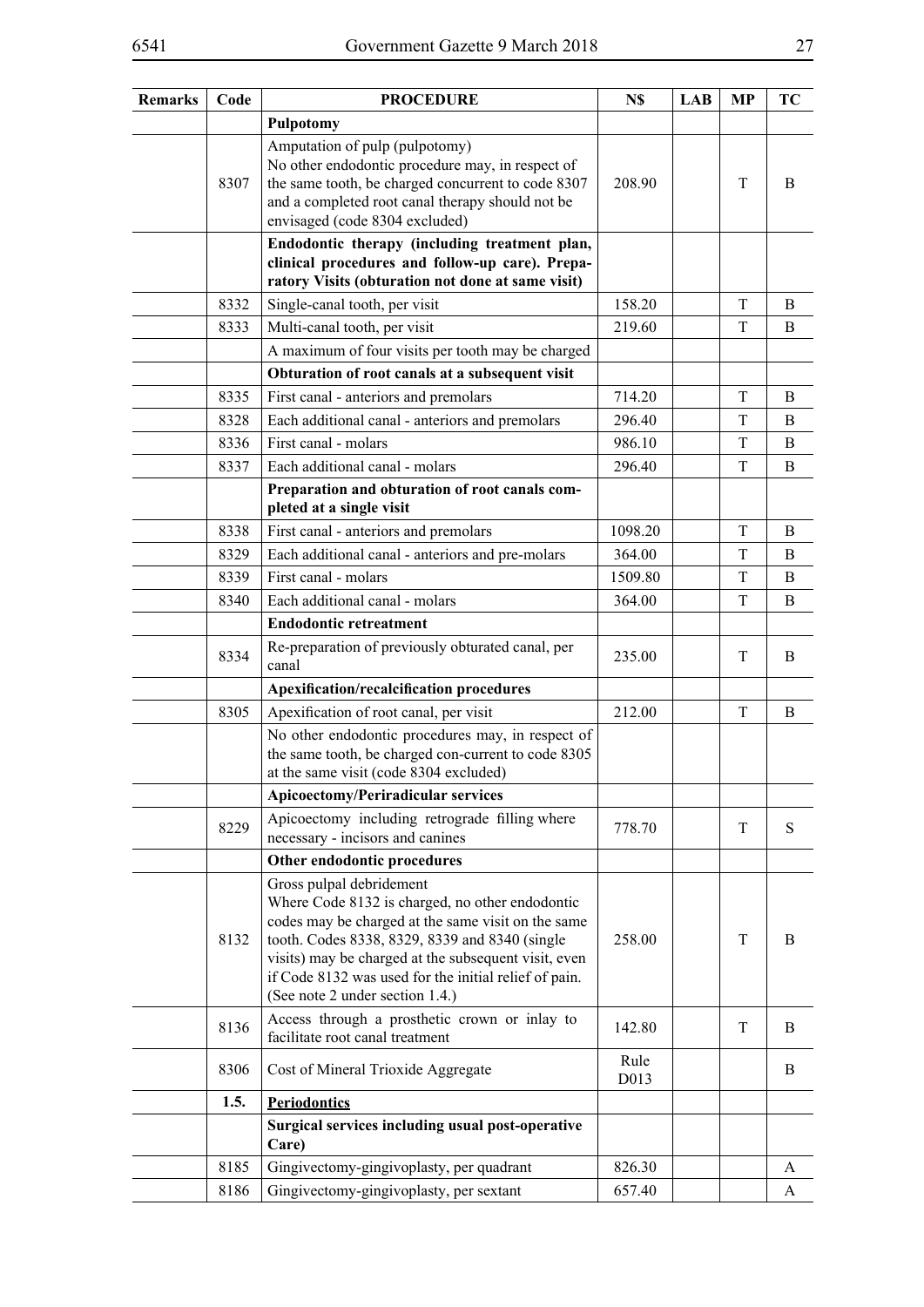| Remarks | Code | PROCEDURE | N$ | LAB | MP | TC |
|---|---|---|---|---|---|---|
| | | **Pulpotomy** | | | | |
| | 8307 | Amputation of pulp (pulpotomy) No other endodontic procedure may, in respect of the same tooth, be charged concurrent to code 8307 and a completed root canal therapy should not be envisaged (code 8304 excluded) | 208.90 | | T | B |
| | | **Endodontic therapy (including treatment plan, clinical procedures and follow-up care). Preparatory Visits (obturation not done at same visit)** | | | | |
| | 8332 | Single-canal tooth, per visit | 158.20 | | T | B |
| | 8333 | Multi-canal tooth, per visit | 219.60 | | T | B |
| | | A maximum of four visits per tooth may be charged | | | | |
| | | **Obturation of root canals at a subsequent visit** | | | | |
| | 8335 | First canal - anteriors and premolars | 714.20 | | T | B |
| | 8328 | Each additional canal - anteriors and premolars | 296.40 | | T | B |
| | 8336 | First canal - molars | 986.10 | | T | B |
| | 8337 | Each additional canal - molars | 296.40 | | T | B |
| | | **Preparation and obturation of root canals completed at a single visit** | | | | |
| | 8338 | First canal - anteriors and premolars | 1098.20 | | T | B |
| | 8329 | Each additional canal - anteriors and pre-molars | 364.00 | | T | B |
| | 8339 | First canal - molars | 1509.80 | | T | B |
| | 8340 | Each additional canal - molars | 364.00 | | T | B |
| | | **Endodontic retreatment** | | | | |
| | 8334 | Re-preparation of previously obturated canal, per canal | 235.00 | | T | B |
| | | **Apexification/recalcification procedures** | | | | |
| | 8305 | Apexification of root canal, per visit | 212.00 | | T | B |
| | | No other endodontic procedures may, in respect of the same tooth, be charged con-current to code 8305 at the same visit (code 8304 excluded) | | | | |
| | | **Apicoectomy/Periradicular services** | | | | |
| | 8229 | Apicoectomy including retrograde filling where necessary - incisors and canines | 778.70 | | T | S |
| | | **Other endodontic procedures** | | | | |
| | 8132 | Gross pulpal debridement Where Code 8132 is charged, no other endodontic codes may be charged at the same visit on the same tooth. Codes 8338, 8329, 8339 and 8340 (single visits) may be charged at the subsequent visit, even if Code 8132 was used for the initial relief of pain. (See note 2 under section 1.4.) | 258.00 | | T | B |
| | 8136 | Access through a prosthetic crown or inlay to facilitate root canal treatment | 142.80 | | T | B |
| | 8306 | Cost of Mineral Trioxide Aggregate | Rule D013 | | | B |
| | **1.5.** | **Periodontics** | | | | |
| | | **Surgical services including usual post-operative Care)** | | | | |
| | 8185 | Gingivectomy-gingivoplasty, per quadrant | 826.30 | | | A |
| | 8186 | Gingivectomy-gingivoplasty, per sextant | 657.40 | | | A |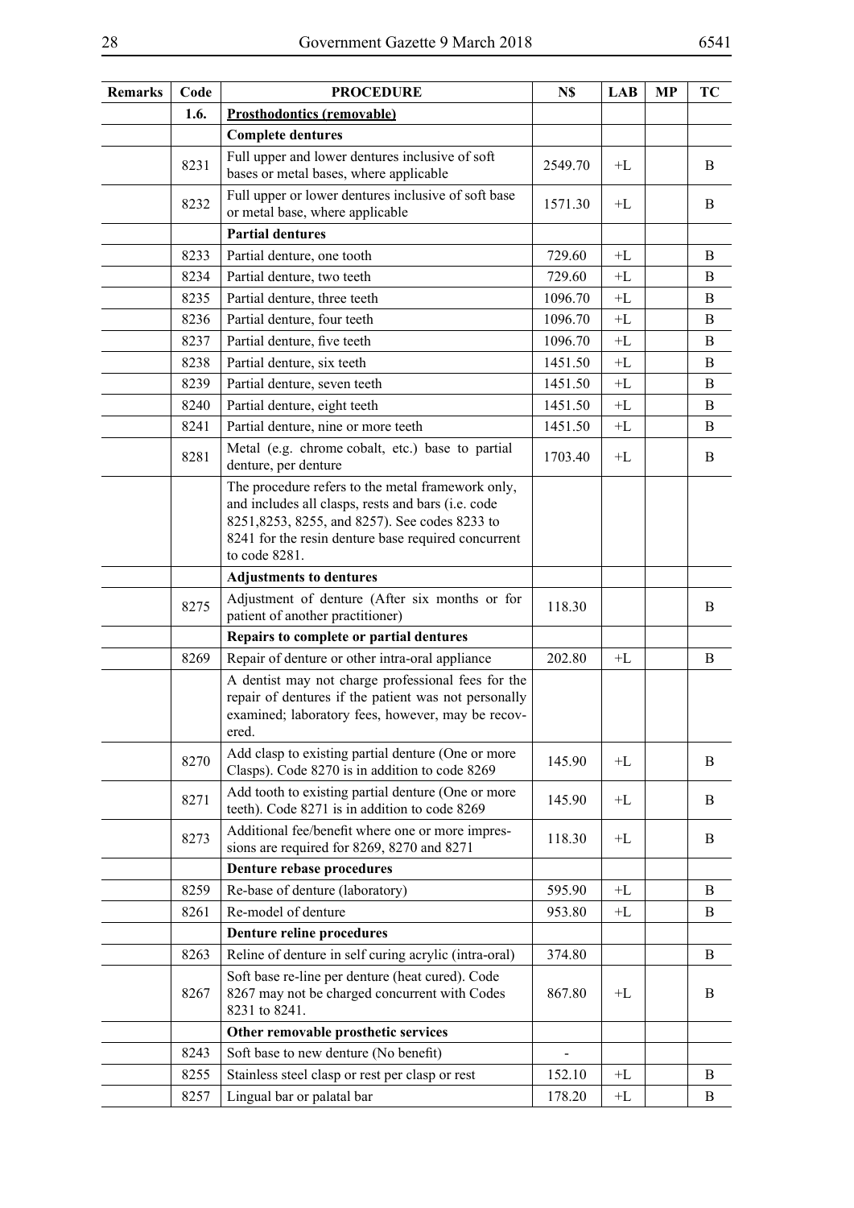| Remarks | Code | PROCEDURE | N$ | LAB | MP | TC |
|---|---|---|---|---|---|---|
| | 1.6. | **Prosthodontics (removable)** | | | | |
| | | **Complete dentures** | | | | |
| | 8231 | Full upper and lower dentures inclusive of soft bases or metal bases, where applicable | 2549.70 | +L | | B |
| | 8232 | Full upper or lower dentures inclusive of soft base or metal base, where applicable | 1571.30 | +L | | B |
| | | **Partial dentures** | | | | |
| | 8233 | Partial denture, one tooth | 729.60 | +L | | B |
| | 8234 | Partial denture, two teeth | 729.60 | +L | | B |
| | 8235 | Partial denture, three teeth | 1096.70 | +L | | B |
| | 8236 | Partial denture, four teeth | 1096.70 | +L | | B |
| | 8237 | Partial denture, five teeth | 1096.70 | +L | | B |
| | 8238 | Partial denture, six teeth | 1451.50 | +L | | B |
| | 8239 | Partial denture, seven teeth | 1451.50 | +L | | B |
| | 8240 | Partial denture, eight teeth | 1451.50 | +L | | B |
| | 8241 | Partial denture, nine or more teeth | 1451.50 | +L | | B |
| | 8281 | Metal (e.g. chrome cobalt, etc.) base to partial denture, per denture | 1703.40 | +L | | B |
| | | The procedure refers to the metal framework only, and includes all clasps, rests and bars (i.e. code 8251,8253, 8255, and 8257). See codes 8233 to 8241 for the resin denture base required concurrent to code 8281. | | | | |
| | | **Adjustments to dentures** | | | | |
| | 8275 | Adjustment of denture (After six months or for patient of another practitioner) | 118.30 | | | B |
| | | **Repairs to complete or partial dentures** | | | | |
| | 8269 | Repair of denture or other intra-oral appliance | 202.80 | +L | | B |
| | | A dentist may not charge professional fees for the repair of dentures if the patient was not personally examined; laboratory fees, however, may be recovered. | | | | |
| | 8270 | Add clasp to existing partial denture (One or more Clasps). Code 8270 is in addition to code 8269 | 145.90 | +L | | B |
| | 8271 | Add tooth to existing partial denture (One or more teeth). Code 8271 is in addition to code 8269 | 145.90 | +L | | B |
| | 8273 | Additional fee/benefit where one or more impressions are required for 8269, 8270 and 8271 | 118.30 | +L | | B |
| | | **Denture rebase procedures** | | | | |
| | 8259 | Re-base of denture (laboratory) | 595.90 | +L | | B |
| | 8261 | Re-model of denture | 953.80 | +L | | B |
| | | **Denture reline procedures** | | | | |
| | 8263 | Reline of denture in self curing acrylic (intra-oral) | 374.80 | | | B |
| | 8267 | Soft base re-line per denture (heat cured). Code 8267 may not be charged concurrent with Codes 8231 to 8241. | 867.80 | +L | | B |
| | | **Other removable prosthetic services** | | | | |
| | 8243 | Soft base to new denture (No benefit) | - | | | |
| | 8255 | Stainless steel clasp or rest per clasp or rest | 152.10 | +L | | B |
| | 8257 | Lingual bar or palatal bar | 178.20 | +L | | B |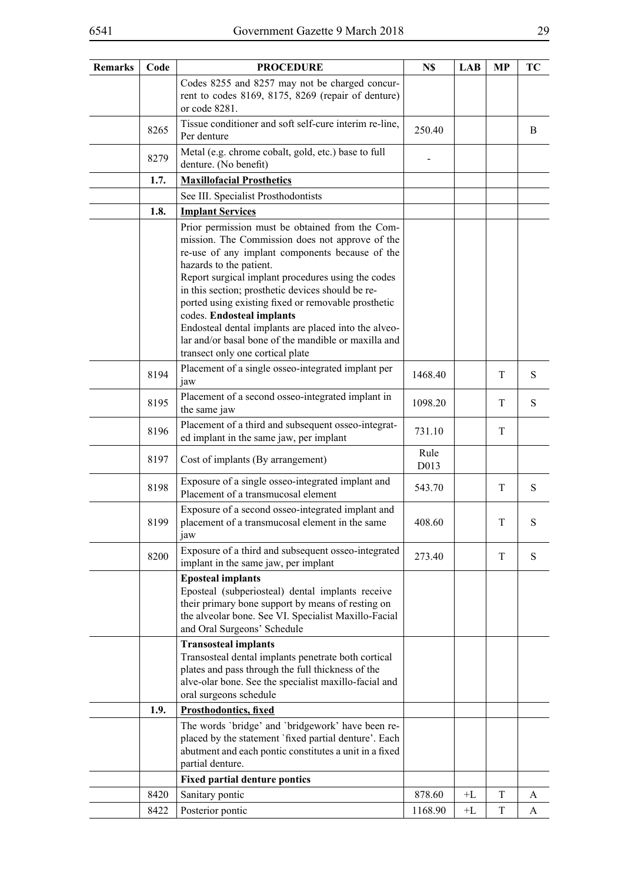| Remarks | Code | PROCEDURE | N$ | LAB | MP | TC |
|---|---|---|---|---|---|---|
| | | Codes 8255 and 8257 may not be charged concurrent to codes 8169, 8175, 8269 (repair of denture) or code 8281. | | | | |
| | 8265 | Tissue conditioner and soft self-cure interim re-line, Per denture | 250.40 | | | B |
| | 8279 | Metal (e.g. chrome cobalt, gold, etc.) base to full denture. (No benefit) | - | | | |
| | **1.7.** | **Maxillofacial Prosthetics** | | | | |
| | | See III. Specialist Prosthodontists | | | | |
| | **1.8.** | **Implant Services** | | | | |
| | | Prior permission must be obtained from the Commission. The Commission does not approve of the re-use of any implant components because of the hazards to the patient. Report surgical implant procedures using the codes in this section; prosthetic devices should be reported using existing fixed or removable prosthetic codes. **Endosteal implants** Endosteal dental implants are placed into the alveolar and/or basal bone of the mandible or maxilla and transect only one cortical plate | | | | |
| | 8194 | Placement of a single osseo-integrated implant per jaw | 1468.40 | | T | S |
| | 8195 | Placement of a second osseo-integrated implant in the same jaw | 1098.20 | | T | S |
| | 8196 | Placement of a third and subsequent osseo-integrated implant in the same jaw, per implant | 731.10 | | T | |
| | 8197 | Cost of implants (By arrangement) | Rule D013 | | | |
| | 8198 | Exposure of a single osseo-integrated implant and Placement of a transmucosal element | 543.70 | | T | S |
| | 8199 | Exposure of a second osseo-integrated implant and placement of a transmucosal element in the same jaw | 408.60 | | T | S |
| | 8200 | Exposure of a third and subsequent osseo-integrated implant in the same jaw, per implant | 273.40 | | T | S |
| | | **Eposteal implants** Eposteal (subperiosteal) dental implants receive their primary bone support by means of resting on the alveolar bone. See VI. Specialist Maxillo-Facial and Oral Surgeons' Schedule | | | | |
| | | **Transosteal implants** Transosteal dental implants penetrate both cortical plates and pass through the full thickness of the alve-olar bone. See the specialist maxillo-facial and oral surgeons schedule | | | | |
| | **1.9.** | **Prosthodontics, fixed** | | | | |
| | | The words `bridge' and `bridgework' have been replaced by the statement `fixed partial denture'. Each abutment and each pontic constitutes a unit in a fixed partial denture. | | | | |
| | | **Fixed partial denture pontics** | | | | |
| | 8420 | Sanitary pontic | 878.60 | +L | T | A |
| | 8422 | Posterior pontic | 1168.90 | +L | T | A |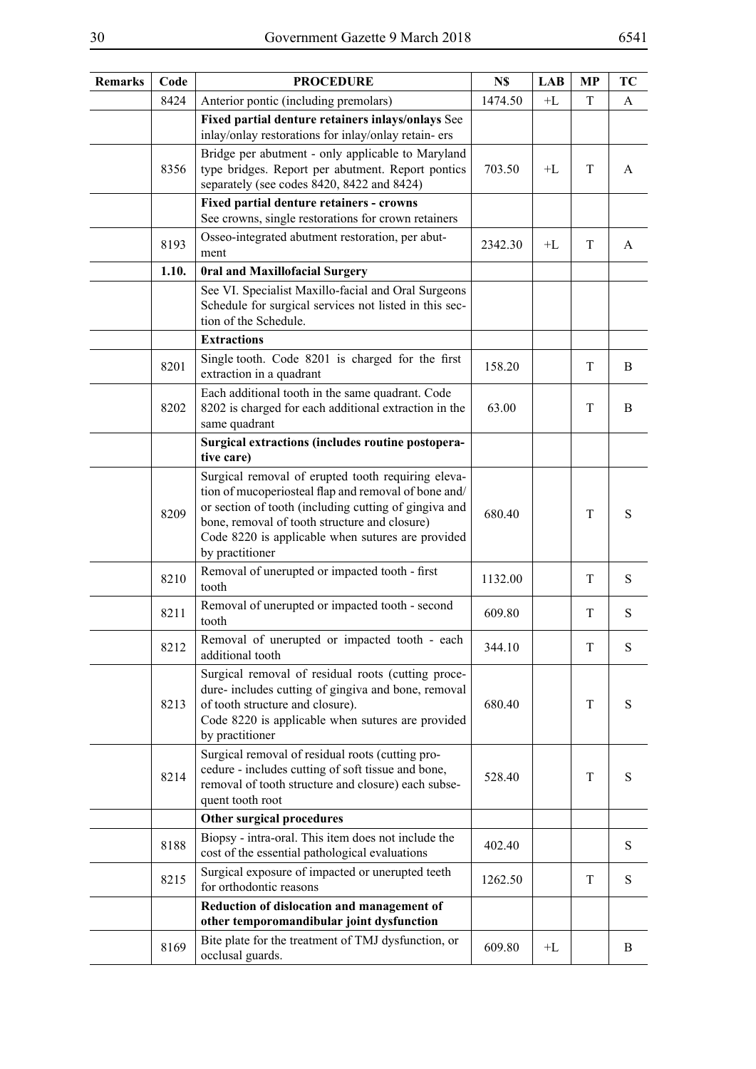| Remarks | Code | PROCEDURE | N$ | LAB | MP | TC |
|---|---|---|---|---|---|---|
| | 8424 | Anterior pontic (including premolars) | 1474.50 | +L | T | A |
| | | **Fixed partial denture retainers inlays/onlays** See inlay/onlay restorations for inlay/onlay retain- ers | | | | |
| | 8356 | Bridge per abutment - only applicable to Maryland type bridges. Report per abutment. Report pontics separately (see codes 8420, 8422 and 8424) | 703.50 | +L | T | A |
| | | **Fixed partial denture retainers - crowns** See crowns, single restorations for crown retainers | | | | |
| | 8193 | Osseo-integrated abutment restoration, per abut- ment | 2342.30 | +L | T | A |
| | **1.10.** | **0ral and Maxillofacial Surgery** | | | | |
| | | See VI. Specialist Maxillo-facial and Oral Surgeons Schedule for surgical services not listed in this sec- tion of the Schedule. | | | | |
| | | **Extractions** | | | | |
| | 8201 | Single tooth. Code 8201 is charged for the first extraction in a quadrant | 158.20 | | T | B |
| | 8202 | Each additional tooth in the same quadrant. Code 8202 is charged for each additional extraction in the same quadrant | 63.00 | | T | B |
| | | **Surgical extractions (includes routine postopera- tive care)** | | | | |
| | 8209 | Surgical removal of erupted tooth requiring eleva- tion of mucoperiosteal flap and removal of bone and/ or section of tooth (including cutting of gingiva and bone, removal of tooth structure and closure) Code 8220 is applicable when sutures are provided by practitioner | 680.40 | | T | S |
| | 8210 | Removal of unerupted or impacted tooth - first tooth | 1132.00 | | T | S |
| | 8211 | Removal of unerupted or impacted tooth - second tooth | 609.80 | | T | S |
| | 8212 | Removal of unerupted or impacted tooth - each additional tooth | 344.10 | | T | S |
| | 8213 | Surgical removal of residual roots (cutting proce- dure- includes cutting of gingiva and bone, removal of tooth structure and closure). Code 8220 is applicable when sutures are provided by practitioner | 680.40 | | T | S |
| | 8214 | Surgical removal of residual roots (cutting pro- cedure - includes cutting of soft tissue and bone, removal of tooth structure and closure) each subse- quent tooth root | 528.40 | | T | S |
| | | **Other surgical procedures** | | | | |
| | 8188 | Biopsy - intra-oral. This item does not include the cost of the essential pathological evaluations | 402.40 | | | S |
| | 8215 | Surgical exposure of impacted or unerupted teeth for orthodontic reasons | 1262.50 | | T | S |
| | | **Reduction of dislocation and management of other temporomandibular joint dysfunction** | | | | |
| | 8169 | Bite plate for the treatment of TMJ dysfunction, or occlusal guards. | 609.80 | +L | | B |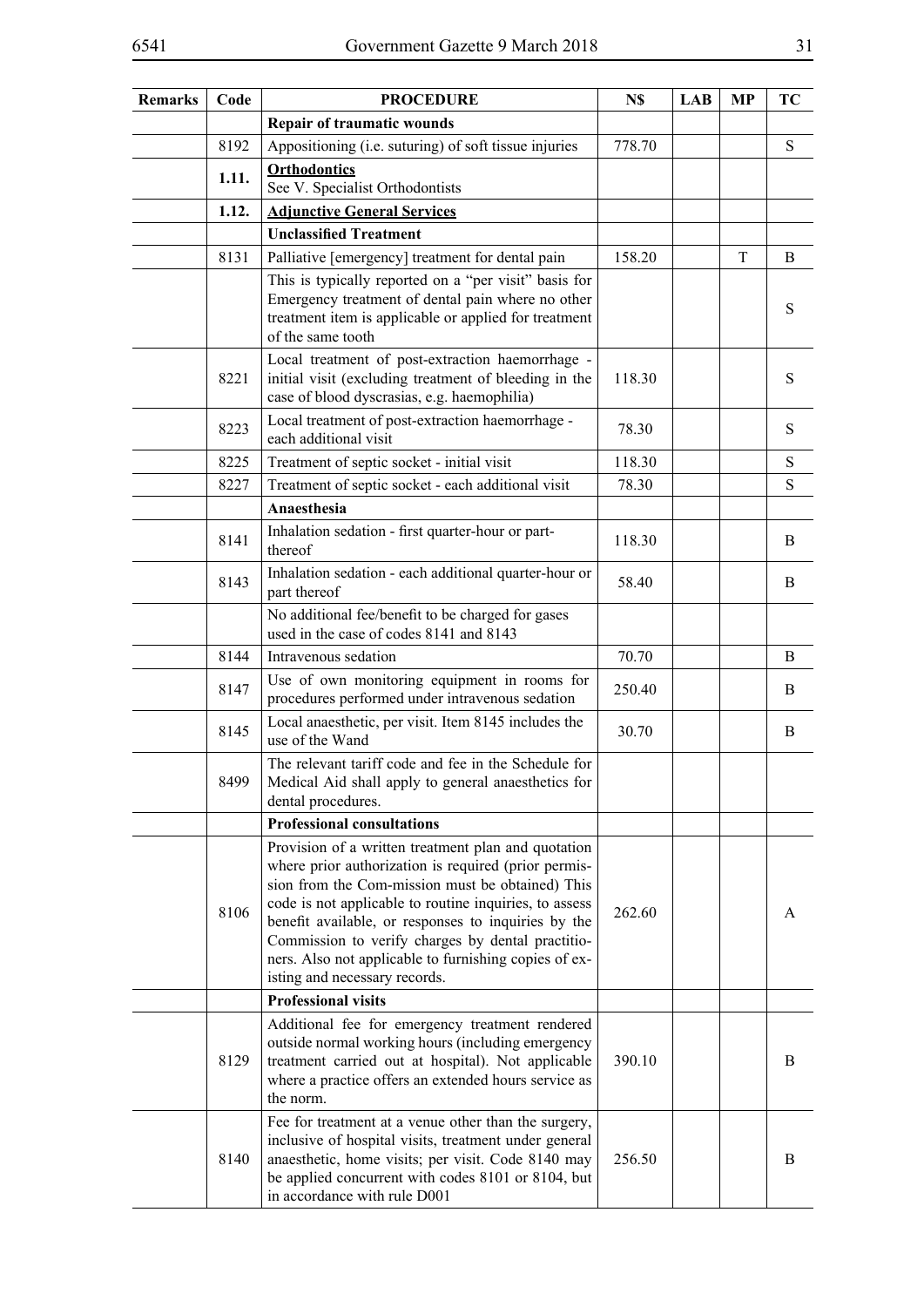| Remarks | Code | PROCEDURE | N$ | LAB | MP | TC |
|---|---|---|---|---|---|---|
| | | **Repair of traumatic wounds** | | | | |
| | 8192 | Appositioning (i.e. suturing) of soft tissue injuries | 778.70 | | | S |
| | **1.11.** | **Orthodontics** See V. Specialist Orthodontists | | | | |
| | **1.12.** | **Adjunctive General Services** | | | | |
| | | **Unclassified Treatment** | | | | |
| | 8131 | Palliative [emergency] treatment for dental pain | 158.20 | | T | B |
| | | This is typically reported on a "per visit" basis for Emergency treatment of dental pain where no other treatment item is applicable or applied for treatment of the same tooth | | | | S |
| | 8221 | Local treatment of post-extraction haemorrhage - initial visit (excluding treatment of bleeding in the case of blood dyscrasias, e.g. haemophilia) | 118.30 | | | S |
| | 8223 | Local treatment of post-extraction haemorrhage - each additional visit | 78.30 | | | S |
| | 8225 | Treatment of septic socket - initial visit | 118.30 | | | S |
| | 8227 | Treatment of septic socket - each additional visit | 78.30 | | | S |
| | | **Anaesthesia** | | | | |
| | 8141 | Inhalation sedation - first quarter-hour or part-thereof | 118.30 | | | B |
| | 8143 | Inhalation sedation - each additional quarter-hour or part thereof | 58.40 | | | B |
| | | No additional fee/benefit to be charged for gases used in the case of codes 8141 and 8143 | | | | |
| | 8144 | Intravenous sedation | 70.70 | | | B |
| | 8147 | Use of own monitoring equipment in rooms for procedures performed under intravenous sedation | 250.40 | | | B |
| | 8145 | Local anaesthetic, per visit. Item 8145 includes the use of the Wand | 30.70 | | | B |
| | 8499 | The relevant tariff code and fee in the Schedule for Medical Aid shall apply to general anaesthetics for dental procedures. | | | | |
| | | **Professional consultations** | | | | |
| | 8106 | Provision of a written treatment plan and quotation where prior authorization is required (prior permission from the Com-mission must be obtained) This code is not applicable to routine inquiries, to assess benefit available, or responses to inquiries by the Commission to verify charges by dental practitioners. Also not applicable to furnishing copies of existing and necessary records. | 262.60 | | | A |
| | | **Professional visits** | | | | |
| | 8129 | Additional fee for emergency treatment rendered outside normal working hours (including emergency treatment carried out at hospital). Not applicable where a practice offers an extended hours service as the norm. | 390.10 | | | B |
| | 8140 | Fee for treatment at a venue other than the surgery, inclusive of hospital visits, treatment under general anaesthetic, home visits; per visit. Code 8140 may be applied concurrent with codes 8101 or 8104, but in accordance with rule D001 | 256.50 | | | B |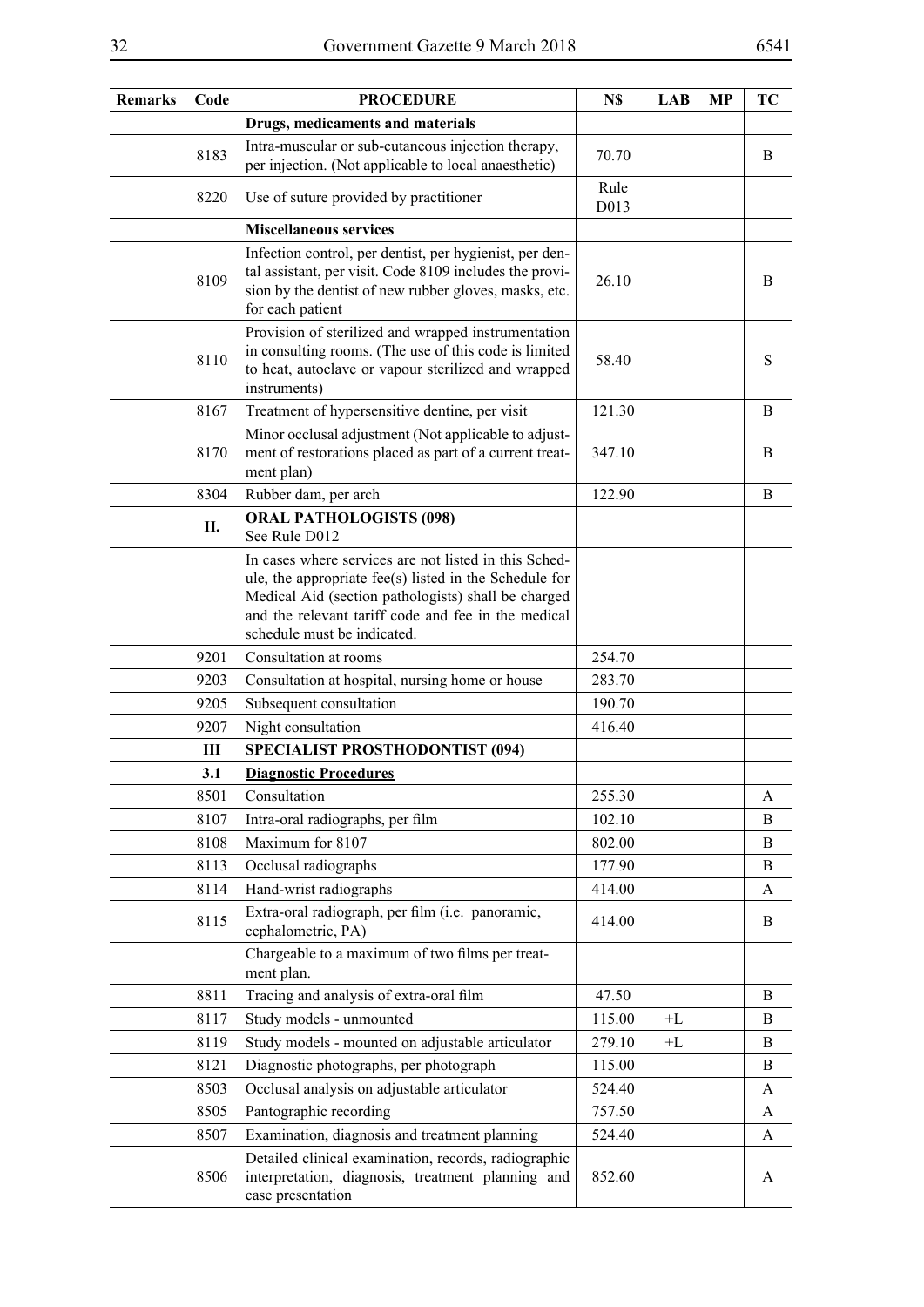| Remarks | Code | PROCEDURE | N$ | LAB | MP | TC |
|---|---|---|---|---|---|---|
| | | **Drugs, medicaments and materials** | | | | |
| | 8183 | Intra-muscular or sub-cutaneous injection therapy, per injection. (Not applicable to local anaesthetic) | 70.70 | | | B |
| | 8220 | Use of suture provided by practitioner | Rule D013 | | | |
| | | **Miscellaneous services** | | | | |
| | 8109 | Infection control, per dentist, per hygienist, per dental assistant, per visit. Code 8109 includes the provision by the dentist of new rubber gloves, masks, etc. for each patient | 26.10 | | | B |
| | 8110 | Provision of sterilized and wrapped instrumentation in consulting rooms. (The use of this code is limited to heat, autoclave or vapour sterilized and wrapped instruments) | 58.40 | | | S |
| | 8167 | Treatment of hypersensitive dentine, per visit | 121.30 | | | B |
| | 8170 | Minor occlusal adjustment (Not applicable to adjustment of restorations placed as part of a current treatment plan) | 347.10 | | | B |
| | 8304 | Rubber dam, per arch | 122.90 | | | B |
| | **II.** | **ORAL PATHOLOGISTS (098)** See Rule D012 | | | | |
| | | In cases where services are not listed in this Schedule, the appropriate fee(s) listed in the Schedule for Medical Aid (section pathologists) shall be charged and the relevant tariff code and fee in the medical schedule must be indicated. | | | | |
| | 9201 | Consultation at rooms | 254.70 | | | |
| | 9203 | Consultation at hospital, nursing home or house | 283.70 | | | |
| | 9205 | Subsequent consultation | 190.70 | | | |
| | 9207 | Night consultation | 416.40 | | | |
| | **III** | **SPECIALIST PROSTHODONTIST (094)** | | | | |
| | **3.1** | **Diagnostic Procedures** | | | | |
| | 8501 | Consultation | 255.30 | | | A |
| | 8107 | Intra-oral radiographs, per film | 102.10 | | | B |
| | 8108 | Maximum for 8107 | 802.00 | | | B |
| | 8113 | Occlusal radiographs | 177.90 | | | B |
| | 8114 | Hand-wrist radiographs | 414.00 | | | A |
| | 8115 | Extra-oral radiograph, per film (i.e. panoramic, cephalometric, PA) | 414.00 | | | B |
| | | Chargeable to a maximum of two films per treatment plan. | | | | |
| | 8811 | Tracing and analysis of extra-oral film | 47.50 | | | B |
| | 8117 | Study models - unmounted | 115.00 | +L | | B |
| | 8119 | Study models - mounted on adjustable articulator | 279.10 | +L | | B |
| | 8121 | Diagnostic photographs, per photograph | 115.00 | | | B |
| | 8503 | Occlusal analysis on adjustable articulator | 524.40 | | | A |
| | 8505 | Pantographic recording | 757.50 | | | A |
| | 8507 | Examination, diagnosis and treatment planning | 524.40 | | | A |
| | 8506 | Detailed clinical examination, records, radiographic interpretation, diagnosis, treatment planning and case presentation | 852.60 | | | A |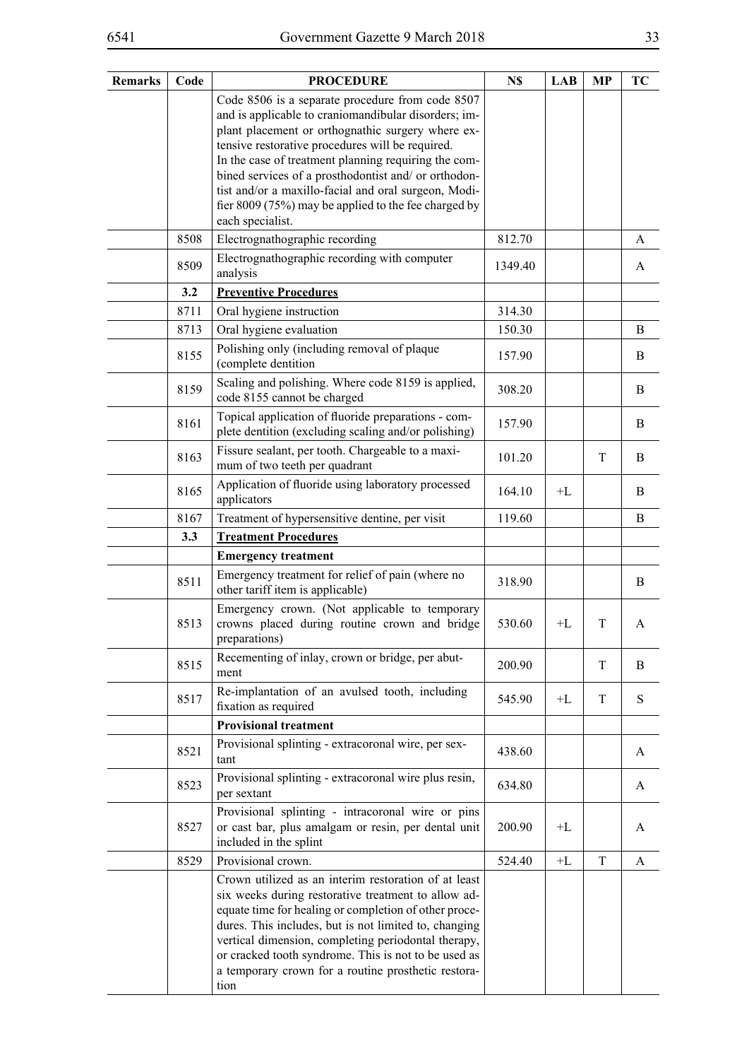| Remarks | Code | PROCEDURE | N$ | LAB | MP | TC |
|---|---|---|---|---|---|---|
| | | Code 8506 is a separate procedure from code 8507 and is applicable to craniomandibular disorders; implant placement or orthognathic surgery where extensive restorative procedures will be required. In the case of treatment planning requiring the combined services of a prosthodontist and/ or orthodontist and/or a maxillo-facial and oral surgeon, Modifier 8009 (75%) may be applied to the fee charged by each specialist. | | | | |
| | 8508 | Electrognathographic recording | 812.70 | | | A |
| | 8509 | Electrognathographic recording with computer analysis | 1349.40 | | | A |
| | **3.2** | **Preventive Procedures** | | | | |
| | 8711 | Oral hygiene instruction | 314.30 | | | |
| | 8713 | Oral hygiene evaluation | 150.30 | | | B |
| | 8155 | Polishing only (including removal of plaque (complete dentition | 157.90 | | | B |
| | 8159 | Scaling and polishing. Where code 8159 is applied, code 8155 cannot be charged | 308.20 | | | B |
| | 8161 | Topical application of fluoride preparations - complete dentition (excluding scaling and/or polishing) | 157.90 | | | B |
| | 8163 | Fissure sealant, per tooth. Chargeable to a maximum of two teeth per quadrant | 101.20 | | T | B |
| | 8165 | Application of fluoride using laboratory processed applicators | 164.10 | +L | | B |
| | 8167 | Treatment of hypersensitive dentine, per visit | 119.60 | | | B |
| | **3.3** | **Treatment Procedures** | | | | |
| | | **Emergency treatment** | | | | |
| | 8511 | Emergency treatment for relief of pain (where no other tariff item is applicable) | 318.90 | | | B |
| | 8513 | Emergency crown. (Not applicable to temporary crowns placed during routine crown and bridge preparations) | 530.60 | +L | T | A |
| | 8515 | Recementing of inlay, crown or bridge, per abutment | 200.90 | | T | B |
| | 8517 | Re-implantation of an avulsed tooth, including fixation as required | 545.90 | +L | T | S |
| | | **Provisional treatment** | | | | |
| | 8521 | Provisional splinting - extracoronal wire, per sextant | 438.60 | | | A |
| | 8523 | Provisional splinting - extracoronal wire plus resin, per sextant | 634.80 | | | A |
| | 8527 | Provisional splinting - intracoronal wire or pins or cast bar, plus amalgam or resin, per dental unit included in the splint | 200.90 | +L | | A |
| | 8529 | Provisional crown. | 524.40 | +L | T | A |
| | | Crown utilized as an interim restoration of at least six weeks during restorative treatment to allow adequate time for healing or completion of other procedures. This includes, but is not limited to, changing vertical dimension, completing periodontal therapy, or cracked tooth syndrome. This is not to be used as a temporary crown for a routine prosthetic restoration | | | | |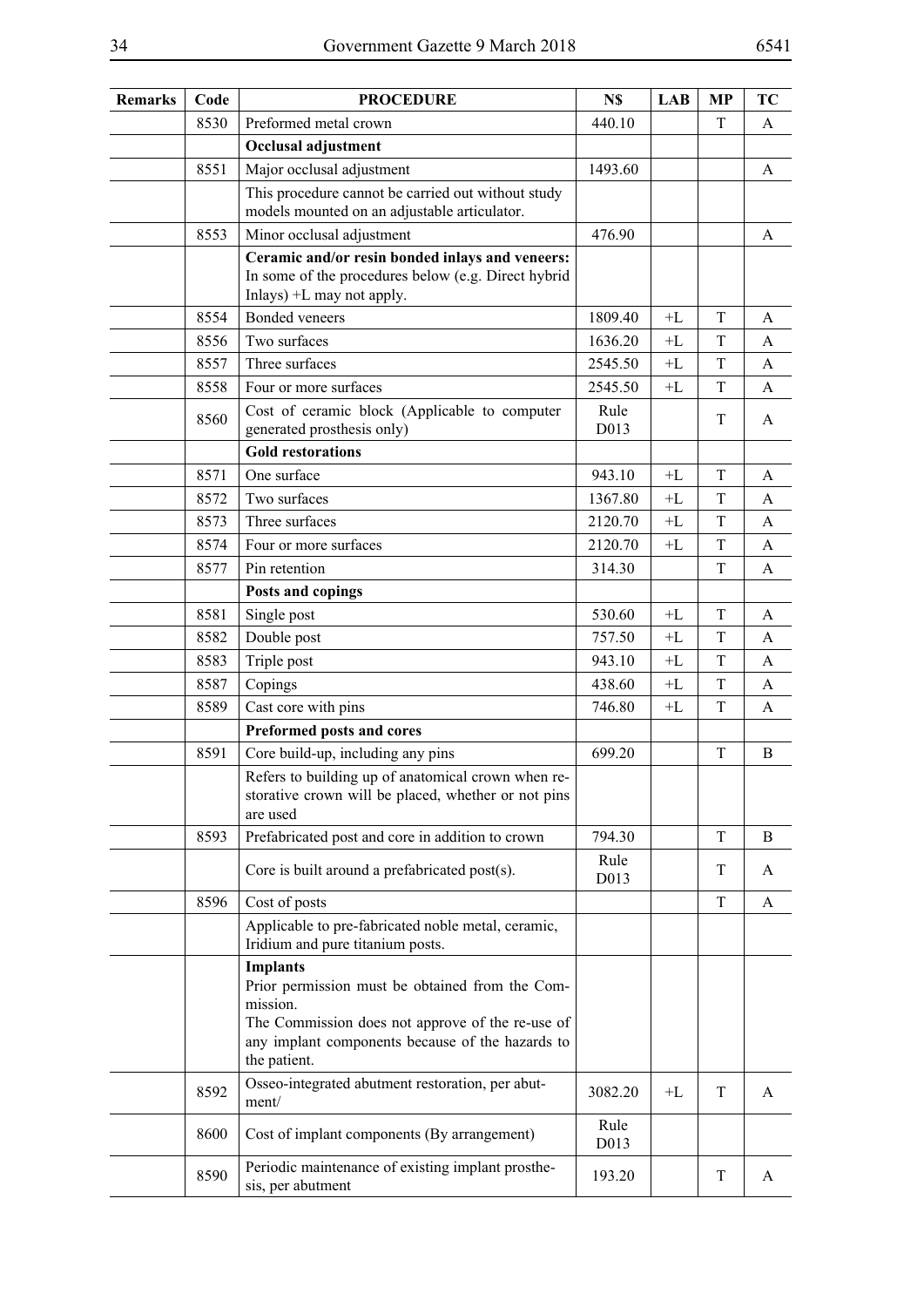| Remarks | Code | PROCEDURE | N$ | LAB | MP | TC |
|---|---|---|---|---|---|---|
| | 8530 | Preformed metal crown | 440.10 | | T | A |
| | | **Occlusal adjustment** | | | | |
| | 8551 | Major occlusal adjustment | 1493.60 | | | A |
| | | This procedure cannot be carried out without study models mounted on an adjustable articulator. | | | | |
| | 8553 | Minor occlusal adjustment | 476.90 | | | A |
| | | **Ceramic and/or resin bonded inlays and veneers:** In some of the procedures below (e.g. Direct hybrid Inlays) +L may not apply. | | | | |
| | 8554 | Bonded veneers | 1809.40 | +L | T | A |
| | 8556 | Two surfaces | 1636.20 | +L | T | A |
| | 8557 | Three surfaces | 2545.50 | +L | T | A |
| | 8558 | Four or more surfaces | 2545.50 | +L | T | A |
| | 8560 | Cost of ceramic block (Applicable to computer generated prosthesis only) | Rule D013 | | T | A |
| | | **Gold restorations** | | | | |
| | 8571 | One surface | 943.10 | +L | T | A |
| | 8572 | Two surfaces | 1367.80 | +L | T | A |
| | 8573 | Three surfaces | 2120.70 | +L | T | A |
| | 8574 | Four or more surfaces | 2120.70 | +L | T | A |
| | 8577 | Pin retention | 314.30 | | T | A |
| | | **Posts and copings** | | | | |
| | 8581 | Single post | 530.60 | +L | T | A |
| | 8582 | Double post | 757.50 | +L | T | A |
| | 8583 | Triple post | 943.10 | +L | T | A |
| | 8587 | Copings | 438.60 | +L | T | A |
| | 8589 | Cast core with pins | 746.80 | +L | T | A |
| | | **Preformed posts and cores** | | | | |
| | 8591 | Core build-up, including any pins | 699.20 | | T | B |
| | | Refers to building up of anatomical crown when restorative crown will be placed, whether or not pins are used | | | | |
| | 8593 | Prefabricated post and core in addition to crown | 794.30 | | T | B |
| | | Core is built around a prefabricated post(s). | Rule D013 | | T | A |
| | 8596 | Cost of posts | | | T | A |
| | | Applicable to pre-fabricated noble metal, ceramic, Iridium and pure titanium posts. | | | | |
| | | **Implants** Prior permission must be obtained from the Commission. The Commission does not approve of the re-use of any implant components because of the hazards to the patient. | | | | |
| | 8592 | Osseo-integrated abutment restoration, per abutment/ | 3082.20 | +L | T | A |
| | 8600 | Cost of implant components (By arrangement) | Rule D013 | | | |
| | 8590 | Periodic maintenance of existing implant prosthesis, per abutment | 193.20 | | T | A |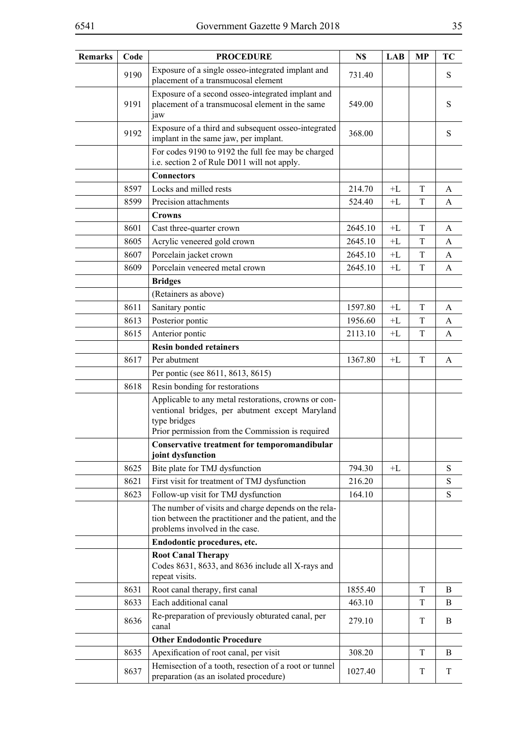| Remarks | Code | PROCEDURE | N$ | LAB | MP | TC |
|---|---|---|---|---|---|---|
| | 9190 | Exposure of a single osseo-integrated implant and placement of a transmucosal element | 731.40 | | | S |
| | 9191 | Exposure of a second osseo-integrated implant and placement of a transmucosal element in the same jaw | 549.00 | | | S |
| | 9192 | Exposure of a third and subsequent osseo-integrated implant in the same jaw, per implant. | 368.00 | | | S |
| | | For codes 9190 to 9192 the full fee may be charged i.e. section 2 of Rule D011 will not apply. | | | | |
| | | **Connectors** | | | | |
| | 8597 | Locks and milled rests | 214.70 | +L | T | A |
| | 8599 | Precision attachments | 524.40 | +L | T | A |
| | | **Crowns** | | | | |
| | 8601 | Cast three-quarter crown | 2645.10 | +L | T | A |
| | 8605 | Acrylic veneered gold crown | 2645.10 | +L | T | A |
| | 8607 | Porcelain jacket crown | 2645.10 | +L | T | A |
| | 8609 | Porcelain veneered metal crown | 2645.10 | +L | T | A |
| | | **Bridges** | | | | |
| | | (Retainers as above) | | | | |
| | 8611 | Sanitary pontic | 1597.80 | +L | T | A |
| | 8613 | Posterior pontic | 1956.60 | +L | T | A |
| | 8615 | Anterior pontic | 2113.10 | +L | T | A |
| | | **Resin bonded retainers** | | | | |
| | 8617 | Per abutment | 1367.80 | +L | T | A |
| | | Per pontic (see 8611, 8613, 8615) | | | | |
| | 8618 | Resin bonding for restorations | | | | |
| | | Applicable to any metal restorations, crowns or conventional bridges, per abutment except Maryland type bridges<br>Prior permission from the Commission is required | | | | |
| | | **Conservative treatment for temporomandibular joint dysfunction** | | | | |
| | 8625 | Bite plate for TMJ dysfunction | 794.30 | +L | | S |
| | 8621 | First visit for treatment of TMJ dysfunction | 216.20 | | | S |
| | 8623 | Follow-up visit for TMJ dysfunction | 164.10 | | | S |
| | | The number of visits and charge depends on the relation between the practitioner and the patient, and the problems involved in the case. | | | | |
| | | **Endodontic procedures, etc.** | | | | |
| | | **Root Canal Therapy**<br>Codes 8631, 8633, and 8636 include all X-rays and repeat visits. | | | | |
| | 8631 | Root canal therapy, first canal | 1855.40 | | T | B |
| | 8633 | Each additional canal | 463.10 | | T | B |
| | 8636 | Re-preparation of previously obturated canal, per canal | 279.10 | | T | B |
| | | **Other Endodontic Procedure** | | | | |
| | 8635 | Apexification of root canal, per visit | 308.20 | | T | B |
| | 8637 | Hemisection of a tooth, resection of a root or tunnel preparation (as an isolated procedure) | 1027.40 | | T | T |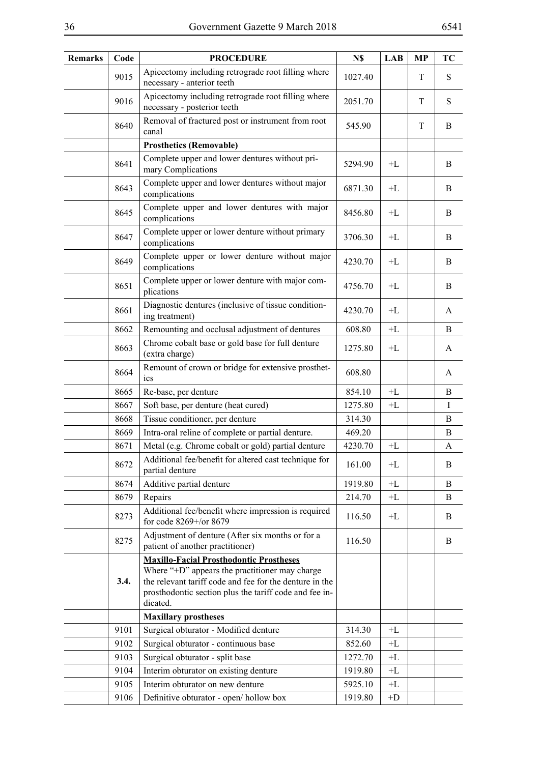| Remarks | Code | PROCEDURE | N$ | LAB | MP | TC |
|---|---|---|---|---|---|---|
| | 9015 | Apicectomy including retrograde root filling where necessary - anterior teeth | 1027.40 | | T | S |
| | 9016 | Apicectomy including retrograde root filling where necessary - posterior teeth | 2051.70 | | T | S |
| | 8640 | Removal of fractured post or instrument from root canal | 545.90 | | T | B |
| | | **Prosthetics (Removable)** | | | | |
| | 8641 | Complete upper and lower dentures without primary Complications | 5294.90 | +L | | B |
| | 8643 | Complete upper and lower dentures without major complications | 6871.30 | +L | | B |
| | 8645 | Complete upper and lower dentures with major complications | 8456.80 | +L | | B |
| | 8647 | Complete upper or lower denture without primary complications | 3706.30 | +L | | B |
| | 8649 | Complete upper or lower denture without major complications | 4230.70 | +L | | B |
| | 8651 | Complete upper or lower denture with major complications | 4756.70 | +L | | B |
| | 8661 | Diagnostic dentures (inclusive of tissue conditioning treatment) | 4230.70 | +L | | A |
| | 8662 | Remounting and occlusal adjustment of dentures | 608.80 | +L | | B |
| | 8663 | Chrome cobalt base or gold base for full denture (extra charge) | 1275.80 | +L | | A |
| | 8664 | Remount of crown or bridge for extensive prosthetics | 608.80 | | | A |
| | 8665 | Re-base, per denture | 854.10 | +L | | B |
| | 8667 | Soft base, per denture (heat cured) | 1275.80 | +L | | I |
| | 8668 | Tissue conditioner, per denture | 314.30 | | | B |
| | 8669 | Intra-oral reline of complete or partial denture. | 469.20 | | | B |
| | 8671 | Metal (e.g. Chrome cobalt or gold) partial denture | 4230.70 | +L | | A |
| | 8672 | Additional fee/benefit for altered cast technique for partial denture | 161.00 | +L | | B |
| | 8674 | Additive partial denture | 1919.80 | +L | | B |
| | 8679 | Repairs | 214.70 | +L | | B |
| | 8273 | Additional fee/benefit where impression is required for code 8269+/or 8679 | 116.50 | +L | | B |
| | 8275 | Adjustment of denture (After six months or for a patient of another practitioner) | 116.50 | | | B |
| | 3.4. | **Maxillo-Facial Prosthodontic Prostheses** Where "+D" appears the practitioner may charge the relevant tariff code and fee for the denture in the prosthodontic section plus the tariff code and fee indicated. | | | | |
| | | **Maxillary prostheses** | | | | |
| | 9101 | Surgical obturator - Modified denture | 314.30 | +L | | |
| | 9102 | Surgical obturator - continuous base | 852.60 | +L | | |
| | 9103 | Surgical obturator - split base | 1272.70 | +L | | |
| | 9104 | Interim obturator on existing denture | 1919.80 | +L | | |
| | 9105 | Interim obturator on new denture | 5925.10 | +L | | |
| | 9106 | Definitive obturator - open/ hollow box | 1919.80 | +D | | |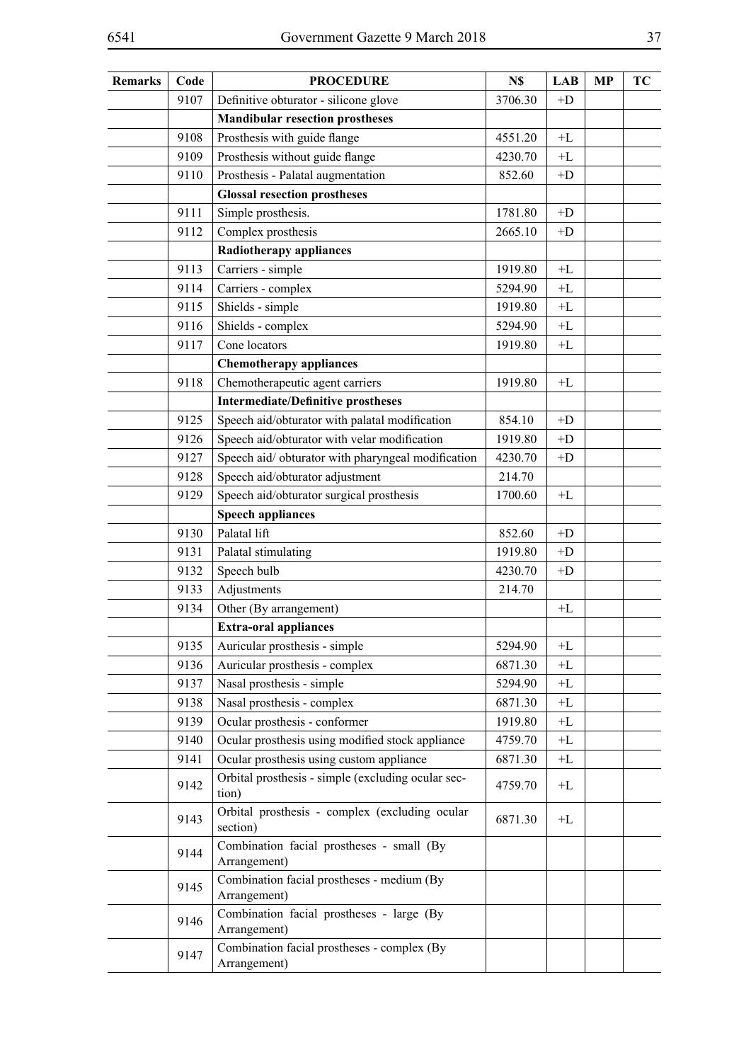| Remarks | Code | PROCEDURE | N$ | LAB | MP | TC |
|---|---|---|---|---|---|---|
| | 9107 | Definitive obturator - silicone glove | 3706.30 | +D | | |
| | | **Mandibular resection prostheses** | | | | |
| | 9108 | Prosthesis with guide flange | 4551.20 | +L | | |
| | 9109 | Prosthesis without guide flange | 4230.70 | +L | | |
| | 9110 | Prosthesis - Palatal augmentation | 852.60 | +D | | |
| | | **Glossal resection prostheses** | | | | |
| | 9111 | Simple prosthesis. | 1781.80 | +D | | |
| | 9112 | Complex prosthesis | 2665.10 | +D | | |
| | | **Radiotherapy appliances** | | | | |
| | 9113 | Carriers - simple | 1919.80 | +L | | |
| | 9114 | Carriers - complex | 5294.90 | +L | | |
| | 9115 | Shields - simple | 1919.80 | +L | | |
| | 9116 | Shields - complex | 5294.90 | +L | | |
| | 9117 | Cone locators | 1919.80 | +L | | |
| | | **Chemotherapy appliances** | | | | |
| | 9118 | Chemotherapeutic agent carriers | 1919.80 | +L | | |
| | | **Intermediate/Definitive prostheses** | | | | |
| | 9125 | Speech aid/obturator with palatal modification | 854.10 | +D | | |
| | 9126 | Speech aid/obturator with velar modification | 1919.80 | +D | | |
| | 9127 | Speech aid/ obturator with pharyngeal modification | 4230.70 | +D | | |
| | 9128 | Speech aid/obturator adjustment | 214.70 | | | |
| | 9129 | Speech aid/obturator surgical prosthesis | 1700.60 | +L | | |
| | | **Speech appliances** | | | | |
| | 9130 | Palatal lift | 852.60 | +D | | |
| | 9131 | Palatal stimulating | 1919.80 | +D | | |
| | 9132 | Speech bulb | 4230.70 | +D | | |
| | 9133 | Adjustments | 214.70 | | | |
| | 9134 | Other (By arrangement) | | +L | | |
| | | **Extra-oral appliances** | | | | |
| | 9135 | Auricular prosthesis - simple | 5294.90 | +L | | |
| | 9136 | Auricular prosthesis - complex | 6871.30 | +L | | |
| | 9137 | Nasal prosthesis - simple | 5294.90 | +L | | |
| | 9138 | Nasal prosthesis - complex | 6871.30 | +L | | |
| | 9139 | Ocular prosthesis - conformer | 1919.80 | +L | | |
| | 9140 | Ocular prosthesis using modified stock appliance | 4759.70 | +L | | |
| | 9141 | Ocular prosthesis using custom appliance | 6871.30 | +L | | |
| | 9142 | Orbital prosthesis - simple (excluding ocular section) | 4759.70 | +L | | |
| | 9143 | Orbital prosthesis - complex (excluding ocular section) | 6871.30 | +L | | |
| | 9144 | Combination facial prostheses - small (By Arrangement) | | | | |
| | 9145 | Combination facial prostheses - medium (By Arrangement) | | | | |
| | 9146 | Combination facial prostheses - large (By Arrangement) | | | | |
| | 9147 | Combination facial prostheses - complex (By Arrangement) | | | | |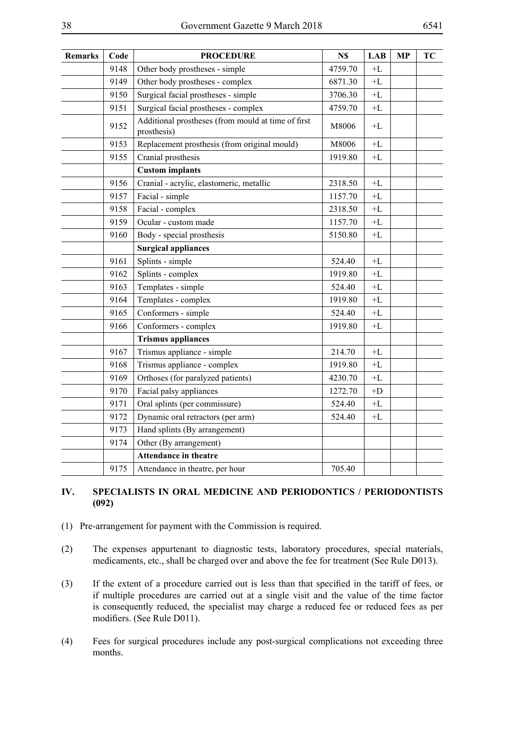| Remarks | Code | PROCEDURE | N$ | LAB | MP | TC |
|---|---|---|---|---|---|---|
| | 9148 | Other body prostheses - simple | 4759.70 | +L | | |
| | 9149 | Other body prostheses - complex | 6871.30 | +L | | |
| | 9150 | Surgical facial prostheses - simple | 3706.30 | +L | | |
| | 9151 | Surgical facial prostheses - complex | 4759.70 | +L | | |
| | 9152 | Additional prostheses (from mould at time of first prosthesis) | M8006 | +L | | |
| | 9153 | Replacement prosthesis (from original mould) | M8006 | +L | | |
| | 9155 | Cranial prosthesis | 1919.80 | +L | | |
| | | **Custom implants** | | | | |
| | 9156 | Cranial - acrylic, elastomeric, metallic | 2318.50 | +L | | |
| | 9157 | Facial - simple | 1157.70 | +L | | |
| | 9158 | Facial - complex | 2318.50 | +L | | |
| | 9159 | Ocular - custom made | 1157.70 | +L | | |
| | 9160 | Body - special prosthesis | 5150.80 | +L | | |
| | | **Surgical appliances** | | | | |
| | 9161 | Splints - simple | 524.40 | +L | | |
| | 9162 | Splints - complex | 1919.80 | +L | | |
| | 9163 | Templates - simple | 524.40 | +L | | |
| | 9164 | Templates - complex | 1919.80 | +L | | |
| | 9165 | Conformers - simple | 524.40 | +L | | |
| | 9166 | Conformers - complex | 1919.80 | +L | | |
| | | **Trismus appliances** | | | | |
| | 9167 | Trismus appliance - simple | 214.70 | +L | | |
| | 9168 | Trismus appliance - complex | 1919.80 | +L | | |
| | 9169 | Orthoses (for paralyzed patients) | 4230.70 | +L | | |
| | 9170 | Facial palsy appliances | 1272.70 | +D | | |
| | 9171 | Oral splints (per commissure) | 524.40 | +L | | |
| | 9172 | Dynamic oral retractors (per arm) | 524.40 | +L | | |
| | 9173 | Hand splints (By arrangement) | | | | |
| | 9174 | Other (By arrangement) | | | | |
| | | **Attendance in theatre** | | | | |
| | 9175 | Attendance in theatre, per hour | 705.40 | | | |

## IV. SPECIALISTS IN ORAL MEDICINE AND PERIODONTICS / PERIODONTISTS (092)

(1) Pre-arrangement for payment with the Commission is required.

(2) The expenses appurtenant to diagnostic tests, laboratory procedures, special materials, medicaments, etc., shall be charged over and above the fee for treatment (See Rule D013).

(3) If the extent of a procedure carried out is less than that specified in the tariff of fees, or if multiple procedures are carried out at a single visit and the value of the time factor is consequently reduced, the specialist may charge a reduced fee or reduced fees as per modifiers. (See Rule D011).

(4) Fees for surgical procedures include any post-surgical complications not exceeding three months.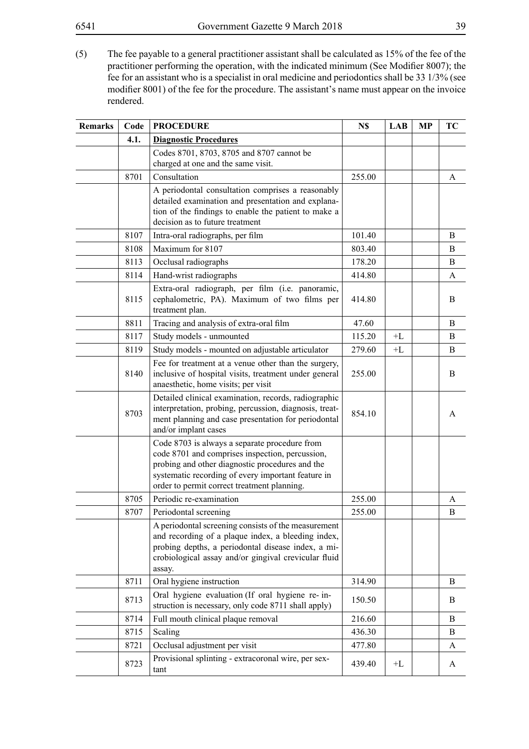(5) The fee payable to a general practitioner assistant shall be calculated as 15% of the fee of the practitioner performing the operation, with the indicated minimum (See Modifier 8007); the fee for an assistant who is a specialist in oral medicine and periodontics shall be 33 1/3% (see modifier 8001) of the fee for the procedure. The assistant's name must appear on the invoice rendered.

| Remarks | Code | PROCEDURE | N$ | LAB | MP | TC |
|---|---|---|---|---|---|---|
| | **4.1.** | **Diagnostic Procedures** | | | | |
| | | Codes 8701, 8703, 8705 and 8707 cannot be charged at one and the same visit. | | | | |
| | 8701 | Consultation | 255.00 | | | A |
| | | A periodontal consultation comprises a reasonably detailed examination and presentation and explanation of the findings to enable the patient to make a decision as to future treatment | | | | |
| | 8107 | Intra-oral radiographs, per film | 101.40 | | | B |
| | 8108 | Maximum for 8107 | 803.40 | | | B |
| | 8113 | Occlusal radiographs | 178.20 | | | B |
| | 8114 | Hand-wrist radiographs | 414.80 | | | A |
| | 8115 | Extra-oral radiograph, per film (i.e. panoramic, cephalometric, PA). Maximum of two films per treatment plan. | 414.80 | | | B |
| | 8811 | Tracing and analysis of extra-oral film | 47.60 | | | B |
| | 8117 | Study models - unmounted | 115.20 | +L | | B |
| | 8119 | Study models - mounted on adjustable articulator | 279.60 | +L | | B |
| | 8140 | Fee for treatment at a venue other than the surgery, inclusive of hospital visits, treatment under general anaesthetic, home visits; per visit | 255.00 | | | B |
| | 8703 | Detailed clinical examination, records, radiographic interpretation, probing, percussion, diagnosis, treatment planning and case presentation for periodontal and/or implant cases | 854.10 | | | A |
| | | Code 8703 is always a separate procedure from code 8701 and comprises inspection, percussion, probing and other diagnostic procedures and the systematic recording of every important feature in order to permit correct treatment planning. | | | | |
| | 8705 | Periodic re-examination | 255.00 | | | A |
| | 8707 | Periodontal screening | 255.00 | | | B |
| | | A periodontal screening consists of the measurement and recording of a plaque index, a bleeding index, probing depths, a periodontal disease index, a microbiological assay and/or gingival crevicular fluid assay. | | | | |
| | 8711 | Oral hygiene instruction | 314.90 | | | B |
| | 8713 | Oral hygiene evaluation (If oral hygiene re- instruction is necessary, only code 8711 shall apply) | 150.50 | | | B |
| | 8714 | Full mouth clinical plaque removal | 216.60 | | | B |
| | 8715 | Scaling | 436.30 | | | B |
| | 8721 | Occlusal adjustment per visit | 477.80 | | | A |
| | 8723 | Provisional splinting - extracoronal wire, per sextant | 439.40 | +L | | A |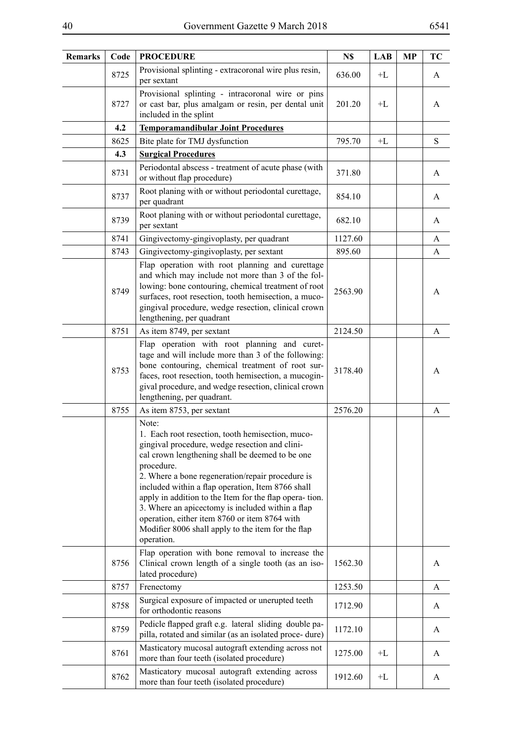| Remarks | Code | PROCEDURE | N$ | LAB | MP | TC |
|---|---|---|---|---|---|---|
| | 8725 | Provisional splinting - extracoronal wire plus resin, per sextant | 636.00 | +L | | A |
| | 8727 | Provisional splinting - intracoronal wire or pins or cast bar, plus amalgam or resin, per dental unit included in the splint | 201.20 | +L | | A |
| | **4.2** | **Temporamandibular Joint Procedures** | | | | |
| | 8625 | Bite plate for TMJ dysfunction | 795.70 | +L | | S |
| | **4.3** | **Surgical Procedures** | | | | |
| | 8731 | Periodontal abscess - treatment of acute phase (with or without flap procedure) | 371.80 | | | A |
| | 8737 | Root planing with or without periodontal curettage, per quadrant | 854.10 | | | A |
| | 8739 | Root planing with or without periodontal curettage, per sextant | 682.10 | | | A |
| | 8741 | Gingivectomy-gingivoplasty, per quadrant | 1127.60 | | | A |
| | 8743 | Gingivectomy-gingivoplasty, per sextant | 895.60 | | | A |
| | 8749 | Flap operation with root planning and curettage and which may include not more than 3 of the following: bone contouring, chemical treatment of root surfaces, root resection, tooth hemisection, a mucogingival procedure, wedge resection, clinical crown lengthening, per quadrant | 2563.90 | | | A |
| | 8751 | As item 8749, per sextant | 2124.50 | | | A |
| | 8753 | Flap operation with root planning and curettage and will include more than 3 of the following: bone contouring, chemical treatment of root surfaces, root resection, tooth hemisection, a mucogingival procedure, and wedge resection, clinical crown lengthening, per quadrant. | 3178.40 | | | A |
| | 8755 | As item 8753, per sextant | 2576.20 | | | A |
| | | Note:<br>1. Each root resection, tooth hemisection, mucogingival procedure, wedge resection and clinical crown lengthening shall be deemed to be one procedure.<br>2. Where a bone regeneration/repair procedure is included within a flap operation, Item 8766 shall apply in addition to the Item for the flap operation.<br>3. Where an apicectomy is included within a flap operation, either item 8760 or item 8764 with Modifier 8006 shall apply to the item for the flap operation. | | | | |
| | 8756 | Flap operation with bone removal to increase the Clinical crown length of a single tooth (as an isolated procedure) | 1562.30 | | | A |
| | 8757 | Frenectomy | 1253.50 | | | A |
| | 8758 | Surgical exposure of impacted or unerupted teeth for orthodontic reasons | 1712.90 | | | A |
| | 8759 | Pedicle flapped graft e.g. lateral sliding double papilla, rotated and similar (as an isolated procedure) | 1172.10 | | | A |
| | 8761 | Masticatory mucosal autograft extending across not more than four teeth (isolated procedure) | 1275.00 | +L | | A |
| | 8762 | Masticatory mucosal autograft extending across more than four teeth (isolated procedure) | 1912.60 | +L | | A |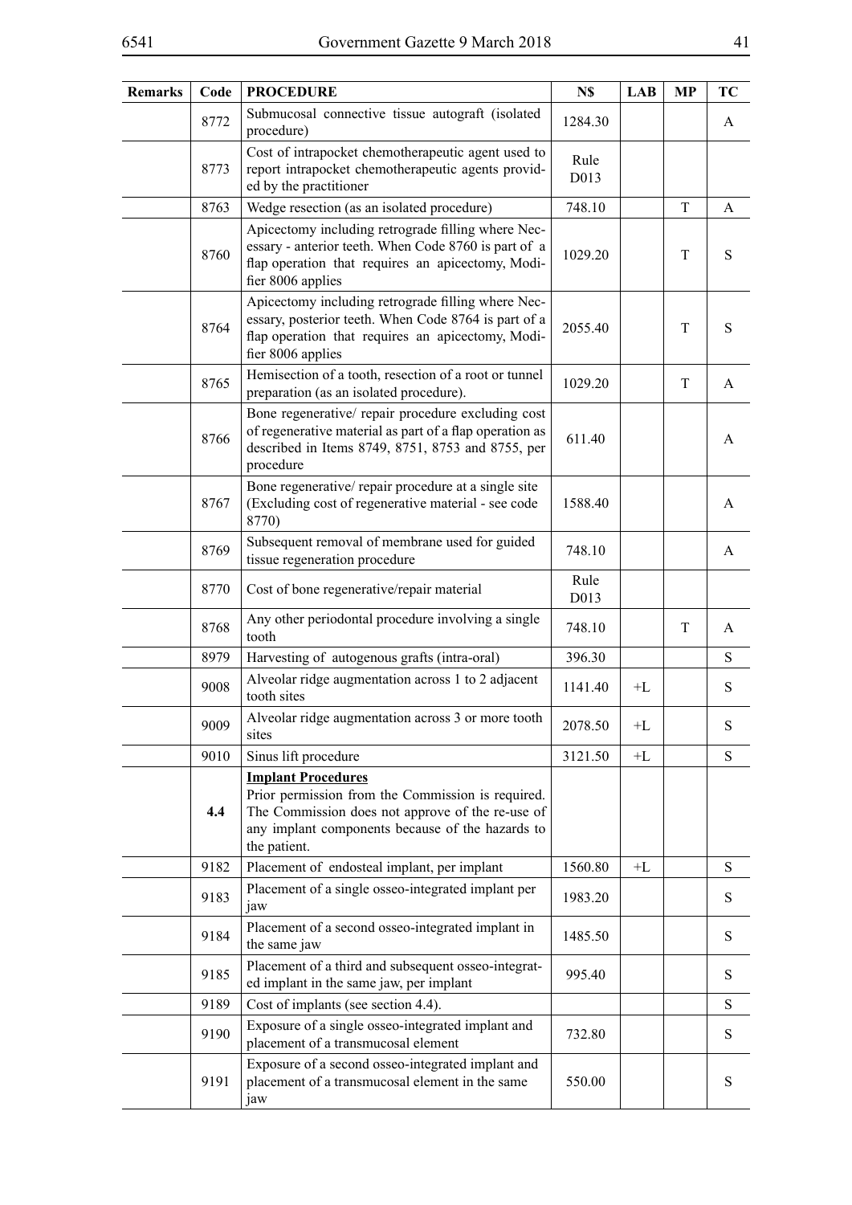| Remarks | Code | PROCEDURE | N$ | LAB | MP | TC |
|---|---|---|---|---|---|---|
| | 8772 | Submucosal connective tissue autograft (isolated procedure) | 1284.30 | | | A |
| | 8773 | Cost of intrapocket chemotherapeutic agent used to report intrapocket chemotherapeutic agents provided by the practitioner | Rule D013 | | | |
| | 8763 | Wedge resection (as an isolated procedure) | 748.10 | | T | A |
| | 8760 | Apicectomy including retrograde filling where Necessary - anterior teeth. When Code 8760 is part of a flap operation that requires an apicectomy, Modifier 8006 applies | 1029.20 | | T | S |
| | 8764 | Apicectomy including retrograde filling where Necessary, posterior teeth. When Code 8764 is part of a flap operation that requires an apicectomy, Modifier 8006 applies | 2055.40 | | T | S |
| | 8765 | Hemisection of a tooth, resection of a root or tunnel preparation (as an isolated procedure). | 1029.20 | | T | A |
| | 8766 | Bone regenerative/ repair procedure excluding cost of regenerative material as part of a flap operation as described in Items 8749, 8751, 8753 and 8755, per procedure | 611.40 | | | A |
| | 8767 | Bone regenerative/ repair procedure at a single site (Excluding cost of regenerative material - see code 8770) | 1588.40 | | | A |
| | 8769 | Subsequent removal of membrane used for guided tissue regeneration procedure | 748.10 | | | A |
| | 8770 | Cost of bone regenerative/repair material | Rule D013 | | | |
| | 8768 | Any other periodontal procedure involving a single tooth | 748.10 | | T | A |
| | 8979 | Harvesting of autogenous grafts (intra-oral) | 396.30 | | | S |
| | 9008 | Alveolar ridge augmentation across 1 to 2 adjacent tooth sites | 1141.40 | +L | | S |
| | 9009 | Alveolar ridge augmentation across 3 or more tooth sites | 2078.50 | +L | | S |
| | 9010 | Sinus lift procedure | 3121.50 | +L | | S |
| | **4.4** | **Implant Procedures** Prior permission from the Commission is required. The Commission does not approve of the re-use of any implant components because of the hazards to the patient. | | | | |
| | 9182 | Placement of endosteal implant, per implant | 1560.80 | +L | | S |
| | 9183 | Placement of a single osseo-integrated implant per jaw | 1983.20 | | | S |
| | 9184 | Placement of a second osseo-integrated implant in the same jaw | 1485.50 | | | S |
| | 9185 | Placement of a third and subsequent osseo-integrated implant in the same jaw, per implant | 995.40 | | | S |
| | 9189 | Cost of implants (see section 4.4). | | | | S |
| | 9190 | Exposure of a single osseo-integrated implant and placement of a transmucosal element | 732.80 | | | S |
| | 9191 | Exposure of a second osseo-integrated implant and placement of a transmucosal element in the same jaw | 550.00 | | | S |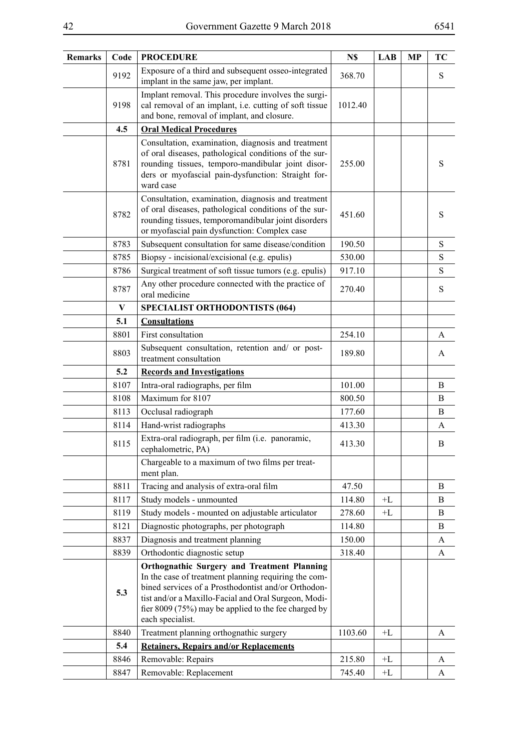| Remarks | Code | PROCEDURE | N$ | LAB | MP | TC |
|---|---|---|---|---|---|---|
| | 9192 | Exposure of a third and subsequent osseo-integrated implant in the same jaw, per implant. | 368.70 | | | S |
| | 9198 | Implant removal. This procedure involves the surgical removal of an implant, i.e. cutting of soft tissue and bone, removal of implant, and closure. | 1012.40 | | | |
| | **4.5** | **Oral Medical Procedures** | | | | |
| | 8781 | Consultation, examination, diagnosis and treatment of oral diseases, pathological conditions of the surrounding tissues, temporo-mandibular joint disorders or myofascial pain-dysfunction: Straight forward case | 255.00 | | | S |
| | 8782 | Consultation, examination, diagnosis and treatment of oral diseases, pathological conditions of the surrounding tissues, temporomandibular joint disorders or myofascial pain dysfunction: Complex case | 451.60 | | | S |
| | 8783 | Subsequent consultation for same disease/condition | 190.50 | | | S |
| | 8785 | Biopsy - incisional/excisional (e.g. epulis) | 530.00 | | | S |
| | 8786 | Surgical treatment of soft tissue tumors (e.g. epulis) | 917.10 | | | S |
| | 8787 | Any other procedure connected with the practice of oral medicine | 270.40 | | | S |
| | **V** | **SPECIALIST ORTHODONTISTS (064)** | | | | |
| | **5.1** | **Consultations** | | | | |
| | 8801 | First consultation | 254.10 | | | A |
| | 8803 | Subsequent consultation, retention and/ or post-treatment consultation | 189.80 | | | A |
| | **5.2** | **Records and Investigations** | | | | |
| | 8107 | Intra-oral radiographs, per film | 101.00 | | | B |
| | 8108 | Maximum for 8107 | 800.50 | | | B |
| | 8113 | Occlusal radiograph | 177.60 | | | B |
| | 8114 | Hand-wrist radiographs | 413.30 | | | A |
| | 8115 | Extra-oral radiograph, per film (i.e. panoramic, cephalometric, PA) | 413.30 | | | B |
| | | Chargeable to a maximum of two films per treatment plan. | | | | |
| | 8811 | Tracing and analysis of extra-oral film | 47.50 | | | B |
| | 8117 | Study models - unmounted | 114.80 | +L | | B |
| | 8119 | Study models - mounted on adjustable articulator | 278.60 | +L | | B |
| | 8121 | Diagnostic photographs, per photograph | 114.80 | | | B |
| | 8837 | Diagnosis and treatment planning | 150.00 | | | A |
| | 8839 | Orthodontic diagnostic setup | 318.40 | | | A |
| | **5.3** | **Orthognathic Surgery and Treatment Planning** In the case of treatment planning requiring the combined services of a Prosthodontist and/or Orthodontist and/or a Maxillo-Facial and Oral Surgeon, Modifier 8009 (75%) may be applied to the fee charged by each specialist. | | | | |
| | 8840 | Treatment planning orthognathic surgery | 1103.60 | +L | | A |
| | **5.4** | **Retainers, Repairs and/or Replacements** | | | | |
| | 8846 | Removable: Repairs | 215.80 | +L | | A |
| | 8847 | Removable: Replacement | 745.40 | +L | | A |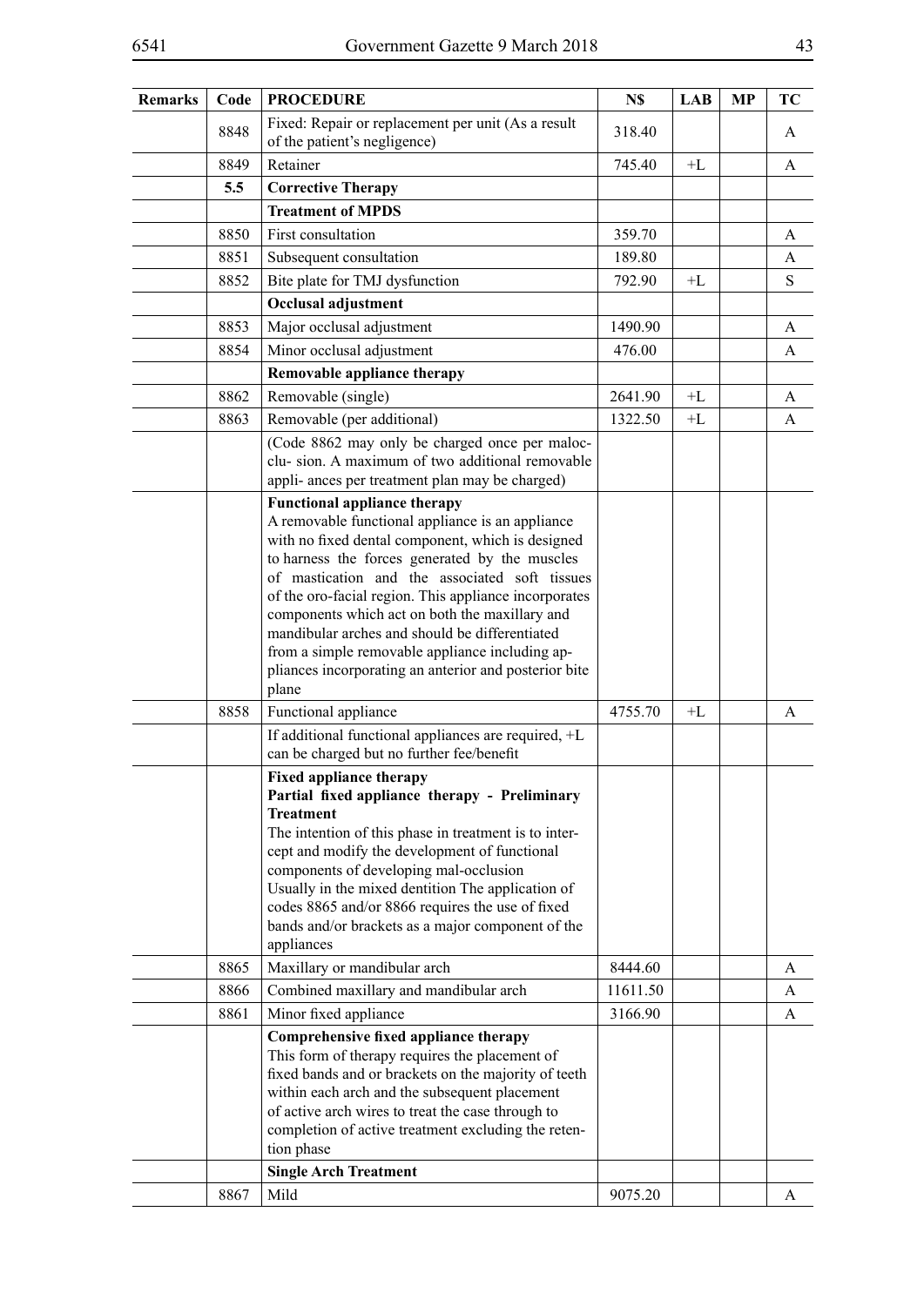| Remarks | Code | PROCEDURE | N$ | LAB | MP | TC |
|---|---|---|---|---|---|---|
| | 8848 | Fixed: Repair or replacement per unit (As a result of the patient's negligence) | 318.40 | | | A |
| | 8849 | Retainer | 745.40 | +L | | A |
| | **5.5** | **Corrective Therapy** | | | | |
| | | **Treatment of MPDS** | | | | |
| | 8850 | First consultation | 359.70 | | | A |
| | 8851 | Subsequent consultation | 189.80 | | | A |
| | 8852 | Bite plate for TMJ dysfunction | 792.90 | +L | | S |
| | | **Occlusal adjustment** | | | | |
| | 8853 | Major occlusal adjustment | 1490.90 | | | A |
| | 8854 | Minor occlusal adjustment | 476.00 | | | A |
| | | **Removable appliance therapy** | | | | |
| | 8862 | Removable (single) | 2641.90 | +L | | A |
| | 8863 | Removable (per additional) | 1322.50 | +L | | A |
| | | (Code 8862 may only be charged once per maloc- clu- sion. A maximum of two additional removable appli- ances per treatment plan may be charged) | | | | |
| | | **Functional appliance therapy** A removable functional appliance is an appliance with no fixed dental component, which is designed to harness the forces generated by the muscles of mastication and the associated soft tissues of the oro-facial region. This appliance incorporates components which act on both the maxillary and mandibular arches and should be differentiated from a simple removable appliance including ap- pliances incorporating an anterior and posterior bite plane | | | | |
| | 8858 | Functional appliance | 4755.70 | +L | | A |
| | | If additional functional appliances are required, +L can be charged but no further fee/benefit | | | | |
| | | **Fixed appliance therapy** **Partial fixed appliance therapy - Preliminary Treatment** The intention of this phase in treatment is to inter- cept and modify the development of functional components of developing mal-occlusion Usually in the mixed dentition The application of codes 8865 and/or 8866 requires the use of fixed bands and/or brackets as a major component of the appliances | | | | |
| | 8865 | Maxillary or mandibular arch | 8444.60 | | | A |
| | 8866 | Combined maxillary and mandibular arch | 11611.50 | | | A |
| | 8861 | Minor fixed appliance | 3166.90 | | | A |
| | | **Comprehensive fixed appliance therapy** This form of therapy requires the placement of fixed bands and or brackets on the majority of teeth within each arch and the subsequent placement of active arch wires to treat the case through to completion of active treatment excluding the reten- tion phase | | | | |
| | | **Single Arch Treatment** | | | | |
| | 8867 | Mild | 9075.20 | | | A |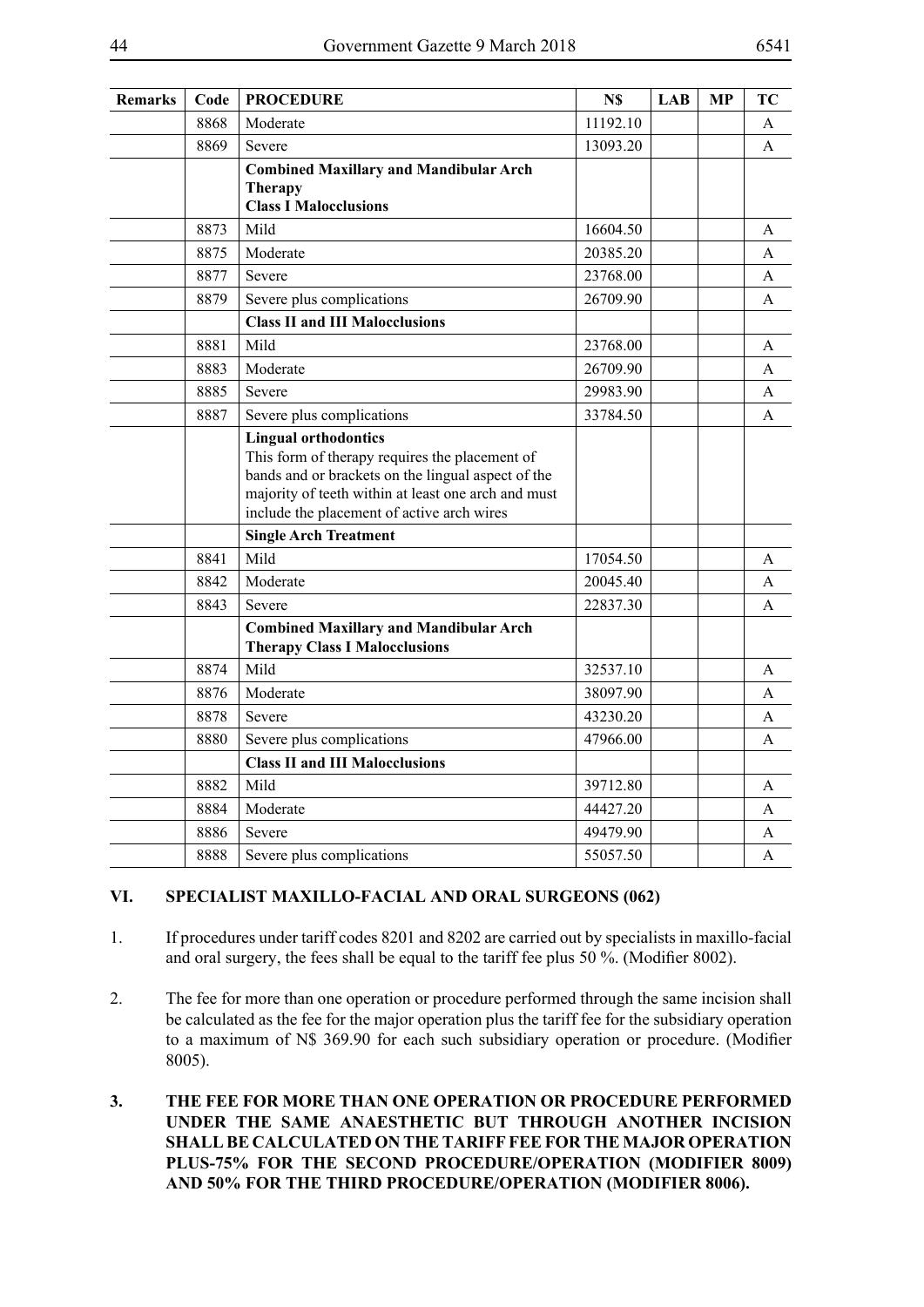| Remarks | Code | PROCEDURE | N$ | LAB | MP | TC |
|---|---|---|---|---|---|---|
| | 8868 | Moderate | 11192.10 | | | A |
| | 8869 | Severe | 13093.20 | | | A |
| | | **Combined Maxillary and Mandibular Arch Therapy Class I Malocclusions** | | | | |
| | 8873 | Mild | 16604.50 | | | A |
| | 8875 | Moderate | 20385.20 | | | A |
| | 8877 | Severe | 23768.00 | | | A |
| | 8879 | Severe plus complications | 26709.90 | | | A |
| | | **Class II and III Malocclusions** | | | | |
| | 8881 | Mild | 23768.00 | | | A |
| | 8883 | Moderate | 26709.90 | | | A |
| | 8885 | Severe | 29983.90 | | | A |
| | 8887 | Severe plus complications | 33784.50 | | | A |
| | | **Lingual orthodontics** This form of therapy requires the placement of bands and or brackets on the lingual aspect of the majority of teeth within at least one arch and must include the placement of active arch wires | | | | |
| | | **Single Arch Treatment** | | | | |
| | 8841 | Mild | 17054.50 | | | A |
| | 8842 | Moderate | 20045.40 | | | A |
| | 8843 | Severe | 22837.30 | | | A |
| | | **Combined Maxillary and Mandibular Arch Therapy Class I Malocclusions** | | | | |
| | 8874 | Mild | 32537.10 | | | A |
| | 8876 | Moderate | 38097.90 | | | A |
| | 8878 | Severe | 43230.20 | | | A |
| | 8880 | Severe plus complications | 47966.00 | | | A |
| | | **Class II and III Malocclusions** | | | | |
| | 8882 | Mild | 39712.80 | | | A |
| | 8884 | Moderate | 44427.20 | | | A |
| | 8886 | Severe | 49479.90 | | | A |
| | 8888 | Severe plus complications | 55057.50 | | | A |

## VI. SPECIALIST MAXILLO-FACIAL AND ORAL SURGEONS (062)

1. If procedures under tariff codes 8201 and 8202 are carried out by specialists in maxillo-facial and oral surgery, the fees shall be equal to the tariff fee plus 50 %. (Modifier 8002).

2. The fee for more than one operation or procedure performed through the same incision shall be calculated as the fee for the major operation plus the tariff fee for the subsidiary operation to a maximum of N$ 369.90 for each such subsidiary operation or procedure. (Modifier 8005).

3. **THE FEE FOR MORE THAN ONE OPERATION OR PROCEDURE PERFORMED UNDER THE SAME ANAESTHETIC BUT THROUGH ANOTHER INCISION SHALL BE CALCULATED ON THE TARIFF FEE FOR THE MAJOR OPERATION PLUS-75% FOR THE SECOND PROCEDURE/OPERATION (MODIFIER 8009) AND 50% FOR THE THIRD PROCEDURE/OPERATION (MODIFIER 8006).**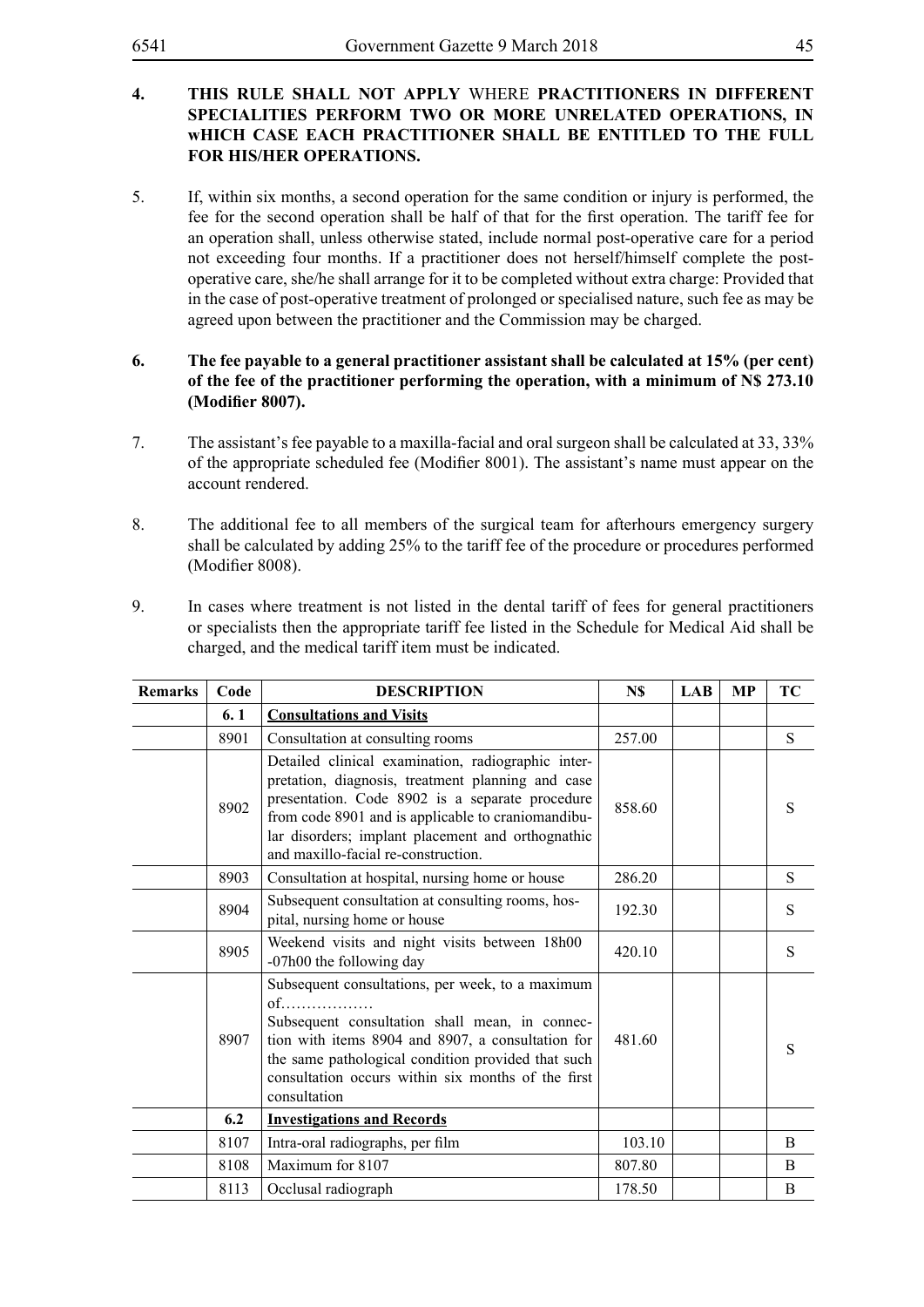**4. THIS RULE SHALL NOT APPLY** WHERE **PRACTITIONERS IN DIFFERENT SPECIALITIES PERFORM TWO OR MORE UNRELATED OPERATIONS, IN wHICH CASE EACH PRACTITIONER SHALL BE ENTITLED TO THE FULL FOR HIS/HER OPERATIONS.**

5. If, within six months, a second operation for the same condition or injury is performed, the fee for the second operation shall be half of that for the first operation. The tariff fee for an operation shall, unless otherwise stated, include normal post-operative care for a period not exceeding four months. If a practitioner does not herself/himself complete the post-operative care, she/he shall arrange for it to be completed without extra charge: Provided that in the case of post-operative treatment of prolonged or specialised nature, such fee as may be agreed upon between the practitioner and the Commission may be charged.

**6. The fee payable to a general practitioner assistant shall be calculated at 15% (per cent) of the fee of the practitioner performing the operation, with a minimum of N$ 273.10 (Modifier 8007).**

7. The assistant's fee payable to a maxilla-facial and oral surgeon shall be calculated at 33, 33% of the appropriate scheduled fee (Modifier 8001). The assistant's name must appear on the account rendered.

8. The additional fee to all members of the surgical team for afterhours emergency surgery shall be calculated by adding 25% to the tariff fee of the procedure or procedures performed (Modifier 8008).

9. In cases where treatment is not listed in the dental tariff of fees for general practitioners or specialists then the appropriate tariff fee listed in the Schedule for Medical Aid shall be charged, and the medical tariff item must be indicated.

| Remarks | Code | DESCRIPTION | N$ | LAB | MP | TC |
|---|---|---|---|---|---|---|
| | **6. 1** | **Consultations and Visits** | | | | |
| | 8901 | Consultation at consulting rooms | 257.00 | | | S |
| | 8902 | Detailed clinical examination, radiographic interpretation, diagnosis, treatment planning and case presentation. Code 8902 is a separate procedure from code 8901 and is applicable to craniomandibular disorders; implant placement and orthognathic and maxillo-facial re-construction. | 858.60 | | | S |
| | 8903 | Consultation at hospital, nursing home or house | 286.20 | | | S |
| | 8904 | Subsequent consultation at consulting rooms, hospital, nursing home or house | 192.30 | | | S |
| | 8905 | Weekend visits and night visits between 18h00 -07h00 the following day | 420.10 | | | S |
| | 8907 | Subsequent consultations, per week, to a maximum of……………… Subsequent consultation shall mean, in connection with items 8904 and 8907, a consultation for the same pathological condition provided that such consultation occurs within six months of the first consultation | 481.60 | | | S |
| | **6.2** | **Investigations and Records** | | | | |
| | 8107 | Intra-oral radiographs, per film | 103.10 | | | B |
| | 8108 | Maximum for 8107 | 807.80 | | | B |
| | 8113 | Occlusal radiograph | 178.50 | | | B |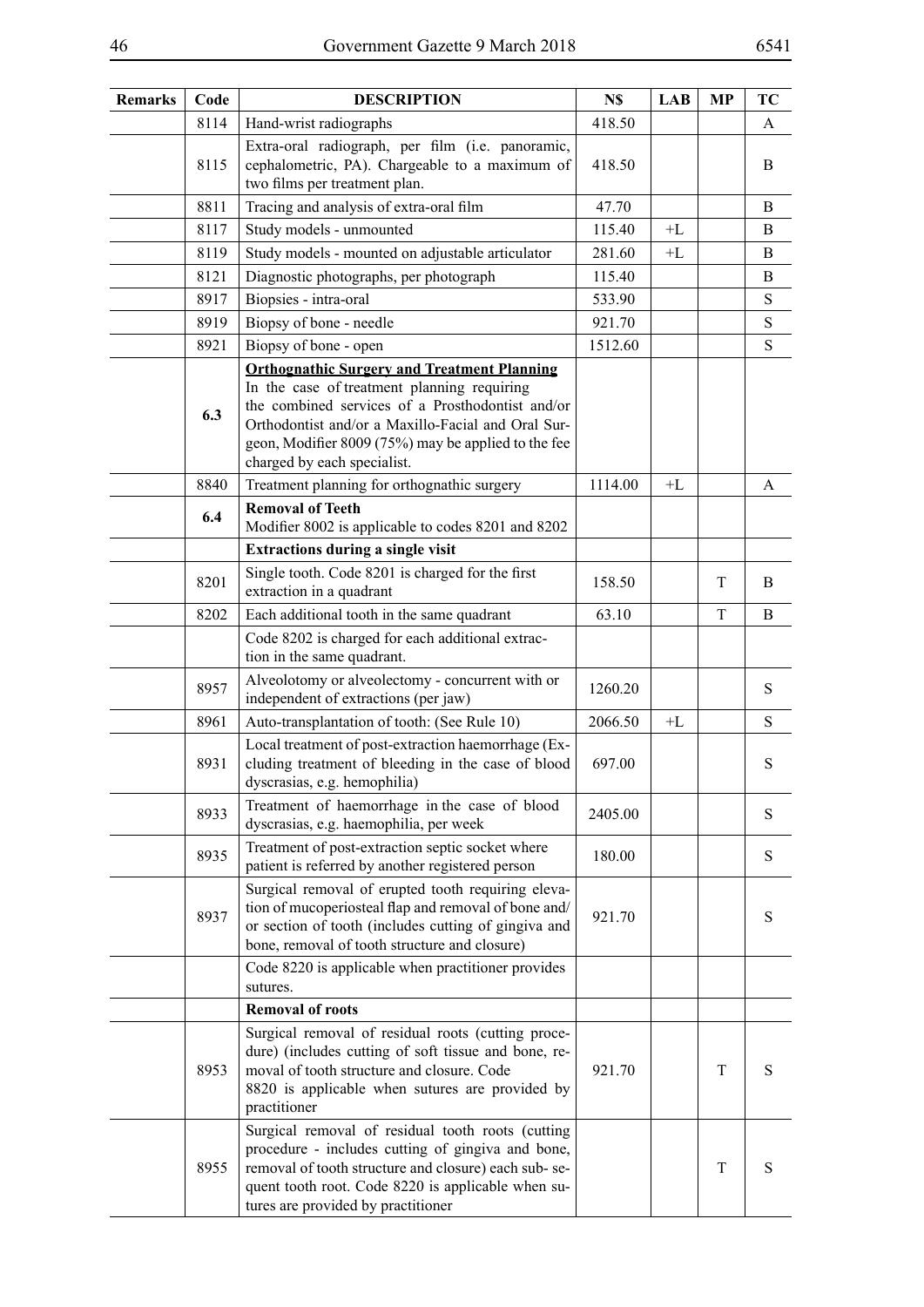| Remarks | Code | DESCRIPTION | N$ | LAB | MP | TC |
|---|---|---|---|---|---|---|
| | 8114 | Hand-wrist radiographs | 418.50 | | | A |
| | 8115 | Extra-oral radiograph, per film (i.e. panoramic, cephalometric, PA). Chargeable to a maximum of two films per treatment plan. | 418.50 | | | B |
| | 8811 | Tracing and analysis of extra-oral film | 47.70 | | | B |
| | 8117 | Study models - unmounted | 115.40 | +L | | B |
| | 8119 | Study models - mounted on adjustable articulator | 281.60 | +L | | B |
| | 8121 | Diagnostic photographs, per photograph | 115.40 | | | B |
| | 8917 | Biopsies - intra-oral | 533.90 | | | S |
| | 8919 | Biopsy of bone - needle | 921.70 | | | S |
| | 8921 | Biopsy of bone - open | 1512.60 | | | S |
| | **6.3** | **Orthognathic Surgery and Treatment Planning** In the case of treatment planning requiring the combined services of a Prosthodontist and/or Orthodontist and/or a Maxillo-Facial and Oral Surgeon, Modifier 8009 (75%) may be applied to the fee charged by each specialist. | | | | |
| | 8840 | Treatment planning for orthognathic surgery | 1114.00 | +L | | A |
| | **6.4** | **Removal of Teeth** Modifier 8002 is applicable to codes 8201 and 8202 | | | | |
| | | **Extractions during a single visit** | | | | |
| | 8201 | Single tooth. Code 8201 is charged for the first extraction in a quadrant | 158.50 | | T | B |
| | 8202 | Each additional tooth in the same quadrant | 63.10 | | T | B |
| | | Code 8202 is charged for each additional extraction in the same quadrant. | | | | |
| | 8957 | Alveolotomy or alveolectomy - concurrent with or independent of extractions (per jaw) | 1260.20 | | | S |
| | 8961 | Auto-transplantation of tooth: (See Rule 10) | 2066.50 | +L | | S |
| | 8931 | Local treatment of post-extraction haemorrhage (Excluding treatment of bleeding in the case of blood dyscrasias, e.g. hemophilia) | 697.00 | | | S |
| | 8933 | Treatment of haemorrhage in the case of blood dyscrasias, e.g. haemophilia, per week | 2405.00 | | | S |
| | 8935 | Treatment of post-extraction septic socket where patient is referred by another registered person | 180.00 | | | S |
| | 8937 | Surgical removal of erupted tooth requiring elevation of mucoperiosteal flap and removal of bone and/ or section of tooth (includes cutting of gingiva and bone, removal of tooth structure and closure) | 921.70 | | | S |
| | | Code 8220 is applicable when practitioner provides sutures. | | | | |
| | | **Removal of roots** | | | | |
| | 8953 | Surgical removal of residual roots (cutting procedure) (includes cutting of soft tissue and bone, removal of tooth structure and closure. Code 8820 is applicable when sutures are provided by practitioner | 921.70 | | T | S |
| | 8955 | Surgical removal of residual tooth roots (cutting procedure - includes cutting of gingiva and bone, removal of tooth structure and closure) each sub- sequent tooth root. Code 8220 is applicable when sutures are provided by practitioner | | | T | S |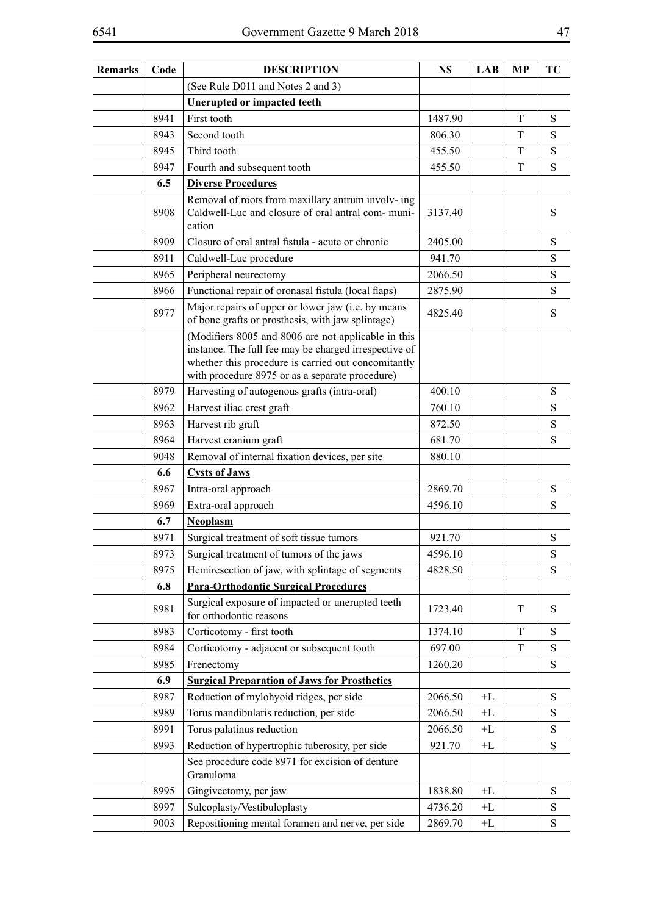| Remarks | Code | DESCRIPTION | N$ | LAB | MP | TC |
|---|---|---|---|---|---|---|
| | | (See Rule D011 and Notes 2 and 3) | | | | |
| | | **Unerupted or impacted teeth** | | | | |
| | 8941 | First tooth | 1487.90 | | T | S |
| | 8943 | Second tooth | 806.30 | | T | S |
| | 8945 | Third tooth | 455.50 | | T | S |
| | 8947 | Fourth and subsequent tooth | 455.50 | | T | S |
| | **6.5** | **Diverse Procedures** | | | | |
| | 8908 | Removal of roots from maxillary antrum involv- ing Caldwell-Luc and closure of oral antral com- muni- cation | 3137.40 | | | S |
| | 8909 | Closure of oral antral fistula - acute or chronic | 2405.00 | | | S |
| | 8911 | Caldwell-Luc procedure | 941.70 | | | S |
| | 8965 | Peripheral neurectomy | 2066.50 | | | S |
| | 8966 | Functional repair of oronasal fistula (local flaps) | 2875.90 | | | S |
| | 8977 | Major repairs of upper or lower jaw (i.e. by means of bone grafts or prosthesis, with jaw splintage) | 4825.40 | | | S |
| | | (Modifiers 8005 and 8006 are not applicable in this instance. The full fee may be charged irrespective of whether this procedure is carried out concomitantly with procedure 8975 or as a separate procedure) | | | | |
| | 8979 | Harvesting of autogenous grafts (intra-oral) | 400.10 | | | S |
| | 8962 | Harvest iliac crest graft | 760.10 | | | S |
| | 8963 | Harvest rib graft | 872.50 | | | S |
| | 8964 | Harvest cranium graft | 681.70 | | | S |
| | 9048 | Removal of internal fixation devices, per site | 880.10 | | | |
| | **6.6** | **Cysts of Jaws** | | | | |
| | 8967 | Intra-oral approach | 2869.70 | | | S |
| | 8969 | Extra-oral approach | 4596.10 | | | S |
| | **6.7** | **Neoplasm** | | | | |
| | 8971 | Surgical treatment of soft tissue tumors | 921.70 | | | S |
| | 8973 | Surgical treatment of tumors of the jaws | 4596.10 | | | S |
| | 8975 | Hemiresection of jaw, with splintage of segments | 4828.50 | | | S |
| | **6.8** | **Para-Orthodontic Surgical Procedures** | | | | |
| | 8981 | Surgical exposure of impacted or unerupted teeth for orthodontic reasons | 1723.40 | | T | S |
| | 8983 | Corticotomy - first tooth | 1374.10 | | T | S |
| | 8984 | Corticotomy - adjacent or subsequent tooth | 697.00 | | T | S |
| | 8985 | Frenectomy | 1260.20 | | | S |
| | **6.9** | **Surgical Preparation of Jaws for Prosthetics** | | | | |
| | 8987 | Reduction of mylohyoid ridges, per side | 2066.50 | +L | | S |
| | 8989 | Torus mandibularis reduction, per side | 2066.50 | +L | | S |
| | 8991 | Torus palatinus reduction | 2066.50 | +L | | S |
| | 8993 | Reduction of hypertrophic tuberosity, per side | 921.70 | +L | | S |
| | | See procedure code 8971 for excision of denture Granuloma | | | | |
| | 8995 | Gingivectomy, per jaw | 1838.80 | +L | | S |
| | 8997 | Sulcoplasty/Vestibuloplasty | 4736.20 | +L | | S |
| | 9003 | Repositioning mental foramen and nerve, per side | 2869.70 | +L | | S |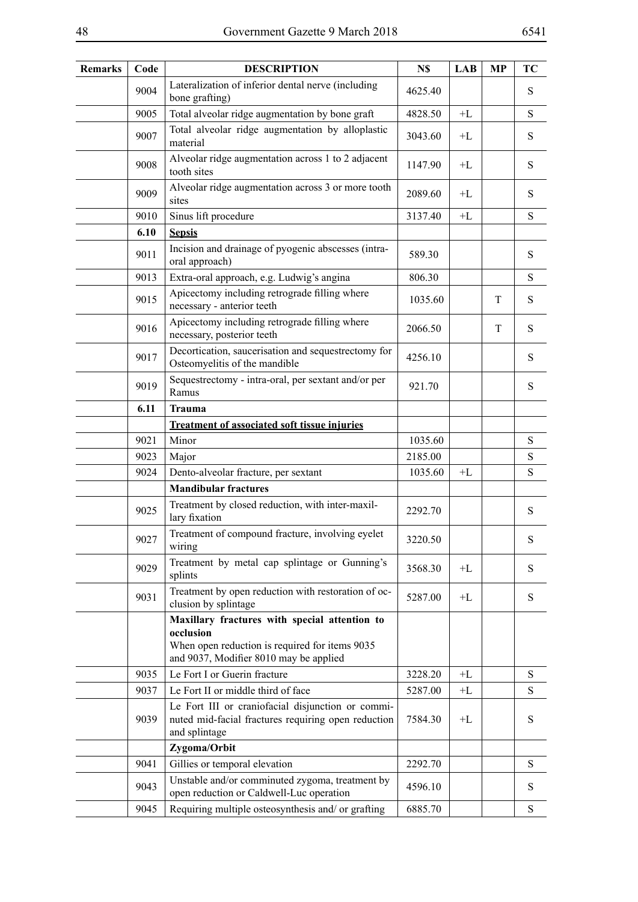| Remarks | Code | DESCRIPTION | N$ | LAB | MP | TC |
|---|---|---|---|---|---|---|
| | 9004 | Lateralization of inferior dental nerve (including bone grafting) | 4625.40 | | | S |
| | 9005 | Total alveolar ridge augmentation by bone graft | 4828.50 | +L | | S |
| | 9007 | Total alveolar ridge augmentation by alloplastic material | 3043.60 | +L | | S |
| | 9008 | Alveolar ridge augmentation across 1 to 2 adjacent tooth sites | 1147.90 | +L | | S |
| | 9009 | Alveolar ridge augmentation across 3 or more tooth sites | 2089.60 | +L | | S |
| | 9010 | Sinus lift procedure | 3137.40 | +L | | S |
| | **6.10** | **Sepsis** | | | | |
| | 9011 | Incision and drainage of pyogenic abscesses (intra-oral approach) | 589.30 | | | S |
| | 9013 | Extra-oral approach, e.g. Ludwig's angina | 806.30 | | | S |
| | 9015 | Apicectomy including retrograde filling where necessary - anterior teeth | 1035.60 | | T | S |
| | 9016 | Apicectomy including retrograde filling where necessary, posterior teeth | 2066.50 | | T | S |
| | 9017 | Decortication, saucerisation and sequestrectomy for Osteomyelitis of the mandible | 4256.10 | | | S |
| | 9019 | Sequestrectomy - intra-oral, per sextant and/or per Ramus | 921.70 | | | S |
| | **6.11** | **Trauma** | | | | |
| | | **Treatment of associated soft tissue injuries** | | | | |
| | 9021 | Minor | 1035.60 | | | S |
| | 9023 | Major | 2185.00 | | | S |
| | 9024 | Dento-alveolar fracture, per sextant | 1035.60 | +L | | S |
| | | **Mandibular fractures** | | | | |
| | 9025 | Treatment by closed reduction, with inter-maxillary fixation | 2292.70 | | | S |
| | 9027 | Treatment of compound fracture, involving eyelet wiring | 3220.50 | | | S |
| | 9029 | Treatment by metal cap splintage or Gunning's splints | 3568.30 | +L | | S |
| | 9031 | Treatment by open reduction with restoration of occlusion by splintage | 5287.00 | +L | | S |
| | | **Maxillary fractures with special attention to occlusion** When open reduction is required for items 9035 and 9037, Modifier 8010 may be applied | | | | |
| | 9035 | Le Fort I or Guerin fracture | 3228.20 | +L | | S |
| | 9037 | Le Fort II or middle third of face | 5287.00 | +L | | S |
| | 9039 | Le Fort III or craniofacial disjunction or comminuted mid-facial fractures requiring open reduction and splintage | 7584.30 | +L | | S |
| | | **Zygoma/Orbit** | | | | |
| | 9041 | Gillies or temporal elevation | 2292.70 | | | S |
| | 9043 | Unstable and/or comminuted zygoma, treatment by open reduction or Caldwell-Luc operation | 4596.10 | | | S |
| | 9045 | Requiring multiple osteosynthesis and/ or grafting | 6885.70 | | | S |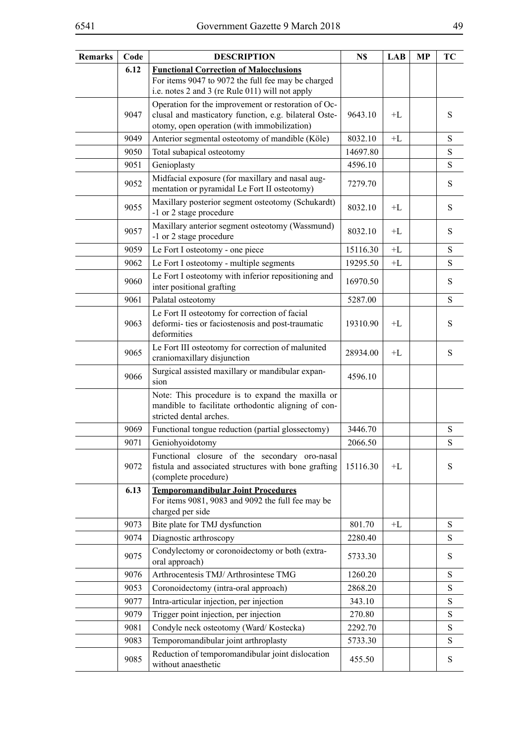| Remarks | Code | DESCRIPTION | N$ | LAB | MP | TC |
|---|---|---|---|---|---|---|
| | **6.12** | **Functional Correction of Malocclusions** For items 9047 to 9072 the full fee may be charged i.e. notes 2 and 3 (re Rule 011) will not apply | | | | |
| | 9047 | Operation for the improvement or restoration of Occlusal and masticatory function, e.g. bilateral Osteotomy, open operation (with immobilization) | 9643.10 | +L | | S |
| | 9049 | Anterior segmental osteotomy of mandible (Köle) | 8032.10 | +L | | S |
| | 9050 | Total subapical osteotomy | 14697.80 | | | S |
| | 9051 | Genioplasty | 4596.10 | | | S |
| | 9052 | Midfacial exposure (for maxillary and nasal augmentation or pyramidal Le Fort II osteotomy) | 7279.70 | | | S |
| | 9055 | Maxillary posterior segment osteotomy (Schukardt) -1 or 2 stage procedure | 8032.10 | +L | | S |
| | 9057 | Maxillary anterior segment osteotomy (Wassmund) -1 or 2 stage procedure | 8032.10 | +L | | S |
| | 9059 | Le Fort I osteotomy - one piece | 15116.30 | +L | | S |
| | 9062 | Le Fort I osteotomy - multiple segments | 19295.50 | +L | | S |
| | 9060 | Le Fort I osteotomy with inferior repositioning and inter positional grafting | 16970.50 | | | S |
| | 9061 | Palatal osteotomy | 5287.00 | | | S |
| | 9063 | Le Fort II osteotomy for correction of facial deformi- ties or faciostenosis and post-traumatic deformities | 19310.90 | +L | | S |
| | 9065 | Le Fort III osteotomy for correction of malunited craniomaxillary disjunction | 28934.00 | +L | | S |
| | 9066 | Surgical assisted maxillary or mandibular expansion | 4596.10 | | | |
| | | Note: This procedure is to expand the maxilla or mandible to facilitate orthodontic aligning of constricted dental arches. | | | | |
| | 9069 | Functional tongue reduction (partial glossectomy) | 3446.70 | | | S |
| | 9071 | Geniohyoidotomy | 2066.50 | | | S |
| | 9072 | Functional closure of the secondary oro-nasal fistula and associated structures with bone grafting (complete procedure) | 15116.30 | +L | | S |
| | **6.13** | **Temporomandibular Joint Procedures** For items 9081, 9083 and 9092 the full fee may be charged per side | | | | |
| | 9073 | Bite plate for TMJ dysfunction | 801.70 | +L | | S |
| | 9074 | Diagnostic arthroscopy | 2280.40 | | | S |
| | 9075 | Condylectomy or coronoidectomy or both (extra-oral approach) | 5733.30 | | | S |
| | 9076 | Arthrocentesis TMJ/ Arthrosintese TMG | 1260.20 | | | S |
| | 9053 | Coronoidectomy (intra-oral approach) | 2868.20 | | | S |
| | 9077 | Intra-articular injection, per injection | 343.10 | | | S |
| | 9079 | Trigger point injection, per injection | 270.80 | | | S |
| | 9081 | Condyle neck osteotomy (Ward/ Kostecka) | 2292.70 | | | S |
| | 9083 | Temporomandibular joint arthroplasty | 5733.30 | | | S |
| | 9085 | Reduction of temporomandibular joint dislocation without anaesthetic | 455.50 | | | S |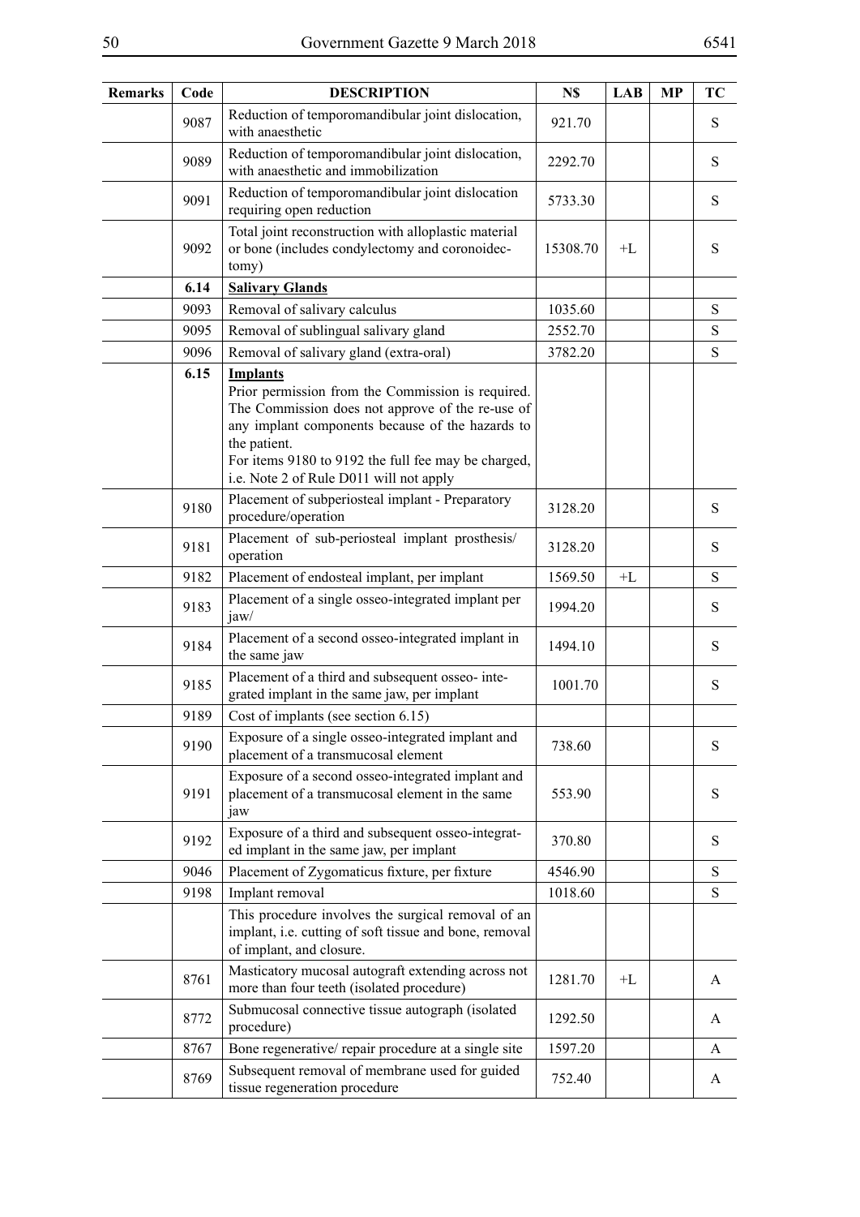| Remarks | Code | DESCRIPTION | N$ | LAB | MP | TC |
|---|---|---|---|---|---|---|
| | 9087 | Reduction of temporomandibular joint dislocation, with anaesthetic | 921.70 | | | S |
| | 9089 | Reduction of temporomandibular joint dislocation, with anaesthetic and immobilization | 2292.70 | | | S |
| | 9091 | Reduction of temporomandibular joint dislocation requiring open reduction | 5733.30 | | | S |
| | 9092 | Total joint reconstruction with alloplastic material or bone (includes condylectomy and coronoidectomy) | 15308.70 | +L | | S |
| | **6.14** | **Salivary Glands** | | | | |
| | 9093 | Removal of salivary calculus | 1035.60 | | | S |
| | 9095 | Removal of sublingual salivary gland | 2552.70 | | | S |
| | 9096 | Removal of salivary gland (extra-oral) | 3782.20 | | | S |
| | **6.15** | **Implants** Prior permission from the Commission is required. The Commission does not approve of the re-use of any implant components because of the hazards to the patient. For items 9180 to 9192 the full fee may be charged, i.e. Note 2 of Rule D011 will not apply | | | | |
| | 9180 | Placement of subperiosteal implant - Preparatory procedure/operation | 3128.20 | | | S |
| | 9181 | Placement of sub-periosteal implant prosthesis/ operation | 3128.20 | | | S |
| | 9182 | Placement of endosteal implant, per implant | 1569.50 | +L | | S |
| | 9183 | Placement of a single osseo-integrated implant per jaw/ | 1994.20 | | | S |
| | 9184 | Placement of a second osseo-integrated implant in the same jaw | 1494.10 | | | S |
| | 9185 | Placement of a third and subsequent osseo- integrated implant in the same jaw, per implant | 1001.70 | | | S |
| | 9189 | Cost of implants (see section 6.15) | | | | |
| | 9190 | Exposure of a single osseo-integrated implant and placement of a transmucosal element | 738.60 | | | S |
| | 9191 | Exposure of a second osseo-integrated implant and placement of a transmucosal element in the same jaw | 553.90 | | | S |
| | 9192 | Exposure of a third and subsequent osseo-integrated implant in the same jaw, per implant | 370.80 | | | S |
| | 9046 | Placement of Zygomaticus fixture, per fixture | 4546.90 | | | S |
| | 9198 | Implant removal | 1018.60 | | | S |
| | | This procedure involves the surgical removal of an implant, i.e. cutting of soft tissue and bone, removal of implant, and closure. | | | | |
| | 8761 | Masticatory mucosal autograft extending across not more than four teeth (isolated procedure) | 1281.70 | +L | | A |
| | 8772 | Submucosal connective tissue autograph (isolated procedure) | 1292.50 | | | A |
| | 8767 | Bone regenerative/ repair procedure at a single site | 1597.20 | | | A |
| | 8769 | Subsequent removal of membrane used for guided tissue regeneration procedure | 752.40 | | | A |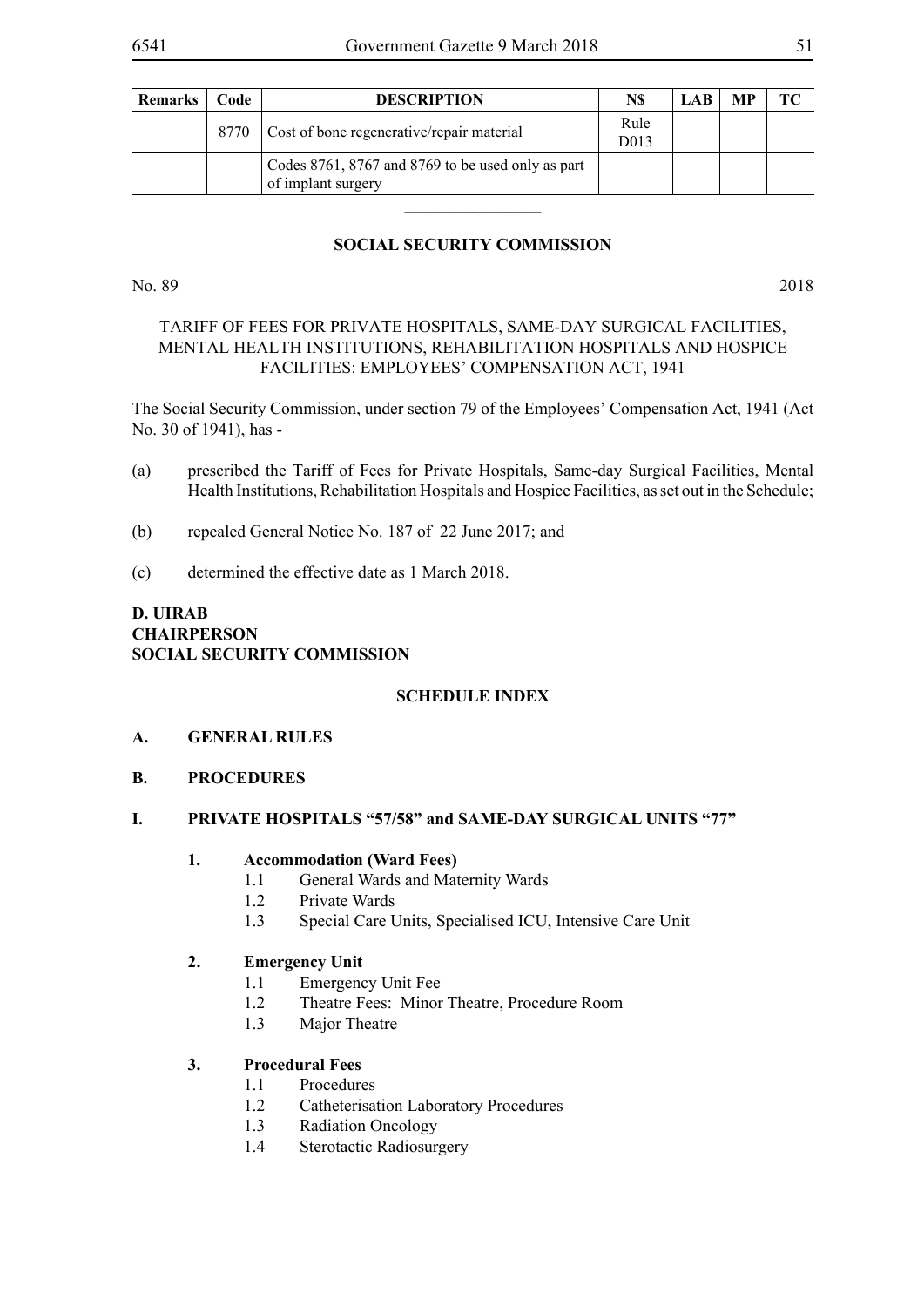| Remarks | Code | DESCRIPTION | N$ | LAB | MP | TC |
|---|---|---|---|---|---|---|
| | 8770 | Cost of bone regenerative/repair material | Rule D013 | | | |
| | | Codes 8761, 8767 and 8769 to be used only as part of implant surgery | | | | |

---

## SOCIAL SECURITY COMMISSION

No. 89 2018

### TARIFF OF FEES FOR PRIVATE HOSPITALS, SAME-DAY SURGICAL FACILITIES, MENTAL HEALTH INSTITUTIONS, REHABILITATION HOSPITALS AND HOSPICE FACILITIES: EMPLOYEES' COMPENSATION ACT, 1941

The Social Security Commission, under section 79 of the Employees' Compensation Act, 1941 (Act No. 30 of 1941), has -

(a) prescribed the Tariff of Fees for Private Hospitals, Same-day Surgical Facilities, Mental Health Institutions, Rehabilitation Hospitals and Hospice Facilities, as set out in the Schedule;

(b) repealed General Notice No. 187 of 22 June 2017; and

(c) determined the effective date as 1 March 2018.

**D. UIRAB**
**CHAIRPERSON**
**SOCIAL SECURITY COMMISSION**

### SCHEDULE INDEX

**A. GENERAL RULES**

**B. PROCEDURES**

**I. PRIVATE HOSPITALS "57/58" and SAME-DAY SURGICAL UNITS "77"**

**1. Accommodation (Ward Fees)**
- 1.1 General Wards and Maternity Wards
- 1.2 Private Wards
- 1.3 Special Care Units, Specialised ICU, Intensive Care Unit

**2. Emergency Unit**
- 1.1 Emergency Unit Fee
- 1.2 Theatre Fees: Minor Theatre, Procedure Room
- 1.3 Major Theatre

**3. Procedural Fees**
- 1.1 Procedures
- 1.2 Catheterisation Laboratory Procedures
- 1.3 Radiation Oncology
- 1.4 Sterotactic Radiosurgery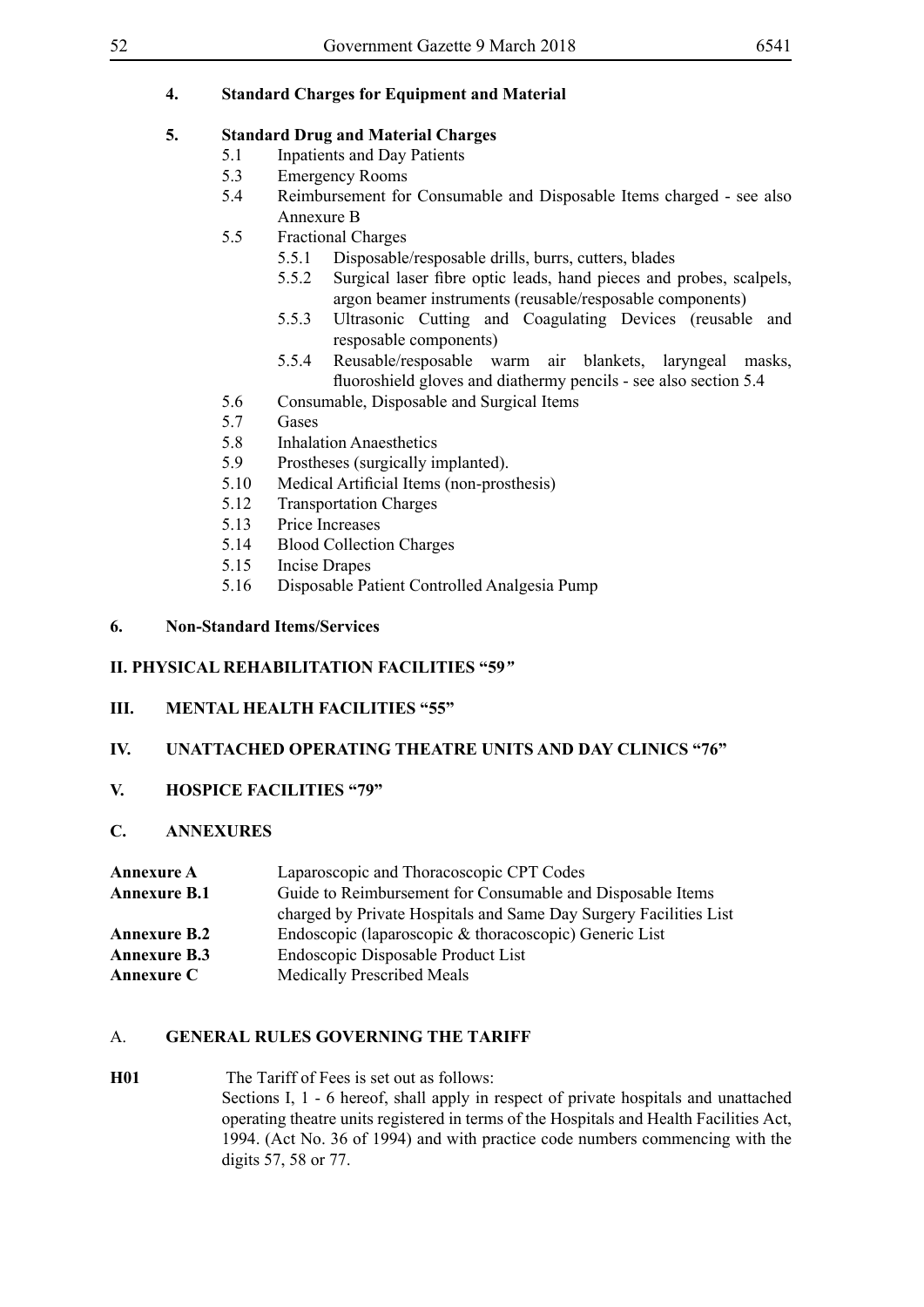**4. Standard Charges for Equipment and Material**

**5. Standard Drug and Material Charges**

- 5.1 Inpatients and Day Patients
- 5.3 Emergency Rooms
- 5.4 Reimbursement for Consumable and Disposable Items charged - see also Annexure B
- 5.5 Fractional Charges
  - 5.5.1 Disposable/resposable drills, burrs, cutters, blades
  - 5.5.2 Surgical laser fibre optic leads, hand pieces and probes, scalpels, argon beamer instruments (reusable/resposable components)
  - 5.5.3 Ultrasonic Cutting and Coagulating Devices (reusable and resposable components)
  - 5.5.4 Reusable/resposable warm air blankets, laryngeal masks, fluoroshield gloves and diathermy pencils - see also section 5.4
- 5.6 Consumable, Disposable and Surgical Items
- 5.7 Gases
- 5.8 Inhalation Anaesthetics
- 5.9 Prostheses (surgically implanted).
- 5.10 Medical Artificial Items (non-prosthesis)
- 5.12 Transportation Charges
- 5.13 Price Increases
- 5.14 Blood Collection Charges
- 5.15 Incise Drapes
- 5.16 Disposable Patient Controlled Analgesia Pump

**6. Non-Standard Items/Services**

**II. PHYSICAL REHABILITATION FACILITIES "59"**

**III. MENTAL HEALTH FACILITIES "55"**

**IV. UNATTACHED OPERATING THEATRE UNITS AND DAY CLINICS "76"**

**V. HOSPICE FACILITIES "79"**

**C. ANNEXURES**

| | |
|---|---|
| **Annexure A** | Laparoscopic and Thoracoscopic CPT Codes |
| **Annexure B.1** | Guide to Reimbursement for Consumable and Disposable Items charged by Private Hospitals and Same Day Surgery Facilities List |
| **Annexure B.2** | Endoscopic (laparoscopic & thoracoscopic) Generic List |
| **Annexure B.3** | Endoscopic Disposable Product List |
| **Annexure C** | Medically Prescribed Meals |

## A. GENERAL RULES GOVERNING THE TARIFF

**H01** The Tariff of Fees is set out as follows:

Sections I, 1 - 6 hereof, shall apply in respect of private hospitals and unattached operating theatre units registered in terms of the Hospitals and Health Facilities Act, 1994. (Act No. 36 of 1994) and with practice code numbers commencing with the digits 57, 58 or 77.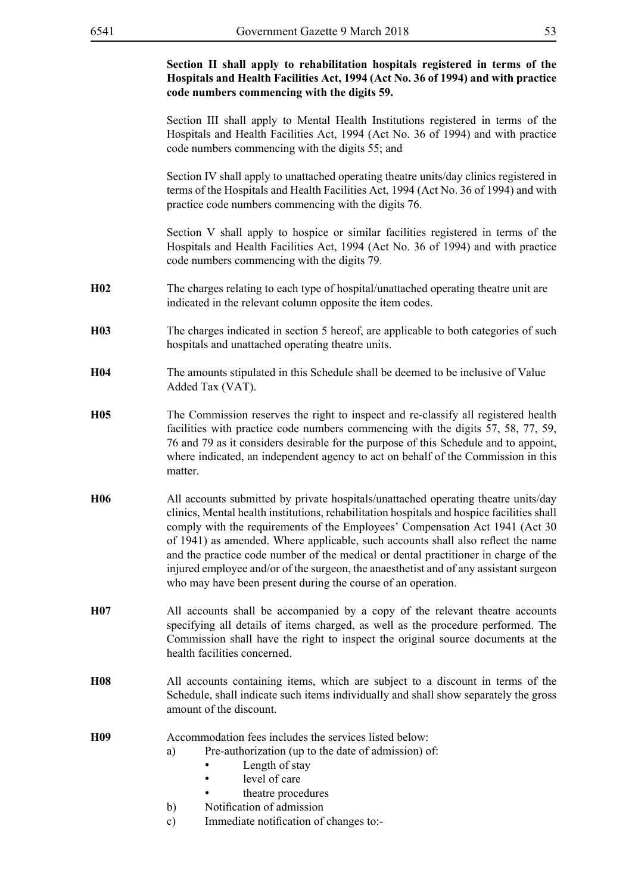**Section II shall apply to rehabilitation hospitals registered in terms of the Hospitals and Health Facilities Act, 1994 (Act No. 36 of 1994) and with practice code numbers commencing with the digits 59.**

Section III shall apply to Mental Health Institutions registered in terms of the Hospitals and Health Facilities Act, 1994 (Act No. 36 of 1994) and with practice code numbers commencing with the digits 55; and

Section IV shall apply to unattached operating theatre units/day clinics registered in terms of the Hospitals and Health Facilities Act, 1994 (Act No. 36 of 1994) and with practice code numbers commencing with the digits 76.

Section V shall apply to hospice or similar facilities registered in terms of the Hospitals and Health Facilities Act, 1994 (Act No. 36 of 1994) and with practice code numbers commencing with the digits 79.

**H02** The charges relating to each type of hospital/unattached operating theatre unit are indicated in the relevant column opposite the item codes.

**H03** The charges indicated in section 5 hereof, are applicable to both categories of such hospitals and unattached operating theatre units.

**H04** The amounts stipulated in this Schedule shall be deemed to be inclusive of Value Added Tax (VAT).

**H05** The Commission reserves the right to inspect and re-classify all registered health facilities with practice code numbers commencing with the digits 57, 58, 77, 59, 76 and 79 as it considers desirable for the purpose of this Schedule and to appoint, where indicated, an independent agency to act on behalf of the Commission in this matter.

**H06** All accounts submitted by private hospitals/unattached operating theatre units/day clinics, Mental health institutions, rehabilitation hospitals and hospice facilities shall comply with the requirements of the Employees' Compensation Act 1941 (Act 30 of 1941) as amended. Where applicable, such accounts shall also reflect the name and the practice code number of the medical or dental practitioner in charge of the injured employee and/or of the surgeon, the anaesthetist and of any assistant surgeon who may have been present during the course of an operation.

**H07** All accounts shall be accompanied by a copy of the relevant theatre accounts specifying all details of items charged, as well as the procedure performed. The Commission shall have the right to inspect the original source documents at the health facilities concerned.

**H08** All accounts containing items, which are subject to a discount in terms of the Schedule, shall indicate such items individually and shall show separately the gross amount of the discount.

**H09** Accommodation fees includes the services listed below:

a) Pre-authorization (up to the date of admission) of:
   - Length of stay
   - level of care
   - theatre procedures

b) Notification of admission

c) Immediate notification of changes to:-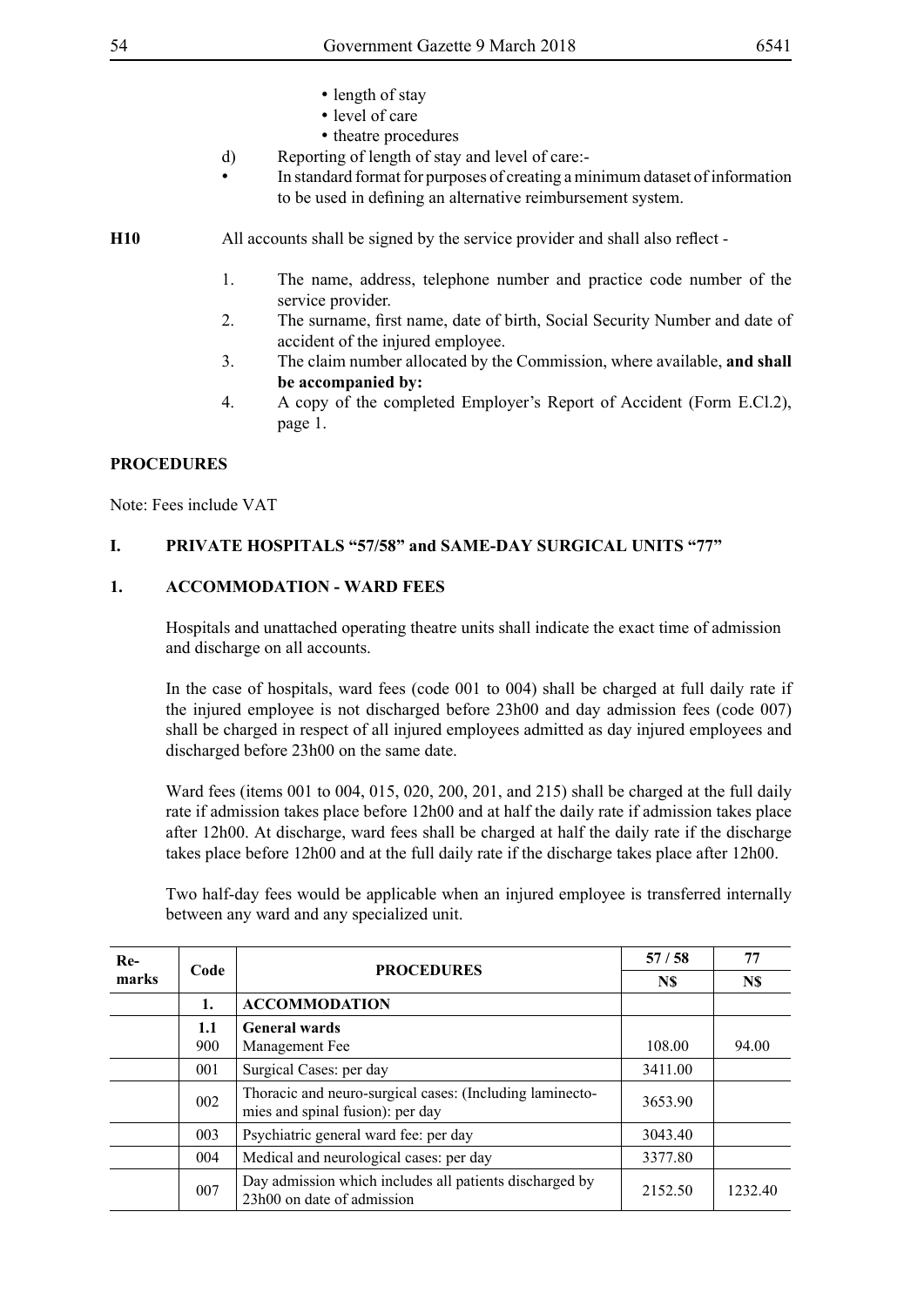- length of stay
- level of care
- theatre procedures

d) Reporting of length of stay and level of care:-

- In standard format for purposes of creating a minimum dataset of information to be used in defining an alternative reimbursement system.

**H10** All accounts shall be signed by the service provider and shall also reflect -

1. The name, address, telephone number and practice code number of the service provider.
2. The surname, first name, date of birth, Social Security Number and date of accident of the injured employee.
3. The claim number allocated by the Commission, where available, **and shall be accompanied by:**
4. A copy of the completed Employer's Report of Accident (Form E.Cl.2), page 1.

**PROCEDURES**

Note: Fees include VAT

## I. PRIVATE HOSPITALS "57/58" and SAME-DAY SURGICAL UNITS "77"

### 1. ACCOMMODATION - WARD FEES

Hospitals and unattached operating theatre units shall indicate the exact time of admission and discharge on all accounts.

In the case of hospitals, ward fees (code 001 to 004) shall be charged at full daily rate if the injured employee is not discharged before 23h00 and day admission fees (code 007) shall be charged in respect of all injured employees admitted as day injured employees and discharged before 23h00 on the same date.

Ward fees (items 001 to 004, 015, 020, 200, 201, and 215) shall be charged at the full daily rate if admission takes place before 12h00 and at half the daily rate if admission takes place after 12h00. At discharge, ward fees shall be charged at half the daily rate if the discharge takes place before 12h00 and at the full daily rate if the discharge takes place after 12h00.

Two half-day fees would be applicable when an injured employee is transferred internally between any ward and any specialized unit.

| Remarks | Code | PROCEDURES | 57 / 58 | 77 |
|---|---|---|---|---|
| | | | N$ | N$ |
| | 1. | **ACCOMMODATION** | | |
| | 1.1 | **General wards** | | |
| | 900 | Management Fee | 108.00 | 94.00 |
| | 001 | Surgical Cases: per day | 3411.00 | |
| | 002 | Thoracic and neuro-surgical cases: (Including laminectomies and spinal fusion): per day | 3653.90 | |
| | 003 | Psychiatric general ward fee: per day | 3043.40 | |
| | 004 | Medical and neurological cases: per day | 3377.80 | |
| | 007 | Day admission which includes all patients discharged by 23h00 on date of admission | 2152.50 | 1232.40 |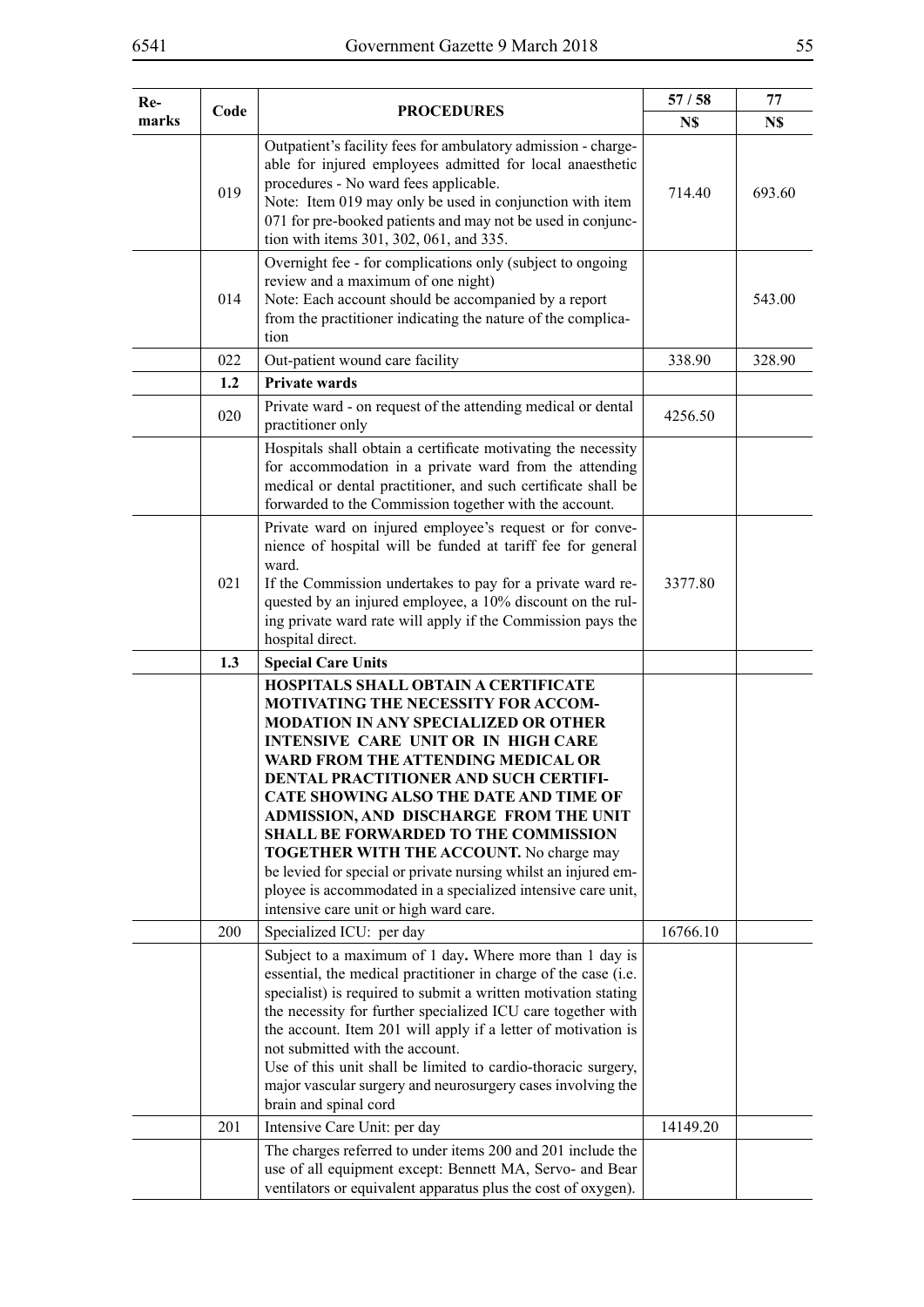| Remarks | Code | PROCEDURES | 57 / 58 | 77 |
|---|---|---|---|---|
| | | | N$ | N$ |
| | 019 | Outpatient's facility fees for ambulatory admission - chargeable for injured employees admitted for local anaesthetic procedures - No ward fees applicable.<br>Note: Item 019 may only be used in conjunction with item 071 for pre-booked patients and may not be used in conjunction with items 301, 302, 061, and 335. | 714.40 | 693.60 |
| | 014 | Overnight fee - for complications only (subject to ongoing review and a maximum of one night)<br>Note: Each account should be accompanied by a report from the practitioner indicating the nature of the complication | | 543.00 |
| | 022 | Out-patient wound care facility | 338.90 | 328.90 |
| | **1.2** | **Private wards** | | |
| | 020 | Private ward - on request of the attending medical or dental practitioner only | 4256.50 | |
| | | Hospitals shall obtain a certificate motivating the necessity for accommodation in a private ward from the attending medical or dental practitioner, and such certificate shall be forwarded to the Commission together with the account. | | |
| | 021 | Private ward on injured employee's request or for convenience of hospital will be funded at tariff fee for general ward.<br>If the Commission undertakes to pay for a private ward requested by an injured employee, a 10% discount on the ruling private ward rate will apply if the Commission pays the hospital direct. | 3377.80 | |
| | **1.3** | **Special Care Units** | | |
| | | **HOSPITALS SHALL OBTAIN A CERTIFICATE MOTIVATING THE NECESSITY FOR ACCOMMODATION IN ANY SPECIALIZED OR OTHER INTENSIVE CARE UNIT OR IN HIGH CARE WARD FROM THE ATTENDING MEDICAL OR DENTAL PRACTITIONER AND SUCH CERTIFICATE SHOWING ALSO THE DATE AND TIME OF ADMISSION, AND DISCHARGE FROM THE UNIT SHALL BE FORWARDED TO THE COMMISSION TOGETHER WITH THE ACCOUNT.** No charge may be levied for special or private nursing whilst an injured employee is accommodated in a specialized intensive care unit, intensive care unit or high ward care. | | |
| | 200 | Specialized ICU: per day | 16766.10 | |
| | | Subject to a maximum of 1 day**.** Where more than 1 day is essential, the medical practitioner in charge of the case (i.e. specialist) is required to submit a written motivation stating the necessity for further specialized ICU care together with the account. Item 201 will apply if a letter of motivation is not submitted with the account.<br>Use of this unit shall be limited to cardio-thoracic surgery, major vascular surgery and neurosurgery cases involving the brain and spinal cord | | |
| | 201 | Intensive Care Unit: per day | 14149.20 | |
| | | The charges referred to under items 200 and 201 include the use of all equipment except: Bennett MA, Servo- and Bear ventilators or equivalent apparatus plus the cost of oxygen). | | |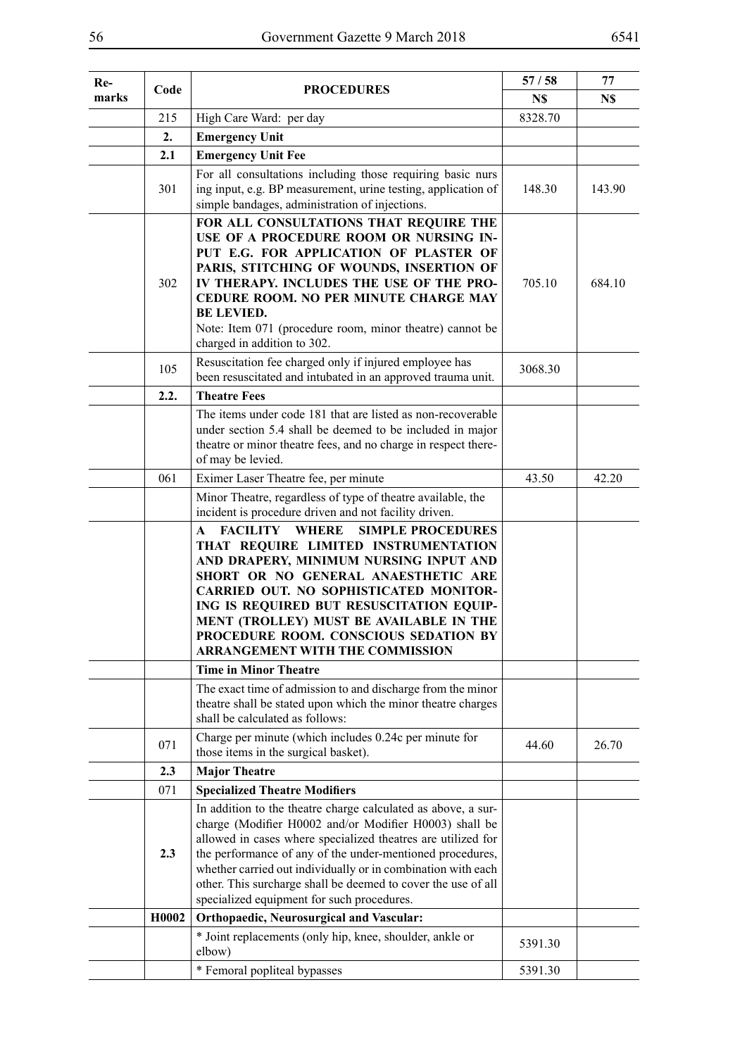| Remarks | Code | PROCEDURES | 57 / 58 | 77 |
|---|---|---|---|---|
| | | | N$ | N$ |
| | 215 | High Care Ward: per day | 8328.70 | |
| | **2.** | **Emergency Unit** | | |
| | **2.1** | **Emergency Unit Fee** | | |
| | 301 | For all consultations including those requiring basic nursing input, e.g. BP measurement, urine testing, application of simple bandages, administration of injections. | 148.30 | 143.90 |
| | 302 | **FOR ALL CONSULTATIONS THAT REQUIRE THE USE OF A PROCEDURE ROOM OR NURSING INPUT E.G. FOR APPLICATION OF PLASTER OF PARIS, STITCHING OF WOUNDS, INSERTION OF IV THERAPY. INCLUDES THE USE OF THE PROCEDURE ROOM. NO PER MINUTE CHARGE MAY BE LEVIED.** Note: Item 071 (procedure room, minor theatre) cannot be charged in addition to 302. | 705.10 | 684.10 |
| | 105 | Resuscitation fee charged only if injured employee has been resuscitated and intubated in an approved trauma unit. | 3068.30 | |
| | **2.2.** | **Theatre Fees** | | |
| | | The items under code 181 that are listed as non-recoverable under section 5.4 shall be deemed to be included in major theatre or minor theatre fees, and no charge in respect thereof may be levied. | | |
| | 061 | Eximer Laser Theatre fee, per minute | 43.50 | 42.20 |
| | | Minor Theatre, regardless of type of theatre available, the incident is procedure driven and not facility driven. | | |
| | | **A FACILITY WHERE SIMPLE PROCEDURES THAT REQUIRE LIMITED INSTRUMENTATION AND DRAPERY, MINIMUM NURSING INPUT AND SHORT OR NO GENERAL ANAESTHETIC ARE CARRIED OUT. NO SOPHISTICATED MONITORING IS REQUIRED BUT RESUSCITATION EQUIPMENT (TROLLEY) MUST BE AVAILABLE IN THE PROCEDURE ROOM. CONSCIOUS SEDATION BY ARRANGEMENT WITH THE COMMISSION** | | |
| | | **Time in Minor Theatre** | | |
| | | The exact time of admission to and discharge from the minor theatre shall be stated upon which the minor theatre charges shall be calculated as follows: | | |
| | 071 | Charge per minute (which includes 0.24c per minute for those items in the surgical basket). | 44.60 | 26.70 |
| | **2.3** | **Major Theatre** | | |
| | 071 | **Specialized Theatre Modifiers** | | |
| | **2.3** | In addition to the theatre charge calculated as above, a surcharge (Modifier H0002 and/or Modifier H0003) shall be allowed in cases where specialized theatres are utilized for the performance of any of the under-mentioned procedures, whether carried out individually or in combination with each other. This surcharge shall be deemed to cover the use of all specialized equipment for such procedures. | | |
| | **H0002** | **Orthopaedic, Neurosurgical and Vascular:** | | |
| | | * Joint replacements (only hip, knee, shoulder, ankle or elbow) | 5391.30 | |
| | | * Femoral popliteal bypasses | 5391.30 | |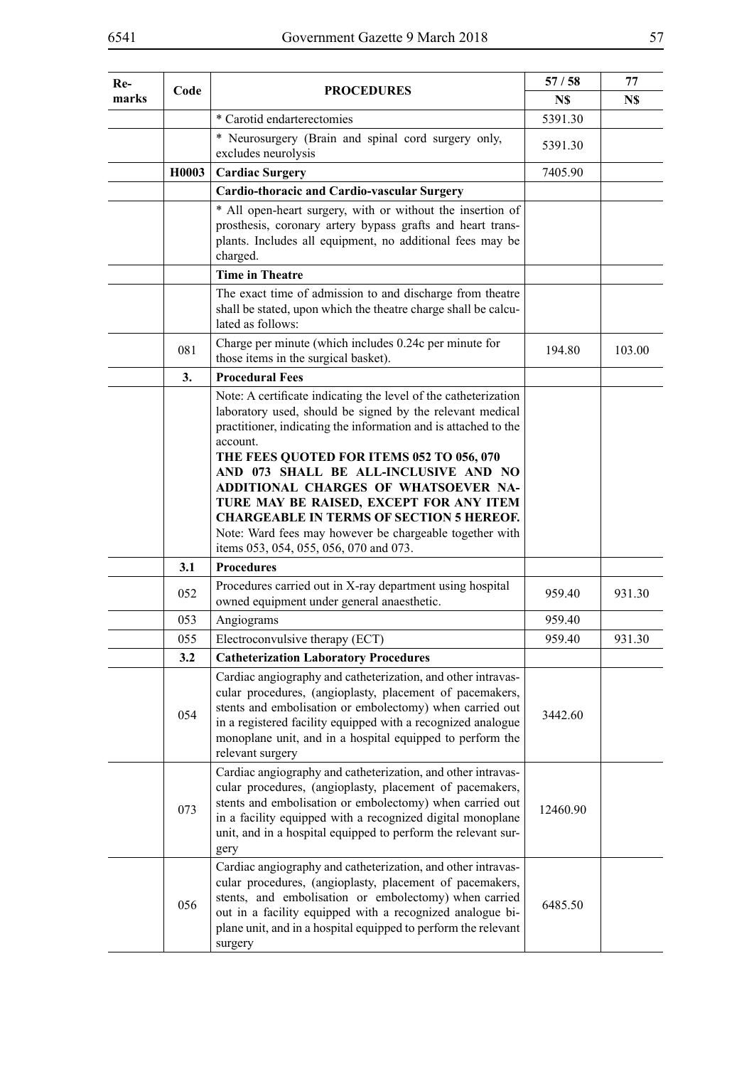| Re-marks | Code | PROCEDURES | 57 / 58 | 77 |
|---|---|---|---|---|
| | | | N$ | N$ |
| | | * Carotid endarterectomies | 5391.30 | |
| | | * Neurosurgery (Brain and spinal cord surgery only, excludes neurolysis | 5391.30 | |
| | **H0003** | **Cardiac Surgery** | 7405.90 | |
| | | **Cardio-thoracic and Cardio-vascular Surgery** | | |
| | | * All open-heart surgery, with or without the insertion of prosthesis, coronary artery bypass grafts and heart transplants. Includes all equipment, no additional fees may be charged. | | |
| | | **Time in Theatre** | | |
| | | The exact time of admission to and discharge from theatre shall be stated, upon which the theatre charge shall be calculated as follows: | | |
| | 081 | Charge per minute (which includes 0.24c per minute for those items in the surgical basket). | 194.80 | 103.00 |
| | **3.** | **Procedural Fees** | | |
| | | Note: A certificate indicating the level of the catheterization laboratory used, should be signed by the relevant medical practitioner, indicating the information and is attached to the account. **THE FEES QUOTED FOR ITEMS 052 TO 056, 070 AND 073 SHALL BE ALL-INCLUSIVE AND NO ADDITIONAL CHARGES OF WHATSOEVER NATURE MAY BE RAISED, EXCEPT FOR ANY ITEM CHARGEABLE IN TERMS OF SECTION 5 HEREOF.** Note: Ward fees may however be chargeable together with items 053, 054, 055, 056, 070 and 073. | | |
| | **3.1** | **Procedures** | | |
| | 052 | Procedures carried out in X-ray department using hospital owned equipment under general anaesthetic. | 959.40 | 931.30 |
| | 053 | Angiograms | 959.40 | |
| | 055 | Electroconvulsive therapy (ECT) | 959.40 | 931.30 |
| | **3.2** | **Catheterization Laboratory Procedures** | | |
| | 054 | Cardiac angiography and catheterization, and other intravascular procedures, (angioplasty, placement of pacemakers, stents and embolisation or embolectomy) when carried out in a registered facility equipped with a recognized analogue monoplane unit, and in a hospital equipped to perform the relevant surgery | 3442.60 | |
| | 073 | Cardiac angiography and catheterization, and other intravascular procedures, (angioplasty, placement of pacemakers, stents and embolisation or embolectomy) when carried out in a facility equipped with a recognized digital monoplane unit, and in a hospital equipped to perform the relevant surgery | 12460.90 | |
| | 056 | Cardiac angiography and catheterization, and other intravascular procedures, (angioplasty, placement of pacemakers, stents, and embolisation or embolectomy) when carried out in a facility equipped with a recognized analogue bi-plane unit, and in a hospital equipped to perform the relevant surgery | 6485.50 | |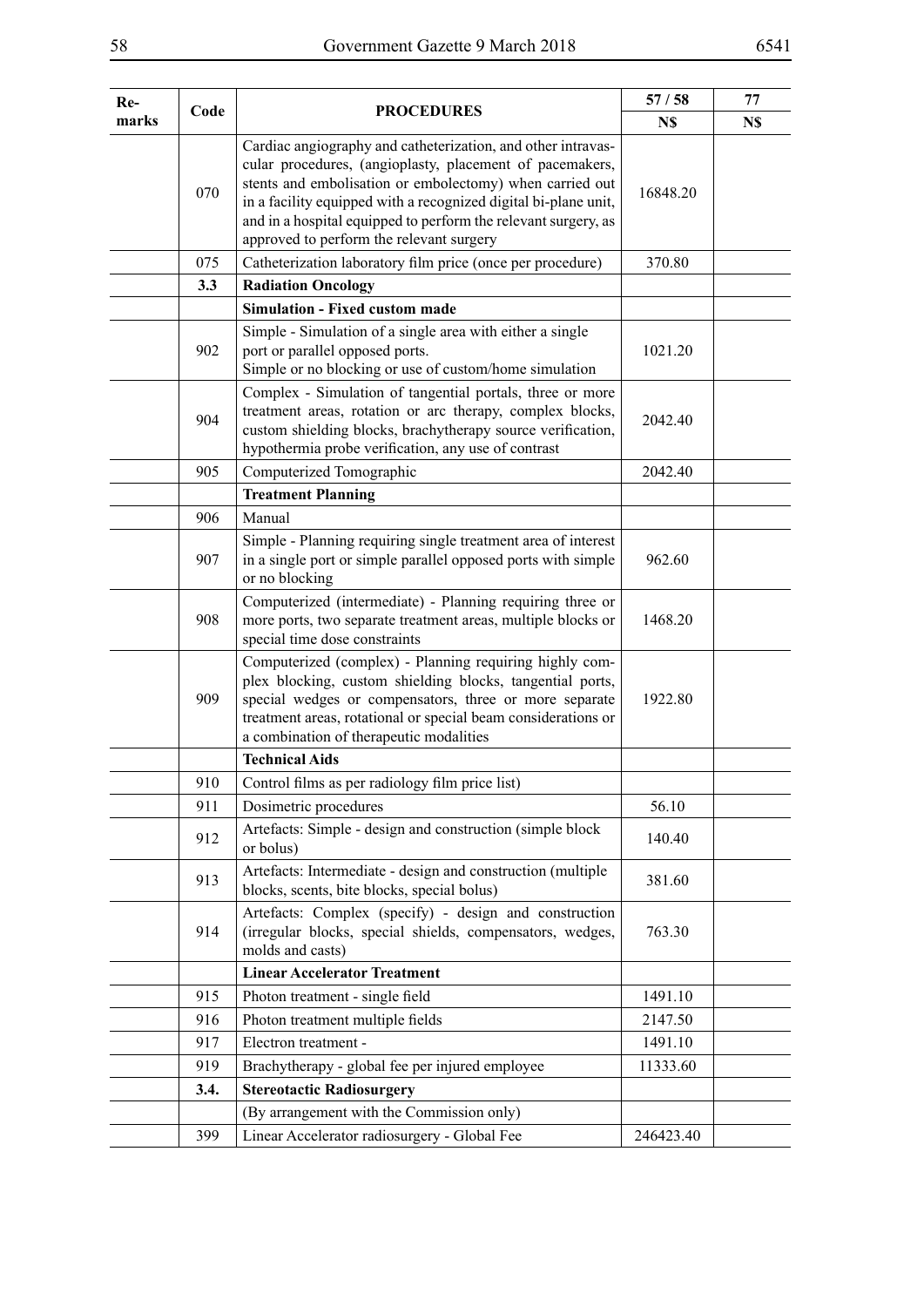| Re-marks | Code | PROCEDURES | 57 / 58 | 77 |
|---|---|---|---|---|
| | | | N$ | N$ |
| | 070 | Cardiac angiography and catheterization, and other intravascular procedures, (angioplasty, placement of pacemakers, stents and embolisation or embolectomy) when carried out in a facility equipped with a recognized digital bi-plane unit, and in a hospital equipped to perform the relevant surgery, as approved to perform the relevant surgery | 16848.20 | |
| | 075 | Catheterization laboratory film price (once per procedure) | 370.80 | |
| | **3.3** | **Radiation Oncology** | | |
| | | **Simulation - Fixed custom made** | | |
| | 902 | Simple - Simulation of a single area with either a single port or parallel opposed ports. Simple or no blocking or use of custom/home simulation | 1021.20 | |
| | 904 | Complex - Simulation of tangential portals, three or more treatment areas, rotation or arc therapy, complex blocks, custom shielding blocks, brachytherapy source verification, hypothermia probe verification, any use of contrast | 2042.40 | |
| | 905 | Computerized Tomographic | 2042.40 | |
| | | **Treatment Planning** | | |
| | 906 | Manual | | |
| | 907 | Simple - Planning requiring single treatment area of interest in a single port or simple parallel opposed ports with simple or no blocking | 962.60 | |
| | 908 | Computerized (intermediate) - Planning requiring three or more ports, two separate treatment areas, multiple blocks or special time dose constraints | 1468.20 | |
| | 909 | Computerized (complex) - Planning requiring highly complex blocking, custom shielding blocks, tangential ports, special wedges or compensators, three or more separate treatment areas, rotational or special beam considerations or a combination of therapeutic modalities | 1922.80 | |
| | | **Technical Aids** | | |
| | 910 | Control films as per radiology film price list) | | |
| | 911 | Dosimetric procedures | 56.10 | |
| | 912 | Artefacts: Simple - design and construction (simple block or bolus) | 140.40 | |
| | 913 | Artefacts: Intermediate - design and construction (multiple blocks, scents, bite blocks, special bolus) | 381.60 | |
| | 914 | Artefacts: Complex (specify) - design and construction (irregular blocks, special shields, compensators, wedges, molds and casts) | 763.30 | |
| | | **Linear Accelerator Treatment** | | |
| | 915 | Photon treatment - single field | 1491.10 | |
| | 916 | Photon treatment multiple fields | 2147.50 | |
| | 917 | Electron treatment - | 1491.10 | |
| | 919 | Brachytherapy - global fee per injured employee | 11333.60 | |
| | **3.4.** | **Stereotactic Radiosurgery** | | |
| | | (By arrangement with the Commission only) | | |
| | 399 | Linear Accelerator radiosurgery - Global Fee | 246423.40 | |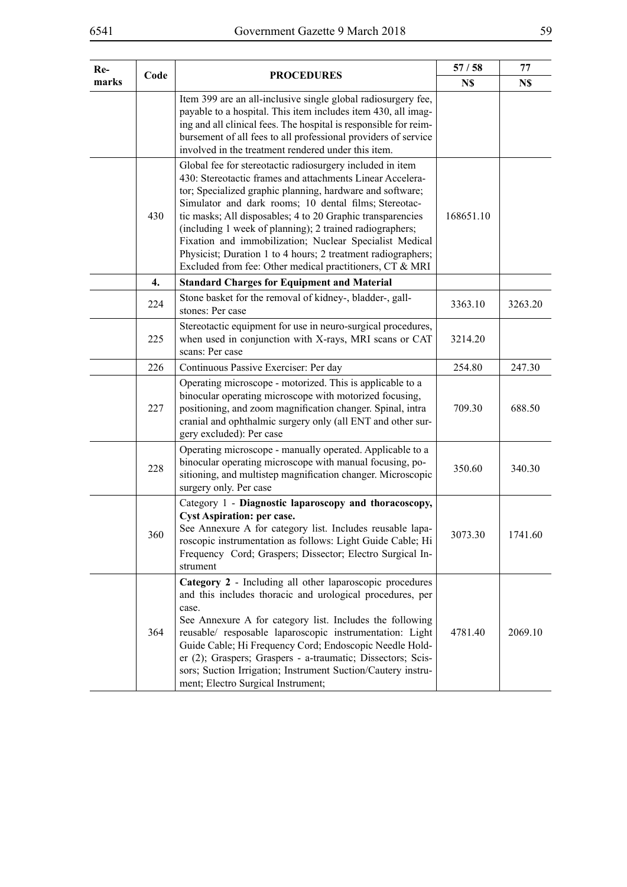| Re-marks | Code | PROCEDURES | 57 / 58 | 77 |
|---|---|---|---|---|
| | | | N$ | N$ |
| | | Item 399 are an all-inclusive single global radiosurgery fee, payable to a hospital. This item includes item 430, all imaging and all clinical fees. The hospital is responsible for reimbursement of all fees to all professional providers of service involved in the treatment rendered under this item. | | |
| | 430 | Global fee for stereotactic radiosurgery included in item 430: Stereotactic frames and attachments Linear Accelerator; Specialized graphic planning, hardware and software; Simulator and dark rooms; 10 dental films; Stereotactic masks; All disposables; 4 to 20 Graphic transparencies (including 1 week of planning); 2 trained radiographers; Fixation and immobilization; Nuclear Specialist Medical Physicist; Duration 1 to 4 hours; 2 treatment radiographers; Excluded from fee: Other medical practitioners, CT & MRI | 168651.10 | |
| | **4.** | **Standard Charges for Equipment and Material** | | |
| | 224 | Stone basket for the removal of kidney-, bladder-, gall-stones: Per case | 3363.10 | 3263.20 |
| | 225 | Stereotactic equipment for use in neuro-surgical procedures, when used in conjunction with X-rays, MRI scans or CAT scans: Per case | 3214.20 | |
| | 226 | Continuous Passive Exerciser: Per day | 254.80 | 247.30 |
| | 227 | Operating microscope - motorized. This is applicable to a binocular operating microscope with motorized focusing, positioning, and zoom magnification changer. Spinal, intra cranial and ophthalmic surgery only (all ENT and other surgery excluded): Per case | 709.30 | 688.50 |
| | 228 | Operating microscope - manually operated. Applicable to a binocular operating microscope with manual focusing, positioning, and multistep magnification changer. Microscopic surgery only. Per case | 350.60 | 340.30 |
| | 360 | Category 1 - **Diagnostic laparoscopy and thoracoscopy, Cyst Aspiration: per case.** See Annexure A for category list. Includes reusable laparoscopic instrumentation as follows: Light Guide Cable; Hi Frequency Cord; Graspers; Dissector; Electro Surgical Instrument | 3073.30 | 1741.60 |
| | 364 | **Category 2** - Including all other laparoscopic procedures and this includes thoracic and urological procedures, per case. See Annexure A for category list. Includes the following reusable/ resposable laparoscopic instrumentation: Light Guide Cable; Hi Frequency Cord; Endoscopic Needle Holder (2); Graspers; Graspers - a-traumatic; Dissectors; Scissors; Suction Irrigation; Instrument Suction/Cautery instrument; Electro Surgical Instrument; | 4781.40 | 2069.10 |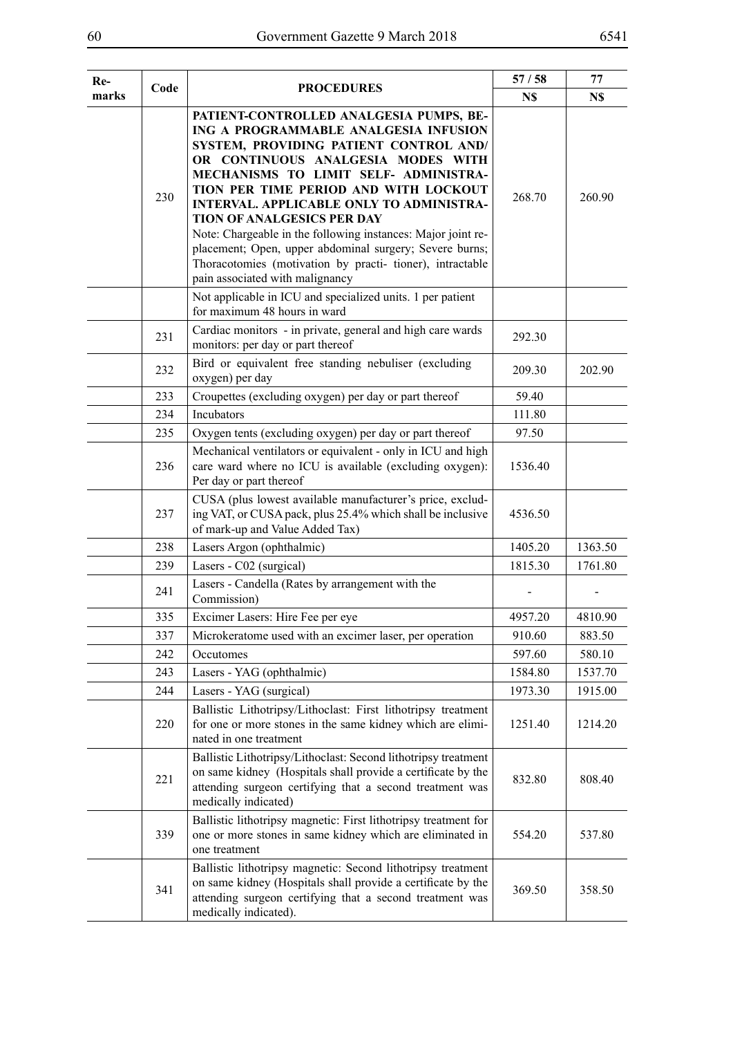| Re-marks | Code | PROCEDURES | 57 / 58 | 77 |
|---|---|---|---|---|
| | | | N$ | N$ |
| | 230 | **PATIENT-CONTROLLED ANALGESIA PUMPS, BEING A PROGRAMMABLE ANALGESIA INFUSION SYSTEM, PROVIDING PATIENT CONTROL AND/ OR CONTINUOUS ANALGESIA MODES WITH MECHANISMS TO LIMIT SELF- ADMINISTRATION PER TIME PERIOD AND WITH LOCKOUT INTERVAL. APPLICABLE ONLY TO ADMINISTRATION OF ANALGESICS PER DAY** Note: Chargeable in the following instances: Major joint replacement; Open, upper abdominal surgery; Severe burns; Thoracotomies (motivation by practi- tioner), intractable pain associated with malignancy | 268.70 | 260.90 |
| | | Not applicable in ICU and specialized units. 1 per patient for maximum 48 hours in ward | | |
| | 231 | Cardiac monitors - in private, general and high care wards monitors: per day or part thereof | 292.30 | |
| | 232 | Bird or equivalent free standing nebuliser (excluding oxygen) per day | 209.30 | 202.90 |
| | 233 | Croupettes (excluding oxygen) per day or part thereof | 59.40 | |
| | 234 | Incubators | 111.80 | |
| | 235 | Oxygen tents (excluding oxygen) per day or part thereof | 97.50 | |
| | 236 | Mechanical ventilators or equivalent - only in ICU and high care ward where no ICU is available (excluding oxygen): Per day or part thereof | 1536.40 | |
| | 237 | CUSA (plus lowest available manufacturer's price, excluding VAT, or CUSA pack, plus 25.4% which shall be inclusive of mark-up and Value Added Tax) | 4536.50 | |
| | 238 | Lasers Argon (ophthalmic) | 1405.20 | 1363.50 |
| | 239 | Lasers - C02 (surgical) | 1815.30 | 1761.80 |
| | 241 | Lasers - Candella (Rates by arrangement with the Commission) | - | - |
| | 335 | Excimer Lasers: Hire Fee per eye | 4957.20 | 4810.90 |
| | 337 | Microkeratome used with an excimer laser, per operation | 910.60 | 883.50 |
| | 242 | Occutomes | 597.60 | 580.10 |
| | 243 | Lasers - YAG (ophthalmic) | 1584.80 | 1537.70 |
| | 244 | Lasers - YAG (surgical) | 1973.30 | 1915.00 |
| | 220 | Ballistic Lithotripsy/Lithoclast: First lithotripsy treatment for one or more stones in the same kidney which are eliminated in one treatment | 1251.40 | 1214.20 |
| | 221 | Ballistic Lithotripsy/Lithoclast: Second lithotripsy treatment on same kidney (Hospitals shall provide a certificate by the attending surgeon certifying that a second treatment was medically indicated) | 832.80 | 808.40 |
| | 339 | Ballistic lithotripsy magnetic: First lithotripsy treatment for one or more stones in same kidney which are eliminated in one treatment | 554.20 | 537.80 |
| | 341 | Ballistic lithotripsy magnetic: Second lithotripsy treatment on same kidney (Hospitals shall provide a certificate by the attending surgeon certifying that a second treatment was medically indicated). | 369.50 | 358.50 |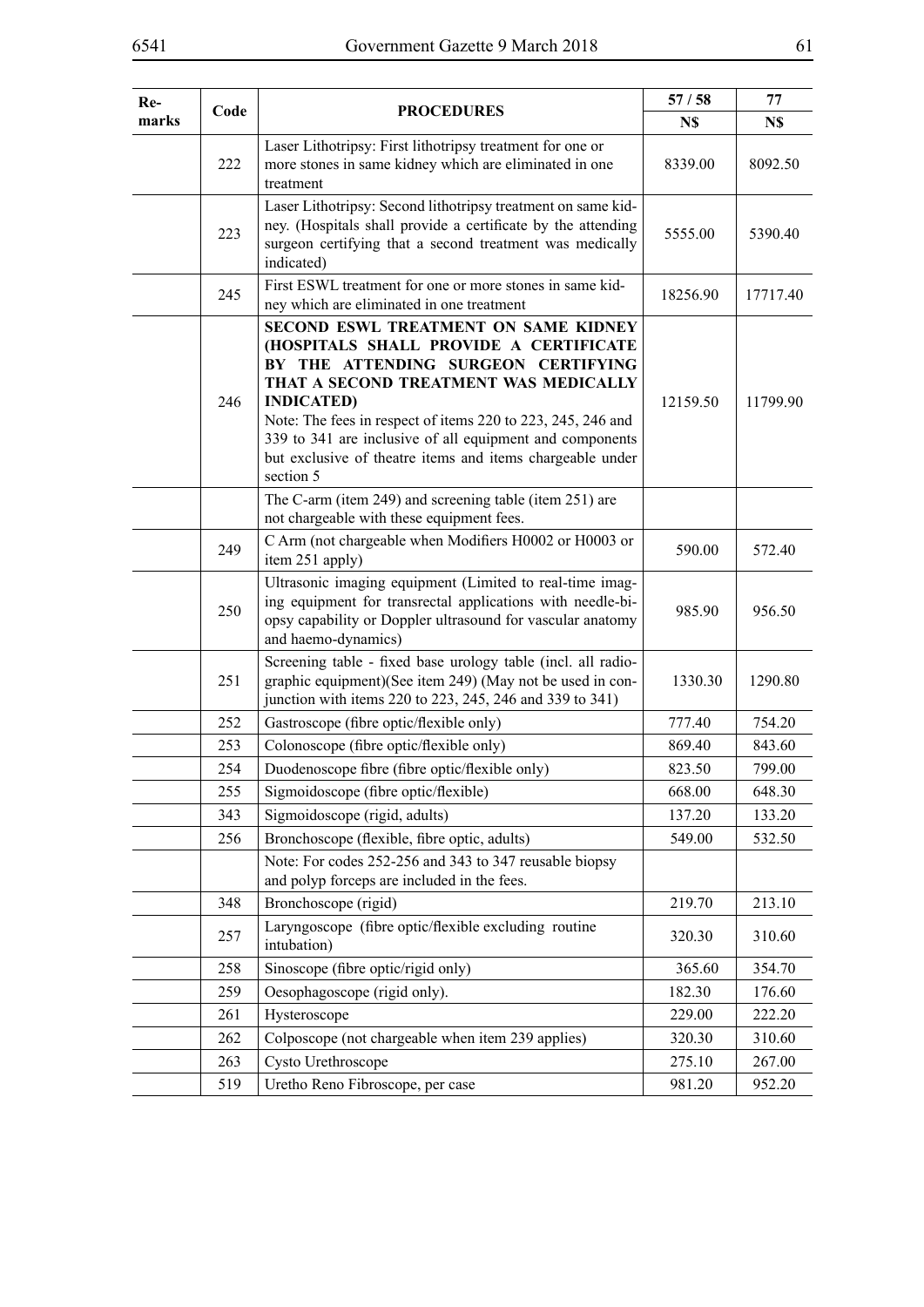| Re-marks | Code | PROCEDURES | 57 / 58 | 77 |
|---|---|---|---|---|
| | | | N$ | N$ |
| | 222 | Laser Lithotripsy: First lithotripsy treatment for one or more stones in same kidney which are eliminated in one treatment | 8339.00 | 8092.50 |
| | 223 | Laser Lithotripsy: Second lithotripsy treatment on same kidney. (Hospitals shall provide a certificate by the attending surgeon certifying that a second treatment was medically indicated) | 5555.00 | 5390.40 |
| | 245 | First ESWL treatment for one or more stones in same kidney which are eliminated in one treatment | 18256.90 | 17717.40 |
| | 246 | **SECOND ESWL TREATMENT ON SAME KIDNEY (HOSPITALS SHALL PROVIDE A CERTIFICATE BY THE ATTENDING SURGEON CERTIFYING THAT A SECOND TREATMENT WAS MEDICALLY INDICATED)** Note: The fees in respect of items 220 to 223, 245, 246 and 339 to 341 are inclusive of all equipment and components but exclusive of theatre items and items chargeable under section 5 | 12159.50 | 11799.90 |
| | | The C-arm (item 249) and screening table (item 251) are not chargeable with these equipment fees. | | |
| | 249 | C Arm (not chargeable when Modifiers H0002 or H0003 or item 251 apply) | 590.00 | 572.40 |
| | 250 | Ultrasonic imaging equipment (Limited to real-time imaging equipment for transrectal applications with needle-biopsy capability or Doppler ultrasound for vascular anatomy and haemo-dynamics) | 985.90 | 956.50 |
| | 251 | Screening table - fixed base urology table (incl. all radiographic equipment)(See item 249) (May not be used in conjunction with items 220 to 223, 245, 246 and 339 to 341) | 1330.30 | 1290.80 |
| | 252 | Gastroscope (fibre optic/flexible only) | 777.40 | 754.20 |
| | 253 | Colonoscope (fibre optic/flexible only) | 869.40 | 843.60 |
| | 254 | Duodenoscope fibre (fibre optic/flexible only) | 823.50 | 799.00 |
| | 255 | Sigmoidoscope (fibre optic/flexible) | 668.00 | 648.30 |
| | 343 | Sigmoidoscope (rigid, adults) | 137.20 | 133.20 |
| | 256 | Bronchoscope (flexible, fibre optic, adults) | 549.00 | 532.50 |
| | | Note: For codes 252-256 and 343 to 347 reusable biopsy and polyp forceps are included in the fees. | | |
| | 348 | Bronchoscope (rigid) | 219.70 | 213.10 |
| | 257 | Laryngoscope (fibre optic/flexible excluding routine intubation) | 320.30 | 310.60 |
| | 258 | Sinoscope (fibre optic/rigid only) | 365.60 | 354.70 |
| | 259 | Oesophagoscope (rigid only). | 182.30 | 176.60 |
| | 261 | Hysteroscope | 229.00 | 222.20 |
| | 262 | Colposcope (not chargeable when item 239 applies) | 320.30 | 310.60 |
| | 263 | Cysto Urethroscope | 275.10 | 267.00 |
| | 519 | Uretho Reno Fibroscope, per case | 981.20 | 952.20 |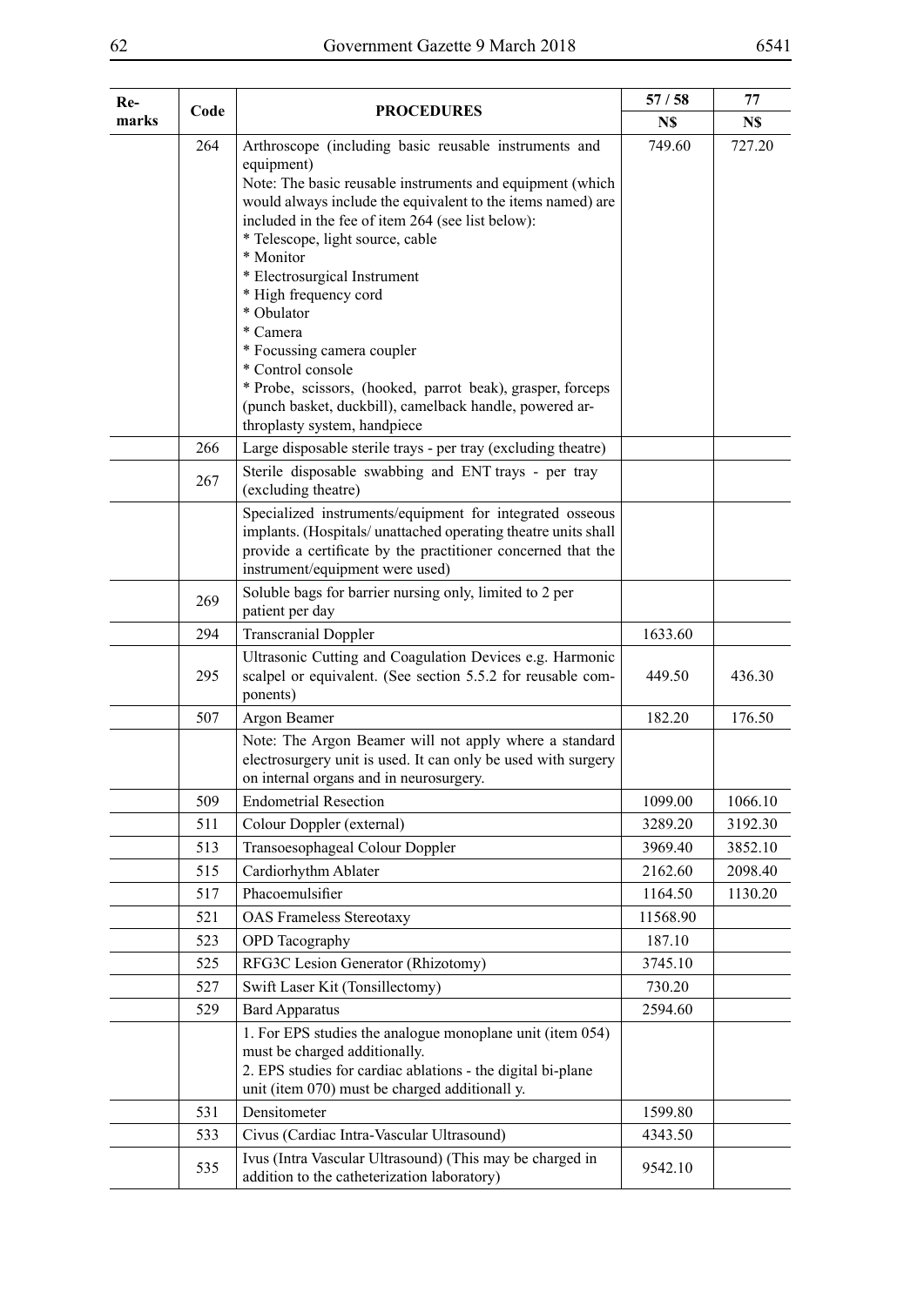| Remarks | Code | PROCEDURES | 57 / 58 | 77 |
|---|---|---|---|---|
| | | | N$ | N$ |
| | 264 | Arthroscope (including basic reusable instruments and equipment)<br>Note: The basic reusable instruments and equipment (which would always include the equivalent to the items named) are included in the fee of item 264 (see list below):<br>* Telescope, light source, cable<br>* Monitor<br>* Electrosurgical Instrument<br>* High frequency cord<br>* Obulator<br>* Camera<br>* Focussing camera coupler<br>* Control console<br>* Probe, scissors, (hooked, parrot beak), grasper, forceps (punch basket, duckbill), camelback handle, powered arthroplasty system, handpiece | 749.60 | 727.20 |
| | 266 | Large disposable sterile trays - per tray (excluding theatre) | | |
| | 267 | Sterile disposable swabbing and ENT trays - per tray (excluding theatre) | | |
| | | Specialized instruments/equipment for integrated osseous implants. (Hospitals/ unattached operating theatre units shall provide a certificate by the practitioner concerned that the instrument/equipment were used) | | |
| | 269 | Soluble bags for barrier nursing only, limited to 2 per patient per day | | |
| | 294 | Transcranial Doppler | 1633.60 | |
| | 295 | Ultrasonic Cutting and Coagulation Devices e.g. Harmonic scalpel or equivalent. (See section 5.5.2 for reusable components) | 449.50 | 436.30 |
| | 507 | Argon Beamer | 182.20 | 176.50 |
| | | Note: The Argon Beamer will not apply where a standard electrosurgery unit is used. It can only be used with surgery on internal organs and in neurosurgery. | | |
| | 509 | Endometrial Resection | 1099.00 | 1066.10 |
| | 511 | Colour Doppler (external) | 3289.20 | 3192.30 |
| | 513 | Transoesophageal Colour Doppler | 3969.40 | 3852.10 |
| | 515 | Cardiorhythm Ablater | 2162.60 | 2098.40 |
| | 517 | Phacoemulsifier | 1164.50 | 1130.20 |
| | 521 | OAS Frameless Stereotaxy | 11568.90 | |
| | 523 | OPD Tacography | 187.10 | |
| | 525 | RFG3C Lesion Generator (Rhizotomy) | 3745.10 | |
| | 527 | Swift Laser Kit (Tonsillectomy) | 730.20 | |
| | 529 | Bard Apparatus | 2594.60 | |
| | | 1. For EPS studies the analogue monoplane unit (item 054) must be charged additionally.<br>2. EPS studies for cardiac ablations - the digital bi-plane unit (item 070) must be charged additionall y. | | |
| | 531 | Densitometer | 1599.80 | |
| | 533 | Civus (Cardiac Intra-Vascular Ultrasound) | 4343.50 | |
| | 535 | Ivus (Intra Vascular Ultrasound) (This may be charged in addition to the catheterization laboratory) | 9542.10 | |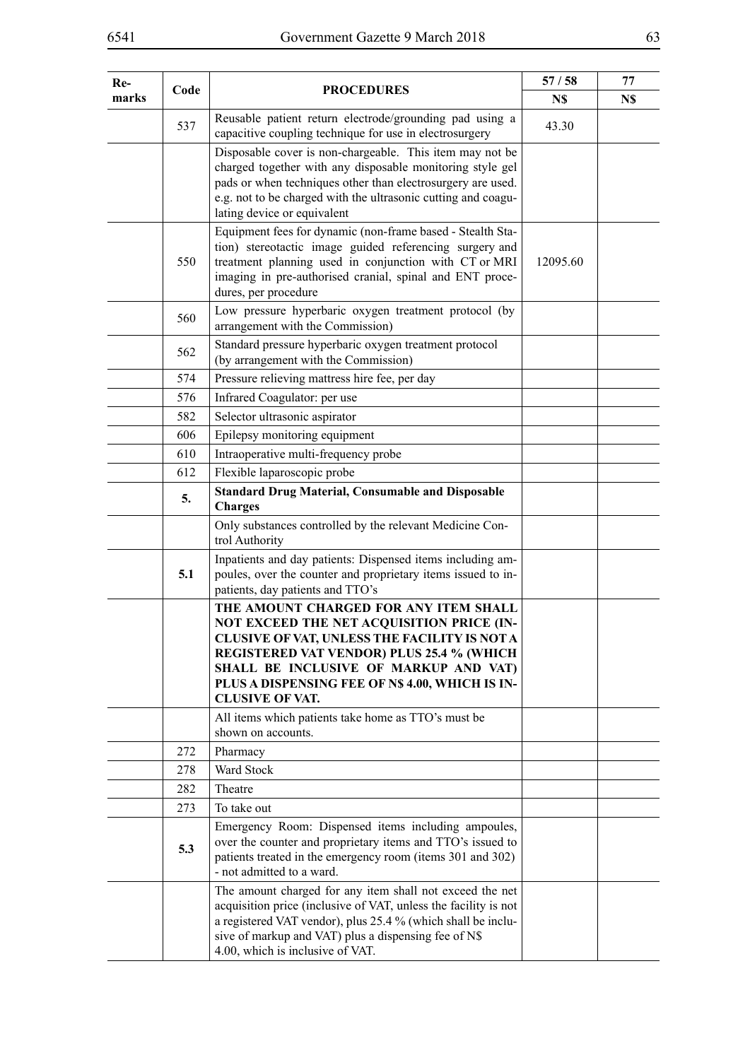| Remarks | Code | PROCEDURES | 57 / 58 | 77 |
|---|---|---|---|---|
| | | | N$ | N$ |
| | 537 | Reusable patient return electrode/grounding pad using a capacitive coupling technique for use in electrosurgery | 43.30 | |
| | | Disposable cover is non-chargeable. This item may not be charged together with any disposable monitoring style gel pads or when techniques other than electrosurgery are used. e.g. not to be charged with the ultrasonic cutting and coagulating device or equivalent | | |
| | 550 | Equipment fees for dynamic (non-frame based - Stealth Station) stereotactic image guided referencing surgery and treatment planning used in conjunction with CT or MRI imaging in pre-authorised cranial, spinal and ENT procedures, per procedure | 12095.60 | |
| | 560 | Low pressure hyperbaric oxygen treatment protocol (by arrangement with the Commission) | | |
| | 562 | Standard pressure hyperbaric oxygen treatment protocol (by arrangement with the Commission) | | |
| | 574 | Pressure relieving mattress hire fee, per day | | |
| | 576 | Infrared Coagulator: per use | | |
| | 582 | Selector ultrasonic aspirator | | |
| | 606 | Epilepsy monitoring equipment | | |
| | 610 | Intraoperative multi-frequency probe | | |
| | 612 | Flexible laparoscopic probe | | |
| | **5.** | **Standard Drug Material, Consumable and Disposable Charges** | | |
| | | Only substances controlled by the relevant Medicine Control Authority | | |
| | **5.1** | Inpatients and day patients: Dispensed items including ampoules, over the counter and proprietary items issued to inpatients, day patients and TTO's | | |
| | | **THE AMOUNT CHARGED FOR ANY ITEM SHALL NOT EXCEED THE NET ACQUISITION PRICE (INCLUSIVE OF VAT, UNLESS THE FACILITY IS NOT A REGISTERED VAT VENDOR) PLUS 25.4 % (WHICH SHALL BE INCLUSIVE OF MARKUP AND VAT) PLUS A DISPENSING FEE OF N$ 4.00, WHICH IS INCLUSIVE OF VAT.** | | |
| | | All items which patients take home as TTO's must be shown on accounts. | | |
| | 272 | Pharmacy | | |
| | 278 | Ward Stock | | |
| | 282 | Theatre | | |
| | 273 | To take out | | |
| | **5.3** | Emergency Room: Dispensed items including ampoules, over the counter and proprietary items and TTO's issued to patients treated in the emergency room (items 301 and 302) - not admitted to a ward. | | |
| | | The amount charged for any item shall not exceed the net acquisition price (inclusive of VAT, unless the facility is not a registered VAT vendor), plus 25.4 % (which shall be inclusive of markup and VAT) plus a dispensing fee of N$ 4.00, which is inclusive of VAT. | | |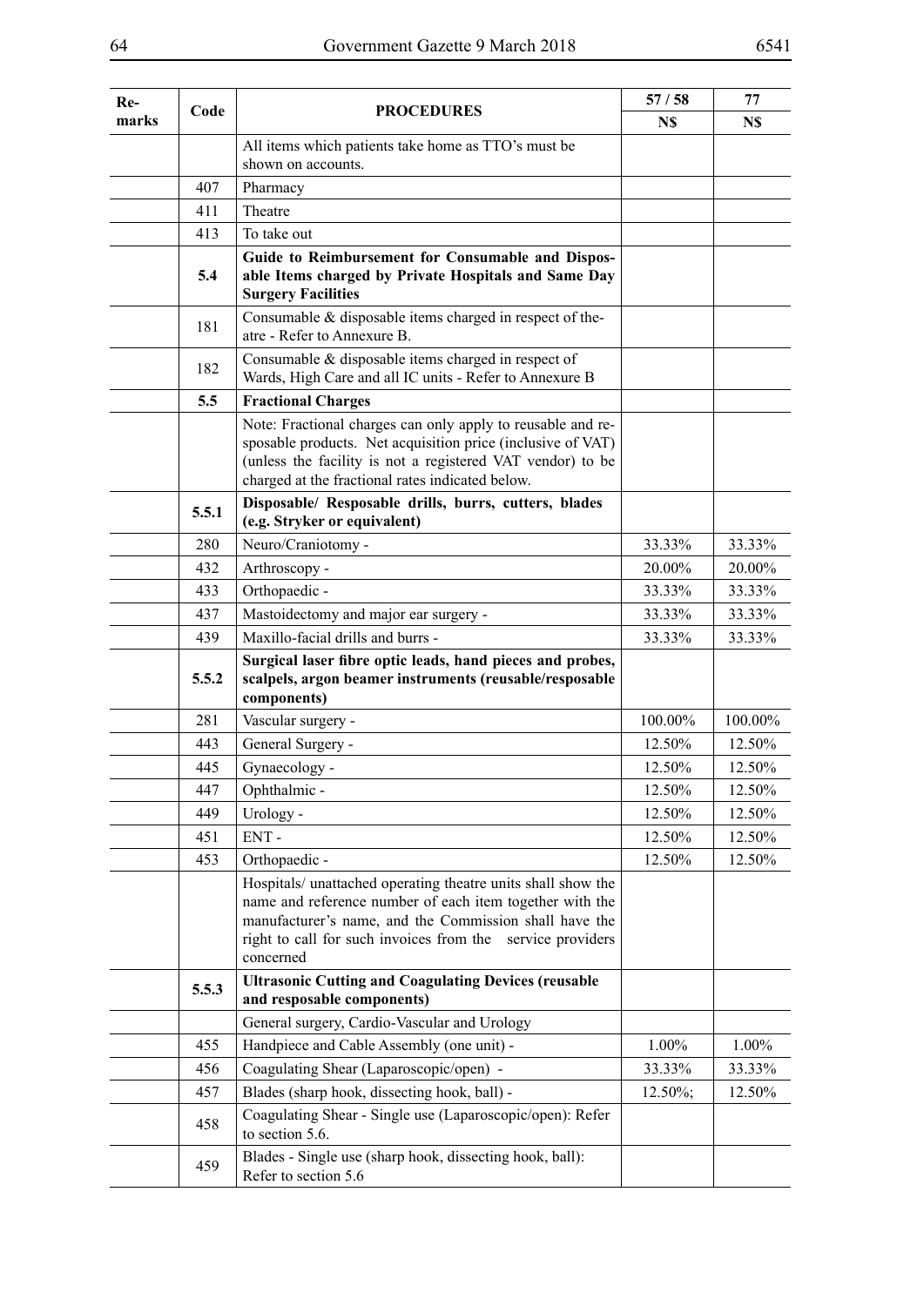| Re-marks | Code | PROCEDURES | 57 / 58 | 77 |
|---|---|---|---|---|
| | | | N$ | N$ |
| | | All items which patients take home as TTO's must be shown on accounts. | | |
| | 407 | Pharmacy | | |
| | 411 | Theatre | | |
| | 413 | To take out | | |
| | **5.4** | **Guide to Reimbursement for Consumable and Disposable Items charged by Private Hospitals and Same Day Surgery Facilities** | | |
| | 181 | Consumable & disposable items charged in respect of theatre - Refer to Annexure B. | | |
| | 182 | Consumable & disposable items charged in respect of Wards, High Care and all IC units - Refer to Annexure B | | |
| | **5.5** | **Fractional Charges** | | |
| | | Note: Fractional charges can only apply to reusable and resposable products. Net acquisition price (inclusive of VAT) (unless the facility is not a registered VAT vendor) to be charged at the fractional rates indicated below. | | |
| | **5.5.1** | **Disposable/ Resposable drills, burrs, cutters, blades (e.g. Stryker or equivalent)** | | |
| | 280 | Neuro/Craniotomy - | 33.33% | 33.33% |
| | 432 | Arthroscopy - | 20.00% | 20.00% |
| | 433 | Orthopaedic - | 33.33% | 33.33% |
| | 437 | Mastoidectomy and major ear surgery - | 33.33% | 33.33% |
| | 439 | Maxillo-facial drills and burrs - | 33.33% | 33.33% |
| | **5.5.2** | **Surgical laser fibre optic leads, hand pieces and probes, scalpels, argon beamer instruments (reusable/resposable components)** | | |
| | 281 | Vascular surgery - | 100.00% | 100.00% |
| | 443 | General Surgery - | 12.50% | 12.50% |
| | 445 | Gynaecology - | 12.50% | 12.50% |
| | 447 | Ophthalmic - | 12.50% | 12.50% |
| | 449 | Urology - | 12.50% | 12.50% |
| | 451 | ENT - | 12.50% | 12.50% |
| | 453 | Orthopaedic - | 12.50% | 12.50% |
| | | Hospitals/ unattached operating theatre units shall show the name and reference number of each item together with the manufacturer's name, and the Commission shall have the right to call for such invoices from the service providers concerned | | |
| | **5.5.3** | **Ultrasonic Cutting and Coagulating Devices (reusable and resposable components)** | | |
| | | General surgery, Cardio-Vascular and Urology | | |
| | 455 | Handpiece and Cable Assembly (one unit) - | 1.00% | 1.00% |
| | 456 | Coagulating Shear (Laparoscopic/open) - | 33.33% | 33.33% |
| | 457 | Blades (sharp hook, dissecting hook, ball) - | 12.50%; | 12.50% |
| | 458 | Coagulating Shear - Single use (Laparoscopic/open): Refer to section 5.6. | | |
| | 459 | Blades - Single use (sharp hook, dissecting hook, ball): Refer to section 5.6 | | |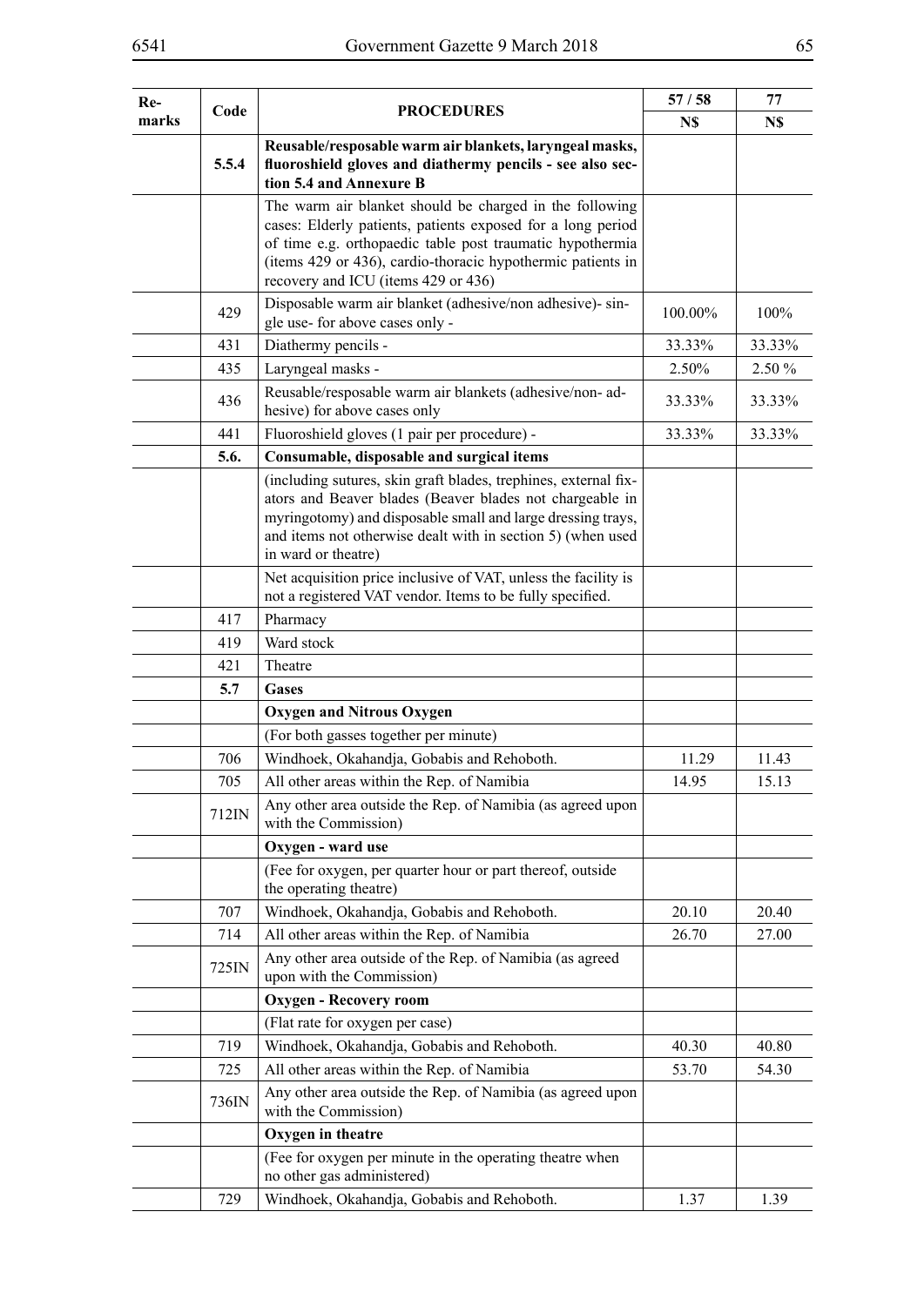| Re-marks | Code | PROCEDURES | 57 / 58 | 77 |
|---|---|---|---|---|
| | | | N$ | N$ |
| | **5.5.4** | **Reusable/resposable warm air blankets, laryngeal masks, fluoroshield gloves and diathermy pencils - see also section 5.4 and Annexure B** | | |
| | | The warm air blanket should be charged in the following cases: Elderly patients, patients exposed for a long period of time e.g. orthopaedic table post traumatic hypothermia (items 429 or 436), cardio-thoracic hypothermic patients in recovery and ICU (items 429 or 436) | | |
| | 429 | Disposable warm air blanket (adhesive/non adhesive)- single use- for above cases only - | 100.00% | 100% |
| | 431 | Diathermy pencils - | 33.33% | 33.33% |
| | 435 | Laryngeal masks - | 2.50% | 2.50 % |
| | 436 | Reusable/resposable warm air blankets (adhesive/non- adhesive) for above cases only | 33.33% | 33.33% |
| | 441 | Fluoroshield gloves (1 pair per procedure) - | 33.33% | 33.33% |
| | **5.6.** | **Consumable, disposable and surgical items** | | |
| | | (including sutures, skin graft blades, trephines, external fixators and Beaver blades (Beaver blades not chargeable in myringotomy) and disposable small and large dressing trays, and items not otherwise dealt with in section 5) (when used in ward or theatre) | | |
| | | Net acquisition price inclusive of VAT, unless the facility is not a registered VAT vendor. Items to be fully specified. | | |
| | 417 | Pharmacy | | |
| | 419 | Ward stock | | |
| | 421 | Theatre | | |
| | **5.7** | **Gases** | | |
| | | **Oxygen and Nitrous Oxygen** | | |
| | | (For both gasses together per minute) | | |
| | 706 | Windhoek, Okahandja, Gobabis and Rehoboth. | 11.29 | 11.43 |
| | 705 | All other areas within the Rep. of Namibia | 14.95 | 15.13 |
| | 712IN | Any other area outside the Rep. of Namibia (as agreed upon with the Commission) | | |
| | | **Oxygen - ward use** | | |
| | | (Fee for oxygen, per quarter hour or part thereof, outside the operating theatre) | | |
| | 707 | Windhoek, Okahandja, Gobabis and Rehoboth. | 20.10 | 20.40 |
| | 714 | All other areas within the Rep. of Namibia | 26.70 | 27.00 |
| | 725IN | Any other area outside of the Rep. of Namibia (as agreed upon with the Commission) | | |
| | | **Oxygen - Recovery room** | | |
| | | (Flat rate for oxygen per case) | | |
| | 719 | Windhoek, Okahandja, Gobabis and Rehoboth. | 40.30 | 40.80 |
| | 725 | All other areas within the Rep. of Namibia | 53.70 | 54.30 |
| | 736IN | Any other area outside the Rep. of Namibia (as agreed upon with the Commission) | | |
| | | **Oxygen in theatre** | | |
| | | (Fee for oxygen per minute in the operating theatre when no other gas administered) | | |
| | 729 | Windhoek, Okahandja, Gobabis and Rehoboth. | 1.37 | 1.39 |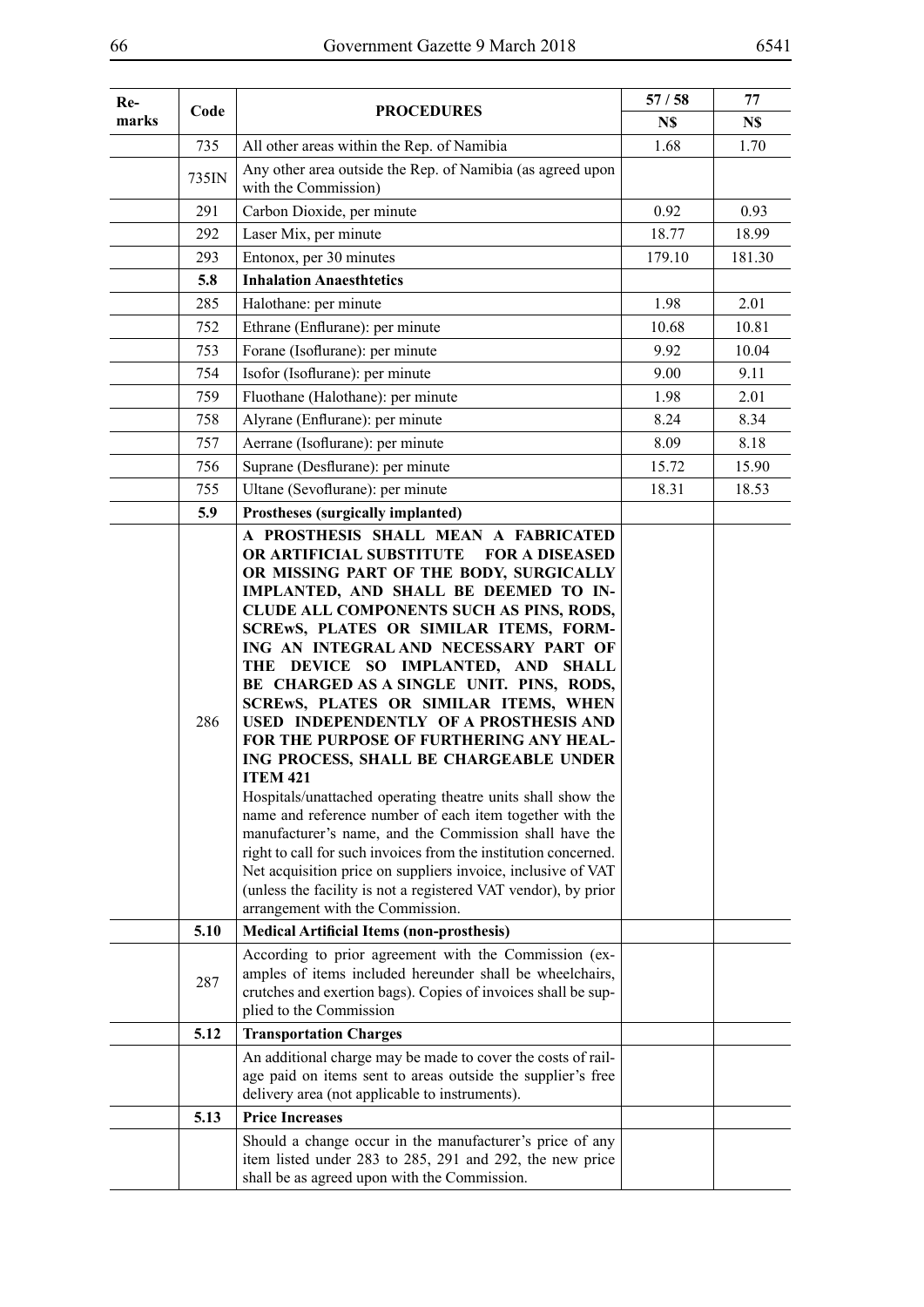| Re-marks | Code | PROCEDURES | 57 / 58 | 77 |
|---|---|---|---|---|
| | | | N$ | N$ |
| | 735 | All other areas within the Rep. of Namibia | 1.68 | 1.70 |
| | 735IN | Any other area outside the Rep. of Namibia (as agreed upon with the Commission) | | |
| | 291 | Carbon Dioxide, per minute | 0.92 | 0.93 |
| | 292 | Laser Mix, per minute | 18.77 | 18.99 |
| | 293 | Entonox, per 30 minutes | 179.10 | 181.30 |
| | **5.8** | **Inhalation Anaesthtetics** | | |
| | 285 | Halothane: per minute | 1.98 | 2.01 |
| | 752 | Ethrane (Enflurane): per minute | 10.68 | 10.81 |
| | 753 | Forane (Isoflurane): per minute | 9.92 | 10.04 |
| | 754 | Isofor (Isoflurane): per minute | 9.00 | 9.11 |
| | 759 | Fluothane (Halothane): per minute | 1.98 | 2.01 |
| | 758 | Alyrane (Enflurane): per minute | 8.24 | 8.34 |
| | 757 | Aerrane (Isoflurane): per minute | 8.09 | 8.18 |
| | 756 | Suprane (Desflurane): per minute | 15.72 | 15.90 |
| | 755 | Ultane (Sevoflurane): per minute | 18.31 | 18.53 |
| | **5.9** | **Prostheses (surgically implanted)** | | |
| | 286 | **A PROSTHESIS SHALL MEAN A FABRICATED OR ARTIFICIAL SUBSTITUTE FOR A DISEASED OR MISSING PART OF THE BODY, SURGICALLY IMPLANTED, AND SHALL BE DEEMED TO INCLUDE ALL COMPONENTS SUCH AS PINS, RODS, SCREwS, PLATES OR SIMILAR ITEMS, FORMING AN INTEGRAL AND NECESSARY PART OF THE DEVICE SO IMPLANTED, AND SHALL BE CHARGED AS A SINGLE UNIT. PINS, RODS, SCREwS, PLATES OR SIMILAR ITEMS, WHEN USED INDEPENDENTLY OF A PROSTHESIS AND FOR THE PURPOSE OF FURTHERING ANY HEALING PROCESS, SHALL BE CHARGEABLE UNDER ITEM 421** Hospitals/unattached operating theatre units shall show the name and reference number of each item together with the manufacturer's name, and the Commission shall have the right to call for such invoices from the institution concerned. Net acquisition price on suppliers invoice, inclusive of VAT (unless the facility is not a registered VAT vendor), by prior arrangement with the Commission. | | |
| | **5.10** | **Medical Artificial Items (non-prosthesis)** | | |
| | 287 | According to prior agreement with the Commission (examples of items included hereunder shall be wheelchairs, crutches and exertion bags). Copies of invoices shall be supplied to the Commission | | |
| | **5.12** | **Transportation Charges** | | |
| | | An additional charge may be made to cover the costs of railage paid on items sent to areas outside the supplier's free delivery area (not applicable to instruments). | | |
| | **5.13** | **Price Increases** | | |
| | | Should a change occur in the manufacturer's price of any item listed under 283 to 285, 291 and 292, the new price shall be as agreed upon with the Commission. | | |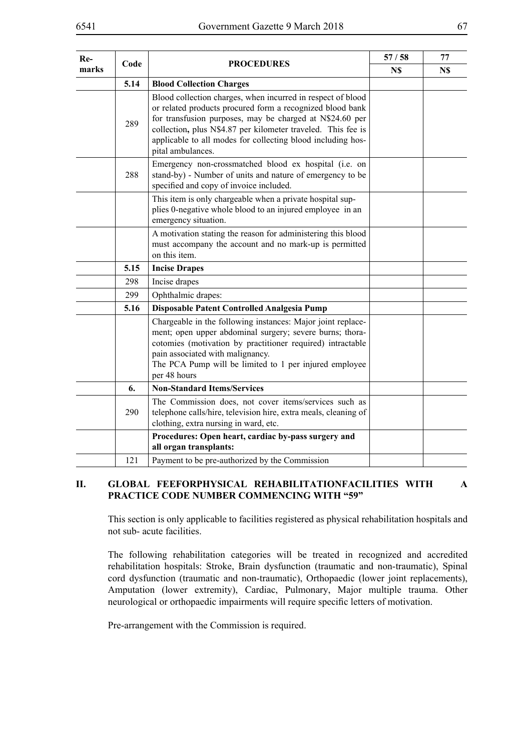| Re-marks | Code | PROCEDURES | 57 / 58 | 77 |
|---|---|---|---|---|
| | | | N$ | N$ |
| | **5.14** | **Blood Collection Charges** | | |
| | 289 | Blood collection charges, when incurred in respect of blood or related products procured form a recognized blood bank for transfusion purposes, may be charged at N$24.60 per collection**,** plus N$4.87 per kilometer traveled. This fee is applicable to all modes for collecting blood including hospital ambulances. | | |
| | 288 | Emergency non-crossmatched blood ex hospital (i.e. on stand-by) - Number of units and nature of emergency to be specified and copy of invoice included. | | |
| | | This item is only chargeable when a private hospital supplies 0-negative whole blood to an injured employee in an emergency situation. | | |
| | | A motivation stating the reason for administering this blood must accompany the account and no mark-up is permitted on this item. | | |
| | **5.15** | **Incise Drapes** | | |
| | 298 | Incise drapes | | |
| | 299 | Ophthalmic drapes: | | |
| | **5.16** | **Disposable Patent Controlled Analgesia Pump** | | |
| | | Chargeable in the following instances: Major joint replacement; open upper abdominal surgery; severe burns; thoracotomies (motivation by practitioner required) intractable pain associated with malignancy.<br>The PCA Pump will be limited to 1 per injured employee per 48 hours | | |
| | **6.** | **Non-Standard Items/Services** | | |
| | 290 | The Commission does, not cover items/services such as telephone calls/hire, television hire, extra meals, cleaning of clothing, extra nursing in ward, etc. | | |
| | | **Procedures: Open heart, cardiac by-pass surgery and all organ transplants:** | | |
| | 121 | Payment to be pre-authorized by the Commission | | |

## II. GLOBAL FEEFORPHYSICAL REHABILITATIONFACILITIES WITH A PRACTICE CODE NUMBER COMMENCING WITH "59"

This section is only applicable to facilities registered as physical rehabilitation hospitals and not sub- acute facilities.

The following rehabilitation categories will be treated in recognized and accredited rehabilitation hospitals: Stroke, Brain dysfunction (traumatic and non-traumatic), Spinal cord dysfunction (traumatic and non-traumatic), Orthopaedic (lower joint replacements), Amputation (lower extremity), Cardiac, Pulmonary, Major multiple trauma. Other neurological or orthopaedic impairments will require specific letters of motivation.

Pre-arrangement with the Commission is required.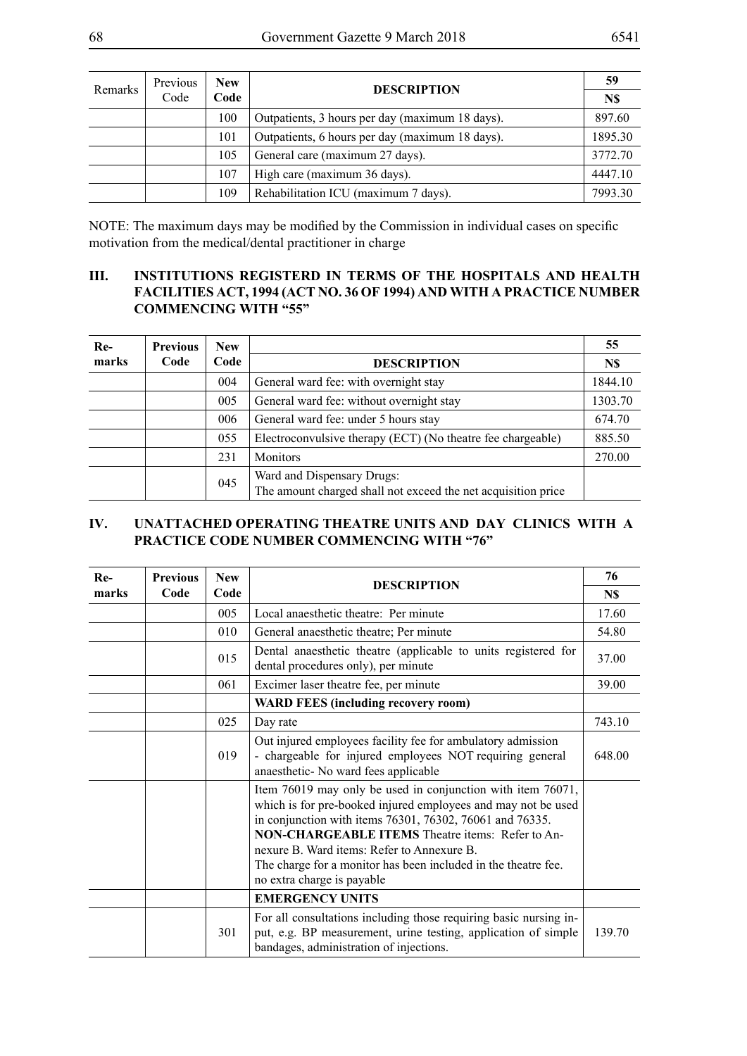| Remarks | Previous Code | New Code | DESCRIPTION | 59 |
|---|---|---|---|---|
| | | | | N$ |
| | | 100 | Outpatients, 3 hours per day (maximum 18 days). | 897.60 |
| | | 101 | Outpatients, 6 hours per day (maximum 18 days). | 1895.30 |
| | | 105 | General care (maximum 27 days). | 3772.70 |
| | | 107 | High care (maximum 36 days). | 4447.10 |
| | | 109 | Rehabilitation ICU (maximum 7 days). | 7993.30 |

NOTE: The maximum days may be modified by the Commission in individual cases on specific motivation from the medical/dental practitioner in charge

## III. INSTITUTIONS REGISTERD IN TERMS OF THE HOSPITALS AND HEALTH FACILITIES ACT, 1994 (ACT NO. 36 OF 1994) AND WITH A PRACTICE NUMBER COMMENCING WITH "55"

| Re-marks | Previous Code | New Code | DESCRIPTION | 55 |
|---|---|---|---|---|
| | | | | N$ |
| | | 004 | General ward fee: with overnight stay | 1844.10 |
| | | 005 | General ward fee: without overnight stay | 1303.70 |
| | | 006 | General ward fee: under 5 hours stay | 674.70 |
| | | 055 | Electroconvulsive therapy (ECT) (No theatre fee chargeable) | 885.50 |
| | | 231 | Monitors | 270.00 |
| | | 045 | Ward and Dispensary Drugs: The amount charged shall not exceed the net acquisition price | |

## IV. UNATTACHED OPERATING THEATRE UNITS AND DAY CLINICS WITH A PRACTICE CODE NUMBER COMMENCING WITH "76"

| Re-marks | Previous Code | New Code | DESCRIPTION | 76 |
|---|---|---|---|---|
| | | | | N$ |
| | | 005 | Local anaesthetic theatre: Per minute | 17.60 |
| | | 010 | General anaesthetic theatre; Per minute | 54.80 |
| | | 015 | Dental anaesthetic theatre (applicable to units registered for dental procedures only), per minute | 37.00 |
| | | 061 | Excimer laser theatre fee, per minute | 39.00 |
| | | | **WARD FEES (including recovery room)** | |
| | | 025 | Day rate | 743.10 |
| | | 019 | Out injured employees facility fee for ambulatory admission - chargeable for injured employees NOT requiring general anaesthetic- No ward fees applicable | 648.00 |
| | | | Item 76019 may only be used in conjunction with item 76071, which is for pre-booked injured employees and may not be used in conjunction with items 76301, 76302, 76061 and 76335. **NON-CHARGEABLE ITEMS** Theatre items: Refer to Annexure B. Ward items: Refer to Annexure B. The charge for a monitor has been included in the theatre fee. no extra charge is payable | |
| | | | **EMERGENCY UNITS** | |
| | | 301 | For all consultations including those requiring basic nursing input, e.g. BP measurement, urine testing, application of simple bandages, administration of injections. | 139.70 |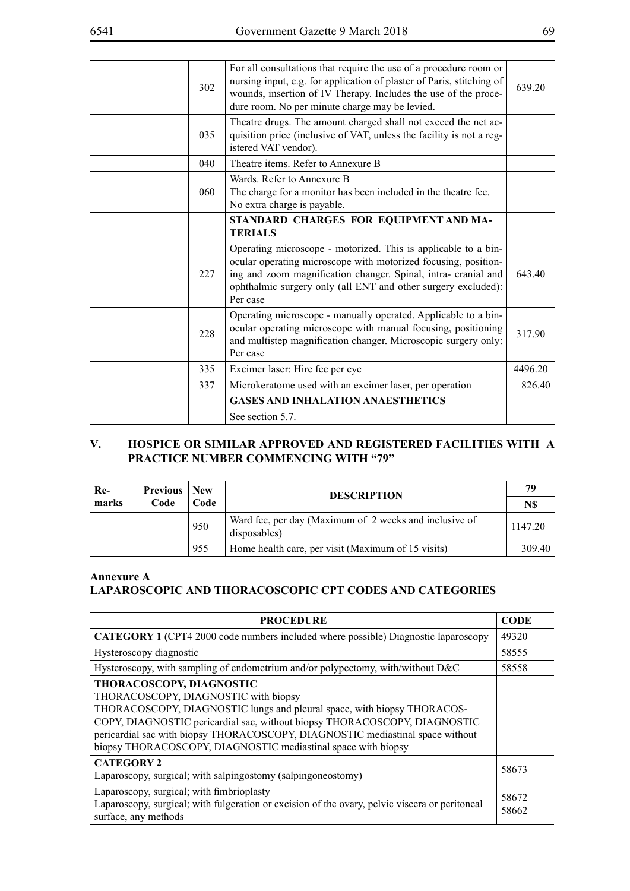| | | | | |
|---|---|---|---|---|
| | | 302 | For all consultations that require the use of a procedure room or nursing input, e.g. for application of plaster of Paris, stitching of wounds, insertion of IV Therapy. Includes the use of the procedure room. No per minute charge may be levied. | 639.20 |
| | | 035 | Theatre drugs. The amount charged shall not exceed the net acquisition price (inclusive of VAT, unless the facility is not a registered VAT vendor). | |
| | | 040 | Theatre items. Refer to Annexure B | |
| | | 060 | Wards. Refer to Annexure B<br>The charge for a monitor has been included in the theatre fee. No extra charge is payable. | |
| | | | **STANDARD CHARGES FOR EQUIPMENT AND MATERIALS** | |
| | | 227 | Operating microscope - motorized. This is applicable to a binocular operating microscope with motorized focusing, positioning and zoom magnification changer. Spinal, intra- cranial and ophthalmic surgery only (all ENT and other surgery excluded): Per case | 643.40 |
| | | 228 | Operating microscope - manually operated. Applicable to a binocular operating microscope with manual focusing, positioning and multistep magnification changer. Microscopic surgery only: Per case | 317.90 |
| | | 335 | Excimer laser: Hire fee per eye | 4496.20 |
| | | 337 | Microkeratome used with an excimer laser, per operation | 826.40 |
| | | | **GASES AND INHALATION ANAESTHETICS** | |
| | | | See section 5.7. | |

## V. HOSPICE OR SIMILAR APPROVED AND REGISTERED FACILITIES WITH A PRACTICE NUMBER COMMENCING WITH "79"

| Remarks | Previous Code | New Code | DESCRIPTION | 79 |
|---|---|---|---|---|
| | | | | N$ |
| | | 950 | Ward fee, per day (Maximum of 2 weeks and inclusive of disposables) | 1147.20 |
| | | 955 | Home health care, per visit (Maximum of 15 visits) | 309.40 |

## Annexure A
## LAPAROSCOPIC AND THORACOSCOPIC CPT CODES AND CATEGORIES

| PROCEDURE | CODE |
|---|---|
| **CATEGORY 1 (**CPT4 2000 code numbers included where possible) Diagnostic laparoscopy | 49320 |
| Hysteroscopy diagnostic | 58555 |
| Hysteroscopy, with sampling of endometrium and/or polypectomy, with/without D&C | 58558 |
| **THORACOSCOPY, DIAGNOSTIC**<br>THORACOSCOPY, DIAGNOSTIC with biopsy<br>THORACOSCOPY, DIAGNOSTIC lungs and pleural space, with biopsy THORACOSCOPY, DIAGNOSTIC pericardial sac, without biopsy THORACOSCOPY, DIAGNOSTIC pericardial sac with biopsy THORACOSCOPY, DIAGNOSTIC mediastinal space without biopsy THORACOSCOPY, DIAGNOSTIC mediastinal space with biopsy | |
| **CATEGORY 2**<br>Laparoscopy, surgical; with salpingostomy (salpingoneostomy) | 58673 |
| Laparoscopy, surgical; with fimbrioplasty<br>Laparoscopy, surgical; with fulgeration or excision of the ovary, pelvic viscera or peritoneal surface, any methods | 58672<br>58662 |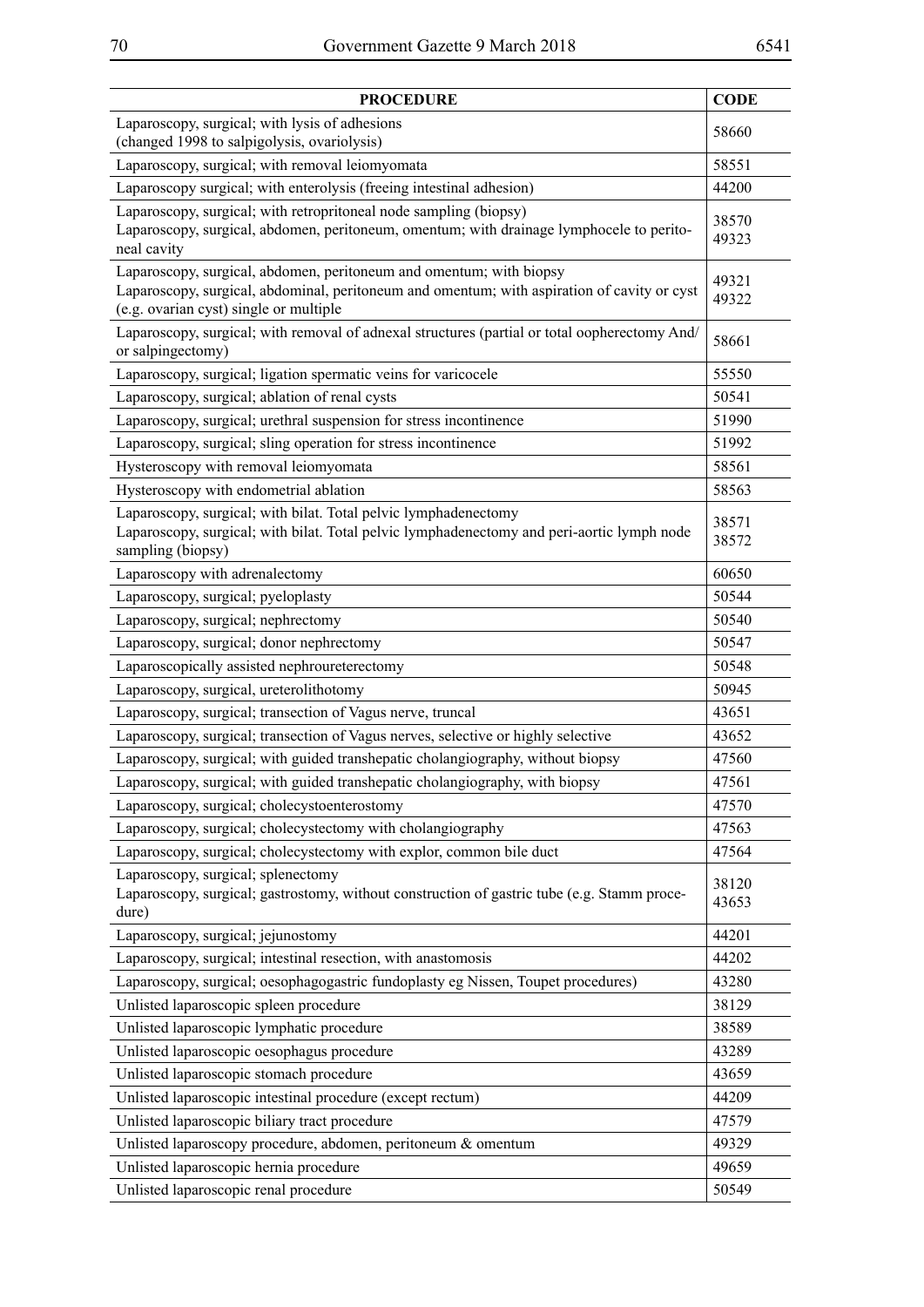| PROCEDURE | CODE |
|---|---|
| Laparoscopy, surgical; with lysis of adhesions (changed 1998 to salpigolysis, ovariolysis) | 58660 |
| Laparoscopy, surgical; with removal leiomyomata | 58551 |
| Laparoscopy surgical; with enterolysis (freeing intestinal adhesion) | 44200 |
| Laparoscopy, surgical; with retropritoneal node sampling (biopsy)<br>Laparoscopy, surgical, abdomen, peritoneum, omentum; with drainage lymphocele to peritoneal cavity | 38570<br>49323 |
| Laparoscopy, surgical, abdomen, peritoneum and omentum; with biopsy<br>Laparoscopy, surgical, abdominal, peritoneum and omentum; with aspiration of cavity or cyst (e.g. ovarian cyst) single or multiple | 49321<br>49322 |
| Laparoscopy, surgical; with removal of adnexal structures (partial or total oopherectomy And/or salpingectomy) | 58661 |
| Laparoscopy, surgical; ligation spermatic veins for varicocele | 55550 |
| Laparoscopy, surgical; ablation of renal cysts | 50541 |
| Laparoscopy, surgical; urethral suspension for stress incontinence | 51990 |
| Laparoscopy, surgical; sling operation for stress incontinence | 51992 |
| Hysteroscopy with removal leiomyomata | 58561 |
| Hysteroscopy with endometrial ablation | 58563 |
| Laparoscopy, surgical; with bilat. Total pelvic lymphadenectomy<br>Laparoscopy, surgical; with bilat. Total pelvic lymphadenectomy and peri-aortic lymph node sampling (biopsy) | 38571<br>38572 |
| Laparoscopy with adrenalectomy | 60650 |
| Laparoscopy, surgical; pyeloplasty | 50544 |
| Laparoscopy, surgical; nephrectomy | 50540 |
| Laparoscopy, surgical; donor nephrectomy | 50547 |
| Laparoscopically assisted nephroureterectomy | 50548 |
| Laparoscopy, surgical, ureterolithotomy | 50945 |
| Laparoscopy, surgical; transection of Vagus nerve, truncal | 43651 |
| Laparoscopy, surgical; transection of Vagus nerves, selective or highly selective | 43652 |
| Laparoscopy, surgical; with guided transhepatic cholangiography, without biopsy | 47560 |
| Laparoscopy, surgical; with guided transhepatic cholangiography, with biopsy | 47561 |
| Laparoscopy, surgical; cholecystoenterostomy | 47570 |
| Laparoscopy, surgical; cholecystectomy with cholangiography | 47563 |
| Laparoscopy, surgical; cholecystectomy with explor, common bile duct | 47564 |
| Laparoscopy, surgical; splenectomy<br>Laparoscopy, surgical; gastrostomy, without construction of gastric tube (e.g. Stamm procedure) | 38120<br>43653 |
| Laparoscopy, surgical; jejunostomy | 44201 |
| Laparoscopy, surgical; intestinal resection, with anastomosis | 44202 |
| Laparoscopy, surgical; oesophagogastric fundoplasty eg Nissen, Toupet procedures) | 43280 |
| Unlisted laparoscopic spleen procedure | 38129 |
| Unlisted laparoscopic lymphatic procedure | 38589 |
| Unlisted laparoscopic oesophagus procedure | 43289 |
| Unlisted laparoscopic stomach procedure | 43659 |
| Unlisted laparoscopic intestinal procedure (except rectum) | 44209 |
| Unlisted laparoscopic biliary tract procedure | 47579 |
| Unlisted laparoscopy procedure, abdomen, peritoneum & omentum | 49329 |
| Unlisted laparoscopic hernia procedure | 49659 |
| Unlisted laparoscopic renal procedure | 50549 |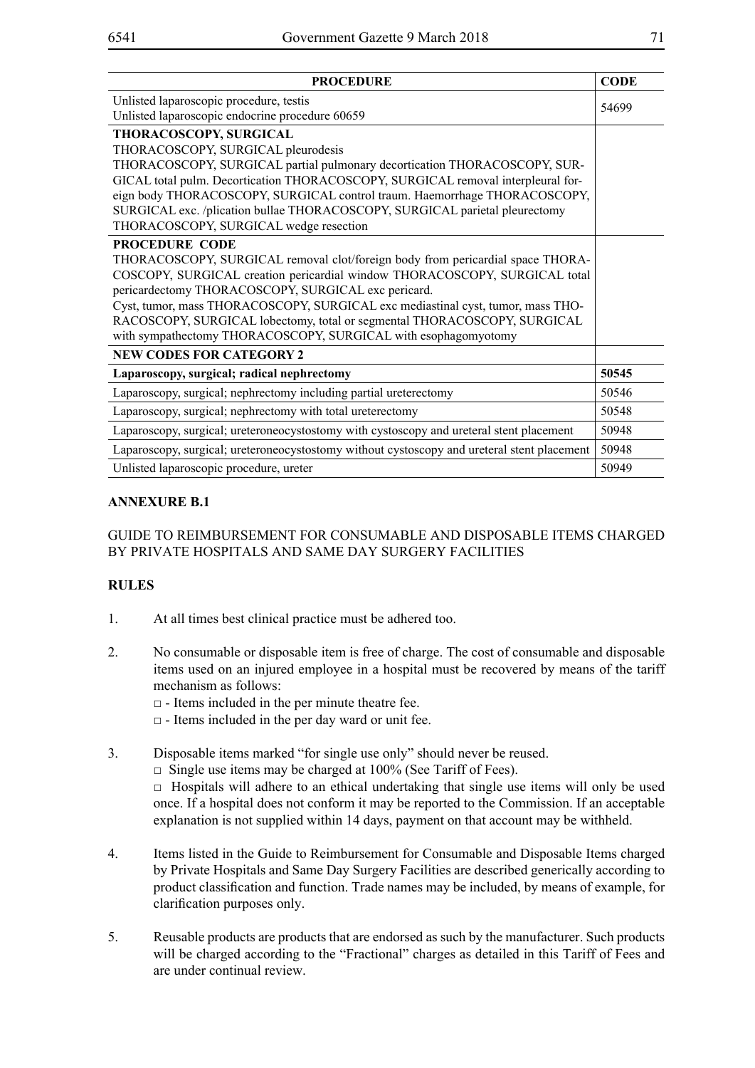| PROCEDURE | CODE |
|---|---|
| Unlisted laparoscopic procedure, testis<br>Unlisted laparoscopic endocrine procedure 60659 | 54699 |
| **THORACOSCOPY, SURGICAL**<br>THORACOSCOPY, SURGICAL pleurodesis<br>THORACOSCOPY, SURGICAL partial pulmonary decortication THORACOSCOPY, SURGICAL total pulm. Decortication THORACOSCOPY, SURGICAL removal interpleural foreign body THORACOSCOPY, SURGICAL control traum. Haemorrhage THORACOSCOPY, SURGICAL exc. /plication bullae THORACOSCOPY, SURGICAL parietal pleurectomy THORACOSCOPY, SURGICAL wedge resection | |
| **PROCEDURE CODE**<br>THORACOSCOPY, SURGICAL removal clot/foreign body from pericardial space THORACOSCOPY, SURGICAL creation pericardial window THORACOSCOPY, SURGICAL total pericardectomy THORACOSCOPY, SURGICAL exc pericard.<br>Cyst, tumor, mass THORACOSCOPY, SURGICAL exc mediastinal cyst, tumor, mass THORACOSCOPY, SURGICAL lobectomy, total or segmental THORACOSCOPY, SURGICAL with sympathectomy THORACOSCOPY, SURGICAL with esophagomyotomy | |
| **NEW CODES FOR CATEGORY 2** | |
| **Laparoscopy, surgical; radical nephrectomy** | **50545** |
| Laparoscopy, surgical; nephrectomy including partial ureterectomy | 50546 |
| Laparoscopy, surgical; nephrectomy with total ureterectomy | 50548 |
| Laparoscopy, surgical; ureteroneocystostomy with cystoscopy and ureteral stent placement | 50948 |
| Laparoscopy, surgical; ureteroneocystostomy without cystoscopy and ureteral stent placement | 50948 |
| Unlisted laparoscopic procedure, ureter | 50949 |

## ANNEXURE B.1

GUIDE TO REIMBURSEMENT FOR CONSUMABLE AND DISPOSABLE ITEMS CHARGED BY PRIVATE HOSPITALS AND SAME DAY SURGERY FACILITIES

## RULES

1. At all times best clinical practice must be adhered too.

2. No consumable or disposable item is free of charge. The cost of consumable and disposable items used on an injured employee in a hospital must be recovered by means of the tariff mechanism as follows:
   - □ - Items included in the per minute theatre fee.
   - □ - Items included in the per day ward or unit fee.

3. Disposable items marked "for single use only" should never be reused.
   - □ Single use items may be charged at 100% (See Tariff of Fees).
   - □ Hospitals will adhere to an ethical undertaking that single use items will only be used once. If a hospital does not conform it may be reported to the Commission. If an acceptable explanation is not supplied within 14 days, payment on that account may be withheld.

4. Items listed in the Guide to Reimbursement for Consumable and Disposable Items charged by Private Hospitals and Same Day Surgery Facilities are described generically according to product classification and function. Trade names may be included, by means of example, for clarification purposes only.

5. Reusable products are products that are endorsed as such by the manufacturer. Such products will be charged according to the "Fractional" charges as detailed in this Tariff of Fees and are under continual review.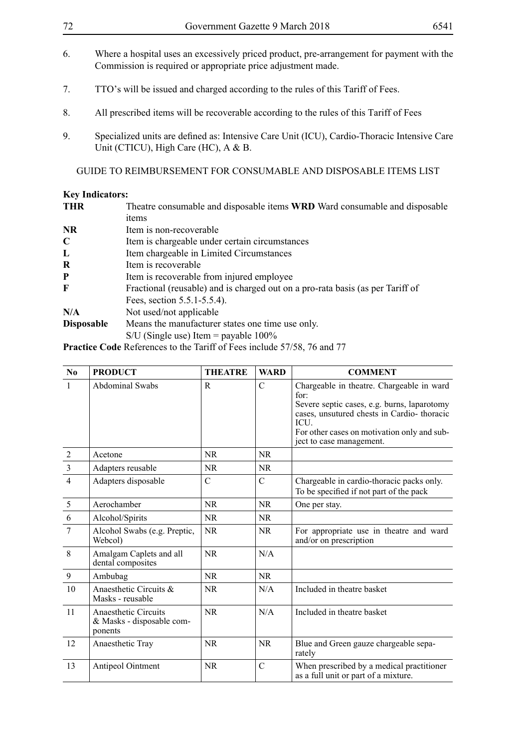6. Where a hospital uses an excessively priced product, pre-arrangement for payment with the Commission is required or appropriate price adjustment made.

7. TTO's will be issued and charged according to the rules of this Tariff of Fees.

8. All prescribed items will be recoverable according to the rules of this Tariff of Fees

9. Specialized units are defined as: Intensive Care Unit (ICU), Cardio-Thoracic Intensive Care Unit (CTICU), High Care (HC), A & B.

GUIDE TO REIMBURSEMENT FOR CONSUMABLE AND DISPOSABLE ITEMS LIST

**Key Indicators:**

| | |
|---|---|
| **THR** | Theatre consumable and disposable items **WRD** Ward consumable and disposable items |
| **NR** | Item is non-recoverable |
| **C** | Item is chargeable under certain circumstances |
| **L** | Item chargeable in Limited Circumstances |
| **R** | Item is recoverable |
| **P** | Item is recoverable from injured employee |
| **F** | Fractional (reusable) and is charged out on a pro-rata basis (as per Tariff of Fees, section 5.5.1-5.5.4). |
| **N/A** | Not used/not applicable |
| **Disposable** | Means the manufacturer states one time use only. S/U (Single use) Item = payable 100% |

**Practice Code** References to the Tariff of Fees include 57/58, 76 and 77

| No | PRODUCT | THEATRE | WARD | COMMENT |
|---|---|---|---|---|
| 1 | Abdominal Swabs | R | C | Chargeable in theatre. Chargeable in ward for: Severe septic cases, e.g. burns, laparotomy cases, unsutured chests in Cardio- thoracic ICU. For other cases on motivation only and subject to case management. |
| 2 | Acetone | NR | NR | |
| 3 | Adapters reusable | NR | NR | |
| 4 | Adapters disposable | C | C | Chargeable in cardio-thoracic packs only. To be specified if not part of the pack |
| 5 | Aerochamber | NR | NR | One per stay. |
| 6 | Alcohol/Spirits | NR | NR | |
| 7 | Alcohol Swabs (e.g. Preptic, Webcol) | NR | NR | For appropriate use in theatre and ward and/or on prescription |
| 8 | Amalgam Caplets and all dental composites | NR | N/A | |
| 9 | Ambubag | NR | NR | |
| 10 | Anaesthetic Circuits & Masks - reusable | NR | N/A | Included in theatre basket |
| 11 | Anaesthetic Circuits & Masks - disposable components | NR | N/A | Included in theatre basket |
| 12 | Anaesthetic Tray | NR | NR | Blue and Green gauze chargeable separately |
| 13 | Antipeol Ointment | NR | C | When prescribed by a medical practitioner as a full unit or part of a mixture. |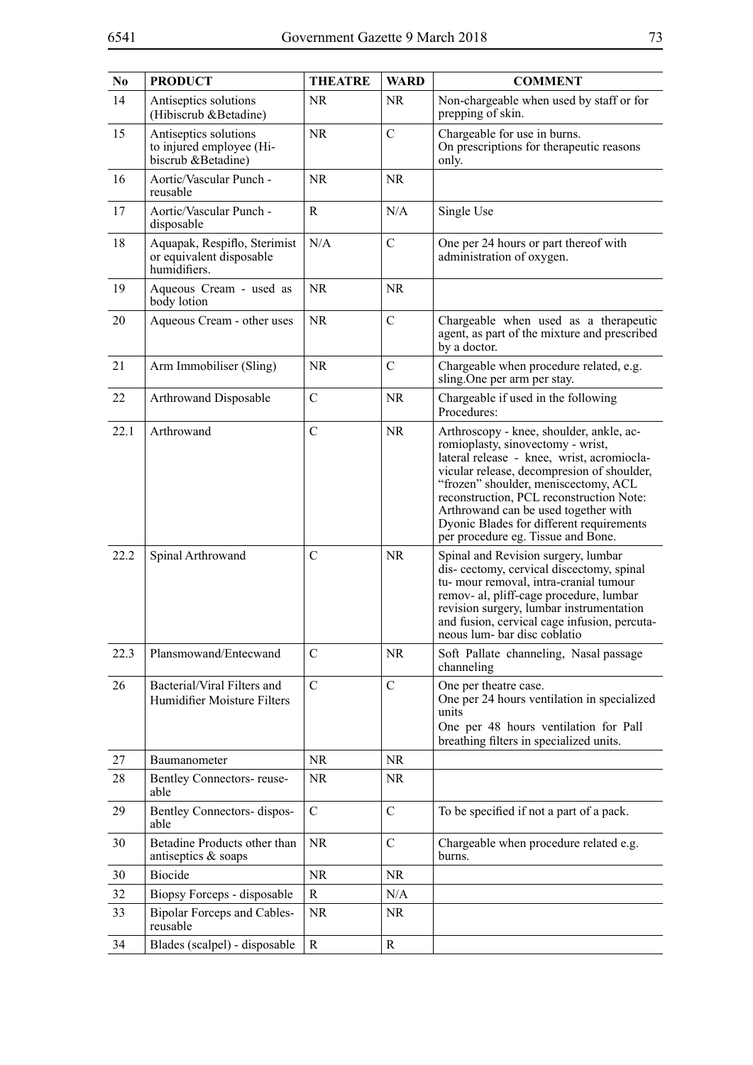| No | PRODUCT | THEATRE | WARD | COMMENT |
|---|---|---|---|---|
| 14 | Antiseptics solutions (Hibiscrub &Betadine) | NR | NR | Non-chargeable when used by staff or for prepping of skin. |
| 15 | Antiseptics solutions to injured employee (Hibiscrub &Betadine) | NR | C | Chargeable for use in burns. On prescriptions for therapeutic reasons only. |
| 16 | Aortic/Vascular Punch - reusable | NR | NR | |
| 17 | Aortic/Vascular Punch - disposable | R | N/A | Single Use |
| 18 | Aquapak, Respiflo, Sterimist or equivalent disposable humidifiers. | N/A | C | One per 24 hours or part thereof with administration of oxygen. |
| 19 | Aqueous Cream - used as body lotion | NR | NR | |
| 20 | Aqueous Cream - other uses | NR | C | Chargeable when used as a therapeutic agent, as part of the mixture and prescribed by a doctor. |
| 21 | Arm Immobiliser (Sling) | NR | C | Chargeable when procedure related, e.g. sling.One per arm per stay. |
| 22 | Arthrowand Disposable | C | NR | Chargeable if used in the following Procedures: |
| 22.1 | Arthrowand | C | NR | Arthroscopy - knee, shoulder, ankle, acromioplasty, sinovectomy - wrist, lateral release - knee, wrist, acromioclavicular release, decompresion of shoulder, "frozen" shoulder, meniscectomy, ACL reconstruction, PCL reconstruction Note: Arthrowand can be used together with Dyonic Blades for different requirements per procedure eg. Tissue and Bone. |
| 22.2 | Spinal Arthrowand | C | NR | Spinal and Revision surgery, lumbar dis- cectomy, cervical discectomy, spinal tu- mour removal, intra-cranial tumour remov- al, pliff-cage procedure, lumbar revision surgery, lumbar instrumentation and fusion, cervical cage infusion, percutaneous lum- bar disc coblatio |
| 22.3 | Plansmowand/Entecwand | C | NR | Soft Pallate channeling, Nasal passage channeling |
| 26 | Bacterial/Viral Filters and Humidifier Moisture Filters | C | C | One per theatre case. One per 24 hours ventilation in specialized units One per 48 hours ventilation for Pall breathing filters in specialized units. |
| 27 | Baumanometer | NR | NR | |
| 28 | Bentley Connectors- reuseable | NR | NR | |
| 29 | Bentley Connectors- disposable | C | C | To be specified if not a part of a pack. |
| 30 | Betadine Products other than antiseptics & soaps | NR | C | Chargeable when procedure related e.g. burns. |
| 30 | Biocide | NR | NR | |
| 32 | Biopsy Forceps - disposable | R | N/A | |
| 33 | Bipolar Forceps and Cables- reusable | NR | NR | |
| 34 | Blades (scalpel) - disposable | R | R | |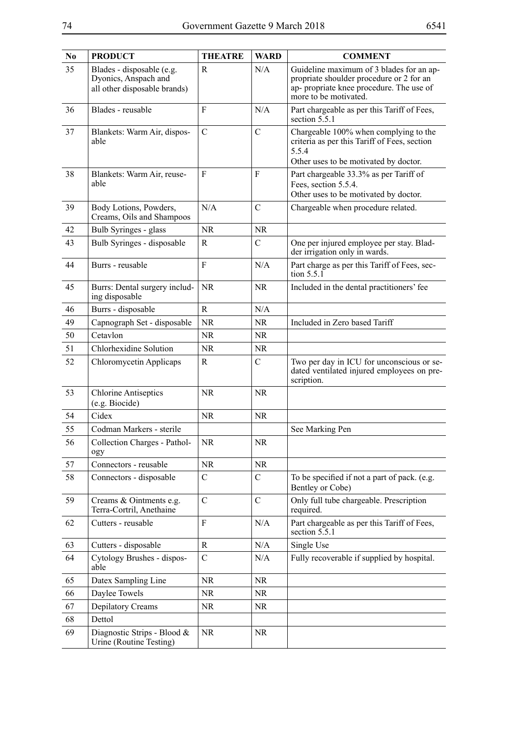| No | PRODUCT | THEATRE | WARD | COMMENT |
|---|---|---|---|---|
| 35 | Blades - disposable (e.g. Dyonics, Anspach and all other disposable brands) | R | N/A | Guideline maximum of 3 blades for an ap-propriate shoulder procedure or 2 for an ap- propriate knee procedure. The use of more to be motivated. |
| 36 | Blades - reusable | F | N/A | Part chargeable as per this Tariff of Fees, section 5.5.1 |
| 37 | Blankets: Warm Air, dispos-able | C | C | Chargeable 100% when complying to the criteria as per this Tariff of Fees, section 5.5.4<br>Other uses to be motivated by doctor. |
| 38 | Blankets: Warm Air, reuse-able | F | F | Part chargeable 33.3% as per Tariff of Fees, section 5.5.4.<br>Other uses to be motivated by doctor. |
| 39 | Body Lotions, Powders, Creams, Oils and Shampoos | N/A | C | Chargeable when procedure related. |
| 42 | Bulb Syringes - glass | NR | NR | |
| 43 | Bulb Syringes - disposable | R | C | One per injured employee per stay. Blad-der irrigation only in wards. |
| 44 | Burrs - reusable | F | N/A | Part charge as per this Tariff of Fees, sec-tion 5.5.1 |
| 45 | Burrs: Dental surgery includ-ing disposable | NR | NR | Included in the dental practitioners' fee |
| 46 | Burrs - disposable | R | N/A | |
| 49 | Capnograph Set - disposable | NR | NR | Included in Zero based Tariff |
| 50 | Cetavlon | NR | NR | |
| 51 | Chlorhexidine Solution | NR | NR | |
| 52 | Chloromycetin Applicaps | R | C | Two per day in ICU for unconscious or se-dated ventilated injured employees on pre-scription. |
| 53 | Chlorine Antiseptics (e.g. Biocide) | NR | NR | |
| 54 | Cidex | NR | NR | |
| 55 | Codman Markers - sterile | | | See Marking Pen |
| 56 | Collection Charges - Pathol-ogy | NR | NR | |
| 57 | Connectors - reusable | NR | NR | |
| 58 | Connectors - disposable | C | C | To be specified if not a part of pack. (e.g. Bentley or Cobe) |
| 59 | Creams & Ointments e.g. Terra-Cortril, Anethaine | C | C | Only full tube chargeable. Prescription required. |
| 62 | Cutters - reusable | F | N/A | Part chargeable as per this Tariff of Fees, section 5.5.1 |
| 63 | Cutters - disposable | R | N/A | Single Use |
| 64 | Cytology Brushes - dispos-able | C | N/A | Fully recoverable if supplied by hospital. |
| 65 | Datex Sampling Line | NR | NR | |
| 66 | Daylee Towels | NR | NR | |
| 67 | Depilatory Creams | NR | NR | |
| 68 | Dettol | | | |
| 69 | Diagnostic Strips - Blood & Urine (Routine Testing) | NR | NR | |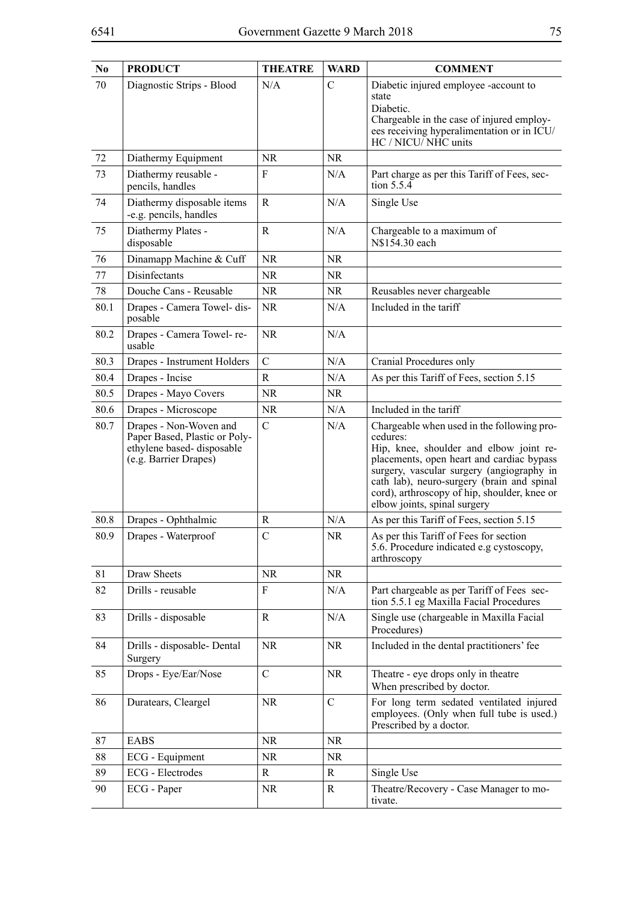| No | PRODUCT | THEATRE | WARD | COMMENT |
|---|---|---|---|---|
| 70 | Diagnostic Strips - Blood | N/A | C | Diabetic injured employee -account to state<br>Diabetic.<br>Chargeable in the case of injured employees receiving hyperalimentation or in ICU/ HC / NICU/ NHC units |
| 72 | Diathermy Equipment | NR | NR | |
| 73 | Diathermy reusable - pencils, handles | F | N/A | Part charge as per this Tariff of Fees, section 5.5.4 |
| 74 | Diathermy disposable items -e.g. pencils, handles | R | N/A | Single Use |
| 75 | Diathermy Plates - disposable | R | N/A | Chargeable to a maximum of N$154.30 each |
| 76 | Dinamapp Machine & Cuff | NR | NR | |
| 77 | Disinfectants | NR | NR | |
| 78 | Douche Cans - Reusable | NR | NR | Reusables never chargeable |
| 80.1 | Drapes - Camera Towel- disposable | NR | N/A | Included in the tariff |
| 80.2 | Drapes - Camera Towel- reusable | NR | N/A | |
| 80.3 | Drapes - Instrument Holders | C | N/A | Cranial Procedures only |
| 80.4 | Drapes - Incise | R | N/A | As per this Tariff of Fees, section 5.15 |
| 80.5 | Drapes - Mayo Covers | NR | NR | |
| 80.6 | Drapes - Microscope | NR | N/A | Included in the tariff |
| 80.7 | Drapes - Non-Woven and Paper Based, Plastic or Polyethylene based- disposable (e.g. Barrier Drapes) | C | N/A | Chargeable when used in the following procedures:<br>Hip, knee, shoulder and elbow joint replacements, open heart and cardiac bypass surgery, vascular surgery (angiography in cath lab), neuro-surgery (brain and spinal cord), arthroscopy of hip, shoulder, knee or elbow joints, spinal surgery |
| 80.8 | Drapes - Ophthalmic | R | N/A | As per this Tariff of Fees, section 5.15 |
| 80.9 | Drapes - Waterproof | C | NR | As per this Tariff of Fees for section 5.6. Procedure indicated e.g cystoscopy, arthroscopy |
| 81 | Draw Sheets | NR | NR | |
| 82 | Drills - reusable | F | N/A | Part chargeable as per Tariff of Fees section 5.5.1 eg Maxilla Facial Procedures |
| 83 | Drills - disposable | R | N/A | Single use (chargeable in Maxilla Facial Procedures) |
| 84 | Drills - disposable- Dental Surgery | NR | NR | Included in the dental practitioners' fee |
| 85 | Drops - Eye/Ear/Nose | C | NR | Theatre - eye drops only in theatre<br>When prescribed by doctor. |
| 86 | Duratears, Cleargel | NR | C | For long term sedated ventilated injured employees. (Only when full tube is used.) Prescribed by a doctor. |
| 87 | EABS | NR | NR | |
| 88 | ECG - Equipment | NR | NR | |
| 89 | ECG - Electrodes | R | R | Single Use |
| 90 | ECG - Paper | NR | R | Theatre/Recovery - Case Manager to motivate. |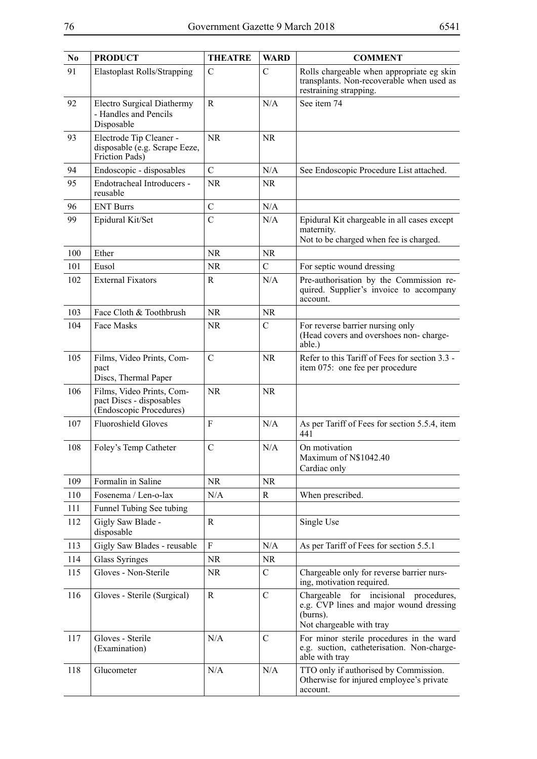| No | PRODUCT | THEATRE | WARD | COMMENT |
|---|---|---|---|---|
| 91 | Elastoplast Rolls/Strapping | C | C | Rolls chargeable when appropriate eg skin transplants. Non-recoverable when used as restraining strapping. |
| 92 | Electro Surgical Diathermy - Handles and Pencils Disposable | R | N/A | See item 74 |
| 93 | Electrode Tip Cleaner - disposable (e.g. Scrape Eeze, Friction Pads) | NR | NR | |
| 94 | Endoscopic - disposables | C | N/A | See Endoscopic Procedure List attached. |
| 95 | Endotracheal Introducers - reusable | NR | NR | |
| 96 | ENT Burrs | C | N/A | |
| 99 | Epidural Kit/Set | C | N/A | Epidural Kit chargeable in all cases except maternity.<br>Not to be charged when fee is charged. |
| 100 | Ether | NR | NR | |
| 101 | Eusol | NR | C | For septic wound dressing |
| 102 | External Fixators | R | N/A | Pre-authorisation by the Commission required. Supplier's invoice to accompany account. |
| 103 | Face Cloth & Toothbrush | NR | NR | |
| 104 | Face Masks | NR | C | For reverse barrier nursing only<br>(Head covers and overshoes non- chargeable.) |
| 105 | Films, Video Prints, Compact Discs, Thermal Paper | C | NR | Refer to this Tariff of Fees for section 3.3 - item 075: one fee per procedure |
| 106 | Films, Video Prints, Compact Discs - disposables (Endoscopic Procedures) | NR | NR | |
| 107 | Fluoroshield Gloves | F | N/A | As per Tariff of Fees for section 5.5.4, item 441 |
| 108 | Foley's Temp Catheter | C | N/A | On motivation<br>Maximum of N$1042.40<br>Cardiac only |
| 109 | Formalin in Saline | NR | NR | |
| 110 | Fosenema / Len-o-lax | N/A | R | When prescribed. |
| 111 | Funnel Tubing See tubing | | | |
| 112 | Gigly Saw Blade - disposable | R | | Single Use |
| 113 | Gigly Saw Blades - reusable | F | N/A | As per Tariff of Fees for section 5.5.1 |
| 114 | Glass Syringes | NR | NR | |
| 115 | Gloves - Non-Sterile | NR | C | Chargeable only for reverse barrier nursing, motivation required. |
| 116 | Gloves - Sterile (Surgical) | R | C | Chargeable for incisional procedures, e.g. CVP lines and major wound dressing (burns).<br>Not chargeable with tray |
| 117 | Gloves - Sterile (Examination) | N/A | C | For minor sterile procedures in the ward e.g. suction, catheterisation. Non-chargeable with tray |
| 118 | Glucometer | N/A | N/A | TTO only if authorised by Commission. Otherwise for injured employee's private account. |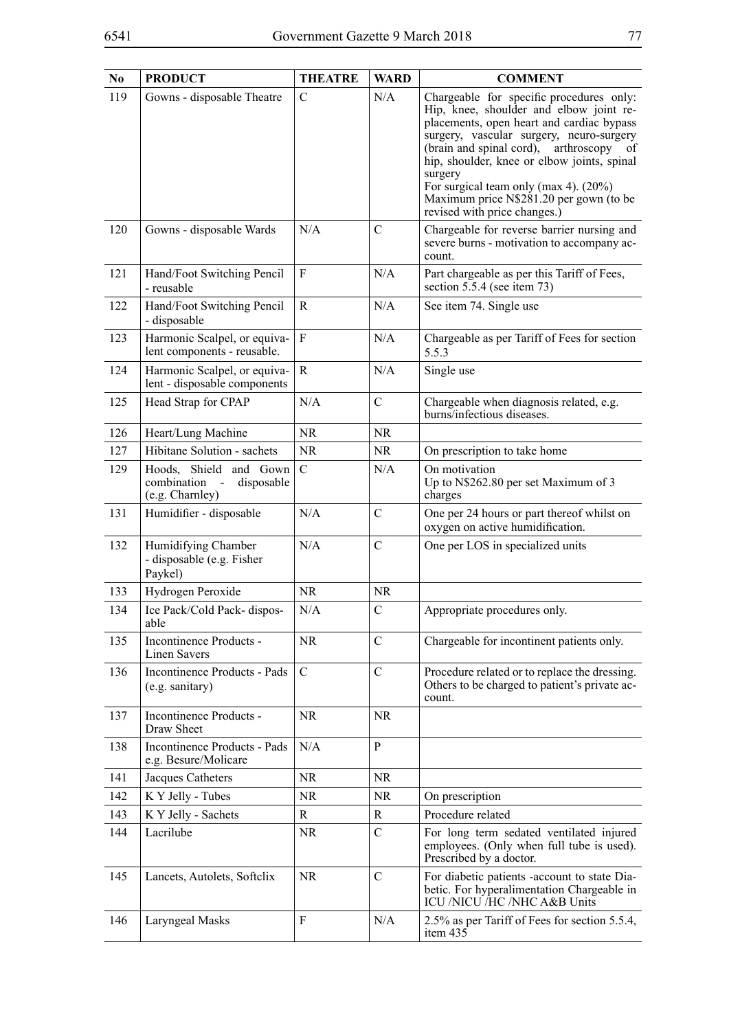| No | PRODUCT | THEATRE | WARD | COMMENT |
|---|---|---|---|---|
| 119 | Gowns - disposable Theatre | C | N/A | Chargeable for specific procedures only: Hip, knee, shoulder and elbow joint replacements, open heart and cardiac bypass surgery, vascular surgery, neuro-surgery (brain and spinal cord), arthroscopy of hip, shoulder, knee or elbow joints, spinal surgery<br>For surgical team only (max 4). (20%)<br>Maximum price N$281.20 per gown (to be revised with price changes.) |
| 120 | Gowns - disposable Wards | N/A | C | Chargeable for reverse barrier nursing and severe burns - motivation to accompany account. |
| 121 | Hand/Foot Switching Pencil - reusable | F | N/A | Part chargeable as per this Tariff of Fees, section 5.5.4 (see item 73) |
| 122 | Hand/Foot Switching Pencil - disposable | R | N/A | See item 74. Single use |
| 123 | Harmonic Scalpel, or equivalent components - reusable. | F | N/A | Chargeable as per Tariff of Fees for section 5.5.3 |
| 124 | Harmonic Scalpel, or equivalent - disposable components | R | N/A | Single use |
| 125 | Head Strap for CPAP | N/A | C | Chargeable when diagnosis related, e.g. burns/infectious diseases. |
| 126 | Heart/Lung Machine | NR | NR | |
| 127 | Hibitane Solution - sachets | NR | NR | On prescription to take home |
| 129 | Hoods, Shield and Gown combination - disposable (e.g. Charnley) | C | N/A | On motivation<br>Up to N$262.80 per set Maximum of 3 charges |
| 131 | Humidifier - disposable | N/A | C | One per 24 hours or part thereof whilst on oxygen on active humidification. |
| 132 | Humidifying Chamber - disposable (e.g. Fisher Paykel) | N/A | C | One per LOS in specialized units |
| 133 | Hydrogen Peroxide | NR | NR | |
| 134 | Ice Pack/Cold Pack- disposable | N/A | C | Appropriate procedures only. |
| 135 | Incontinence Products - Linen Savers | NR | C | Chargeable for incontinent patients only. |
| 136 | Incontinence Products - Pads (e.g. sanitary) | C | C | Procedure related or to replace the dressing. Others to be charged to patient's private account. |
| 137 | Incontinence Products - Draw Sheet | NR | NR | |
| 138 | Incontinence Products - Pads e.g. Besure/Molicare | N/A | P | |
| 141 | Jacques Catheters | NR | NR | |
| 142 | K Y Jelly - Tubes | NR | NR | On prescription |
| 143 | K Y Jelly - Sachets | R | R | Procedure related |
| 144 | Lacrilube | NR | C | For long term sedated ventilated injured employees. (Only when full tube is used). Prescribed by a doctor. |
| 145 | Lancets, Autolets, Softclix | NR | C | For diabetic patients -account to state Diabetic. For hyperalimentation Chargeable in ICU /NICU /HC /NHC A&B Units |
| 146 | Laryngeal Masks | F | N/A | 2.5% as per Tariff of Fees for section 5.5.4, item 435 |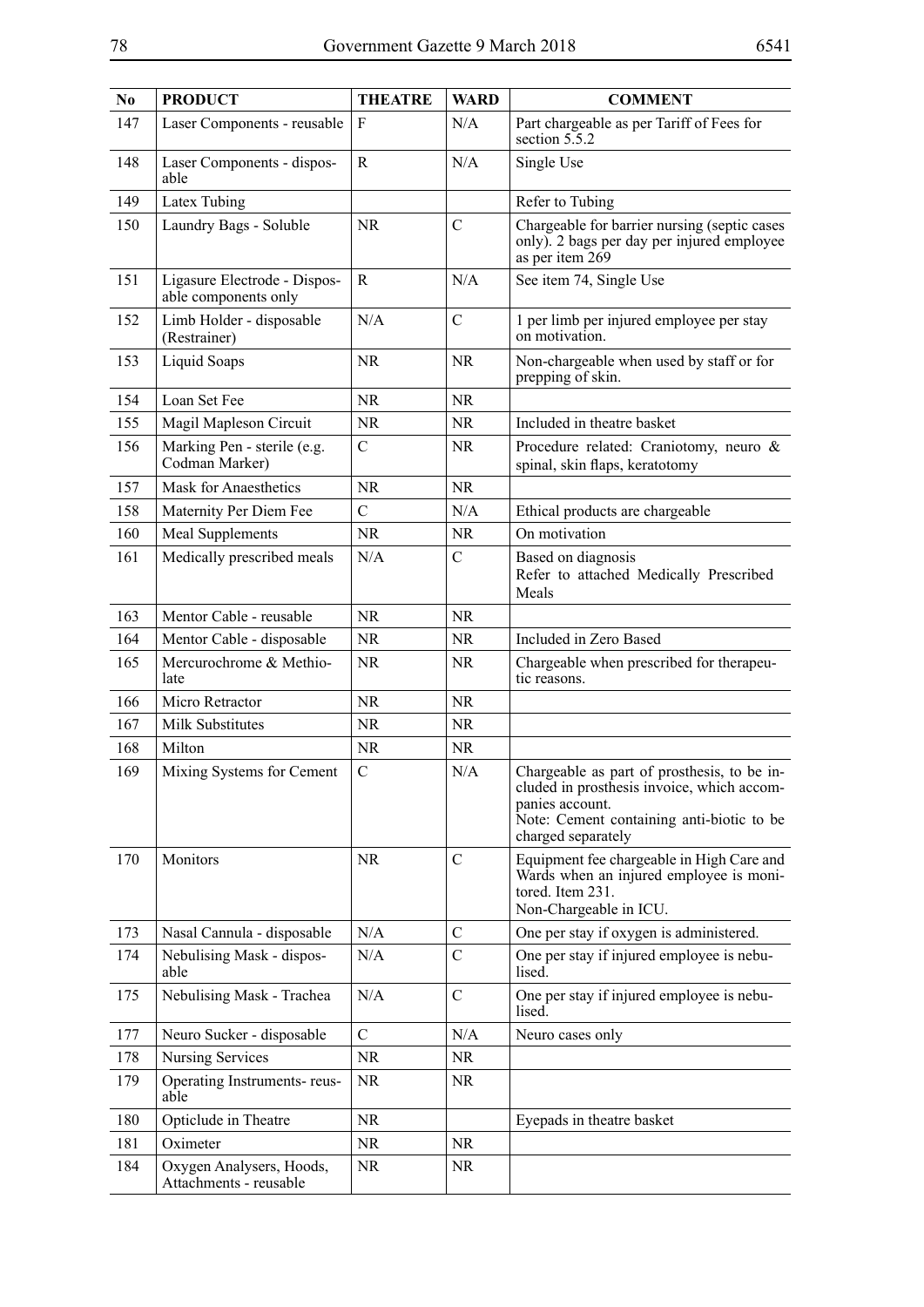| No | PRODUCT | THEATRE | WARD | COMMENT |
|---|---|---|---|---|
| 147 | Laser Components - reusable | F | N/A | Part chargeable as per Tariff of Fees for section 5.5.2 |
| 148 | Laser Components - disposable | R | N/A | Single Use |
| 149 | Latex Tubing | | | Refer to Tubing |
| 150 | Laundry Bags - Soluble | NR | C | Chargeable for barrier nursing (septic cases only). 2 bags per day per injured employee as per item 269 |
| 151 | Ligasure Electrode - Disposable components only | R | N/A | See item 74, Single Use |
| 152 | Limb Holder - disposable (Restrainer) | N/A | C | 1 per limb per injured employee per stay on motivation. |
| 153 | Liquid Soaps | NR | NR | Non-chargeable when used by staff or for prepping of skin. |
| 154 | Loan Set Fee | NR | NR | |
| 155 | Magil Mapleson Circuit | NR | NR | Included in theatre basket |
| 156 | Marking Pen - sterile (e.g. Codman Marker) | C | NR | Procedure related: Craniotomy, neuro & spinal, skin flaps, keratotomy |
| 157 | Mask for Anaesthetics | NR | NR | |
| 158 | Maternity Per Diem Fee | C | N/A | Ethical products are chargeable |
| 160 | Meal Supplements | NR | NR | On motivation |
| 161 | Medically prescribed meals | N/A | C | Based on diagnosis<br>Refer to attached Medically Prescribed Meals |
| 163 | Mentor Cable - reusable | NR | NR | |
| 164 | Mentor Cable - disposable | NR | NR | Included in Zero Based |
| 165 | Mercurochrome & Methiolate | NR | NR | Chargeable when prescribed for therapeutic reasons. |
| 166 | Micro Retractor | NR | NR | |
| 167 | Milk Substitutes | NR | NR | |
| 168 | Milton | NR | NR | |
| 169 | Mixing Systems for Cement | C | N/A | Chargeable as part of prosthesis, to be included in prosthesis invoice, which accompanies account.<br>Note: Cement containing anti-biotic to be charged separately |
| 170 | Monitors | NR | C | Equipment fee chargeable in High Care and Wards when an injured employee is monitored. Item 231.<br>Non-Chargeable in ICU. |
| 173 | Nasal Cannula - disposable | N/A | C | One per stay if oxygen is administered. |
| 174 | Nebulising Mask - disposable | N/A | C | One per stay if injured employee is nebulised. |
| 175 | Nebulising Mask - Trachea | N/A | C | One per stay if injured employee is nebulised. |
| 177 | Neuro Sucker - disposable | C | N/A | Neuro cases only |
| 178 | Nursing Services | NR | NR | |
| 179 | Operating Instruments- reusable | NR | NR | |
| 180 | Opticlude in Theatre | NR | | Eyepads in theatre basket |
| 181 | Oximeter | NR | NR | |
| 184 | Oxygen Analysers, Hoods, Attachments - reusable | NR | NR | |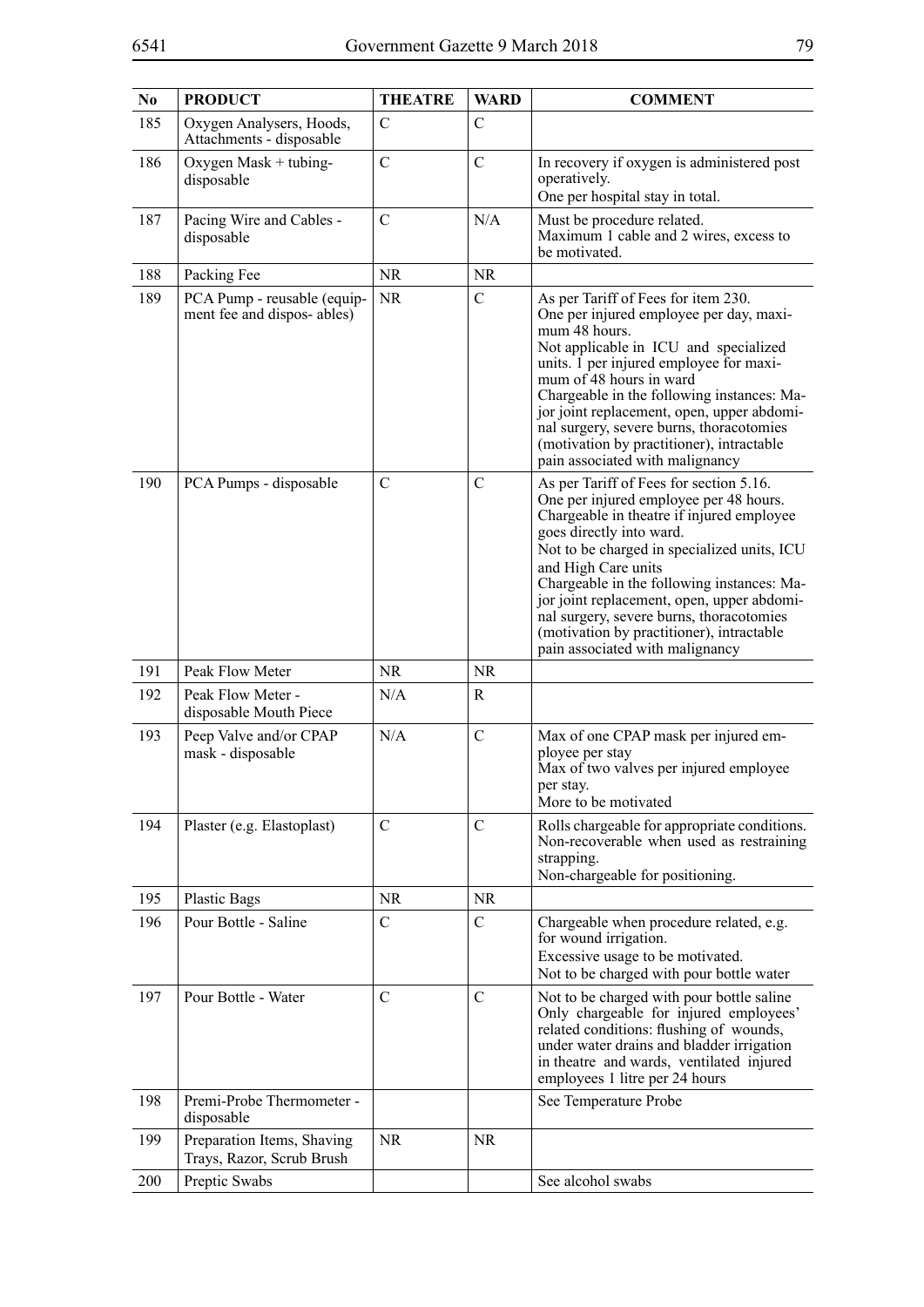| No | PRODUCT | THEATRE | WARD | COMMENT |
|---|---|---|---|---|
| 185 | Oxygen Analysers, Hoods, Attachments - disposable | C | C | |
| 186 | Oxygen Mask + tubing-disposable | C | C | In recovery if oxygen is administered post operatively. One per hospital stay in total. |
| 187 | Pacing Wire and Cables - disposable | C | N/A | Must be procedure related. Maximum 1 cable and 2 wires, excess to be motivated. |
| 188 | Packing Fee | NR | NR | |
| 189 | PCA Pump - reusable (equipment fee and disposables) | NR | C | As per Tariff of Fees for item 230. One per injured employee per day, maximum 48 hours. Not applicable in ICU and specialized units. 1 per injured employee for maximum of 48 hours in ward Chargeable in the following instances: Major joint replacement, open, upper abdominal surgery, severe burns, thoracotomies (motivation by practitioner), intractable pain associated with malignancy |
| 190 | PCA Pumps - disposable | C | C | As per Tariff of Fees for section 5.16. One per injured employee per 48 hours. Chargeable in theatre if injured employee goes directly into ward. Not to be charged in specialized units, ICU and High Care units Chargeable in the following instances: Major joint replacement, open, upper abdominal surgery, severe burns, thoracotomies (motivation by practitioner), intractable pain associated with malignancy |
| 191 | Peak Flow Meter | NR | NR | |
| 192 | Peak Flow Meter - disposable Mouth Piece | N/A | R | |
| 193 | Peep Valve and/or CPAP mask - disposable | N/A | C | Max of one CPAP mask per injured employee per stay Max of two valves per injured employee per stay. More to be motivated |
| 194 | Plaster (e.g. Elastoplast) | C | C | Rolls chargeable for appropriate conditions. Non-recoverable when used as restraining strapping. Non-chargeable for positioning. |
| 195 | Plastic Bags | NR | NR | |
| 196 | Pour Bottle - Saline | C | C | Chargeable when procedure related, e.g. for wound irrigation. Excessive usage to be motivated. Not to be charged with pour bottle water |
| 197 | Pour Bottle - Water | C | C | Not to be charged with pour bottle saline Only chargeable for injured employees' related conditions: flushing of wounds, under water drains and bladder irrigation in theatre and wards, ventilated injured employees 1 litre per 24 hours |
| 198 | Premi-Probe Thermometer - disposable | | | See Temperature Probe |
| 199 | Preparation Items, Shaving Trays, Razor, Scrub Brush | NR | NR | |
| 200 | Preptic Swabs | | | See alcohol swabs |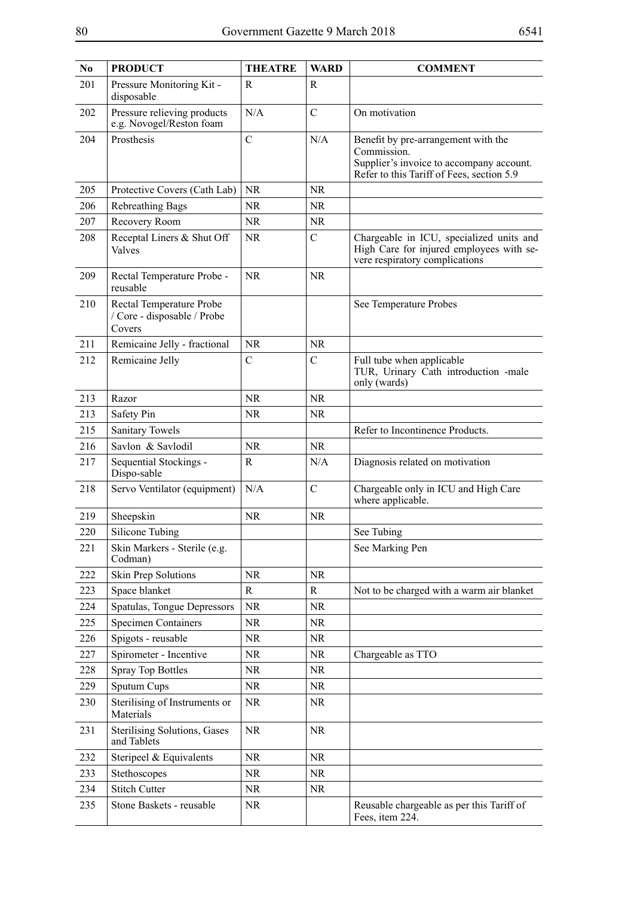| No | PRODUCT | THEATRE | WARD | COMMENT |
|---|---|---|---|---|
| 201 | Pressure Monitoring Kit - disposable | R | R | |
| 202 | Pressure relieving products e.g. Novogel/Reston foam | N/A | C | On motivation |
| 204 | Prosthesis | C | N/A | Benefit by pre-arrangement with the Commission. Supplier's invoice to accompany account. Refer to this Tariff of Fees, section 5.9 |
| 205 | Protective Covers (Cath Lab) | NR | NR | |
| 206 | Rebreathing Bags | NR | NR | |
| 207 | Recovery Room | NR | NR | |
| 208 | Receptal Liners & Shut Off Valves | NR | C | Chargeable in ICU, specialized units and High Care for injured employees with severe respiratory complications |
| 209 | Rectal Temperature Probe - reusable | NR | NR | |
| 210 | Rectal Temperature Probe / Core - disposable / Probe Covers | | | See Temperature Probes |
| 211 | Remicaine Jelly - fractional | NR | NR | |
| 212 | Remicaine Jelly | C | C | Full tube when applicable TUR, Urinary Cath introduction -male only (wards) |
| 213 | Razor | NR | NR | |
| 213 | Safety Pin | NR | NR | |
| 215 | Sanitary Towels | | | Refer to Incontinence Products. |
| 216 | Savlon & Savlodil | NR | NR | |
| 217 | Sequential Stockings - Dispo-sable | R | N/A | Diagnosis related on motivation |
| 218 | Servo Ventilator (equipment) | N/A | C | Chargeable only in ICU and High Care where applicable. |
| 219 | Sheepskin | NR | NR | |
| 220 | Silicone Tubing | | | See Tubing |
| 221 | Skin Markers - Sterile (e.g. Codman) | | | See Marking Pen |
| 222 | Skin Prep Solutions | NR | NR | |
| 223 | Space blanket | R | R | Not to be charged with a warm air blanket |
| 224 | Spatulas, Tongue Depressors | NR | NR | |
| 225 | Specimen Containers | NR | NR | |
| 226 | Spigots - reusable | NR | NR | |
| 227 | Spirometer - Incentive | NR | NR | Chargeable as TTO |
| 228 | Spray Top Bottles | NR | NR | |
| 229 | Sputum Cups | NR | NR | |
| 230 | Sterilising of Instruments or Materials | NR | NR | |
| 231 | Sterilising Solutions, Gases and Tablets | NR | NR | |
| 232 | Steripeel & Equivalents | NR | NR | |
| 233 | Stethoscopes | NR | NR | |
| 234 | Stitch Cutter | NR | NR | |
| 235 | Stone Baskets - reusable | NR | | Reusable chargeable as per this Tariff of Fees, item 224. |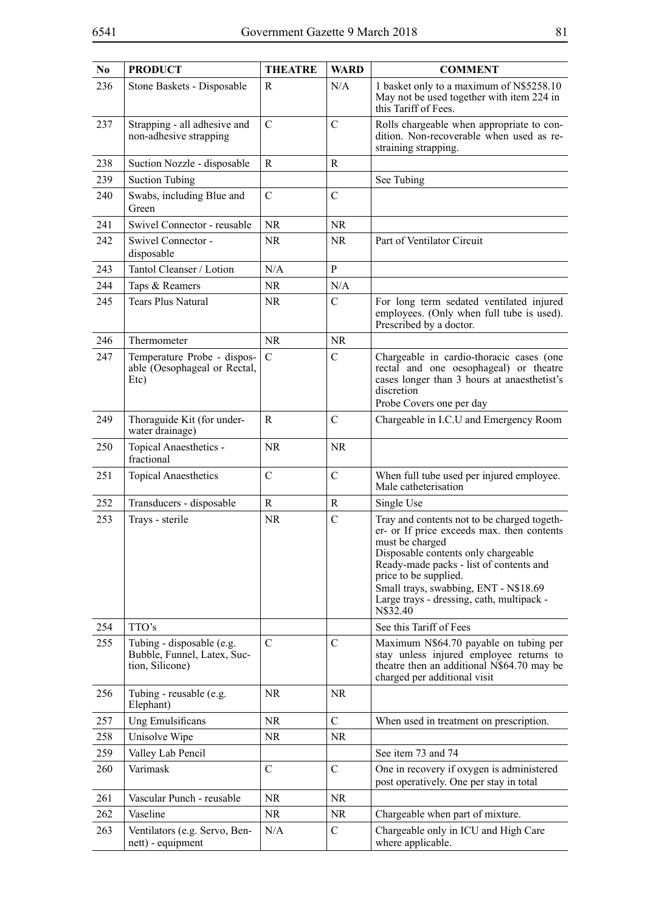| No | PRODUCT | THEATRE | WARD | COMMENT |
|---|---|---|---|---|
| 236 | Stone Baskets - Disposable | R | N/A | 1 basket only to a maximum of N$5258.10 May not be used together with item 224 in this Tariff of Fees. |
| 237 | Strapping - all adhesive and non-adhesive strapping | C | C | Rolls chargeable when appropriate to condition. Non-recoverable when used as restraining strapping. |
| 238 | Suction Nozzle - disposable | R | R | |
| 239 | Suction Tubing | | | See Tubing |
| 240 | Swabs, including Blue and Green | C | C | |
| 241 | Swivel Connector - reusable | NR | NR | |
| 242 | Swivel Connector - disposable | NR | NR | Part of Ventilator Circuit |
| 243 | Tantol Cleanser / Lotion | N/A | P | |
| 244 | Taps & Reamers | NR | N/A | |
| 245 | Tears Plus Natural | NR | C | For long term sedated ventilated injured employees. (Only when full tube is used). Prescribed by a doctor. |
| 246 | Thermometer | NR | NR | |
| 247 | Temperature Probe - disposable (Oesophageal or Rectal, Etc) | C | C | Chargeable in cardio-thoracic cases (one rectal and one oesophageal) or theatre cases longer than 3 hours at anaesthetist's discretion<br>Probe Covers one per day |
| 249 | Thoraguide Kit (for underwater drainage) | R | C | Chargeable in I.C.U and Emergency Room |
| 250 | Topical Anaesthetics - fractional | NR | NR | |
| 251 | Topical Anaesthetics | C | C | When full tube used per injured employee. Male catheterisation |
| 252 | Transducers - disposable | R | R | Single Use |
| 253 | Trays - sterile | NR | C | Tray and contents not to be charged together- or If price exceeds max. then contents must be charged<br>Disposable contents only chargeable<br>Ready-made packs - list of contents and price to be supplied.<br>Small trays, swabbing, ENT - N$18.69<br>Large trays - dressing, cath, multipack - N$32.40 |
| 254 | TTO's | | | See this Tariff of Fees |
| 255 | Tubing - disposable (e.g. Bubble, Funnel, Latex, Suction, Silicone) | C | C | Maximum N$64.70 payable on tubing per stay unless injured employee returns to theatre then an additional N$64.70 may be charged per additional visit |
| 256 | Tubing - reusable (e.g. Elephant) | NR | NR | |
| 257 | Ung Emulsificans | NR | C | When used in treatment on prescription. |
| 258 | Unisolve Wipe | NR | NR | |
| 259 | Valley Lab Pencil | | | See item 73 and 74 |
| 260 | Varimask | C | C | One in recovery if oxygen is administered post operatively. One per stay in total |
| 261 | Vascular Punch - reusable | NR | NR | |
| 262 | Vaseline | NR | NR | Chargeable when part of mixture. |
| 263 | Ventilators (e.g. Servo, Bennett) - equipment | N/A | C | Chargeable only in ICU and High Care where applicable. |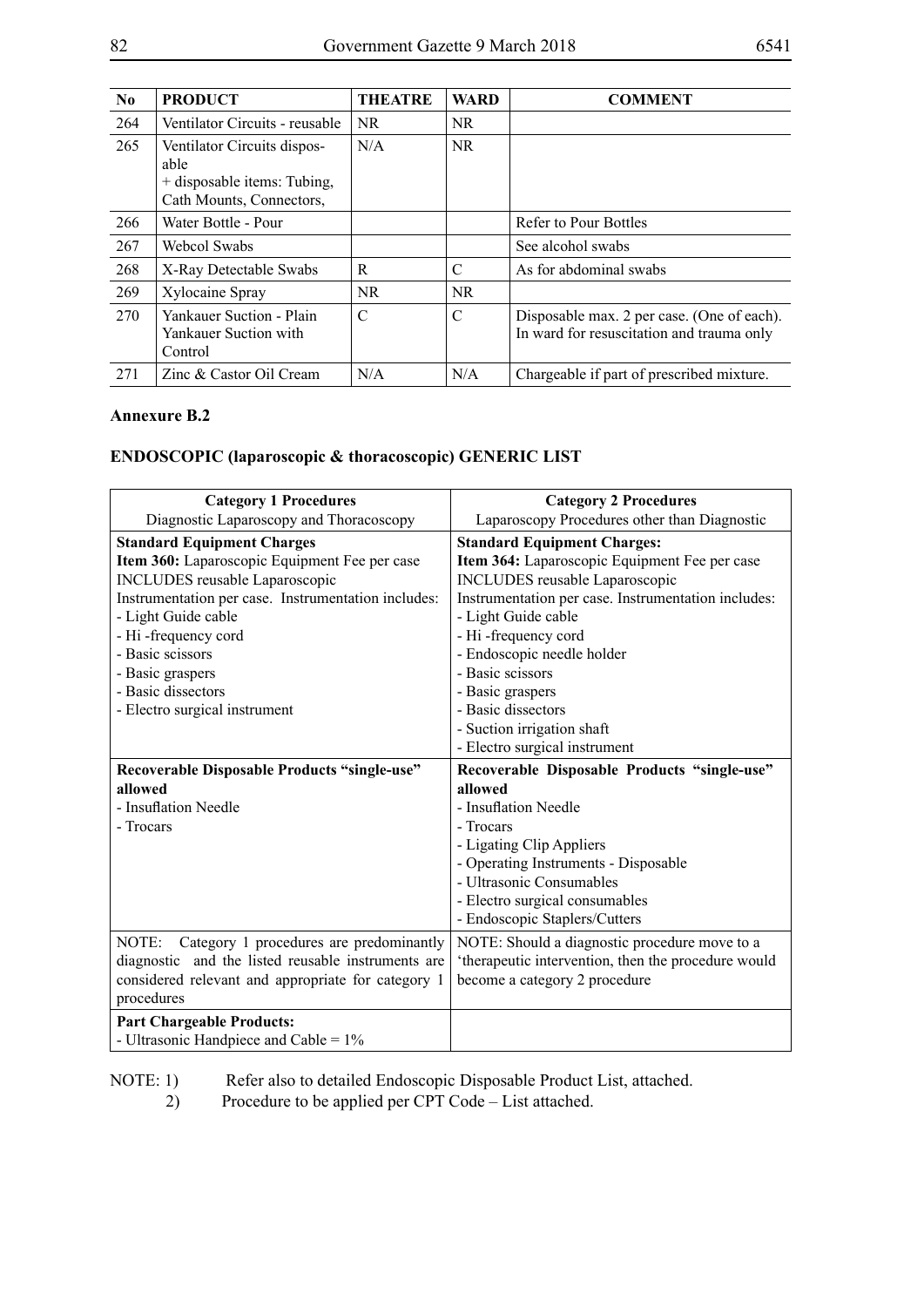| No | PRODUCT | THEATRE | WARD | COMMENT |
|---|---|---|---|---|
| 264 | Ventilator Circuits - reusable | NR | NR | |
| 265 | Ventilator Circuits disposable + disposable items: Tubing, Cath Mounts, Connectors, | N/A | NR | |
| 266 | Water Bottle - Pour | | | Refer to Pour Bottles |
| 267 | Webcol Swabs | | | See alcohol swabs |
| 268 | X-Ray Detectable Swabs | R | C | As for abdominal swabs |
| 269 | Xylocaine Spray | NR | NR | |
| 270 | Yankauer Suction - Plain Yankauer Suction with Control | C | C | Disposable max. 2 per case. (One of each). In ward for resuscitation and trauma only |
| 271 | Zinc & Castor Oil Cream | N/A | N/A | Chargeable if part of prescribed mixture. |

**Annexure B.2**

**ENDOSCOPIC (laparoscopic & thoracoscopic) GENERIC LIST**

| **Category 1 Procedures** Diagnostic Laparoscopy and Thoracoscopy | **Category 2 Procedures** Laparoscopy Procedures other than Diagnostic |
|---|---|
| **Standard Equipment Charges** **Item 360:** Laparoscopic Equipment Fee per case INCLUDES reusable Laparoscopic Instrumentation per case. Instrumentation includes: - Light Guide cable - Hi -frequency cord - Basic scissors - Basic graspers - Basic dissectors - Electro surgical instrument | **Standard Equipment Charges:** **Item 364:** Laparoscopic Equipment Fee per case INCLUDES reusable Laparoscopic Instrumentation per case. Instrumentation includes: - Light Guide cable - Hi -frequency cord - Endoscopic needle holder - Basic scissors - Basic graspers - Basic dissectors - Suction irrigation shaft - Electro surgical instrument |
| **Recoverable Disposable Products "single-use" allowed** - Insuflation Needle - Trocars | **Recoverable Disposable Products "single-use" allowed** - Insuflation Needle - Trocars - Ligating Clip Appliers - Operating Instruments - Disposable - Ultrasonic Consumables - Electro surgical consumables - Endoscopic Staplers/Cutters |
| NOTE: Category 1 procedures are predominantly diagnostic and the listed reusable instruments are considered relevant and appropriate for category 1 procedures | NOTE: Should a diagnostic procedure move to a 'therapeutic intervention, then the procedure would become a category 2 procedure |
| **Part Chargeable Products:** - Ultrasonic Handpiece and Cable = 1% | |

NOTE: 1) Refer also to detailed Endoscopic Disposable Product List, attached.

2) Procedure to be applied per CPT Code – List attached.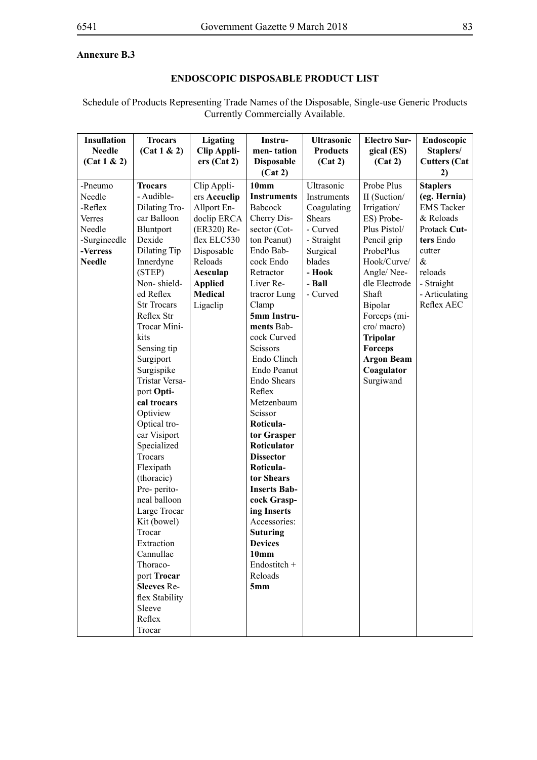**Annexure B.3**

**ENDOSCOPIC DISPOSABLE PRODUCT LIST**

Schedule of Products Representing Trade Names of the Disposable, Single-use Generic Products Currently Commercially Available.

| Insuflation Needle (Cat 1 & 2) | Trocars (Cat 1 & 2) | Ligating Clip Appliers (Cat 2) | Instrumen- tation Disposable (Cat 2) | Ultrasonic Products (Cat 2) | Electro Surgical (ES) (Cat 2) | Endoscopic Staplers/ Cutters (Cat 2) |
|---|---|---|---|---|---|---|
| -Pneumo Needle -Reflex Verres Needle -Surgineedle **-Verress Needle** | **Trocars** - Audible-Dilating Trocar Balloon Bluntport Dexide Dilating Tip Innerdyne (STEP) Non- shielded Reflex Str Trocars Reflex Str Trocar Minikits Sensing tip Surgiport Surgispike Tristar Versaport **Optical trocars** Optiview Optical trocar Visiport Specialized Trocars Flexipath (thoracic) Pre- peritoneal balloon Large Trocar Kit (bowel) Trocar Extraction Cannullae Thoracoport **Trocar Sleeves** Reflex Stability Sleeve Reflex Trocar | Clip Appliers **Accuclip** Allport Endoclip ERCA (ER320) Reflex ELC530 Disposable Reloads **Aesculap Applied Medical** Ligaclip | **10mm Instruments** Babcock Cherry Dissector (Cotton Peanut) Endo Babcock Endo Retractor Liver Retracror Lung Clamp **5mm Instruments** Babcock Curved Scissors Endo Clinch Endo Peanut Endo Shears Reflex Metzenbaum Scissor **Roticulator Grasper Roticulator Dissector Roticulator Shears Inserts Babcock Grasping Inserts** Accessories: **Suturing Devices 10mm** Endostitch + Reloads **5mm** | Ultrasonic Instruments Coagulating Shears - Curved - Straight Surgical blades **- Hook - Ball** - Curved | Probe Plus II (Suction/ Irrigation/ ES) ProbePlus Pistol/ Pencil grip ProbePlus Hook/Curve/ Angle/ Needle Electrode Shaft Bipolar Forceps (micro/ macro) **Tripolar Forceps Argon Beam Coagulator** Surgiwand | **Staplers (eg. Hernia)** EMS Tacker & Reloads Protack **Cutters** Endo cutter & reloads - Straight - Articulating Reflex AEC |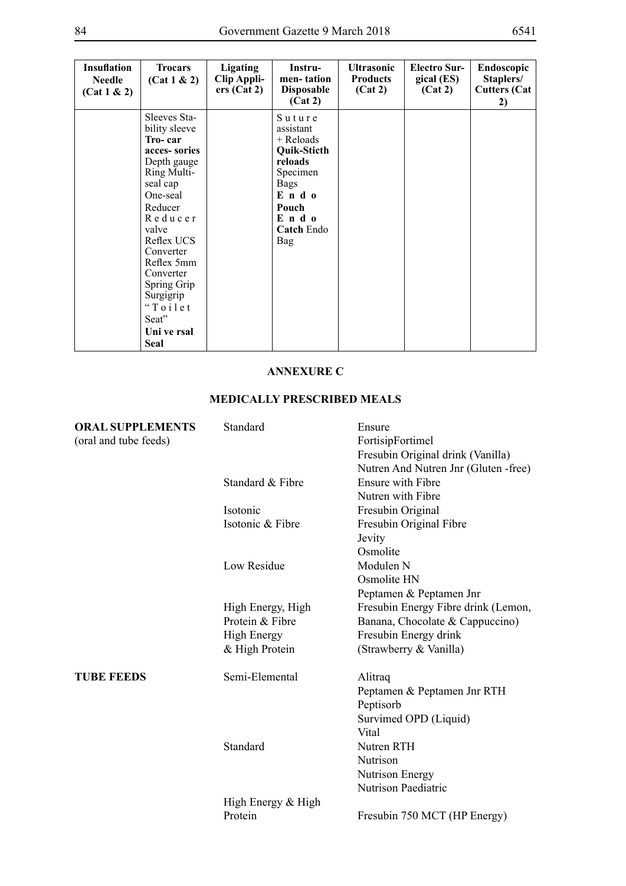| **Insuflation Needle (Cat 1 & 2)** | **Trocars (Cat 1 & 2)** | **Ligating Clip Appliers (Cat 2)** | **Instru-men- tation Disposable (Cat 2)** | **Ultrasonic Products (Cat 2)** | **Electro Surgical (ES) (Cat 2)** | **Endoscopic Staplers/ Cutters (Cat 2)** |
|---|---|---|---|---|---|---|
| | Sleeves Stability sleeve **Tro- car acces- sories** Depth gauge Ring Multi-seal cap One-seal Reducer Reducer valve Reflex UCS Converter Reflex 5mm Converter Spring Grip Surgigrip "Toilet Seat" **Uni ve rsal Seal** | | Suture assistant + Reloads **Quik-Sticth reloads** Specimen Bags **Endo Pouch Endo Catch** Endo Bag | | | |

## ANNEXURE C

## MEDICALLY PRESCRIBED MEALS

| | | |
|---|---|---|
| **ORAL SUPPLEMENTS** (oral and tube feeds) | Standard | Ensure<br>FortisipFortimel<br>Fresubin Original drink (Vanilla)<br>Nutren And Nutren Jnr (Gluten -free) |
| | Standard & Fibre | Ensure with Fibre<br>Nutren with Fibre |
| | Isotonic | Fresubin Original |
| | Isotonic & Fibre | Fresubin Original Fibre<br>Jevity<br>Osmolite |
| | Low Residue | Modulen N<br>Osmolite HN<br>Peptamen & Peptamen Jnr |
| | High Energy, High Protein & Fibre | Fresubin Energy Fibre drink (Lemon, Banana, Chocolate & Cappuccino) |
| | High Energy & High Protein | Fresubin Energy drink (Strawberry & Vanilla) |
| **TUBE FEEDS** | Semi-Elemental | Alitraq<br>Peptamen & Peptamen Jnr RTH<br>Peptisorb<br>Survimed OPD (Liquid)<br>Vital |
| | Standard | Nutren RTH<br>Nutrison<br>Nutrison Energy<br>Nutrison Paediatric |
| | High Energy & High Protein | Fresubin 750 MCT (HP Energy) |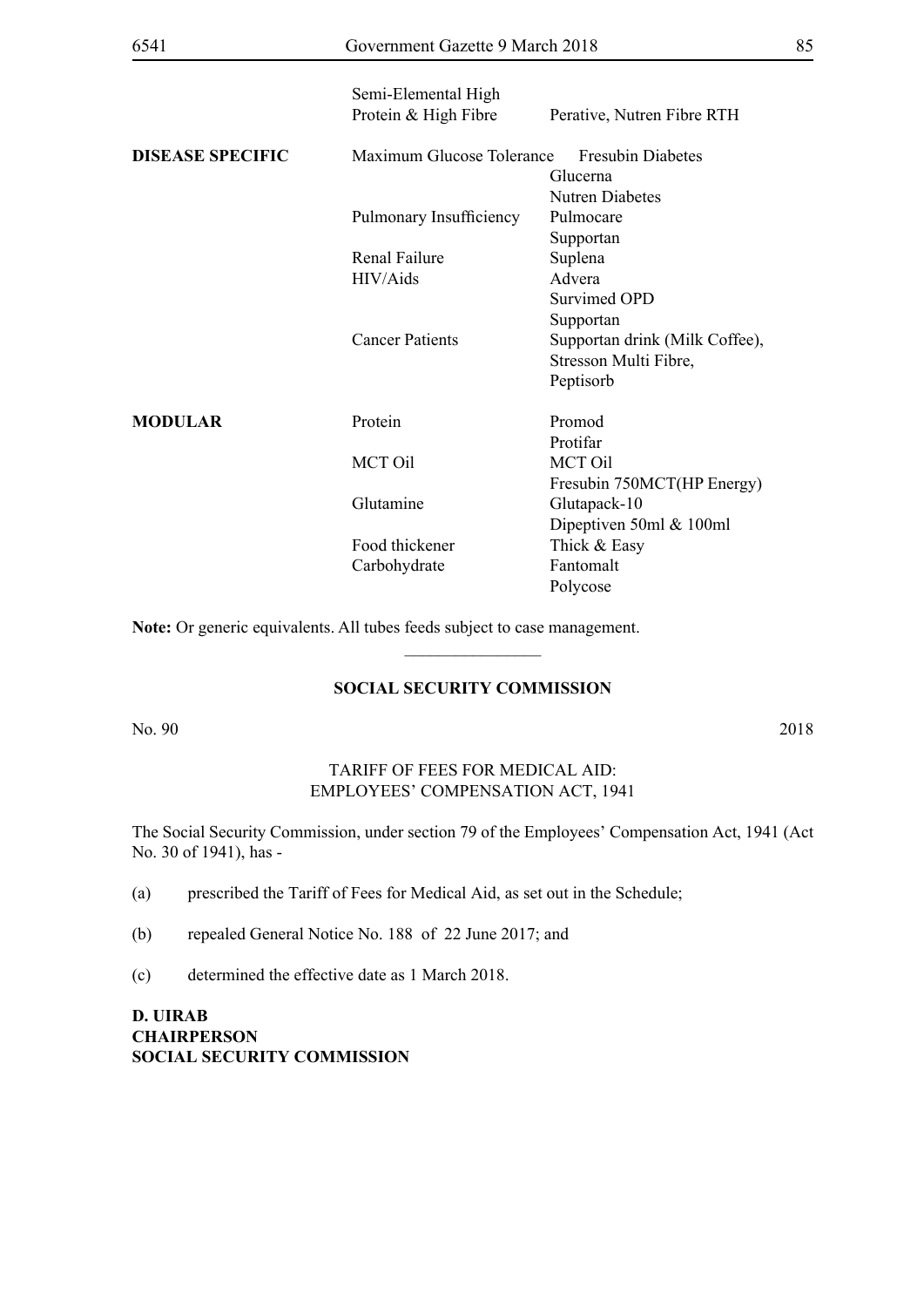| | | |
|---|---|---|
| | Semi-Elemental High Protein & High Fibre | Perative, Nutren Fibre RTH |
| **DISEASE SPECIFIC** | Maximum Glucose Tolerance | Fresubin Diabetes |
| | | Glucerna |
| | | Nutren Diabetes |
| | Pulmonary Insufficiency | Pulmocare |
| | | Supportan |
| | Renal Failure | Suplena |
| | HIV/Aids | Advera |
| | | Survimed OPD |
| | | Supportan |
| | Cancer Patients | Supportan drink (Milk Coffee), |
| | | Stresson Multi Fibre, |
| | | Peptisorb |
| **MODULAR** | Protein | Promod |
| | | Protifar |
| | MCT Oil | MCT Oil |
| | | Fresubin 750MCT(HP Energy) |
| | Glutamine | Glutapack-10 |
| | | Dipeptiven 50ml & 100ml |
| | Food thickener | Thick & Easy |
| | Carbohydrate | Fantomalt |
| | | Polycose |

**Note:** Or generic equivalents. All tubes feeds subject to case management.

________________

## SOCIAL SECURITY COMMISSION

No. 90 2018

### TARIFF OF FEES FOR MEDICAL AID: EMPLOYEES' COMPENSATION ACT, 1941

The Social Security Commission, under section 79 of the Employees' Compensation Act, 1941 (Act No. 30 of 1941), has -

(a) prescribed the Tariff of Fees for Medical Aid, as set out in the Schedule;

(b) repealed General Notice No. 188 of 22 June 2017; and

(c) determined the effective date as 1 March 2018.

**D. UIRAB**
**CHAIRPERSON**
**SOCIAL SECURITY COMMISSION**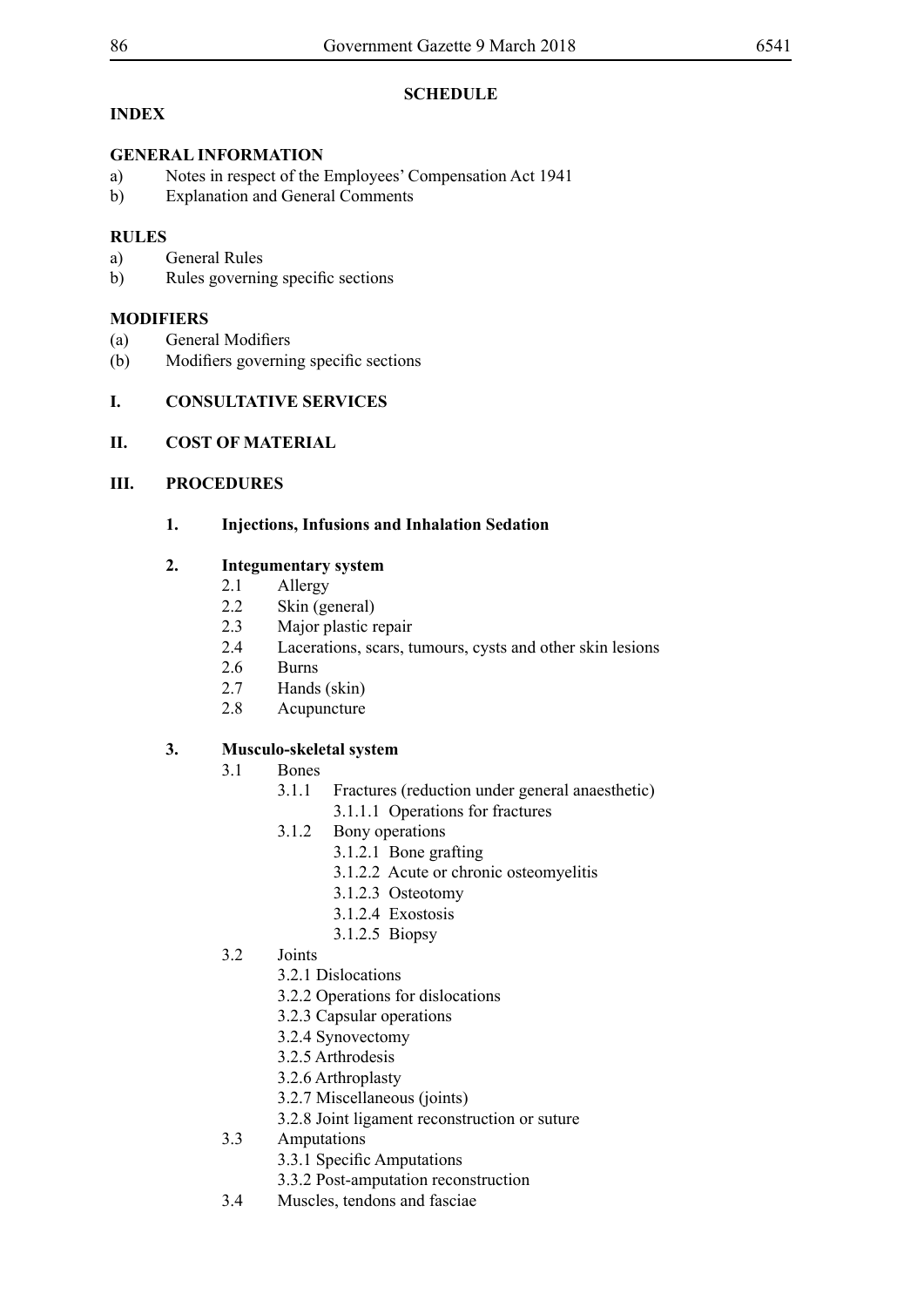**SCHEDULE**

**INDEX**

**GENERAL INFORMATION**

a) Notes in respect of the Employees' Compensation Act 1941
b) Explanation and General Comments

**RULES**

a) General Rules
b) Rules governing specific sections

**MODIFIERS**

(a) General Modifiers
(b) Modifiers governing specific sections

**I. CONSULTATIVE SERVICES**

**II. COST OF MATERIAL**

**III. PROCEDURES**

**1. Injections, Infusions and Inhalation Sedation**

**2. Integumentary system**

- 2.1 Allergy
- 2.2 Skin (general)
- 2.3 Major plastic repair
- 2.4 Lacerations, scars, tumours, cysts and other skin lesions
- 2.6 Burns
- 2.7 Hands (skin)
- 2.8 Acupuncture

**3. Musculo-skeletal system**

- 3.1 Bones
  - 3.1.1 Fractures (reduction under general anaesthetic)
    - 3.1.1.1 Operations for fractures
  - 3.1.2 Bony operations
    - 3.1.2.1 Bone grafting
    - 3.1.2.2 Acute or chronic osteomyelitis
    - 3.1.2.3 Osteotomy
    - 3.1.2.4 Exostosis
    - 3.1.2.5 Biopsy
- 3.2 Joints
  - 3.2.1 Dislocations
  - 3.2.2 Operations for dislocations
  - 3.2.3 Capsular operations
  - 3.2.4 Synovectomy
  - 3.2.5 Arthrodesis
  - 3.2.6 Arthroplasty
  - 3.2.7 Miscellaneous (joints)
  - 3.2.8 Joint ligament reconstruction or suture
- 3.3 Amputations
  - 3.3.1 Specific Amputations
  - 3.3.2 Post-amputation reconstruction
- 3.4 Muscles, tendons and fasciae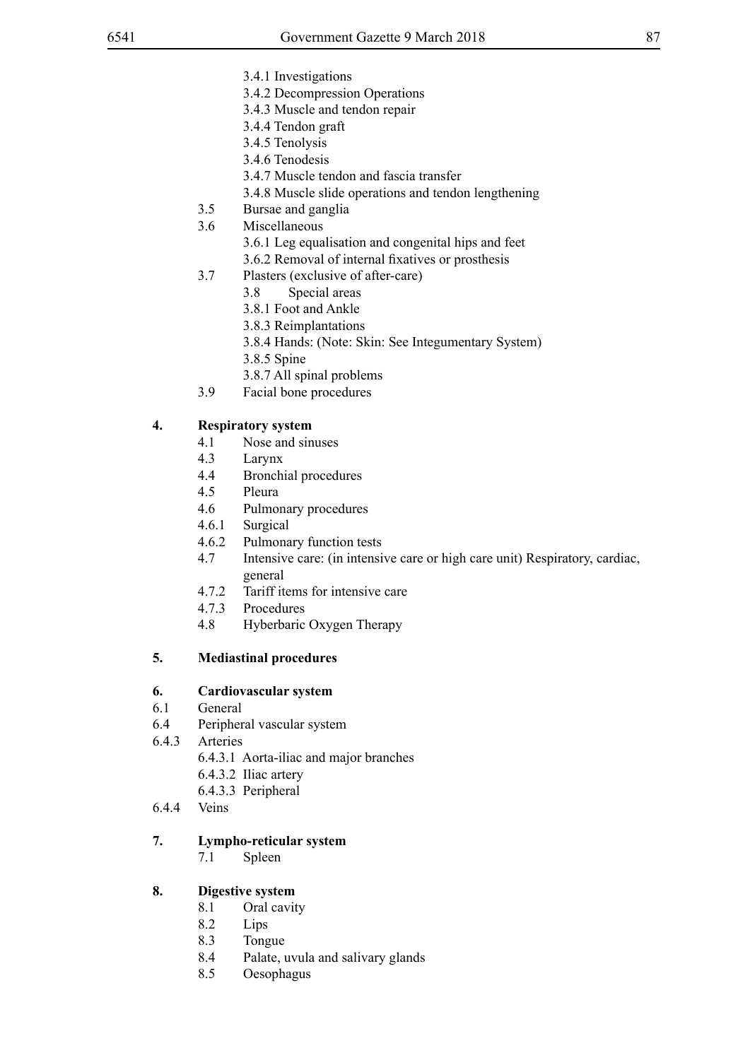3.4.1 Investigations
3.4.2 Decompression Operations
3.4.3 Muscle and tendon repair
3.4.4 Tendon graft
3.4.5 Tenolysis
3.4.6 Tenodesis
3.4.7 Muscle tendon and fascia transfer
3.4.8 Muscle slide operations and tendon lengthening

3.5 Bursae and ganglia

3.6 Miscellaneous

3.6.1 Leg equalisation and congenital hips and feet
3.6.2 Removal of internal fixatives or prosthesis

3.7 Plasters (exclusive of after-care)

3.8 Special areas

3.8.1 Foot and Ankle
3.8.3 Reimplantations
3.8.4 Hands: (Note: Skin: See Integumentary System)
3.8.5 Spine
3.8.7 All spinal problems

3.9 Facial bone procedures

**4. Respiratory system**

4.1 Nose and sinuses
4.3 Larynx
4.4 Bronchial procedures
4.5 Pleura
4.6 Pulmonary procedures
4.6.1 Surgical
4.6.2 Pulmonary function tests
4.7 Intensive care: (in intensive care or high care unit) Respiratory, cardiac, general
4.7.2 Tariff items for intensive care
4.7.3 Procedures
4.8 Hyberbaric Oxygen Therapy

**5. Mediastinal procedures**

**6. Cardiovascular system**

6.1 General
6.4 Peripheral vascular system
6.4.3 Arteries

6.4.3.1 Aorta-iliac and major branches
6.4.3.2 Iliac artery
6.4.3.3 Peripheral

6.4.4 Veins

**7. Lympho-reticular system**

7.1 Spleen

**8. Digestive system**

8.1 Oral cavity
8.2 Lips
8.3 Tongue
8.4 Palate, uvula and salivary glands
8.5 Oesophagus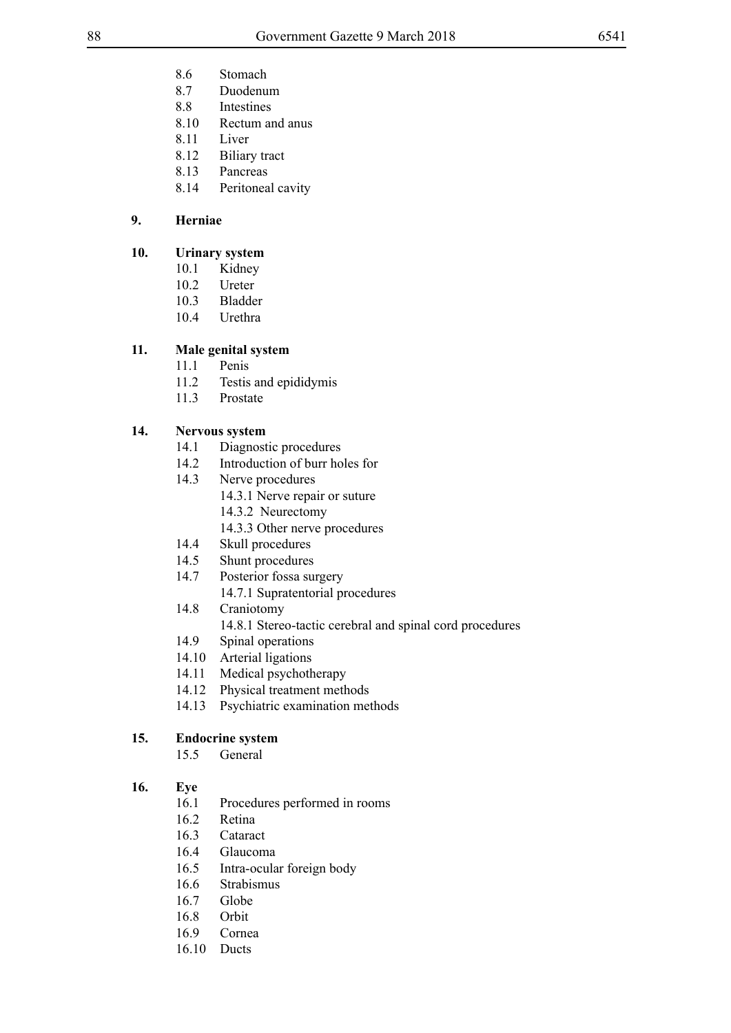- 8.6 Stomach
- 8.7 Duodenum
- 8.8 Intestines
- 8.10 Rectum and anus
- 8.11 Liver
- 8.12 Biliary tract
- 8.13 Pancreas
- 8.14 Peritoneal cavity

**9. Herniae**

**10. Urinary system**

- 10.1 Kidney
- 10.2 Ureter
- 10.3 Bladder
- 10.4 Urethra

**11. Male genital system**

- 11.1 Penis
- 11.2 Testis and epididymis
- 11.3 Prostate

**14. Nervous system**

- 14.1 Diagnostic procedures
- 14.2 Introduction of burr holes for
- 14.3 Nerve procedures
  - 14.3.1 Nerve repair or suture
  - 14.3.2 Neurectomy
  - 14.3.3 Other nerve procedures
- 14.4 Skull procedures
- 14.5 Shunt procedures
- 14.7 Posterior fossa surgery
  - 14.7.1 Supratentorial procedures
- 14.8 Craniotomy
  - 14.8.1 Stereo-tactic cerebral and spinal cord procedures
- 14.9 Spinal operations
- 14.10 Arterial ligations
- 14.11 Medical psychotherapy
- 14.12 Physical treatment methods
- 14.13 Psychiatric examination methods

**15. Endocrine system**

- 15.5 General

**16. Eye**

- 16.1 Procedures performed in rooms
- 16.2 Retina
- 16.3 Cataract
- 16.4 Glaucoma
- 16.5 Intra-ocular foreign body
- 16.6 Strabismus
- 16.7 Globe
- 16.8 Orbit
- 16.9 Cornea
- 16.10 Ducts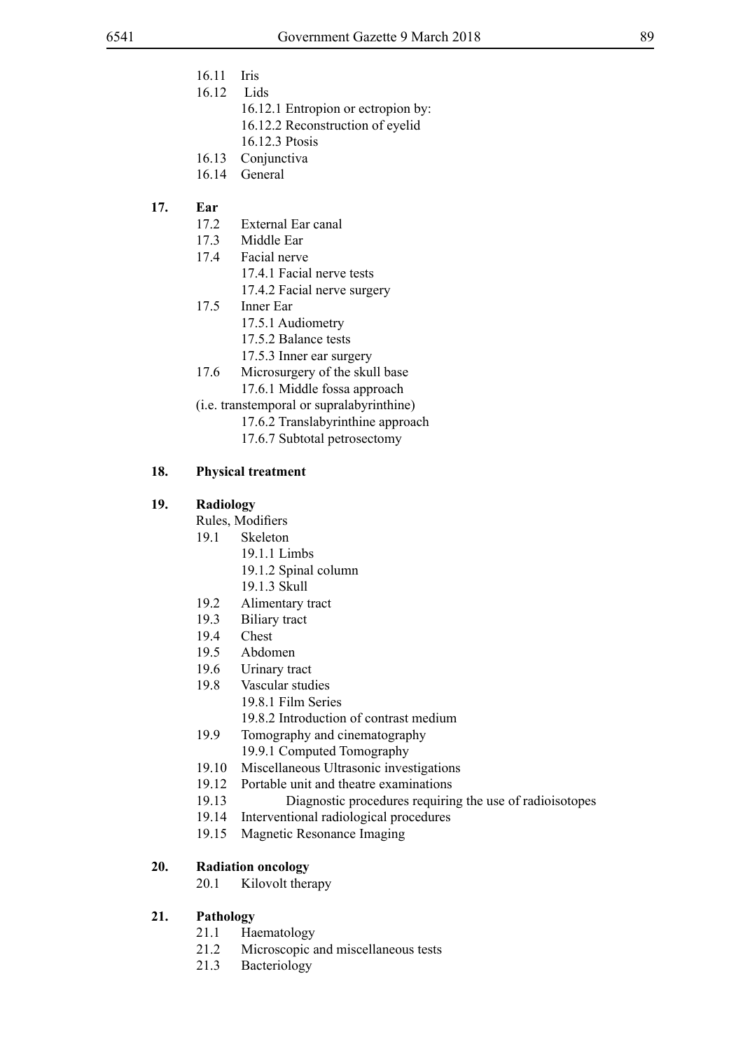16.11 Iris

16.12 Lids

16.12.1 Entropion or ectropion by:

16.12.2 Reconstruction of eyelid

16.12.3 Ptosis

16.13 Conjunctiva

16.14 General

**17. Ear**

17.2 External Ear canal

17.3 Middle Ear

17.4 Facial nerve

17.4.1 Facial nerve tests

17.4.2 Facial nerve surgery

17.5 Inner Ear

17.5.1 Audiometry

17.5.2 Balance tests

17.5.3 Inner ear surgery

17.6 Microsurgery of the skull base

17.6.1 Middle fossa approach

(i.e. transtemporal or supralabyrinthine)

17.6.2 Translabyrinthine approach

17.6.7 Subtotal petrosectomy

**18. Physical treatment**

**19. Radiology**

Rules, Modifiers

19.1 Skeleton

19.1.1 Limbs

19.1.2 Spinal column

19.1.3 Skull

19.2 Alimentary tract

19.3 Biliary tract

19.4 Chest

19.5 Abdomen

19.6 Urinary tract

19.8 Vascular studies

19.8.1 Film Series

19.8.2 Introduction of contrast medium

19.9 Tomography and cinematography

19.9.1 Computed Tomography

19.10 Miscellaneous Ultrasonic investigations

19.12 Portable unit and theatre examinations

19.13 Diagnostic procedures requiring the use of radioisotopes

19.14 Interventional radiological procedures

19.15 Magnetic Resonance Imaging

**20. Radiation oncology**

20.1 Kilovolt therapy

**21. Pathology**

21.1 Haematology

21.2 Microscopic and miscellaneous tests

21.3 Bacteriology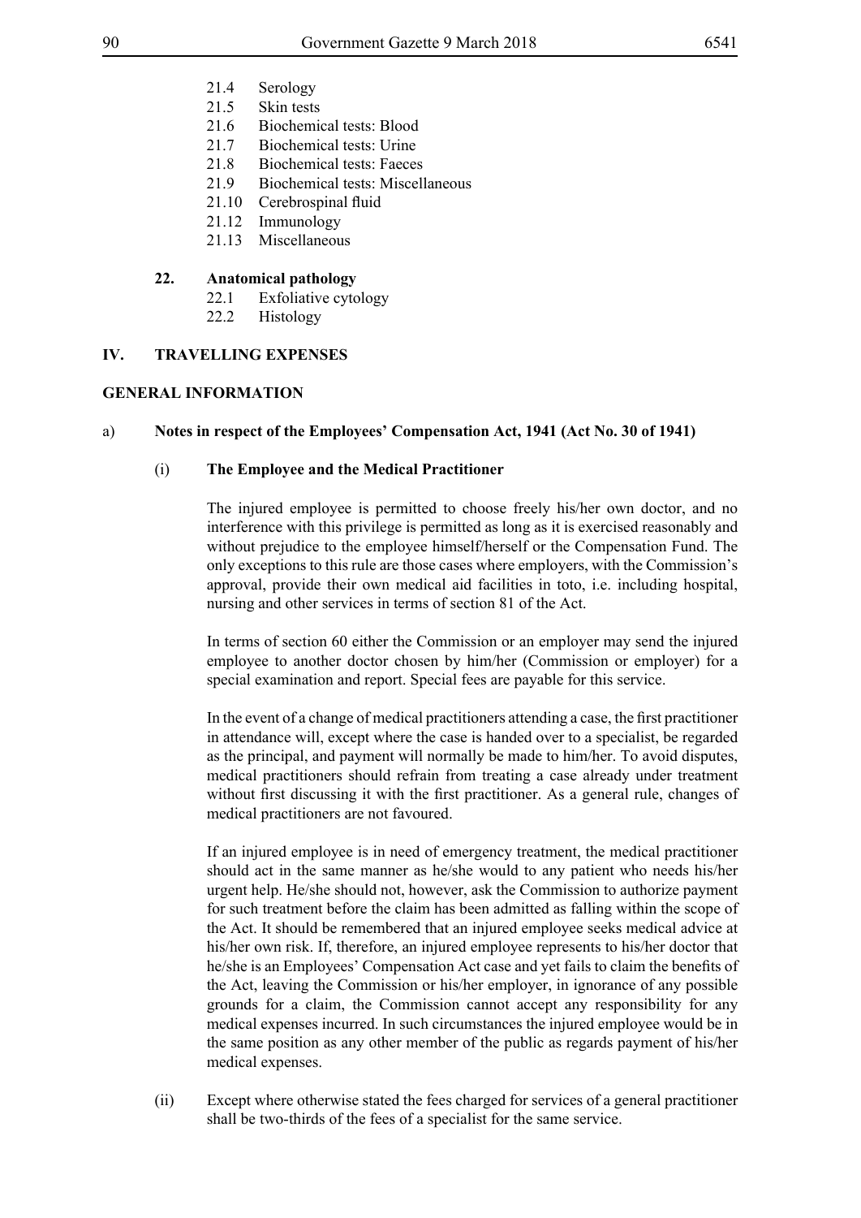- 21.4 Serology
- 21.5 Skin tests
- 21.6 Biochemical tests: Blood
- 21.7 Biochemical tests: Urine
- 21.8 Biochemical tests: Faeces
- 21.9 Biochemical tests: Miscellaneous
- 21.10 Cerebrospinal fluid
- 21.12 Immunology
- 21.13 Miscellaneous

**22. Anatomical pathology**

- 22.1 Exfoliative cytology
- 22.2 Histology

## IV. TRAVELLING EXPENSES

## GENERAL INFORMATION

### a) Notes in respect of the Employees' Compensation Act, 1941 (Act No. 30 of 1941)

#### (i) The Employee and the Medical Practitioner

The injured employee is permitted to choose freely his/her own doctor, and no interference with this privilege is permitted as long as it is exercised reasonably and without prejudice to the employee himself/herself or the Compensation Fund. The only exceptions to this rule are those cases where employers, with the Commission's approval, provide their own medical aid facilities in toto, i.e. including hospital, nursing and other services in terms of section 81 of the Act.

In terms of section 60 either the Commission or an employer may send the injured employee to another doctor chosen by him/her (Commission or employer) for a special examination and report. Special fees are payable for this service.

In the event of a change of medical practitioners attending a case, the first practitioner in attendance will, except where the case is handed over to a specialist, be regarded as the principal, and payment will normally be made to him/her. To avoid disputes, medical practitioners should refrain from treating a case already under treatment without first discussing it with the first practitioner. As a general rule, changes of medical practitioners are not favoured.

If an injured employee is in need of emergency treatment, the medical practitioner should act in the same manner as he/she would to any patient who needs his/her urgent help. He/she should not, however, ask the Commission to authorize payment for such treatment before the claim has been admitted as falling within the scope of the Act. It should be remembered that an injured employee seeks medical advice at his/her own risk. If, therefore, an injured employee represents to his/her doctor that he/she is an Employees' Compensation Act case and yet fails to claim the benefits of the Act, leaving the Commission or his/her employer, in ignorance of any possible grounds for a claim, the Commission cannot accept any responsibility for any medical expenses incurred. In such circumstances the injured employee would be in the same position as any other member of the public as regards payment of his/her medical expenses.

(ii) Except where otherwise stated the fees charged for services of a general practitioner shall be two-thirds of the fees of a specialist for the same service.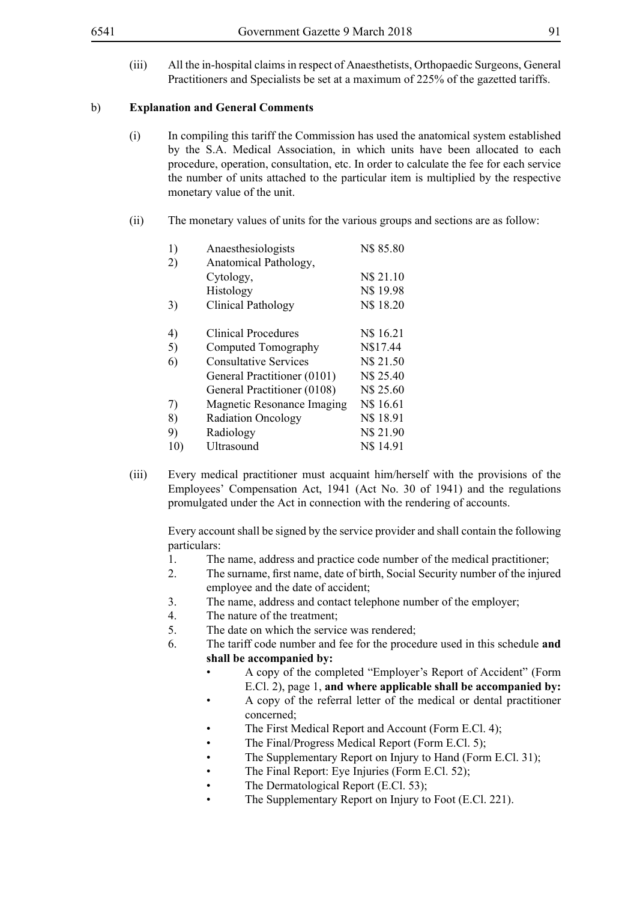(iii) All the in-hospital claims in respect of Anaesthetists, Orthopaedic Surgeons, General Practitioners and Specialists be set at a maximum of 225% of the gazetted tariffs.

b) **Explanation and General Comments**

(i) In compiling this tariff the Commission has used the anatomical system established by the S.A. Medical Association, in which units have been allocated to each procedure, operation, consultation, etc. In order to calculate the fee for each service the number of units attached to the particular item is multiplied by the respective monetary value of the unit.

(ii) The monetary values of units for the various groups and sections are as follow:

| | | |
|---|---|---|
| 1) | Anaesthesiologists | N$ 85.80 |
| 2) | Anatomical Pathology, | |
| | Cytology, | N$ 21.10 |
| | Histology | N$ 19.98 |
| 3) | Clinical Pathology | N$ 18.20 |
| 4) | Clinical Procedures | N$ 16.21 |
| 5) | Computed Tomography | N$17.44 |
| 6) | Consultative Services | N$ 21.50 |
| | General Practitioner (0101) | N$ 25.40 |
| | General Practitioner (0108) | N$ 25.60 |
| 7) | Magnetic Resonance Imaging | N$ 16.61 |
| 8) | Radiation Oncology | N$ 18.91 |
| 9) | Radiology | N$ 21.90 |
| 10) | Ultrasound | N$ 14.91 |

(iii) Every medical practitioner must acquaint him/herself with the provisions of the Employees' Compensation Act, 1941 (Act No. 30 of 1941) and the regulations promulgated under the Act in connection with the rendering of accounts.

Every account shall be signed by the service provider and shall contain the following particulars:

1. The name, address and practice code number of the medical practitioner;
2. The surname, first name, date of birth, Social Security number of the injured employee and the date of accident;
3. The name, address and contact telephone number of the employer;
4. The nature of the treatment;
5. The date on which the service was rendered;
6. The tariff code number and fee for the procedure used in this schedule **and shall be accompanied by:**
   - A copy of the completed "Employer's Report of Accident" (Form E.Cl. 2), page 1, **and where applicable shall be accompanied by:**
   - A copy of the referral letter of the medical or dental practitioner concerned;
   - The First Medical Report and Account (Form E.Cl. 4);
   - The Final/Progress Medical Report (Form E.Cl. 5);
   - The Supplementary Report on Injury to Hand (Form E.Cl. 31);
   - The Final Report: Eye Injuries (Form E.Cl. 52);
   - The Dermatological Report (E.Cl. 53);
   - The Supplementary Report on Injury to Foot (E.Cl. 221).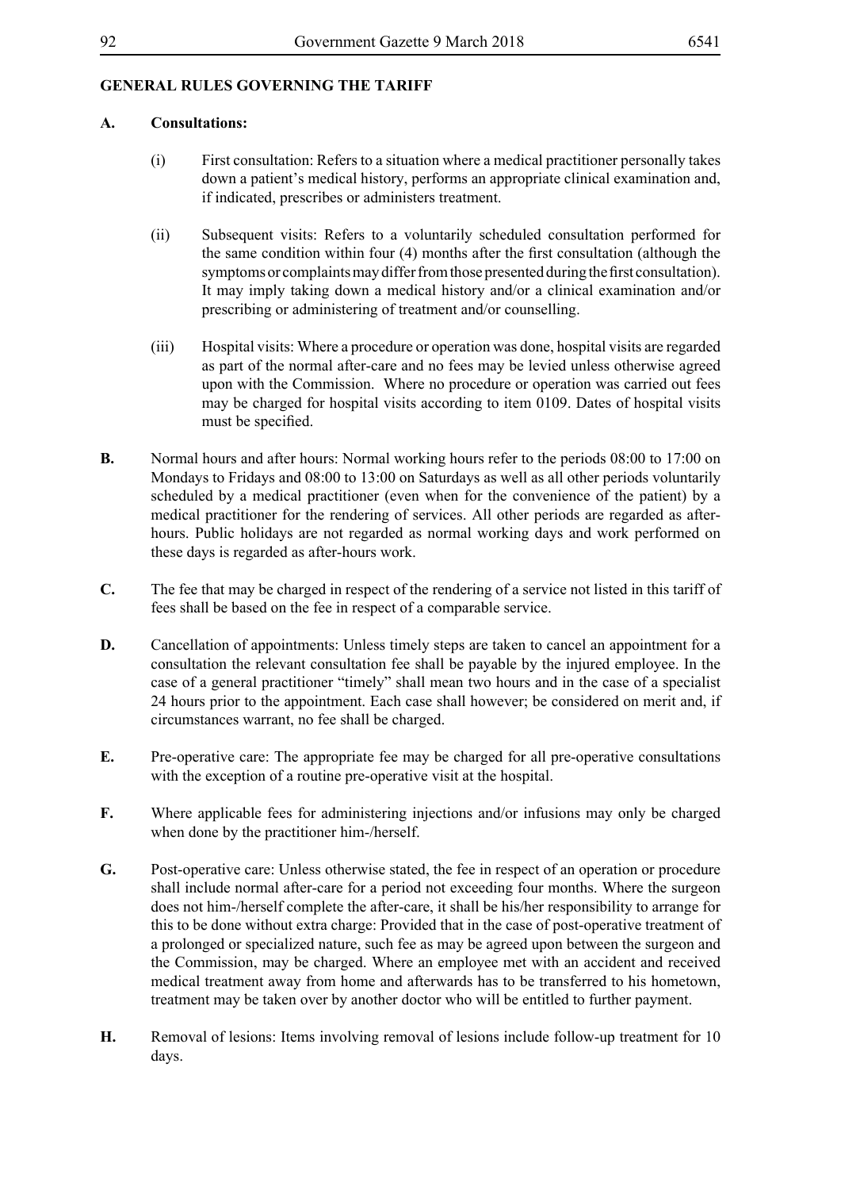**GENERAL RULES GOVERNING THE TARIFF**

**A. Consultations:**

(i) First consultation: Refers to a situation where a medical practitioner personally takes down a patient's medical history, performs an appropriate clinical examination and, if indicated, prescribes or administers treatment.

(ii) Subsequent visits: Refers to a voluntarily scheduled consultation performed for the same condition within four (4) months after the first consultation (although the symptoms or complaints may differ from those presented during the first consultation). It may imply taking down a medical history and/or a clinical examination and/or prescribing or administering of treatment and/or counselling.

(iii) Hospital visits: Where a procedure or operation was done, hospital visits are regarded as part of the normal after-care and no fees may be levied unless otherwise agreed upon with the Commission. Where no procedure or operation was carried out fees may be charged for hospital visits according to item 0109. Dates of hospital visits must be specified.

**B.** Normal hours and after hours: Normal working hours refer to the periods 08:00 to 17:00 on Mondays to Fridays and 08:00 to 13:00 on Saturdays as well as all other periods voluntarily scheduled by a medical practitioner (even when for the convenience of the patient) by a medical practitioner for the rendering of services. All other periods are regarded as after-hours. Public holidays are not regarded as normal working days and work performed on these days is regarded as after-hours work.

**C.** The fee that may be charged in respect of the rendering of a service not listed in this tariff of fees shall be based on the fee in respect of a comparable service.

**D.** Cancellation of appointments: Unless timely steps are taken to cancel an appointment for a consultation the relevant consultation fee shall be payable by the injured employee. In the case of a general practitioner "timely" shall mean two hours and in the case of a specialist 24 hours prior to the appointment. Each case shall however; be considered on merit and, if circumstances warrant, no fee shall be charged.

**E.** Pre-operative care: The appropriate fee may be charged for all pre-operative consultations with the exception of a routine pre-operative visit at the hospital.

**F.** Where applicable fees for administering injections and/or infusions may only be charged when done by the practitioner him-/herself.

**G.** Post-operative care: Unless otherwise stated, the fee in respect of an operation or procedure shall include normal after-care for a period not exceeding four months. Where the surgeon does not him-/herself complete the after-care, it shall be his/her responsibility to arrange for this to be done without extra charge: Provided that in the case of post-operative treatment of a prolonged or specialized nature, such fee as may be agreed upon between the surgeon and the Commission, may be charged. Where an employee met with an accident and received medical treatment away from home and afterwards has to be transferred to his hometown, treatment may be taken over by another doctor who will be entitled to further payment.

**H.** Removal of lesions: Items involving removal of lesions include follow-up treatment for 10 days.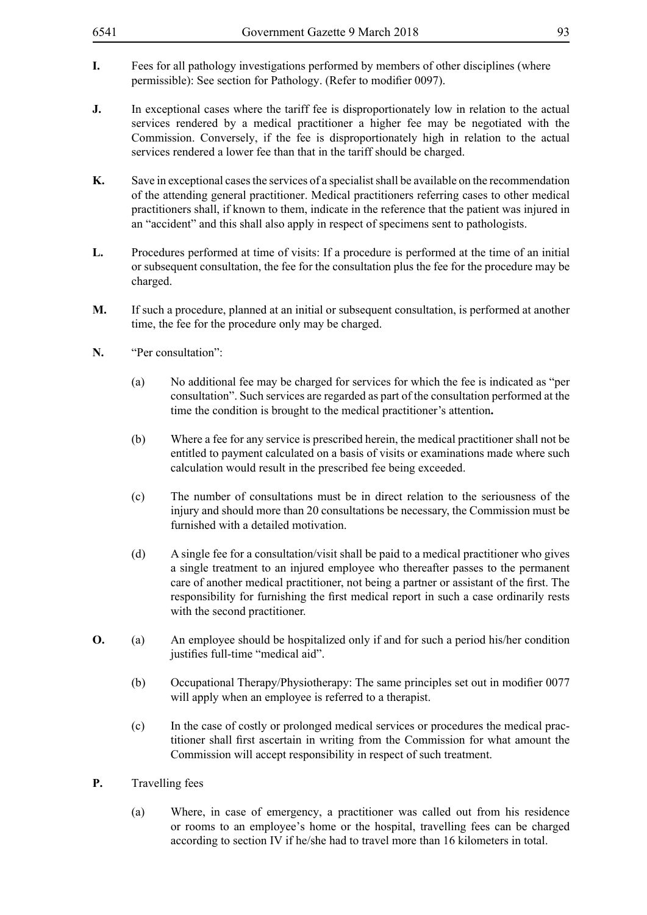**I.** Fees for all pathology investigations performed by members of other disciplines (where permissible): See section for Pathology. (Refer to modifier 0097).

**J.** In exceptional cases where the tariff fee is disproportionately low in relation to the actual services rendered by a medical practitioner a higher fee may be negotiated with the Commission. Conversely, if the fee is disproportionately high in relation to the actual services rendered a lower fee than that in the tariff should be charged.

**K.** Save in exceptional cases the services of a specialist shall be available on the recommendation of the attending general practitioner. Medical practitioners referring cases to other medical practitioners shall, if known to them, indicate in the reference that the patient was injured in an "accident" and this shall also apply in respect of specimens sent to pathologists.

**L.** Procedures performed at time of visits: If a procedure is performed at the time of an initial or subsequent consultation, the fee for the consultation plus the fee for the procedure may be charged.

**M.** If such a procedure, planned at an initial or subsequent consultation, is performed at another time, the fee for the procedure only may be charged.

**N.** "Per consultation":

(a) No additional fee may be charged for services for which the fee is indicated as "per consultation". Such services are regarded as part of the consultation performed at the time the condition is brought to the medical practitioner's attention**.**

(b) Where a fee for any service is prescribed herein, the medical practitioner shall not be entitled to payment calculated on a basis of visits or examinations made where such calculation would result in the prescribed fee being exceeded.

(c) The number of consultations must be in direct relation to the seriousness of the injury and should more than 20 consultations be necessary, the Commission must be furnished with a detailed motivation.

(d) A single fee for a consultation/visit shall be paid to a medical practitioner who gives a single treatment to an injured employee who thereafter passes to the permanent care of another medical practitioner, not being a partner or assistant of the first. The responsibility for furnishing the first medical report in such a case ordinarily rests with the second practitioner.

**O.** (a) An employee should be hospitalized only if and for such a period his/her condition justifies full-time "medical aid".

(b) Occupational Therapy/Physiotherapy: The same principles set out in modifier 0077 will apply when an employee is referred to a therapist.

(c) In the case of costly or prolonged medical services or procedures the medical practitioner shall first ascertain in writing from the Commission for what amount the Commission will accept responsibility in respect of such treatment.

**P.** Travelling fees

(a) Where, in case of emergency, a practitioner was called out from his residence or rooms to an employee's home or the hospital, travelling fees can be charged according to section IV if he/she had to travel more than 16 kilometers in total.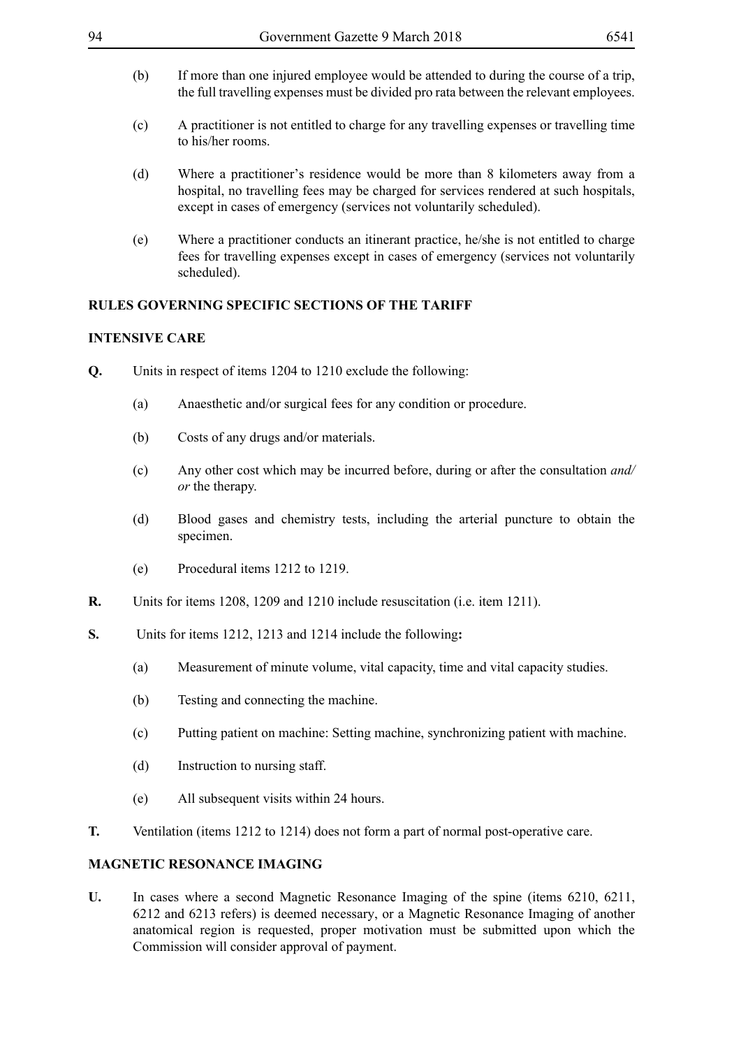(b) If more than one injured employee would be attended to during the course of a trip, the full travelling expenses must be divided pro rata between the relevant employees.

(c) A practitioner is not entitled to charge for any travelling expenses or travelling time to his/her rooms.

(d) Where a practitioner's residence would be more than 8 kilometers away from a hospital, no travelling fees may be charged for services rendered at such hospitals, except in cases of emergency (services not voluntarily scheduled).

(e) Where a practitioner conducts an itinerant practice, he/she is not entitled to charge fees for travelling expenses except in cases of emergency (services not voluntarily scheduled).

## RULES GOVERNING SPECIFIC SECTIONS OF THE TARIFF

### INTENSIVE CARE

**Q.** Units in respect of items 1204 to 1210 exclude the following:

(a) Anaesthetic and/or surgical fees for any condition or procedure.

(b) Costs of any drugs and/or materials.

(c) Any other cost which may be incurred before, during or after the consultation *and/or* the therapy.

(d) Blood gases and chemistry tests, including the arterial puncture to obtain the specimen.

(e) Procedural items 1212 to 1219.

**R.** Units for items 1208, 1209 and 1210 include resuscitation (i.e. item 1211).

**S.** Units for items 1212, 1213 and 1214 include the following**:**

(a) Measurement of minute volume, vital capacity, time and vital capacity studies.

(b) Testing and connecting the machine.

(c) Putting patient on machine: Setting machine, synchronizing patient with machine.

(d) Instruction to nursing staff.

(e) All subsequent visits within 24 hours.

**T.** Ventilation (items 1212 to 1214) does not form a part of normal post-operative care.

### MAGNETIC RESONANCE IMAGING

**U.** In cases where a second Magnetic Resonance Imaging of the spine (items 6210, 6211, 6212 and 6213 refers) is deemed necessary, or a Magnetic Resonance Imaging of another anatomical region is requested, proper motivation must be submitted upon which the Commission will consider approval of payment.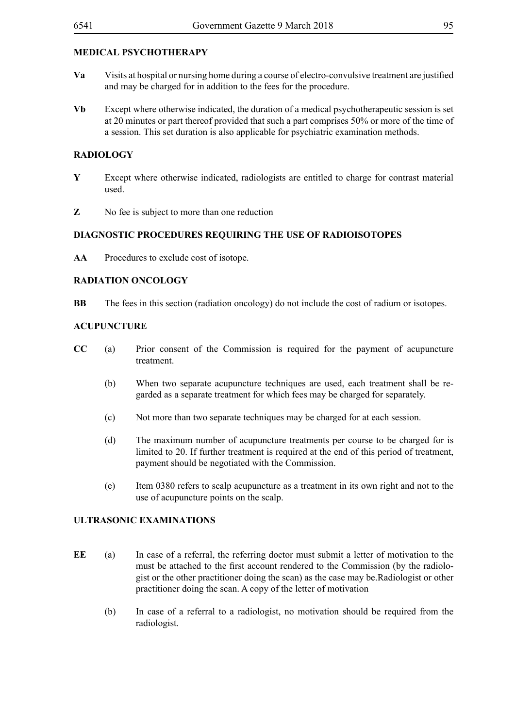## MEDICAL PSYCHOTHERAPY

**Va** Visits at hospital or nursing home during a course of electro-convulsive treatment are justified and may be charged for in addition to the fees for the procedure.

**Vb** Except where otherwise indicated, the duration of a medical psychotherapeutic session is set at 20 minutes or part thereof provided that such a part comprises 50% or more of the time of a session. This set duration is also applicable for psychiatric examination methods.

## RADIOLOGY

**Y** Except where otherwise indicated, radiologists are entitled to charge for contrast material used.

**Z** No fee is subject to more than one reduction

## DIAGNOSTIC PROCEDURES REQUIRING THE USE OF RADIOISOTOPES

**AA** Procedures to exclude cost of isotope.

## RADIATION ONCOLOGY

**BB** The fees in this section (radiation oncology) do not include the cost of radium or isotopes.

## ACUPUNCTURE

**CC**

(a) Prior consent of the Commission is required for the payment of acupuncture treatment.

(b) When two separate acupuncture techniques are used, each treatment shall be regarded as a separate treatment for which fees may be charged for separately.

(c) Not more than two separate techniques may be charged for at each session.

(d) The maximum number of acupuncture treatments per course to be charged for is limited to 20. If further treatment is required at the end of this period of treatment, payment should be negotiated with the Commission.

(e) Item 0380 refers to scalp acupuncture as a treatment in its own right and not to the use of acupuncture points on the scalp.

## ULTRASONIC EXAMINATIONS

**EE**

(a) In case of a referral, the referring doctor must submit a letter of motivation to the must be attached to the first account rendered to the Commission (by the radiologist or the other practitioner doing the scan) as the case may be.Radiologist or other practitioner doing the scan. A copy of the letter of motivation

(b) In case of a referral to a radiologist, no motivation should be required from the radiologist.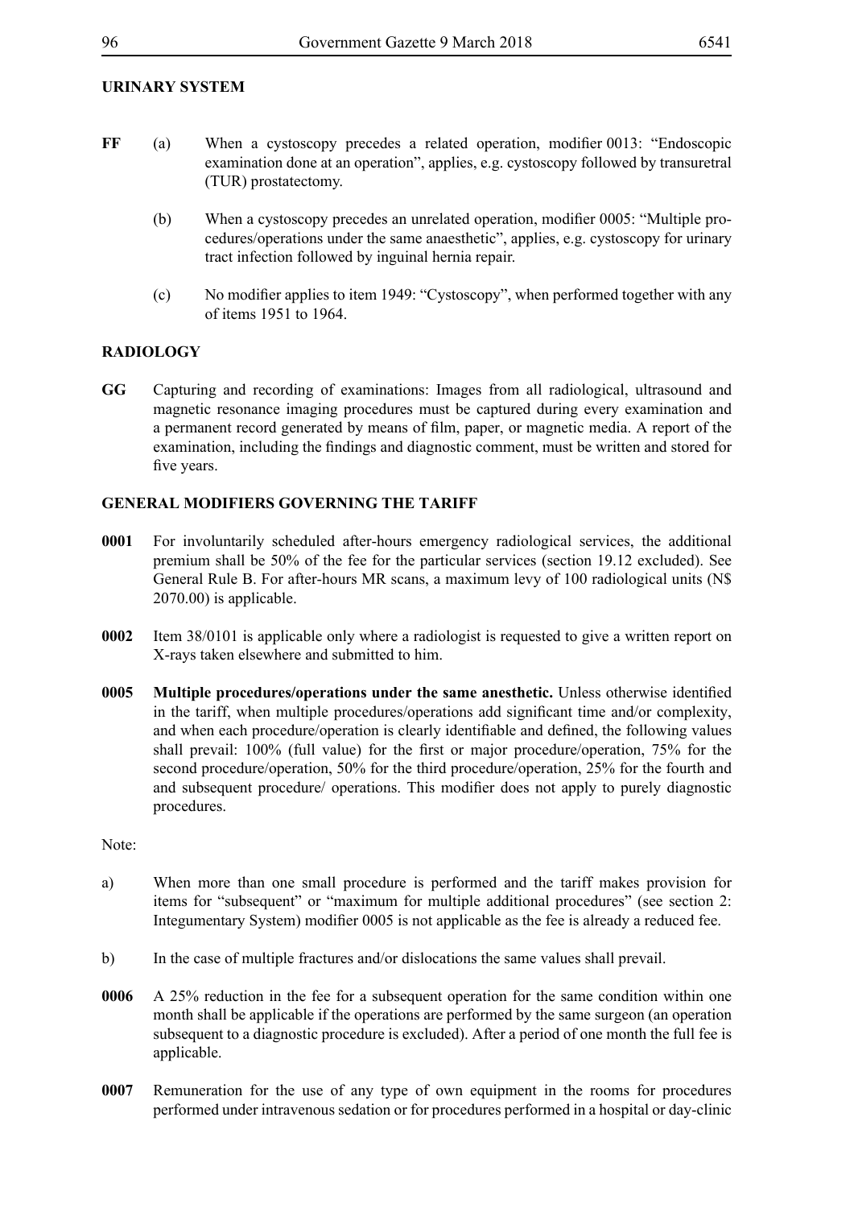## URINARY SYSTEM

**FF** (a) When a cystoscopy precedes a related operation, modifier 0013: "Endoscopic examination done at an operation", applies, e.g. cystoscopy followed by transuretral (TUR) prostatectomy.

(b) When a cystoscopy precedes an unrelated operation, modifier 0005: "Multiple procedures/operations under the same anaesthetic", applies, e.g. cystoscopy for urinary tract infection followed by inguinal hernia repair.

(c) No modifier applies to item 1949: "Cystoscopy", when performed together with any of items 1951 to 1964.

## RADIOLOGY

**GG** Capturing and recording of examinations: Images from all radiological, ultrasound and magnetic resonance imaging procedures must be captured during every examination and a permanent record generated by means of film, paper, or magnetic media. A report of the examination, including the findings and diagnostic comment, must be written and stored for five years.

## GENERAL MODIFIERS GOVERNING THE TARIFF

**0001** For involuntarily scheduled after-hours emergency radiological services, the additional premium shall be 50% of the fee for the particular services (section 19.12 excluded). See General Rule B. For after-hours MR scans, a maximum levy of 100 radiological units (N$ 2070.00) is applicable.

**0002** Item 38/0101 is applicable only where a radiologist is requested to give a written report on X-rays taken elsewhere and submitted to him.

**0005** **Multiple procedures/operations under the same anesthetic.** Unless otherwise identified in the tariff, when multiple procedures/operations add significant time and/or complexity, and when each procedure/operation is clearly identifiable and defined, the following values shall prevail: 100% (full value) for the first or major procedure/operation, 75% for the second procedure/operation, 50% for the third procedure/operation, 25% for the fourth and and subsequent procedure/ operations. This modifier does not apply to purely diagnostic procedures.

Note:

a) When more than one small procedure is performed and the tariff makes provision for items for "subsequent" or "maximum for multiple additional procedures" (see section 2: Integumentary System) modifier 0005 is not applicable as the fee is already a reduced fee.

b) In the case of multiple fractures and/or dislocations the same values shall prevail.

**0006** A 25% reduction in the fee for a subsequent operation for the same condition within one month shall be applicable if the operations are performed by the same surgeon (an operation subsequent to a diagnostic procedure is excluded). After a period of one month the full fee is applicable.

**0007** Remuneration for the use of any type of own equipment in the rooms for procedures performed under intravenous sedation or for procedures performed in a hospital or day-clinic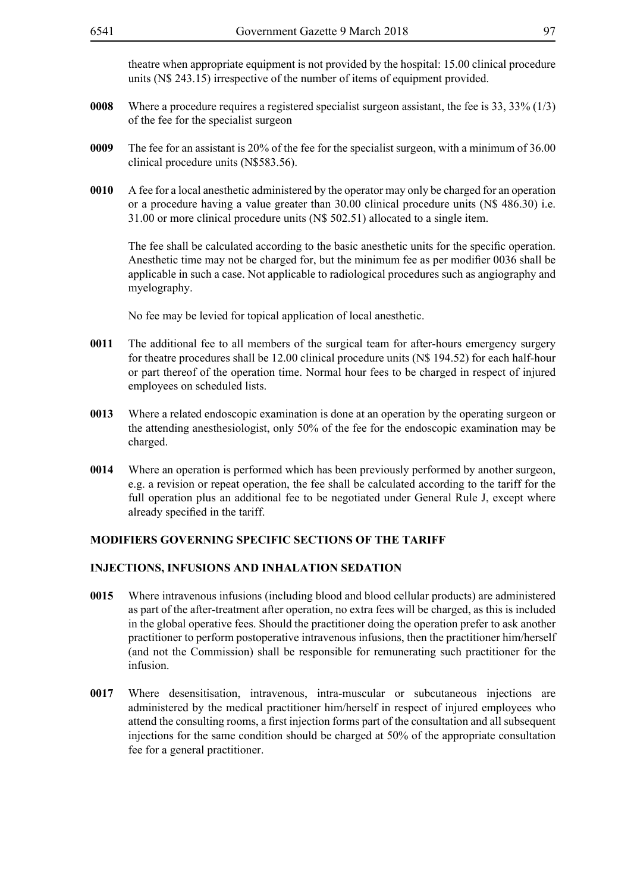theatre when appropriate equipment is not provided by the hospital: 15.00 clinical procedure units (N$ 243.15) irrespective of the number of items of equipment provided.

**0008** Where a procedure requires a registered specialist surgeon assistant, the fee is 33, 33% (1/3) of the fee for the specialist surgeon

**0009** The fee for an assistant is 20% of the fee for the specialist surgeon, with a minimum of 36.00 clinical procedure units (N$583.56).

**0010** A fee for a local anesthetic administered by the operator may only be charged for an operation or a procedure having a value greater than 30.00 clinical procedure units (N$ 486.30) i.e. 31.00 or more clinical procedure units (N$ 502.51) allocated to a single item.

The fee shall be calculated according to the basic anesthetic units for the specific operation. Anesthetic time may not be charged for, but the minimum fee as per modifier 0036 shall be applicable in such a case. Not applicable to radiological procedures such as angiography and myelography.

No fee may be levied for topical application of local anesthetic.

**0011** The additional fee to all members of the surgical team for after-hours emergency surgery for theatre procedures shall be 12.00 clinical procedure units (N$ 194.52) for each half-hour or part thereof of the operation time. Normal hour fees to be charged in respect of injured employees on scheduled lists.

**0013** Where a related endoscopic examination is done at an operation by the operating surgeon or the attending anesthesiologist, only 50% of the fee for the endoscopic examination may be charged.

**0014** Where an operation is performed which has been previously performed by another surgeon, e.g. a revision or repeat operation, the fee shall be calculated according to the tariff for the full operation plus an additional fee to be negotiated under General Rule J, except where already specified in the tariff.

## MODIFIERS GOVERNING SPECIFIC SECTIONS OF THE TARIFF

### INJECTIONS, INFUSIONS AND INHALATION SEDATION

**0015** Where intravenous infusions (including blood and blood cellular products) are administered as part of the after-treatment after operation, no extra fees will be charged, as this is included in the global operative fees. Should the practitioner doing the operation prefer to ask another practitioner to perform postoperative intravenous infusions, then the practitioner him/herself (and not the Commission) shall be responsible for remunerating such practitioner for the infusion.

**0017** Where desensitisation, intravenous, intra-muscular or subcutaneous injections are administered by the medical practitioner him/herself in respect of injured employees who attend the consulting rooms, a first injection forms part of the consultation and all subsequent injections for the same condition should be charged at 50% of the appropriate consultation fee for a general practitioner.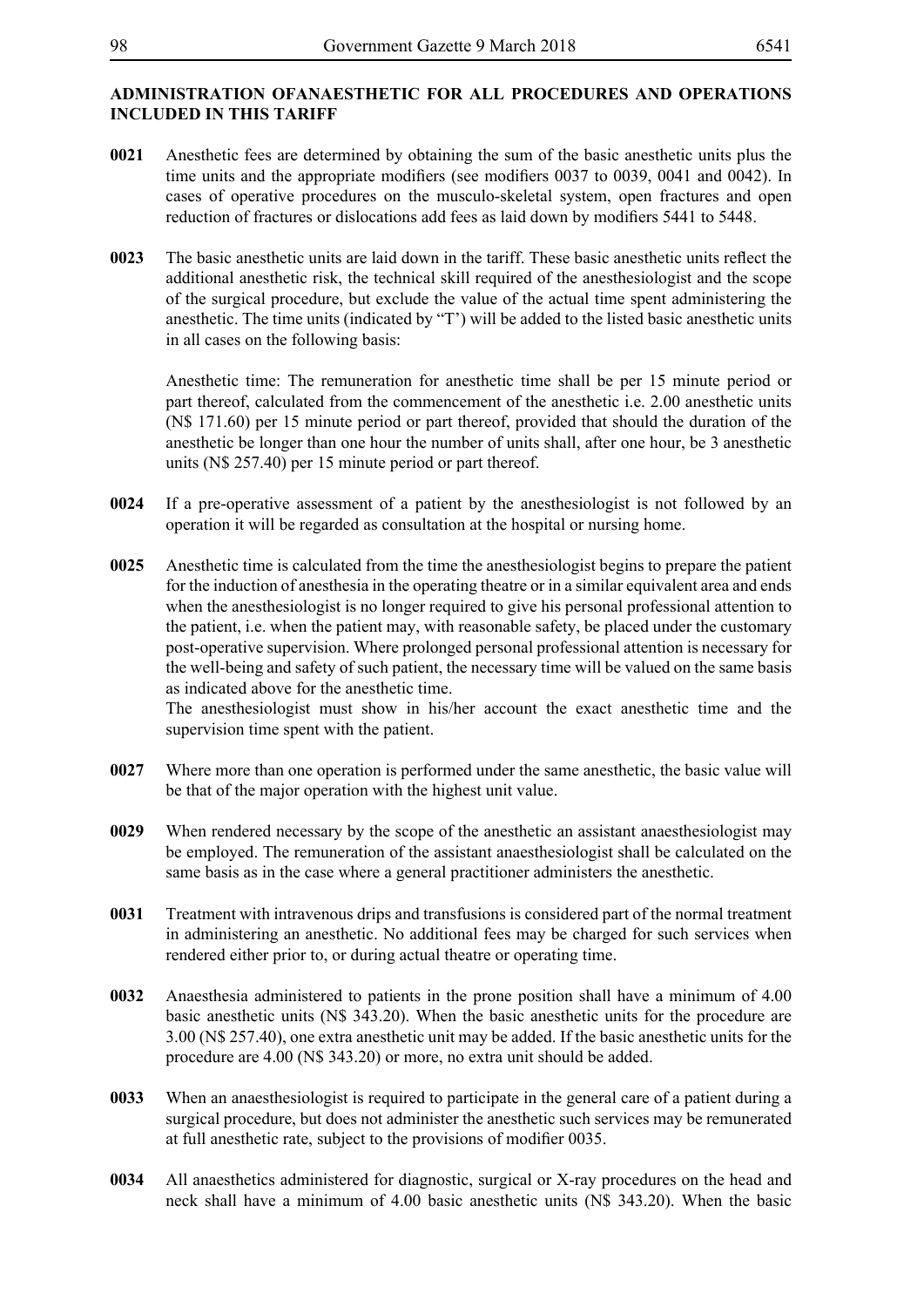**ADMINISTRATION OFANAESTHETIC FOR ALL PROCEDURES AND OPERATIONS INCLUDED IN THIS TARIFF**

**0021** Anesthetic fees are determined by obtaining the sum of the basic anesthetic units plus the time units and the appropriate modifiers (see modifiers 0037 to 0039, 0041 and 0042). In cases of operative procedures on the musculo-skeletal system, open fractures and open reduction of fractures or dislocations add fees as laid down by modifiers 5441 to 5448.

**0023** The basic anesthetic units are laid down in the tariff. These basic anesthetic units reflect the additional anesthetic risk, the technical skill required of the anesthesiologist and the scope of the surgical procedure, but exclude the value of the actual time spent administering the anesthetic. The time units (indicated by "T') will be added to the listed basic anesthetic units in all cases on the following basis:

Anesthetic time: The remuneration for anesthetic time shall be per 15 minute period or part thereof, calculated from the commencement of the anesthetic i.e. 2.00 anesthetic units (N$ 171.60) per 15 minute period or part thereof, provided that should the duration of the anesthetic be longer than one hour the number of units shall, after one hour, be 3 anesthetic units (N$ 257.40) per 15 minute period or part thereof.

**0024** If a pre-operative assessment of a patient by the anesthesiologist is not followed by an operation it will be regarded as consultation at the hospital or nursing home.

**0025** Anesthetic time is calculated from the time the anesthesiologist begins to prepare the patient for the induction of anesthesia in the operating theatre or in a similar equivalent area and ends when the anesthesiologist is no longer required to give his personal professional attention to the patient, i.e. when the patient may, with reasonable safety, be placed under the customary post-operative supervision. Where prolonged personal professional attention is necessary for the well-being and safety of such patient, the necessary time will be valued on the same basis as indicated above for the anesthetic time.
The anesthesiologist must show in his/her account the exact anesthetic time and the supervision time spent with the patient.

**0027** Where more than one operation is performed under the same anesthetic, the basic value will be that of the major operation with the highest unit value.

**0029** When rendered necessary by the scope of the anesthetic an assistant anaesthesiologist may be employed. The remuneration of the assistant anaesthesiologist shall be calculated on the same basis as in the case where a general practitioner administers the anesthetic.

**0031** Treatment with intravenous drips and transfusions is considered part of the normal treatment in administering an anesthetic. No additional fees may be charged for such services when rendered either prior to, or during actual theatre or operating time.

**0032** Anaesthesia administered to patients in the prone position shall have a minimum of 4.00 basic anesthetic units (N$ 343.20). When the basic anesthetic units for the procedure are 3.00 (N$ 257.40), one extra anesthetic unit may be added. If the basic anesthetic units for the procedure are 4.00 (N$ 343.20) or more, no extra unit should be added.

**0033** When an anaesthesiologist is required to participate in the general care of a patient during a surgical procedure, but does not administer the anesthetic such services may be remunerated at full anesthetic rate, subject to the provisions of modifier 0035.

**0034** All anaesthetics administered for diagnostic, surgical or X-ray procedures on the head and neck shall have a minimum of 4.00 basic anesthetic units (N$ 343.20). When the basic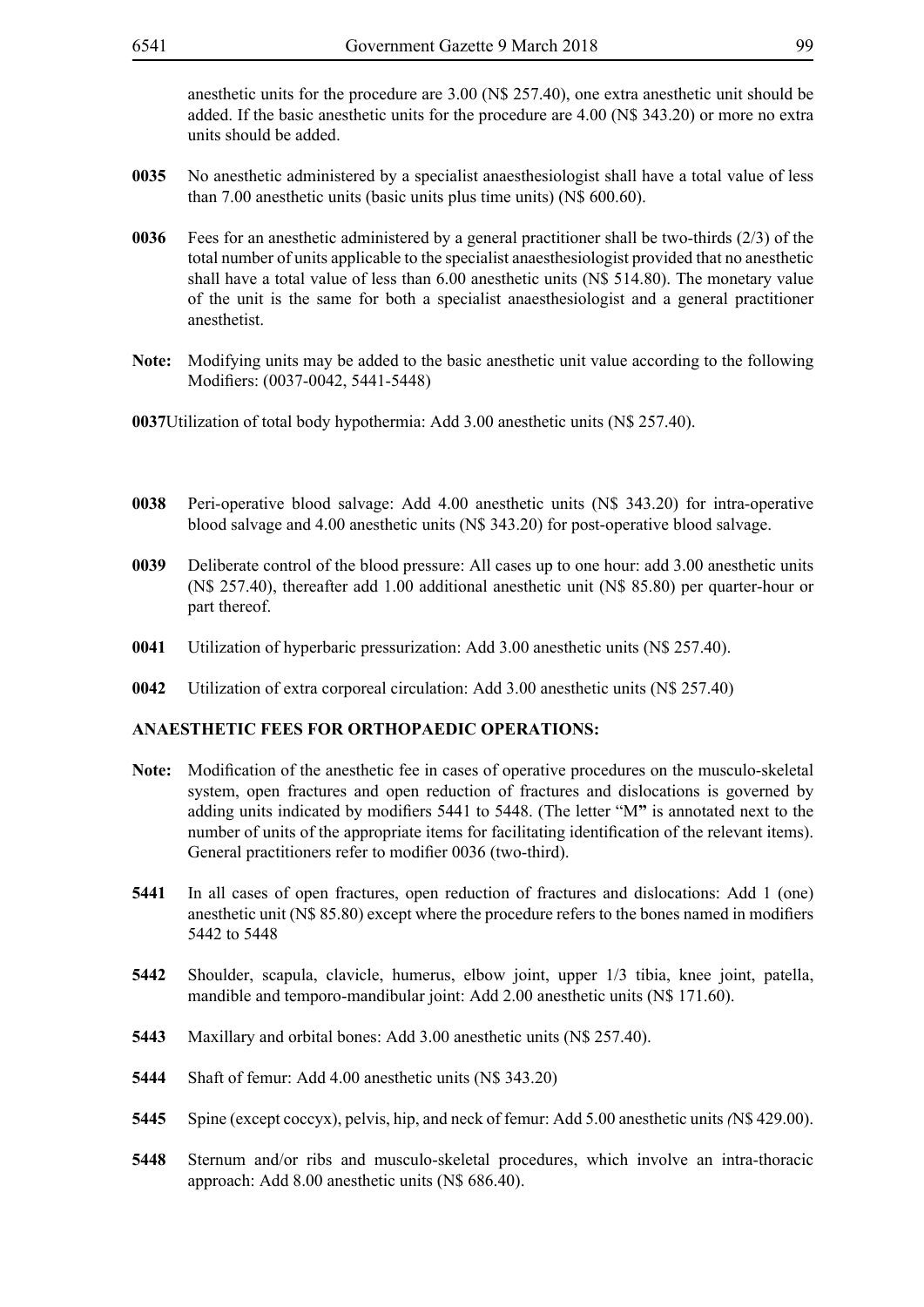anesthetic units for the procedure are 3.00 (N$ 257.40), one extra anesthetic unit should be added. If the basic anesthetic units for the procedure are 4.00 (N$ 343.20) or more no extra units should be added.

**0035** No anesthetic administered by a specialist anaesthesiologist shall have a total value of less than 7.00 anesthetic units (basic units plus time units) (N$ 600.60).

**0036** Fees for an anesthetic administered by a general practitioner shall be two-thirds (2/3) of the total number of units applicable to the specialist anaesthesiologist provided that no anesthetic shall have a total value of less than 6.00 anesthetic units (N$ 514.80). The monetary value of the unit is the same for both a specialist anaesthesiologist and a general practitioner anesthetist.

**Note:** Modifying units may be added to the basic anesthetic unit value according to the following Modifiers: (0037-0042, 5441-5448)

**0037** Utilization of total body hypothermia: Add 3.00 anesthetic units (N$ 257.40).

**0038** Peri-operative blood salvage: Add 4.00 anesthetic units (N$ 343.20) for intra-operative blood salvage and 4.00 anesthetic units (N$ 343.20) for post-operative blood salvage.

**0039** Deliberate control of the blood pressure: All cases up to one hour: add 3.00 anesthetic units (N$ 257.40), thereafter add 1.00 additional anesthetic unit (N$ 85.80) per quarter-hour or part thereof.

**0041** Utilization of hyperbaric pressurization: Add 3.00 anesthetic units (N$ 257.40).

**0042** Utilization of extra corporeal circulation: Add 3.00 anesthetic units (N$ 257.40)

**ANAESTHETIC FEES FOR ORTHOPAEDIC OPERATIONS:**

**Note:** Modification of the anesthetic fee in cases of operative procedures on the musculo-skeletal system, open fractures and open reduction of fractures and dislocations is governed by adding units indicated by modifiers 5441 to 5448. (The letter "M" is annotated next to the number of units of the appropriate items for facilitating identification of the relevant items). General practitioners refer to modifier 0036 (two-third).

**5441** In all cases of open fractures, open reduction of fractures and dislocations: Add 1 (one) anesthetic unit (N$ 85.80) except where the procedure refers to the bones named in modifiers 5442 to 5448

**5442** Shoulder, scapula, clavicle, humerus, elbow joint, upper 1/3 tibia, knee joint, patella, mandible and temporo-mandibular joint: Add 2.00 anesthetic units (N$ 171.60).

**5443** Maxillary and orbital bones: Add 3.00 anesthetic units (N$ 257.40).

**5444** Shaft of femur: Add 4.00 anesthetic units (N$ 343.20)

**5445** Spine (except coccyx), pelvis, hip, and neck of femur: Add 5.00 anesthetic units (N$ 429.00).

**5448** Sternum and/or ribs and musculo-skeletal procedures, which involve an intra-thoracic approach: Add 8.00 anesthetic units (N$ 686.40).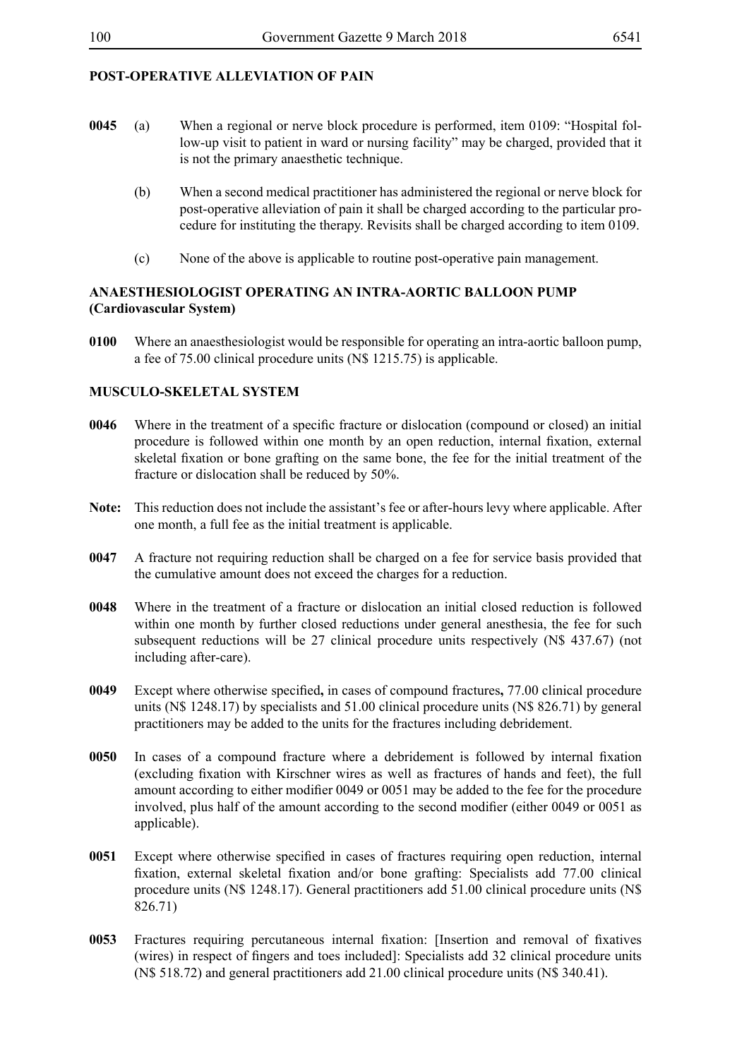**POST-OPERATIVE ALLEVIATION OF PAIN**

**0045** (a) When a regional or nerve block procedure is performed, item 0109: "Hospital follow-up visit to patient in ward or nursing facility" may be charged, provided that it is not the primary anaesthetic technique.

(b) When a second medical practitioner has administered the regional or nerve block for post-operative alleviation of pain it shall be charged according to the particular procedure for instituting the therapy. Revisits shall be charged according to item 0109.

(c) None of the above is applicable to routine post-operative pain management.

**ANAESTHESIOLOGIST OPERATING AN INTRA-AORTIC BALLOON PUMP (Cardiovascular System)**

**0100** Where an anaesthesiologist would be responsible for operating an intra-aortic balloon pump, a fee of 75.00 clinical procedure units (N$ 1215.75) is applicable.

**MUSCULO-SKELETAL SYSTEM**

**0046** Where in the treatment of a specific fracture or dislocation (compound or closed) an initial procedure is followed within one month by an open reduction, internal fixation, external skeletal fixation or bone grafting on the same bone, the fee for the initial treatment of the fracture or dislocation shall be reduced by 50%.

**Note:** This reduction does not include the assistant's fee or after-hours levy where applicable. After one month, a full fee as the initial treatment is applicable.

**0047** A fracture not requiring reduction shall be charged on a fee for service basis provided that the cumulative amount does not exceed the charges for a reduction.

**0048** Where in the treatment of a fracture or dislocation an initial closed reduction is followed within one month by further closed reductions under general anesthesia, the fee for such subsequent reductions will be 27 clinical procedure units respectively (N$ 437.67) (not including after-care).

**0049** Except where otherwise specified**,** in cases of compound fractures**,** 77.00 clinical procedure units (N$ 1248.17) by specialists and 51.00 clinical procedure units (N$ 826.71) by general practitioners may be added to the units for the fractures including debridement.

**0050** In cases of a compound fracture where a debridement is followed by internal fixation (excluding fixation with Kirschner wires as well as fractures of hands and feet), the full amount according to either modifier 0049 or 0051 may be added to the fee for the procedure involved, plus half of the amount according to the second modifier (either 0049 or 0051 as applicable).

**0051** Except where otherwise specified in cases of fractures requiring open reduction, internal fixation, external skeletal fixation and/or bone grafting: Specialists add 77.00 clinical procedure units (N$ 1248.17). General practitioners add 51.00 clinical procedure units (N$ 826.71)

**0053** Fractures requiring percutaneous internal fixation: [Insertion and removal of fixatives (wires) in respect of fingers and toes included]: Specialists add 32 clinical procedure units (N$ 518.72) and general practitioners add 21.00 clinical procedure units (N$ 340.41).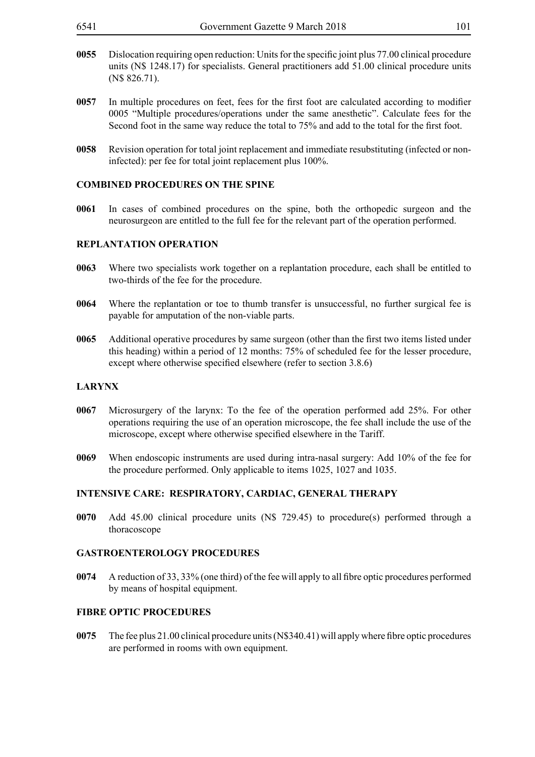**0055** Dislocation requiring open reduction: Units for the specific joint plus 77.00 clinical procedure units (N$ 1248.17) for specialists. General practitioners add 51.00 clinical procedure units (N$ 826.71).

**0057** In multiple procedures on feet, fees for the first foot are calculated according to modifier 0005 "Multiple procedures/operations under the same anesthetic". Calculate fees for the Second foot in the same way reduce the total to 75% and add to the total for the first foot.

**0058** Revision operation for total joint replacement and immediate resubstituting (infected or non-infected): per fee for total joint replacement plus 100%.

### COMBINED PROCEDURES ON THE SPINE

**0061** In cases of combined procedures on the spine, both the orthopedic surgeon and the neurosurgeon are entitled to the full fee for the relevant part of the operation performed.

### REPLANTATION OPERATION

**0063** Where two specialists work together on a replantation procedure, each shall be entitled to two-thirds of the fee for the procedure.

**0064** Where the replantation or toe to thumb transfer is unsuccessful, no further surgical fee is payable for amputation of the non-viable parts.

**0065** Additional operative procedures by same surgeon (other than the first two items listed under this heading) within a period of 12 months: 75% of scheduled fee for the lesser procedure, except where otherwise specified elsewhere (refer to section 3.8.6)

### LARYNX

**0067** Microsurgery of the larynx: To the fee of the operation performed add 25%. For other operations requiring the use of an operation microscope, the fee shall include the use of the microscope, except where otherwise specified elsewhere in the Tariff.

**0069** When endoscopic instruments are used during intra-nasal surgery: Add 10% of the fee for the procedure performed. Only applicable to items 1025, 1027 and 1035.

### INTENSIVE CARE: RESPIRATORY, CARDIAC, GENERAL THERAPY

**0070** Add 45.00 clinical procedure units (N$ 729.45) to procedure(s) performed through a thoracoscope

### GASTROENTEROLOGY PROCEDURES

**0074** A reduction of 33, 33% (one third) of the fee will apply to all fibre optic procedures performed by means of hospital equipment.

### FIBRE OPTIC PROCEDURES

**0075** The fee plus 21.00 clinical procedure units (N$340.41) will apply where fibre optic procedures are performed in rooms with own equipment.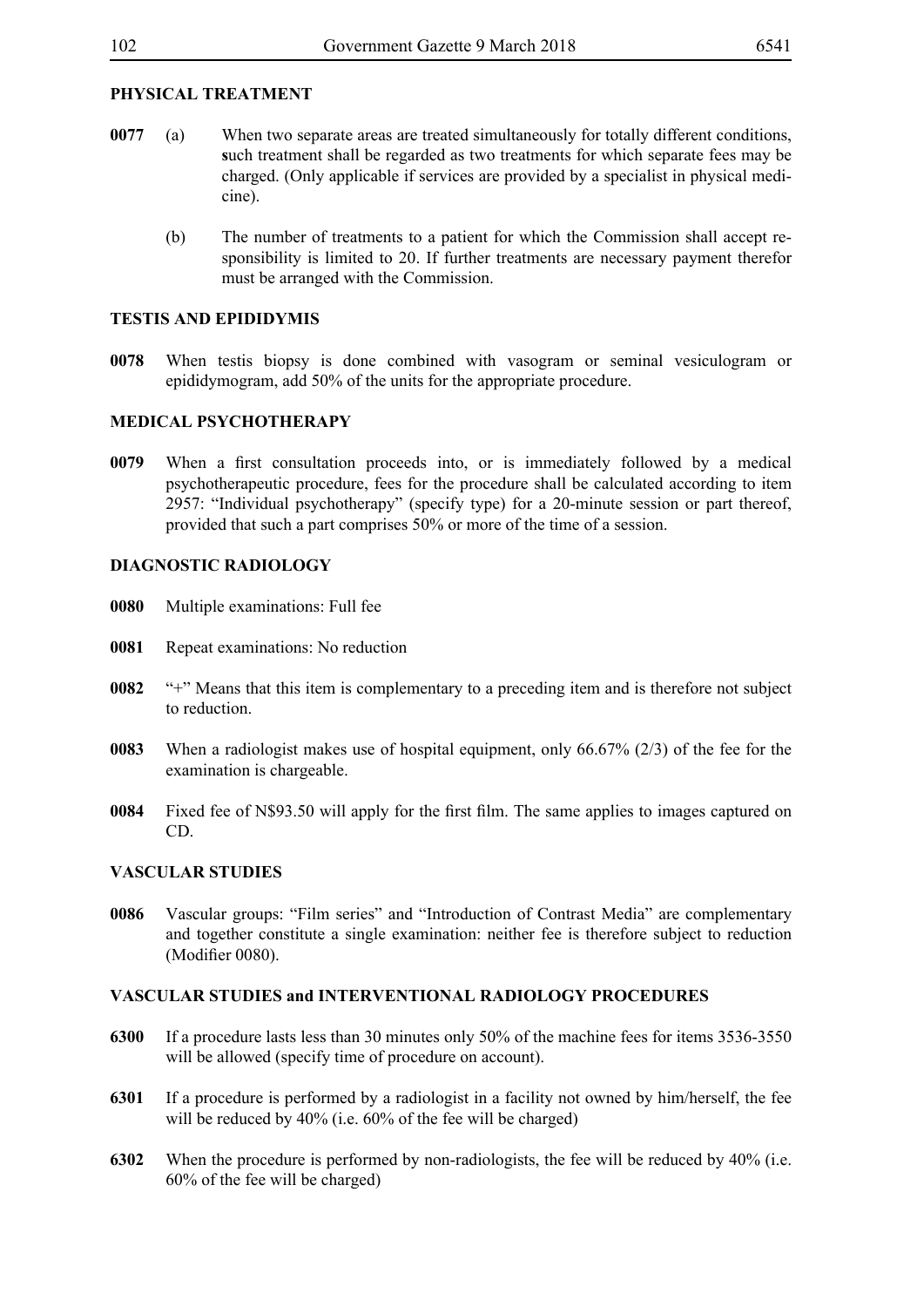### PHYSICAL TREATMENT

**0077** (a) When two separate areas are treated simultaneously for totally different conditions, such treatment shall be regarded as two treatments for which separate fees may be charged. (Only applicable if services are provided by a specialist in physical medicine).

(b) The number of treatments to a patient for which the Commission shall accept responsibility is limited to 20. If further treatments are necessary payment therefor must be arranged with the Commission.

### TESTIS AND EPIDIDYMIS

**0078** When testis biopsy is done combined with vasogram or seminal vesiculogram or epididymogram, add 50% of the units for the appropriate procedure.

### MEDICAL PSYCHOTHERAPY

**0079** When a first consultation proceeds into, or is immediately followed by a medical psychotherapeutic procedure, fees for the procedure shall be calculated according to item 2957: "Individual psychotherapy" (specify type) for a 20-minute session or part thereof, provided that such a part comprises 50% or more of the time of a session.

### DIAGNOSTIC RADIOLOGY

**0080** Multiple examinations: Full fee

**0081** Repeat examinations: No reduction

**0082** "+" Means that this item is complementary to a preceding item and is therefore not subject to reduction.

**0083** When a radiologist makes use of hospital equipment, only 66.67% (2/3) of the fee for the examination is chargeable.

**0084** Fixed fee of N$93.50 will apply for the first film. The same applies to images captured on CD.

### VASCULAR STUDIES

**0086** Vascular groups: "Film series" and "Introduction of Contrast Media" are complementary and together constitute a single examination: neither fee is therefore subject to reduction (Modifier 0080).

### VASCULAR STUDIES and INTERVENTIONAL RADIOLOGY PROCEDURES

**6300** If a procedure lasts less than 30 minutes only 50% of the machine fees for items 3536-3550 will be allowed (specify time of procedure on account).

**6301** If a procedure is performed by a radiologist in a facility not owned by him/herself, the fee will be reduced by 40% (i.e. 60% of the fee will be charged)

**6302** When the procedure is performed by non-radiologists, the fee will be reduced by 40% (i.e. 60% of the fee will be charged)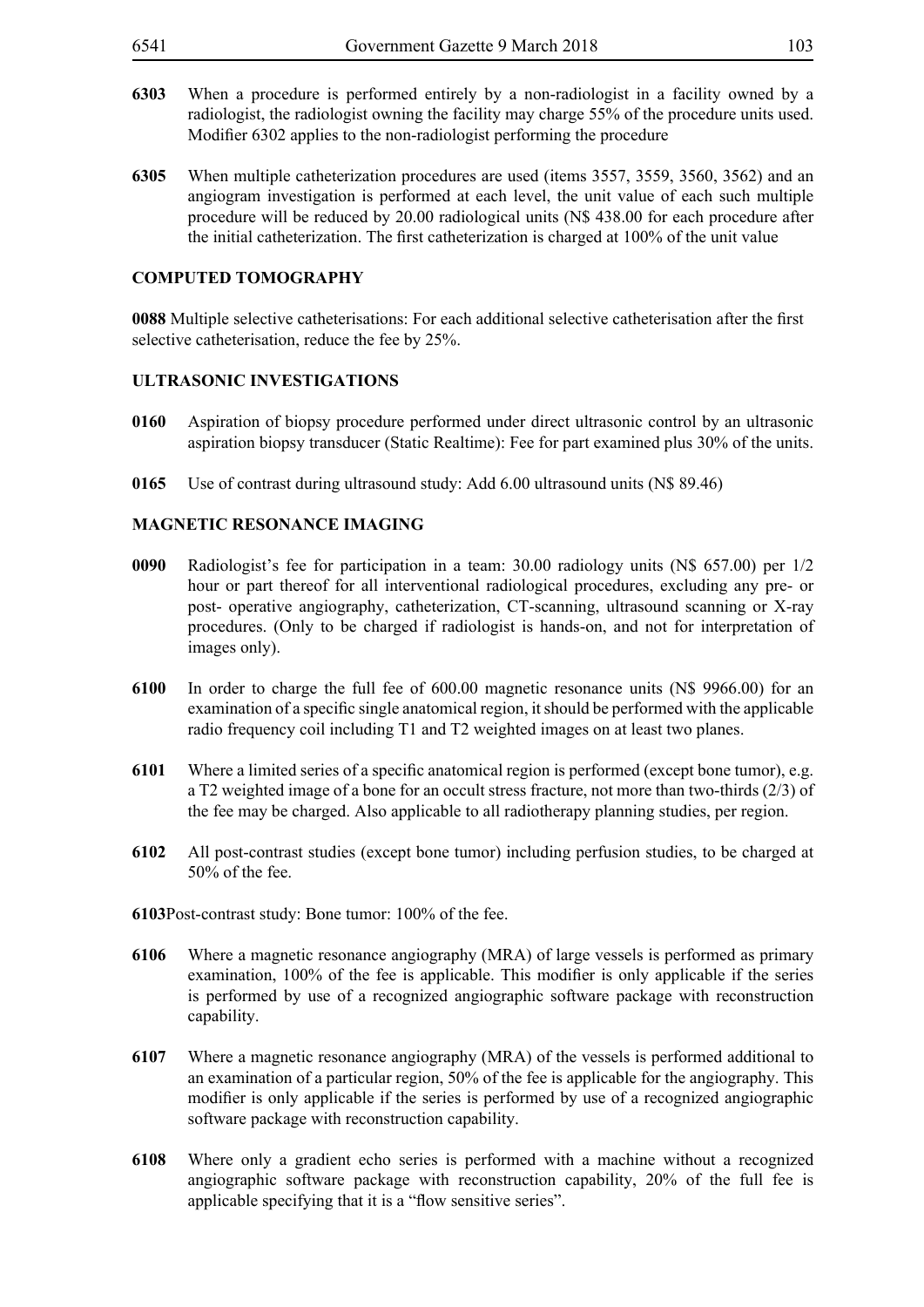**6303** When a procedure is performed entirely by a non-radiologist in a facility owned by a radiologist, the radiologist owning the facility may charge 55% of the procedure units used. Modifier 6302 applies to the non-radiologist performing the procedure

**6305** When multiple catheterization procedures are used (items 3557, 3559, 3560, 3562) and an angiogram investigation is performed at each level, the unit value of each such multiple procedure will be reduced by 20.00 radiological units (N$ 438.00 for each procedure after the initial catheterization. The first catheterization is charged at 100% of the unit value

## COMPUTED TOMOGRAPHY

**0088** Multiple selective catheterisations: For each additional selective catheterisation after the first selective catheterisation, reduce the fee by 25%.

## ULTRASONIC INVESTIGATIONS

**0160** Aspiration of biopsy procedure performed under direct ultrasonic control by an ultrasonic aspiration biopsy transducer (Static Realtime): Fee for part examined plus 30% of the units.

**0165** Use of contrast during ultrasound study: Add 6.00 ultrasound units (N$ 89.46)

## MAGNETIC RESONANCE IMAGING

**0090** Radiologist's fee for participation in a team: 30.00 radiology units (N$ 657.00) per 1/2 hour or part thereof for all interventional radiological procedures, excluding any pre- or post- operative angiography, catheterization, CT-scanning, ultrasound scanning or X-ray procedures. (Only to be charged if radiologist is hands-on, and not for interpretation of images only).

**6100** In order to charge the full fee of 600.00 magnetic resonance units (N$ 9966.00) for an examination of a specific single anatomical region, it should be performed with the applicable radio frequency coil including T1 and T2 weighted images on at least two planes.

**6101** Where a limited series of a specific anatomical region is performed (except bone tumor), e.g. a T2 weighted image of a bone for an occult stress fracture, not more than two-thirds (2/3) of the fee may be charged. Also applicable to all radiotherapy planning studies, per region.

**6102** All post-contrast studies (except bone tumor) including perfusion studies, to be charged at 50% of the fee.

**6103**Post-contrast study: Bone tumor: 100% of the fee.

**6106** Where a magnetic resonance angiography (MRA) of large vessels is performed as primary examination, 100% of the fee is applicable. This modifier is only applicable if the series is performed by use of a recognized angiographic software package with reconstruction capability.

**6107** Where a magnetic resonance angiography (MRA) of the vessels is performed additional to an examination of a particular region, 50% of the fee is applicable for the angiography. This modifier is only applicable if the series is performed by use of a recognized angiographic software package with reconstruction capability.

**6108** Where only a gradient echo series is performed with a machine without a recognized angiographic software package with reconstruction capability, 20% of the full fee is applicable specifying that it is a "flow sensitive series".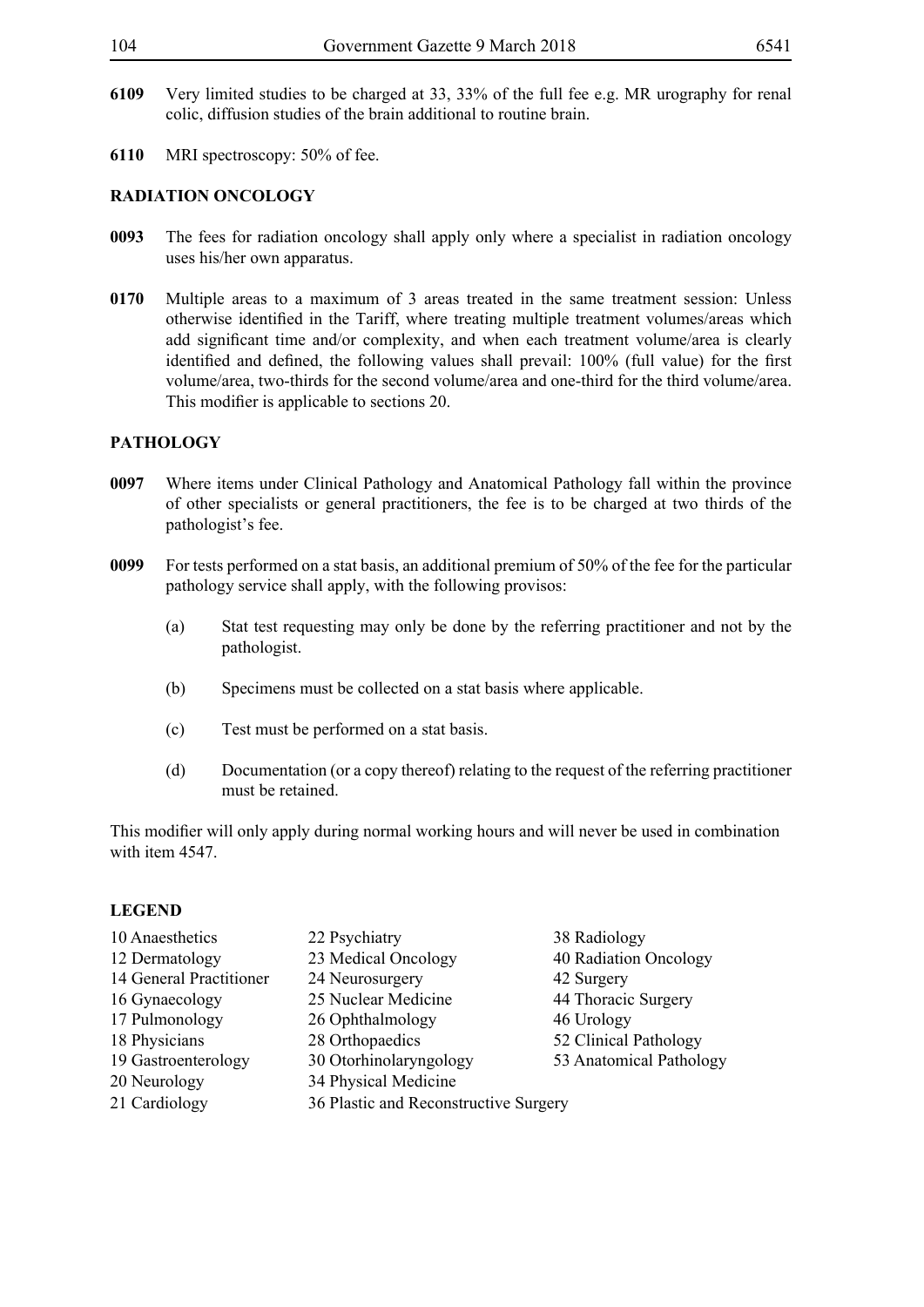**6109** Very limited studies to be charged at 33, 33% of the full fee e.g. MR urography for renal colic, diffusion studies of the brain additional to routine brain.

**6110** MRI spectroscopy: 50% of fee.

## RADIATION ONCOLOGY

**0093** The fees for radiation oncology shall apply only where a specialist in radiation oncology uses his/her own apparatus.

**0170** Multiple areas to a maximum of 3 areas treated in the same treatment session: Unless otherwise identified in the Tariff, where treating multiple treatment volumes/areas which add significant time and/or complexity, and when each treatment volume/area is clearly identified and defined, the following values shall prevail: 100% (full value) for the first volume/area, two-thirds for the second volume/area and one-third for the third volume/area. This modifier is applicable to sections 20.

## PATHOLOGY

**0097** Where items under Clinical Pathology and Anatomical Pathology fall within the province of other specialists or general practitioners, the fee is to be charged at two thirds of the pathologist's fee.

**0099** For tests performed on a stat basis, an additional premium of 50% of the fee for the particular pathology service shall apply, with the following provisos:

(a) Stat test requesting may only be done by the referring practitioner and not by the pathologist.

(b) Specimens must be collected on a stat basis where applicable.

(c) Test must be performed on a stat basis.

(d) Documentation (or a copy thereof) relating to the request of the referring practitioner must be retained.

This modifier will only apply during normal working hours and will never be used in combination with item 4547.

## LEGEND

10 Anaesthetics
12 Dermatology
14 General Practitioner
16 Gynaecology
17 Pulmonology
18 Physicians
19 Gastroenterology
20 Neurology
21 Cardiology
22 Psychiatry
23 Medical Oncology
24 Neurosurgery
25 Nuclear Medicine
26 Ophthalmology
28 Orthopaedics
30 Otorhinolaryngology
34 Physical Medicine
36 Plastic and Reconstructive Surgery
38 Radiology
40 Radiation Oncology
42 Surgery
44 Thoracic Surgery
46 Urology
52 Clinical Pathology
53 Anatomical Pathology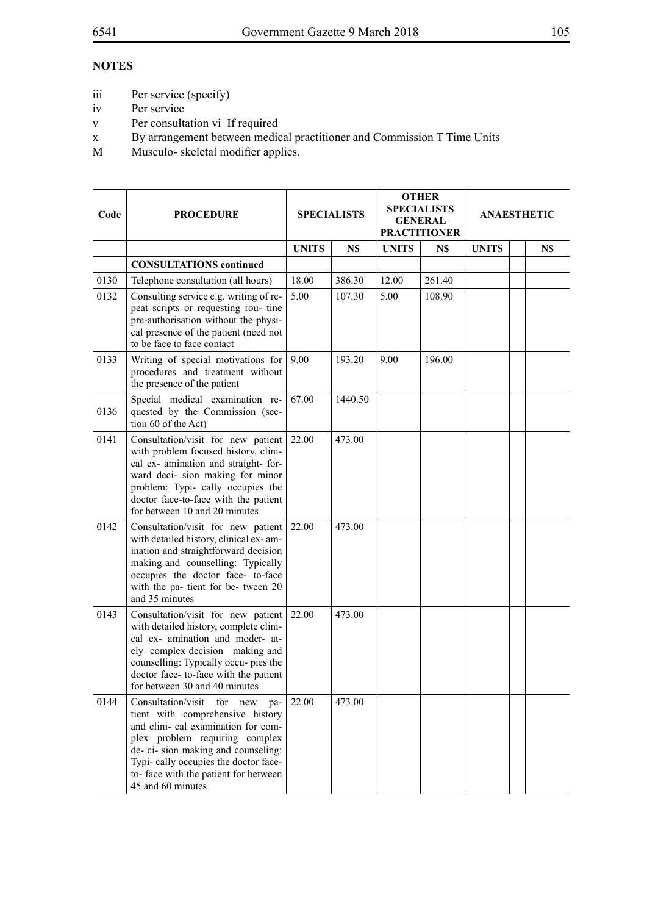## NOTES

- iii Per service (specify)
- iv Per service
- v Per consultation vi If required
- x By arrangement between medical practitioner and Commission T Time Units
- M Musculo- skeletal modifier applies.

| Code | PROCEDURE | SPECIALISTS | | OTHER SPECIALISTS GENERAL PRACTITIONER | | ANAESTHETIC | | |
|---|---|---|---|---|---|---|---|---|
| | | UNITS | N$ | UNITS | N$ | UNITS | | N$ |
| | **CONSULTATIONS continued** | | | | | | | |
| 0130 | Telephone consultation (all hours) | 18.00 | 386.30 | 12.00 | 261.40 | | | |
| 0132 | Consulting service e.g. writing of repeat scripts or requesting rou- tine pre-authorisation without the physical presence of the patient (need not to be face to face contact | 5.00 | 107.30 | 5.00 | 108.90 | | | |
| 0133 | Writing of special motivations for procedures and treatment without the presence of the patient | 9.00 | 193.20 | 9.00 | 196.00 | | | |
| 0136 | Special medical examination requested by the Commission (section 60 of the Act) | 67.00 | 1440.50 | | | | | |
| 0141 | Consultation/visit for new patient with problem focused history, clinical ex- amination and straight- forward deci- sion making for minor problem: Typi- cally occupies the doctor face-to-face with the patient for between 10 and 20 minutes | 22.00 | 473.00 | | | | | |
| 0142 | Consultation/visit for new patient with detailed history, clinical ex- amination and straightforward decision making and counselling: Typically occupies the doctor face- to-face with the pa- tient for be- tween 20 and 35 minutes | 22.00 | 473.00 | | | | | |
| 0143 | Consultation/visit for new patient with detailed history, complete clinical ex- amination and moder- ately complex decision making and counselling: Typically occu- pies the doctor face- to-face with the patient for between 30 and 40 minutes | 22.00 | 473.00 | | | | | |
| 0144 | Consultation/visit for new patient with comprehensive history and clini- cal examination for complex problem requiring complex de- ci- sion making and counseling: Typi- cally occupies the doctor face- to- face with the patient for between 45 and 60 minutes | 22.00 | 473.00 | | | | | |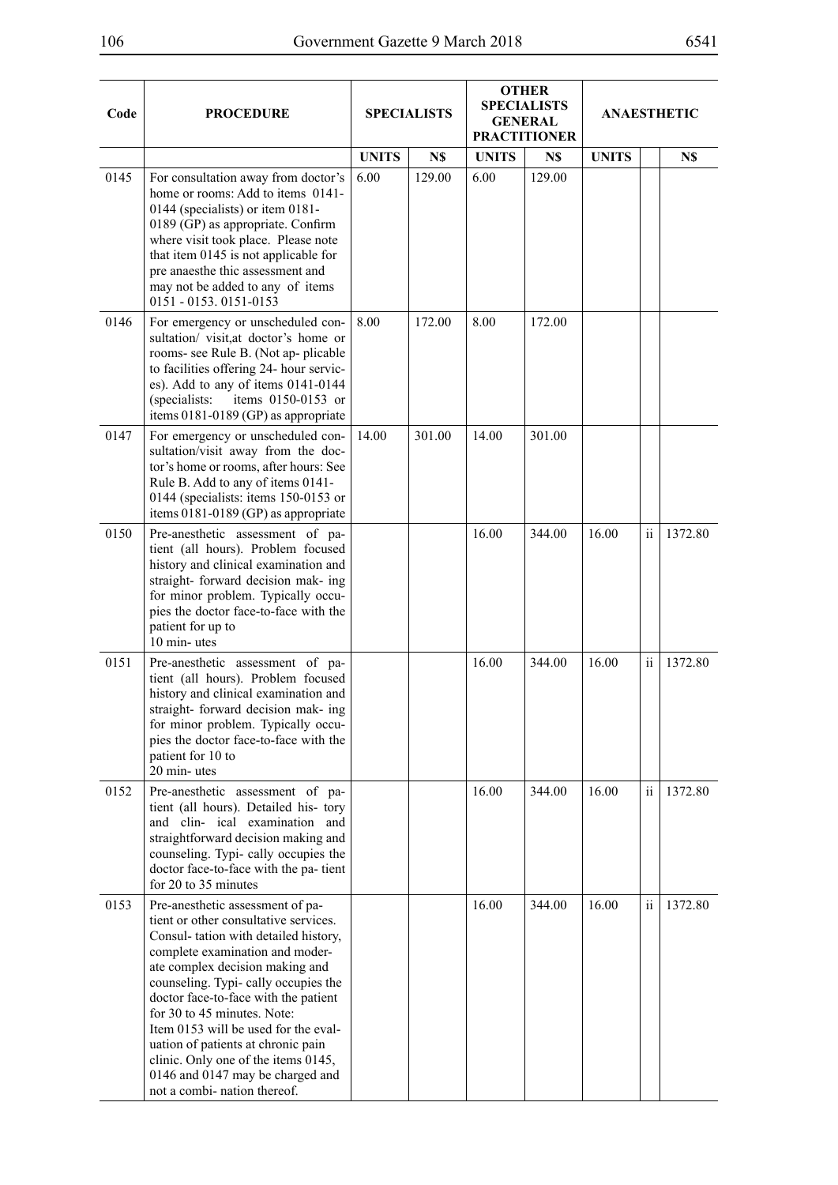| Code | PROCEDURE | SPECIALISTS | | OTHER SPECIALISTS GENERAL PRACTITIONER | | ANAESTHETIC | | |
|---|---|---|---|---|---|---|---|---|
| | | UNITS | N$ | UNITS | N$ | UNITS | | N$ |
| 0145 | For consultation away from doctor's home or rooms: Add to items 0141-0144 (specialists) or item 0181-0189 (GP) as appropriate. Confirm where visit took place. Please note that item 0145 is not applicable for pre anaesthe thic assessment and may not be added to any of items 0151 - 0153. 0151-0153 | 6.00 | 129.00 | 6.00 | 129.00 | | | |
| 0146 | For emergency or unscheduled consultation/ visit,at doctor's home or rooms- see Rule B. (Not ap- plicable to facilities offering 24- hour services). Add to any of items 0141-0144 (specialists: items 0150-0153 or items 0181-0189 (GP) as appropriate | 8.00 | 172.00 | 8.00 | 172.00 | | | |
| 0147 | For emergency or unscheduled consultation/visit away from the doctor's home or rooms, after hours: See Rule B. Add to any of items 0141-0144 (specialists: items 150-0153 or items 0181-0189 (GP) as appropriate | 14.00 | 301.00 | 14.00 | 301.00 | | | |
| 0150 | Pre-anesthetic assessment of patient (all hours). Problem focused history and clinical examination and straight- forward decision mak- ing for minor problem. Typically occupies the doctor face-to-face with the patient for up to 10 min- utes | | | 16.00 | 344.00 | 16.00 | ii | 1372.80 |
| 0151 | Pre-anesthetic assessment of patient (all hours). Problem focused history and clinical examination and straight- forward decision mak- ing for minor problem. Typically occupies the doctor face-to-face with the patient for 10 to 20 min- utes | | | 16.00 | 344.00 | 16.00 | ii | 1372.80 |
| 0152 | Pre-anesthetic assessment of patient (all hours). Detailed his- tory and clin- ical examination and straightforward decision making and counseling. Typi- cally occupies the doctor face-to-face with the pa- tient for 20 to 35 minutes | | | 16.00 | 344.00 | 16.00 | ii | 1372.80 |
| 0153 | Pre-anesthetic assessment of patient or other consultative services. Consul- tation with detailed history, complete examination and moderate complex decision making and counseling. Typi- cally occupies the doctor face-to-face with the patient for 30 to 45 minutes. Note: Item 0153 will be used for the evaluation of patients at chronic pain clinic. Only one of the items 0145, 0146 and 0147 may be charged and not a combi- nation thereof. | | | 16.00 | 344.00 | 16.00 | ii | 1372.80 |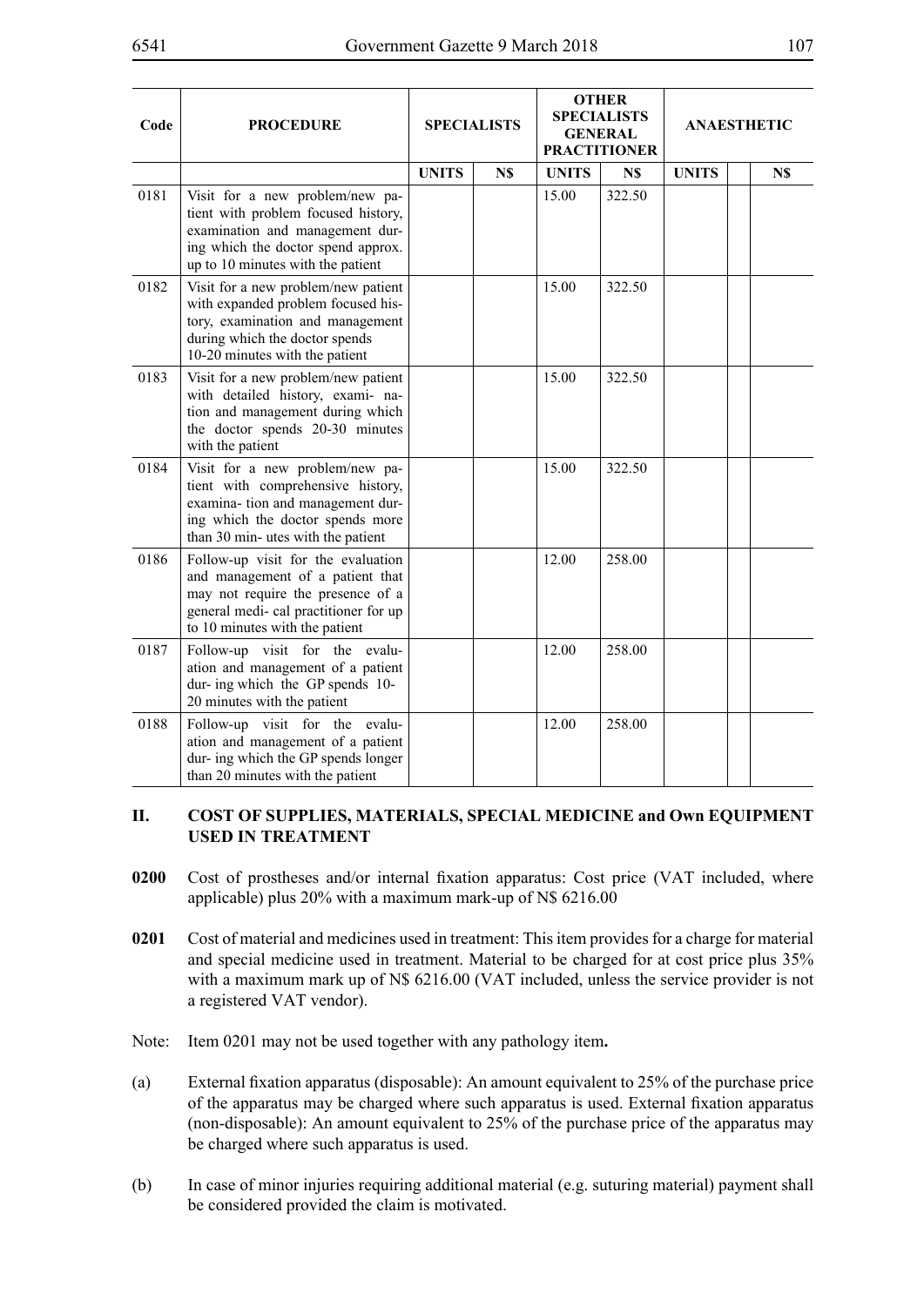| Code | PROCEDURE | SPECIALISTS | | OTHER SPECIALISTS GENERAL PRACTITIONER | | ANAESTHETIC | | |
|---|---|---|---|---|---|---|---|---|
| | | UNITS | N$ | UNITS | N$ | UNITS | | N$ |
| 0181 | Visit for a new problem/new patient with problem focused history, examination and management during which the doctor spend approx. up to 10 minutes with the patient | | | 15.00 | 322.50 | | | |
| 0182 | Visit for a new problem/new patient with expanded problem focused history, examination and management during which the doctor spends 10-20 minutes with the patient | | | 15.00 | 322.50 | | | |
| 0183 | Visit for a new problem/new patient with detailed history, exami- nation and management during which the doctor spends 20-30 minutes with the patient | | | 15.00 | 322.50 | | | |
| 0184 | Visit for a new problem/new patient with comprehensive history, examina- tion and management during which the doctor spends more than 30 min- utes with the patient | | | 15.00 | 322.50 | | | |
| 0186 | Follow-up visit for the evaluation and management of a patient that may not require the presence of a general medi- cal practitioner for up to 10 minutes with the patient | | | 12.00 | 258.00 | | | |
| 0187 | Follow-up visit for the evaluation and management of a patient dur- ing which the GP spends 10-20 minutes with the patient | | | 12.00 | 258.00 | | | |
| 0188 | Follow-up visit for the evaluation and management of a patient dur- ing which the GP spends longer than 20 minutes with the patient | | | 12.00 | 258.00 | | | |

## II. COST OF SUPPLIES, MATERIALS, SPECIAL MEDICINE and Own EQUIPMENT USED IN TREATMENT

**0200** Cost of prostheses and/or internal fixation apparatus: Cost price (VAT included, where applicable) plus 20% with a maximum mark-up of N$ 6216.00

**0201** Cost of material and medicines used in treatment: This item provides for a charge for material and special medicine used in treatment. Material to be charged for at cost price plus 35% with a maximum mark up of N$ 6216.00 (VAT included, unless the service provider is not a registered VAT vendor).

Note: Item 0201 may not be used together with any pathology item**.**

(a) External fixation apparatus (disposable): An amount equivalent to 25% of the purchase price of the apparatus may be charged where such apparatus is used. External fixation apparatus (non-disposable): An amount equivalent to 25% of the purchase price of the apparatus may be charged where such apparatus is used.

(b) In case of minor injuries requiring additional material (e.g. suturing material) payment shall be considered provided the claim is motivated.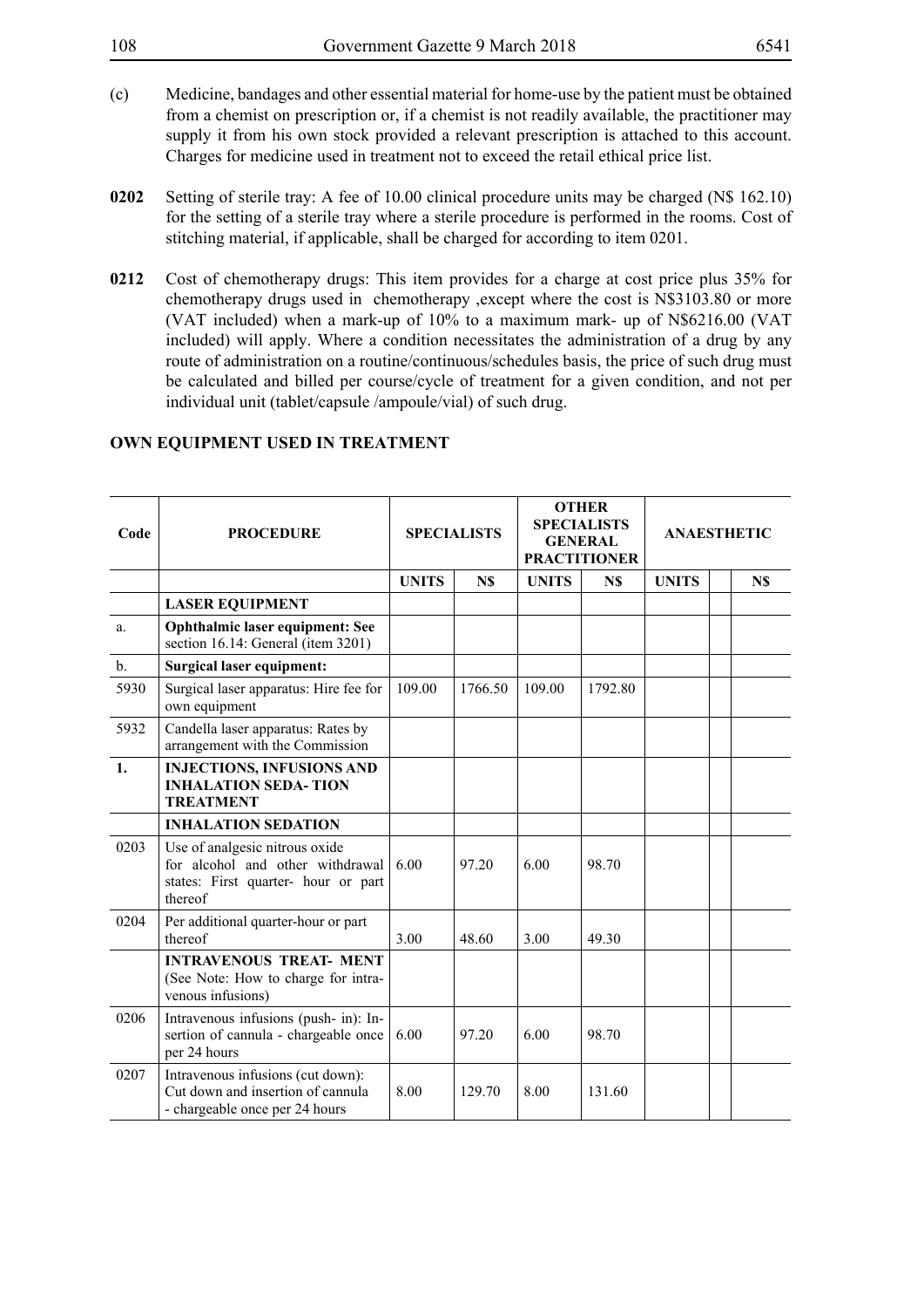(c) Medicine, bandages and other essential material for home-use by the patient must be obtained from a chemist on prescription or, if a chemist is not readily available, the practitioner may supply it from his own stock provided a relevant prescription is attached to this account. Charges for medicine used in treatment not to exceed the retail ethical price list.

**0202** Setting of sterile tray: A fee of 10.00 clinical procedure units may be charged (N$ 162.10) for the setting of a sterile tray where a sterile procedure is performed in the rooms. Cost of stitching material, if applicable, shall be charged for according to item 0201.

**0212** Cost of chemotherapy drugs: This item provides for a charge at cost price plus 35% for chemotherapy drugs used in chemotherapy ,except where the cost is N$3103.80 or more (VAT included) when a mark-up of 10% to a maximum mark- up of N$6216.00 (VAT included) will apply. Where a condition necessitates the administration of a drug by any route of administration on a routine/continuous/schedules basis, the price of such drug must be calculated and billed per course/cycle of treatment for a given condition, and not per individual unit (tablet/capsule /ampoule/vial) of such drug.

## OWN EQUIPMENT USED IN TREATMENT

| Code | PROCEDURE | SPECIALISTS | | OTHER SPECIALISTS GENERAL PRACTITIONER | | ANAESTHETIC | | |
|---|---|---|---|---|---|---|---|---|
| | | UNITS | N$ | UNITS | N$ | UNITS | | N$ |
| | **LASER EQUIPMENT** | | | | | | | |
| a. | **Ophthalmic laser equipment: See** section 16.14: General (item 3201) | | | | | | | |
| b. | **Surgical laser equipment:** | | | | | | | |
| 5930 | Surgical laser apparatus: Hire fee for own equipment | 109.00 | 1766.50 | 109.00 | 1792.80 | | | |
| 5932 | Candella laser apparatus: Rates by arrangement with the Commission | | | | | | | |
| **1.** | **INJECTIONS, INFUSIONS AND INHALATION SEDA- TION TREATMENT** | | | | | | | |
| | **INHALATION SEDATION** | | | | | | | |
| 0203 | Use of analgesic nitrous oxide for alcohol and other withdrawal states: First quarter- hour or part thereof | 6.00 | 97.20 | 6.00 | 98.70 | | | |
| 0204 | Per additional quarter-hour or part thereof | 3.00 | 48.60 | 3.00 | 49.30 | | | |
| | **INTRAVENOUS TREAT- MENT** (See Note: How to charge for intra- venous infusions) | | | | | | | |
| 0206 | Intravenous infusions (push- in): In- sertion of cannula - chargeable once per 24 hours | 6.00 | 97.20 | 6.00 | 98.70 | | | |
| 0207 | Intravenous infusions (cut down): Cut down and insertion of cannula - chargeable once per 24 hours | 8.00 | 129.70 | 8.00 | 131.60 | | | |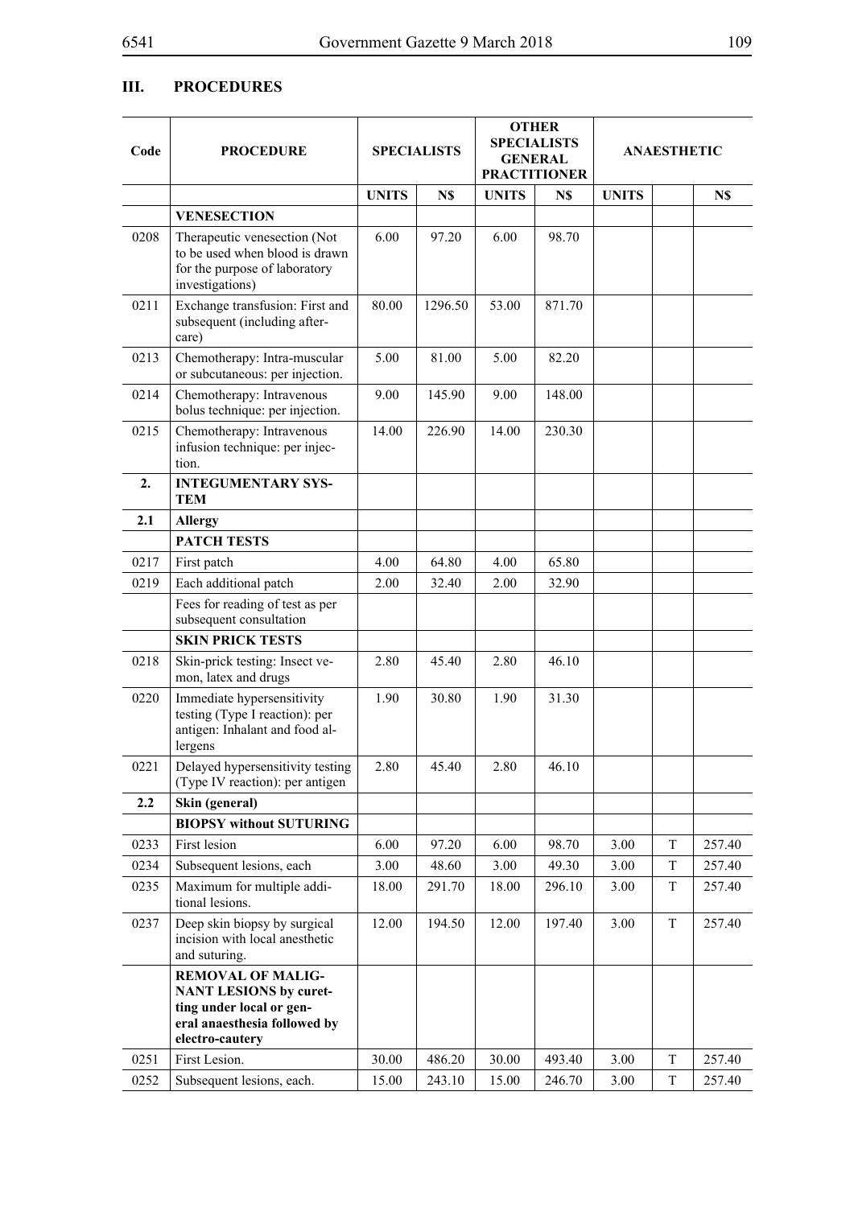## III. PROCEDURES

| Code | PROCEDURE | SPECIALISTS | | OTHER SPECIALISTS GENERAL PRACTITIONER | | ANAESTHETIC | | |
|---|---|---|---|---|---|---|---|---|
| | | UNITS | N$ | UNITS | N$ | UNITS | | N$ |
| | **VENESECTION** | | | | | | | |
| 0208 | Therapeutic venesection (Not to be used when blood is drawn for the purpose of laboratory investigations) | 6.00 | 97.20 | 6.00 | 98.70 | | | |
| 0211 | Exchange transfusion: First and subsequent (including after-care) | 80.00 | 1296.50 | 53.00 | 871.70 | | | |
| 0213 | Chemotherapy: Intra-muscular or subcutaneous: per injection. | 5.00 | 81.00 | 5.00 | 82.20 | | | |
| 0214 | Chemotherapy: Intravenous bolus technique: per injection. | 9.00 | 145.90 | 9.00 | 148.00 | | | |
| 0215 | Chemotherapy: Intravenous infusion technique: per injection. | 14.00 | 226.90 | 14.00 | 230.30 | | | |
| **2.** | **INTEGUMENTARY SYSTEM** | | | | | | | |
| **2.1** | **Allergy** | | | | | | | |
| | **PATCH TESTS** | | | | | | | |
| 0217 | First patch | 4.00 | 64.80 | 4.00 | 65.80 | | | |
| 0219 | Each additional patch | 2.00 | 32.40 | 2.00 | 32.90 | | | |
| | Fees for reading of test as per subsequent consultation | | | | | | | |
| | **SKIN PRICK TESTS** | | | | | | | |
| 0218 | Skin-prick testing: Insect venom, latex and drugs | 2.80 | 45.40 | 2.80 | 46.10 | | | |
| 0220 | Immediate hypersensitivity testing (Type I reaction): per antigen: Inhalant and food allergens | 1.90 | 30.80 | 1.90 | 31.30 | | | |
| 0221 | Delayed hypersensitivity testing (Type IV reaction): per antigen | 2.80 | 45.40 | 2.80 | 46.10 | | | |
| **2.2** | **Skin (general)** | | | | | | | |
| | **BIOPSY without SUTURING** | | | | | | | |
| 0233 | First lesion | 6.00 | 97.20 | 6.00 | 98.70 | 3.00 | T | 257.40 |
| 0234 | Subsequent lesions, each | 3.00 | 48.60 | 3.00 | 49.30 | 3.00 | T | 257.40 |
| 0235 | Maximum for multiple additional lesions. | 18.00 | 291.70 | 18.00 | 296.10 | 3.00 | T | 257.40 |
| 0237 | Deep skin biopsy by surgical incision with local anesthetic and suturing. | 12.00 | 194.50 | 12.00 | 197.40 | 3.00 | T | 257.40 |
| | **REMOVAL OF MALIGNANT LESIONS by curetting under local or general anaesthesia followed by electro-cautery** | | | | | | | |
| 0251 | First Lesion. | 30.00 | 486.20 | 30.00 | 493.40 | 3.00 | T | 257.40 |
| 0252 | Subsequent lesions, each. | 15.00 | 243.10 | 15.00 | 246.70 | 3.00 | T | 257.40 |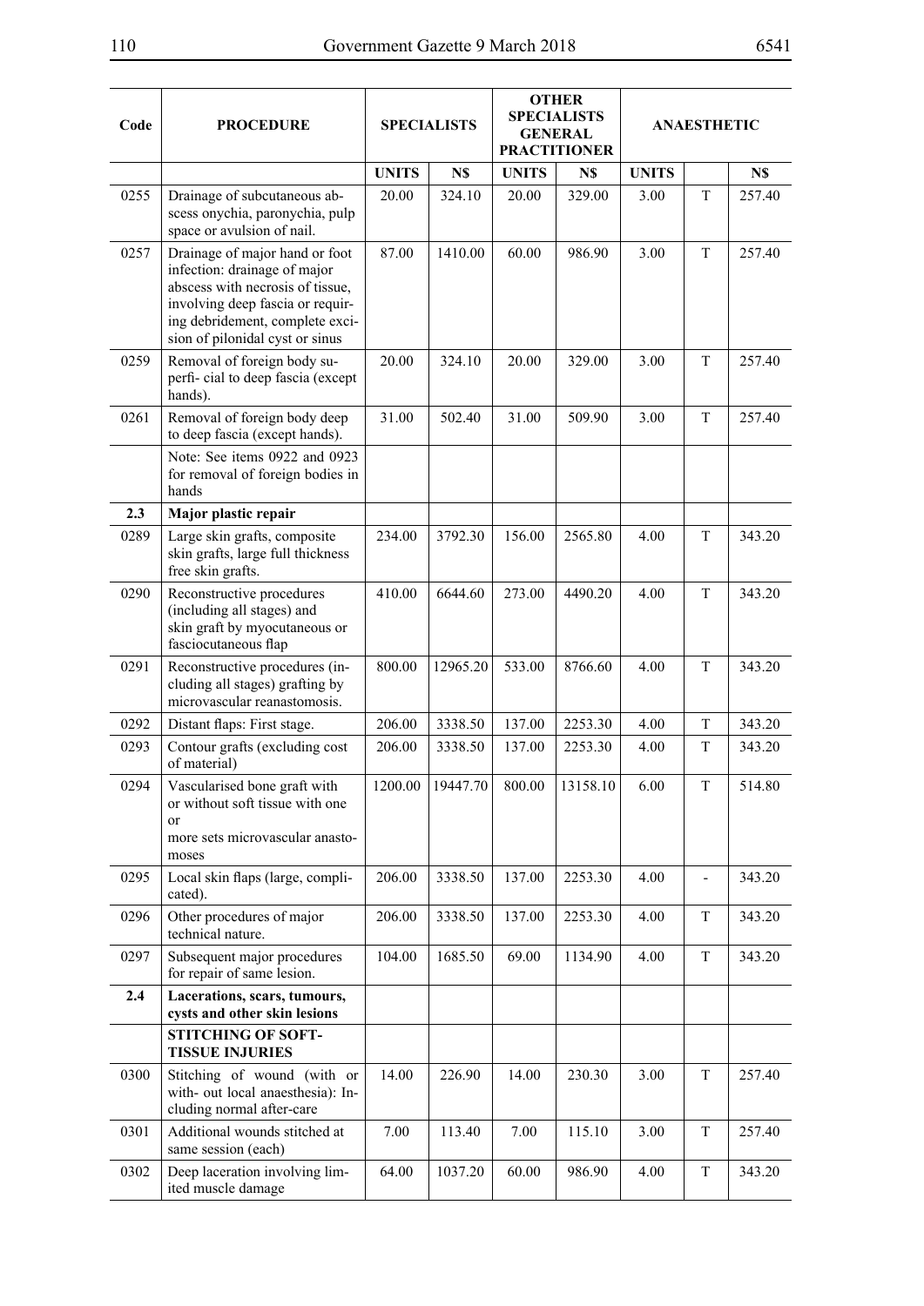| Code | PROCEDURE | SPECIALISTS | | OTHER SPECIALISTS GENERAL PRACTITIONER | | ANAESTHETIC | | |
|---|---|---|---|---|---|---|---|---|
| | | UNITS | N$ | UNITS | N$ | UNITS | | N$ |
| 0255 | Drainage of subcutaneous abscess onychia, paronychia, pulp space or avulsion of nail. | 20.00 | 324.10 | 20.00 | 329.00 | 3.00 | T | 257.40 |
| 0257 | Drainage of major hand or foot infection: drainage of major abscess with necrosis of tissue, involving deep fascia or requiring debridement, complete excision of pilonidal cyst or sinus | 87.00 | 1410.00 | 60.00 | 986.90 | 3.00 | T | 257.40 |
| 0259 | Removal of foreign body superfi- cial to deep fascia (except hands). | 20.00 | 324.10 | 20.00 | 329.00 | 3.00 | T | 257.40 |
| 0261 | Removal of foreign body deep to deep fascia (except hands). | 31.00 | 502.40 | 31.00 | 509.90 | 3.00 | T | 257.40 |
| | Note: See items 0922 and 0923 for removal of foreign bodies in hands | | | | | | | |
| **2.3** | **Major plastic repair** | | | | | | | |
| 0289 | Large skin grafts, composite skin grafts, large full thickness free skin grafts. | 234.00 | 3792.30 | 156.00 | 2565.80 | 4.00 | T | 343.20 |
| 0290 | Reconstructive procedures (including all stages) and skin graft by myocutaneous or fasciocutaneous flap | 410.00 | 6644.60 | 273.00 | 4490.20 | 4.00 | T | 343.20 |
| 0291 | Reconstructive procedures (including all stages) grafting by microvascular reanastomosis. | 800.00 | 12965.20 | 533.00 | 8766.60 | 4.00 | T | 343.20 |
| 0292 | Distant flaps: First stage. | 206.00 | 3338.50 | 137.00 | 2253.30 | 4.00 | T | 343.20 |
| 0293 | Contour grafts (excluding cost of material) | 206.00 | 3338.50 | 137.00 | 2253.30 | 4.00 | T | 343.20 |
| 0294 | Vascularised bone graft with or without soft tissue with one or more sets microvascular anastomoses | 1200.00 | 19447.70 | 800.00 | 13158.10 | 6.00 | T | 514.80 |
| 0295 | Local skin flaps (large, complicated). | 206.00 | 3338.50 | 137.00 | 2253.30 | 4.00 | - | 343.20 |
| 0296 | Other procedures of major technical nature. | 206.00 | 3338.50 | 137.00 | 2253.30 | 4.00 | T | 343.20 |
| 0297 | Subsequent major procedures for repair of same lesion. | 104.00 | 1685.50 | 69.00 | 1134.90 | 4.00 | T | 343.20 |
| **2.4** | **Lacerations, scars, tumours, cysts and other skin lesions** | | | | | | | |
| | **STITCHING OF SOFT-TISSUE INJURIES** | | | | | | | |
| 0300 | Stitching of wound (with or with- out local anaesthesia): Including normal after-care | 14.00 | 226.90 | 14.00 | 230.30 | 3.00 | T | 257.40 |
| 0301 | Additional wounds stitched at same session (each) | 7.00 | 113.40 | 7.00 | 115.10 | 3.00 | T | 257.40 |
| 0302 | Deep laceration involving limited muscle damage | 64.00 | 1037.20 | 60.00 | 986.90 | 4.00 | T | 343.20 |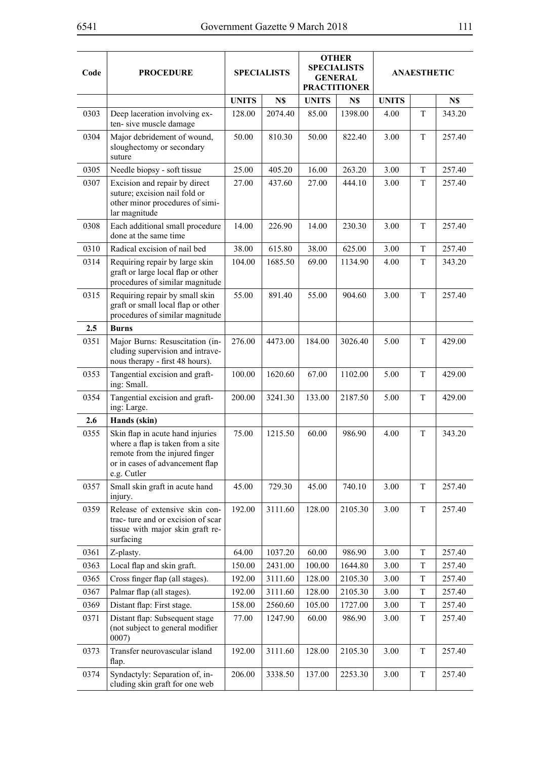| Code | PROCEDURE | SPECIALISTS | | OTHER SPECIALISTS GENERAL PRACTITIONER | | ANAESTHETIC | | |
|---|---|---|---|---|---|---|---|---|
| | | UNITS | N$ | UNITS | N$ | UNITS | | N$ |
| 0303 | Deep laceration involving exten- sive muscle damage | 128.00 | 2074.40 | 85.00 | 1398.00 | 4.00 | T | 343.20 |
| 0304 | Major debridement of wound, sloughectomy or secondary suture | 50.00 | 810.30 | 50.00 | 822.40 | 3.00 | T | 257.40 |
| 0305 | Needle biopsy - soft tissue | 25.00 | 405.20 | 16.00 | 263.20 | 3.00 | T | 257.40 |
| 0307 | Excision and repair by direct suture; excision nail fold or other minor procedures of similar magnitude | 27.00 | 437.60 | 27.00 | 444.10 | 3.00 | T | 257.40 |
| 0308 | Each additional small procedure done at the same time | 14.00 | 226.90 | 14.00 | 230.30 | 3.00 | T | 257.40 |
| 0310 | Radical excision of nail bed | 38.00 | 615.80 | 38.00 | 625.00 | 3.00 | T | 257.40 |
| 0314 | Requiring repair by large skin graft or large local flap or other procedures of similar magnitude | 104.00 | 1685.50 | 69.00 | 1134.90 | 4.00 | T | 343.20 |
| 0315 | Requiring repair by small skin graft or small local flap or other procedures of similar magnitude | 55.00 | 891.40 | 55.00 | 904.60 | 3.00 | T | 257.40 |
| **2.5** | **Burns** | | | | | | | |
| 0351 | Major Burns: Resuscitation (including supervision and intravenous therapy - first 48 hours). | 276.00 | 4473.00 | 184.00 | 3026.40 | 5.00 | T | 429.00 |
| 0353 | Tangential excision and grafting: Small. | 100.00 | 1620.60 | 67.00 | 1102.00 | 5.00 | T | 429.00 |
| 0354 | Tangential excision and grafting: Large. | 200.00 | 3241.30 | 133.00 | 2187.50 | 5.00 | T | 429.00 |
| **2.6** | **Hands (skin)** | | | | | | | |
| 0355 | Skin flap in acute hand injuries where a flap is taken from a site remote from the injured finger or in cases of advancement flap e.g. Cutler | 75.00 | 1215.50 | 60.00 | 986.90 | 4.00 | T | 343.20 |
| 0357 | Small skin graft in acute hand injury. | 45.00 | 729.30 | 45.00 | 740.10 | 3.00 | T | 257.40 |
| 0359 | Release of extensive skin contrac- ture and or excision of scar tissue with major skin graft resurfacing | 192.00 | 3111.60 | 128.00 | 2105.30 | 3.00 | T | 257.40 |
| 0361 | Z-plasty. | 64.00 | 1037.20 | 60.00 | 986.90 | 3.00 | T | 257.40 |
| 0363 | Local flap and skin graft. | 150.00 | 2431.00 | 100.00 | 1644.80 | 3.00 | T | 257.40 |
| 0365 | Cross finger flap (all stages). | 192.00 | 3111.60 | 128.00 | 2105.30 | 3.00 | T | 257.40 |
| 0367 | Palmar flap (all stages). | 192.00 | 3111.60 | 128.00 | 2105.30 | 3.00 | T | 257.40 |
| 0369 | Distant flap: First stage. | 158.00 | 2560.60 | 105.00 | 1727.00 | 3.00 | T | 257.40 |
| 0371 | Distant flap: Subsequent stage (not subject to general modifier 0007) | 77.00 | 1247.90 | 60.00 | 986.90 | 3.00 | T | 257.40 |
| 0373 | Transfer neurovascular island flap. | 192.00 | 3111.60 | 128.00 | 2105.30 | 3.00 | T | 257.40 |
| 0374 | Syndactyly: Separation of, including skin graft for one web | 206.00 | 3338.50 | 137.00 | 2253.30 | 3.00 | T | 257.40 |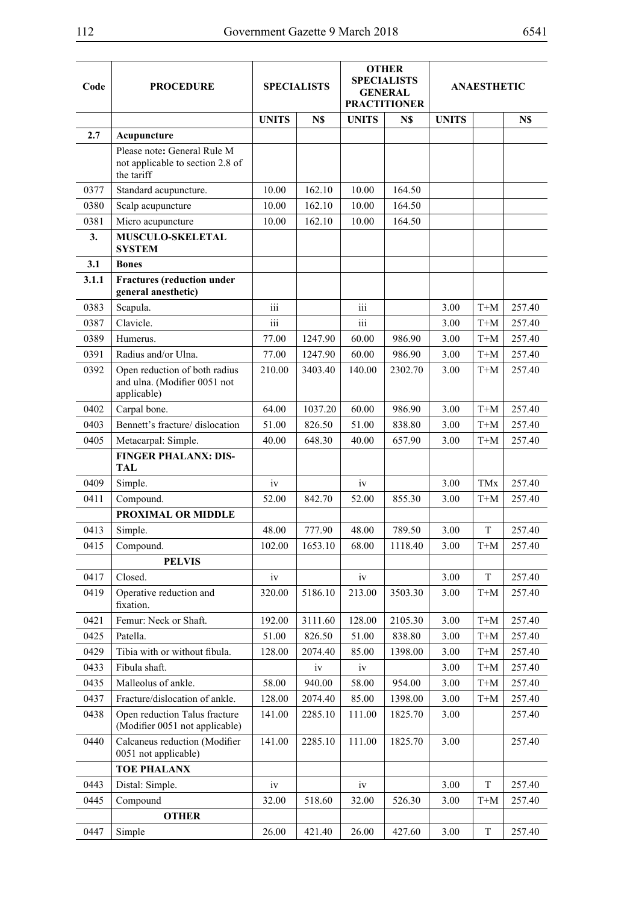| Code | PROCEDURE | SPECIALISTS | | OTHER SPECIALISTS GENERAL PRACTITIONER | | ANAESTHETIC | | |
|---|---|---|---|---|---|---|---|---|
| | | UNITS | N$ | UNITS | N$ | UNITS | | N$ |
| **2.7** | **Acupuncture** | | | | | | | |
| | Please note**:** General Rule M not applicable to section 2.8 of the tariff | | | | | | | |
| 0377 | Standard acupuncture. | 10.00 | 162.10 | 10.00 | 164.50 | | | |
| 0380 | Scalp acupuncture | 10.00 | 162.10 | 10.00 | 164.50 | | | |
| 0381 | Micro acupuncture | 10.00 | 162.10 | 10.00 | 164.50 | | | |
| **3.** | **MUSCULO-SKELETAL SYSTEM** | | | | | | | |
| **3.1** | **Bones** | | | | | | | |
| **3.1.1** | **Fractures (reduction under general anesthetic)** | | | | | | | |
| 0383 | Scapula. | iii | | iii | | 3.00 | T+M | 257.40 |
| 0387 | Clavicle. | iii | | iii | | 3.00 | T+M | 257.40 |
| 0389 | Humerus. | 77.00 | 1247.90 | 60.00 | 986.90 | 3.00 | T+M | 257.40 |
| 0391 | Radius and/or Ulna. | 77.00 | 1247.90 | 60.00 | 986.90 | 3.00 | T+M | 257.40 |
| 0392 | Open reduction of both radius and ulna. (Modifier 0051 not applicable) | 210.00 | 3403.40 | 140.00 | 2302.70 | 3.00 | T+M | 257.40 |
| 0402 | Carpal bone. | 64.00 | 1037.20 | 60.00 | 986.90 | 3.00 | T+M | 257.40 |
| 0403 | Bennett's fracture/ dislocation | 51.00 | 826.50 | 51.00 | 838.80 | 3.00 | T+M | 257.40 |
| 0405 | Metacarpal: Simple. | 40.00 | 648.30 | 40.00 | 657.90 | 3.00 | T+M | 257.40 |
| | **FINGER PHALANX: DISTAL** | | | | | | | |
| 0409 | Simple. | iv | | iv | | 3.00 | TMx | 257.40 |
| 0411 | Compound. | 52.00 | 842.70 | 52.00 | 855.30 | 3.00 | T+M | 257.40 |
| | **PROXIMAL OR MIDDLE** | | | | | | | |
| 0413 | Simple. | 48.00 | 777.90 | 48.00 | 789.50 | 3.00 | T | 257.40 |
| 0415 | Compound. | 102.00 | 1653.10 | 68.00 | 1118.40 | 3.00 | T+M | 257.40 |
| | **PELVIS** | | | | | | | |
| 0417 | Closed. | iv | | iv | | 3.00 | T | 257.40 |
| 0419 | Operative reduction and fixation. | 320.00 | 5186.10 | 213.00 | 3503.30 | 3.00 | T+M | 257.40 |
| 0421 | Femur: Neck or Shaft. | 192.00 | 3111.60 | 128.00 | 2105.30 | 3.00 | T+M | 257.40 |
| 0425 | Patella. | 51.00 | 826.50 | 51.00 | 838.80 | 3.00 | T+M | 257.40 |
| 0429 | Tibia with or without fibula. | 128.00 | 2074.40 | 85.00 | 1398.00 | 3.00 | T+M | 257.40 |
| 0433 | Fibula shaft. | | iv | iv | | 3.00 | T+M | 257.40 |
| 0435 | Malleolus of ankle. | 58.00 | 940.00 | 58.00 | 954.00 | 3.00 | T+M | 257.40 |
| 0437 | Fracture/dislocation of ankle. | 128.00 | 2074.40 | 85.00 | 1398.00 | 3.00 | T+M | 257.40 |
| 0438 | Open reduction Talus fracture (Modifier 0051 not applicable) | 141.00 | 2285.10 | 111.00 | 1825.70 | 3.00 | | 257.40 |
| 0440 | Calcaneus reduction (Modifier 0051 not applicable) | 141.00 | 2285.10 | 111.00 | 1825.70 | 3.00 | | 257.40 |
| | **TOE PHALANX** | | | | | | | |
| 0443 | Distal: Simple. | iv | | iv | | 3.00 | T | 257.40 |
| 0445 | Compound | 32.00 | 518.60 | 32.00 | 526.30 | 3.00 | T+M | 257.40 |
| | **OTHER** | | | | | | | |
| 0447 | Simple | 26.00 | 421.40 | 26.00 | 427.60 | 3.00 | T | 257.40 |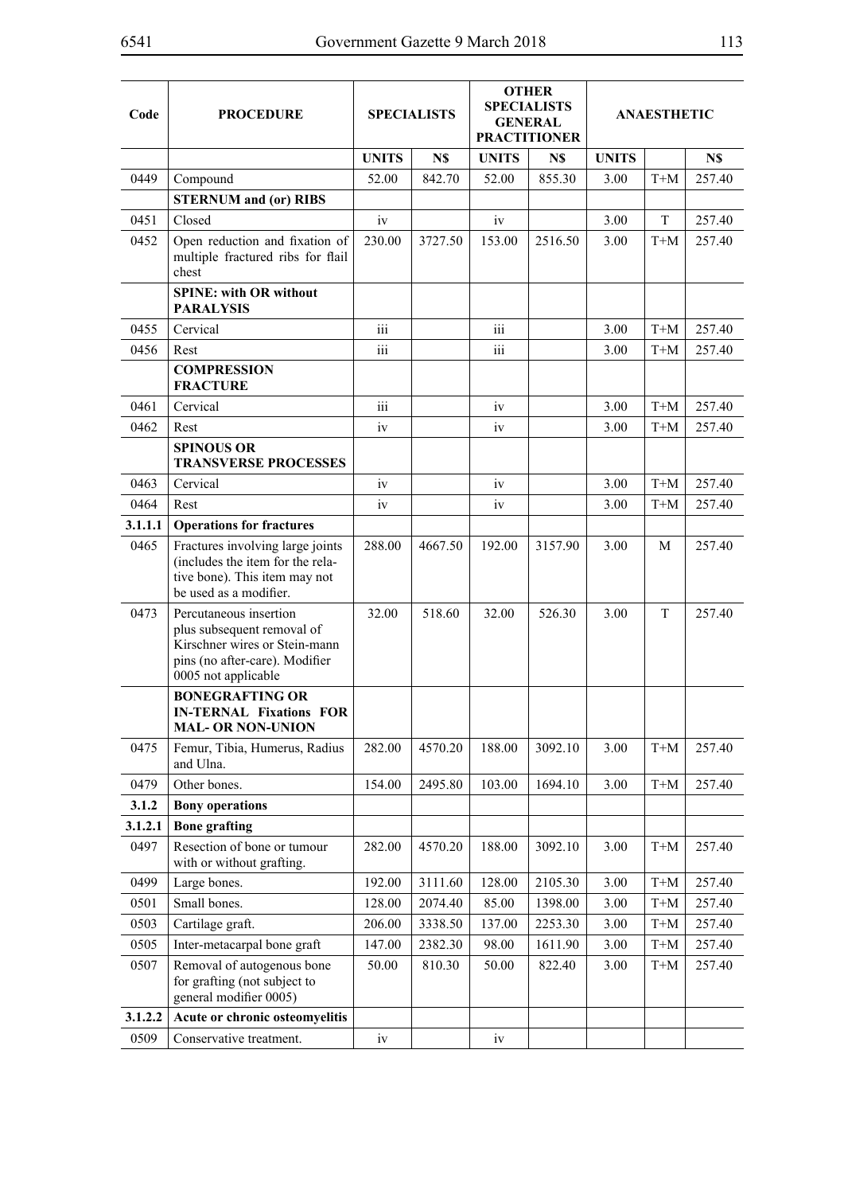| Code | PROCEDURE | SPECIALISTS | | OTHER SPECIALISTS GENERAL PRACTITIONER | | ANAESTHETIC | | |
|---|---|---|---|---|---|---|---|---|
| | | UNITS | N$ | UNITS | N$ | UNITS | | N$ |
| 0449 | Compound | 52.00 | 842.70 | 52.00 | 855.30 | 3.00 | T+M | 257.40 |
| | **STERNUM and (or) RIBS** | | | | | | | |
| 0451 | Closed | iv | | iv | | 3.00 | T | 257.40 |
| 0452 | Open reduction and fixation of multiple fractured ribs for flail chest | 230.00 | 3727.50 | 153.00 | 2516.50 | 3.00 | T+M | 257.40 |
| | **SPINE: with OR without PARALYSIS** | | | | | | | |
| 0455 | Cervical | iii | | iii | | 3.00 | T+M | 257.40 |
| 0456 | Rest | iii | | iii | | 3.00 | T+M | 257.40 |
| | **COMPRESSION FRACTURE** | | | | | | | |
| 0461 | Cervical | iii | | iv | | 3.00 | T+M | 257.40 |
| 0462 | Rest | iv | | iv | | 3.00 | T+M | 257.40 |
| | **SPINOUS OR TRANSVERSE PROCESSES** | | | | | | | |
| 0463 | Cervical | iv | | iv | | 3.00 | T+M | 257.40 |
| 0464 | Rest | iv | | iv | | 3.00 | T+M | 257.40 |
| **3.1.1.1** | **Operations for fractures** | | | | | | | |
| 0465 | Fractures involving large joints (includes the item for the relative bone). This item may not be used as a modifier. | 288.00 | 4667.50 | 192.00 | 3157.90 | 3.00 | M | 257.40 |
| 0473 | Percutaneous insertion plus subsequent removal of Kirschner wires or Stein-mann pins (no after-care). Modifier 0005 not applicable | 32.00 | 518.60 | 32.00 | 526.30 | 3.00 | T | 257.40 |
| | **BONEGRAFTING OR IN-TERNAL Fixations FOR MAL- OR NON-UNION** | | | | | | | |
| 0475 | Femur, Tibia, Humerus, Radius and Ulna. | 282.00 | 4570.20 | 188.00 | 3092.10 | 3.00 | T+M | 257.40 |
| 0479 | Other bones. | 154.00 | 2495.80 | 103.00 | 1694.10 | 3.00 | T+M | 257.40 |
| **3.1.2** | **Bony operations** | | | | | | | |
| **3.1.2.1** | **Bone grafting** | | | | | | | |
| 0497 | Resection of bone or tumour with or without grafting. | 282.00 | 4570.20 | 188.00 | 3092.10 | 3.00 | T+M | 257.40 |
| 0499 | Large bones. | 192.00 | 3111.60 | 128.00 | 2105.30 | 3.00 | T+M | 257.40 |
| 0501 | Small bones. | 128.00 | 2074.40 | 85.00 | 1398.00 | 3.00 | T+M | 257.40 |
| 0503 | Cartilage graft. | 206.00 | 3338.50 | 137.00 | 2253.30 | 3.00 | T+M | 257.40 |
| 0505 | Inter-metacarpal bone graft | 147.00 | 2382.30 | 98.00 | 1611.90 | 3.00 | T+M | 257.40 |
| 0507 | Removal of autogenous bone for grafting (not subject to general modifier 0005) | 50.00 | 810.30 | 50.00 | 822.40 | 3.00 | T+M | 257.40 |
| **3.1.2.2** | **Acute or chronic osteomyelitis** | | | | | | | |
| 0509 | Conservative treatment. | iv | | iv | | | | |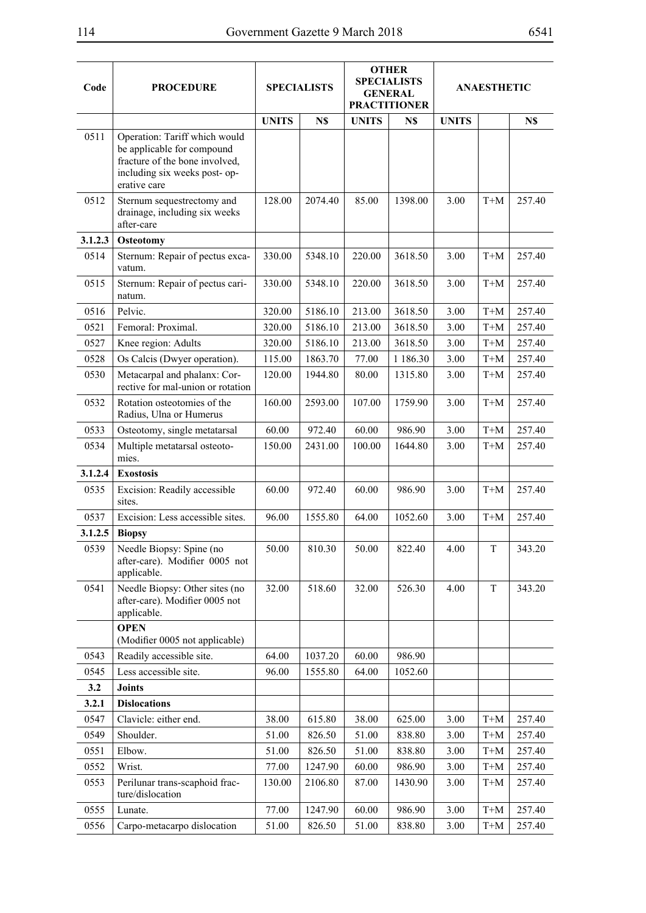| Code | PROCEDURE | SPECIALISTS | | OTHER SPECIALISTS GENERAL PRACTITIONER | | ANAESTHETIC | | |
|---|---|---|---|---|---|---|---|---|
| | | UNITS | N$ | UNITS | N$ | UNITS | | N$ |
| 0511 | Operation: Tariff which would be applicable for compound fracture of the bone involved, including six weeks post- operative care | | | | | | | |
| 0512 | Sternum sequestrectomy and drainage, including six weeks after-care | 128.00 | 2074.40 | 85.00 | 1398.00 | 3.00 | T+M | 257.40 |
| **3.1.2.3** | **Osteotomy** | | | | | | | |
| 0514 | Sternum: Repair of pectus excavatum. | 330.00 | 5348.10 | 220.00 | 3618.50 | 3.00 | T+M | 257.40 |
| 0515 | Sternum: Repair of pectus carinatum. | 330.00 | 5348.10 | 220.00 | 3618.50 | 3.00 | T+M | 257.40 |
| 0516 | Pelvic. | 320.00 | 5186.10 | 213.00 | 3618.50 | 3.00 | T+M | 257.40 |
| 0521 | Femoral: Proximal. | 320.00 | 5186.10 | 213.00 | 3618.50 | 3.00 | T+M | 257.40 |
| 0527 | Knee region: Adults | 320.00 | 5186.10 | 213.00 | 3618.50 | 3.00 | T+M | 257.40 |
| 0528 | Os Calcis (Dwyer operation). | 115.00 | 1863.70 | 77.00 | 1 186.30 | 3.00 | T+M | 257.40 |
| 0530 | Metacarpal and phalanx: Corrective for mal-union or rotation | 120.00 | 1944.80 | 80.00 | 1315.80 | 3.00 | T+M | 257.40 |
| 0532 | Rotation osteotomies of the Radius, Ulna or Humerus | 160.00 | 2593.00 | 107.00 | 1759.90 | 3.00 | T+M | 257.40 |
| 0533 | Osteotomy, single metatarsal | 60.00 | 972.40 | 60.00 | 986.90 | 3.00 | T+M | 257.40 |
| 0534 | Multiple metatarsal osteotomies. | 150.00 | 2431.00 | 100.00 | 1644.80 | 3.00 | T+M | 257.40 |
| **3.1.2.4** | **Exostosis** | | | | | | | |
| 0535 | Excision: Readily accessible sites. | 60.00 | 972.40 | 60.00 | 986.90 | 3.00 | T+M | 257.40 |
| 0537 | Excision: Less accessible sites. | 96.00 | 1555.80 | 64.00 | 1052.60 | 3.00 | T+M | 257.40 |
| **3.1.2.5** | **Biopsy** | | | | | | | |
| 0539 | Needle Biopsy: Spine (no after-care). Modifier 0005 not applicable. | 50.00 | 810.30 | 50.00 | 822.40 | 4.00 | T | 343.20 |
| 0541 | Needle Biopsy: Other sites (no after-care). Modifier 0005 not applicable. | 32.00 | 518.60 | 32.00 | 526.30 | 4.00 | T | 343.20 |
| | **OPEN** (Modifier 0005 not applicable) | | | | | | | |
| 0543 | Readily accessible site. | 64.00 | 1037.20 | 60.00 | 986.90 | | | |
| 0545 | Less accessible site. | 96.00 | 1555.80 | 64.00 | 1052.60 | | | |
| **3.2** | **Joints** | | | | | | | |
| **3.2.1** | **Dislocations** | | | | | | | |
| 0547 | Clavicle: either end. | 38.00 | 615.80 | 38.00 | 625.00 | 3.00 | T+M | 257.40 |
| 0549 | Shoulder. | 51.00 | 826.50 | 51.00 | 838.80 | 3.00 | T+M | 257.40 |
| 0551 | Elbow. | 51.00 | 826.50 | 51.00 | 838.80 | 3.00 | T+M | 257.40 |
| 0552 | Wrist. | 77.00 | 1247.90 | 60.00 | 986.90 | 3.00 | T+M | 257.40 |
| 0553 | Perilunar trans-scaphoid fracture/dislocation | 130.00 | 2106.80 | 87.00 | 1430.90 | 3.00 | T+M | 257.40 |
| 0555 | Lunate. | 77.00 | 1247.90 | 60.00 | 986.90 | 3.00 | T+M | 257.40 |
| 0556 | Carpo-metacarpo dislocation | 51.00 | 826.50 | 51.00 | 838.80 | 3.00 | T+M | 257.40 |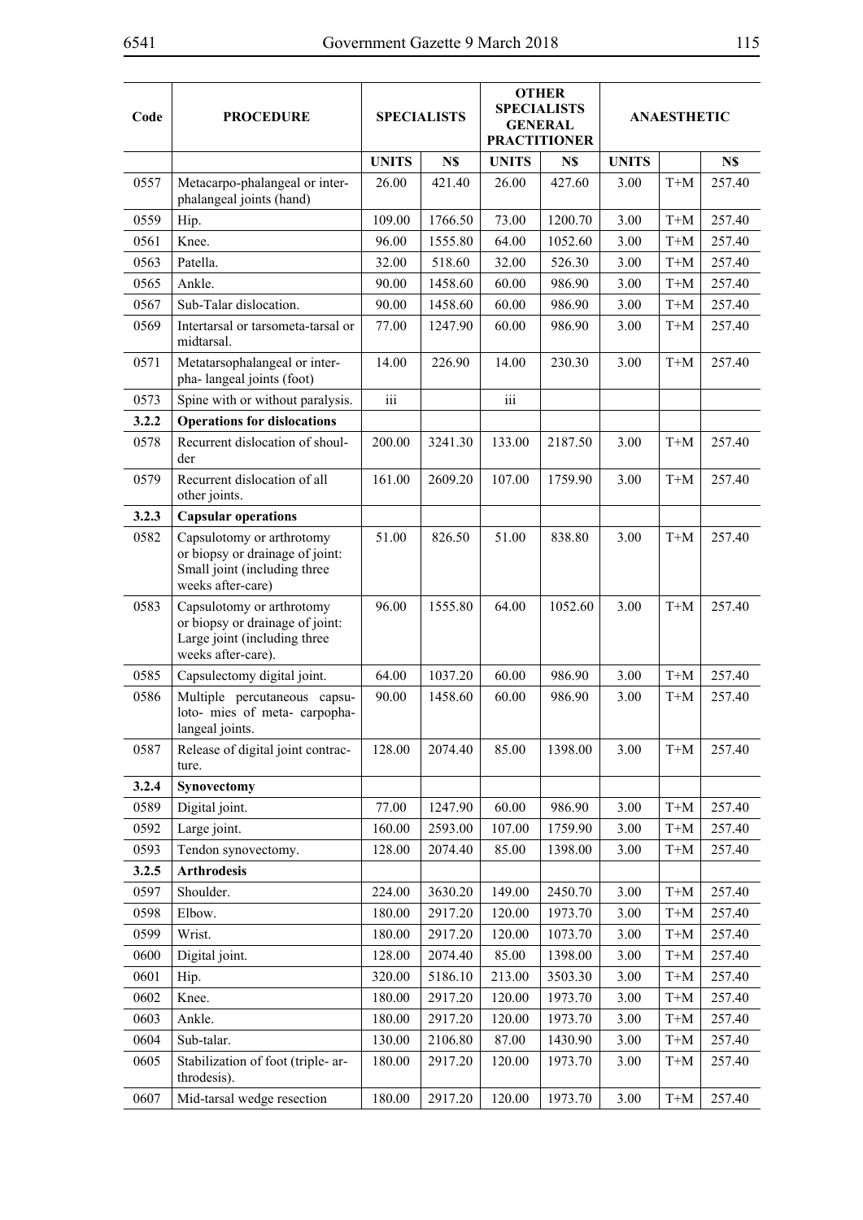| Code | PROCEDURE | SPECIALISTS | | OTHER SPECIALISTS GENERAL PRACTITIONER | | ANAESTHETIC | | |
|---|---|---|---|---|---|---|---|---|
| | | UNITS | N$ | UNITS | N$ | UNITS | | N$ |
| 0557 | Metacarpo-phalangeal or inter-phalangeal joints (hand) | 26.00 | 421.40 | 26.00 | 427.60 | 3.00 | T+M | 257.40 |
| 0559 | Hip. | 109.00 | 1766.50 | 73.00 | 1200.70 | 3.00 | T+M | 257.40 |
| 0561 | Knee. | 96.00 | 1555.80 | 64.00 | 1052.60 | 3.00 | T+M | 257.40 |
| 0563 | Patella. | 32.00 | 518.60 | 32.00 | 526.30 | 3.00 | T+M | 257.40 |
| 0565 | Ankle. | 90.00 | 1458.60 | 60.00 | 986.90 | 3.00 | T+M | 257.40 |
| 0567 | Sub-Talar dislocation. | 90.00 | 1458.60 | 60.00 | 986.90 | 3.00 | T+M | 257.40 |
| 0569 | Intertarsal or tarsometa-tarsal or midtarsal. | 77.00 | 1247.90 | 60.00 | 986.90 | 3.00 | T+M | 257.40 |
| 0571 | Metatarsophalangeal or inter-pha- langeal joints (foot) | 14.00 | 226.90 | 14.00 | 230.30 | 3.00 | T+M | 257.40 |
| 0573 | Spine with or without paralysis. | iii | | iii | | | | |
| **3.2.2** | **Operations for dislocations** | | | | | | | |
| 0578 | Recurrent dislocation of shoulder | 200.00 | 3241.30 | 133.00 | 2187.50 | 3.00 | T+M | 257.40 |
| 0579 | Recurrent dislocation of all other joints. | 161.00 | 2609.20 | 107.00 | 1759.90 | 3.00 | T+M | 257.40 |
| **3.2.3** | **Capsular operations** | | | | | | | |
| 0582 | Capsulotomy or arthrotomy or biopsy or drainage of joint: Small joint (including three weeks after-care) | 51.00 | 826.50 | 51.00 | 838.80 | 3.00 | T+M | 257.40 |
| 0583 | Capsulotomy or arthrotomy or biopsy or drainage of joint: Large joint (including three weeks after-care). | 96.00 | 1555.80 | 64.00 | 1052.60 | 3.00 | T+M | 257.40 |
| 0585 | Capsulectomy digital joint. | 64.00 | 1037.20 | 60.00 | 986.90 | 3.00 | T+M | 257.40 |
| 0586 | Multiple percutaneous capsuloto- mies of meta- carpophalangeal joints. | 90.00 | 1458.60 | 60.00 | 986.90 | 3.00 | T+M | 257.40 |
| 0587 | Release of digital joint contracture. | 128.00 | 2074.40 | 85.00 | 1398.00 | 3.00 | T+M | 257.40 |
| **3.2.4** | **Synovectomy** | | | | | | | |
| 0589 | Digital joint. | 77.00 | 1247.90 | 60.00 | 986.90 | 3.00 | T+M | 257.40 |
| 0592 | Large joint. | 160.00 | 2593.00 | 107.00 | 1759.90 | 3.00 | T+M | 257.40 |
| 0593 | Tendon synovectomy. | 128.00 | 2074.40 | 85.00 | 1398.00 | 3.00 | T+M | 257.40 |
| **3.2.5** | **Arthrodesis** | | | | | | | |
| 0597 | Shoulder. | 224.00 | 3630.20 | 149.00 | 2450.70 | 3.00 | T+M | 257.40 |
| 0598 | Elbow. | 180.00 | 2917.20 | 120.00 | 1973.70 | 3.00 | T+M | 257.40 |
| 0599 | Wrist. | 180.00 | 2917.20 | 120.00 | 1073.70 | 3.00 | T+M | 257.40 |
| 0600 | Digital joint. | 128.00 | 2074.40 | 85.00 | 1398.00 | 3.00 | T+M | 257.40 |
| 0601 | Hip. | 320.00 | 5186.10 | 213.00 | 3503.30 | 3.00 | T+M | 257.40 |
| 0602 | Knee. | 180.00 | 2917.20 | 120.00 | 1973.70 | 3.00 | T+M | 257.40 |
| 0603 | Ankle. | 180.00 | 2917.20 | 120.00 | 1973.70 | 3.00 | T+M | 257.40 |
| 0604 | Sub-talar. | 130.00 | 2106.80 | 87.00 | 1430.90 | 3.00 | T+M | 257.40 |
| 0605 | Stabilization of foot (triple- arthrodesis). | 180.00 | 2917.20 | 120.00 | 1973.70 | 3.00 | T+M | 257.40 |
| 0607 | Mid-tarsal wedge resection | 180.00 | 2917.20 | 120.00 | 1973.70 | 3.00 | T+M | 257.40 |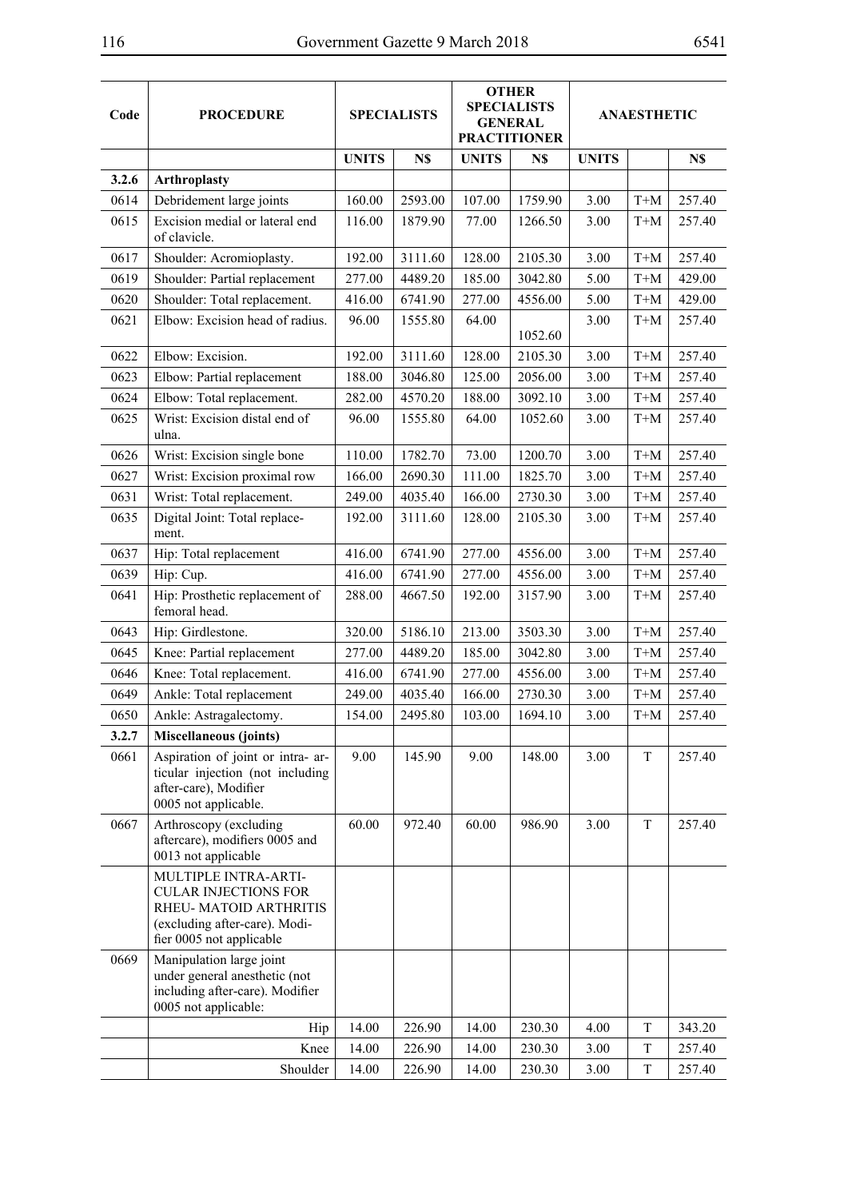| Code | PROCEDURE | SPECIALISTS | | OTHER SPECIALISTS GENERAL PRACTITIONER | | ANAESTHETIC | | |
|---|---|---|---|---|---|---|---|---|
| | | UNITS | N$ | UNITS | N$ | UNITS | | N$ |
| **3.2.6** | **Arthroplasty** | | | | | | | |
| 0614 | Debridement large joints | 160.00 | 2593.00 | 107.00 | 1759.90 | 3.00 | T+M | 257.40 |
| 0615 | Excision medial or lateral end of clavicle. | 116.00 | 1879.90 | 77.00 | 1266.50 | 3.00 | T+M | 257.40 |
| 0617 | Shoulder: Acromioplasty. | 192.00 | 3111.60 | 128.00 | 2105.30 | 3.00 | T+M | 257.40 |
| 0619 | Shoulder: Partial replacement | 277.00 | 4489.20 | 185.00 | 3042.80 | 5.00 | T+M | 429.00 |
| 0620 | Shoulder: Total replacement. | 416.00 | 6741.90 | 277.00 | 4556.00 | 5.00 | T+M | 429.00 |
| 0621 | Elbow: Excision head of radius. | 96.00 | 1555.80 | 64.00 | 1052.60 | 3.00 | T+M | 257.40 |
| 0622 | Elbow: Excision. | 192.00 | 3111.60 | 128.00 | 2105.30 | 3.00 | T+M | 257.40 |
| 0623 | Elbow: Partial replacement | 188.00 | 3046.80 | 125.00 | 2056.00 | 3.00 | T+M | 257.40 |
| 0624 | Elbow: Total replacement. | 282.00 | 4570.20 | 188.00 | 3092.10 | 3.00 | T+M | 257.40 |
| 0625 | Wrist: Excision distal end of ulna. | 96.00 | 1555.80 | 64.00 | 1052.60 | 3.00 | T+M | 257.40 |
| 0626 | Wrist: Excision single bone | 110.00 | 1782.70 | 73.00 | 1200.70 | 3.00 | T+M | 257.40 |
| 0627 | Wrist: Excision proximal row | 166.00 | 2690.30 | 111.00 | 1825.70 | 3.00 | T+M | 257.40 |
| 0631 | Wrist: Total replacement. | 249.00 | 4035.40 | 166.00 | 2730.30 | 3.00 | T+M | 257.40 |
| 0635 | Digital Joint: Total replacement. | 192.00 | 3111.60 | 128.00 | 2105.30 | 3.00 | T+M | 257.40 |
| 0637 | Hip: Total replacement | 416.00 | 6741.90 | 277.00 | 4556.00 | 3.00 | T+M | 257.40 |
| 0639 | Hip: Cup. | 416.00 | 6741.90 | 277.00 | 4556.00 | 3.00 | T+M | 257.40 |
| 0641 | Hip: Prosthetic replacement of femoral head. | 288.00 | 4667.50 | 192.00 | 3157.90 | 3.00 | T+M | 257.40 |
| 0643 | Hip: Girdlestone. | 320.00 | 5186.10 | 213.00 | 3503.30 | 3.00 | T+M | 257.40 |
| 0645 | Knee: Partial replacement | 277.00 | 4489.20 | 185.00 | 3042.80 | 3.00 | T+M | 257.40 |
| 0646 | Knee: Total replacement. | 416.00 | 6741.90 | 277.00 | 4556.00 | 3.00 | T+M | 257.40 |
| 0649 | Ankle: Total replacement | 249.00 | 4035.40 | 166.00 | 2730.30 | 3.00 | T+M | 257.40 |
| 0650 | Ankle: Astragalectomy. | 154.00 | 2495.80 | 103.00 | 1694.10 | 3.00 | T+M | 257.40 |
| **3.2.7** | **Miscellaneous (joints)** | | | | | | | |
| 0661 | Aspiration of joint or intra- articular injection (not including after-care), Modifier 0005 not applicable. | 9.00 | 145.90 | 9.00 | 148.00 | 3.00 | T | 257.40 |
| 0667 | Arthroscopy (excluding aftercare), modifiers 0005 and 0013 not applicable | 60.00 | 972.40 | 60.00 | 986.90 | 3.00 | T | 257.40 |
| | MULTIPLE INTRA-ARTICULAR INJECTIONS FOR RHEU- MATOID ARTHRITIS (excluding after-care). Modifier 0005 not applicable | | | | | | | |
| 0669 | Manipulation large joint under general anesthetic (not including after-care). Modifier 0005 not applicable: | | | | | | | |
| | Hip | 14.00 | 226.90 | 14.00 | 230.30 | 4.00 | T | 343.20 |
| | Knee | 14.00 | 226.90 | 14.00 | 230.30 | 3.00 | T | 257.40 |
| | Shoulder | 14.00 | 226.90 | 14.00 | 230.30 | 3.00 | T | 257.40 |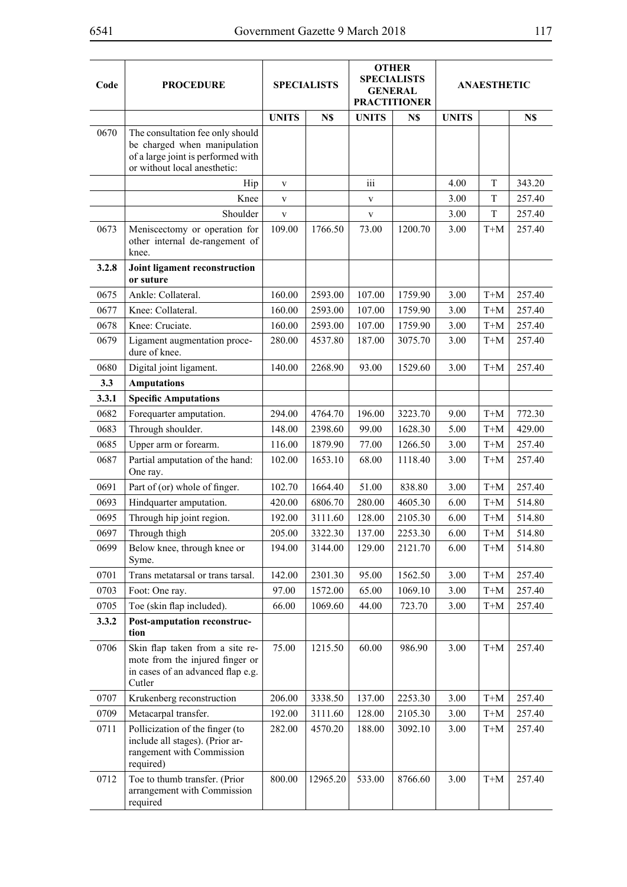| Code | PROCEDURE | SPECIALISTS | | OTHER SPECIALISTS GENERAL PRACTITIONER | | ANAESTHETIC | | |
|---|---|---|---|---|---|---|---|---|
| | | UNITS | N$ | UNITS | N$ | UNITS | | N$ |
| 0670 | The consultation fee only should be charged when manipulation of a large joint is performed with or without local anesthetic: | | | | | | | |
| | Hip | v | | iii | | 4.00 | T | 343.20 |
| | Knee | v | | v | | 3.00 | T | 257.40 |
| | Shoulder | v | | v | | 3.00 | T | 257.40 |
| 0673 | Meniscectomy or operation for other internal de-rangement of knee. | 109.00 | 1766.50 | 73.00 | 1200.70 | 3.00 | T+M | 257.40 |
| **3.2.8** | **Joint ligament reconstruction or suture** | | | | | | | |
| 0675 | Ankle: Collateral. | 160.00 | 2593.00 | 107.00 | 1759.90 | 3.00 | T+M | 257.40 |
| 0677 | Knee: Collateral. | 160.00 | 2593.00 | 107.00 | 1759.90 | 3.00 | T+M | 257.40 |
| 0678 | Knee: Cruciate. | 160.00 | 2593.00 | 107.00 | 1759.90 | 3.00 | T+M | 257.40 |
| 0679 | Ligament augmentation procedure of knee. | 280.00 | 4537.80 | 187.00 | 3075.70 | 3.00 | T+M | 257.40 |
| 0680 | Digital joint ligament. | 140.00 | 2268.90 | 93.00 | 1529.60 | 3.00 | T+M | 257.40 |
| **3.3** | **Amputations** | | | | | | | |
| **3.3.1** | **Specific Amputations** | | | | | | | |
| 0682 | Forequarter amputation. | 294.00 | 4764.70 | 196.00 | 3223.70 | 9.00 | T+M | 772.30 |
| 0683 | Through shoulder. | 148.00 | 2398.60 | 99.00 | 1628.30 | 5.00 | T+M | 429.00 |
| 0685 | Upper arm or forearm. | 116.00 | 1879.90 | 77.00 | 1266.50 | 3.00 | T+M | 257.40 |
| 0687 | Partial amputation of the hand: One ray. | 102.00 | 1653.10 | 68.00 | 1118.40 | 3.00 | T+M | 257.40 |
| 0691 | Part of (or) whole of finger. | 102.70 | 1664.40 | 51.00 | 838.80 | 3.00 | T+M | 257.40 |
| 0693 | Hindquarter amputation. | 420.00 | 6806.70 | 280.00 | 4605.30 | 6.00 | T+M | 514.80 |
| 0695 | Through hip joint region. | 192.00 | 3111.60 | 128.00 | 2105.30 | 6.00 | T+M | 514.80 |
| 0697 | Through thigh | 205.00 | 3322.30 | 137.00 | 2253.30 | 6.00 | T+M | 514.80 |
| 0699 | Below knee, through knee or Syme. | 194.00 | 3144.00 | 129.00 | 2121.70 | 6.00 | T+M | 514.80 |
| 0701 | Trans metatarsal or trans tarsal. | 142.00 | 2301.30 | 95.00 | 1562.50 | 3.00 | T+M | 257.40 |
| 0703 | Foot: One ray. | 97.00 | 1572.00 | 65.00 | 1069.10 | 3.00 | T+M | 257.40 |
| 0705 | Toe (skin flap included). | 66.00 | 1069.60 | 44.00 | 723.70 | 3.00 | T+M | 257.40 |
| **3.3.2** | **Post-amputation reconstruction** | | | | | | | |
| 0706 | Skin flap taken from a site remote from the injured finger or in cases of an advanced flap e.g. Cutler | 75.00 | 1215.50 | 60.00 | 986.90 | 3.00 | T+M | 257.40 |
| 0707 | Krukenberg reconstruction | 206.00 | 3338.50 | 137.00 | 2253.30 | 3.00 | T+M | 257.40 |
| 0709 | Metacarpal transfer. | 192.00 | 3111.60 | 128.00 | 2105.30 | 3.00 | T+M | 257.40 |
| 0711 | Pollicization of the finger (to include all stages). (Prior arrangement with Commission required) | 282.00 | 4570.20 | 188.00 | 3092.10 | 3.00 | T+M | 257.40 |
| 0712 | Toe to thumb transfer. (Prior arrangement with Commission required | 800.00 | 12965.20 | 533.00 | 8766.60 | 3.00 | T+M | 257.40 |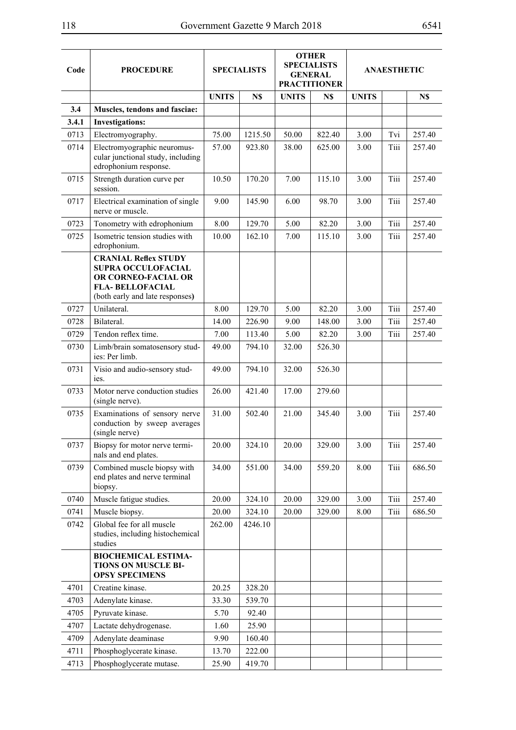| Code | PROCEDURE | SPECIALISTS | | OTHER SPECIALISTS GENERAL PRACTITIONER | | ANAESTHETIC | | |
|---|---|---|---|---|---|---|---|---|
| | | UNITS | N$ | UNITS | N$ | UNITS | | N$ |
| **3.4** | **Muscles, tendons and fasciae:** | | | | | | | |
| **3.4.1** | **Investigations:** | | | | | | | |
| 0713 | Electromyography. | 75.00 | 1215.50 | 50.00 | 822.40 | 3.00 | Tvi | 257.40 |
| 0714 | Electromyographic neuromuscular junctional study, including edrophonium response. | 57.00 | 923.80 | 38.00 | 625.00 | 3.00 | Tiii | 257.40 |
| 0715 | Strength duration curve per session. | 10.50 | 170.20 | 7.00 | 115.10 | 3.00 | Tiii | 257.40 |
| 0717 | Electrical examination of single nerve or muscle. | 9.00 | 145.90 | 6.00 | 98.70 | 3.00 | Tiii | 257.40 |
| 0723 | Tonometry with edrophonium | 8.00 | 129.70 | 5.00 | 82.20 | 3.00 | Tiii | 257.40 |
| 0725 | Isometric tension studies with edrophonium. | 10.00 | 162.10 | 7.00 | 115.10 | 3.00 | Tiii | 257.40 |
| | **CRANIAL Reflex STUDY SUPRA OCCULOFACIAL OR CORNEO-FACIAL OR FLA- BELLOFACIAL** (both early and late responses**)** | | | | | | | |
| 0727 | Unilateral. | 8.00 | 129.70 | 5.00 | 82.20 | 3.00 | Tiii | 257.40 |
| 0728 | Bilateral. | 14.00 | 226.90 | 9.00 | 148.00 | 3.00 | Tiii | 257.40 |
| 0729 | Tendon reflex time. | 7.00 | 113.40 | 5.00 | 82.20 | 3.00 | Tiii | 257.40 |
| 0730 | Limb/brain somatosensory studies: Per limb. | 49.00 | 794.10 | 32.00 | 526.30 | | | |
| 0731 | Visio and audio-sensory studies. | 49.00 | 794.10 | 32.00 | 526.30 | | | |
| 0733 | Motor nerve conduction studies (single nerve). | 26.00 | 421.40 | 17.00 | 279.60 | | | |
| 0735 | Examinations of sensory nerve conduction by sweep averages (single nerve) | 31.00 | 502.40 | 21.00 | 345.40 | 3.00 | Tiii | 257.40 |
| 0737 | Biopsy for motor nerve terminals and end plates. | 20.00 | 324.10 | 20.00 | 329.00 | 3.00 | Tiii | 257.40 |
| 0739 | Combined muscle biopsy with end plates and nerve terminal biopsy. | 34.00 | 551.00 | 34.00 | 559.20 | 8.00 | Tiii | 686.50 |
| 0740 | Muscle fatigue studies. | 20.00 | 324.10 | 20.00 | 329.00 | 3.00 | Tiii | 257.40 |
| 0741 | Muscle biopsy. | 20.00 | 324.10 | 20.00 | 329.00 | 8.00 | Tiii | 686.50 |
| 0742 | Global fee for all muscle studies, including histochemical studies | 262.00 | 4246.10 | | | | | |
| | **BIOCHEMICAL ESTIMATIONS ON MUSCLE BIOPSY SPECIMENS** | | | | | | | |
| 4701 | Creatine kinase. | 20.25 | 328.20 | | | | | |
| 4703 | Adenylate kinase. | 33.30 | 539.70 | | | | | |
| 4705 | Pyruvate kinase. | 5.70 | 92.40 | | | | | |
| 4707 | Lactate dehydrogenase. | 1.60 | 25.90 | | | | | |
| 4709 | Adenylate deaminase | 9.90 | 160.40 | | | | | |
| 4711 | Phosphoglycerate kinase. | 13.70 | 222.00 | | | | | |
| 4713 | Phosphoglycerate mutase. | 25.90 | 419.70 | | | | | |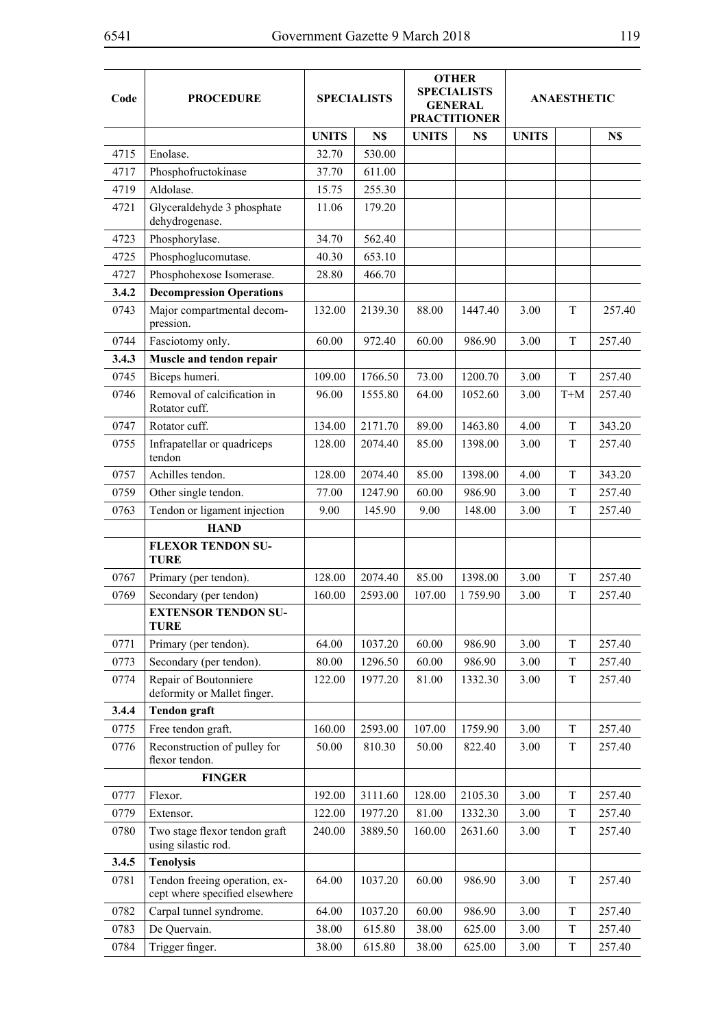| Code | PROCEDURE | SPECIALISTS | | OTHER SPECIALISTS GENERAL PRACTITIONER | | ANAESTHETIC | | |
|---|---|---|---|---|---|---|---|---|
| | | UNITS | N$ | UNITS | N$ | UNITS | | N$ |
| 4715 | Enolase. | 32.70 | 530.00 | | | | | |
| 4717 | Phosphofructokinase | 37.70 | 611.00 | | | | | |
| 4719 | Aldolase. | 15.75 | 255.30 | | | | | |
| 4721 | Glyceraldehyde 3 phosphate dehydrogenase. | 11.06 | 179.20 | | | | | |
| 4723 | Phosphorylase. | 34.70 | 562.40 | | | | | |
| 4725 | Phosphoglucomutase. | 40.30 | 653.10 | | | | | |
| 4727 | Phosphohexose Isomerase. | 28.80 | 466.70 | | | | | |
| **3.4.2** | **Decompression Operations** | | | | | | | |
| 0743 | Major compartmental decompression. | 132.00 | 2139.30 | 88.00 | 1447.40 | 3.00 | T | 257.40 |
| 0744 | Fasciotomy only. | 60.00 | 972.40 | 60.00 | 986.90 | 3.00 | T | 257.40 |
| **3.4.3** | **Muscle and tendon repair** | | | | | | | |
| 0745 | Biceps humeri. | 109.00 | 1766.50 | 73.00 | 1200.70 | 3.00 | T | 257.40 |
| 0746 | Removal of calcification in Rotator cuff. | 96.00 | 1555.80 | 64.00 | 1052.60 | 3.00 | T+M | 257.40 |
| 0747 | Rotator cuff. | 134.00 | 2171.70 | 89.00 | 1463.80 | 4.00 | T | 343.20 |
| 0755 | Infrapatellar or quadriceps tendon | 128.00 | 2074.40 | 85.00 | 1398.00 | 3.00 | T | 257.40 |
| 0757 | Achilles tendon. | 128.00 | 2074.40 | 85.00 | 1398.00 | 4.00 | T | 343.20 |
| 0759 | Other single tendon. | 77.00 | 1247.90 | 60.00 | 986.90 | 3.00 | T | 257.40 |
| 0763 | Tendon or ligament injection | 9.00 | 145.90 | 9.00 | 148.00 | 3.00 | T | 257.40 |
| | **HAND** | | | | | | | |
| | **FLEXOR TENDON SUTURE** | | | | | | | |
| 0767 | Primary (per tendon). | 128.00 | 2074.40 | 85.00 | 1398.00 | 3.00 | T | 257.40 |
| 0769 | Secondary (per tendon) | 160.00 | 2593.00 | 107.00 | 1 759.90 | 3.00 | T | 257.40 |
| | **EXTENSOR TENDON SUTURE** | | | | | | | |
| 0771 | Primary (per tendon). | 64.00 | 1037.20 | 60.00 | 986.90 | 3.00 | T | 257.40 |
| 0773 | Secondary (per tendon). | 80.00 | 1296.50 | 60.00 | 986.90 | 3.00 | T | 257.40 |
| 0774 | Repair of Boutonniere deformity or Mallet finger. | 122.00 | 1977.20 | 81.00 | 1332.30 | 3.00 | T | 257.40 |
| **3.4.4** | **Tendon graft** | | | | | | | |
| 0775 | Free tendon graft. | 160.00 | 2593.00 | 107.00 | 1759.90 | 3.00 | T | 257.40 |
| 0776 | Reconstruction of pulley for flexor tendon. | 50.00 | 810.30 | 50.00 | 822.40 | 3.00 | T | 257.40 |
| | **FINGER** | | | | | | | |
| 0777 | Flexor. | 192.00 | 3111.60 | 128.00 | 2105.30 | 3.00 | T | 257.40 |
| 0779 | Extensor. | 122.00 | 1977.20 | 81.00 | 1332.30 | 3.00 | T | 257.40 |
| 0780 | Two stage flexor tendon graft using silastic rod. | 240.00 | 3889.50 | 160.00 | 2631.60 | 3.00 | T | 257.40 |
| **3.4.5** | **Tenolysis** | | | | | | | |
| 0781 | Tendon freeing operation, except where specified elsewhere | 64.00 | 1037.20 | 60.00 | 986.90 | 3.00 | T | 257.40 |
| 0782 | Carpal tunnel syndrome. | 64.00 | 1037.20 | 60.00 | 986.90 | 3.00 | T | 257.40 |
| 0783 | De Quervain. | 38.00 | 615.80 | 38.00 | 625.00 | 3.00 | T | 257.40 |
| 0784 | Trigger finger. | 38.00 | 615.80 | 38.00 | 625.00 | 3.00 | T | 257.40 |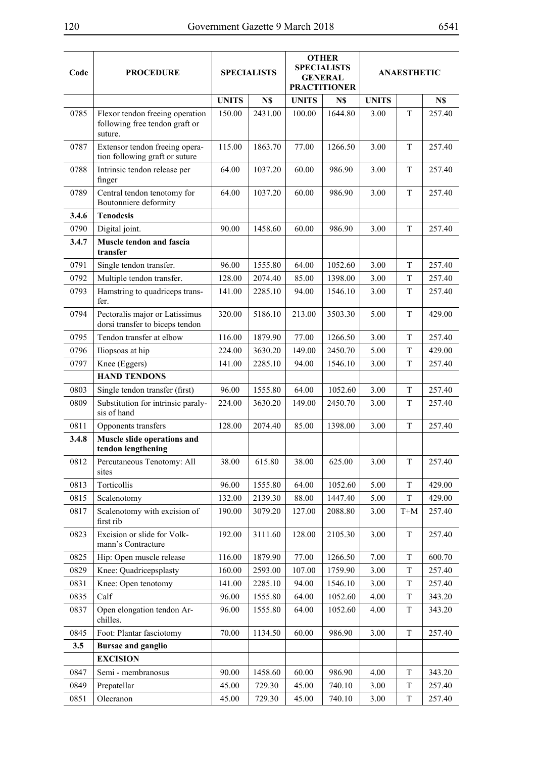| Code | PROCEDURE | SPECIALISTS | | OTHER SPECIALISTS GENERAL PRACTITIONER | | ANAESTHETIC | | |
|---|---|---|---|---|---|---|---|---|
| | | UNITS | N$ | UNITS | N$ | UNITS | | N$ |
| 0785 | Flexor tendon freeing operation following free tendon graft or suture. | 150.00 | 2431.00 | 100.00 | 1644.80 | 3.00 | T | 257.40 |
| 0787 | Extensor tendon freeing operation following graft or suture | 115.00 | 1863.70 | 77.00 | 1266.50 | 3.00 | T | 257.40 |
| 0788 | Intrinsic tendon release per finger | 64.00 | 1037.20 | 60.00 | 986.90 | 3.00 | T | 257.40 |
| 0789 | Central tendon tenotomy for Boutonniere deformity | 64.00 | 1037.20 | 60.00 | 986.90 | 3.00 | T | 257.40 |
| **3.4.6** | **Tenodesis** | | | | | | | |
| 0790 | Digital joint. | 90.00 | 1458.60 | 60.00 | 986.90 | 3.00 | T | 257.40 |
| **3.4.7** | **Muscle tendon and fascia transfer** | | | | | | | |
| 0791 | Single tendon transfer. | 96.00 | 1555.80 | 64.00 | 1052.60 | 3.00 | T | 257.40 |
| 0792 | Multiple tendon transfer. | 128.00 | 2074.40 | 85.00 | 1398.00 | 3.00 | T | 257.40 |
| 0793 | Hamstring to quadriceps transfer. | 141.00 | 2285.10 | 94.00 | 1546.10 | 3.00 | T | 257.40 |
| 0794 | Pectoralis major or Latissimus dorsi transfer to biceps tendon | 320.00 | 5186.10 | 213.00 | 3503.30 | 5.00 | T | 429.00 |
| 0795 | Tendon transfer at elbow | 116.00 | 1879.90 | 77.00 | 1266.50 | 3.00 | T | 257.40 |
| 0796 | Iliopsoas at hip | 224.00 | 3630.20 | 149.00 | 2450.70 | 5.00 | T | 429.00 |
| 0797 | Knee (Eggers) | 141.00 | 2285.10 | 94.00 | 1546.10 | 3.00 | T | 257.40 |
| | **HAND TENDONS** | | | | | | | |
| 0803 | Single tendon transfer (first) | 96.00 | 1555.80 | 64.00 | 1052.60 | 3.00 | T | 257.40 |
| 0809 | Substitution for intrinsic paralysis of hand | 224.00 | 3630.20 | 149.00 | 2450.70 | 3.00 | T | 257.40 |
| 0811 | Opponents transfers | 128.00 | 2074.40 | 85.00 | 1398.00 | 3.00 | T | 257.40 |
| **3.4.8** | **Muscle slide operations and tendon lengthening** | | | | | | | |
| 0812 | Percutaneous Tenotomy: All sites | 38.00 | 615.80 | 38.00 | 625.00 | 3.00 | T | 257.40 |
| 0813 | Torticollis | 96.00 | 1555.80 | 64.00 | 1052.60 | 5.00 | T | 429.00 |
| 0815 | Scalenotomy | 132.00 | 2139.30 | 88.00 | 1447.40 | 5.00 | T | 429.00 |
| 0817 | Scalenotomy with excision of first rib | 190.00 | 3079.20 | 127.00 | 2088.80 | 3.00 | T+M | 257.40 |
| 0823 | Excision or slide for Volkmann's Contracture | 192.00 | 3111.60 | 128.00 | 2105.30 | 3.00 | T | 257.40 |
| 0825 | Hip: Open muscle release | 116.00 | 1879.90 | 77.00 | 1266.50 | 7.00 | T | 600.70 |
| 0829 | Knee: Quadricepsplasty | 160.00 | 2593.00 | 107.00 | 1759.90 | 3.00 | T | 257.40 |
| 0831 | Knee: Open tenotomy | 141.00 | 2285.10 | 94.00 | 1546.10 | 3.00 | T | 257.40 |
| 0835 | Calf | 96.00 | 1555.80 | 64.00 | 1052.60 | 4.00 | T | 343.20 |
| 0837 | Open elongation tendon Archilles. | 96.00 | 1555.80 | 64.00 | 1052.60 | 4.00 | T | 343.20 |
| 0845 | Foot: Plantar fasciotomy | 70.00 | 1134.50 | 60.00 | 986.90 | 3.00 | T | 257.40 |
| **3.5** | **Bursae and ganglio** | | | | | | | |
| | **EXCISION** | | | | | | | |
| 0847 | Semi - membranosus | 90.00 | 1458.60 | 60.00 | 986.90 | 4.00 | T | 343.20 |
| 0849 | Prepatellar | 45.00 | 729.30 | 45.00 | 740.10 | 3.00 | T | 257.40 |
| 0851 | Olecranon | 45.00 | 729.30 | 45.00 | 740.10 | 3.00 | T | 257.40 |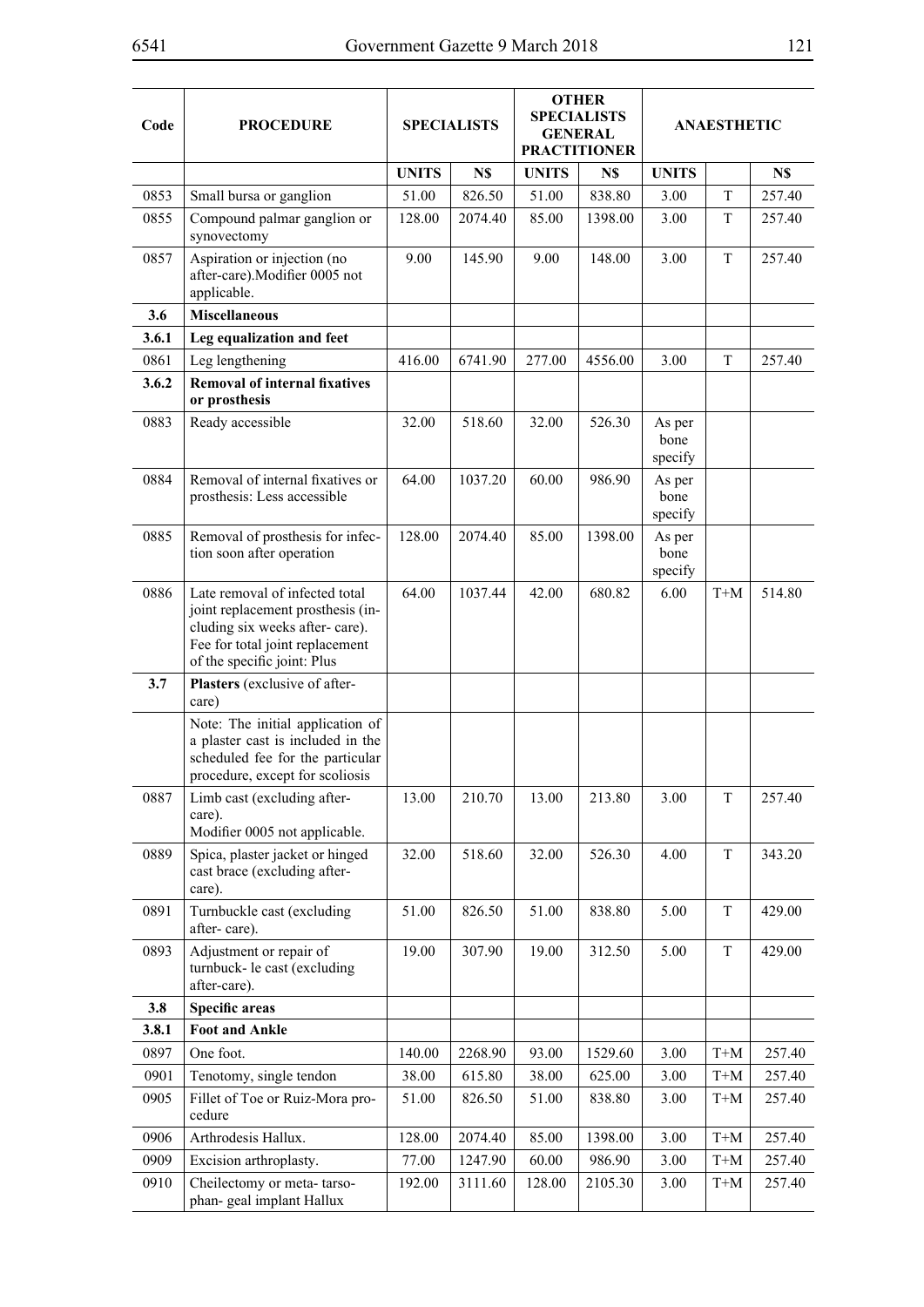| Code | PROCEDURE | SPECIALISTS | | OTHER SPECIALISTS GENERAL PRACTITIONER | | ANAESTHETIC | | |
|---|---|---|---|---|---|---|---|---|
| | | UNITS | N$ | UNITS | N$ | UNITS | | N$ |
| 0853 | Small bursa or ganglion | 51.00 | 826.50 | 51.00 | 838.80 | 3.00 | T | 257.40 |
| 0855 | Compound palmar ganglion or synovectomy | 128.00 | 2074.40 | 85.00 | 1398.00 | 3.00 | T | 257.40 |
| 0857 | Aspiration or injection (no after-care).Modifier 0005 not applicable. | 9.00 | 145.90 | 9.00 | 148.00 | 3.00 | T | 257.40 |
| **3.6** | **Miscellaneous** | | | | | | | |
| **3.6.1** | **Leg equalization and feet** | | | | | | | |
| 0861 | Leg lengthening | 416.00 | 6741.90 | 277.00 | 4556.00 | 3.00 | T | 257.40 |
| **3.6.2** | **Removal of internal fixatives or prosthesis** | | | | | | | |
| 0883 | Ready accessible | 32.00 | 518.60 | 32.00 | 526.30 | As per bone specify | | |
| 0884 | Removal of internal fixatives or prosthesis: Less accessible | 64.00 | 1037.20 | 60.00 | 986.90 | As per bone specify | | |
| 0885 | Removal of prosthesis for infection soon after operation | 128.00 | 2074.40 | 85.00 | 1398.00 | As per bone specify | | |
| 0886 | Late removal of infected total joint replacement prosthesis (including six weeks after- care). Fee for total joint replacement of the specific joint: Plus | 64.00 | 1037.44 | 42.00 | 680.82 | 6.00 | T+M | 514.80 |
| **3.7** | **Plasters** (exclusive of after-care) | | | | | | | |
| | Note: The initial application of a plaster cast is included in the scheduled fee for the particular procedure, except for scoliosis | | | | | | | |
| 0887 | Limb cast (excluding after-care). Modifier 0005 not applicable. | 13.00 | 210.70 | 13.00 | 213.80 | 3.00 | T | 257.40 |
| 0889 | Spica, plaster jacket or hinged cast brace (excluding after-care). | 32.00 | 518.60 | 32.00 | 526.30 | 4.00 | T | 343.20 |
| 0891 | Turnbuckle cast (excluding after- care). | 51.00 | 826.50 | 51.00 | 838.80 | 5.00 | T | 429.00 |
| 0893 | Adjustment or repair of turnbuck- le cast (excluding after-care). | 19.00 | 307.90 | 19.00 | 312.50 | 5.00 | T | 429.00 |
| **3.8** | **Specific areas** | | | | | | | |
| **3.8.1** | **Foot and Ankle** | | | | | | | |
| 0897 | One foot. | 140.00 | 2268.90 | 93.00 | 1529.60 | 3.00 | T+M | 257.40 |
| 0901 | Tenotomy, single tendon | 38.00 | 615.80 | 38.00 | 625.00 | 3.00 | T+M | 257.40 |
| 0905 | Fillet of Toe or Ruiz-Mora procedure | 51.00 | 826.50 | 51.00 | 838.80 | 3.00 | T+M | 257.40 |
| 0906 | Arthrodesis Hallux. | 128.00 | 2074.40 | 85.00 | 1398.00 | 3.00 | T+M | 257.40 |
| 0909 | Excision arthroplasty. | 77.00 | 1247.90 | 60.00 | 986.90 | 3.00 | T+M | 257.40 |
| 0910 | Cheilectomy or meta- tarso-phan- geal implant Hallux | 192.00 | 3111.60 | 128.00 | 2105.30 | 3.00 | T+M | 257.40 |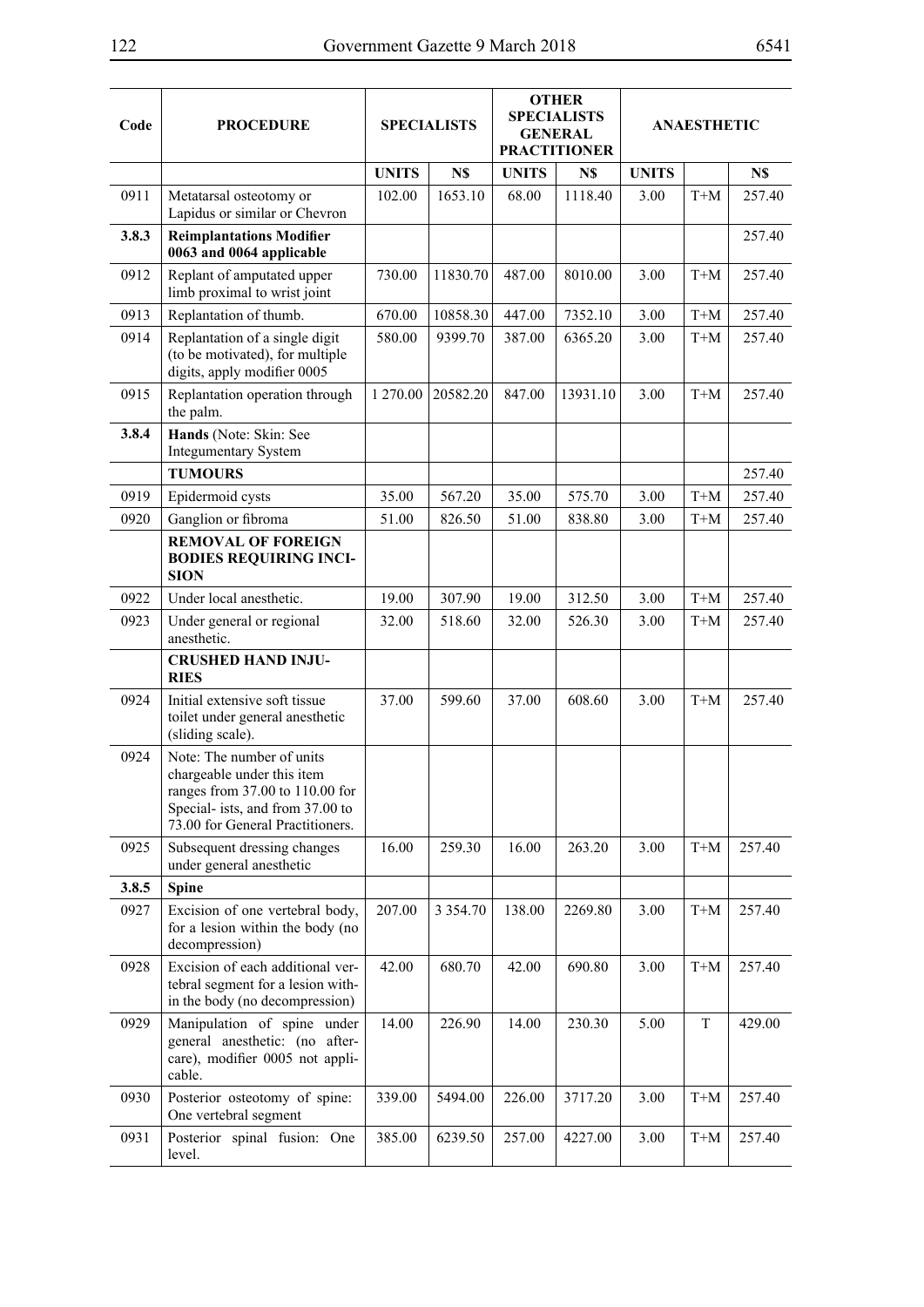| Code | PROCEDURE | SPECIALISTS | | OTHER SPECIALISTS GENERAL PRACTITIONER | | ANAESTHETIC | | |
|---|---|---|---|---|---|---|---|---|
| | | UNITS | N$ | UNITS | N$ | UNITS | | N$ |
| 0911 | Metatarsal osteotomy or Lapidus or similar or Chevron | 102.00 | 1653.10 | 68.00 | 1118.40 | 3.00 | T+M | 257.40 |
| **3.8.3** | **Reimplantations Modifier 0063 and 0064 applicable** | | | | | | | 257.40 |
| 0912 | Replant of amputated upper limb proximal to wrist joint | 730.00 | 11830.70 | 487.00 | 8010.00 | 3.00 | T+M | 257.40 |
| 0913 | Replantation of thumb. | 670.00 | 10858.30 | 447.00 | 7352.10 | 3.00 | T+M | 257.40 |
| 0914 | Replantation of a single digit (to be motivated), for multiple digits, apply modifier 0005 | 580.00 | 9399.70 | 387.00 | 6365.20 | 3.00 | T+M | 257.40 |
| 0915 | Replantation operation through the palm. | 1 270.00 | 20582.20 | 847.00 | 13931.10 | 3.00 | T+M | 257.40 |
| **3.8.4** | **Hands** (Note: Skin: See Integumentary System | | | | | | | |
| | **TUMOURS** | | | | | | | 257.40 |
| 0919 | Epidermoid cysts | 35.00 | 567.20 | 35.00 | 575.70 | 3.00 | T+M | 257.40 |
| 0920 | Ganglion or fibroma | 51.00 | 826.50 | 51.00 | 838.80 | 3.00 | T+M | 257.40 |
| | **REMOVAL OF FOREIGN BODIES REQUIRING INCISION** | | | | | | | |
| 0922 | Under local anesthetic. | 19.00 | 307.90 | 19.00 | 312.50 | 3.00 | T+M | 257.40 |
| 0923 | Under general or regional anesthetic. | 32.00 | 518.60 | 32.00 | 526.30 | 3.00 | T+M | 257.40 |
| | **CRUSHED HAND INJURIES** | | | | | | | |
| 0924 | Initial extensive soft tissue toilet under general anesthetic (sliding scale). | 37.00 | 599.60 | 37.00 | 608.60 | 3.00 | T+M | 257.40 |
| 0924 | Note: The number of units chargeable under this item ranges from 37.00 to 110.00 for Special- ists, and from 37.00 to 73.00 for General Practitioners. | | | | | | | |
| 0925 | Subsequent dressing changes under general anesthetic | 16.00 | 259.30 | 16.00 | 263.20 | 3.00 | T+M | 257.40 |
| **3.8.5** | **Spine** | | | | | | | |
| 0927 | Excision of one vertebral body, for a lesion within the body (no decompression) | 207.00 | 3 354.70 | 138.00 | 2269.80 | 3.00 | T+M | 257.40 |
| 0928 | Excision of each additional vertebral segment for a lesion within the body (no decompression) | 42.00 | 680.70 | 42.00 | 690.80 | 3.00 | T+M | 257.40 |
| 0929 | Manipulation of spine under general anesthetic: (no aftercare), modifier 0005 not applicable. | 14.00 | 226.90 | 14.00 | 230.30 | 5.00 | T | 429.00 |
| 0930 | Posterior osteotomy of spine: One vertebral segment | 339.00 | 5494.00 | 226.00 | 3717.20 | 3.00 | T+M | 257.40 |
| 0931 | Posterior spinal fusion: One level. | 385.00 | 6239.50 | 257.00 | 4227.00 | 3.00 | T+M | 257.40 |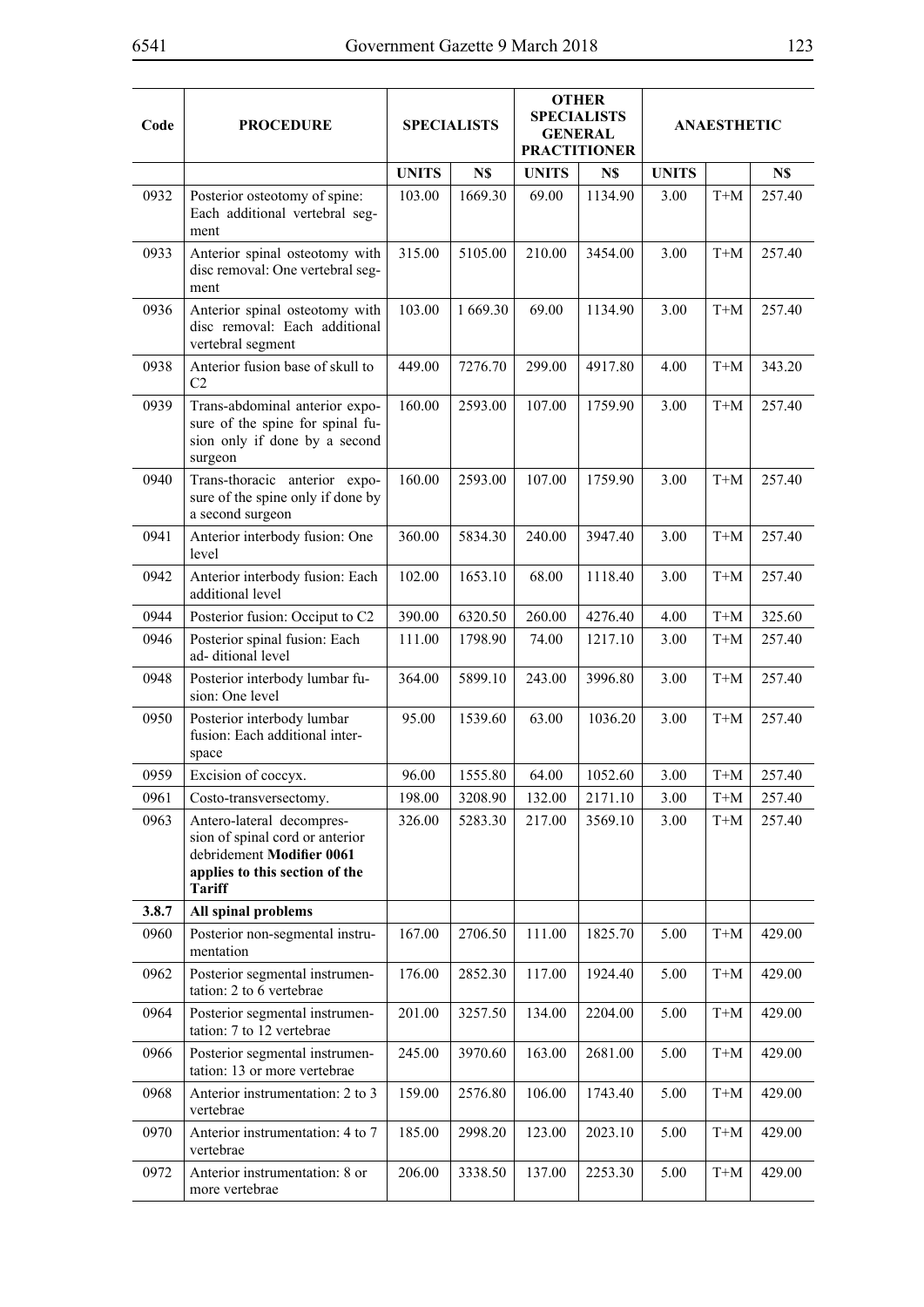| Code | PROCEDURE | SPECIALISTS | | OTHER SPECIALISTS GENERAL PRACTITIONER | | ANAESTHETIC | | |
|---|---|---|---|---|---|---|---|---|
| | | UNITS | N$ | UNITS | N$ | UNITS | | N$ |
| 0932 | Posterior osteotomy of spine: Each additional vertebral segment | 103.00 | 1669.30 | 69.00 | 1134.90 | 3.00 | T+M | 257.40 |
| 0933 | Anterior spinal osteotomy with disc removal: One vertebral segment | 315.00 | 5105.00 | 210.00 | 3454.00 | 3.00 | T+M | 257.40 |
| 0936 | Anterior spinal osteotomy with disc removal: Each additional vertebral segment | 103.00 | 1 669.30 | 69.00 | 1134.90 | 3.00 | T+M | 257.40 |
| 0938 | Anterior fusion base of skull to C2 | 449.00 | 7276.70 | 299.00 | 4917.80 | 4.00 | T+M | 343.20 |
| 0939 | Trans-abdominal anterior exposure of the spine for spinal fusion only if done by a second surgeon | 160.00 | 2593.00 | 107.00 | 1759.90 | 3.00 | T+M | 257.40 |
| 0940 | Trans-thoracic anterior exposure of the spine only if done by a second surgeon | 160.00 | 2593.00 | 107.00 | 1759.90 | 3.00 | T+M | 257.40 |
| 0941 | Anterior interbody fusion: One level | 360.00 | 5834.30 | 240.00 | 3947.40 | 3.00 | T+M | 257.40 |
| 0942 | Anterior interbody fusion: Each additional level | 102.00 | 1653.10 | 68.00 | 1118.40 | 3.00 | T+M | 257.40 |
| 0944 | Posterior fusion: Occiput to C2 | 390.00 | 6320.50 | 260.00 | 4276.40 | 4.00 | T+M | 325.60 |
| 0946 | Posterior spinal fusion: Each ad- ditional level | 111.00 | 1798.90 | 74.00 | 1217.10 | 3.00 | T+M | 257.40 |
| 0948 | Posterior interbody lumbar fusion: One level | 364.00 | 5899.10 | 243.00 | 3996.80 | 3.00 | T+M | 257.40 |
| 0950 | Posterior interbody lumbar fusion: Each additional interspace | 95.00 | 1539.60 | 63.00 | 1036.20 | 3.00 | T+M | 257.40 |
| 0959 | Excision of coccyx. | 96.00 | 1555.80 | 64.00 | 1052.60 | 3.00 | T+M | 257.40 |
| 0961 | Costo-transversectomy. | 198.00 | 3208.90 | 132.00 | 2171.10 | 3.00 | T+M | 257.40 |
| 0963 | Antero-lateral decompression of spinal cord or anterior debridement **Modifier 0061 applies to this section of the Tariff** | 326.00 | 5283.30 | 217.00 | 3569.10 | 3.00 | T+M | 257.40 |
| **3.8.7** | **All spinal problems** | | | | | | | |
| 0960 | Posterior non-segmental instrumentation | 167.00 | 2706.50 | 111.00 | 1825.70 | 5.00 | T+M | 429.00 |
| 0962 | Posterior segmental instrumentation: 2 to 6 vertebrae | 176.00 | 2852.30 | 117.00 | 1924.40 | 5.00 | T+M | 429.00 |
| 0964 | Posterior segmental instrumentation: 7 to 12 vertebrae | 201.00 | 3257.50 | 134.00 | 2204.00 | 5.00 | T+M | 429.00 |
| 0966 | Posterior segmental instrumentation: 13 or more vertebrae | 245.00 | 3970.60 | 163.00 | 2681.00 | 5.00 | T+M | 429.00 |
| 0968 | Anterior instrumentation: 2 to 3 vertebrae | 159.00 | 2576.80 | 106.00 | 1743.40 | 5.00 | T+M | 429.00 |
| 0970 | Anterior instrumentation: 4 to 7 vertebrae | 185.00 | 2998.20 | 123.00 | 2023.10 | 5.00 | T+M | 429.00 |
| 0972 | Anterior instrumentation: 8 or more vertebrae | 206.00 | 3338.50 | 137.00 | 2253.30 | 5.00 | T+M | 429.00 |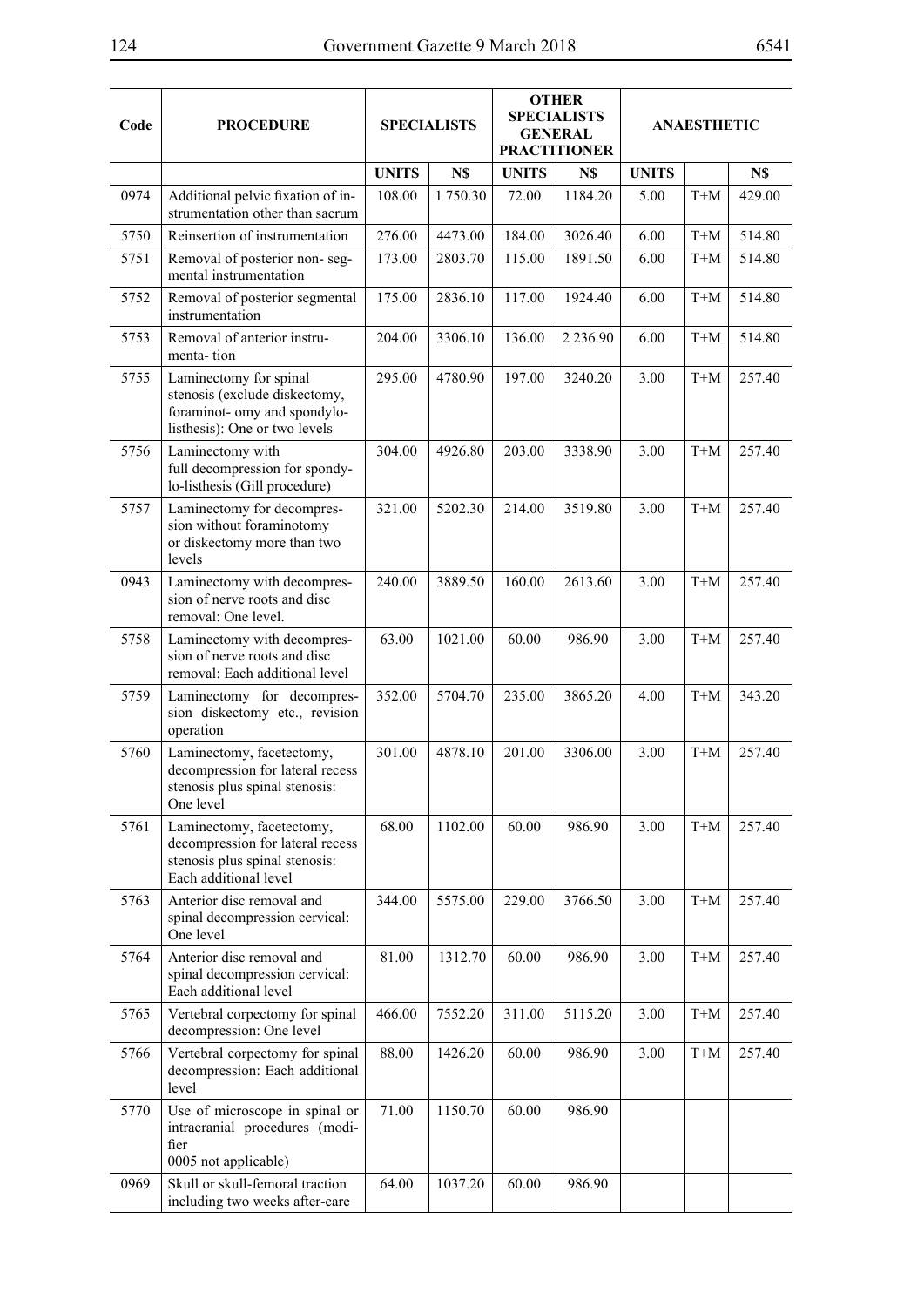| Code | PROCEDURE | SPECIALISTS | | OTHER SPECIALISTS GENERAL PRACTITIONER | | ANAESTHETIC | | |
|---|---|---|---|---|---|---|---|---|
| | | UNITS | N$ | UNITS | N$ | UNITS | | N$ |
| 0974 | Additional pelvic fixation of instrumentation other than sacrum | 108.00 | 1 750.30 | 72.00 | 1184.20 | 5.00 | T+M | 429.00 |
| 5750 | Reinsertion of instrumentation | 276.00 | 4473.00 | 184.00 | 3026.40 | 6.00 | T+M | 514.80 |
| 5751 | Removal of posterior non- segmental instrumentation | 173.00 | 2803.70 | 115.00 | 1891.50 | 6.00 | T+M | 514.80 |
| 5752 | Removal of posterior segmental instrumentation | 175.00 | 2836.10 | 117.00 | 1924.40 | 6.00 | T+M | 514.80 |
| 5753 | Removal of anterior instrumenta- tion | 204.00 | 3306.10 | 136.00 | 2 236.90 | 6.00 | T+M | 514.80 |
| 5755 | Laminectomy for spinal stenosis (exclude diskectomy, foraminot- omy and spondylolisthesis): One or two levels | 295.00 | 4780.90 | 197.00 | 3240.20 | 3.00 | T+M | 257.40 |
| 5756 | Laminectomy with full decompression for spondylo-listhesis (Gill procedure) | 304.00 | 4926.80 | 203.00 | 3338.90 | 3.00 | T+M | 257.40 |
| 5757 | Laminectomy for decompression without foraminotomy or diskectomy more than two levels | 321.00 | 5202.30 | 214.00 | 3519.80 | 3.00 | T+M | 257.40 |
| 0943 | Laminectomy with decompression of nerve roots and disc removal: One level. | 240.00 | 3889.50 | 160.00 | 2613.60 | 3.00 | T+M | 257.40 |
| 5758 | Laminectomy with decompression of nerve roots and disc removal: Each additional level | 63.00 | 1021.00 | 60.00 | 986.90 | 3.00 | T+M | 257.40 |
| 5759 | Laminectomy for decompression diskectomy etc., revision operation | 352.00 | 5704.70 | 235.00 | 3865.20 | 4.00 | T+M | 343.20 |
| 5760 | Laminectomy, facetectomy, decompression for lateral recess stenosis plus spinal stenosis: One level | 301.00 | 4878.10 | 201.00 | 3306.00 | 3.00 | T+M | 257.40 |
| 5761 | Laminectomy, facetectomy, decompression for lateral recess stenosis plus spinal stenosis: Each additional level | 68.00 | 1102.00 | 60.00 | 986.90 | 3.00 | T+M | 257.40 |
| 5763 | Anterior disc removal and spinal decompression cervical: One level | 344.00 | 5575.00 | 229.00 | 3766.50 | 3.00 | T+M | 257.40 |
| 5764 | Anterior disc removal and spinal decompression cervical: Each additional level | 81.00 | 1312.70 | 60.00 | 986.90 | 3.00 | T+M | 257.40 |
| 5765 | Vertebral corpectomy for spinal decompression: One level | 466.00 | 7552.20 | 311.00 | 5115.20 | 3.00 | T+M | 257.40 |
| 5766 | Vertebral corpectomy for spinal decompression: Each additional level | 88.00 | 1426.20 | 60.00 | 986.90 | 3.00 | T+M | 257.40 |
| 5770 | Use of microscope in spinal or intracranial procedures (modifier 0005 not applicable) | 71.00 | 1150.70 | 60.00 | 986.90 | | | |
| 0969 | Skull or skull-femoral traction including two weeks after-care | 64.00 | 1037.20 | 60.00 | 986.90 | | | |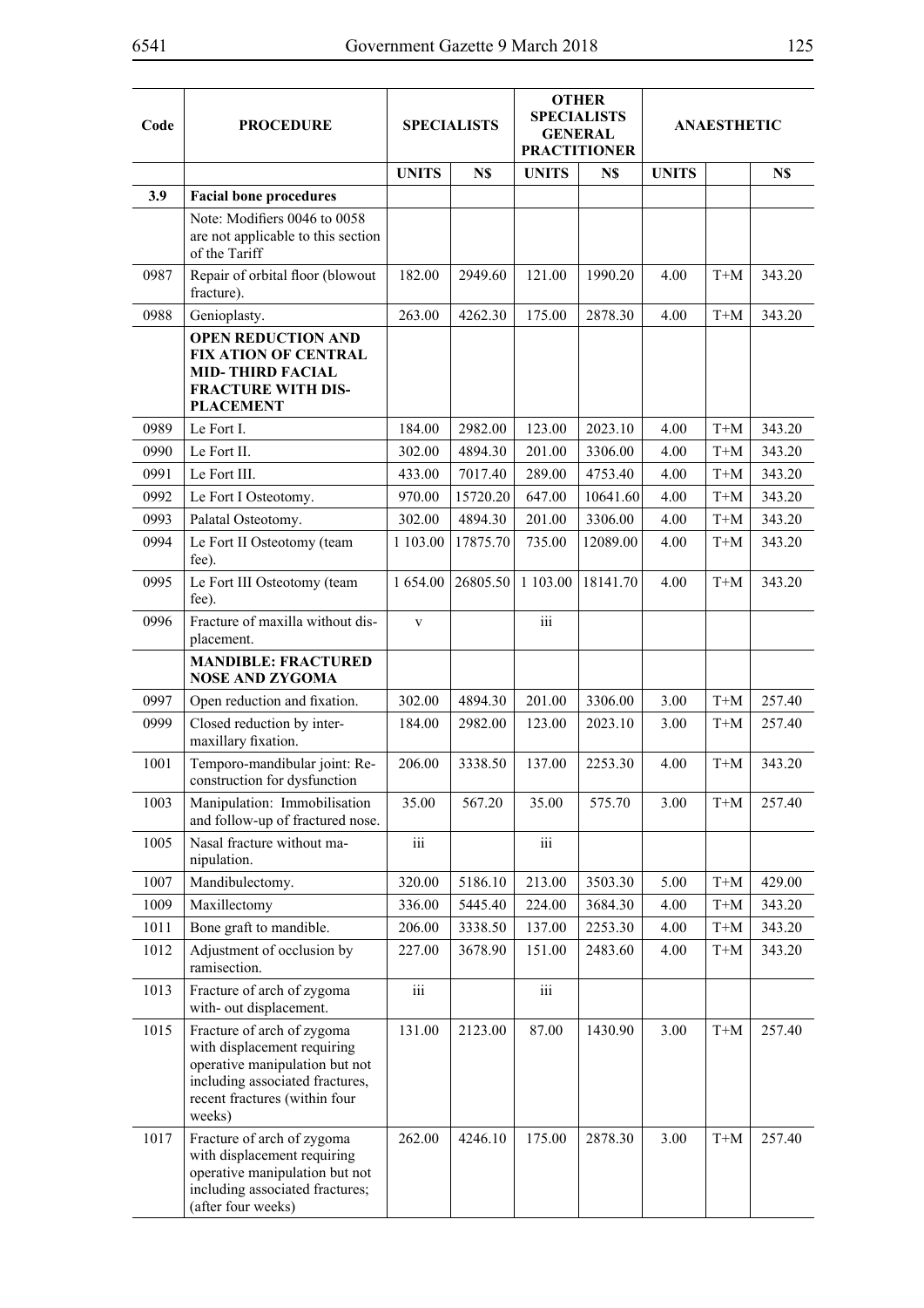| Code | PROCEDURE | SPECIALISTS | | OTHER SPECIALISTS GENERAL PRACTITIONER | | ANAESTHETIC | | |
|---|---|---|---|---|---|---|---|---|
| | | UNITS | N$ | UNITS | N$ | UNITS | | N$ |
| 3.9 | **Facial bone procedures** | | | | | | | |
| | Note: Modifiers 0046 to 0058 are not applicable to this section of the Tariff | | | | | | | |
| 0987 | Repair of orbital floor (blowout fracture). | 182.00 | 2949.60 | 121.00 | 1990.20 | 4.00 | T+M | 343.20 |
| 0988 | Genioplasty. | 263.00 | 4262.30 | 175.00 | 2878.30 | 4.00 | T+M | 343.20 |
| | **OPEN REDUCTION AND FIX ATION OF CENTRAL MID- THIRD FACIAL FRACTURE WITH DIS-PLACEMENT** | | | | | | | |
| 0989 | Le Fort I. | 184.00 | 2982.00 | 123.00 | 2023.10 | 4.00 | T+M | 343.20 |
| 0990 | Le Fort II. | 302.00 | 4894.30 | 201.00 | 3306.00 | 4.00 | T+M | 343.20 |
| 0991 | Le Fort III. | 433.00 | 7017.40 | 289.00 | 4753.40 | 4.00 | T+M | 343.20 |
| 0992 | Le Fort I Osteotomy. | 970.00 | 15720.20 | 647.00 | 10641.60 | 4.00 | T+M | 343.20 |
| 0993 | Palatal Osteotomy. | 302.00 | 4894.30 | 201.00 | 3306.00 | 4.00 | T+M | 343.20 |
| 0994 | Le Fort II Osteotomy (team fee). | 1 103.00 | 17875.70 | 735.00 | 12089.00 | 4.00 | T+M | 343.20 |
| 0995 | Le Fort III Osteotomy (team fee). | 1 654.00 | 26805.50 | 1 103.00 | 18141.70 | 4.00 | T+M | 343.20 |
| 0996 | Fracture of maxilla without dis-placement. | v | | iii | | | | |
| | **MANDIBLE: FRACTURED NOSE AND ZYGOMA** | | | | | | | |
| 0997 | Open reduction and fixation. | 302.00 | 4894.30 | 201.00 | 3306.00 | 3.00 | T+M | 257.40 |
| 0999 | Closed reduction by inter-maxillary fixation. | 184.00 | 2982.00 | 123.00 | 2023.10 | 3.00 | T+M | 257.40 |
| 1001 | Temporo-mandibular joint: Re-construction for dysfunction | 206.00 | 3338.50 | 137.00 | 2253.30 | 4.00 | T+M | 343.20 |
| 1003 | Manipulation: Immobilisation and follow-up of fractured nose. | 35.00 | 567.20 | 35.00 | 575.70 | 3.00 | T+M | 257.40 |
| 1005 | Nasal fracture without ma-nipulation. | iii | | iii | | | | |
| 1007 | Mandibulectomy. | 320.00 | 5186.10 | 213.00 | 3503.30 | 5.00 | T+M | 429.00 |
| 1009 | Maxillectomy | 336.00 | 5445.40 | 224.00 | 3684.30 | 4.00 | T+M | 343.20 |
| 1011 | Bone graft to mandible. | 206.00 | 3338.50 | 137.00 | 2253.30 | 4.00 | T+M | 343.20 |
| 1012 | Adjustment of occlusion by ramisection. | 227.00 | 3678.90 | 151.00 | 2483.60 | 4.00 | T+M | 343.20 |
| 1013 | Fracture of arch of zygoma with- out displacement. | iii | | iii | | | | |
| 1015 | Fracture of arch of zygoma with displacement requiring operative manipulation but not including associated fractures, recent fractures (within four weeks) | 131.00 | 2123.00 | 87.00 | 1430.90 | 3.00 | T+M | 257.40 |
| 1017 | Fracture of arch of zygoma with displacement requiring operative manipulation but not including associated fractures; (after four weeks) | 262.00 | 4246.10 | 175.00 | 2878.30 | 3.00 | T+M | 257.40 |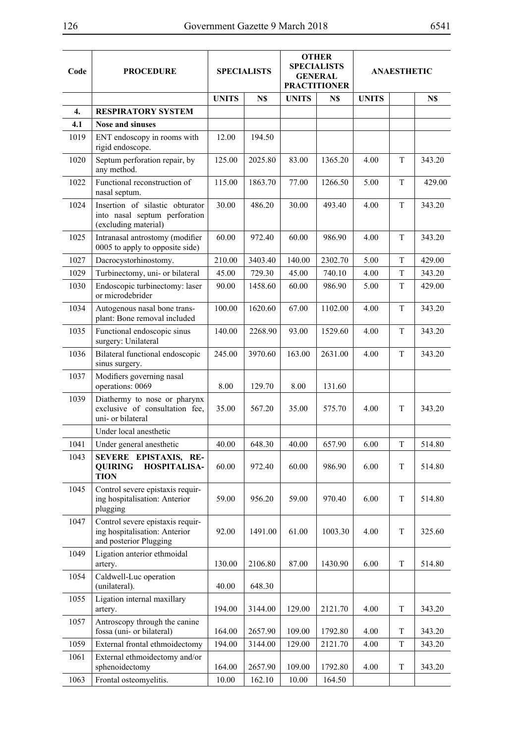| Code | PROCEDURE | SPECIALISTS | | OTHER SPECIALISTS GENERAL PRACTITIONER | | ANAESTHETIC | | |
|---|---|---|---|---|---|---|---|---|
| | | UNITS | N$ | UNITS | N$ | UNITS | | N$ |
| **4.** | **RESPIRATORY SYSTEM** | | | | | | | |
| **4.1** | **Nose and sinuses** | | | | | | | |
| 1019 | ENT endoscopy in rooms with rigid endoscope. | 12.00 | 194.50 | | | | | |
| 1020 | Septum perforation repair, by any method. | 125.00 | 2025.80 | 83.00 | 1365.20 | 4.00 | T | 343.20 |
| 1022 | Functional reconstruction of nasal septum. | 115.00 | 1863.70 | 77.00 | 1266.50 | 5.00 | T | 429.00 |
| 1024 | Insertion of silastic obturator into nasal septum perforation (excluding material) | 30.00 | 486.20 | 30.00 | 493.40 | 4.00 | T | 343.20 |
| 1025 | Intranasal antrostomy (modifier 0005 to apply to opposite side) | 60.00 | 972.40 | 60.00 | 986.90 | 4.00 | T | 343.20 |
| 1027 | Dacrocystorhinostomy. | 210.00 | 3403.40 | 140.00 | 2302.70 | 5.00 | T | 429.00 |
| 1029 | Turbinectomy, uni- or bilateral | 45.00 | 729.30 | 45.00 | 740.10 | 4.00 | T | 343.20 |
| 1030 | Endoscopic turbinectomy: laser or microdebrider | 90.00 | 1458.60 | 60.00 | 986.90 | 5.00 | T | 429.00 |
| 1034 | Autogenous nasal bone transplant: Bone removal included | 100.00 | 1620.60 | 67.00 | 1102.00 | 4.00 | T | 343.20 |
| 1035 | Functional endoscopic sinus surgery: Unilateral | 140.00 | 2268.90 | 93.00 | 1529.60 | 4.00 | T | 343.20 |
| 1036 | Bilateral functional endoscopic sinus surgery. | 245.00 | 3970.60 | 163.00 | 2631.00 | 4.00 | T | 343.20 |
| 1037 | Modifiers governing nasal operations: 0069 | 8.00 | 129.70 | 8.00 | 131.60 | | | |
| 1039 | Diathermy to nose or pharynx exclusive of consultation fee, uni- or bilateral | 35.00 | 567.20 | 35.00 | 575.70 | 4.00 | T | 343.20 |
| | Under local anesthetic | | | | | | | |
| 1041 | Under general anesthetic | 40.00 | 648.30 | 40.00 | 657.90 | 6.00 | T | 514.80 |
| 1043 | **SEVERE EPISTAXIS, REQUIRING HOSPITALISATION** | 60.00 | 972.40 | 60.00 | 986.90 | 6.00 | T | 514.80 |
| 1045 | Control severe epistaxis requiring hospitalisation: Anterior plugging | 59.00 | 956.20 | 59.00 | 970.40 | 6.00 | T | 514.80 |
| 1047 | Control severe epistaxis requiring hospitalisation: Anterior and posterior Plugging | 92.00 | 1491.00 | 61.00 | 1003.30 | 4.00 | T | 325.60 |
| 1049 | Ligation anterior ethmoidal artery. | 130.00 | 2106.80 | 87.00 | 1430.90 | 6.00 | T | 514.80 |
| 1054 | Caldwell-Luc operation (unilateral). | 40.00 | 648.30 | | | | | |
| 1055 | Ligation internal maxillary artery. | 194.00 | 3144.00 | 129.00 | 2121.70 | 4.00 | T | 343.20 |
| 1057 | Antroscopy through the canine fossa (uni- or bilateral) | 164.00 | 2657.90 | 109.00 | 1792.80 | 4.00 | T | 343.20 |
| 1059 | External frontal ethmoidectomy | 194.00 | 3144.00 | 129.00 | 2121.70 | 4.00 | T | 343.20 |
| 1061 | External ethmoidectomy and/or sphenoidectomy | 164.00 | 2657.90 | 109.00 | 1792.80 | 4.00 | T | 343.20 |
| 1063 | Frontal osteomyelitis. | 10.00 | 162.10 | 10.00 | 164.50 | | | |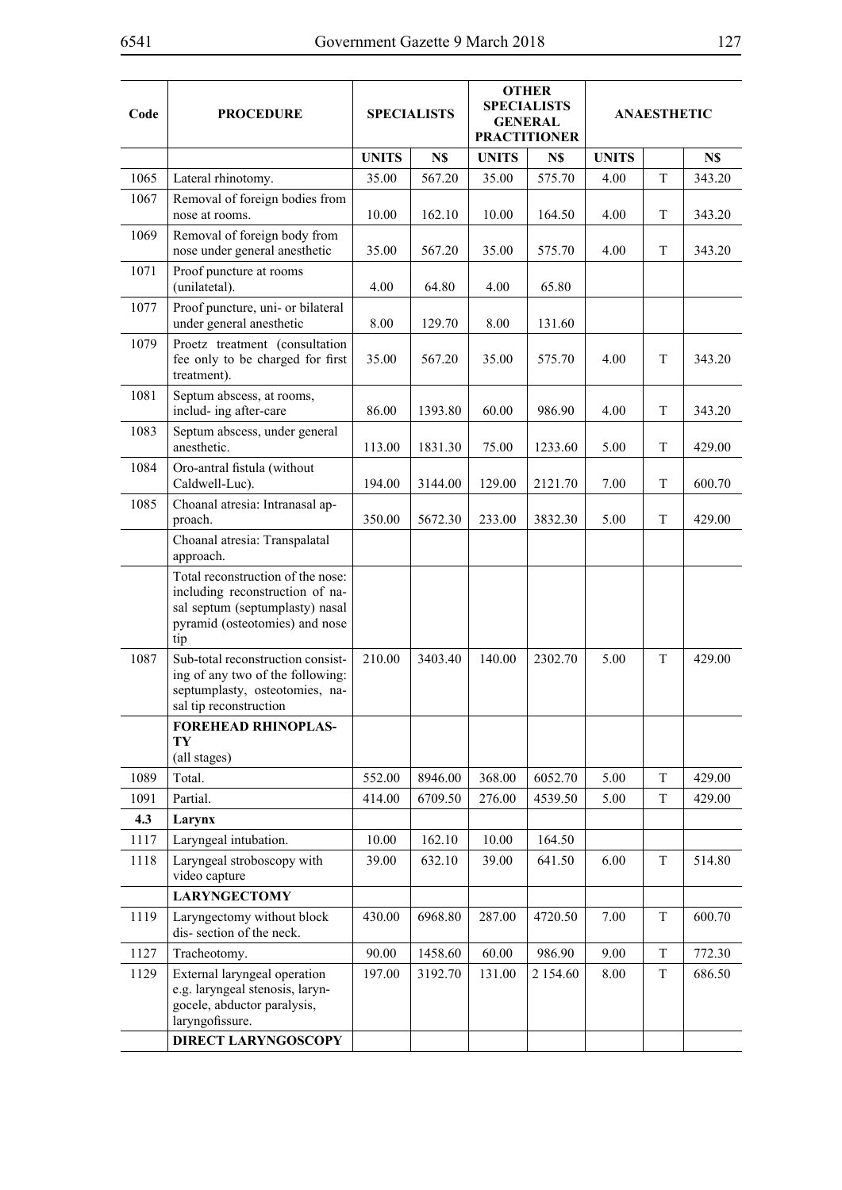| Code | PROCEDURE | SPECIALISTS | | OTHER SPECIALISTS GENERAL PRACTITIONER | | ANAESTHETIC | | |
|---|---|---|---|---|---|---|---|---|
| | | UNITS | N$ | UNITS | N$ | UNITS | | N$ |
| 1065 | Lateral rhinotomy. | 35.00 | 567.20 | 35.00 | 575.70 | 4.00 | T | 343.20 |
| 1067 | Removal of foreign bodies from nose at rooms. | 10.00 | 162.10 | 10.00 | 164.50 | 4.00 | T | 343.20 |
| 1069 | Removal of foreign body from nose under general anesthetic | 35.00 | 567.20 | 35.00 | 575.70 | 4.00 | T | 343.20 |
| 1071 | Proof puncture at rooms (unilatetal). | 4.00 | 64.80 | 4.00 | 65.80 | | | |
| 1077 | Proof puncture, uni- or bilateral under general anesthetic | 8.00 | 129.70 | 8.00 | 131.60 | | | |
| 1079 | Proetz treatment (consultation fee only to be charged for first treatment). | 35.00 | 567.20 | 35.00 | 575.70 | 4.00 | T | 343.20 |
| 1081 | Septum abscess, at rooms, includ- ing after-care | 86.00 | 1393.80 | 60.00 | 986.90 | 4.00 | T | 343.20 |
| 1083 | Septum abscess, under general anesthetic. | 113.00 | 1831.30 | 75.00 | 1233.60 | 5.00 | T | 429.00 |
| 1084 | Oro-antral fistula (without Caldwell-Luc). | 194.00 | 3144.00 | 129.00 | 2121.70 | 7.00 | T | 600.70 |
| 1085 | Choanal atresia: Intranasal ap- proach. | 350.00 | 5672.30 | 233.00 | 3832.30 | 5.00 | T | 429.00 |
| | Choanal atresia: Transpalatal approach. | | | | | | | |
| | Total reconstruction of the nose: including reconstruction of na- sal septum (septumplasty) nasal pyramid (osteotomies) and nose tip | | | | | | | |
| 1087 | Sub-total reconstruction consist- ing of any two of the following: septumplasty, osteotomies, na- sal tip reconstruction | 210.00 | 3403.40 | 140.00 | 2302.70 | 5.00 | T | 429.00 |
| | **FOREHEAD RHINOPLAS- TY** (all stages) | | | | | | | |
| 1089 | Total. | 552.00 | 8946.00 | 368.00 | 6052.70 | 5.00 | T | 429.00 |
| 1091 | Partial. | 414.00 | 6709.50 | 276.00 | 4539.50 | 5.00 | T | 429.00 |
| **4.3** | **Larynx** | | | | | | | |
| 1117 | Laryngeal intubation. | 10.00 | 162.10 | 10.00 | 164.50 | | | |
| 1118 | Laryngeal stroboscopy with video capture | 39.00 | 632.10 | 39.00 | 641.50 | 6.00 | T | 514.80 |
| | **LARYNGECTOMY** | | | | | | | |
| 1119 | Laryngectomy without block dis- section of the neck. | 430.00 | 6968.80 | 287.00 | 4720.50 | 7.00 | T | 600.70 |
| 1127 | Tracheotomy. | 90.00 | 1458.60 | 60.00 | 986.90 | 9.00 | T | 772.30 |
| 1129 | External laryngeal operation e.g. laryngeal stenosis, laryn- gocele, abductor paralysis, laryngofissure. | 197.00 | 3192.70 | 131.00 | 2 154.60 | 8.00 | T | 686.50 |
| | **DIRECT LARYNGOSCOPY** | | | | | | | |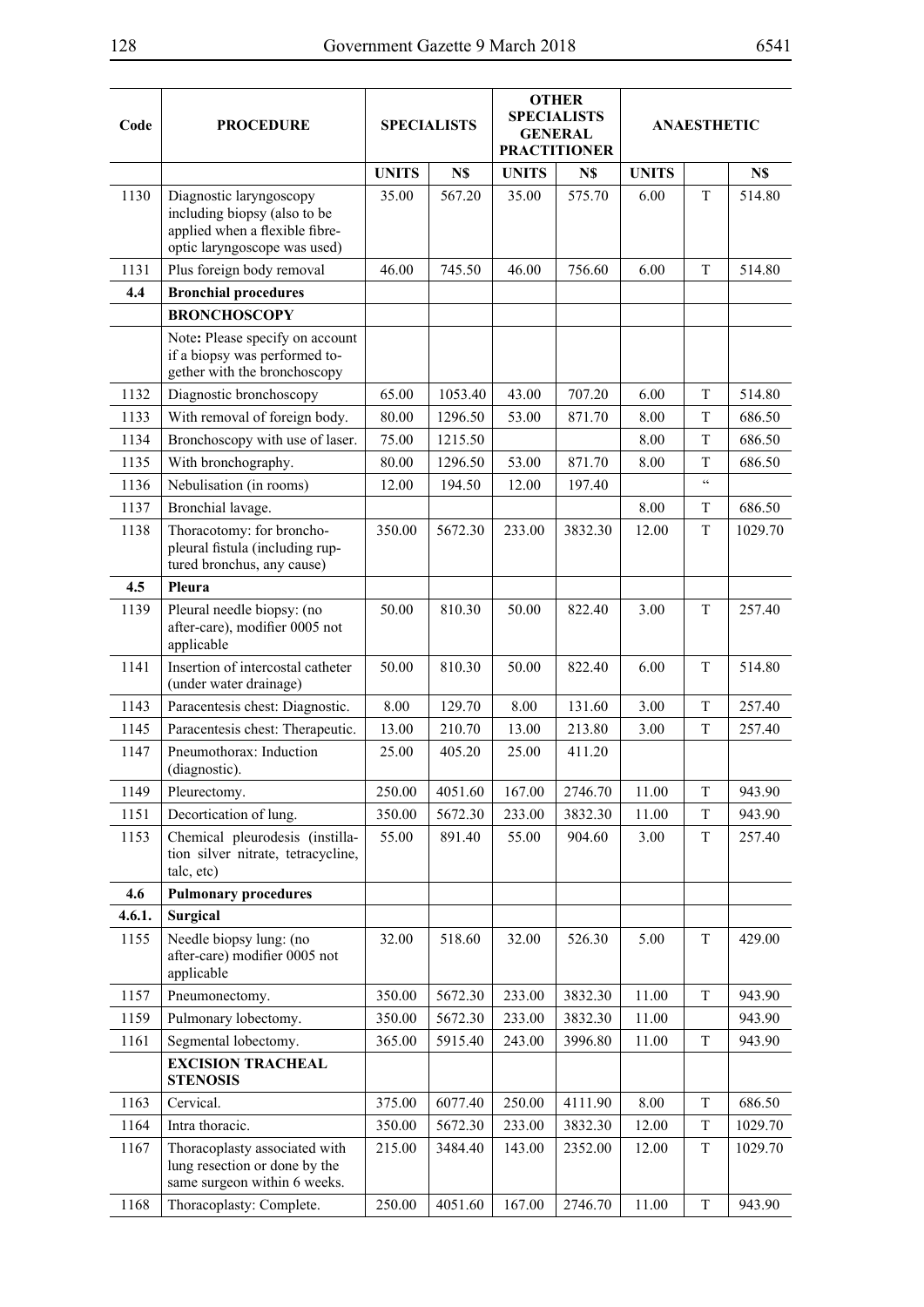| Code | PROCEDURE | SPECIALISTS | | OTHER SPECIALISTS GENERAL PRACTITIONER | | ANAESTHETIC | | |
|---|---|---|---|---|---|---|---|---|
| | | UNITS | N$ | UNITS | N$ | UNITS | | N$ |
| 1130 | Diagnostic laryngoscopy including biopsy (also to be applied when a flexible fibre-optic laryngoscope was used) | 35.00 | 567.20 | 35.00 | 575.70 | 6.00 | T | 514.80 |
| 1131 | Plus foreign body removal | 46.00 | 745.50 | 46.00 | 756.60 | 6.00 | T | 514.80 |
| **4.4** | **Bronchial procedures** | | | | | | | |
| | **BRONCHOSCOPY** | | | | | | | |
| | Note: Please specify on account if a biopsy was performed together with the bronchoscopy | | | | | | | |
| 1132 | Diagnostic bronchoscopy | 65.00 | 1053.40 | 43.00 | 707.20 | 6.00 | T | 514.80 |
| 1133 | With removal of foreign body. | 80.00 | 1296.50 | 53.00 | 871.70 | 8.00 | T | 686.50 |
| 1134 | Bronchoscopy with use of laser. | 75.00 | 1215.50 | | | 8.00 | T | 686.50 |
| 1135 | With bronchography. | 80.00 | 1296.50 | 53.00 | 871.70 | 8.00 | T | 686.50 |
| 1136 | Nebulisation (in rooms) | 12.00 | 194.50 | 12.00 | 197.40 | | " | |
| 1137 | Bronchial lavage. | | | | | 8.00 | T | 686.50 |
| 1138 | Thoracotomy: for broncho-pleural fistula (including ruptured bronchus, any cause) | 350.00 | 5672.30 | 233.00 | 3832.30 | 12.00 | T | 1029.70 |
| **4.5** | **Pleura** | | | | | | | |
| 1139 | Pleural needle biopsy: (no after-care), modifier 0005 not applicable | 50.00 | 810.30 | 50.00 | 822.40 | 3.00 | T | 257.40 |
| 1141 | Insertion of intercostal catheter (under water drainage) | 50.00 | 810.30 | 50.00 | 822.40 | 6.00 | T | 514.80 |
| 1143 | Paracentesis chest: Diagnostic. | 8.00 | 129.70 | 8.00 | 131.60 | 3.00 | T | 257.40 |
| 1145 | Paracentesis chest: Therapeutic. | 13.00 | 210.70 | 13.00 | 213.80 | 3.00 | T | 257.40 |
| 1147 | Pneumothorax: Induction (diagnostic). | 25.00 | 405.20 | 25.00 | 411.20 | | | |
| 1149 | Pleurectomy. | 250.00 | 4051.60 | 167.00 | 2746.70 | 11.00 | T | 943.90 |
| 1151 | Decortication of lung. | 350.00 | 5672.30 | 233.00 | 3832.30 | 11.00 | T | 943.90 |
| 1153 | Chemical pleurodesis (instillation silver nitrate, tetracycline, talc, etc) | 55.00 | 891.40 | 55.00 | 904.60 | 3.00 | T | 257.40 |
| **4.6** | **Pulmonary procedures** | | | | | | | |
| **4.6.1.** | **Surgical** | | | | | | | |
| 1155 | Needle biopsy lung: (no after-care) modifier 0005 not applicable | 32.00 | 518.60 | 32.00 | 526.30 | 5.00 | T | 429.00 |
| 1157 | Pneumonectomy. | 350.00 | 5672.30 | 233.00 | 3832.30 | 11.00 | T | 943.90 |
| 1159 | Pulmonary lobectomy. | 350.00 | 5672.30 | 233.00 | 3832.30 | 11.00 | | 943.90 |
| 1161 | Segmental lobectomy. | 365.00 | 5915.40 | 243.00 | 3996.80 | 11.00 | T | 943.90 |
| | **EXCISION TRACHEAL STENOSIS** | | | | | | | |
| 1163 | Cervical. | 375.00 | 6077.40 | 250.00 | 4111.90 | 8.00 | T | 686.50 |
| 1164 | Intra thoracic. | 350.00 | 5672.30 | 233.00 | 3832.30 | 12.00 | T | 1029.70 |
| 1167 | Thoracoplasty associated with lung resection or done by the same surgeon within 6 weeks. | 215.00 | 3484.40 | 143.00 | 2352.00 | 12.00 | T | 1029.70 |
| 1168 | Thoracoplasty: Complete. | 250.00 | 4051.60 | 167.00 | 2746.70 | 11.00 | T | 943.90 |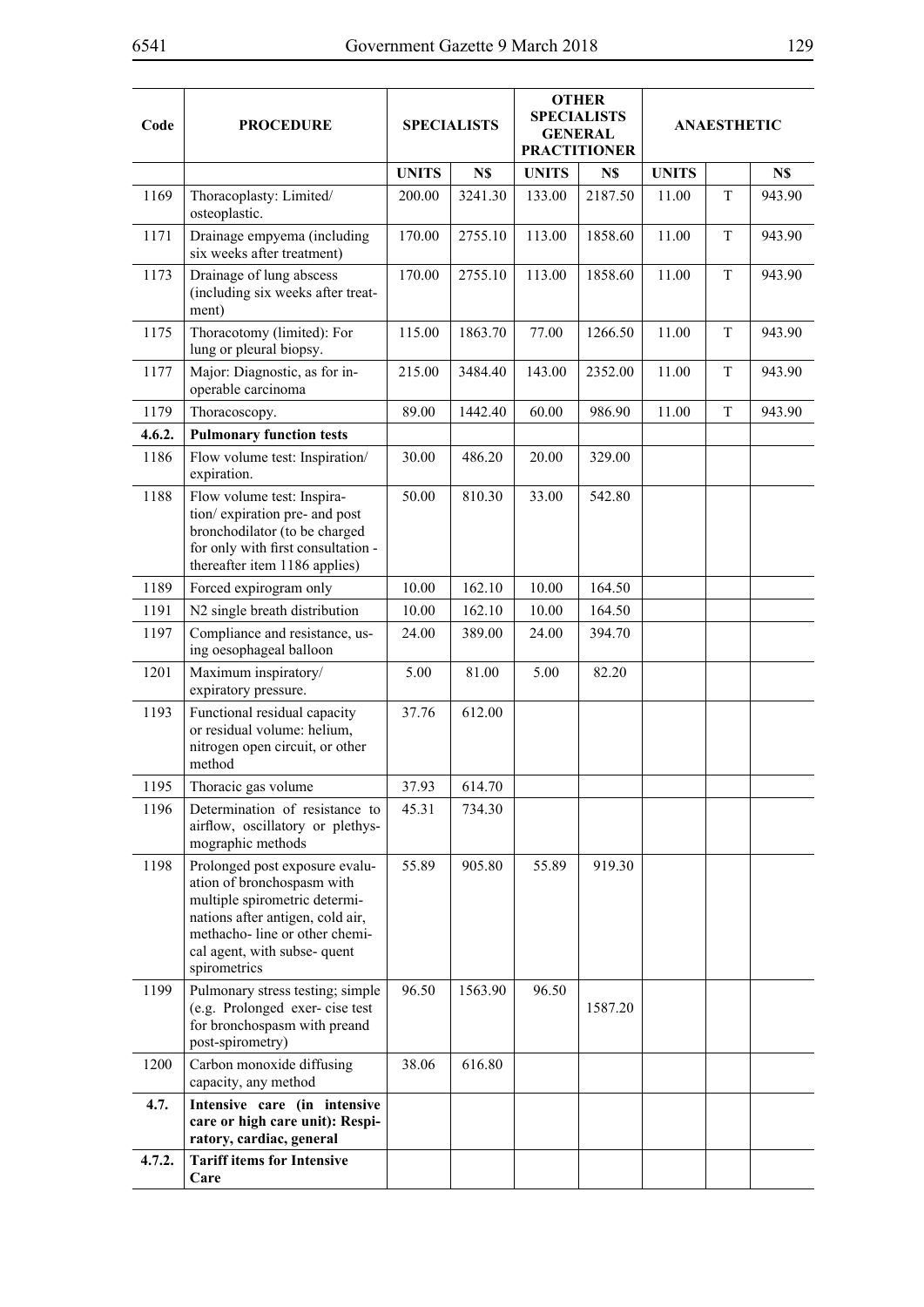| Code | PROCEDURE | SPECIALISTS | | OTHER SPECIALISTS GENERAL PRACTITIONER | | ANAESTHETIC | | |
|---|---|---|---|---|---|---|---|---|
| | | UNITS | N$ | UNITS | N$ | UNITS | | N$ |
| 1169 | Thoracoplasty: Limited/ osteoplastic. | 200.00 | 3241.30 | 133.00 | 2187.50 | 11.00 | T | 943.90 |
| 1171 | Drainage empyema (including six weeks after treatment) | 170.00 | 2755.10 | 113.00 | 1858.60 | 11.00 | T | 943.90 |
| 1173 | Drainage of lung abscess (including six weeks after treatment) | 170.00 | 2755.10 | 113.00 | 1858.60 | 11.00 | T | 943.90 |
| 1175 | Thoracotomy (limited): For lung or pleural biopsy. | 115.00 | 1863.70 | 77.00 | 1266.50 | 11.00 | T | 943.90 |
| 1177 | Major: Diagnostic, as for inoperable carcinoma | 215.00 | 3484.40 | 143.00 | 2352.00 | 11.00 | T | 943.90 |
| 1179 | Thoracoscopy. | 89.00 | 1442.40 | 60.00 | 986.90 | 11.00 | T | 943.90 |
| **4.6.2.** | **Pulmonary function tests** | | | | | | | |
| 1186 | Flow volume test: Inspiration/ expiration. | 30.00 | 486.20 | 20.00 | 329.00 | | | |
| 1188 | Flow volume test: Inspiration/ expiration pre- and post bronchodilator (to be charged for only with first consultation - thereafter item 1186 applies) | 50.00 | 810.30 | 33.00 | 542.80 | | | |
| 1189 | Forced expirogram only | 10.00 | 162.10 | 10.00 | 164.50 | | | |
| 1191 | N2 single breath distribution | 10.00 | 162.10 | 10.00 | 164.50 | | | |
| 1197 | Compliance and resistance, using oesophageal balloon | 24.00 | 389.00 | 24.00 | 394.70 | | | |
| 1201 | Maximum inspiratory/ expiratory pressure. | 5.00 | 81.00 | 5.00 | 82.20 | | | |
| 1193 | Functional residual capacity or residual volume: helium, nitrogen open circuit, or other method | 37.76 | 612.00 | | | | | |
| 1195 | Thoracic gas volume | 37.93 | 614.70 | | | | | |
| 1196 | Determination of resistance to airflow, oscillatory or plethysmographic methods | 45.31 | 734.30 | | | | | |
| 1198 | Prolonged post exposure evaluation of bronchospasm with multiple spirometric determinations after antigen, cold air, methacho- line or other chemical agent, with subse- quent spirometrics | 55.89 | 905.80 | 55.89 | 919.30 | | | |
| 1199 | Pulmonary stress testing; simple (e.g. Prolonged exer- cise test for bronchospasm with preand post-spirometry) | 96.50 | 1563.90 | 96.50 | 1587.20 | | | |
| 1200 | Carbon monoxide diffusing capacity, any method | 38.06 | 616.80 | | | | | |
| **4.7.** | **Intensive care (in intensive care or high care unit): Respiratory, cardiac, general** | | | | | | | |
| **4.7.2.** | **Tariff items for Intensive Care** | | | | | | | |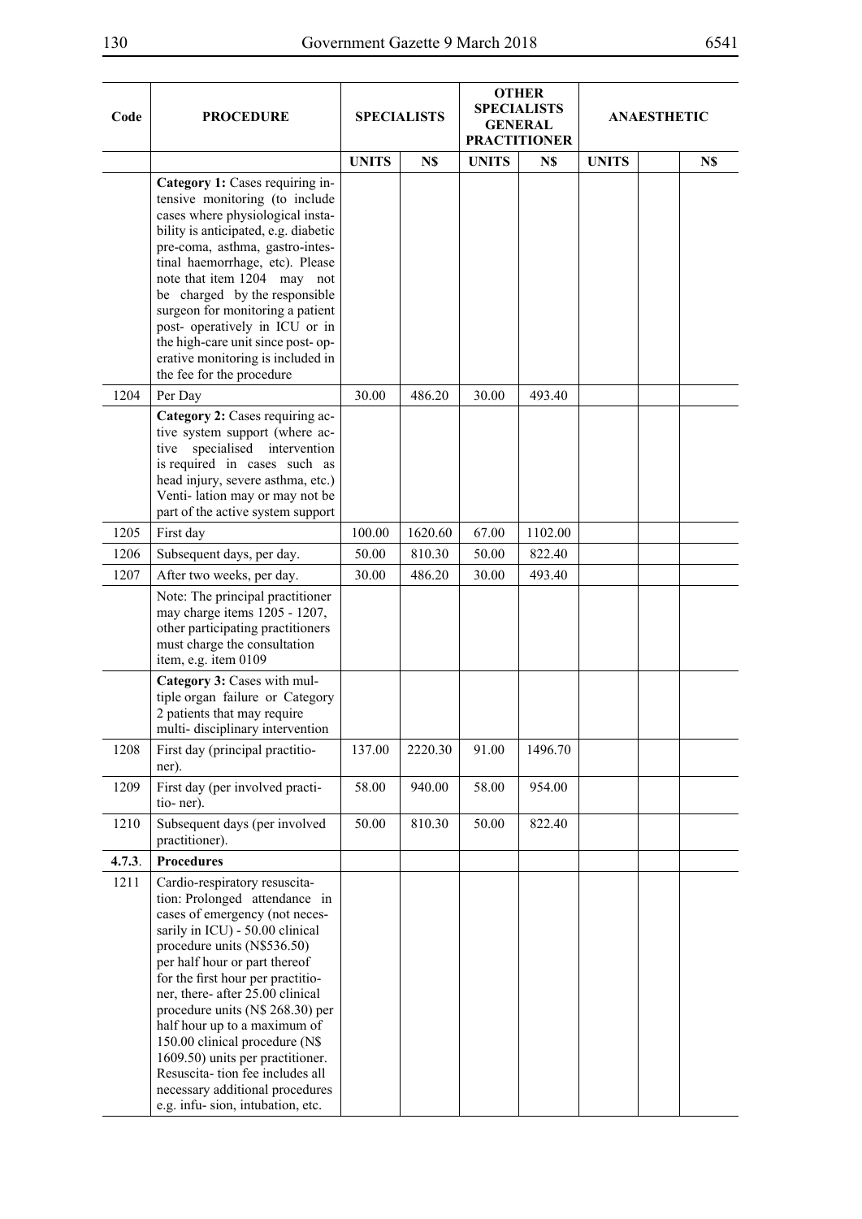| Code | PROCEDURE | SPECIALISTS | | OTHER SPECIALISTS GENERAL PRACTITIONER | | ANAESTHETIC | | |
|---|---|---|---|---|---|---|---|---|
| | | UNITS | N$ | UNITS | N$ | UNITS | | N$ |
| | **Category 1:** Cases requiring intensive monitoring (to include cases where physiological instability is anticipated, e.g. diabetic pre-coma, asthma, gastro-intestinal haemorrhage, etc). Please note that item 1204 may not be charged by the responsible surgeon for monitoring a patient post- operatively in ICU or in the high-care unit since post- operative monitoring is included in the fee for the procedure | | | | | | | |
| 1204 | Per Day | 30.00 | 486.20 | 30.00 | 493.40 | | | |
| | **Category 2:** Cases requiring active system support (where active specialised intervention is required in cases such as head injury, severe asthma, etc.) Venti- lation may or may not be part of the active system support | | | | | | | |
| 1205 | First day | 100.00 | 1620.60 | 67.00 | 1102.00 | | | |
| 1206 | Subsequent days, per day. | 50.00 | 810.30 | 50.00 | 822.40 | | | |
| 1207 | After two weeks, per day. | 30.00 | 486.20 | 30.00 | 493.40 | | | |
| | Note: The principal practitioner may charge items 1205 - 1207, other participating practitioners must charge the consultation item, e.g. item 0109 | | | | | | | |
| | **Category 3:** Cases with multiple organ failure or Category 2 patients that may require multi- disciplinary intervention | | | | | | | |
| 1208 | First day (principal practitioner). | 137.00 | 2220.30 | 91.00 | 1496.70 | | | |
| 1209 | First day (per involved practitio- ner). | 58.00 | 940.00 | 58.00 | 954.00 | | | |
| 1210 | Subsequent days (per involved practitioner). | 50.00 | 810.30 | 50.00 | 822.40 | | | |
| **4.7.3.** | **Procedures** | | | | | | | |
| 1211 | Cardio-respiratory resuscitation: Prolonged attendance in cases of emergency (not necessarily in ICU) - 50.00 clinical procedure units (N$536.50) per half hour or part thereof for the first hour per practitioner, there- after 25.00 clinical procedure units (N$ 268.30) per half hour up to a maximum of 150.00 clinical procedure (N$ 1609.50) units per practitioner. Resuscita- tion fee includes all necessary additional procedures e.g. infu- sion, intubation, etc. | | | | | | | |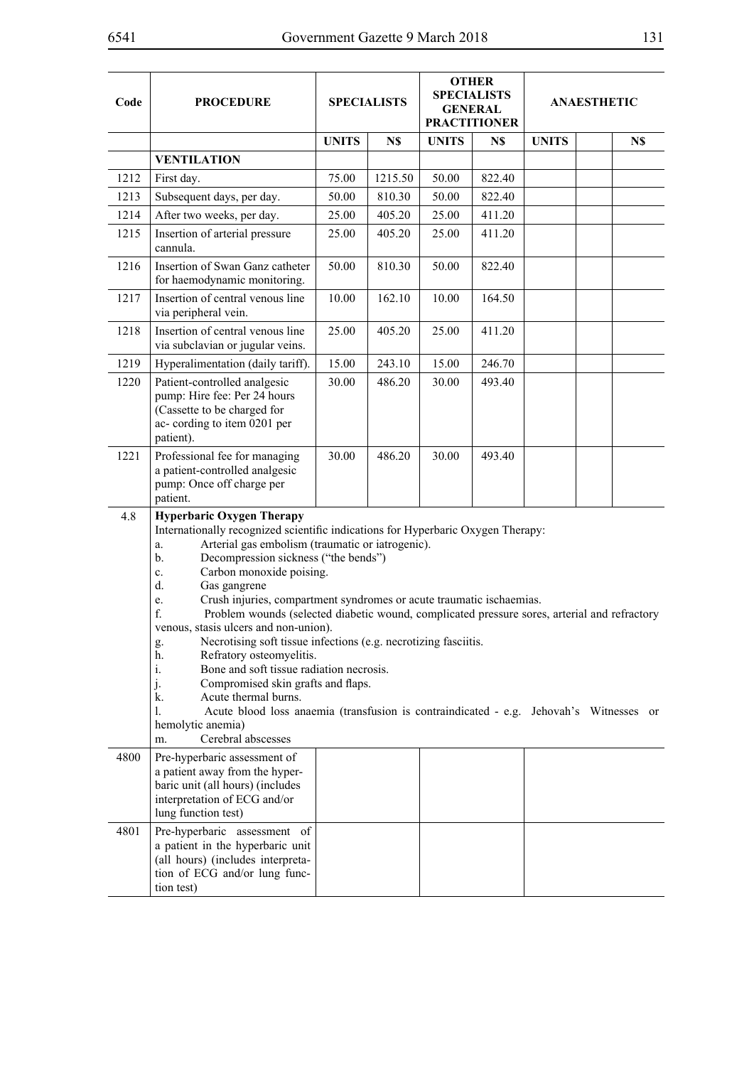| Code | PROCEDURE | SPECIALISTS | | OTHER SPECIALISTS GENERAL PRACTITIONER | | ANAESTHETIC | | |
|---|---|---|---|---|---|---|---|---|
| | | UNITS | N$ | UNITS | N$ | UNITS | | N$ |
| | **VENTILATION** | | | | | | | |
| 1212 | First day. | 75.00 | 1215.50 | 50.00 | 822.40 | | | |
| 1213 | Subsequent days, per day. | 50.00 | 810.30 | 50.00 | 822.40 | | | |
| 1214 | After two weeks, per day. | 25.00 | 405.20 | 25.00 | 411.20 | | | |
| 1215 | Insertion of arterial pressure cannula. | 25.00 | 405.20 | 25.00 | 411.20 | | | |
| 1216 | Insertion of Swan Ganz catheter for haemodynamic monitoring. | 50.00 | 810.30 | 50.00 | 822.40 | | | |
| 1217 | Insertion of central venous line via peripheral vein. | 10.00 | 162.10 | 10.00 | 164.50 | | | |
| 1218 | Insertion of central venous line via subclavian or jugular veins. | 25.00 | 405.20 | 25.00 | 411.20 | | | |
| 1219 | Hyperalimentation (daily tariff). | 15.00 | 243.10 | 15.00 | 246.70 | | | |
| 1220 | Patient-controlled analgesic pump: Hire fee: Per 24 hours (Cassette to be charged for ac- cording to item 0201 per patient). | 30.00 | 486.20 | 30.00 | 493.40 | | | |
| 1221 | Professional fee for managing a patient-controlled analgesic pump: Once off charge per patient. | 30.00 | 486.20 | 30.00 | 493.40 | | | |
| 4.8 | **Hyperbaric Oxygen Therapy**<br>Internationally recognized scientific indications for Hyperbaric Oxygen Therapy:<br>a. Arterial gas embolism (traumatic or iatrogenic).<br>b. Decompression sickness ("the bends")<br>c. Carbon monoxide poising.<br>d. Gas gangrene<br>e. Crush injuries, compartment syndromes or acute traumatic ischaemias.<br>f. Problem wounds (selected diabetic wound, complicated pressure sores, arterial and refractory venous, stasis ulcers and non-union).<br>g. Necrotising soft tissue infections (e.g. necrotizing fasciitis.<br>h. Refratory osteomyelitis.<br>i. Bone and soft tissue radiation necrosis.<br>j. Compromised skin grafts and flaps.<br>k. Acute thermal burns.<br>l. Acute blood loss anaemia (transfusion is contraindicated - e.g. Jehovah's Witnesses or hemolytic anemia)<br>m. Cerebral abscesses | | | | | | | |
| 4800 | Pre-hyperbaric assessment of a patient away from the hyper- baric unit (all hours) (includes interpretation of ECG and/or lung function test) | | | | | | | |
| 4801 | Pre-hyperbaric assessment of a patient in the hyperbaric unit (all hours) (includes interpreta- tion of ECG and/or lung func- tion test) | | | | | | | |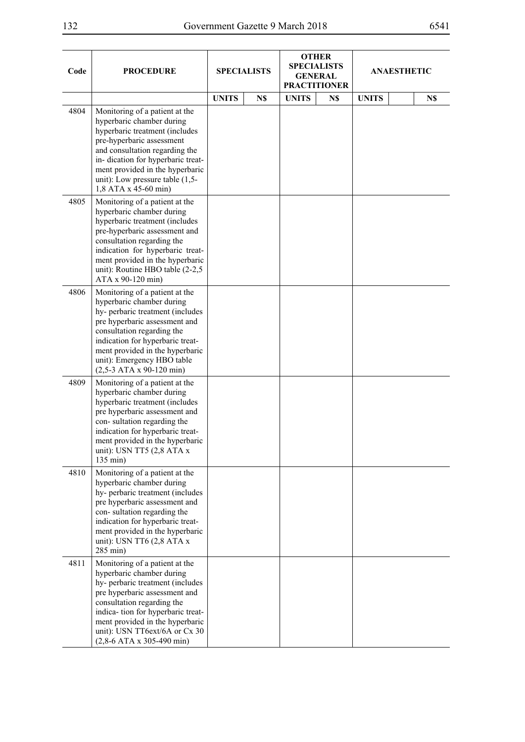| Code | PROCEDURE | SPECIALISTS | | OTHER SPECIALISTS GENERAL PRACTITIONER | | ANAESTHETIC | | |
|---|---|---|---|---|---|---|---|---|
| | | UNITS | N$ | UNITS | N$ | UNITS | | N$ |
| 4804 | Monitoring of a patient at the hyperbaric chamber during hyperbaric treatment (includes pre-hyperbaric assessment and consultation regarding the in- dication for hyperbaric treat- ment provided in the hyperbaric unit): Low pressure table (1,5- 1,8 ATA x 45-60 min) | | | | | | | |
| 4805 | Monitoring of a patient at the hyperbaric chamber during hyperbaric treatment (includes pre-hyperbaric assessment and consultation regarding the indication for hyperbaric treat- ment provided in the hyperbaric unit): Routine HBO table (2-2,5 ATA x 90-120 min) | | | | | | | |
| 4806 | Monitoring of a patient at the hyperbaric chamber during hy- perbaric treatment (includes pre hyperbaric assessment and consultation regarding the indication for hyperbaric treat- ment provided in the hyperbaric unit): Emergency HBO table (2,5-3 ATA x 90-120 min) | | | | | | | |
| 4809 | Monitoring of a patient at the hyperbaric chamber during hyperbaric treatment (includes pre hyperbaric assessment and con- sultation regarding the indication for hyperbaric treat- ment provided in the hyperbaric unit): USN TT5 (2,8 ATA x 135 min) | | | | | | | |
| 4810 | Monitoring of a patient at the hyperbaric chamber during hy- perbaric treatment (includes pre hyperbaric assessment and con- sultation regarding the indication for hyperbaric treat- ment provided in the hyperbaric unit): USN TT6 (2,8 ATA x 285 min) | | | | | | | |
| 4811 | Monitoring of a patient at the hyperbaric chamber during hy- perbaric treatment (includes pre hyperbaric assessment and consultation regarding the indica- tion for hyperbaric treat- ment provided in the hyperbaric unit): USN TT6ext/6A or Cx 30 (2,8-6 ATA x 305-490 min) | | | | | | | |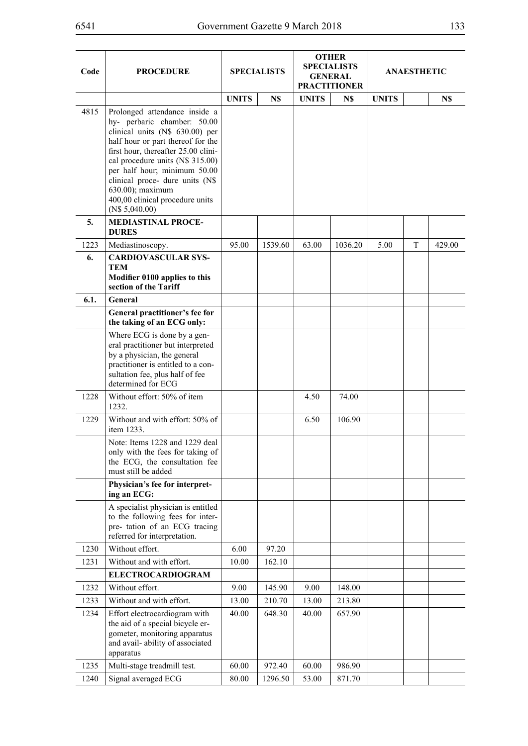| Code | PROCEDURE | SPECIALISTS | | OTHER SPECIALISTS GENERAL PRACTITIONER | | ANAESTHETIC | | |
|---|---|---|---|---|---|---|---|---|
| | | UNITS | N$ | UNITS | N$ | UNITS | | N$ |
| 4815 | Prolonged attendance inside a hy- perbaric chamber: 50.00 clinical units (N$ 630.00) per half hour or part thereof for the first hour, thereafter 25.00 clinical procedure units (N$ 315.00) per half hour; minimum 50.00 clinical proce- dure units (N$ 630.00); maximum 400,00 clinical procedure units (N$ 5,040.00) | | | | | | | |
| **5.** | **MEDIASTINAL PROCE-DURES** | | | | | | | |
| 1223 | Mediastinoscopy. | 95.00 | 1539.60 | 63.00 | 1036.20 | 5.00 | T | 429.00 |
| **6.** | **CARDIOVASCULAR SYS-TEM** **Modifier 0100 applies to this section of the Tariff** | | | | | | | |
| **6.1.** | **General** | | | | | | | |
| | **General practitioner's fee for the taking of an ECG only:** | | | | | | | |
| | Where ECG is done by a general practitioner but interpreted by a physician, the general practitioner is entitled to a consultation fee, plus half of fee determined for ECG | | | | | | | |
| 1228 | Without effort: 50% of item 1232. | | | 4.50 | 74.00 | | | |
| 1229 | Without and with effort: 50% of item 1233. | | | 6.50 | 106.90 | | | |
| | Note: Items 1228 and 1229 deal only with the fees for taking of the ECG, the consultation fee must still be added | | | | | | | |
| | **Physician's fee for interpreting an ECG:** | | | | | | | |
| | A specialist physician is entitled to the following fees for inter- pre- tation of an ECG tracing referred for interpretation. | | | | | | | |
| 1230 | Without effort. | 6.00 | 97.20 | | | | | |
| 1231 | Without and with effort. | 10.00 | 162.10 | | | | | |
| | **ELECTROCARDIOGRAM** | | | | | | | |
| 1232 | Without effort. | 9.00 | 145.90 | 9.00 | 148.00 | | | |
| 1233 | Without and with effort. | 13.00 | 210.70 | 13.00 | 213.80 | | | |
| 1234 | Effort electrocardiogram with the aid of a special bicycle ergometer, monitoring apparatus and avail- ability of associated apparatus | 40.00 | 648.30 | 40.00 | 657.90 | | | |
| 1235 | Multi-stage treadmill test. | 60.00 | 972.40 | 60.00 | 986.90 | | | |
| 1240 | Signal averaged ECG | 80.00 | 1296.50 | 53.00 | 871.70 | | | |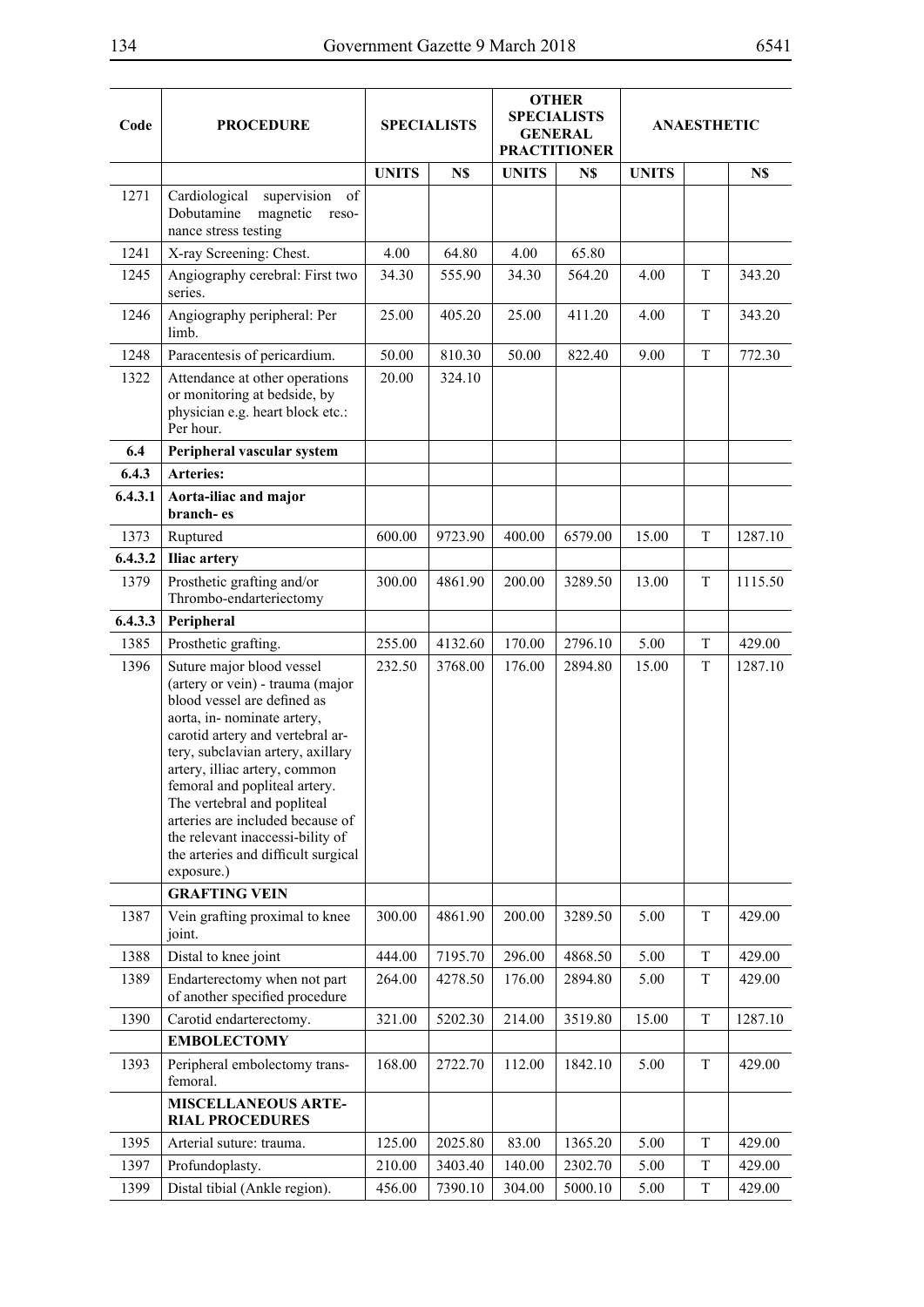| Code | PROCEDURE | SPECIALISTS | | OTHER SPECIALISTS GENERAL PRACTITIONER | | ANAESTHETIC | | |
|---|---|---|---|---|---|---|---|---|
| | | UNITS | N$ | UNITS | N$ | UNITS | | N$ |
| 1271 | Cardiological supervision of Dobutamine magnetic resonance stress testing | | | | | | | |
| 1241 | X-ray Screening: Chest. | 4.00 | 64.80 | 4.00 | 65.80 | | | |
| 1245 | Angiography cerebral: First two series. | 34.30 | 555.90 | 34.30 | 564.20 | 4.00 | T | 343.20 |
| 1246 | Angiography peripheral: Per limb. | 25.00 | 405.20 | 25.00 | 411.20 | 4.00 | T | 343.20 |
| 1248 | Paracentesis of pericardium. | 50.00 | 810.30 | 50.00 | 822.40 | 9.00 | T | 772.30 |
| 1322 | Attendance at other operations or monitoring at bedside, by physician e.g. heart block etc.: Per hour. | 20.00 | 324.10 | | | | | |
| **6.4** | **Peripheral vascular system** | | | | | | | |
| **6.4.3** | **Arteries:** | | | | | | | |
| **6.4.3.1** | **Aorta-iliac and major branch- es** | | | | | | | |
| 1373 | Ruptured | 600.00 | 9723.90 | 400.00 | 6579.00 | 15.00 | T | 1287.10 |
| **6.4.3.2** | **Iliac artery** | | | | | | | |
| 1379 | Prosthetic grafting and/or Thrombo-endarteriectomy | 300.00 | 4861.90 | 200.00 | 3289.50 | 13.00 | T | 1115.50 |
| **6.4.3.3** | **Peripheral** | | | | | | | |
| 1385 | Prosthetic grafting. | 255.00 | 4132.60 | 170.00 | 2796.10 | 5.00 | T | 429.00 |
| 1396 | Suture major blood vessel (artery or vein) - trauma (major blood vessel are defined as aorta, in- nominate artery, carotid artery and vertebral ar- tery, subclavian artery, axillary artery, illiac artery, common femoral and popliteal artery. The vertebral and popliteal arteries are included because of the relevant inaccessi-bility of the arteries and difficult surgical exposure.) | 232.50 | 3768.00 | 176.00 | 2894.80 | 15.00 | T | 1287.10 |
| | **GRAFTING VEIN** | | | | | | | |
| 1387 | Vein grafting proximal to knee joint. | 300.00 | 4861.90 | 200.00 | 3289.50 | 5.00 | T | 429.00 |
| 1388 | Distal to knee joint | 444.00 | 7195.70 | 296.00 | 4868.50 | 5.00 | T | 429.00 |
| 1389 | Endarterectomy when not part of another specified procedure | 264.00 | 4278.50 | 176.00 | 2894.80 | 5.00 | T | 429.00 |
| 1390 | Carotid endarterectomy. | 321.00 | 5202.30 | 214.00 | 3519.80 | 15.00 | T | 1287.10 |
| | **EMBOLECTOMY** | | | | | | | |
| 1393 | Peripheral embolectomy trans-femoral. | 168.00 | 2722.70 | 112.00 | 1842.10 | 5.00 | T | 429.00 |
| | **MISCELLANEOUS ARTE-RIAL PROCEDURES** | | | | | | | |
| 1395 | Arterial suture: trauma. | 125.00 | 2025.80 | 83.00 | 1365.20 | 5.00 | T | 429.00 |
| 1397 | Profundoplasty. | 210.00 | 3403.40 | 140.00 | 2302.70 | 5.00 | T | 429.00 |
| 1399 | Distal tibial (Ankle region). | 456.00 | 7390.10 | 304.00 | 5000.10 | 5.00 | T | 429.00 |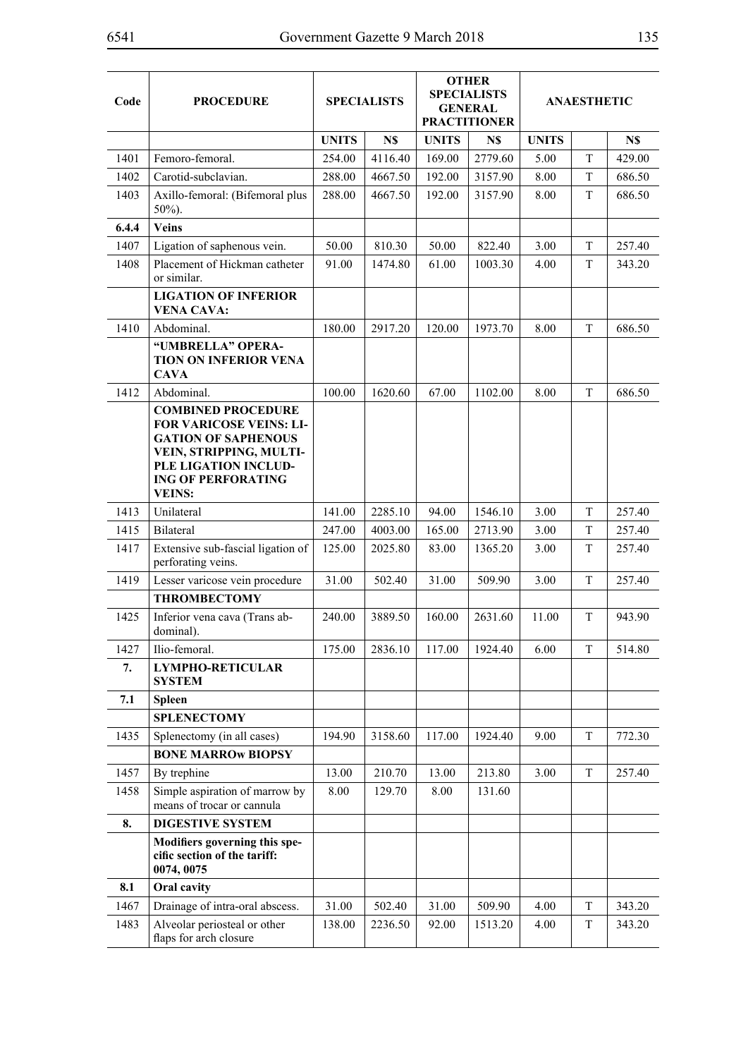| Code | PROCEDURE | SPECIALISTS | | OTHER SPECIALISTS GENERAL PRACTITIONER | | ANAESTHETIC | | |
|---|---|---|---|---|---|---|---|---|
| | | UNITS | N$ | UNITS | N$ | UNITS | | N$ |
| 1401 | Femoro-femoral. | 254.00 | 4116.40 | 169.00 | 2779.60 | 5.00 | T | 429.00 |
| 1402 | Carotid-subclavian. | 288.00 | 4667.50 | 192.00 | 3157.90 | 8.00 | T | 686.50 |
| 1403 | Axillo-femoral: (Bifemoral plus 50%). | 288.00 | 4667.50 | 192.00 | 3157.90 | 8.00 | T | 686.50 |
| **6.4.4** | **Veins** | | | | | | | |
| 1407 | Ligation of saphenous vein. | 50.00 | 810.30 | 50.00 | 822.40 | 3.00 | T | 257.40 |
| 1408 | Placement of Hickman catheter or similar. | 91.00 | 1474.80 | 61.00 | 1003.30 | 4.00 | T | 343.20 |
| | **LIGATION OF INFERIOR VENA CAVA:** | | | | | | | |
| 1410 | Abdominal. | 180.00 | 2917.20 | 120.00 | 1973.70 | 8.00 | T | 686.50 |
| | **"UMBRELLA" OPERATION ON INFERIOR VENA CAVA** | | | | | | | |
| 1412 | Abdominal. | 100.00 | 1620.60 | 67.00 | 1102.00 | 8.00 | T | 686.50 |
| | **COMBINED PROCEDURE FOR VARICOSE VEINS: LIGATION OF SAPHENOUS VEIN, STRIPPING, MULTIPLE LIGATION INCLUDING OF PERFORATING VEINS:** | | | | | | | |
| 1413 | Unilateral | 141.00 | 2285.10 | 94.00 | 1546.10 | 3.00 | T | 257.40 |
| 1415 | Bilateral | 247.00 | 4003.00 | 165.00 | 2713.90 | 3.00 | T | 257.40 |
| 1417 | Extensive sub-fascial ligation of perforating veins. | 125.00 | 2025.80 | 83.00 | 1365.20 | 3.00 | T | 257.40 |
| 1419 | Lesser varicose vein procedure | 31.00 | 502.40 | 31.00 | 509.90 | 3.00 | T | 257.40 |
| | **THROMBECTOMY** | | | | | | | |
| 1425 | Inferior vena cava (Trans abdominal). | 240.00 | 3889.50 | 160.00 | 2631.60 | 11.00 | T | 943.90 |
| 1427 | Ilio-femoral. | 175.00 | 2836.10 | 117.00 | 1924.40 | 6.00 | T | 514.80 |
| **7.** | **LYMPHO-RETICULAR SYSTEM** | | | | | | | |
| **7.1** | **Spleen** | | | | | | | |
| | **SPLENECTOMY** | | | | | | | |
| 1435 | Splenectomy (in all cases) | 194.90 | 3158.60 | 117.00 | 1924.40 | 9.00 | T | 772.30 |
| | **BONE MARROw BIOPSY** | | | | | | | |
| 1457 | By trephine | 13.00 | 210.70 | 13.00 | 213.80 | 3.00 | T | 257.40 |
| 1458 | Simple aspiration of marrow by means of trocar or cannula | 8.00 | 129.70 | 8.00 | 131.60 | | | |
| **8.** | **DIGESTIVE SYSTEM** | | | | | | | |
| | **Modifiers governing this specific section of the tariff: 0074, 0075** | | | | | | | |
| **8.1** | **Oral cavity** | | | | | | | |
| 1467 | Drainage of intra-oral abscess. | 31.00 | 502.40 | 31.00 | 509.90 | 4.00 | T | 343.20 |
| 1483 | Alveolar periosteal or other flaps for arch closure | 138.00 | 2236.50 | 92.00 | 1513.20 | 4.00 | T | 343.20 |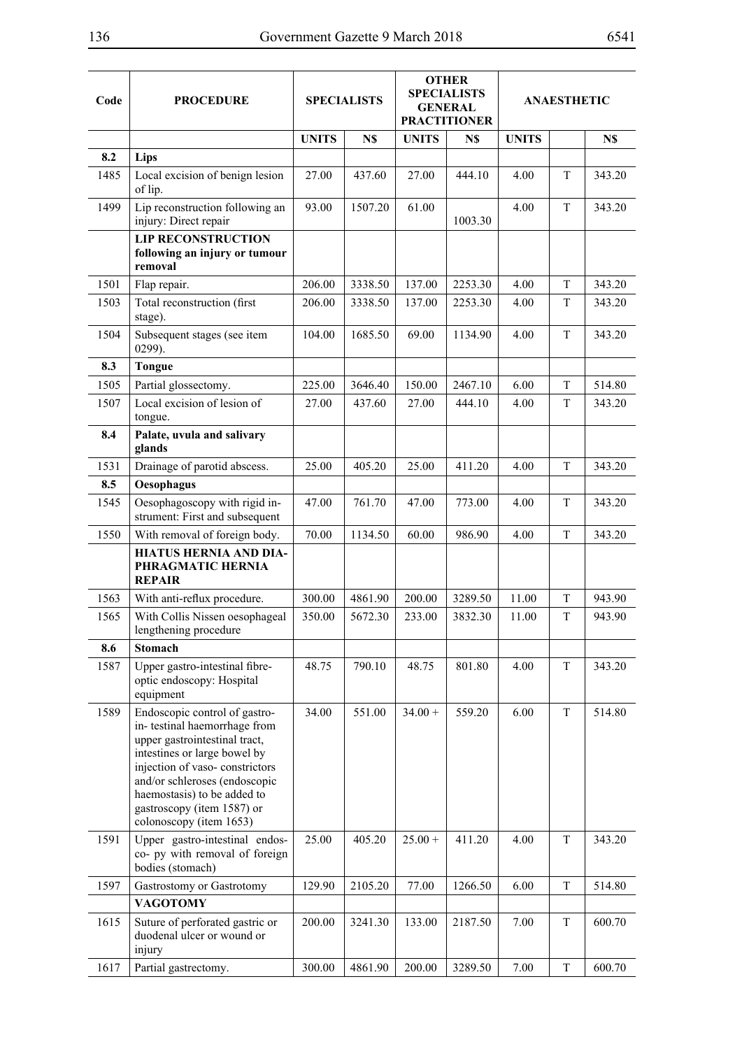| Code | PROCEDURE | SPECIALISTS | | OTHER SPECIALISTS GENERAL PRACTITIONER | | ANAESTHETIC | | |
|---|---|---|---|---|---|---|---|---|
| | | UNITS | N$ | UNITS | N$ | UNITS | | N$ |
| 8.2 | **Lips** | | | | | | | |
| 1485 | Local excision of benign lesion of lip. | 27.00 | 437.60 | 27.00 | 444.10 | 4.00 | T | 343.20 |
| 1499 | Lip reconstruction following an injury: Direct repair | 93.00 | 1507.20 | 61.00 | 1003.30 | 4.00 | T | 343.20 |
| | **LIP RECONSTRUCTION following an injury or tumour removal** | | | | | | | |
| 1501 | Flap repair. | 206.00 | 3338.50 | 137.00 | 2253.30 | 4.00 | T | 343.20 |
| 1503 | Total reconstruction (first stage). | 206.00 | 3338.50 | 137.00 | 2253.30 | 4.00 | T | 343.20 |
| 1504 | Subsequent stages (see item 0299). | 104.00 | 1685.50 | 69.00 | 1134.90 | 4.00 | T | 343.20 |
| 8.3 | **Tongue** | | | | | | | |
| 1505 | Partial glossectomy. | 225.00 | 3646.40 | 150.00 | 2467.10 | 6.00 | T | 514.80 |
| 1507 | Local excision of lesion of tongue. | 27.00 | 437.60 | 27.00 | 444.10 | 4.00 | T | 343.20 |
| 8.4 | **Palate, uvula and salivary glands** | | | | | | | |
| 1531 | Drainage of parotid abscess. | 25.00 | 405.20 | 25.00 | 411.20 | 4.00 | T | 343.20 |
| 8.5 | **Oesophagus** | | | | | | | |
| 1545 | Oesophagoscopy with rigid instrument: First and subsequent | 47.00 | 761.70 | 47.00 | 773.00 | 4.00 | T | 343.20 |
| 1550 | With removal of foreign body. | 70.00 | 1134.50 | 60.00 | 986.90 | 4.00 | T | 343.20 |
| | **HIATUS HERNIA AND DIAPHRAGMATIC HERNIA REPAIR** | | | | | | | |
| 1563 | With anti-reflux procedure. | 300.00 | 4861.90 | 200.00 | 3289.50 | 11.00 | T | 943.90 |
| 1565 | With Collis Nissen oesophageal lengthening procedure | 350.00 | 5672.30 | 233.00 | 3832.30 | 11.00 | T | 943.90 |
| 8.6 | **Stomach** | | | | | | | |
| 1587 | Upper gastro-intestinal fibre-optic endoscopy: Hospital equipment | 48.75 | 790.10 | 48.75 | 801.80 | 4.00 | T | 343.20 |
| 1589 | Endoscopic control of gastro-in- testinal haemorrhage from upper gastrointestinal tract, intestines or large bowel by injection of vaso- constrictors and/or schleroses (endoscopic haemostasis) to be added to gastroscopy (item 1587) or colonoscopy (item 1653) | 34.00 | 551.00 | 34.00 + | 559.20 | 6.00 | T | 514.80 |
| 1591 | Upper gastro-intestinal endos- co- py with removal of foreign bodies (stomach) | 25.00 | 405.20 | 25.00 + | 411.20 | 4.00 | T | 343.20 |
| 1597 | Gastrostomy or Gastrotomy | 129.90 | 2105.20 | 77.00 | 1266.50 | 6.00 | T | 514.80 |
| | **VAGOTOMY** | | | | | | | |
| 1615 | Suture of perforated gastric or duodenal ulcer or wound or injury | 200.00 | 3241.30 | 133.00 | 2187.50 | 7.00 | T | 600.70 |
| 1617 | Partial gastrectomy. | 300.00 | 4861.90 | 200.00 | 3289.50 | 7.00 | T | 600.70 |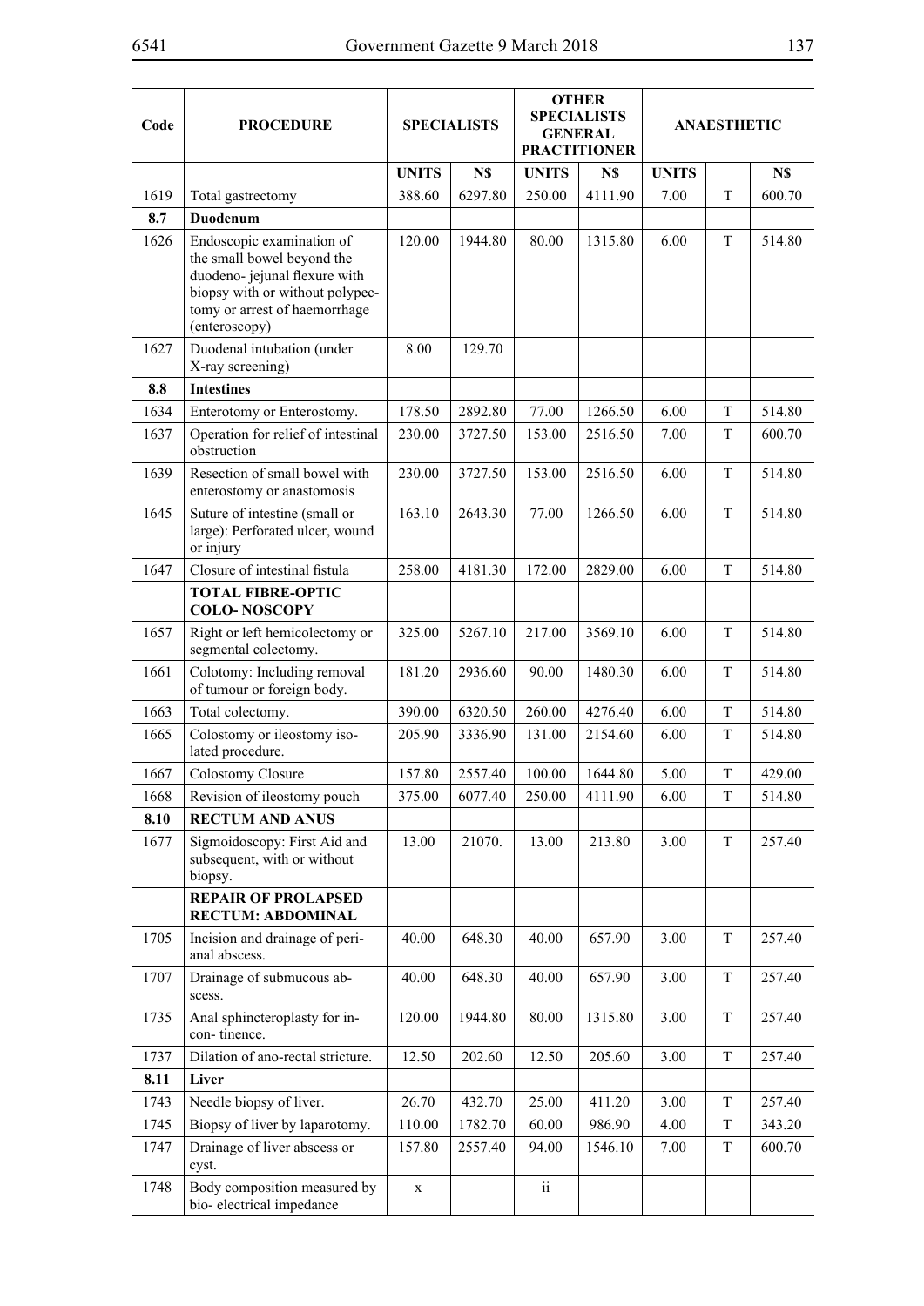| Code | PROCEDURE | SPECIALISTS | | OTHER SPECIALISTS GENERAL PRACTITIONER | | ANAESTHETIC | | |
|---|---|---|---|---|---|---|---|---|
| | | UNITS | N$ | UNITS | N$ | UNITS | | N$ |
| 1619 | Total gastrectomy | 388.60 | 6297.80 | 250.00 | 4111.90 | 7.00 | T | 600.70 |
| **8.7** | **Duodenum** | | | | | | | |
| 1626 | Endoscopic examination of the small bowel beyond the duodeno- jejunal flexure with biopsy with or without polypec-tomy or arrest of haemorrhage (enteroscopy) | 120.00 | 1944.80 | 80.00 | 1315.80 | 6.00 | T | 514.80 |
| 1627 | Duodenal intubation (under X-ray screening) | 8.00 | 129.70 | | | | | |
| **8.8** | **Intestines** | | | | | | | |
| 1634 | Enterotomy or Enterostomy. | 178.50 | 2892.80 | 77.00 | 1266.50 | 6.00 | T | 514.80 |
| 1637 | Operation for relief of intestinal obstruction | 230.00 | 3727.50 | 153.00 | 2516.50 | 7.00 | T | 600.70 |
| 1639 | Resection of small bowel with enterostomy or anastomosis | 230.00 | 3727.50 | 153.00 | 2516.50 | 6.00 | T | 514.80 |
| 1645 | Suture of intestine (small or large): Perforated ulcer, wound or injury | 163.10 | 2643.30 | 77.00 | 1266.50 | 6.00 | T | 514.80 |
| 1647 | Closure of intestinal fistula | 258.00 | 4181.30 | 172.00 | 2829.00 | 6.00 | T | 514.80 |
| | **TOTAL FIBRE-OPTIC COLO- NOSCOPY** | | | | | | | |
| 1657 | Right or left hemicolectomy or segmental colectomy. | 325.00 | 5267.10 | 217.00 | 3569.10 | 6.00 | T | 514.80 |
| 1661 | Colotomy: Including removal of tumour or foreign body. | 181.20 | 2936.60 | 90.00 | 1480.30 | 6.00 | T | 514.80 |
| 1663 | Total colectomy. | 390.00 | 6320.50 | 260.00 | 4276.40 | 6.00 | T | 514.80 |
| 1665 | Colostomy or ileostomy iso-lated procedure. | 205.90 | 3336.90 | 131.00 | 2154.60 | 6.00 | T | 514.80 |
| 1667 | Colostomy Closure | 157.80 | 2557.40 | 100.00 | 1644.80 | 5.00 | T | 429.00 |
| 1668 | Revision of ileostomy pouch | 375.00 | 6077.40 | 250.00 | 4111.90 | 6.00 | T | 514.80 |
| **8.10** | **RECTUM AND ANUS** | | | | | | | |
| 1677 | Sigmoidoscopy: First Aid and subsequent, with or without biopsy. | 13.00 | 21070. | 13.00 | 213.80 | 3.00 | T | 257.40 |
| | **REPAIR OF PROLAPSED RECTUM: ABDOMINAL** | | | | | | | |
| 1705 | Incision and drainage of peri-anal abscess. | 40.00 | 648.30 | 40.00 | 657.90 | 3.00 | T | 257.40 |
| 1707 | Drainage of submucous ab-scess. | 40.00 | 648.30 | 40.00 | 657.90 | 3.00 | T | 257.40 |
| 1735 | Anal sphincteroplasty for in-con- tinence. | 120.00 | 1944.80 | 80.00 | 1315.80 | 3.00 | T | 257.40 |
| 1737 | Dilation of ano-rectal stricture. | 12.50 | 202.60 | 12.50 | 205.60 | 3.00 | T | 257.40 |
| **8.11** | **Liver** | | | | | | | |
| 1743 | Needle biopsy of liver. | 26.70 | 432.70 | 25.00 | 411.20 | 3.00 | T | 257.40 |
| 1745 | Biopsy of liver by laparotomy. | 110.00 | 1782.70 | 60.00 | 986.90 | 4.00 | T | 343.20 |
| 1747 | Drainage of liver abscess or cyst. | 157.80 | 2557.40 | 94.00 | 1546.10 | 7.00 | T | 600.70 |
| 1748 | Body composition measured by bio- electrical impedance | x | | ii | | | | |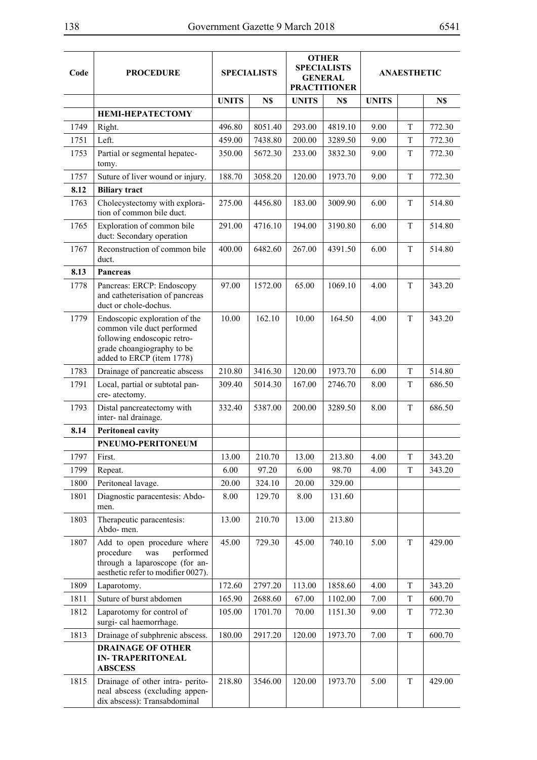| Code | PROCEDURE | SPECIALISTS | | OTHER SPECIALISTS GENERAL PRACTITIONER | | ANAESTHETIC | | |
|---|---|---|---|---|---|---|---|---|
| | | UNITS | N$ | UNITS | N$ | UNITS | | N$ |
| | **HEMI-HEPATECTOMY** | | | | | | | |
| 1749 | Right. | 496.80 | 8051.40 | 293.00 | 4819.10 | 9.00 | T | 772.30 |
| 1751 | Left. | 459.00 | 7438.80 | 200.00 | 3289.50 | 9.00 | T | 772.30 |
| 1753 | Partial or segmental hepatec-tomy. | 350.00 | 5672.30 | 233.00 | 3832.30 | 9.00 | T | 772.30 |
| 1757 | Suture of liver wound or injury. | 188.70 | 3058.20 | 120.00 | 1973.70 | 9.00 | T | 772.30 |
| **8.12** | **Biliary tract** | | | | | | | |
| 1763 | Cholecystectomy with explora-tion of common bile duct. | 275.00 | 4456.80 | 183.00 | 3009.90 | 6.00 | T | 514.80 |
| 1765 | Exploration of common bile duct: Secondary operation | 291.00 | 4716.10 | 194.00 | 3190.80 | 6.00 | T | 514.80 |
| 1767 | Reconstruction of common bile duct. | 400.00 | 6482.60 | 267.00 | 4391.50 | 6.00 | T | 514.80 |
| **8.13** | **Pancreas** | | | | | | | |
| 1778 | Pancreas: ERCP: Endoscopy and catheterisation of pancreas duct or chole-dochus. | 97.00 | 1572.00 | 65.00 | 1069.10 | 4.00 | T | 343.20 |
| 1779 | Endoscopic exploration of the common vile duct performed following endoscopic retro-grade choangiography to be added to ERCP (item 1778) | 10.00 | 162.10 | 10.00 | 164.50 | 4.00 | T | 343.20 |
| 1783 | Drainage of pancreatic abscess | 210.80 | 3416.30 | 120.00 | 1973.70 | 6.00 | T | 514.80 |
| 1791 | Local, partial or subtotal pan-cre- atectomy. | 309.40 | 5014.30 | 167.00 | 2746.70 | 8.00 | T | 686.50 |
| 1793 | Distal pancreatectomy with inter- nal drainage. | 332.40 | 5387.00 | 200.00 | 3289.50 | 8.00 | T | 686.50 |
| **8.14** | **Peritoneal cavity** | | | | | | | |
| | **PNEUMO-PERITONEUM** | | | | | | | |
| 1797 | First. | 13.00 | 210.70 | 13.00 | 213.80 | 4.00 | T | 343.20 |
| 1799 | Repeat. | 6.00 | 97.20 | 6.00 | 98.70 | 4.00 | T | 343.20 |
| 1800 | Peritoneal lavage. | 20.00 | 324.10 | 20.00 | 329.00 | | | |
| 1801 | Diagnostic paracentesis: Abdo-men. | 8.00 | 129.70 | 8.00 | 131.60 | | | |
| 1803 | Therapeutic paracentesis: Abdo- men. | 13.00 | 210.70 | 13.00 | 213.80 | | | |
| 1807 | Add to open procedure where procedure was performed through a laparoscope (for an-aesthetic refer to modifier 0027). | 45.00 | 729.30 | 45.00 | 740.10 | 5.00 | T | 429.00 |
| 1809 | Laparotomy. | 172.60 | 2797.20 | 113.00 | 1858.60 | 4.00 | T | 343.20 |
| 1811 | Suture of burst abdomen | 165.90 | 2688.60 | 67.00 | 1102.00 | 7.00 | T | 600.70 |
| 1812 | Laparotomy for control of surgi- cal haemorrhage. | 105.00 | 1701.70 | 70.00 | 1151.30 | 9.00 | T | 772.30 |
| 1813 | Drainage of subphrenic abscess. | 180.00 | 2917.20 | 120.00 | 1973.70 | 7.00 | T | 600.70 |
| | **DRAINAGE OF OTHER IN- TRAPERITONEAL ABSCESS** | | | | | | | |
| 1815 | Drainage of other intra- perito-neal abscess (excluding appen-dix abscess): Transabdominal | 218.80 | 3546.00 | 120.00 | 1973.70 | 5.00 | T | 429.00 |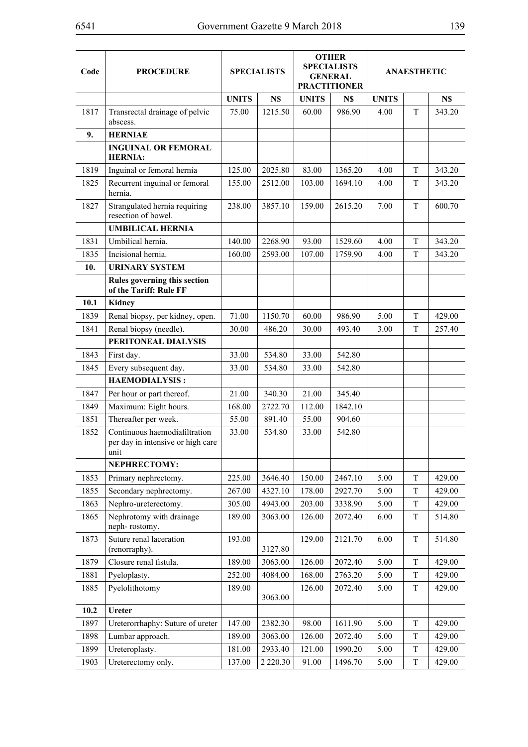| Code | PROCEDURE | SPECIALISTS | | OTHER SPECIALISTS GENERAL PRACTITIONER | | ANAESTHETIC | | |
|---|---|---|---|---|---|---|---|---|
| | | UNITS | N$ | UNITS | N$ | UNITS | | N$ |
| 1817 | Transrectal drainage of pelvic abscess. | 75.00 | 1215.50 | 60.00 | 986.90 | 4.00 | T | 343.20 |
| **9.** | **HERNIAE** | | | | | | | |
| | **INGUINAL OR FEMORAL HERNIA:** | | | | | | | |
| 1819 | Inguinal or femoral hernia | 125.00 | 2025.80 | 83.00 | 1365.20 | 4.00 | T | 343.20 |
| 1825 | Recurrent inguinal or femoral hernia. | 155.00 | 2512.00 | 103.00 | 1694.10 | 4.00 | T | 343.20 |
| 1827 | Strangulated hernia requiring resection of bowel. | 238.00 | 3857.10 | 159.00 | 2615.20 | 7.00 | T | 600.70 |
| | **UMBILICAL HERNIA** | | | | | | | |
| 1831 | Umbilical hernia. | 140.00 | 2268.90 | 93.00 | 1529.60 | 4.00 | T | 343.20 |
| 1835 | Incisional hernia. | 160.00 | 2593.00 | 107.00 | 1759.90 | 4.00 | T | 343.20 |
| **10.** | **URINARY SYSTEM** | | | | | | | |
| | **Rules governing this section of the Tariff: Rule FF** | | | | | | | |
| **10.1** | **Kidney** | | | | | | | |
| 1839 | Renal biopsy, per kidney, open. | 71.00 | 1150.70 | 60.00 | 986.90 | 5.00 | T | 429.00 |
| 1841 | Renal biopsy (needle). | 30.00 | 486.20 | 30.00 | 493.40 | 3.00 | T | 257.40 |
| | **PERITONEAL DIALYSIS** | | | | | | | |
| 1843 | First day. | 33.00 | 534.80 | 33.00 | 542.80 | | | |
| 1845 | Every subsequent day. | 33.00 | 534.80 | 33.00 | 542.80 | | | |
| | **HAEMODIALYSIS :** | | | | | | | |
| 1847 | Per hour or part thereof. | 21.00 | 340.30 | 21.00 | 345.40 | | | |
| 1849 | Maximum: Eight hours. | 168.00 | 2722.70 | 112.00 | 1842.10 | | | |
| 1851 | Thereafter per week. | 55.00 | 891.40 | 55.00 | 904.60 | | | |
| 1852 | Continuous haemodiafiltration per day in intensive or high care unit | 33.00 | 534.80 | 33.00 | 542.80 | | | |
| | **NEPHRECTOMY:** | | | | | | | |
| 1853 | Primary nephrectomy. | 225.00 | 3646.40 | 150.00 | 2467.10 | 5.00 | T | 429.00 |
| 1855 | Secondary nephrectomy. | 267.00 | 4327.10 | 178.00 | 2927.70 | 5.00 | T | 429.00 |
| 1863 | Nephro-ureterectomy. | 305.00 | 4943.00 | 203.00 | 3338.90 | 5.00 | T | 429.00 |
| 1865 | Nephrotomy with drainage neph- rostomy. | 189.00 | 3063.00 | 126.00 | 2072.40 | 6.00 | T | 514.80 |
| 1873 | Suture renal laceration (renorraphy). | 193.00 | 3127.80 | 129.00 | 2121.70 | 6.00 | T | 514.80 |
| 1879 | Closure renal fistula. | 189.00 | 3063.00 | 126.00 | 2072.40 | 5.00 | T | 429.00 |
| 1881 | Pyeloplasty. | 252.00 | 4084.00 | 168.00 | 2763.20 | 5.00 | T | 429.00 |
| 1885 | Pyelolithotomy | 189.00 | 3063.00 | 126.00 | 2072.40 | 5.00 | T | 429.00 |
| **10.2** | **Ureter** | | | | | | | |
| 1897 | Ureterorrhaphy: Suture of ureter | 147.00 | 2382.30 | 98.00 | 1611.90 | 5.00 | T | 429.00 |
| 1898 | Lumbar approach. | 189.00 | 3063.00 | 126.00 | 2072.40 | 5.00 | T | 429.00 |
| 1899 | Ureteroplasty. | 181.00 | 2933.40 | 121.00 | 1990.20 | 5.00 | T | 429.00 |
| 1903 | Ureterectomy only. | 137.00 | 2 220.30 | 91.00 | 1496.70 | 5.00 | T | 429.00 |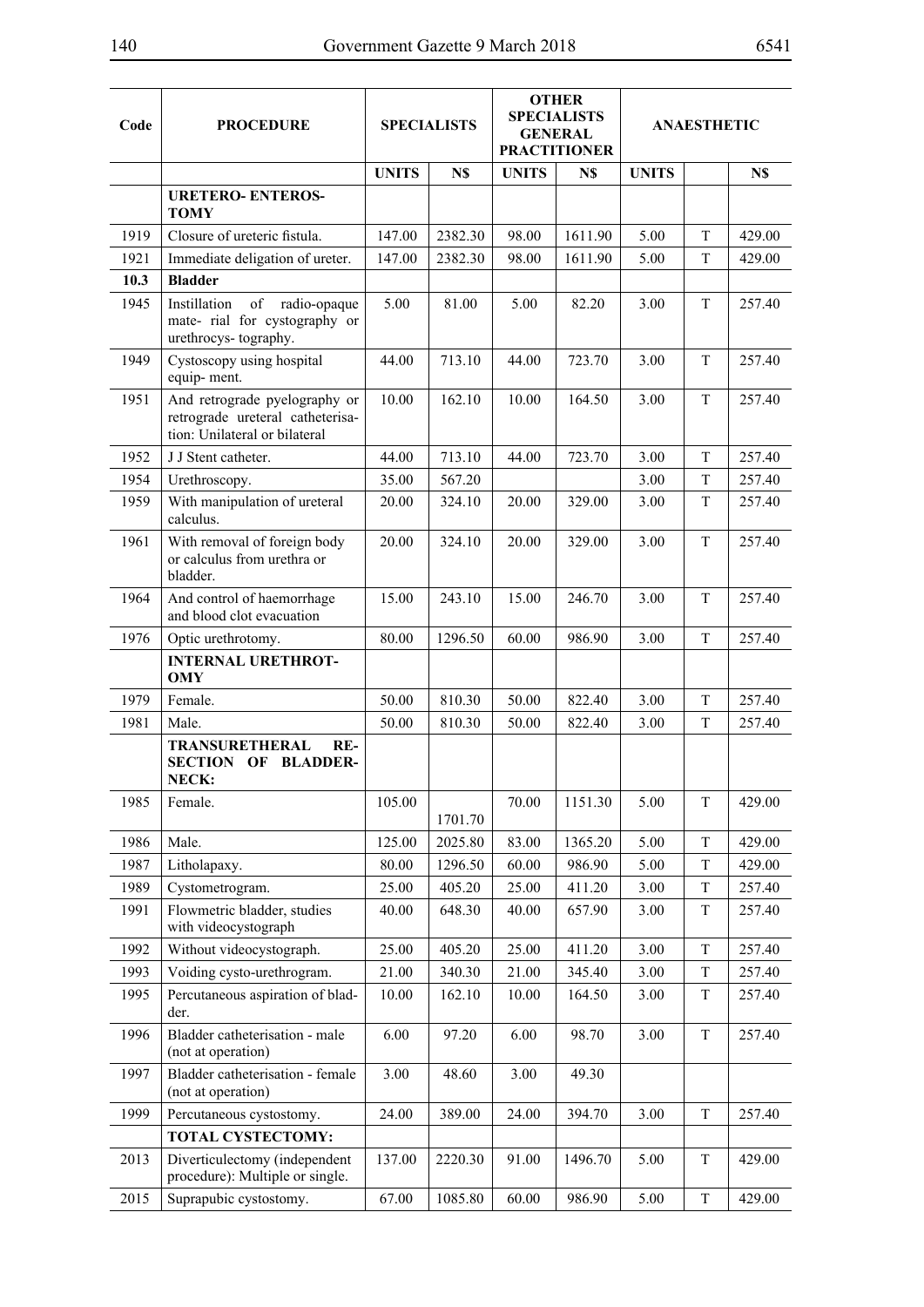| Code | PROCEDURE | SPECIALISTS | | OTHER SPECIALISTS GENERAL PRACTITIONER | | ANAESTHETIC | | |
|---|---|---|---|---|---|---|---|---|
| | | UNITS | N$ | UNITS | N$ | UNITS | | N$ |
| | **URETERO- ENTEROS-TOMY** | | | | | | | |
| 1919 | Closure of ureteric fistula. | 147.00 | 2382.30 | 98.00 | 1611.90 | 5.00 | T | 429.00 |
| 1921 | Immediate deligation of ureter. | 147.00 | 2382.30 | 98.00 | 1611.90 | 5.00 | T | 429.00 |
| **10.3** | **Bladder** | | | | | | | |
| 1945 | Instillation of radio-opaque mate- rial for cystography or urethrocys- tography. | 5.00 | 81.00 | 5.00 | 82.20 | 3.00 | T | 257.40 |
| 1949 | Cystoscopy using hospital equip- ment. | 44.00 | 713.10 | 44.00 | 723.70 | 3.00 | T | 257.40 |
| 1951 | And retrograde pyelography or retrograde ureteral catheterisa-tion: Unilateral or bilateral | 10.00 | 162.10 | 10.00 | 164.50 | 3.00 | T | 257.40 |
| 1952 | J J Stent catheter. | 44.00 | 713.10 | 44.00 | 723.70 | 3.00 | T | 257.40 |
| 1954 | Urethroscopy. | 35.00 | 567.20 | | | 3.00 | T | 257.40 |
| 1959 | With manipulation of ureteral calculus. | 20.00 | 324.10 | 20.00 | 329.00 | 3.00 | T | 257.40 |
| 1961 | With removal of foreign body or calculus from urethra or bladder. | 20.00 | 324.10 | 20.00 | 329.00 | 3.00 | T | 257.40 |
| 1964 | And control of haemorrhage and blood clot evacuation | 15.00 | 243.10 | 15.00 | 246.70 | 3.00 | T | 257.40 |
| 1976 | Optic urethrotomy. | 80.00 | 1296.50 | 60.00 | 986.90 | 3.00 | T | 257.40 |
| | **INTERNAL URETHROT-OMY** | | | | | | | |
| 1979 | Female. | 50.00 | 810.30 | 50.00 | 822.40 | 3.00 | T | 257.40 |
| 1981 | Male. | 50.00 | 810.30 | 50.00 | 822.40 | 3.00 | T | 257.40 |
| | **TRANSURETHERAL RE-SECTION OF BLADDER-NECK:** | | | | | | | |
| 1985 | Female. | 105.00 | 1701.70 | 70.00 | 1151.30 | 5.00 | T | 429.00 |
| 1986 | Male. | 125.00 | 2025.80 | 83.00 | 1365.20 | 5.00 | T | 429.00 |
| 1987 | Litholapaxy. | 80.00 | 1296.50 | 60.00 | 986.90 | 5.00 | T | 429.00 |
| 1989 | Cystometrogram. | 25.00 | 405.20 | 25.00 | 411.20 | 3.00 | T | 257.40 |
| 1991 | Flowmetric bladder, studies with videocystograph | 40.00 | 648.30 | 40.00 | 657.90 | 3.00 | T | 257.40 |
| 1992 | Without videocystograph. | 25.00 | 405.20 | 25.00 | 411.20 | 3.00 | T | 257.40 |
| 1993 | Voiding cysto-urethrogram. | 21.00 | 340.30 | 21.00 | 345.40 | 3.00 | T | 257.40 |
| 1995 | Percutaneous aspiration of blad-der. | 10.00 | 162.10 | 10.00 | 164.50 | 3.00 | T | 257.40 |
| 1996 | Bladder catheterisation - male (not at operation) | 6.00 | 97.20 | 6.00 | 98.70 | 3.00 | T | 257.40 |
| 1997 | Bladder catheterisation - female (not at operation) | 3.00 | 48.60 | 3.00 | 49.30 | | | |
| 1999 | Percutaneous cystostomy. | 24.00 | 389.00 | 24.00 | 394.70 | 3.00 | T | 257.40 |
| | **TOTAL CYSTECTOMY:** | | | | | | | |
| 2013 | Diverticulectomy (independent procedure): Multiple or single. | 137.00 | 2220.30 | 91.00 | 1496.70 | 5.00 | T | 429.00 |
| 2015 | Suprapubic cystostomy. | 67.00 | 1085.80 | 60.00 | 986.90 | 5.00 | T | 429.00 |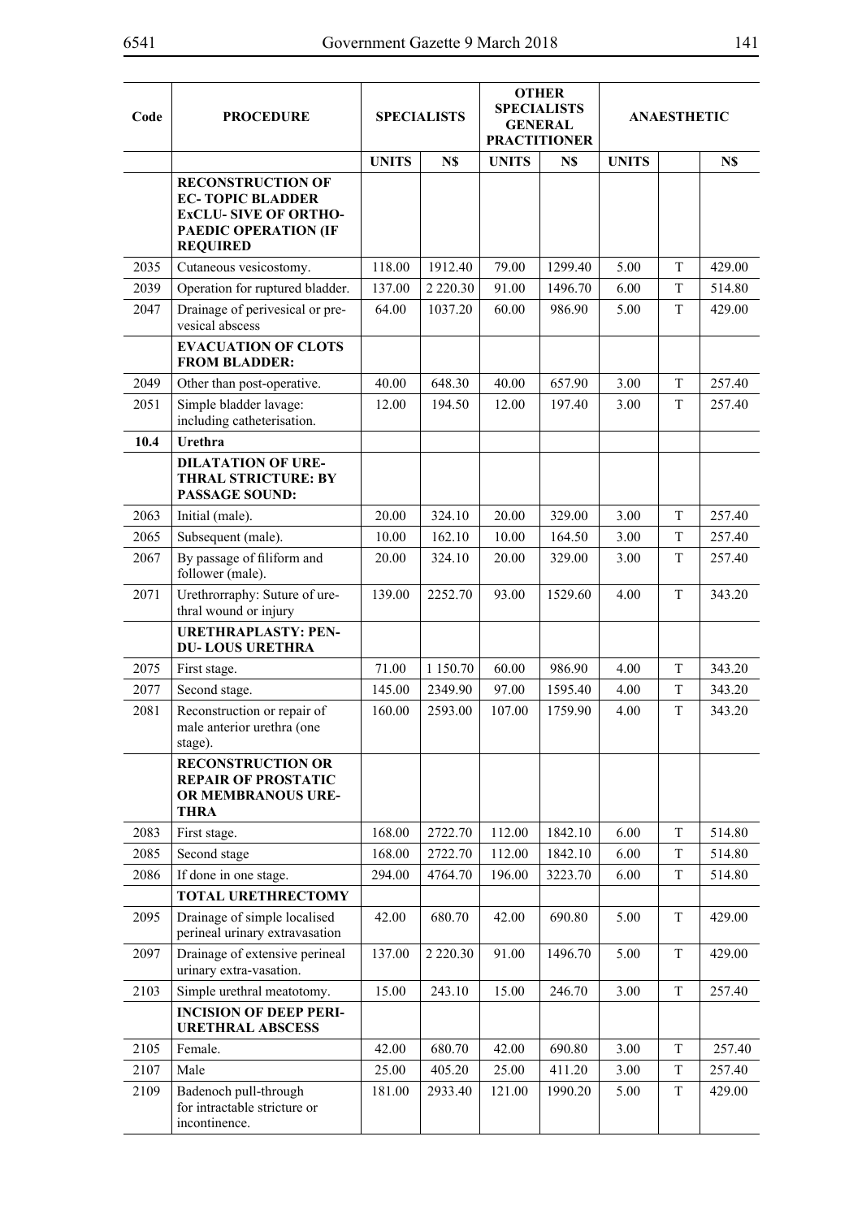| Code | PROCEDURE | SPECIALISTS | | OTHER SPECIALISTS GENERAL PRACTITIONER | | ANAESTHETIC | | |
|---|---|---|---|---|---|---|---|---|
| | | UNITS | N$ | UNITS | N$ | UNITS | | N$ |
| | **RECONSTRUCTION OF EC- TOPIC BLADDER ExCLU- SIVE OF ORTHO- PAEDIC OPERATION (IF REQUIRED** | | | | | | | |
| 2035 | Cutaneous vesicostomy. | 118.00 | 1912.40 | 79.00 | 1299.40 | 5.00 | T | 429.00 |
| 2039 | Operation for ruptured bladder. | 137.00 | 2 220.30 | 91.00 | 1496.70 | 6.00 | T | 514.80 |
| 2047 | Drainage of perivesical or pre-vesical abscess | 64.00 | 1037.20 | 60.00 | 986.90 | 5.00 | T | 429.00 |
| | **EVACUATION OF CLOTS FROM BLADDER:** | | | | | | | |
| 2049 | Other than post-operative. | 40.00 | 648.30 | 40.00 | 657.90 | 3.00 | T | 257.40 |
| 2051 | Simple bladder lavage: including catheterisation. | 12.00 | 194.50 | 12.00 | 197.40 | 3.00 | T | 257.40 |
| **10.4** | **Urethra** | | | | | | | |
| | **DILATATION OF URE-THRAL STRICTURE: BY PASSAGE SOUND:** | | | | | | | |
| 2063 | Initial (male). | 20.00 | 324.10 | 20.00 | 329.00 | 3.00 | T | 257.40 |
| 2065 | Subsequent (male). | 10.00 | 162.10 | 10.00 | 164.50 | 3.00 | T | 257.40 |
| 2067 | By passage of filiform and follower (male). | 20.00 | 324.10 | 20.00 | 329.00 | 3.00 | T | 257.40 |
| 2071 | Urethrorraphy: Suture of ure-thral wound or injury | 139.00 | 2252.70 | 93.00 | 1529.60 | 4.00 | T | 343.20 |
| | **URETHRAPLASTY: PEN-DU- LOUS URETHRA** | | | | | | | |
| 2075 | First stage. | 71.00 | 1 150.70 | 60.00 | 986.90 | 4.00 | T | 343.20 |
| 2077 | Second stage. | 145.00 | 2349.90 | 97.00 | 1595.40 | 4.00 | T | 343.20 |
| 2081 | Reconstruction or repair of male anterior urethra (one stage). | 160.00 | 2593.00 | 107.00 | 1759.90 | 4.00 | T | 343.20 |
| | **RECONSTRUCTION OR REPAIR OF PROSTATIC OR MEMBRANOUS URE-THRA** | | | | | | | |
| 2083 | First stage. | 168.00 | 2722.70 | 112.00 | 1842.10 | 6.00 | T | 514.80 |
| 2085 | Second stage | 168.00 | 2722.70 | 112.00 | 1842.10 | 6.00 | T | 514.80 |
| 2086 | If done in one stage. | 294.00 | 4764.70 | 196.00 | 3223.70 | 6.00 | T | 514.80 |
| | **TOTAL URETHRECTOMY** | | | | | | | |
| 2095 | Drainage of simple localised perineal urinary extravasation | 42.00 | 680.70 | 42.00 | 690.80 | 5.00 | T | 429.00 |
| 2097 | Drainage of extensive perineal urinary extra-vasation. | 137.00 | 2 220.30 | 91.00 | 1496.70 | 5.00 | T | 429.00 |
| 2103 | Simple urethral meatotomy. | 15.00 | 243.10 | 15.00 | 246.70 | 3.00 | T | 257.40 |
| | **INCISION OF DEEP PERI-URETHRAL ABSCESS** | | | | | | | |
| 2105 | Female. | 42.00 | 680.70 | 42.00 | 690.80 | 3.00 | T | 257.40 |
| 2107 | Male | 25.00 | 405.20 | 25.00 | 411.20 | 3.00 | T | 257.40 |
| 2109 | Badenoch pull-through for intractable stricture or incontinence. | 181.00 | 2933.40 | 121.00 | 1990.20 | 5.00 | T | 429.00 |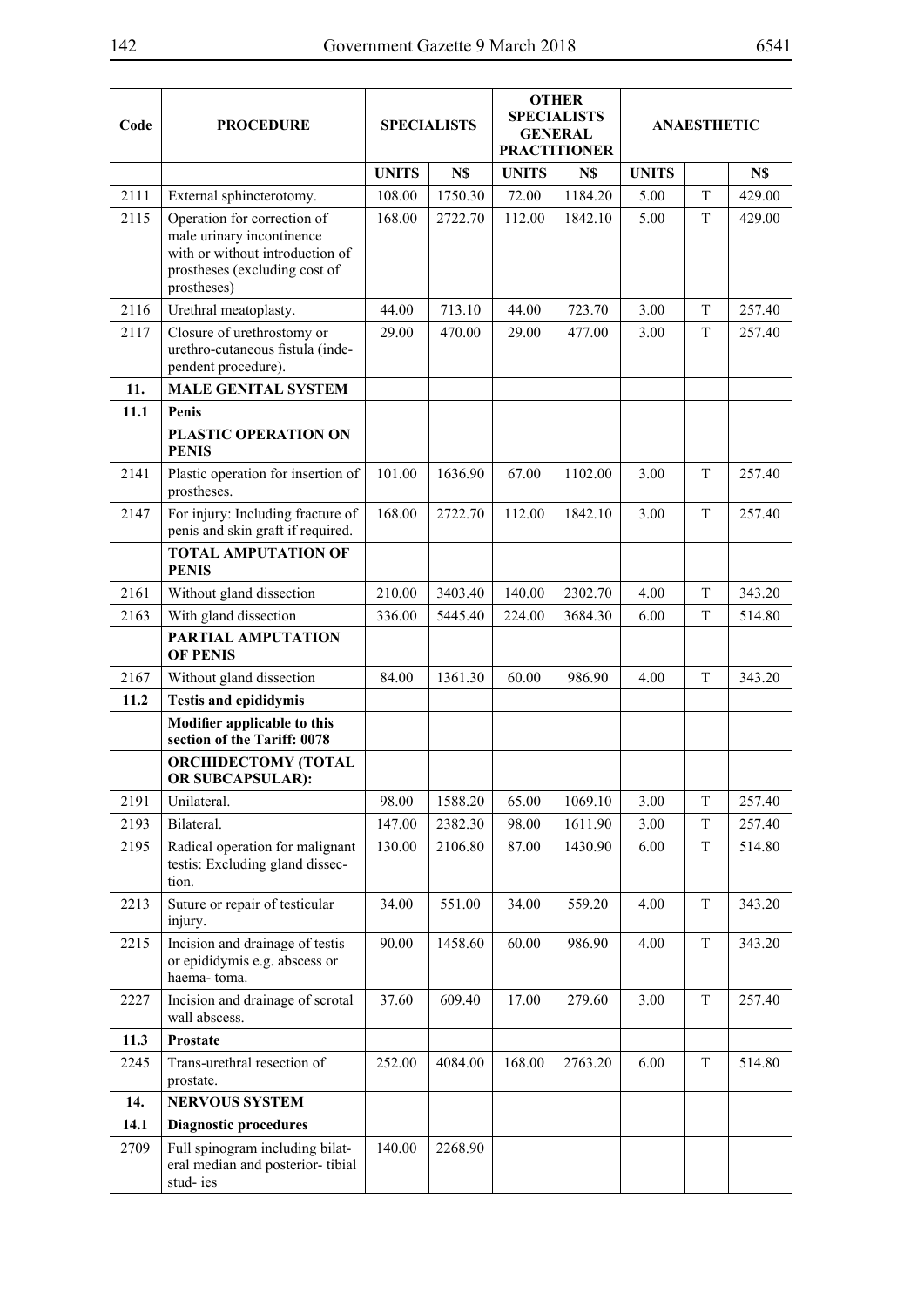| Code | PROCEDURE | SPECIALISTS | | OTHER SPECIALISTS GENERAL PRACTITIONER | | ANAESTHETIC | | |
|---|---|---|---|---|---|---|---|---|
| | | UNITS | N$ | UNITS | N$ | UNITS | | N$ |
| 2111 | External sphincterotomy. | 108.00 | 1750.30 | 72.00 | 1184.20 | 5.00 | T | 429.00 |
| 2115 | Operation for correction of male urinary incontinence with or without introduction of prostheses (excluding cost of prostheses) | 168.00 | 2722.70 | 112.00 | 1842.10 | 5.00 | T | 429.00 |
| 2116 | Urethral meatoplasty. | 44.00 | 713.10 | 44.00 | 723.70 | 3.00 | T | 257.40 |
| 2117 | Closure of urethrostomy or urethro-cutaneous fistula (independent procedure). | 29.00 | 470.00 | 29.00 | 477.00 | 3.00 | T | 257.40 |
| **11.** | **MALE GENITAL SYSTEM** | | | | | | | |
| **11.1** | **Penis** | | | | | | | |
| | **PLASTIC OPERATION ON PENIS** | | | | | | | |
| 2141 | Plastic operation for insertion of prostheses. | 101.00 | 1636.90 | 67.00 | 1102.00 | 3.00 | T | 257.40 |
| 2147 | For injury: Including fracture of penis and skin graft if required. | 168.00 | 2722.70 | 112.00 | 1842.10 | 3.00 | T | 257.40 |
| | **TOTAL AMPUTATION OF PENIS** | | | | | | | |
| 2161 | Without gland dissection | 210.00 | 3403.40 | 140.00 | 2302.70 | 4.00 | T | 343.20 |
| 2163 | With gland dissection | 336.00 | 5445.40 | 224.00 | 3684.30 | 6.00 | T | 514.80 |
| | **PARTIAL AMPUTATION OF PENIS** | | | | | | | |
| 2167 | Without gland dissection | 84.00 | 1361.30 | 60.00 | 986.90 | 4.00 | T | 343.20 |
| **11.2** | **Testis and epididymis** | | | | | | | |
| | **Modifier applicable to this section of the Tariff: 0078** | | | | | | | |
| | **ORCHIDECTOMY (TOTAL OR SUBCAPSULAR):** | | | | | | | |
| 2191 | Unilateral. | 98.00 | 1588.20 | 65.00 | 1069.10 | 3.00 | T | 257.40 |
| 2193 | Bilateral. | 147.00 | 2382.30 | 98.00 | 1611.90 | 3.00 | T | 257.40 |
| 2195 | Radical operation for malignant testis: Excluding gland dissection. | 130.00 | 2106.80 | 87.00 | 1430.90 | 6.00 | T | 514.80 |
| 2213 | Suture or repair of testicular injury. | 34.00 | 551.00 | 34.00 | 559.20 | 4.00 | T | 343.20 |
| 2215 | Incision and drainage of testis or epididymis e.g. abscess or haema- toma. | 90.00 | 1458.60 | 60.00 | 986.90 | 4.00 | T | 343.20 |
| 2227 | Incision and drainage of scrotal wall abscess. | 37.60 | 609.40 | 17.00 | 279.60 | 3.00 | T | 257.40 |
| **11.3** | **Prostate** | | | | | | | |
| 2245 | Trans-urethral resection of prostate. | 252.00 | 4084.00 | 168.00 | 2763.20 | 6.00 | T | 514.80 |
| **14.** | **NERVOUS SYSTEM** | | | | | | | |
| **14.1** | **Diagnostic procedures** | | | | | | | |
| 2709 | Full spinogram including bilateral median and posterior- tibial stud- ies | 140.00 | 2268.90 | | | | | |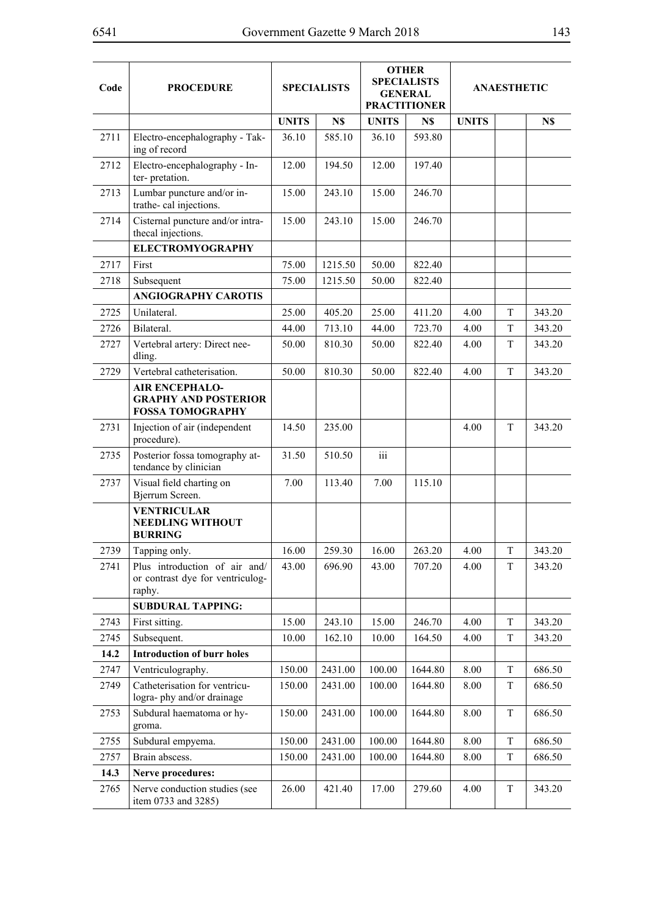| Code | PROCEDURE | SPECIALISTS | | OTHER SPECIALISTS GENERAL PRACTITIONER | | ANAESTHETIC | | |
|---|---|---|---|---|---|---|---|---|
| | | UNITS | N$ | UNITS | N$ | UNITS | | N$ |
| 2711 | Electro-encephalography - Taking of record | 36.10 | 585.10 | 36.10 | 593.80 | | | |
| 2712 | Electro-encephalography - Inter- pretation. | 12.00 | 194.50 | 12.00 | 197.40 | | | |
| 2713 | Lumbar puncture and/or intrathe- cal injections. | 15.00 | 243.10 | 15.00 | 246.70 | | | |
| 2714 | Cisternal puncture and/or intrathecal injections. | 15.00 | 243.10 | 15.00 | 246.70 | | | |
| | **ELECTROMYOGRAPHY** | | | | | | | |
| 2717 | First | 75.00 | 1215.50 | 50.00 | 822.40 | | | |
| 2718 | Subsequent | 75.00 | 1215.50 | 50.00 | 822.40 | | | |
| | **ANGIOGRAPHY CAROTIS** | | | | | | | |
| 2725 | Unilateral. | 25.00 | 405.20 | 25.00 | 411.20 | 4.00 | T | 343.20 |
| 2726 | Bilateral. | 44.00 | 713.10 | 44.00 | 723.70 | 4.00 | T | 343.20 |
| 2727 | Vertebral artery: Direct needling. | 50.00 | 810.30 | 50.00 | 822.40 | 4.00 | T | 343.20 |
| 2729 | Vertebral catheterisation. | 50.00 | 810.30 | 50.00 | 822.40 | 4.00 | T | 343.20 |
| | **AIR ENCEPHALO-GRAPHY AND POSTERIOR FOSSA TOMOGRAPHY** | | | | | | | |
| 2731 | Injection of air (independent procedure). | 14.50 | 235.00 | | | 4.00 | T | 343.20 |
| 2735 | Posterior fossa tomography attendance by clinician | 31.50 | 510.50 | iii | | | | |
| 2737 | Visual field charting on Bjerrum Screen. | 7.00 | 113.40 | 7.00 | 115.10 | | | |
| | **VENTRICULAR NEEDLING WITHOUT BURRING** | | | | | | | |
| 2739 | Tapping only. | 16.00 | 259.30 | 16.00 | 263.20 | 4.00 | T | 343.20 |
| 2741 | Plus introduction of air and/ or contrast dye for ventriculography. | 43.00 | 696.90 | 43.00 | 707.20 | 4.00 | T | 343.20 |
| | **SUBDURAL TAPPING:** | | | | | | | |
| 2743 | First sitting. | 15.00 | 243.10 | 15.00 | 246.70 | 4.00 | T | 343.20 |
| 2745 | Subsequent. | 10.00 | 162.10 | 10.00 | 164.50 | 4.00 | T | 343.20 |
| **14.2** | **Introduction of burr holes** | | | | | | | |
| 2747 | Ventriculography. | 150.00 | 2431.00 | 100.00 | 1644.80 | 8.00 | T | 686.50 |
| 2749 | Catheterisation for ventriculogra- phy and/or drainage | 150.00 | 2431.00 | 100.00 | 1644.80 | 8.00 | T | 686.50 |
| 2753 | Subdural haematoma or hygroma. | 150.00 | 2431.00 | 100.00 | 1644.80 | 8.00 | T | 686.50 |
| 2755 | Subdural empyema. | 150.00 | 2431.00 | 100.00 | 1644.80 | 8.00 | T | 686.50 |
| 2757 | Brain abscess. | 150.00 | 2431.00 | 100.00 | 1644.80 | 8.00 | T | 686.50 |
| **14.3** | **Nerve procedures:** | | | | | | | |
| 2765 | Nerve conduction studies (see item 0733 and 3285) | 26.00 | 421.40 | 17.00 | 279.60 | 4.00 | T | 343.20 |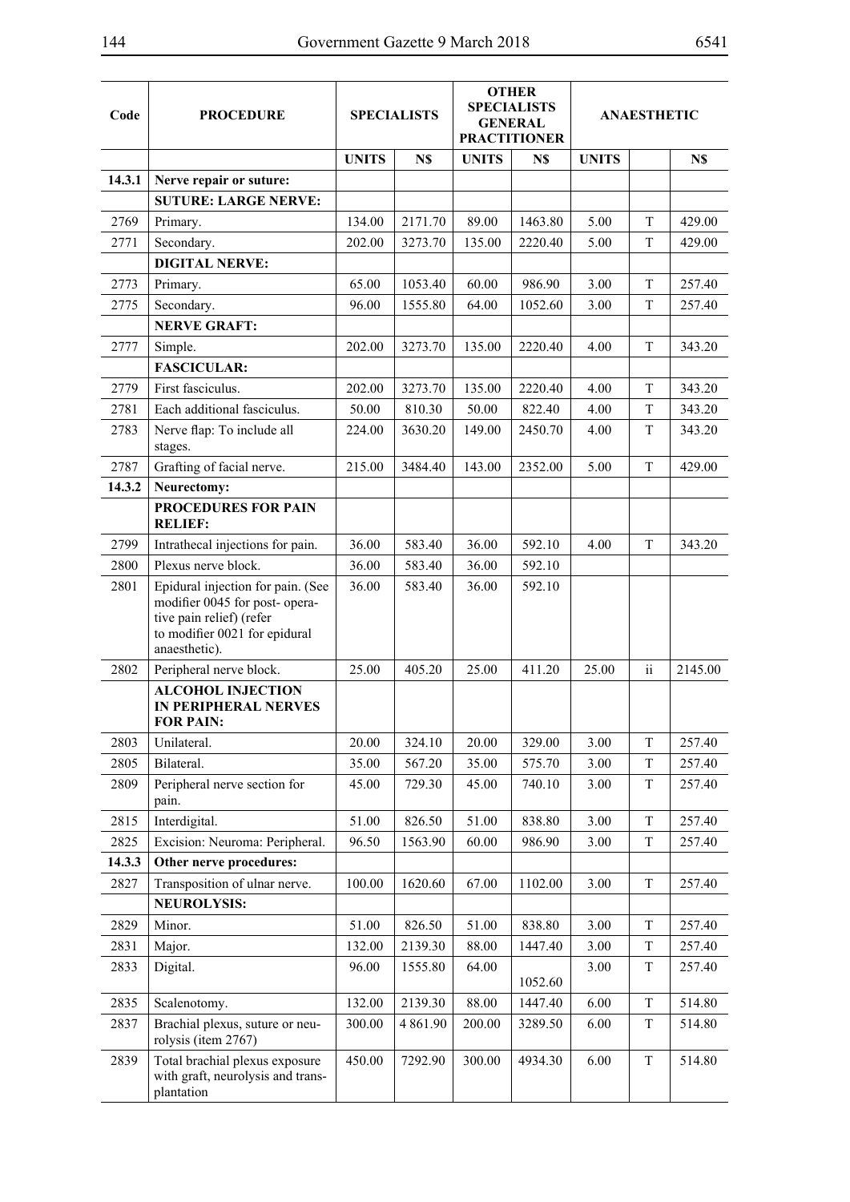| Code | PROCEDURE | SPECIALISTS | | OTHER SPECIALISTS GENERAL PRACTITIONER | | ANAESTHETIC | | |
|---|---|---|---|---|---|---|---|---|
| | | UNITS | N$ | UNITS | N$ | UNITS | | N$ |
| 14.3.1 | **Nerve repair or suture:** | | | | | | | |
| | **SUTURE: LARGE NERVE:** | | | | | | | |
| 2769 | Primary. | 134.00 | 2171.70 | 89.00 | 1463.80 | 5.00 | T | 429.00 |
| 2771 | Secondary. | 202.00 | 3273.70 | 135.00 | 2220.40 | 5.00 | T | 429.00 |
| | **DIGITAL NERVE:** | | | | | | | |
| 2773 | Primary. | 65.00 | 1053.40 | 60.00 | 986.90 | 3.00 | T | 257.40 |
| 2775 | Secondary. | 96.00 | 1555.80 | 64.00 | 1052.60 | 3.00 | T | 257.40 |
| | **NERVE GRAFT:** | | | | | | | |
| 2777 | Simple. | 202.00 | 3273.70 | 135.00 | 2220.40 | 4.00 | T | 343.20 |
| | **FASCICULAR:** | | | | | | | |
| 2779 | First fasciculus. | 202.00 | 3273.70 | 135.00 | 2220.40 | 4.00 | T | 343.20 |
| 2781 | Each additional fasciculus. | 50.00 | 810.30 | 50.00 | 822.40 | 4.00 | T | 343.20 |
| 2783 | Nerve flap: To include all stages. | 224.00 | 3630.20 | 149.00 | 2450.70 | 4.00 | T | 343.20 |
| 2787 | Grafting of facial nerve. | 215.00 | 3484.40 | 143.00 | 2352.00 | 5.00 | T | 429.00 |
| 14.3.2 | **Neurectomy:** | | | | | | | |
| | **PROCEDURES FOR PAIN RELIEF:** | | | | | | | |
| 2799 | Intrathecal injections for pain. | 36.00 | 583.40 | 36.00 | 592.10 | 4.00 | T | 343.20 |
| 2800 | Plexus nerve block. | 36.00 | 583.40 | 36.00 | 592.10 | | | |
| 2801 | Epidural injection for pain. (See modifier 0045 for post- operative pain relief) (refer to modifier 0021 for epidural anaesthetic). | 36.00 | 583.40 | 36.00 | 592.10 | | | |
| 2802 | Peripheral nerve block. | 25.00 | 405.20 | 25.00 | 411.20 | 25.00 | ii | 2145.00 |
| | **ALCOHOL INJECTION IN PERIPHERAL NERVES FOR PAIN:** | | | | | | | |
| 2803 | Unilateral. | 20.00 | 324.10 | 20.00 | 329.00 | 3.00 | T | 257.40 |
| 2805 | Bilateral. | 35.00 | 567.20 | 35.00 | 575.70 | 3.00 | T | 257.40 |
| 2809 | Peripheral nerve section for pain. | 45.00 | 729.30 | 45.00 | 740.10 | 3.00 | T | 257.40 |
| 2815 | Interdigital. | 51.00 | 826.50 | 51.00 | 838.80 | 3.00 | T | 257.40 |
| 2825 | Excision: Neuroma: Peripheral. | 96.50 | 1563.90 | 60.00 | 986.90 | 3.00 | T | 257.40 |
| 14.3.3 | **Other nerve procedures:** | | | | | | | |
| 2827 | Transposition of ulnar nerve. | 100.00 | 1620.60 | 67.00 | 1102.00 | 3.00 | T | 257.40 |
| | **NEUROLYSIS:** | | | | | | | |
| 2829 | Minor. | 51.00 | 826.50 | 51.00 | 838.80 | 3.00 | T | 257.40 |
| 2831 | Major. | 132.00 | 2139.30 | 88.00 | 1447.40 | 3.00 | T | 257.40 |
| 2833 | Digital. | 96.00 | 1555.80 | 64.00 | 1052.60 | 3.00 | T | 257.40 |
| 2835 | Scalenotomy. | 132.00 | 2139.30 | 88.00 | 1447.40 | 6.00 | T | 514.80 |
| 2837 | Brachial plexus, suture or neurolysis (item 2767) | 300.00 | 4 861.90 | 200.00 | 3289.50 | 6.00 | T | 514.80 |
| 2839 | Total brachial plexus exposure with graft, neurolysis and transplantation | 450.00 | 7292.90 | 300.00 | 4934.30 | 6.00 | T | 514.80 |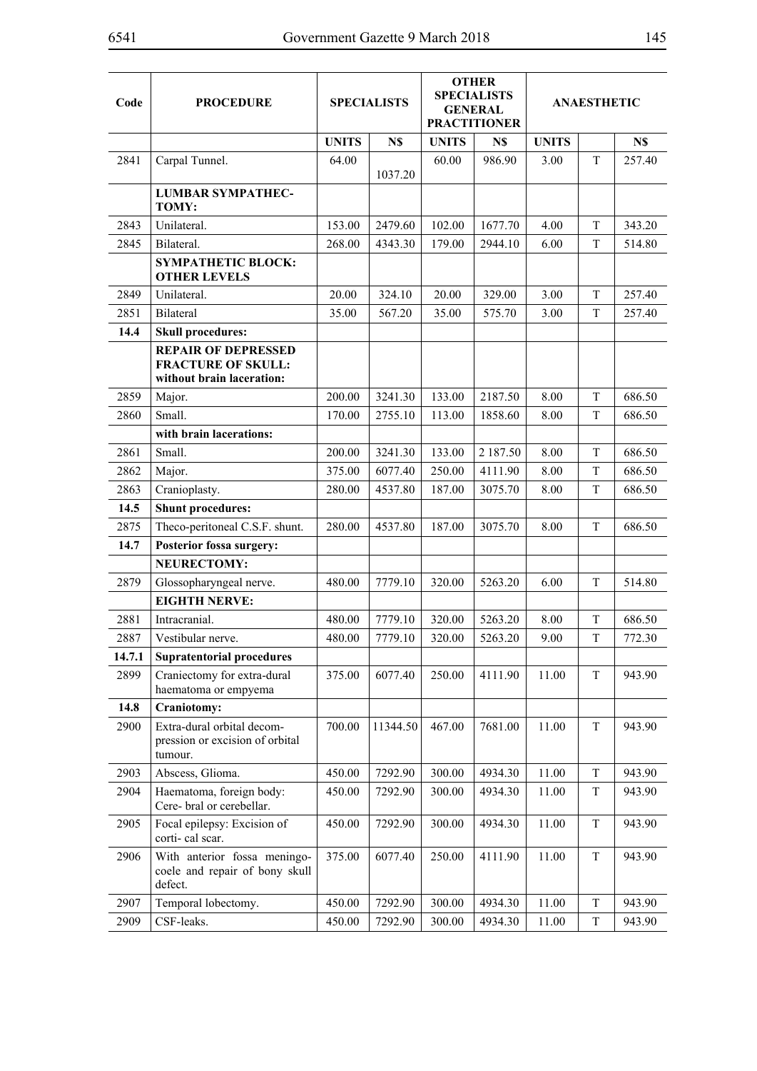| Code | PROCEDURE | SPECIALISTS | | OTHER SPECIALISTS GENERAL PRACTITIONER | | ANAESTHETIC | | |
|---|---|---|---|---|---|---|---|---|
| | | UNITS | N$ | UNITS | N$ | UNITS | | N$ |
| 2841 | Carpal Tunnel. | 64.00 | 1037.20 | 60.00 | 986.90 | 3.00 | T | 257.40 |
| | **LUMBAR SYMPATHEC­TOMY:** | | | | | | | |
| 2843 | Unilateral. | 153.00 | 2479.60 | 102.00 | 1677.70 | 4.00 | T | 343.20 |
| 2845 | Bilateral. | 268.00 | 4343.30 | 179.00 | 2944.10 | 6.00 | T | 514.80 |
| | **SYMPATHETIC BLOCK: OTHER LEVELS** | | | | | | | |
| 2849 | Unilateral. | 20.00 | 324.10 | 20.00 | 329.00 | 3.00 | T | 257.40 |
| 2851 | Bilateral | 35.00 | 567.20 | 35.00 | 575.70 | 3.00 | T | 257.40 |
| **14.4** | **Skull procedures:** | | | | | | | |
| | **REPAIR OF DEPRESSED FRACTURE OF SKULL: without brain laceration:** | | | | | | | |
| 2859 | Major. | 200.00 | 3241.30 | 133.00 | 2187.50 | 8.00 | T | 686.50 |
| 2860 | Small. | 170.00 | 2755.10 | 113.00 | 1858.60 | 8.00 | T | 686.50 |
| | **with brain lacerations:** | | | | | | | |
| 2861 | Small. | 200.00 | 3241.30 | 133.00 | 2 187.50 | 8.00 | T | 686.50 |
| 2862 | Major. | 375.00 | 6077.40 | 250.00 | 4111.90 | 8.00 | T | 686.50 |
| 2863 | Cranioplasty. | 280.00 | 4537.80 | 187.00 | 3075.70 | 8.00 | T | 686.50 |
| **14.5** | **Shunt procedures:** | | | | | | | |
| 2875 | Theco-peritoneal C.S.F. shunt. | 280.00 | 4537.80 | 187.00 | 3075.70 | 8.00 | T | 686.50 |
| **14.7** | **Posterior fossa surgery:** | | | | | | | |
| | **NEURECTOMY:** | | | | | | | |
| 2879 | Glossopharyngeal nerve. | 480.00 | 7779.10 | 320.00 | 5263.20 | 6.00 | T | 514.80 |
| | **EIGHTH NERVE:** | | | | | | | |
| 2881 | Intracranial. | 480.00 | 7779.10 | 320.00 | 5263.20 | 8.00 | T | 686.50 |
| 2887 | Vestibular nerve. | 480.00 | 7779.10 | 320.00 | 5263.20 | 9.00 | T | 772.30 |
| **14.7.1** | **Supratentorial procedures** | | | | | | | |
| 2899 | Craniectomy for extra-dural haematoma or empyema | 375.00 | 6077.40 | 250.00 | 4111.90 | 11.00 | T | 943.90 |
| **14.8** | **Craniotomy:** | | | | | | | |
| 2900 | Extra-dural orbital decom­pression or excision of orbital tumour. | 700.00 | 11344.50 | 467.00 | 7681.00 | 11.00 | T | 943.90 |
| 2903 | Abscess, Glioma. | 450.00 | 7292.90 | 300.00 | 4934.30 | 11.00 | T | 943.90 |
| 2904 | Haematoma, foreign body: Cere- bral or cerebellar. | 450.00 | 7292.90 | 300.00 | 4934.30 | 11.00 | T | 943.90 |
| 2905 | Focal epilepsy: Excision of corti- cal scar. | 450.00 | 7292.90 | 300.00 | 4934.30 | 11.00 | T | 943.90 |
| 2906 | With anterior fossa meningo­coele and repair of bony skull defect. | 375.00 | 6077.40 | 250.00 | 4111.90 | 11.00 | T | 943.90 |
| 2907 | Temporal lobectomy. | 450.00 | 7292.90 | 300.00 | 4934.30 | 11.00 | T | 943.90 |
| 2909 | CSF-leaks. | 450.00 | 7292.90 | 300.00 | 4934.30 | 11.00 | T | 943.90 |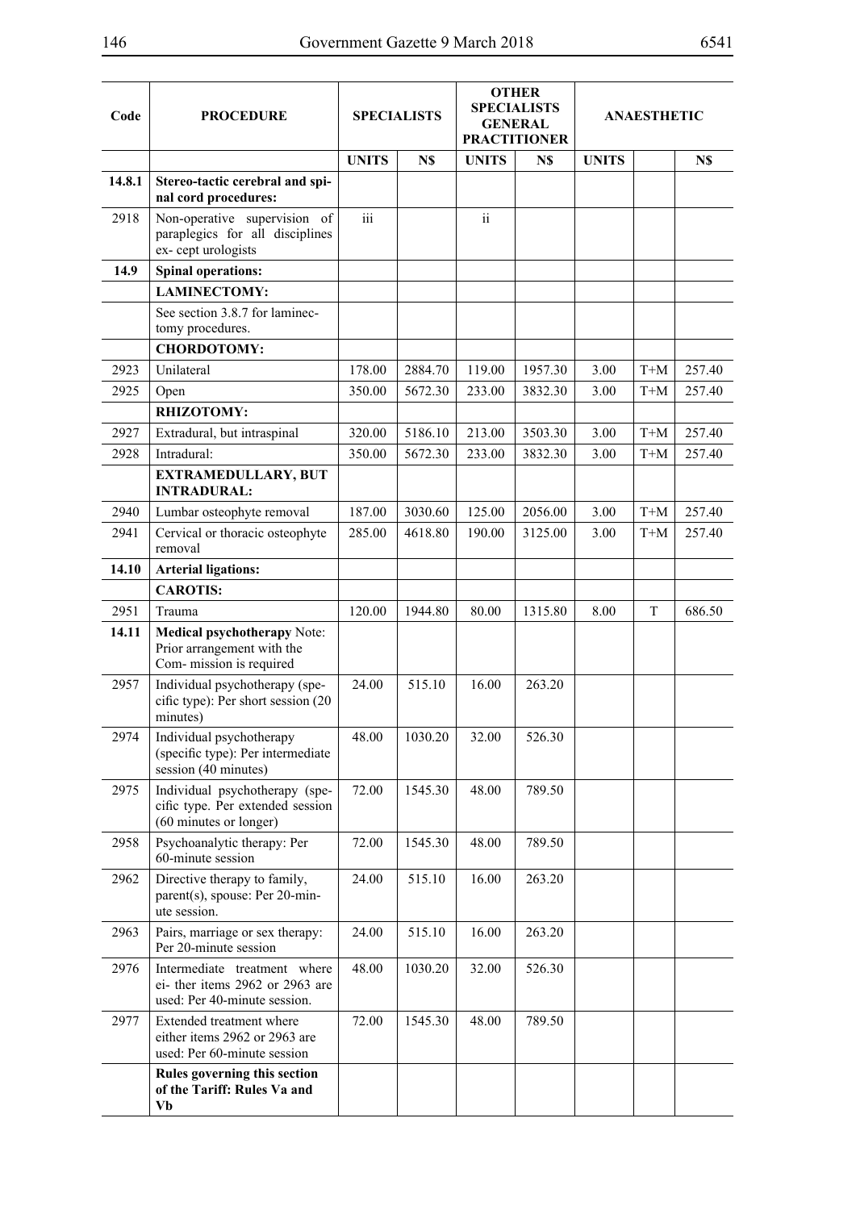| Code | PROCEDURE | SPECIALISTS | | OTHER SPECIALISTS GENERAL PRACTITIONER | | ANAESTHETIC | | |
|---|---|---|---|---|---|---|---|---|
| | | UNITS | N$ | UNITS | N$ | UNITS | | N$ |
| **14.8.1** | **Stereo-tactic cerebral and spinal cord procedures:** | | | | | | | |
| 2918 | Non-operative supervision of paraplegics for all disciplines ex- cept urologists | iii | | ii | | | | |
| **14.9** | **Spinal operations:** | | | | | | | |
| | **LAMINECTOMY:** | | | | | | | |
| | See section 3.8.7 for laminectomy procedures. | | | | | | | |
| | **CHORDOTOMY:** | | | | | | | |
| 2923 | Unilateral | 178.00 | 2884.70 | 119.00 | 1957.30 | 3.00 | T+M | 257.40 |
| 2925 | Open | 350.00 | 5672.30 | 233.00 | 3832.30 | 3.00 | T+M | 257.40 |
| | **RHIZOTOMY:** | | | | | | | |
| 2927 | Extradural, but intraspinal | 320.00 | 5186.10 | 213.00 | 3503.30 | 3.00 | T+M | 257.40 |
| 2928 | Intradural: | 350.00 | 5672.30 | 233.00 | 3832.30 | 3.00 | T+M | 257.40 |
| | **EXTRAMEDULLARY, BUT INTRADURAL:** | | | | | | | |
| 2940 | Lumbar osteophyte removal | 187.00 | 3030.60 | 125.00 | 2056.00 | 3.00 | T+M | 257.40 |
| 2941 | Cervical or thoracic osteophyte removal | 285.00 | 4618.80 | 190.00 | 3125.00 | 3.00 | T+M | 257.40 |
| **14.10** | **Arterial ligations:** | | | | | | | |
| | **CAROTIS:** | | | | | | | |
| 2951 | Trauma | 120.00 | 1944.80 | 80.00 | 1315.80 | 8.00 | T | 686.50 |
| **14.11** | **Medical psychotherapy** Note: Prior arrangement with the Com- mission is required | | | | | | | |
| 2957 | Individual psychotherapy (specific type): Per short session (20 minutes) | 24.00 | 515.10 | 16.00 | 263.20 | | | |
| 2974 | Individual psychotherapy (specific type): Per intermediate session (40 minutes) | 48.00 | 1030.20 | 32.00 | 526.30 | | | |
| 2975 | Individual psychotherapy (specific type. Per extended session (60 minutes or longer) | 72.00 | 1545.30 | 48.00 | 789.50 | | | |
| 2958 | Psychoanalytic therapy: Per 60-minute session | 72.00 | 1545.30 | 48.00 | 789.50 | | | |
| 2962 | Directive therapy to family, parent(s), spouse: Per 20-minute session. | 24.00 | 515.10 | 16.00 | 263.20 | | | |
| 2963 | Pairs, marriage or sex therapy: Per 20-minute session | 24.00 | 515.10 | 16.00 | 263.20 | | | |
| 2976 | Intermediate treatment where ei- ther items 2962 or 2963 are used: Per 40-minute session. | 48.00 | 1030.20 | 32.00 | 526.30 | | | |
| 2977 | Extended treatment where either items 2962 or 2963 are used: Per 60-minute session | 72.00 | 1545.30 | 48.00 | 789.50 | | | |
| | **Rules governing this section of the Tariff: Rules Va and Vb** | | | | | | | |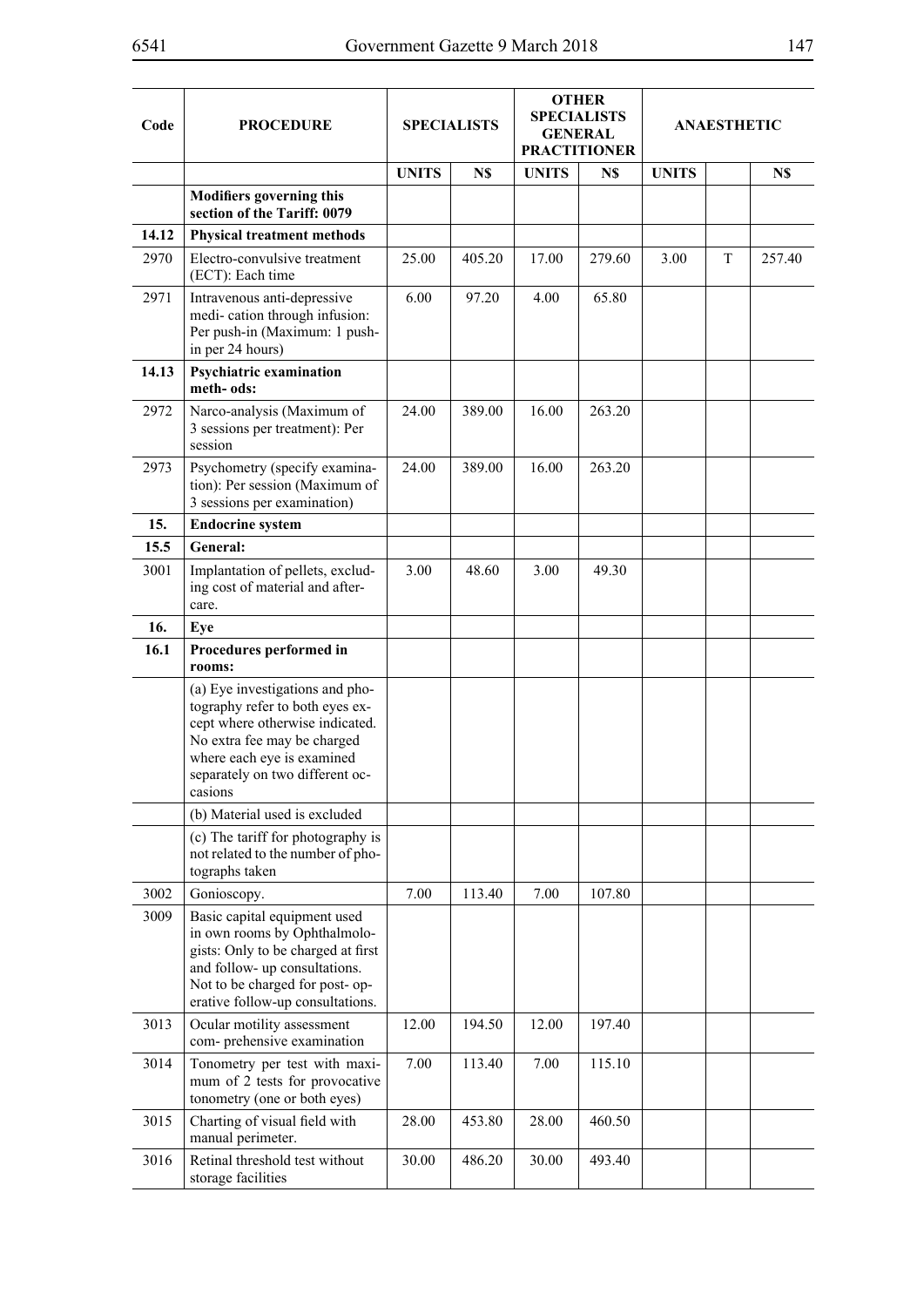| Code | PROCEDURE | SPECIALISTS | | OTHER SPECIALISTS GENERAL PRACTITIONER | | ANAESTHETIC | | |
|---|---|---|---|---|---|---|---|---|
| | | UNITS | N$ | UNITS | N$ | UNITS | | N$ |
| | **Modifiers governing this section of the Tariff: 0079** | | | | | | | |
| **14.12** | **Physical treatment methods** | | | | | | | |
| 2970 | Electro-convulsive treatment (ECT): Each time | 25.00 | 405.20 | 17.00 | 279.60 | 3.00 | T | 257.40 |
| 2971 | Intravenous anti-depressive medi- cation through infusion: Per push-in (Maximum: 1 push-in per 24 hours) | 6.00 | 97.20 | 4.00 | 65.80 | | | |
| **14.13** | **Psychiatric examination meth- ods:** | | | | | | | |
| 2972 | Narco-analysis (Maximum of 3 sessions per treatment): Per session | 24.00 | 389.00 | 16.00 | 263.20 | | | |
| 2973 | Psychometry (specify examina-tion): Per session (Maximum of 3 sessions per examination) | 24.00 | 389.00 | 16.00 | 263.20 | | | |
| **15.** | **Endocrine system** | | | | | | | |
| **15.5** | **General:** | | | | | | | |
| 3001 | Implantation of pellets, exclud-ing cost of material and after-care. | 3.00 | 48.60 | 3.00 | 49.30 | | | |
| **16.** | **Eye** | | | | | | | |
| **16.1** | **Procedures performed in rooms:** | | | | | | | |
| | (a) Eye investigations and pho-tography refer to both eyes ex-cept where otherwise indicated. No extra fee may be charged where each eye is examined separately on two different oc-casions | | | | | | | |
| | (b) Material used is excluded | | | | | | | |
| | (c) The tariff for photography is not related to the number of pho-tographs taken | | | | | | | |
| 3002 | Gonioscopy. | 7.00 | 113.40 | 7.00 | 107.80 | | | |
| 3009 | Basic capital equipment used in own rooms by Ophthalmolo-gists: Only to be charged at first and follow- up consultations. Not to be charged for post- op-erative follow-up consultations. | | | | | | | |
| 3013 | Ocular motility assessment com- prehensive examination | 12.00 | 194.50 | 12.00 | 197.40 | | | |
| 3014 | Tonometry per test with maxi-mum of 2 tests for provocative tonometry (one or both eyes) | 7.00 | 113.40 | 7.00 | 115.10 | | | |
| 3015 | Charting of visual field with manual perimeter. | 28.00 | 453.80 | 28.00 | 460.50 | | | |
| 3016 | Retinal threshold test without storage facilities | 30.00 | 486.20 | 30.00 | 493.40 | | | |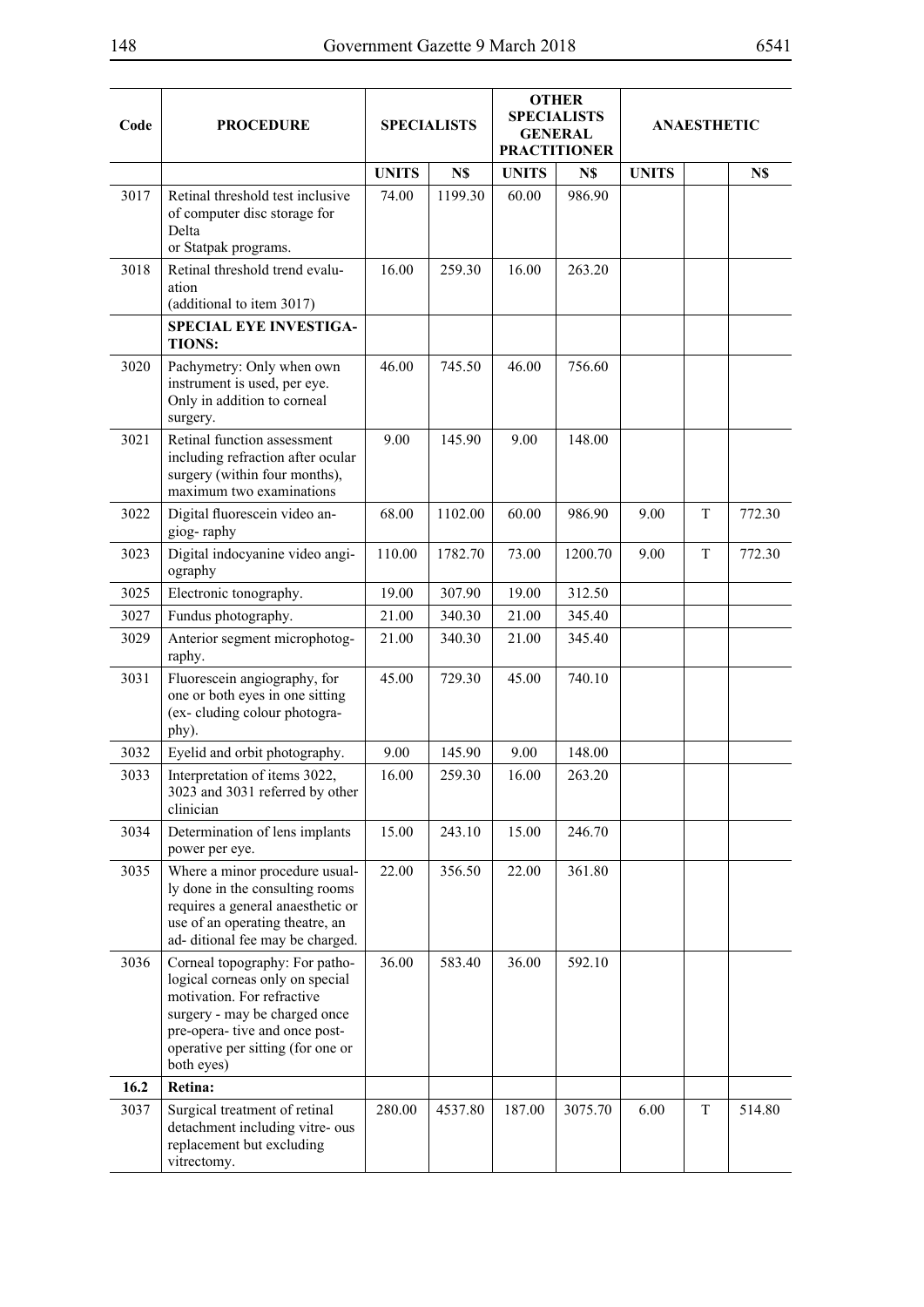| Code | PROCEDURE | SPECIALISTS | | OTHER SPECIALISTS GENERAL PRACTITIONER | | ANAESTHETIC | | |
|---|---|---|---|---|---|---|---|---|
| | | UNITS | N$ | UNITS | N$ | UNITS | | N$ |
| 3017 | Retinal threshold test inclusive of computer disc storage for Delta or Statpak programs. | 74.00 | 1199.30 | 60.00 | 986.90 | | | |
| 3018 | Retinal threshold trend evaluation (additional to item 3017) | 16.00 | 259.30 | 16.00 | 263.20 | | | |
| | **SPECIAL EYE INVESTIGATIONS:** | | | | | | | |
| 3020 | Pachymetry: Only when own instrument is used, per eye. Only in addition to corneal surgery. | 46.00 | 745.50 | 46.00 | 756.60 | | | |
| 3021 | Retinal function assessment including refraction after ocular surgery (within four months), maximum two examinations | 9.00 | 145.90 | 9.00 | 148.00 | | | |
| 3022 | Digital fluorescein video angiog- raphy | 68.00 | 1102.00 | 60.00 | 986.90 | 9.00 | T | 772.30 |
| 3023 | Digital indocyanine video angiography | 110.00 | 1782.70 | 73.00 | 1200.70 | 9.00 | T | 772.30 |
| 3025 | Electronic tonography. | 19.00 | 307.90 | 19.00 | 312.50 | | | |
| 3027 | Fundus photography. | 21.00 | 340.30 | 21.00 | 345.40 | | | |
| 3029 | Anterior segment microphotography. | 21.00 | 340.30 | 21.00 | 345.40 | | | |
| 3031 | Fluorescein angiography, for one or both eyes in one sitting (ex- cluding colour photography). | 45.00 | 729.30 | 45.00 | 740.10 | | | |
| 3032 | Eyelid and orbit photography. | 9.00 | 145.90 | 9.00 | 148.00 | | | |
| 3033 | Interpretation of items 3022, 3023 and 3031 referred by other clinician | 16.00 | 259.30 | 16.00 | 263.20 | | | |
| 3034 | Determination of lens implants power per eye. | 15.00 | 243.10 | 15.00 | 246.70 | | | |
| 3035 | Where a minor procedure usually done in the consulting rooms requires a general anaesthetic or use of an operating theatre, an ad- ditional fee may be charged. | 22.00 | 356.50 | 22.00 | 361.80 | | | |
| 3036 | Corneal topography: For pathological corneas only on special motivation. For refractive surgery - may be charged once pre-opera- tive and once post-operative per sitting (for one or both eyes) | 36.00 | 583.40 | 36.00 | 592.10 | | | |
| **16.2** | **Retina:** | | | | | | | |
| 3037 | Surgical treatment of retinal detachment including vitre- ous replacement but excluding vitrectomy. | 280.00 | 4537.80 | 187.00 | 3075.70 | 6.00 | T | 514.80 |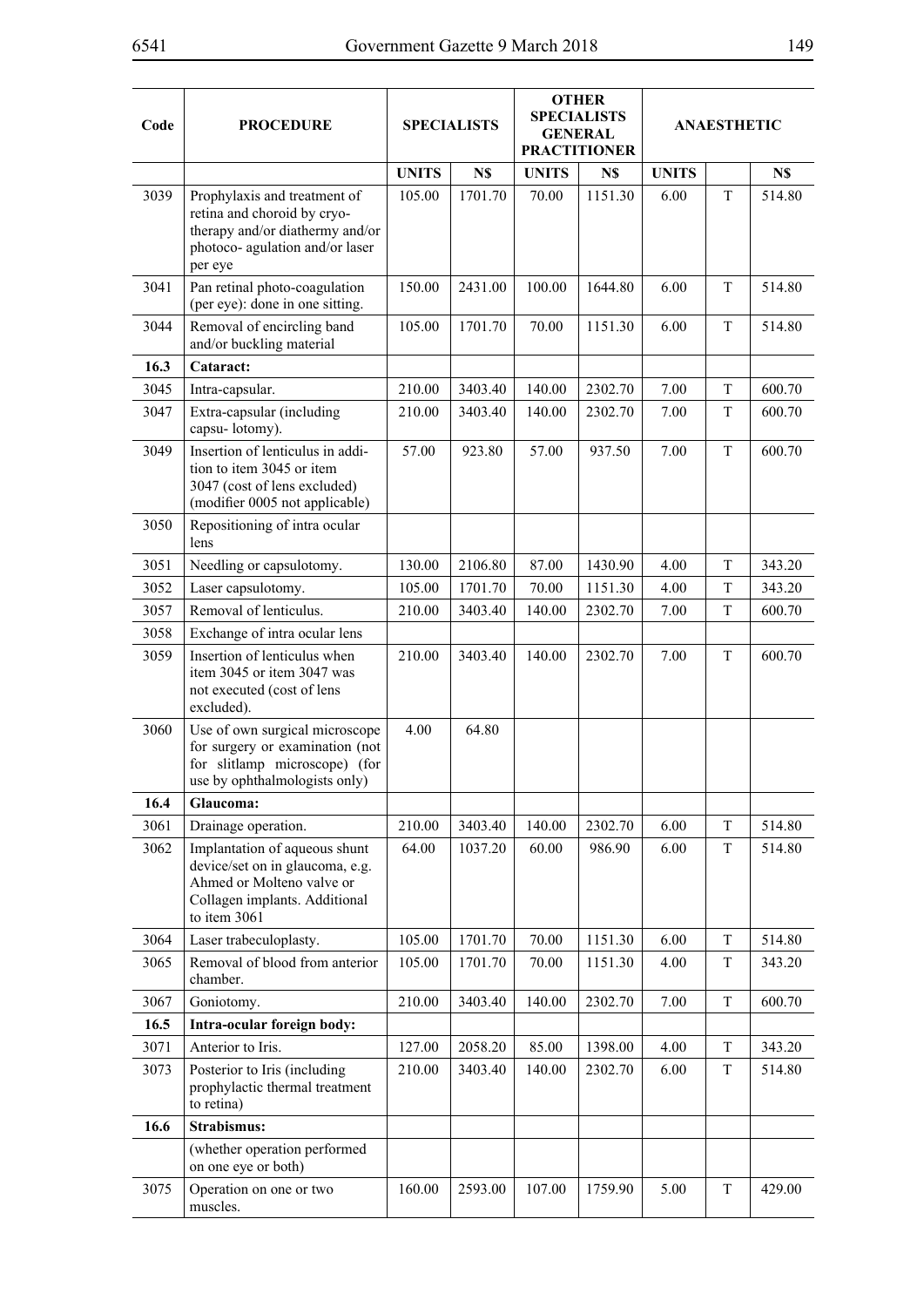| Code | PROCEDURE | SPECIALISTS | | OTHER SPECIALISTS GENERAL PRACTITIONER | | ANAESTHETIC | | |
|---|---|---|---|---|---|---|---|---|
| | | UNITS | N$ | UNITS | N$ | UNITS | | N$ |
| 3039 | Prophylaxis and treatment of retina and choroid by cryo-therapy and/or diathermy and/or photoco- agulation and/or laser per eye | 105.00 | 1701.70 | 70.00 | 1151.30 | 6.00 | T | 514.80 |
| 3041 | Pan retinal photo-coagulation (per eye): done in one sitting. | 150.00 | 2431.00 | 100.00 | 1644.80 | 6.00 | T | 514.80 |
| 3044 | Removal of encircling band and/or buckling material | 105.00 | 1701.70 | 70.00 | 1151.30 | 6.00 | T | 514.80 |
| **16.3** | **Cataract:** | | | | | | | |
| 3045 | Intra-capsular. | 210.00 | 3403.40 | 140.00 | 2302.70 | 7.00 | T | 600.70 |
| 3047 | Extra-capsular (including capsu- lotomy). | 210.00 | 3403.40 | 140.00 | 2302.70 | 7.00 | T | 600.70 |
| 3049 | Insertion of lenticulus in addi-tion to item 3045 or item 3047 (cost of lens excluded) (modifier 0005 not applicable) | 57.00 | 923.80 | 57.00 | 937.50 | 7.00 | T | 600.70 |
| 3050 | Repositioning of intra ocular lens | | | | | | | |
| 3051 | Needling or capsulotomy. | 130.00 | 2106.80 | 87.00 | 1430.90 | 4.00 | T | 343.20 |
| 3052 | Laser capsulotomy. | 105.00 | 1701.70 | 70.00 | 1151.30 | 4.00 | T | 343.20 |
| 3057 | Removal of lenticulus. | 210.00 | 3403.40 | 140.00 | 2302.70 | 7.00 | T | 600.70 |
| 3058 | Exchange of intra ocular lens | | | | | | | |
| 3059 | Insertion of lenticulus when item 3045 or item 3047 was not executed (cost of lens excluded). | 210.00 | 3403.40 | 140.00 | 2302.70 | 7.00 | T | 600.70 |
| 3060 | Use of own surgical microscope for surgery or examination (not for slitlamp microscope) (for use by ophthalmologists only) | 4.00 | 64.80 | | | | | |
| **16.4** | **Glaucoma:** | | | | | | | |
| 3061 | Drainage operation. | 210.00 | 3403.40 | 140.00 | 2302.70 | 6.00 | T | 514.80 |
| 3062 | Implantation of aqueous shunt device/set on in glaucoma, e.g. Ahmed or Molteno valve or Collagen implants. Additional to item 3061 | 64.00 | 1037.20 | 60.00 | 986.90 | 6.00 | T | 514.80 |
| 3064 | Laser trabeculoplasty. | 105.00 | 1701.70 | 70.00 | 1151.30 | 6.00 | T | 514.80 |
| 3065 | Removal of blood from anterior chamber. | 105.00 | 1701.70 | 70.00 | 1151.30 | 4.00 | T | 343.20 |
| 3067 | Goniotomy. | 210.00 | 3403.40 | 140.00 | 2302.70 | 7.00 | T | 600.70 |
| **16.5** | **Intra-ocular foreign body:** | | | | | | | |
| 3071 | Anterior to Iris. | 127.00 | 2058.20 | 85.00 | 1398.00 | 4.00 | T | 343.20 |
| 3073 | Posterior to Iris (including prophylactic thermal treatment to retina) | 210.00 | 3403.40 | 140.00 | 2302.70 | 6.00 | T | 514.80 |
| **16.6** | **Strabismus:** | | | | | | | |
| | (whether operation performed on one eye or both) | | | | | | | |
| 3075 | Operation on one or two muscles. | 160.00 | 2593.00 | 107.00 | 1759.90 | 5.00 | T | 429.00 |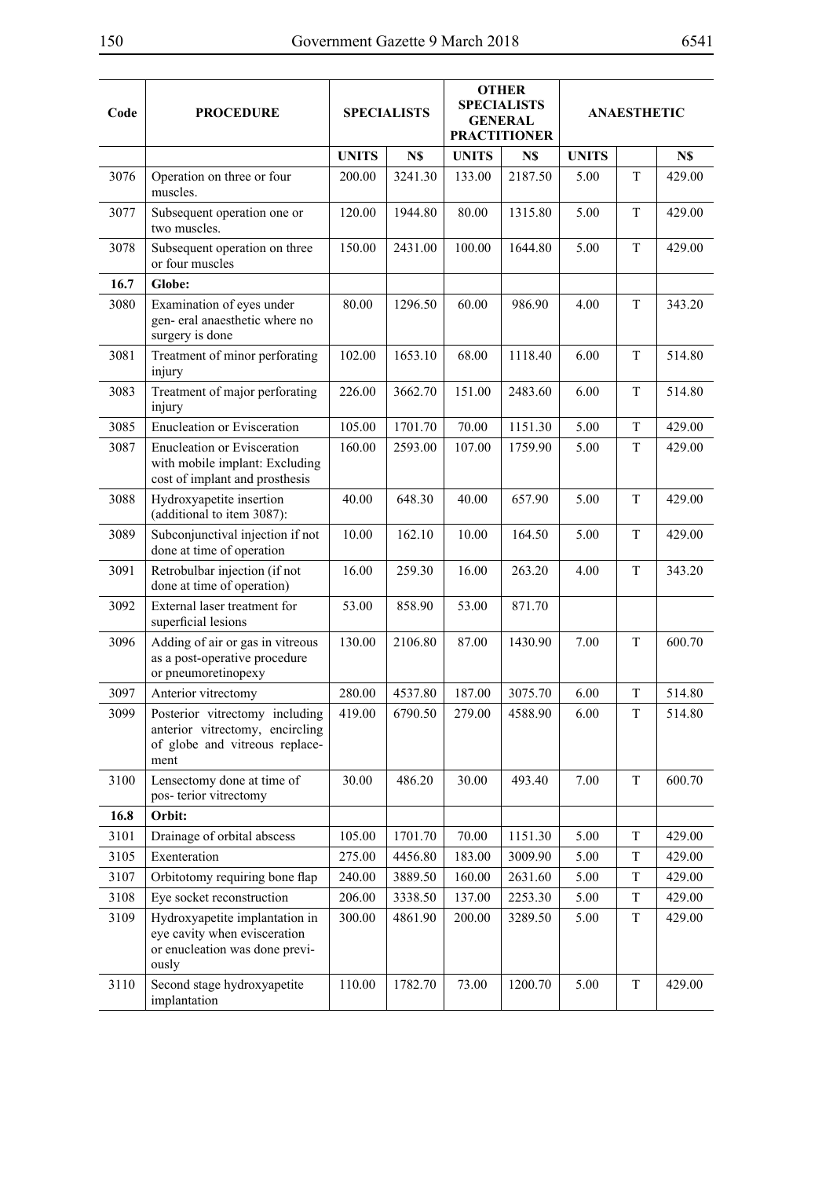| Code | PROCEDURE | SPECIALISTS | | OTHER SPECIALISTS GENERAL PRACTITIONER | | ANAESTHETIC | | |
|---|---|---|---|---|---|---|---|---|
| | | UNITS | N$ | UNITS | N$ | UNITS | | N$ |
| 3076 | Operation on three or four muscles. | 200.00 | 3241.30 | 133.00 | 2187.50 | 5.00 | T | 429.00 |
| 3077 | Subsequent operation one or two muscles. | 120.00 | 1944.80 | 80.00 | 1315.80 | 5.00 | T | 429.00 |
| 3078 | Subsequent operation on three or four muscles | 150.00 | 2431.00 | 100.00 | 1644.80 | 5.00 | T | 429.00 |
| **16.7** | **Globe:** | | | | | | | |
| 3080 | Examination of eyes under gen- eral anaesthetic where no surgery is done | 80.00 | 1296.50 | 60.00 | 986.90 | 4.00 | T | 343.20 |
| 3081 | Treatment of minor perforating injury | 102.00 | 1653.10 | 68.00 | 1118.40 | 6.00 | T | 514.80 |
| 3083 | Treatment of major perforating injury | 226.00 | 3662.70 | 151.00 | 2483.60 | 6.00 | T | 514.80 |
| 3085 | Enucleation or Evisceration | 105.00 | 1701.70 | 70.00 | 1151.30 | 5.00 | T | 429.00 |
| 3087 | Enucleation or Evisceration with mobile implant: Excluding cost of implant and prosthesis | 160.00 | 2593.00 | 107.00 | 1759.90 | 5.00 | T | 429.00 |
| 3088 | Hydroxyapetite insertion (additional to item 3087): | 40.00 | 648.30 | 40.00 | 657.90 | 5.00 | T | 429.00 |
| 3089 | Subconjunctival injection if not done at time of operation | 10.00 | 162.10 | 10.00 | 164.50 | 5.00 | T | 429.00 |
| 3091 | Retrobulbar injection (if not done at time of operation) | 16.00 | 259.30 | 16.00 | 263.20 | 4.00 | T | 343.20 |
| 3092 | External laser treatment for superficial lesions | 53.00 | 858.90 | 53.00 | 871.70 | | | |
| 3096 | Adding of air or gas in vitreous as a post-operative procedure or pneumoretinopexy | 130.00 | 2106.80 | 87.00 | 1430.90 | 7.00 | T | 600.70 |
| 3097 | Anterior vitrectomy | 280.00 | 4537.80 | 187.00 | 3075.70 | 6.00 | T | 514.80 |
| 3099 | Posterior vitrectomy including anterior vitrectomy, encircling of globe and vitreous replace- ment | 419.00 | 6790.50 | 279.00 | 4588.90 | 6.00 | T | 514.80 |
| 3100 | Lensectomy done at time of pos- terior vitrectomy | 30.00 | 486.20 | 30.00 | 493.40 | 7.00 | T | 600.70 |
| **16.8** | **Orbit:** | | | | | | | |
| 3101 | Drainage of orbital abscess | 105.00 | 1701.70 | 70.00 | 1151.30 | 5.00 | T | 429.00 |
| 3105 | Exenteration | 275.00 | 4456.80 | 183.00 | 3009.90 | 5.00 | T | 429.00 |
| 3107 | Orbitotomy requiring bone flap | 240.00 | 3889.50 | 160.00 | 2631.60 | 5.00 | T | 429.00 |
| 3108 | Eye socket reconstruction | 206.00 | 3338.50 | 137.00 | 2253.30 | 5.00 | T | 429.00 |
| 3109 | Hydroxyapetite implantation in eye cavity when evisceration or enucleation was done previ- ously | 300.00 | 4861.90 | 200.00 | 3289.50 | 5.00 | T | 429.00 |
| 3110 | Second stage hydroxyapetite implantation | 110.00 | 1782.70 | 73.00 | 1200.70 | 5.00 | T | 429.00 |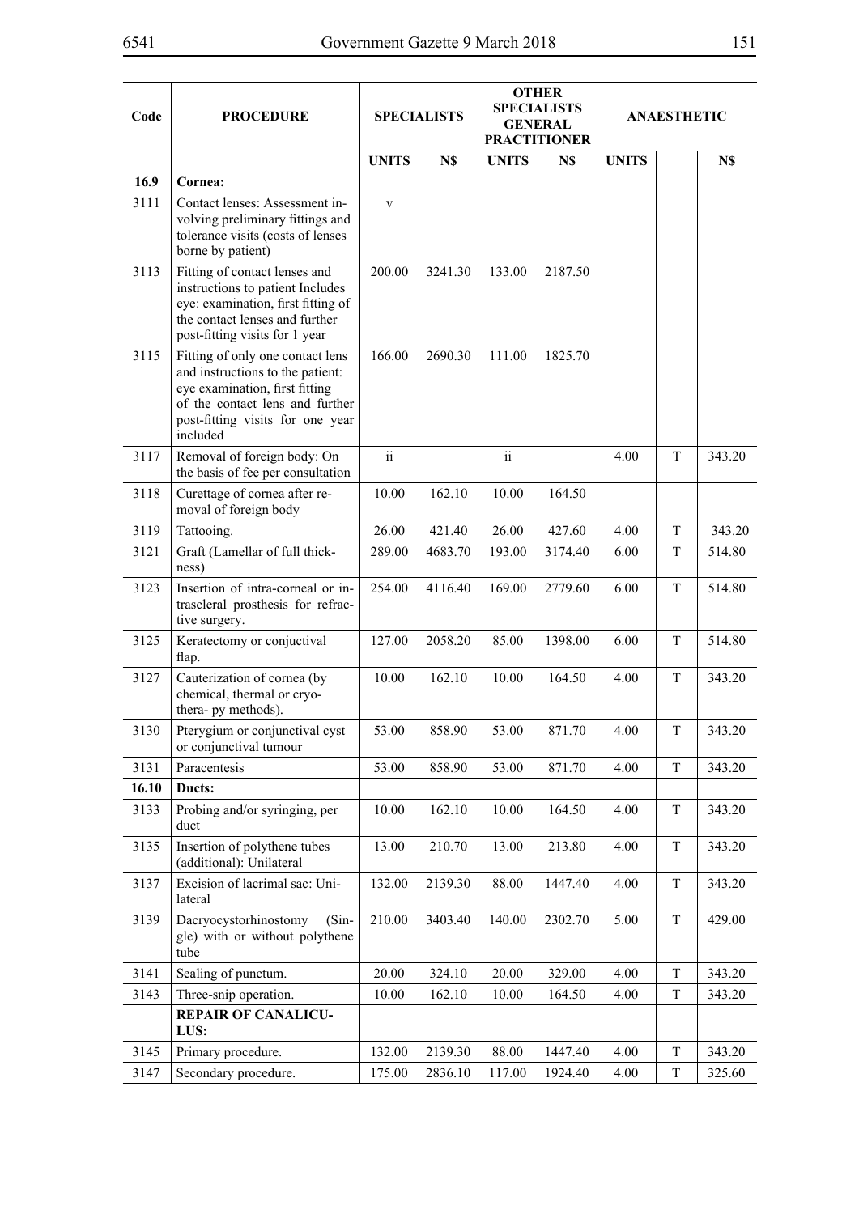| Code | PROCEDURE | SPECIALISTS | | OTHER SPECIALISTS GENERAL PRACTITIONER | | ANAESTHETIC | | |
|---|---|---|---|---|---|---|---|---|
| | | UNITS | N$ | UNITS | N$ | UNITS | | N$ |
| 16.9 | **Cornea:** | | | | | | | |
| 3111 | Contact lenses: Assessment involving preliminary fittings and tolerance visits (costs of lenses borne by patient) | v | | | | | | |
| 3113 | Fitting of contact lenses and instructions to patient Includes eye: examination, first fitting of the contact lenses and further post-fitting visits for 1 year | 200.00 | 3241.30 | 133.00 | 2187.50 | | | |
| 3115 | Fitting of only one contact lens and instructions to the patient: eye examination, first fitting of the contact lens and further post-fitting visits for one year included | 166.00 | 2690.30 | 111.00 | 1825.70 | | | |
| 3117 | Removal of foreign body: On the basis of fee per consultation | ii | | ii | | 4.00 | T | 343.20 |
| 3118 | Curettage of cornea after removal of foreign body | 10.00 | 162.10 | 10.00 | 164.50 | | | |
| 3119 | Tattooing. | 26.00 | 421.40 | 26.00 | 427.60 | 4.00 | T | 343.20 |
| 3121 | Graft (Lamellar of full thickness) | 289.00 | 4683.70 | 193.00 | 3174.40 | 6.00 | T | 514.80 |
| 3123 | Insertion of intra-corneal or intrascleral prosthesis for refractive surgery. | 254.00 | 4116.40 | 169.00 | 2779.60 | 6.00 | T | 514.80 |
| 3125 | Keratectomy or conjuctival flap. | 127.00 | 2058.20 | 85.00 | 1398.00 | 6.00 | T | 514.80 |
| 3127 | Cauterization of cornea (by chemical, thermal or cryo-thera- py methods). | 10.00 | 162.10 | 10.00 | 164.50 | 4.00 | T | 343.20 |
| 3130 | Pterygium or conjunctival cyst or conjunctival tumour | 53.00 | 858.90 | 53.00 | 871.70 | 4.00 | T | 343.20 |
| 3131 | Paracentesis | 53.00 | 858.90 | 53.00 | 871.70 | 4.00 | T | 343.20 |
| 16.10 | **Ducts:** | | | | | | | |
| 3133 | Probing and/or syringing, per duct | 10.00 | 162.10 | 10.00 | 164.50 | 4.00 | T | 343.20 |
| 3135 | Insertion of polythene tubes (additional): Unilateral | 13.00 | 210.70 | 13.00 | 213.80 | 4.00 | T | 343.20 |
| 3137 | Excision of lacrimal sac: Unilateral | 132.00 | 2139.30 | 88.00 | 1447.40 | 4.00 | T | 343.20 |
| 3139 | Dacryocystorhinostomy (Single) with or without polythene tube | 210.00 | 3403.40 | 140.00 | 2302.70 | 5.00 | T | 429.00 |
| 3141 | Sealing of punctum. | 20.00 | 324.10 | 20.00 | 329.00 | 4.00 | T | 343.20 |
| 3143 | Three-snip operation. | 10.00 | 162.10 | 10.00 | 164.50 | 4.00 | T | 343.20 |
| | **REPAIR OF CANALICULUS:** | | | | | | | |
| 3145 | Primary procedure. | 132.00 | 2139.30 | 88.00 | 1447.40 | 4.00 | T | 343.20 |
| 3147 | Secondary procedure. | 175.00 | 2836.10 | 117.00 | 1924.40 | 4.00 | T | 325.60 |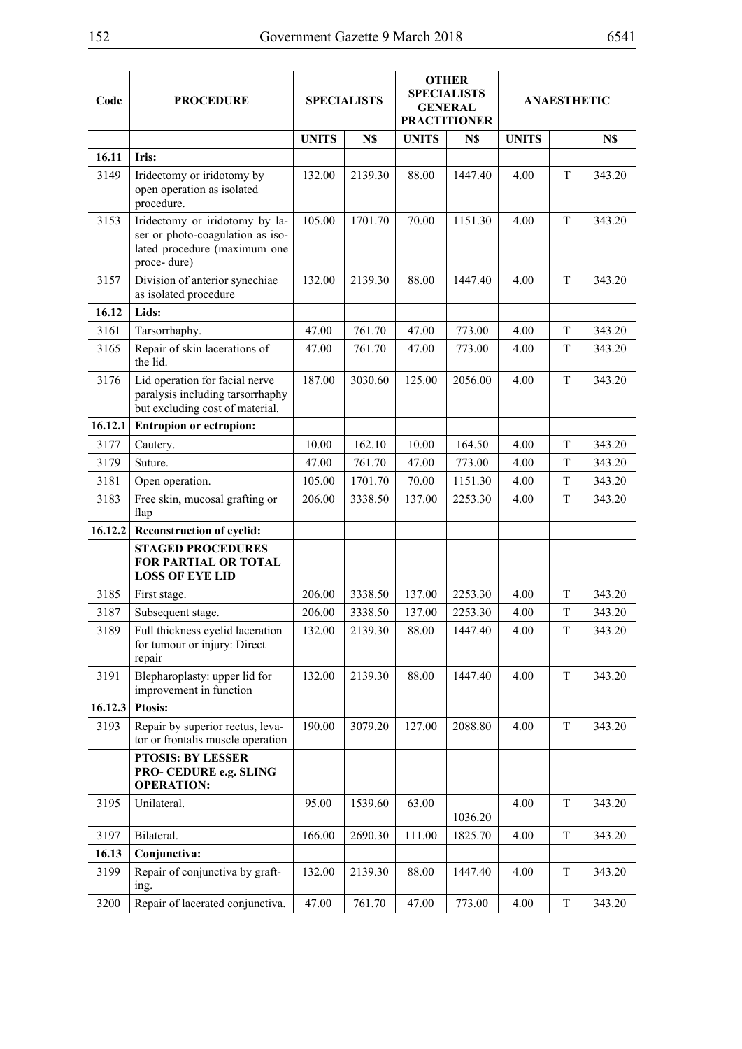| Code | PROCEDURE | SPECIALISTS | | OTHER SPECIALISTS GENERAL PRACTITIONER | | ANAESTHETIC | | |
|---|---|---|---|---|---|---|---|---|
| | | UNITS | N$ | UNITS | N$ | UNITS | | N$ |
| 16.11 | **Iris:** | | | | | | | |
| 3149 | Iridectomy or iridotomy by open operation as isolated procedure. | 132.00 | 2139.30 | 88.00 | 1447.40 | 4.00 | T | 343.20 |
| 3153 | Iridectomy or iridotomy by laser or photo-coagulation as isolated procedure (maximum one proce- dure) | 105.00 | 1701.70 | 70.00 | 1151.30 | 4.00 | T | 343.20 |
| 3157 | Division of anterior synechiae as isolated procedure | 132.00 | 2139.30 | 88.00 | 1447.40 | 4.00 | T | 343.20 |
| 16.12 | **Lids:** | | | | | | | |
| 3161 | Tarsorrhaphy. | 47.00 | 761.70 | 47.00 | 773.00 | 4.00 | T | 343.20 |
| 3165 | Repair of skin lacerations of the lid. | 47.00 | 761.70 | 47.00 | 773.00 | 4.00 | T | 343.20 |
| 3176 | Lid operation for facial nerve paralysis including tarsorrhaphy but excluding cost of material. | 187.00 | 3030.60 | 125.00 | 2056.00 | 4.00 | T | 343.20 |
| 16.12.1 | **Entropion or ectropion:** | | | | | | | |
| 3177 | Cautery. | 10.00 | 162.10 | 10.00 | 164.50 | 4.00 | T | 343.20 |
| 3179 | Suture. | 47.00 | 761.70 | 47.00 | 773.00 | 4.00 | T | 343.20 |
| 3181 | Open operation. | 105.00 | 1701.70 | 70.00 | 1151.30 | 4.00 | T | 343.20 |
| 3183 | Free skin, mucosal grafting or flap | 206.00 | 3338.50 | 137.00 | 2253.30 | 4.00 | T | 343.20 |
| 16.12.2 | **Reconstruction of eyelid:** | | | | | | | |
| | **STAGED PROCEDURES FOR PARTIAL OR TOTAL LOSS OF EYE LID** | | | | | | | |
| 3185 | First stage. | 206.00 | 3338.50 | 137.00 | 2253.30 | 4.00 | T | 343.20 |
| 3187 | Subsequent stage. | 206.00 | 3338.50 | 137.00 | 2253.30 | 4.00 | T | 343.20 |
| 3189 | Full thickness eyelid laceration for tumour or injury: Direct repair | 132.00 | 2139.30 | 88.00 | 1447.40 | 4.00 | T | 343.20 |
| 3191 | Blepharoplasty: upper lid for improvement in function | 132.00 | 2139.30 | 88.00 | 1447.40 | 4.00 | T | 343.20 |
| 16.12.3 | **Ptosis:** | | | | | | | |
| 3193 | Repair by superior rectus, levator or frontalis muscle operation | 190.00 | 3079.20 | 127.00 | 2088.80 | 4.00 | T | 343.20 |
| | **PTOSIS: BY LESSER PRO- CEDURE e.g. SLING OPERATION:** | | | | | | | |
| 3195 | Unilateral. | 95.00 | 1539.60 | 63.00 | 1036.20 | 4.00 | T | 343.20 |
| 3197 | Bilateral. | 166.00 | 2690.30 | 111.00 | 1825.70 | 4.00 | T | 343.20 |
| 16.13 | **Conjunctiva:** | | | | | | | |
| 3199 | Repair of conjunctiva by grafting. | 132.00 | 2139.30 | 88.00 | 1447.40 | 4.00 | T | 343.20 |
| 3200 | Repair of lacerated conjunctiva. | 47.00 | 761.70 | 47.00 | 773.00 | 4.00 | T | 343.20 |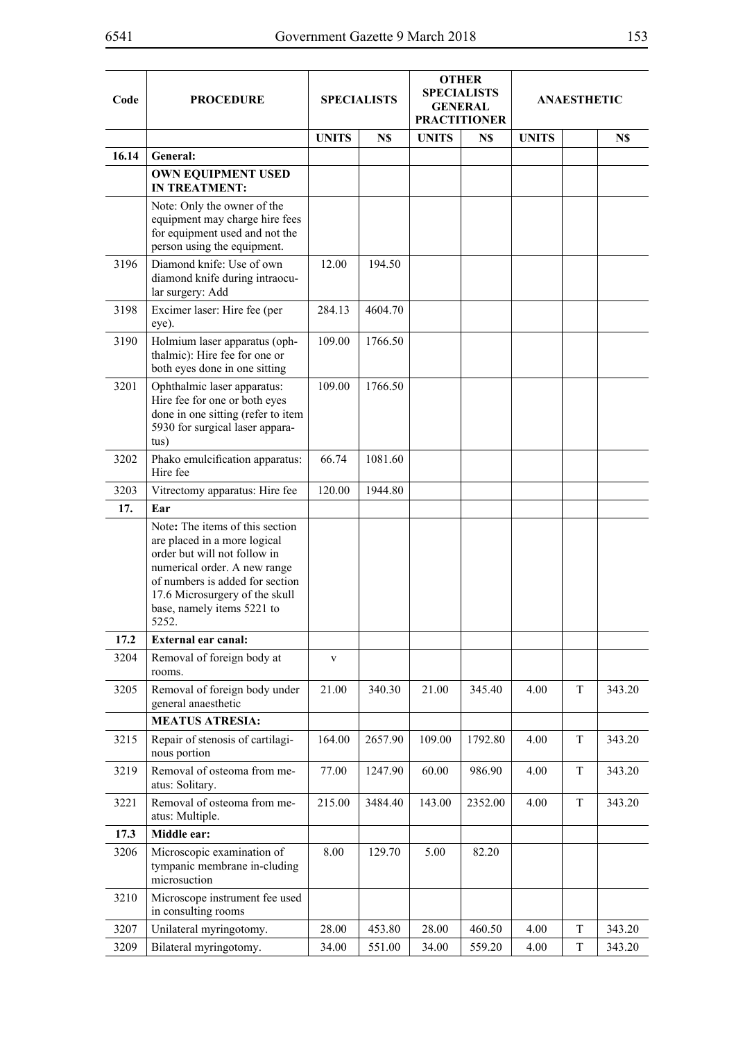| Code | PROCEDURE | SPECIALISTS | | OTHER SPECIALISTS GENERAL PRACTITIONER | | ANAESTHETIC | | |
|---|---|---|---|---|---|---|---|---|
| | | UNITS | N$ | UNITS | N$ | UNITS | | N$ |
| **16.14** | **General:** | | | | | | | |
| | **OWN EQUIPMENT USED IN TREATMENT:** | | | | | | | |
| | Note: Only the owner of the equipment may charge hire fees for equipment used and not the person using the equipment. | | | | | | | |
| 3196 | Diamond knife: Use of own diamond knife during intraocular surgery: Add | 12.00 | 194.50 | | | | | |
| 3198 | Excimer laser: Hire fee (per eye). | 284.13 | 4604.70 | | | | | |
| 3190 | Holmium laser apparatus (ophthalmic): Hire fee for one or both eyes done in one sitting | 109.00 | 1766.50 | | | | | |
| 3201 | Ophthalmic laser apparatus: Hire fee for one or both eyes done in one sitting (refer to item 5930 for surgical laser apparatus) | 109.00 | 1766.50 | | | | | |
| 3202 | Phako emulcification apparatus: Hire fee | 66.74 | 1081.60 | | | | | |
| 3203 | Vitrectomy apparatus: Hire fee | 120.00 | 1944.80 | | | | | |
| **17.** | **Ear** | | | | | | | |
| | Note**:** The items of this section are placed in a more logical order but will not follow in numerical order. A new range of numbers is added for section 17.6 Microsurgery of the skull base, namely items 5221 to 5252. | | | | | | | |
| **17.2** | **External ear canal:** | | | | | | | |
| 3204 | Removal of foreign body at rooms. | v | | | | | | |
| 3205 | Removal of foreign body under general anaesthetic | 21.00 | 340.30 | 21.00 | 345.40 | 4.00 | T | 343.20 |
| | **MEATUS ATRESIA:** | | | | | | | |
| 3215 | Repair of stenosis of cartilaginous portion | 164.00 | 2657.90 | 109.00 | 1792.80 | 4.00 | T | 343.20 |
| 3219 | Removal of osteoma from meatus: Solitary. | 77.00 | 1247.90 | 60.00 | 986.90 | 4.00 | T | 343.20 |
| 3221 | Removal of osteoma from meatus: Multiple. | 215.00 | 3484.40 | 143.00 | 2352.00 | 4.00 | T | 343.20 |
| **17.3** | **Middle ear:** | | | | | | | |
| 3206 | Microscopic examination of tympanic membrane in-cluding microsuction | 8.00 | 129.70 | 5.00 | 82.20 | | | |
| 3210 | Microscope instrument fee used in consulting rooms | | | | | | | |
| 3207 | Unilateral myringotomy. | 28.00 | 453.80 | 28.00 | 460.50 | 4.00 | T | 343.20 |
| 3209 | Bilateral myringotomy. | 34.00 | 551.00 | 34.00 | 559.20 | 4.00 | T | 343.20 |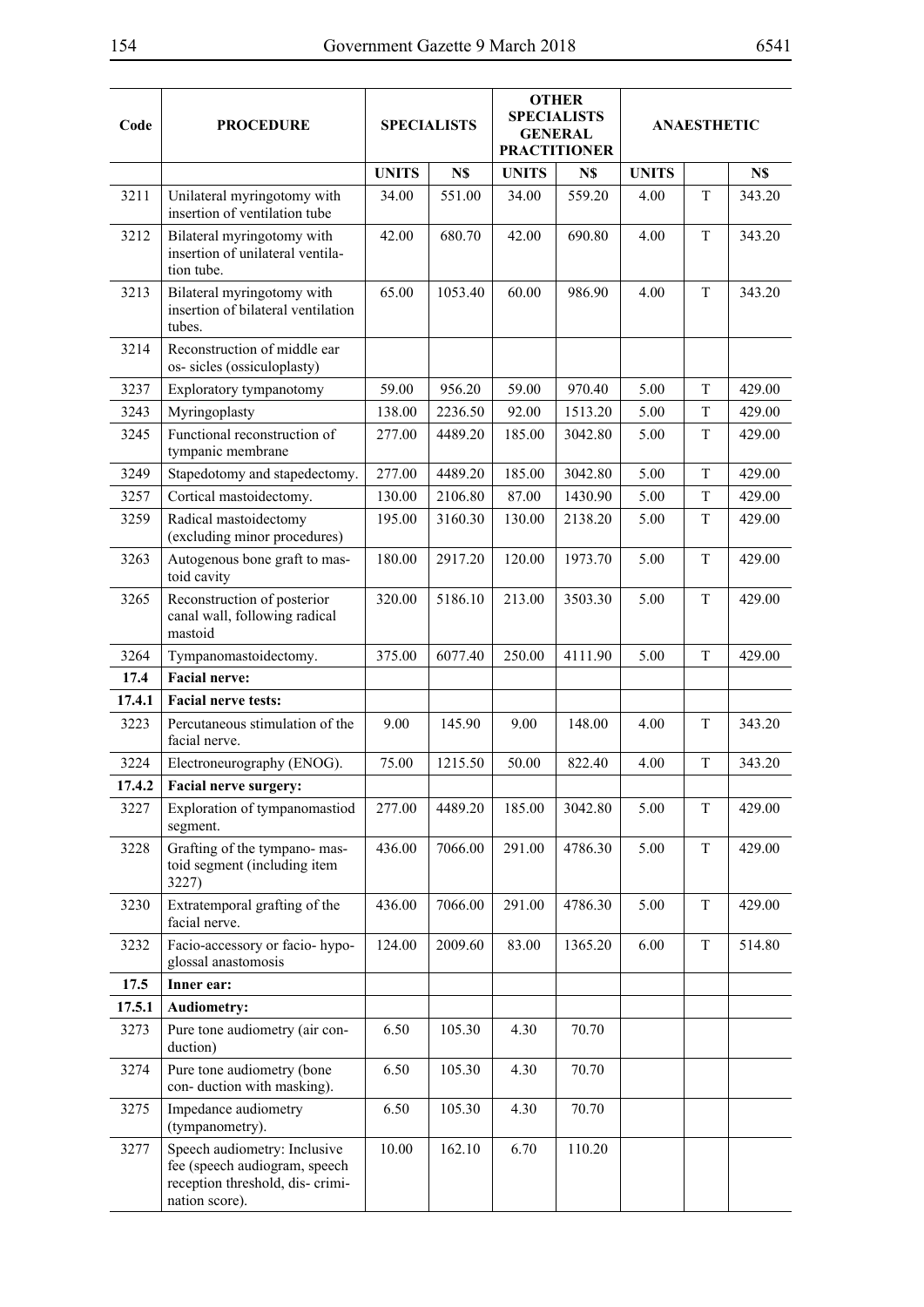| Code | PROCEDURE | SPECIALISTS | | OTHER SPECIALISTS GENERAL PRACTITIONER | | ANAESTHETIC | | |
|---|---|---|---|---|---|---|---|---|
| | | UNITS | N$ | UNITS | N$ | UNITS | | N$ |
| 3211 | Unilateral myringotomy with insertion of ventilation tube | 34.00 | 551.00 | 34.00 | 559.20 | 4.00 | T | 343.20 |
| 3212 | Bilateral myringotomy with insertion of unilateral ventila-tion tube. | 42.00 | 680.70 | 42.00 | 690.80 | 4.00 | T | 343.20 |
| 3213 | Bilateral myringotomy with insertion of bilateral ventilation tubes. | 65.00 | 1053.40 | 60.00 | 986.90 | 4.00 | T | 343.20 |
| 3214 | Reconstruction of middle ear os- sicles (ossiculoplasty) | | | | | | | |
| 3237 | Exploratory tympanotomy | 59.00 | 956.20 | 59.00 | 970.40 | 5.00 | T | 429.00 |
| 3243 | Myringoplasty | 138.00 | 2236.50 | 92.00 | 1513.20 | 5.00 | T | 429.00 |
| 3245 | Functional reconstruction of tympanic membrane | 277.00 | 4489.20 | 185.00 | 3042.80 | 5.00 | T | 429.00 |
| 3249 | Stapedotomy and stapedectomy. | 277.00 | 4489.20 | 185.00 | 3042.80 | 5.00 | T | 429.00 |
| 3257 | Cortical mastoidectomy. | 130.00 | 2106.80 | 87.00 | 1430.90 | 5.00 | T | 429.00 |
| 3259 | Radical mastoidectomy (excluding minor procedures) | 195.00 | 3160.30 | 130.00 | 2138.20 | 5.00 | T | 429.00 |
| 3263 | Autogenous bone graft to mas-toid cavity | 180.00 | 2917.20 | 120.00 | 1973.70 | 5.00 | T | 429.00 |
| 3265 | Reconstruction of posterior canal wall, following radical mastoid | 320.00 | 5186.10 | 213.00 | 3503.30 | 5.00 | T | 429.00 |
| 3264 | Tympanomastoidectomy. | 375.00 | 6077.40 | 250.00 | 4111.90 | 5.00 | T | 429.00 |
| **17.4** | **Facial nerve:** | | | | | | | |
| **17.4.1** | **Facial nerve tests:** | | | | | | | |
| 3223 | Percutaneous stimulation of the facial nerve. | 9.00 | 145.90 | 9.00 | 148.00 | 4.00 | T | 343.20 |
| 3224 | Electroneurography (ENOG). | 75.00 | 1215.50 | 50.00 | 822.40 | 4.00 | T | 343.20 |
| **17.4.2** | **Facial nerve surgery:** | | | | | | | |
| 3227 | Exploration of tympanomastiod segment. | 277.00 | 4489.20 | 185.00 | 3042.80 | 5.00 | T | 429.00 |
| 3228 | Grafting of the tympano- mas-toid segment (including item 3227) | 436.00 | 7066.00 | 291.00 | 4786.30 | 5.00 | T | 429.00 |
| 3230 | Extratemporal grafting of the facial nerve. | 436.00 | 7066.00 | 291.00 | 4786.30 | 5.00 | T | 429.00 |
| 3232 | Facio-accessory or facio- hypo-glossal anastomosis | 124.00 | 2009.60 | 83.00 | 1365.20 | 6.00 | T | 514.80 |
| **17.5** | **Inner ear:** | | | | | | | |
| **17.5.1** | **Audiometry:** | | | | | | | |
| 3273 | Pure tone audiometry (air con-duction) | 6.50 | 105.30 | 4.30 | 70.70 | | | |
| 3274 | Pure tone audiometry (bone con- duction with masking). | 6.50 | 105.30 | 4.30 | 70.70 | | | |
| 3275 | Impedance audiometry (tympanometry). | 6.50 | 105.30 | 4.30 | 70.70 | | | |
| 3277 | Speech audiometry: Inclusive fee (speech audiogram, speech reception threshold, dis- crimi-nation score). | 10.00 | 162.10 | 6.70 | 110.20 | | | |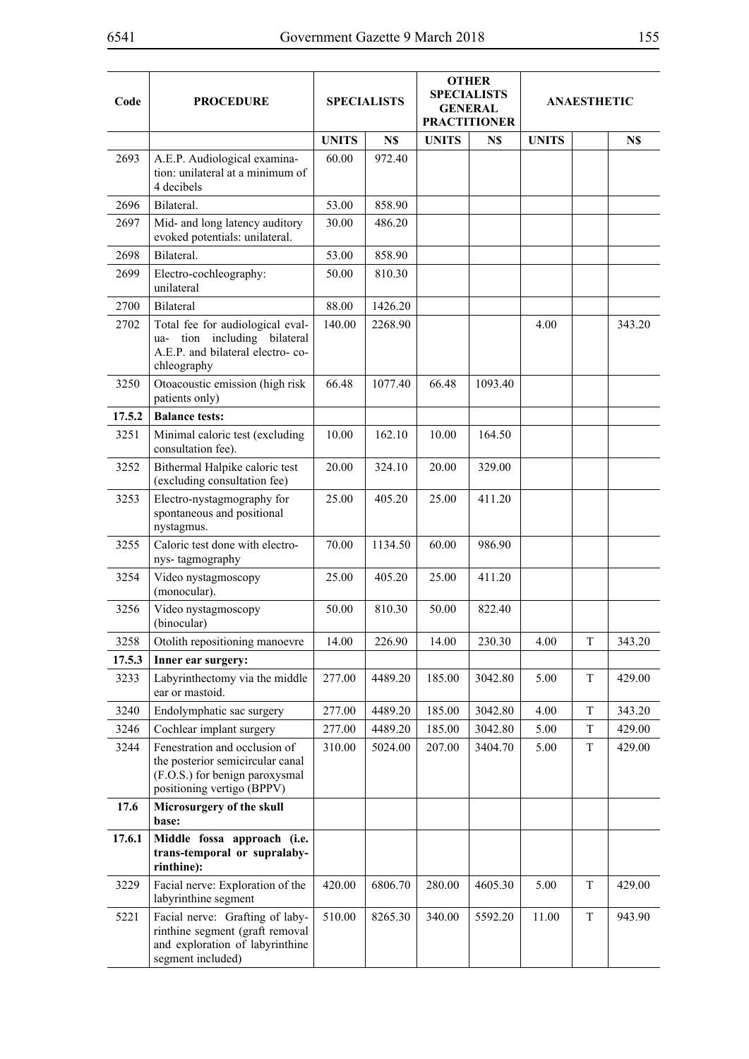| Code | PROCEDURE | SPECIALISTS | | OTHER SPECIALISTS GENERAL PRACTITIONER | | ANAESTHETIC | | |
|---|---|---|---|---|---|---|---|---|
| | | UNITS | N$ | UNITS | N$ | UNITS | | N$ |
| 2693 | A.E.P. Audiological examination: unilateral at a minimum of 4 decibels | 60.00 | 972.40 | | | | | |
| 2696 | Bilateral. | 53.00 | 858.90 | | | | | |
| 2697 | Mid- and long latency auditory evoked potentials: unilateral. | 30.00 | 486.20 | | | | | |
| 2698 | Bilateral. | 53.00 | 858.90 | | | | | |
| 2699 | Electro-cochleography: unilateral | 50.00 | 810.30 | | | | | |
| 2700 | Bilateral | 88.00 | 1426.20 | | | | | |
| 2702 | Total fee for audiological evaluation including bilateral A.E.P. and bilateral electro- cochleography | 140.00 | 2268.90 | | | 4.00 | | 343.20 |
| 3250 | Otoacoustic emission (high risk patients only) | 66.48 | 1077.40 | 66.48 | 1093.40 | | | |
| **17.5.2** | **Balance tests:** | | | | | | | |
| 3251 | Minimal caloric test (excluding consultation fee). | 10.00 | 162.10 | 10.00 | 164.50 | | | |
| 3252 | Bithermal Halpike caloric test (excluding consultation fee) | 20.00 | 324.10 | 20.00 | 329.00 | | | |
| 3253 | Electro-nystagmography for spontaneous and positional nystagmus. | 25.00 | 405.20 | 25.00 | 411.20 | | | |
| 3255 | Caloric test done with electro-nys- tagmography | 70.00 | 1134.50 | 60.00 | 986.90 | | | |
| 3254 | Video nystagmoscopy (monocular). | 25.00 | 405.20 | 25.00 | 411.20 | | | |
| 3256 | Video nystagmoscopy (binocular) | 50.00 | 810.30 | 50.00 | 822.40 | | | |
| 3258 | Otolith repositioning manoevre | 14.00 | 226.90 | 14.00 | 230.30 | 4.00 | T | 343.20 |
| **17.5.3** | **Inner ear surgery:** | | | | | | | |
| 3233 | Labyrinthectomy via the middle ear or mastoid. | 277.00 | 4489.20 | 185.00 | 3042.80 | 5.00 | T | 429.00 |
| 3240 | Endolymphatic sac surgery | 277.00 | 4489.20 | 185.00 | 3042.80 | 4.00 | T | 343.20 |
| 3246 | Cochlear implant surgery | 277.00 | 4489.20 | 185.00 | 3042.80 | 5.00 | T | 429.00 |
| 3244 | Fenestration and occlusion of the posterior semicircular canal (F.O.S.) for benign paroxysmal positioning vertigo (BPPV) | 310.00 | 5024.00 | 207.00 | 3404.70 | 5.00 | T | 429.00 |
| **17.6** | **Microsurgery of the skull base:** | | | | | | | |
| **17.6.1** | **Middle fossa approach (i.e. trans-temporal or supralabyrinthine):** | | | | | | | |
| 3229 | Facial nerve: Exploration of the labyrinthine segment | 420.00 | 6806.70 | 280.00 | 4605.30 | 5.00 | T | 429.00 |
| 5221 | Facial nerve: Grafting of labyrinthine segment (graft removal and exploration of labyrinthine segment included) | 510.00 | 8265.30 | 340.00 | 5592.20 | 11.00 | T | 943.90 |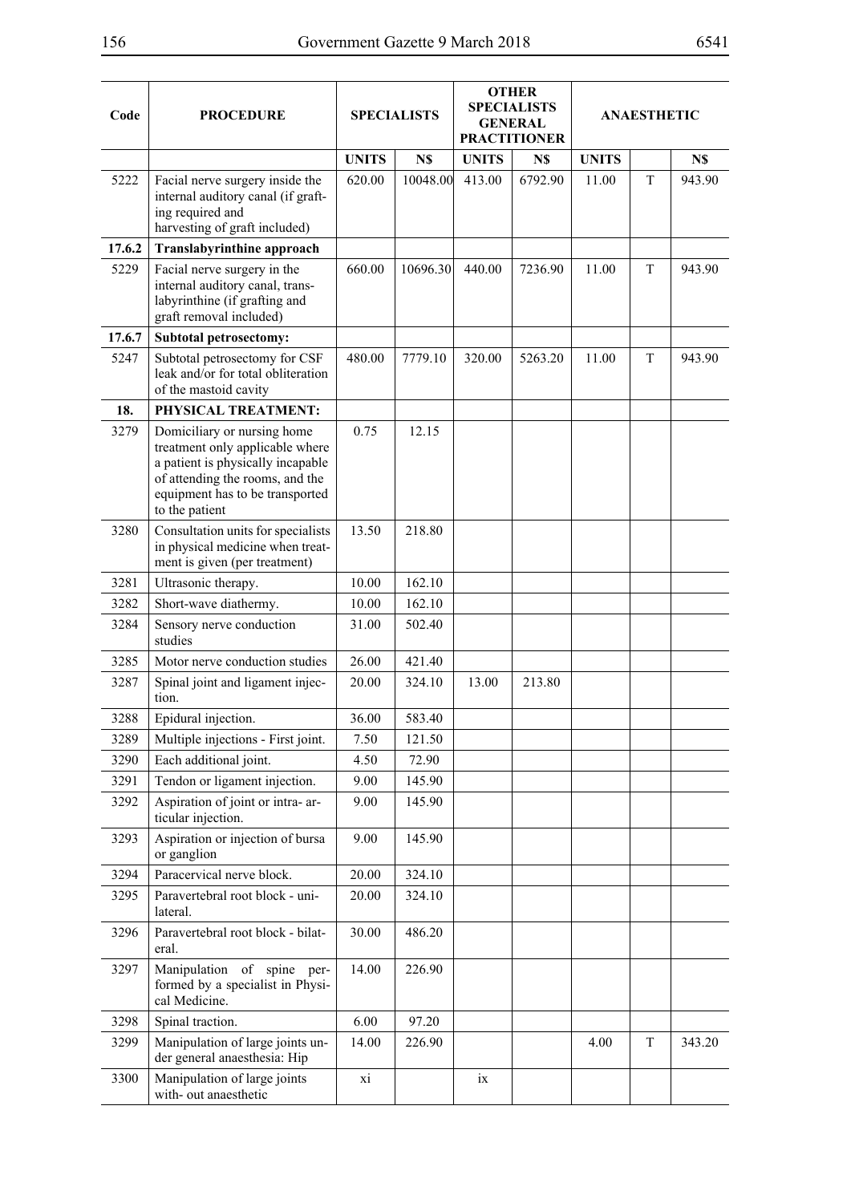| Code | PROCEDURE | SPECIALISTS | | OTHER SPECIALISTS GENERAL PRACTITIONER | | ANAESTHETIC | | |
|---|---|---|---|---|---|---|---|---|
| | | UNITS | N$ | UNITS | N$ | UNITS | | N$ |
| 5222 | Facial nerve surgery inside the internal auditory canal (if grafting required and harvesting of graft included) | 620.00 | 10048.00 | 413.00 | 6792.90 | 11.00 | T | 943.90 |
| **17.6.2** | **Translabyrinthine approach** | | | | | | | |
| 5229 | Facial nerve surgery in the internal auditory canal, trans-labyrinthine (if grafting and graft removal included) | 660.00 | 10696.30 | 440.00 | 7236.90 | 11.00 | T | 943.90 |
| **17.6.7** | **Subtotal petrosectomy:** | | | | | | | |
| 5247 | Subtotal petrosectomy for CSF leak and/or for total obliteration of the mastoid cavity | 480.00 | 7779.10 | 320.00 | 5263.20 | 11.00 | T | 943.90 |
| **18.** | **PHYSICAL TREATMENT:** | | | | | | | |
| 3279 | Domiciliary or nursing home treatment only applicable where a patient is physically incapable of attending the rooms, and the equipment has to be transported to the patient | 0.75 | 12.15 | | | | | |
| 3280 | Consultation units for specialists in physical medicine when treatment is given (per treatment) | 13.50 | 218.80 | | | | | |
| 3281 | Ultrasonic therapy. | 10.00 | 162.10 | | | | | |
| 3282 | Short-wave diathermy. | 10.00 | 162.10 | | | | | |
| 3284 | Sensory nerve conduction studies | 31.00 | 502.40 | | | | | |
| 3285 | Motor nerve conduction studies | 26.00 | 421.40 | | | | | |
| 3287 | Spinal joint and ligament injection. | 20.00 | 324.10 | 13.00 | 213.80 | | | |
| 3288 | Epidural injection. | 36.00 | 583.40 | | | | | |
| 3289 | Multiple injections - First joint. | 7.50 | 121.50 | | | | | |
| 3290 | Each additional joint. | 4.50 | 72.90 | | | | | |
| 3291 | Tendon or ligament injection. | 9.00 | 145.90 | | | | | |
| 3292 | Aspiration of joint or intra- articular injection. | 9.00 | 145.90 | | | | | |
| 3293 | Aspiration or injection of bursa or ganglion | 9.00 | 145.90 | | | | | |
| 3294 | Paracervical nerve block. | 20.00 | 324.10 | | | | | |
| 3295 | Paravertebral root block - unilateral. | 20.00 | 324.10 | | | | | |
| 3296 | Paravertebral root block - bilateral. | 30.00 | 486.20 | | | | | |
| 3297 | Manipulation of spine performed by a specialist in Physical Medicine. | 14.00 | 226.90 | | | | | |
| 3298 | Spinal traction. | 6.00 | 97.20 | | | | | |
| 3299 | Manipulation of large joints under general anaesthesia: Hip | 14.00 | 226.90 | | | 4.00 | T | 343.20 |
| 3300 | Manipulation of large joints with- out anaesthetic | xi | | ix | | | | |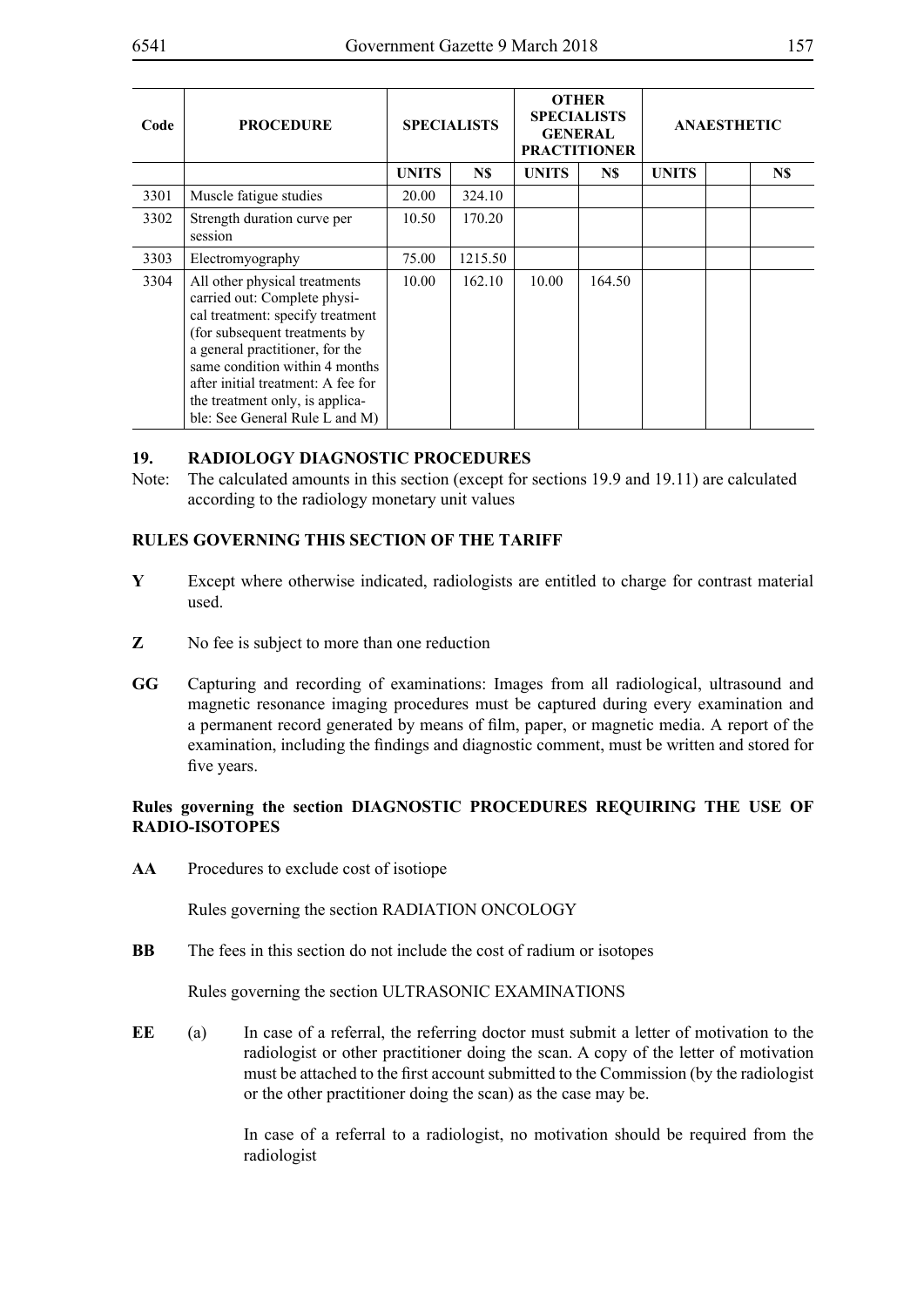| Code | PROCEDURE | SPECIALISTS | | OTHER SPECIALISTS GENERAL PRACTITIONER | | ANAESTHETIC | | |
|---|---|---|---|---|---|---|---|---|
| | | UNITS | N$ | UNITS | N$ | UNITS | | N$ |
| 3301 | Muscle fatigue studies | 20.00 | 324.10 | | | | | |
| 3302 | Strength duration curve per session | 10.50 | 170.20 | | | | | |
| 3303 | Electromyography | 75.00 | 1215.50 | | | | | |
| 3304 | All other physical treatments carried out: Complete physical treatment: specify treatment (for subsequent treatments by a general practitioner, for the same condition within 4 months after initial treatment: A fee for the treatment only, is applicable: See General Rule L and M) | 10.00 | 162.10 | 10.00 | 164.50 | | | |

## 19. RADIOLOGY DIAGNOSTIC PROCEDURES

Note: The calculated amounts in this section (except for sections 19.9 and 19.11) are calculated according to the radiology monetary unit values

### RULES GOVERNING THIS SECTION OF THE TARIFF

**Y** Except where otherwise indicated, radiologists are entitled to charge for contrast material used.

**Z** No fee is subject to more than one reduction

**GG** Capturing and recording of examinations: Images from all radiological, ultrasound and magnetic resonance imaging procedures must be captured during every examination and a permanent record generated by means of film, paper, or magnetic media. A report of the examination, including the findings and diagnostic comment, must be written and stored for five years.

**Rules governing the section DIAGNOSTIC PROCEDURES REQUIRING THE USE OF RADIO-ISOTOPES**

**AA** Procedures to exclude cost of isotiope

Rules governing the section RADIATION ONCOLOGY

**BB** The fees in this section do not include the cost of radium or isotopes

Rules governing the section ULTRASONIC EXAMINATIONS

**EE** (a) In case of a referral, the referring doctor must submit a letter of motivation to the radiologist or other practitioner doing the scan. A copy of the letter of motivation must be attached to the first account submitted to the Commission (by the radiologist or the other practitioner doing the scan) as the case may be.

In case of a referral to a radiologist, no motivation should be required from the radiologist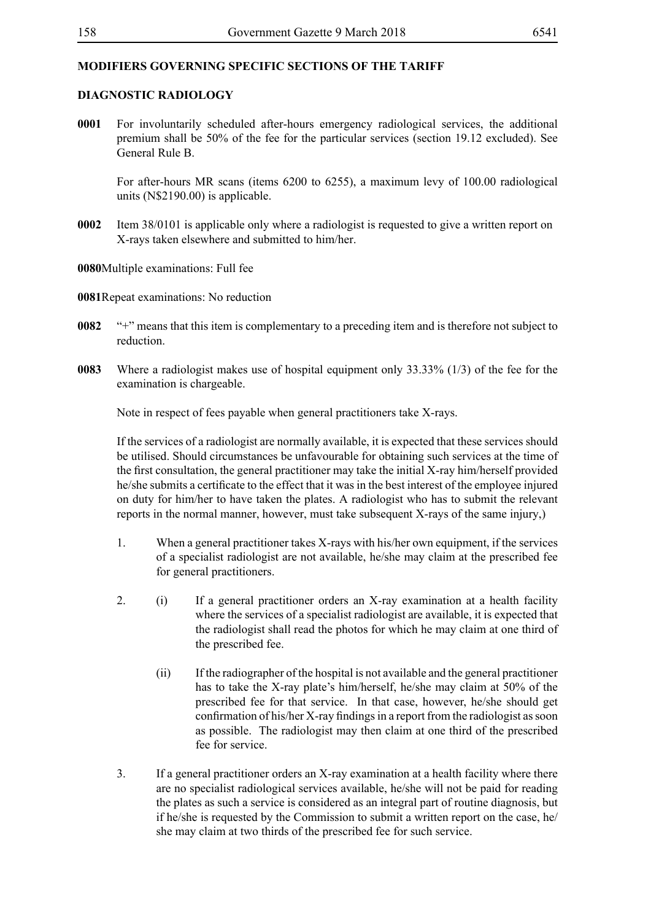**MODIFIERS GOVERNING SPECIFIC SECTIONS OF THE TARIFF**

**DIAGNOSTIC RADIOLOGY**

**0001** For involuntarily scheduled after-hours emergency radiological services, the additional premium shall be 50% of the fee for the particular services (section 19.12 excluded). See General Rule B.

For after-hours MR scans (items 6200 to 6255), a maximum levy of 100.00 radiological units (N$2190.00) is applicable.

**0002** Item 38/0101 is applicable only where a radiologist is requested to give a written report on X-rays taken elsewhere and submitted to him/her.

**0080** Multiple examinations: Full fee

**0081** Repeat examinations: No reduction

**0082** "+" means that this item is complementary to a preceding item and is therefore not subject to reduction.

**0083** Where a radiologist makes use of hospital equipment only 33.33% (1/3) of the fee for the examination is chargeable.

Note in respect of fees payable when general practitioners take X-rays.

If the services of a radiologist are normally available, it is expected that these services should be utilised. Should circumstances be unfavourable for obtaining such services at the time of the first consultation, the general practitioner may take the initial X-ray him/herself provided he/she submits a certificate to the effect that it was in the best interest of the employee injured on duty for him/her to have taken the plates. A radiologist who has to submit the relevant reports in the normal manner, however, must take subsequent X-rays of the same injury,)

1. When a general practitioner takes X-rays with his/her own equipment, if the services of a specialist radiologist are not available, he/she may claim at the prescribed fee for general practitioners.

2. (i) If a general practitioner orders an X-ray examination at a health facility where the services of a specialist radiologist are available, it is expected that the radiologist shall read the photos for which he may claim at one third of the prescribed fee.

   (ii) If the radiographer of the hospital is not available and the general practitioner has to take the X-ray plate's him/herself, he/she may claim at 50% of the prescribed fee for that service. In that case, however, he/she should get confirmation of his/her X-ray findings in a report from the radiologist as soon as possible. The radiologist may then claim at one third of the prescribed fee for service.

3. If a general practitioner orders an X-ray examination at a health facility where there are no specialist radiological services available, he/she will not be paid for reading the plates as such a service is considered as an integral part of routine diagnosis, but if he/she is requested by the Commission to submit a written report on the case, he/she may claim at two thirds of the prescribed fee for such service.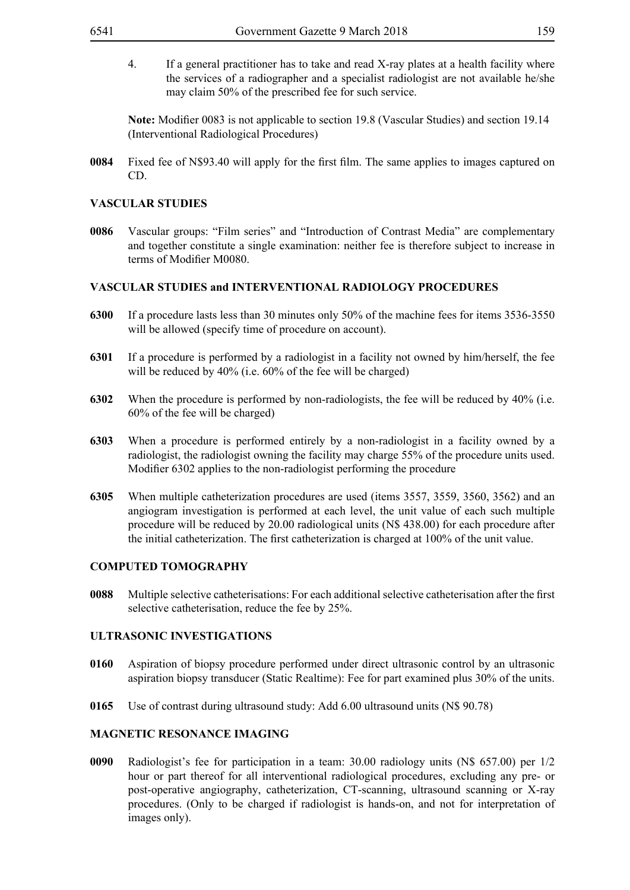4. If a general practitioner has to take and read X-ray plates at a health facility where the services of a radiographer and a specialist radiologist are not available he/she may claim 50% of the prescribed fee for such service.

**Note:** Modifier 0083 is not applicable to section 19.8 (Vascular Studies) and section 19.14 (Interventional Radiological Procedures)

**0084** Fixed fee of N$93.40 will apply for the first film. The same applies to images captured on CD.

### VASCULAR STUDIES

**0086** Vascular groups: "Film series" and "Introduction of Contrast Media" are complementary and together constitute a single examination: neither fee is therefore subject to increase in terms of Modifier M0080.

### VASCULAR STUDIES and INTERVENTIONAL RADIOLOGY PROCEDURES

**6300** If a procedure lasts less than 30 minutes only 50% of the machine fees for items 3536-3550 will be allowed (specify time of procedure on account).

**6301** If a procedure is performed by a radiologist in a facility not owned by him/herself, the fee will be reduced by 40% (i.e. 60% of the fee will be charged)

**6302** When the procedure is performed by non-radiologists, the fee will be reduced by 40% (i.e. 60% of the fee will be charged)

**6303** When a procedure is performed entirely by a non-radiologist in a facility owned by a radiologist, the radiologist owning the facility may charge 55% of the procedure units used. Modifier 6302 applies to the non-radiologist performing the procedure

**6305** When multiple catheterization procedures are used (items 3557, 3559, 3560, 3562) and an angiogram investigation is performed at each level, the unit value of each such multiple procedure will be reduced by 20.00 radiological units (N$ 438.00) for each procedure after the initial catheterization. The first catheterization is charged at 100% of the unit value.

### COMPUTED TOMOGRAPHY

**0088** Multiple selective catheterisations: For each additional selective catheterisation after the first selective catheterisation, reduce the fee by 25%.

### ULTRASONIC INVESTIGATIONS

**0160** Aspiration of biopsy procedure performed under direct ultrasonic control by an ultrasonic aspiration biopsy transducer (Static Realtime): Fee for part examined plus 30% of the units.

**0165** Use of contrast during ultrasound study: Add 6.00 ultrasound units (N$ 90.78)

### MAGNETIC RESONANCE IMAGING

**0090** Radiologist's fee for participation in a team: 30.00 radiology units (N$ 657.00) per 1/2 hour or part thereof for all interventional radiological procedures, excluding any pre- or post-operative angiography, catheterization, CT-scanning, ultrasound scanning or X-ray procedures. (Only to be charged if radiologist is hands-on, and not for interpretation of images only).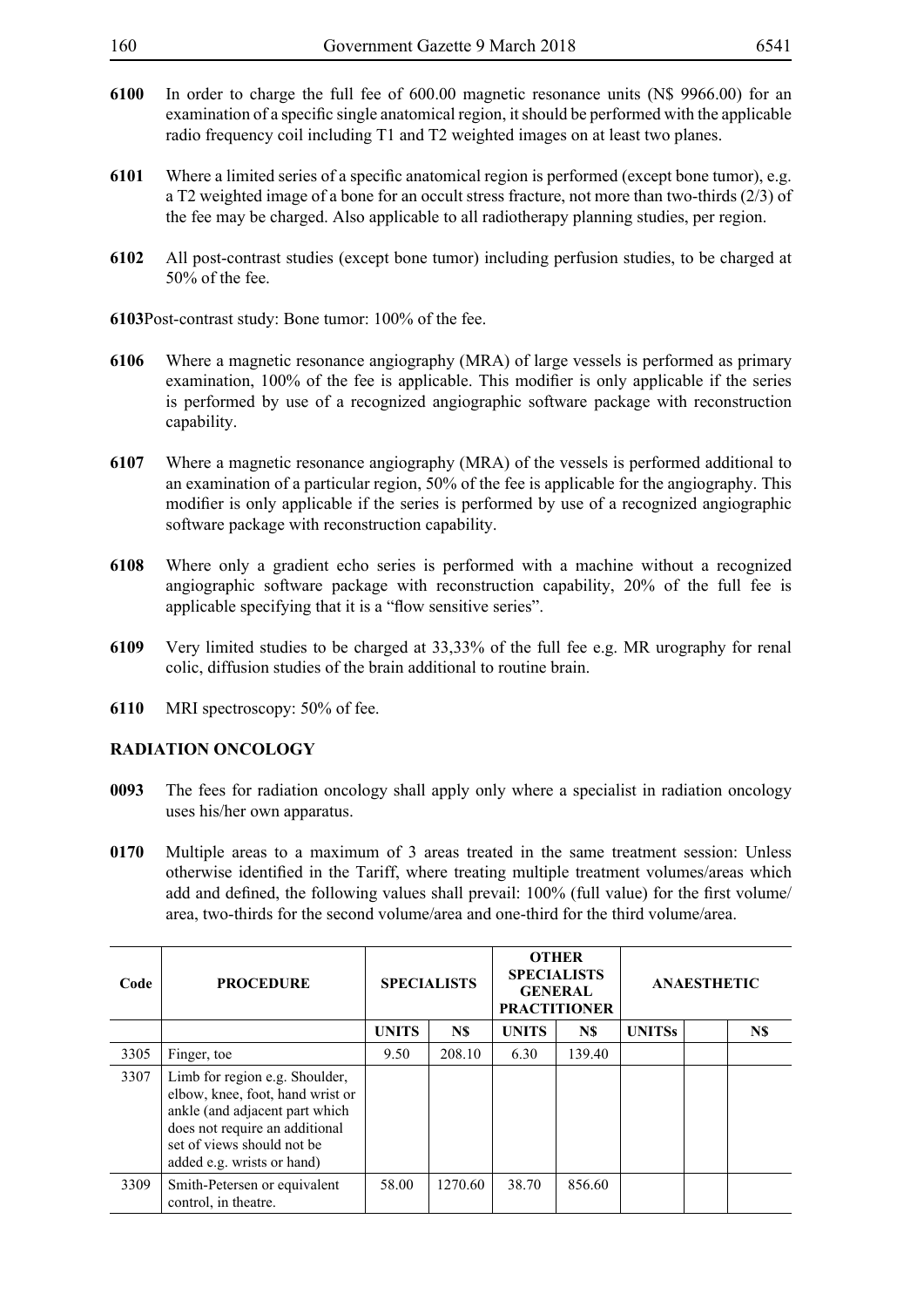**6100** In order to charge the full fee of 600.00 magnetic resonance units (N$ 9966.00) for an examination of a specific single anatomical region, it should be performed with the applicable radio frequency coil including T1 and T2 weighted images on at least two planes.

**6101** Where a limited series of a specific anatomical region is performed (except bone tumor), e.g. a T2 weighted image of a bone for an occult stress fracture, not more than two-thirds (2/3) of the fee may be charged. Also applicable to all radiotherapy planning studies, per region.

**6102** All post-contrast studies (except bone tumor) including perfusion studies, to be charged at 50% of the fee.

**6103** Post-contrast study: Bone tumor: 100% of the fee.

**6106** Where a magnetic resonance angiography (MRA) of large vessels is performed as primary examination, 100% of the fee is applicable. This modifier is only applicable if the series is performed by use of a recognized angiographic software package with reconstruction capability.

**6107** Where a magnetic resonance angiography (MRA) of the vessels is performed additional to an examination of a particular region, 50% of the fee is applicable for the angiography. This modifier is only applicable if the series is performed by use of a recognized angiographic software package with reconstruction capability.

**6108** Where only a gradient echo series is performed with a machine without a recognized angiographic software package with reconstruction capability, 20% of the full fee is applicable specifying that it is a "flow sensitive series".

**6109** Very limited studies to be charged at 33,33% of the full fee e.g. MR urography for renal colic, diffusion studies of the brain additional to routine brain.

**6110** MRI spectroscopy: 50% of fee.

## RADIATION ONCOLOGY

**0093** The fees for radiation oncology shall apply only where a specialist in radiation oncology uses his/her own apparatus.

**0170** Multiple areas to a maximum of 3 areas treated in the same treatment session: Unless otherwise identified in the Tariff, where treating multiple treatment volumes/areas which add and defined, the following values shall prevail: 100% (full value) for the first volume/area, two-thirds for the second volume/area and one-third for the third volume/area.

| Code | PROCEDURE | SPECIALISTS | | OTHER SPECIALISTS GENERAL PRACTITIONER | | ANAESTHETIC | | |
|---|---|---|---|---|---|---|---|---|
| | | UNITS | N$ | UNITS | N$ | UNITSs | | N$ |
| 3305 | Finger, toe | 9.50 | 208.10 | 6.30 | 139.40 | | | |
| 3307 | Limb for region e.g. Shoulder, elbow, knee, foot, hand wrist or ankle (and adjacent part which does not require an additional set of views should not be added e.g. wrists or hand) | | | | | | | |
| 3309 | Smith-Petersen or equivalent control, in theatre. | 58.00 | 1270.60 | 38.70 | 856.60 | | | |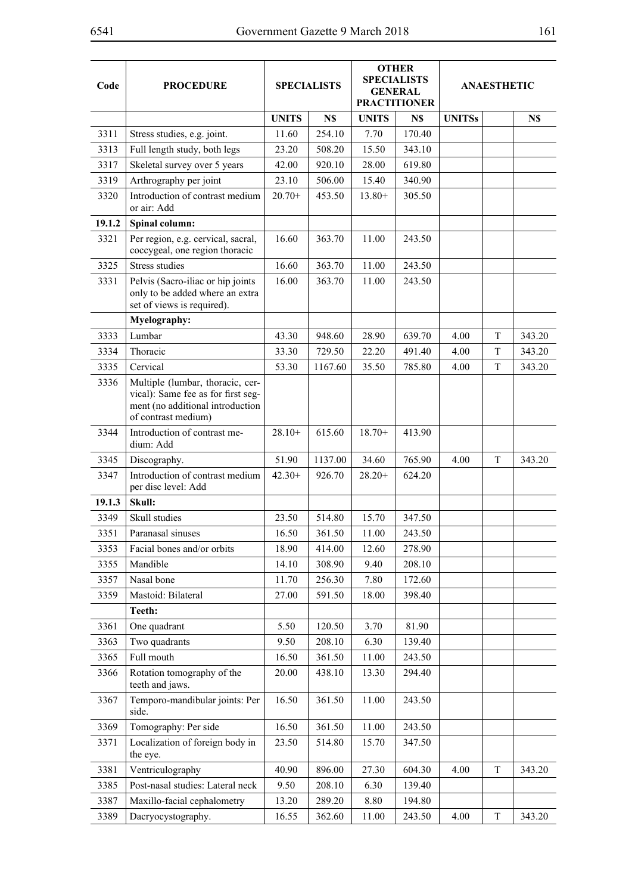| Code | PROCEDURE | SPECIALISTS | | OTHER SPECIALISTS GENERAL PRACTITIONER | | ANAESTHETIC | | |
|---|---|---|---|---|---|---|---|---|
| | | UNITS | N$ | UNITS | N$ | UNITSs | | N$ |
| 3311 | Stress studies, e.g. joint. | 11.60 | 254.10 | 7.70 | 170.40 | | | |
| 3313 | Full length study, both legs | 23.20 | 508.20 | 15.50 | 343.10 | | | |
| 3317 | Skeletal survey over 5 years | 42.00 | 920.10 | 28.00 | 619.80 | | | |
| 3319 | Arthrography per joint | 23.10 | 506.00 | 15.40 | 340.90 | | | |
| 3320 | Introduction of contrast medium or air: Add | 20.70+ | 453.50 | 13.80+ | 305.50 | | | |
| **19.1.2** | **Spinal column:** | | | | | | | |
| 3321 | Per region, e.g. cervical, sacral, coccygeal, one region thoracic | 16.60 | 363.70 | 11.00 | 243.50 | | | |
| 3325 | Stress studies | 16.60 | 363.70 | 11.00 | 243.50 | | | |
| 3331 | Pelvis (Sacro-iliac or hip joints only to be added where an extra set of views is required). | 16.00 | 363.70 | 11.00 | 243.50 | | | |
| | **Myelography:** | | | | | | | |
| 3333 | Lumbar | 43.30 | 948.60 | 28.90 | 639.70 | 4.00 | T | 343.20 |
| 3334 | Thoracic | 33.30 | 729.50 | 22.20 | 491.40 | 4.00 | T | 343.20 |
| 3335 | Cervical | 53.30 | 1167.60 | 35.50 | 785.80 | 4.00 | T | 343.20 |
| 3336 | Multiple (lumbar, thoracic, cervical): Same fee as for first segment (no additional introduction of contrast medium) | | | | | | | |
| 3344 | Introduction of contrast medium: Add | 28.10+ | 615.60 | 18.70+ | 413.90 | | | |
| 3345 | Discography. | 51.90 | 1137.00 | 34.60 | 765.90 | 4.00 | T | 343.20 |
| 3347 | Introduction of contrast medium per disc level: Add | 42.30+ | 926.70 | 28.20+ | 624.20 | | | |
| **19.1.3** | **Skull:** | | | | | | | |
| 3349 | Skull studies | 23.50 | 514.80 | 15.70 | 347.50 | | | |
| 3351 | Paranasal sinuses | 16.50 | 361.50 | 11.00 | 243.50 | | | |
| 3353 | Facial bones and/or orbits | 18.90 | 414.00 | 12.60 | 278.90 | | | |
| 3355 | Mandible | 14.10 | 308.90 | 9.40 | 208.10 | | | |
| 3357 | Nasal bone | 11.70 | 256.30 | 7.80 | 172.60 | | | |
| 3359 | Mastoid: Bilateral | 27.00 | 591.50 | 18.00 | 398.40 | | | |
| | **Teeth:** | | | | | | | |
| 3361 | One quadrant | 5.50 | 120.50 | 3.70 | 81.90 | | | |
| 3363 | Two quadrants | 9.50 | 208.10 | 6.30 | 139.40 | | | |
| 3365 | Full mouth | 16.50 | 361.50 | 11.00 | 243.50 | | | |
| 3366 | Rotation tomography of the teeth and jaws. | 20.00 | 438.10 | 13.30 | 294.40 | | | |
| 3367 | Temporo-mandibular joints: Per side. | 16.50 | 361.50 | 11.00 | 243.50 | | | |
| 3369 | Tomography: Per side | 16.50 | 361.50 | 11.00 | 243.50 | | | |
| 3371 | Localization of foreign body in the eye. | 23.50 | 514.80 | 15.70 | 347.50 | | | |
| 3381 | Ventriculography | 40.90 | 896.00 | 27.30 | 604.30 | 4.00 | T | 343.20 |
| 3385 | Post-nasal studies: Lateral neck | 9.50 | 208.10 | 6.30 | 139.40 | | | |
| 3387 | Maxillo-facial cephalometry | 13.20 | 289.20 | 8.80 | 194.80 | | | |
| 3389 | Dacryocystography. | 16.55 | 362.60 | 11.00 | 243.50 | 4.00 | T | 343.20 |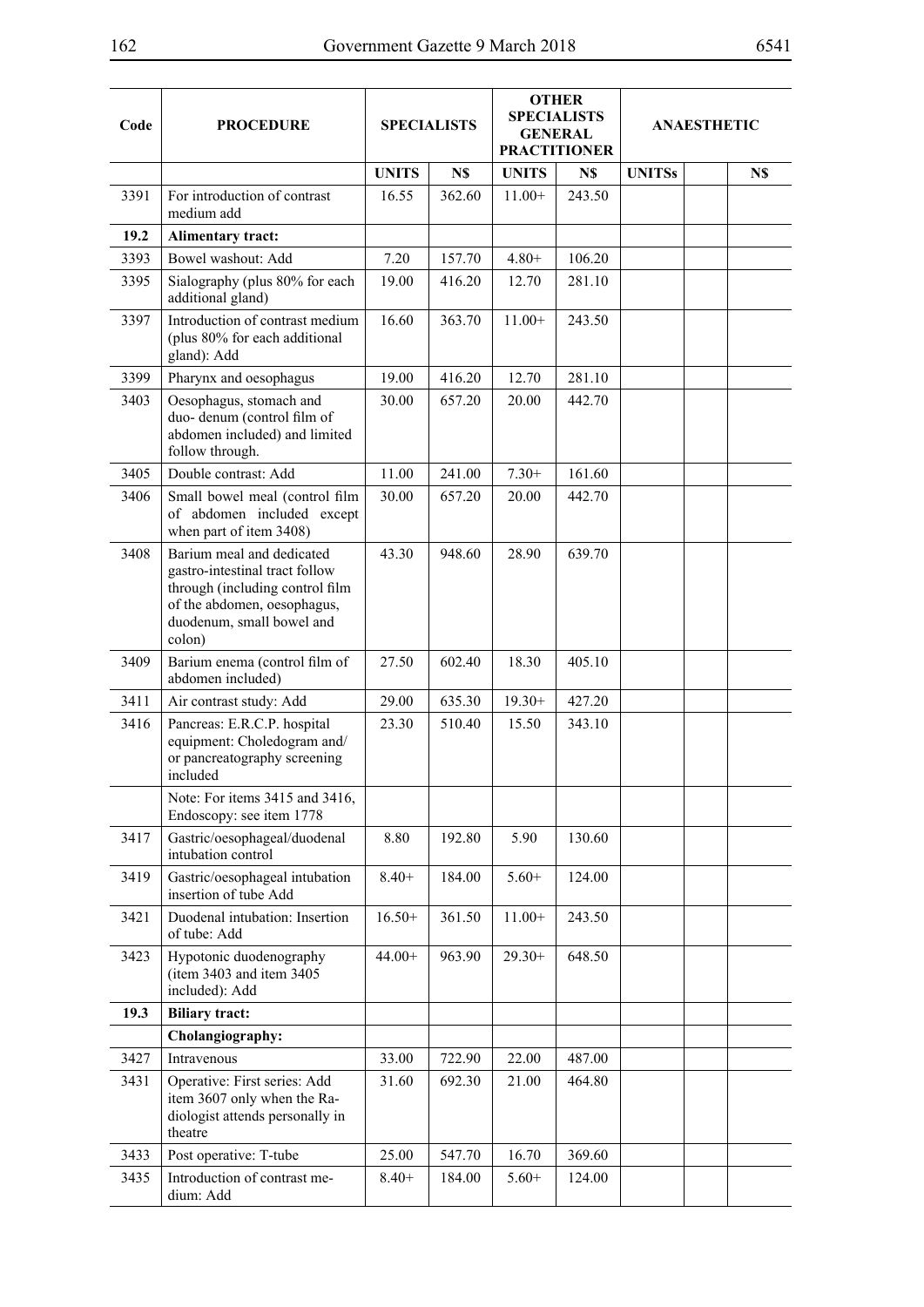| Code | PROCEDURE | SPECIALISTS | | OTHER SPECIALISTS GENERAL PRACTITIONER | | ANAESTHETIC | | |
|---|---|---|---|---|---|---|---|---|
| | | UNITS | N$ | UNITS | N$ | UNITSs | | N$ |
| 3391 | For introduction of contrast medium add | 16.55 | 362.60 | 11.00+ | 243.50 | | | |
| 19.2 | **Alimentary tract:** | | | | | | | |
| 3393 | Bowel washout: Add | 7.20 | 157.70 | 4.80+ | 106.20 | | | |
| 3395 | Sialography (plus 80% for each additional gland) | 19.00 | 416.20 | 12.70 | 281.10 | | | |
| 3397 | Introduction of contrast medium (plus 80% for each additional gland): Add | 16.60 | 363.70 | 11.00+ | 243.50 | | | |
| 3399 | Pharynx and oesophagus | 19.00 | 416.20 | 12.70 | 281.10 | | | |
| 3403 | Oesophagus, stomach and duo- denum (control film of abdomen included) and limited follow through. | 30.00 | 657.20 | 20.00 | 442.70 | | | |
| 3405 | Double contrast: Add | 11.00 | 241.00 | 7.30+ | 161.60 | | | |
| 3406 | Small bowel meal (control film of abdomen included except when part of item 3408) | 30.00 | 657.20 | 20.00 | 442.70 | | | |
| 3408 | Barium meal and dedicated gastro-intestinal tract follow through (including control film of the abdomen, oesophagus, duodenum, small bowel and colon) | 43.30 | 948.60 | 28.90 | 639.70 | | | |
| 3409 | Barium enema (control film of abdomen included) | 27.50 | 602.40 | 18.30 | 405.10 | | | |
| 3411 | Air contrast study: Add | 29.00 | 635.30 | 19.30+ | 427.20 | | | |
| 3416 | Pancreas: E.R.C.P. hospital equipment: Choledogram and/ or pancreatography screening included | 23.30 | 510.40 | 15.50 | 343.10 | | | |
| | Note: For items 3415 and 3416, Endoscopy: see item 1778 | | | | | | | |
| 3417 | Gastric/oesophageal/duodenal intubation control | 8.80 | 192.80 | 5.90 | 130.60 | | | |
| 3419 | Gastric/oesophageal intubation insertion of tube Add | 8.40+ | 184.00 | 5.60+ | 124.00 | | | |
| 3421 | Duodenal intubation: Insertion of tube: Add | 16.50+ | 361.50 | 11.00+ | 243.50 | | | |
| 3423 | Hypotonic duodenography (item 3403 and item 3405 included): Add | 44.00+ | 963.90 | 29.30+ | 648.50 | | | |
| 19.3 | **Biliary tract:** | | | | | | | |
| | **Cholangiography:** | | | | | | | |
| 3427 | Intravenous | 33.00 | 722.90 | 22.00 | 487.00 | | | |
| 3431 | Operative: First series: Add item 3607 only when the Ra-diologist attends personally in theatre | 31.60 | 692.30 | 21.00 | 464.80 | | | |
| 3433 | Post operative: T-tube | 25.00 | 547.70 | 16.70 | 369.60 | | | |
| 3435 | Introduction of contrast me-dium: Add | 8.40+ | 184.00 | 5.60+ | 124.00 | | | |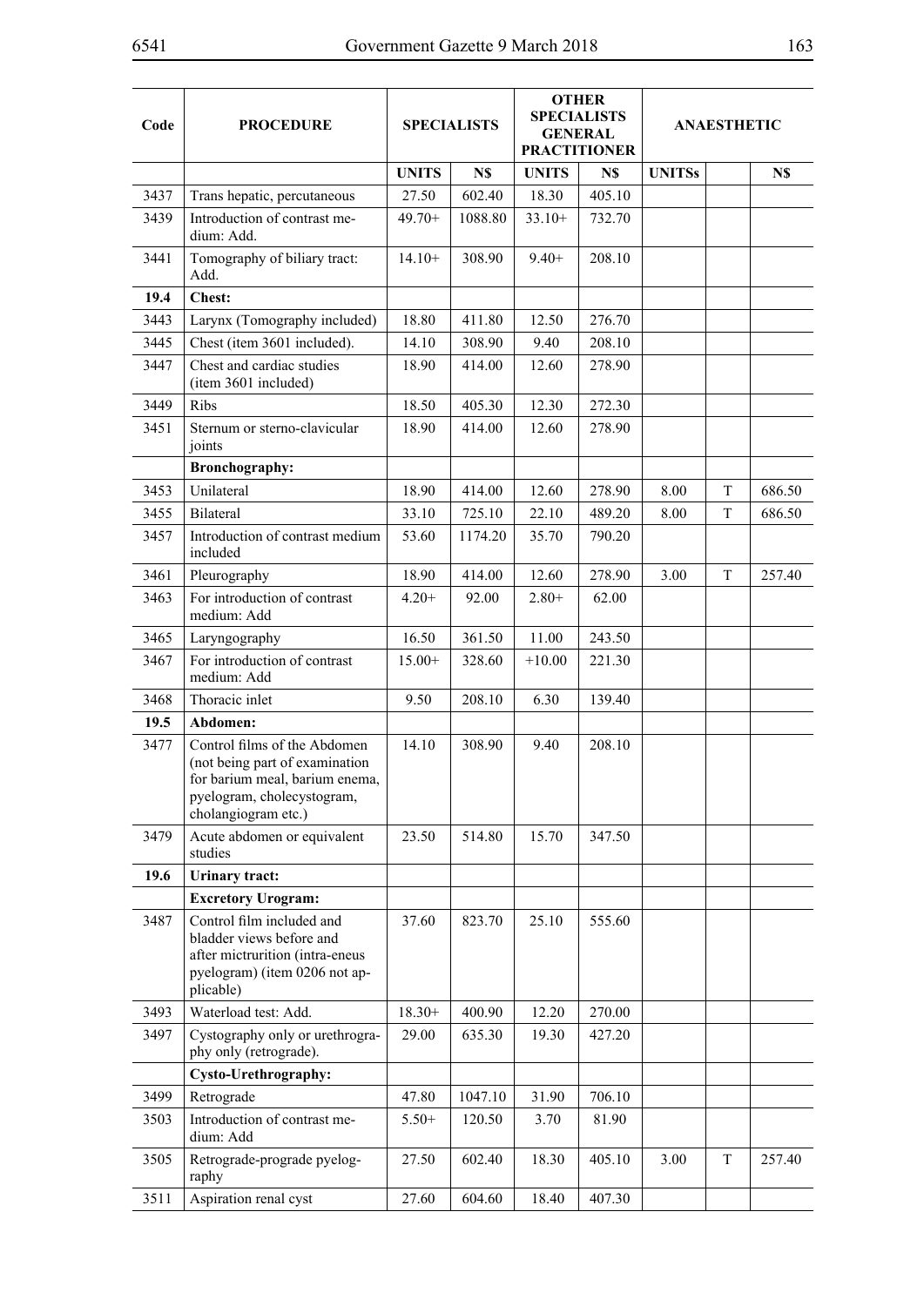| Code | PROCEDURE | SPECIALISTS | | OTHER SPECIALISTS GENERAL PRACTITIONER | | ANAESTHETIC | | |
|---|---|---|---|---|---|---|---|---|
| | | UNITS | N$ | UNITS | N$ | UNITSs | | N$ |
| 3437 | Trans hepatic, percutaneous | 27.50 | 602.40 | 18.30 | 405.10 | | | |
| 3439 | Introduction of contrast medium: Add. | 49.70+ | 1088.80 | 33.10+ | 732.70 | | | |
| 3441 | Tomography of biliary tract: Add. | 14.10+ | 308.90 | 9.40+ | 208.10 | | | |
| **19.4** | **Chest:** | | | | | | | |
| 3443 | Larynx (Tomography included) | 18.80 | 411.80 | 12.50 | 276.70 | | | |
| 3445 | Chest (item 3601 included). | 14.10 | 308.90 | 9.40 | 208.10 | | | |
| 3447 | Chest and cardiac studies (item 3601 included) | 18.90 | 414.00 | 12.60 | 278.90 | | | |
| 3449 | Ribs | 18.50 | 405.30 | 12.30 | 272.30 | | | |
| 3451 | Sternum or sterno-clavicular joints | 18.90 | 414.00 | 12.60 | 278.90 | | | |
| | **Bronchography:** | | | | | | | |
| 3453 | Unilateral | 18.90 | 414.00 | 12.60 | 278.90 | 8.00 | T | 686.50 |
| 3455 | Bilateral | 33.10 | 725.10 | 22.10 | 489.20 | 8.00 | T | 686.50 |
| 3457 | Introduction of contrast medium included | 53.60 | 1174.20 | 35.70 | 790.20 | | | |
| 3461 | Pleurography | 18.90 | 414.00 | 12.60 | 278.90 | 3.00 | T | 257.40 |
| 3463 | For introduction of contrast medium: Add | 4.20+ | 92.00 | 2.80+ | 62.00 | | | |
| 3465 | Laryngography | 16.50 | 361.50 | 11.00 | 243.50 | | | |
| 3467 | For introduction of contrast medium: Add | 15.00+ | 328.60 | +10.00 | 221.30 | | | |
| 3468 | Thoracic inlet | 9.50 | 208.10 | 6.30 | 139.40 | | | |
| **19.5** | **Abdomen:** | | | | | | | |
| 3477 | Control films of the Abdomen (not being part of examination for barium meal, barium enema, pyelogram, cholecystogram, cholangiogram etc.) | 14.10 | 308.90 | 9.40 | 208.10 | | | |
| 3479 | Acute abdomen or equivalent studies | 23.50 | 514.80 | 15.70 | 347.50 | | | |
| **19.6** | **Urinary tract:** | | | | | | | |
| | **Excretory Urogram:** | | | | | | | |
| 3487 | Control film included and bladder views before and after mictrurition (intra-eneus pyelogram) (item 0206 not applicable) | 37.60 | 823.70 | 25.10 | 555.60 | | | |
| 3493 | Waterload test: Add. | 18.30+ | 400.90 | 12.20 | 270.00 | | | |
| 3497 | Cystography only or urethrography only (retrograde). | 29.00 | 635.30 | 19.30 | 427.20 | | | |
| | **Cysto-Urethrography:** | | | | | | | |
| 3499 | Retrograde | 47.80 | 1047.10 | 31.90 | 706.10 | | | |
| 3503 | Introduction of contrast medium: Add | 5.50+ | 120.50 | 3.70 | 81.90 | | | |
| 3505 | Retrograde-prograde pyelography | 27.50 | 602.40 | 18.30 | 405.10 | 3.00 | T | 257.40 |
| 3511 | Aspiration renal cyst | 27.60 | 604.60 | 18.40 | 407.30 | | | |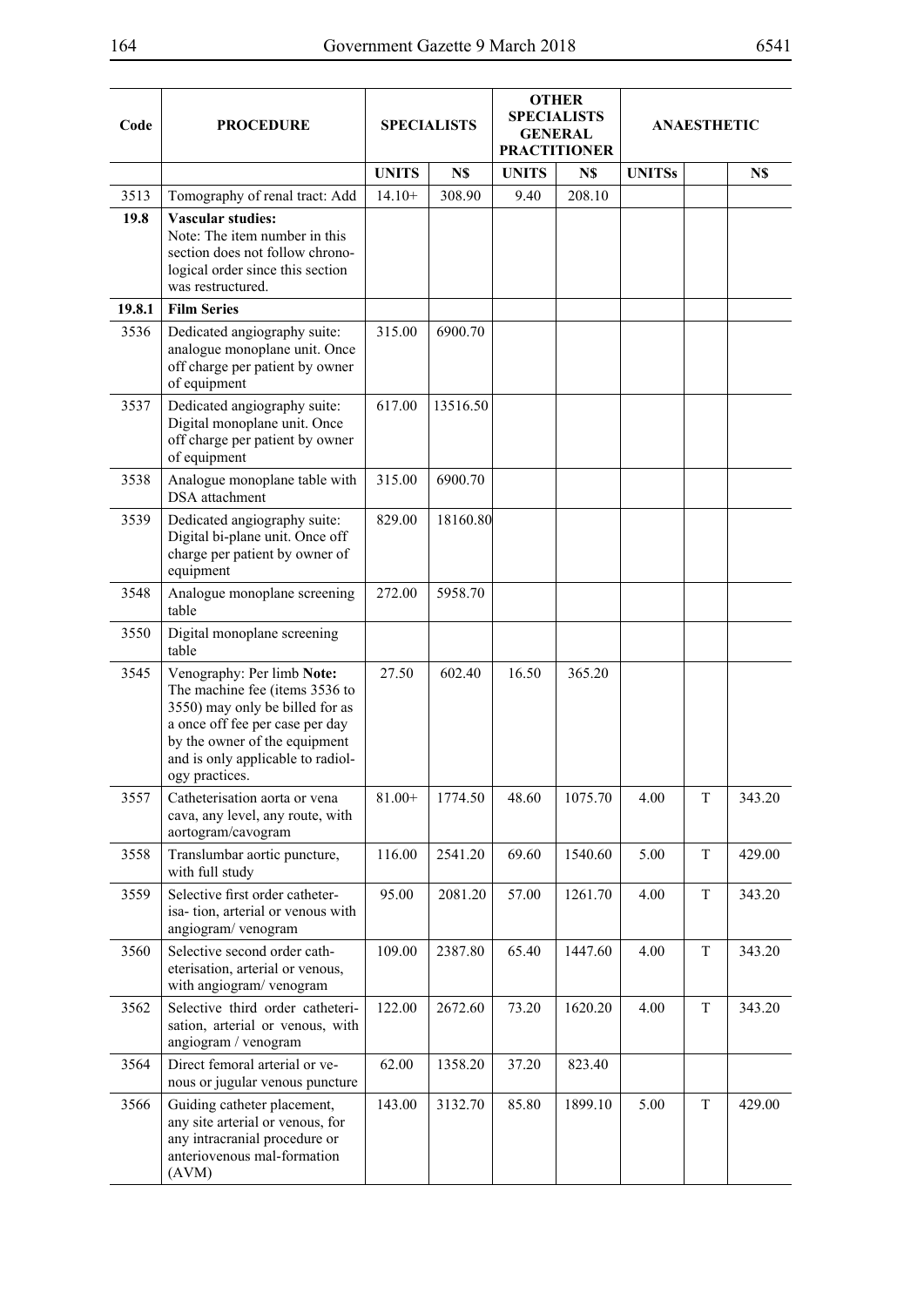| Code | PROCEDURE | SPECIALISTS | | OTHER SPECIALISTS GENERAL PRACTITIONER | | ANAESTHETIC | | |
|---|---|---|---|---|---|---|---|---|
| | | UNITS | N$ | UNITS | N$ | UNITSs | | N$ |
| 3513 | Tomography of renal tract: Add | 14.10+ | 308.90 | 9.40 | 208.10 | | | |
| **19.8** | **Vascular studies:** Note: The item number in this section does not follow chrono-logical order since this section was restructured. | | | | | | | |
| **19.8.1** | **Film Series** | | | | | | | |
| 3536 | Dedicated angiography suite: analogue monoplane unit. Once off charge per patient by owner of equipment | 315.00 | 6900.70 | | | | | |
| 3537 | Dedicated angiography suite: Digital monoplane unit. Once off charge per patient by owner of equipment | 617.00 | 13516.50 | | | | | |
| 3538 | Analogue monoplane table with DSA attachment | 315.00 | 6900.70 | | | | | |
| 3539 | Dedicated angiography suite: Digital bi-plane unit. Once off charge per patient by owner of equipment | 829.00 | 18160.80 | | | | | |
| 3548 | Analogue monoplane screening table | 272.00 | 5958.70 | | | | | |
| 3550 | Digital monoplane screening table | | | | | | | |
| 3545 | Venography: Per limb **Note:** The machine fee (items 3536 to 3550) may only be billed for as a once off fee per case per day by the owner of the equipment and is only applicable to radiol-ogy practices. | 27.50 | 602.40 | 16.50 | 365.20 | | | |
| 3557 | Catheterisation aorta or vena cava, any level, any route, with aortogram/cavogram | 81.00+ | 1774.50 | 48.60 | 1075.70 | 4.00 | T | 343.20 |
| 3558 | Translumbar aortic puncture, with full study | 116.00 | 2541.20 | 69.60 | 1540.60 | 5.00 | T | 429.00 |
| 3559 | Selective first order catheter-isa- tion, arterial or venous with angiogram/ venogram | 95.00 | 2081.20 | 57.00 | 1261.70 | 4.00 | T | 343.20 |
| 3560 | Selective second order cath-eterisation, arterial or venous, with angiogram/ venogram | 109.00 | 2387.80 | 65.40 | 1447.60 | 4.00 | T | 343.20 |
| 3562 | Selective third order catheteri-sation, arterial or venous, with angiogram / venogram | 122.00 | 2672.60 | 73.20 | 1620.20 | 4.00 | T | 343.20 |
| 3564 | Direct femoral arterial or ve-nous or jugular venous puncture | 62.00 | 1358.20 | 37.20 | 823.40 | | | |
| 3566 | Guiding catheter placement, any site arterial or venous, for any intracranial procedure or anteriovenous mal-formation (AVM) | 143.00 | 3132.70 | 85.80 | 1899.10 | 5.00 | T | 429.00 |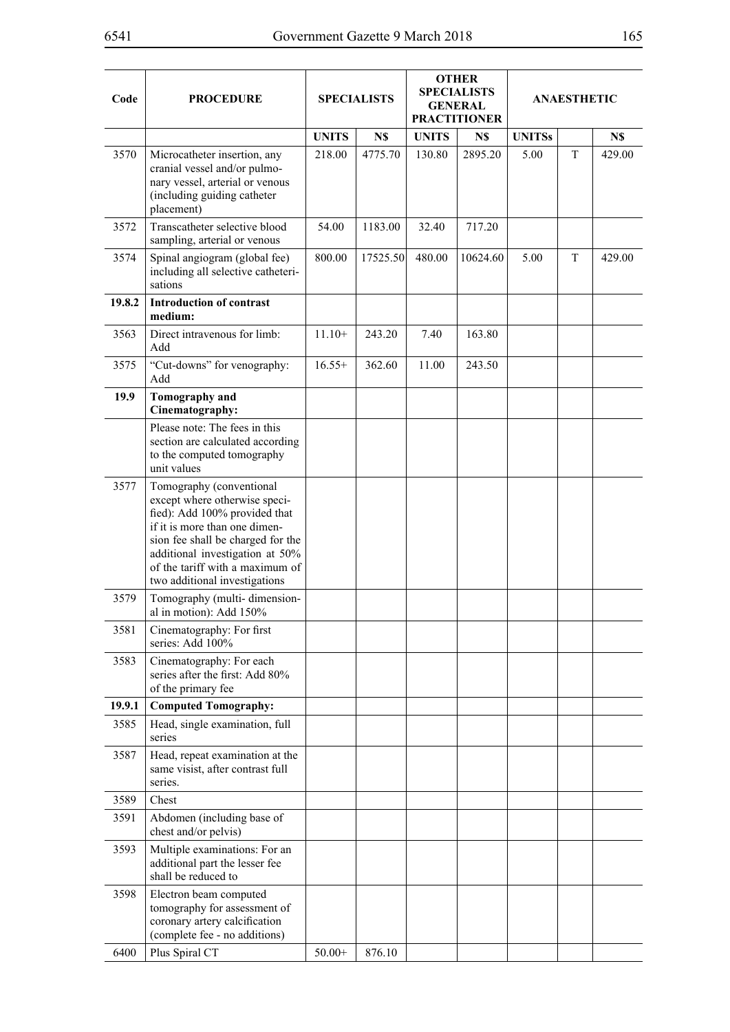| Code | PROCEDURE | SPECIALISTS | | OTHER SPECIALISTS GENERAL PRACTITIONER | | ANAESTHETIC | | |
|---|---|---|---|---|---|---|---|---|
| | | UNITS | N$ | UNITS | N$ | UNITSs | | N$ |
| 3570 | Microcatheter insertion, any cranial vessel and/or pulmonary vessel, arterial or venous (including guiding catheter placement) | 218.00 | 4775.70 | 130.80 | 2895.20 | 5.00 | T | 429.00 |
| 3572 | Transcatheter selective blood sampling, arterial or venous | 54.00 | 1183.00 | 32.40 | 717.20 | | | |
| 3574 | Spinal angiogram (global fee) including all selective catheterisations | 800.00 | 17525.50 | 480.00 | 10624.60 | 5.00 | T | 429.00 |
| **19.8.2** | **Introduction of contrast medium:** | | | | | | | |
| 3563 | Direct intravenous for limb: Add | 11.10+ | 243.20 | 7.40 | 163.80 | | | |
| 3575 | "Cut-downs" for venography: Add | 16.55+ | 362.60 | 11.00 | 243.50 | | | |
| **19.9** | **Tomography and Cinematography:** | | | | | | | |
| | Please note: The fees in this section are calculated according to the computed tomography unit values | | | | | | | |
| 3577 | Tomography (conventional except where otherwise specified): Add 100% provided that if it is more than one dimension fee shall be charged for the additional investigation at 50% of the tariff with a maximum of two additional investigations | | | | | | | |
| 3579 | Tomography (multi- dimensional in motion): Add 150% | | | | | | | |
| 3581 | Cinematography: For first series: Add 100% | | | | | | | |
| 3583 | Cinematography: For each series after the first: Add 80% of the primary fee | | | | | | | |
| **19.9.1** | **Computed Tomography:** | | | | | | | |
| 3585 | Head, single examination, full series | | | | | | | |
| 3587 | Head, repeat examination at the same visist, after contrast full series. | | | | | | | |
| 3589 | Chest | | | | | | | |
| 3591 | Abdomen (including base of chest and/or pelvis) | | | | | | | |
| 3593 | Multiple examinations: For an additional part the lesser fee shall be reduced to | | | | | | | |
| 3598 | Electron beam computed tomography for assessment of coronary artery calcification (complete fee - no additions) | | | | | | | |
| 6400 | Plus Spiral CT | 50.00+ | 876.10 | | | | | |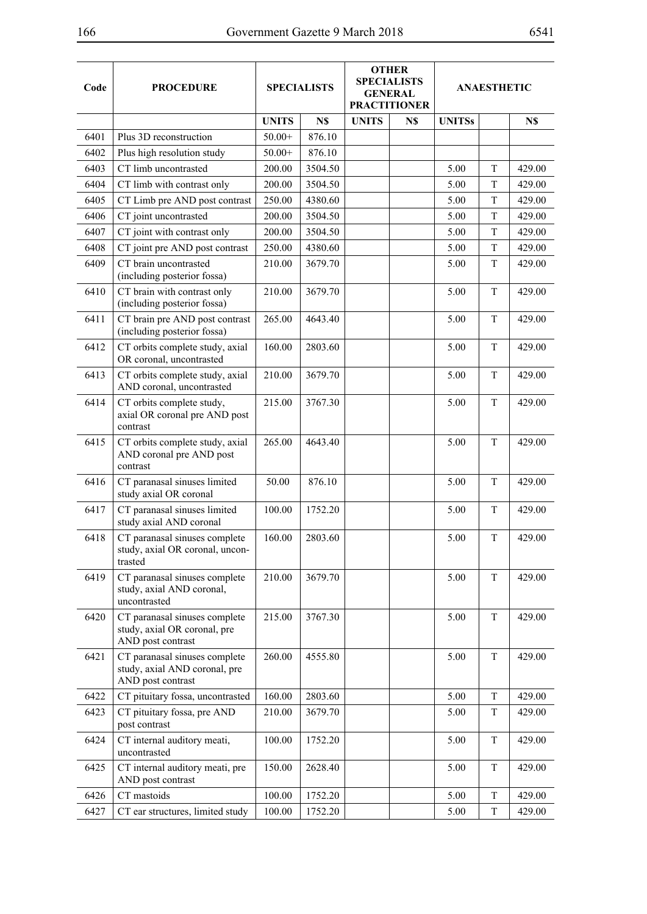| Code | PROCEDURE | SPECIALISTS | | OTHER SPECIALISTS GENERAL PRACTITIONER | | ANAESTHETIC | | |
|---|---|---|---|---|---|---|---|---|
| | | UNITS | N$ | UNITS | N$ | UNITSs | | N$ |
| 6401 | Plus 3D reconstruction | 50.00+ | 876.10 | | | | | |
| 6402 | Plus high resolution study | 50.00+ | 876.10 | | | | | |
| 6403 | CT limb uncontrasted | 200.00 | 3504.50 | | | 5.00 | T | 429.00 |
| 6404 | CT limb with contrast only | 200.00 | 3504.50 | | | 5.00 | T | 429.00 |
| 6405 | CT Limb pre AND post contrast | 250.00 | 4380.60 | | | 5.00 | T | 429.00 |
| 6406 | CT joint uncontrasted | 200.00 | 3504.50 | | | 5.00 | T | 429.00 |
| 6407 | CT joint with contrast only | 200.00 | 3504.50 | | | 5.00 | T | 429.00 |
| 6408 | CT joint pre AND post contrast | 250.00 | 4380.60 | | | 5.00 | T | 429.00 |
| 6409 | CT brain uncontrasted (including posterior fossa) | 210.00 | 3679.70 | | | 5.00 | T | 429.00 |
| 6410 | CT brain with contrast only (including posterior fossa) | 210.00 | 3679.70 | | | 5.00 | T | 429.00 |
| 6411 | CT brain pre AND post contrast (including posterior fossa) | 265.00 | 4643.40 | | | 5.00 | T | 429.00 |
| 6412 | CT orbits complete study, axial OR coronal, uncontrasted | 160.00 | 2803.60 | | | 5.00 | T | 429.00 |
| 6413 | CT orbits complete study, axial AND coronal, uncontrasted | 210.00 | 3679.70 | | | 5.00 | T | 429.00 |
| 6414 | CT orbits complete study, axial OR coronal pre AND post contrast | 215.00 | 3767.30 | | | 5.00 | T | 429.00 |
| 6415 | CT orbits complete study, axial AND coronal pre AND post contrast | 265.00 | 4643.40 | | | 5.00 | T | 429.00 |
| 6416 | CT paranasal sinuses limited study axial OR coronal | 50.00 | 876.10 | | | 5.00 | T | 429.00 |
| 6417 | CT paranasal sinuses limited study axial AND coronal | 100.00 | 1752.20 | | | 5.00 | T | 429.00 |
| 6418 | CT paranasal sinuses complete study, axial OR coronal, uncontrasted | 160.00 | 2803.60 | | | 5.00 | T | 429.00 |
| 6419 | CT paranasal sinuses complete study, axial AND coronal, uncontrasted | 210.00 | 3679.70 | | | 5.00 | T | 429.00 |
| 6420 | CT paranasal sinuses complete study, axial OR coronal, pre AND post contrast | 215.00 | 3767.30 | | | 5.00 | T | 429.00 |
| 6421 | CT paranasal sinuses complete study, axial AND coronal, pre AND post contrast | 260.00 | 4555.80 | | | 5.00 | T | 429.00 |
| 6422 | CT pituitary fossa, uncontrasted | 160.00 | 2803.60 | | | 5.00 | T | 429.00 |
| 6423 | CT pituitary fossa, pre AND post contrast | 210.00 | 3679.70 | | | 5.00 | T | 429.00 |
| 6424 | CT internal auditory meati, uncontrasted | 100.00 | 1752.20 | | | 5.00 | T | 429.00 |
| 6425 | CT internal auditory meati, pre AND post contrast | 150.00 | 2628.40 | | | 5.00 | T | 429.00 |
| 6426 | CT mastoids | 100.00 | 1752.20 | | | 5.00 | T | 429.00 |
| 6427 | CT ear structures, limited study | 100.00 | 1752.20 | | | 5.00 | T | 429.00 |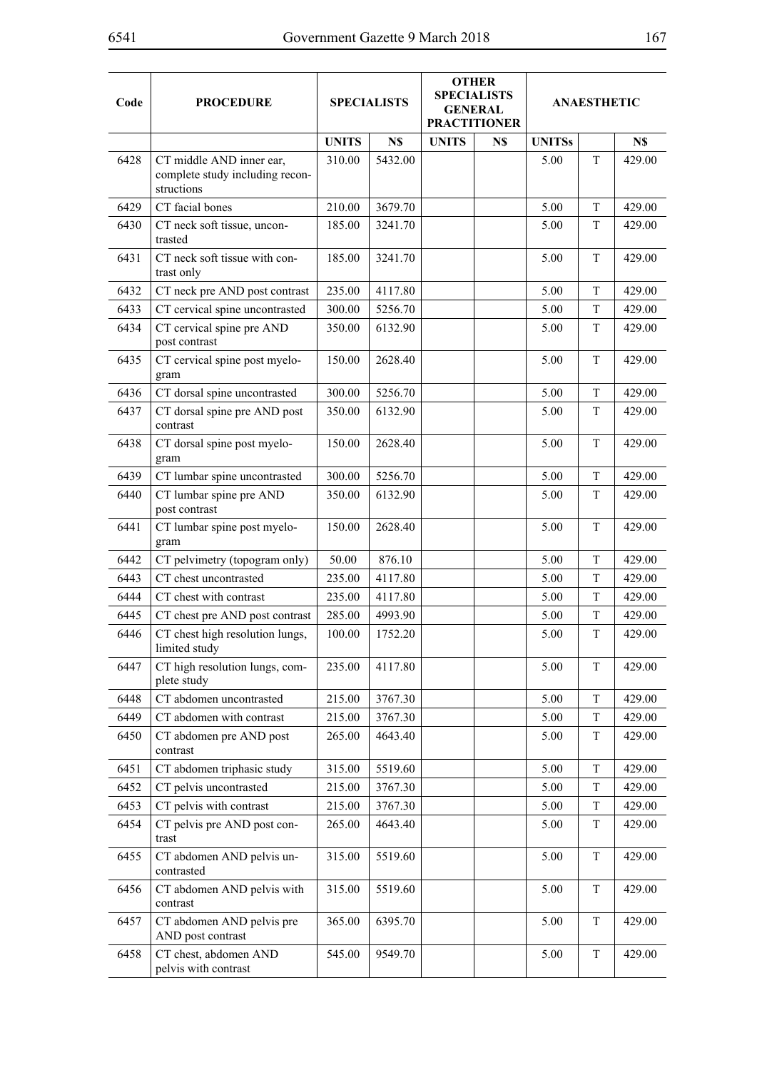| Code | PROCEDURE | SPECIALISTS | | OTHER SPECIALISTS GENERAL PRACTITIONER | | ANAESTHETIC | | |
|---|---|---|---|---|---|---|---|---|
| | | UNITS | N$ | UNITS | N$ | UNITSs | | N$ |
| 6428 | CT middle AND inner ear, complete study including reconstructions | 310.00 | 5432.00 | | | 5.00 | T | 429.00 |
| 6429 | CT facial bones | 210.00 | 3679.70 | | | 5.00 | T | 429.00 |
| 6430 | CT neck soft tissue, uncontrasted | 185.00 | 3241.70 | | | 5.00 | T | 429.00 |
| 6431 | CT neck soft tissue with contrast only | 185.00 | 3241.70 | | | 5.00 | T | 429.00 |
| 6432 | CT neck pre AND post contrast | 235.00 | 4117.80 | | | 5.00 | T | 429.00 |
| 6433 | CT cervical spine uncontrasted | 300.00 | 5256.70 | | | 5.00 | T | 429.00 |
| 6434 | CT cervical spine pre AND post contrast | 350.00 | 6132.90 | | | 5.00 | T | 429.00 |
| 6435 | CT cervical spine post myelogram | 150.00 | 2628.40 | | | 5.00 | T | 429.00 |
| 6436 | CT dorsal spine uncontrasted | 300.00 | 5256.70 | | | 5.00 | T | 429.00 |
| 6437 | CT dorsal spine pre AND post contrast | 350.00 | 6132.90 | | | 5.00 | T | 429.00 |
| 6438 | CT dorsal spine post myelogram | 150.00 | 2628.40 | | | 5.00 | T | 429.00 |
| 6439 | CT lumbar spine uncontrasted | 300.00 | 5256.70 | | | 5.00 | T | 429.00 |
| 6440 | CT lumbar spine pre AND post contrast | 350.00 | 6132.90 | | | 5.00 | T | 429.00 |
| 6441 | CT lumbar spine post myelogram | 150.00 | 2628.40 | | | 5.00 | T | 429.00 |
| 6442 | CT pelvimetry (topogram only) | 50.00 | 876.10 | | | 5.00 | T | 429.00 |
| 6443 | CT chest uncontrasted | 235.00 | 4117.80 | | | 5.00 | T | 429.00 |
| 6444 | CT chest with contrast | 235.00 | 4117.80 | | | 5.00 | T | 429.00 |
| 6445 | CT chest pre AND post contrast | 285.00 | 4993.90 | | | 5.00 | T | 429.00 |
| 6446 | CT chest high resolution lungs, limited study | 100.00 | 1752.20 | | | 5.00 | T | 429.00 |
| 6447 | CT high resolution lungs, complete study | 235.00 | 4117.80 | | | 5.00 | T | 429.00 |
| 6448 | CT abdomen uncontrasted | 215.00 | 3767.30 | | | 5.00 | T | 429.00 |
| 6449 | CT abdomen with contrast | 215.00 | 3767.30 | | | 5.00 | T | 429.00 |
| 6450 | CT abdomen pre AND post contrast | 265.00 | 4643.40 | | | 5.00 | T | 429.00 |
| 6451 | CT abdomen triphasic study | 315.00 | 5519.60 | | | 5.00 | T | 429.00 |
| 6452 | CT pelvis uncontrasted | 215.00 | 3767.30 | | | 5.00 | T | 429.00 |
| 6453 | CT pelvis with contrast | 215.00 | 3767.30 | | | 5.00 | T | 429.00 |
| 6454 | CT pelvis pre AND post contrast | 265.00 | 4643.40 | | | 5.00 | T | 429.00 |
| 6455 | CT abdomen AND pelvis uncontrasted | 315.00 | 5519.60 | | | 5.00 | T | 429.00 |
| 6456 | CT abdomen AND pelvis with contrast | 315.00 | 5519.60 | | | 5.00 | T | 429.00 |
| 6457 | CT abdomen AND pelvis pre AND post contrast | 365.00 | 6395.70 | | | 5.00 | T | 429.00 |
| 6458 | CT chest, abdomen AND pelvis with contrast | 545.00 | 9549.70 | | | 5.00 | T | 429.00 |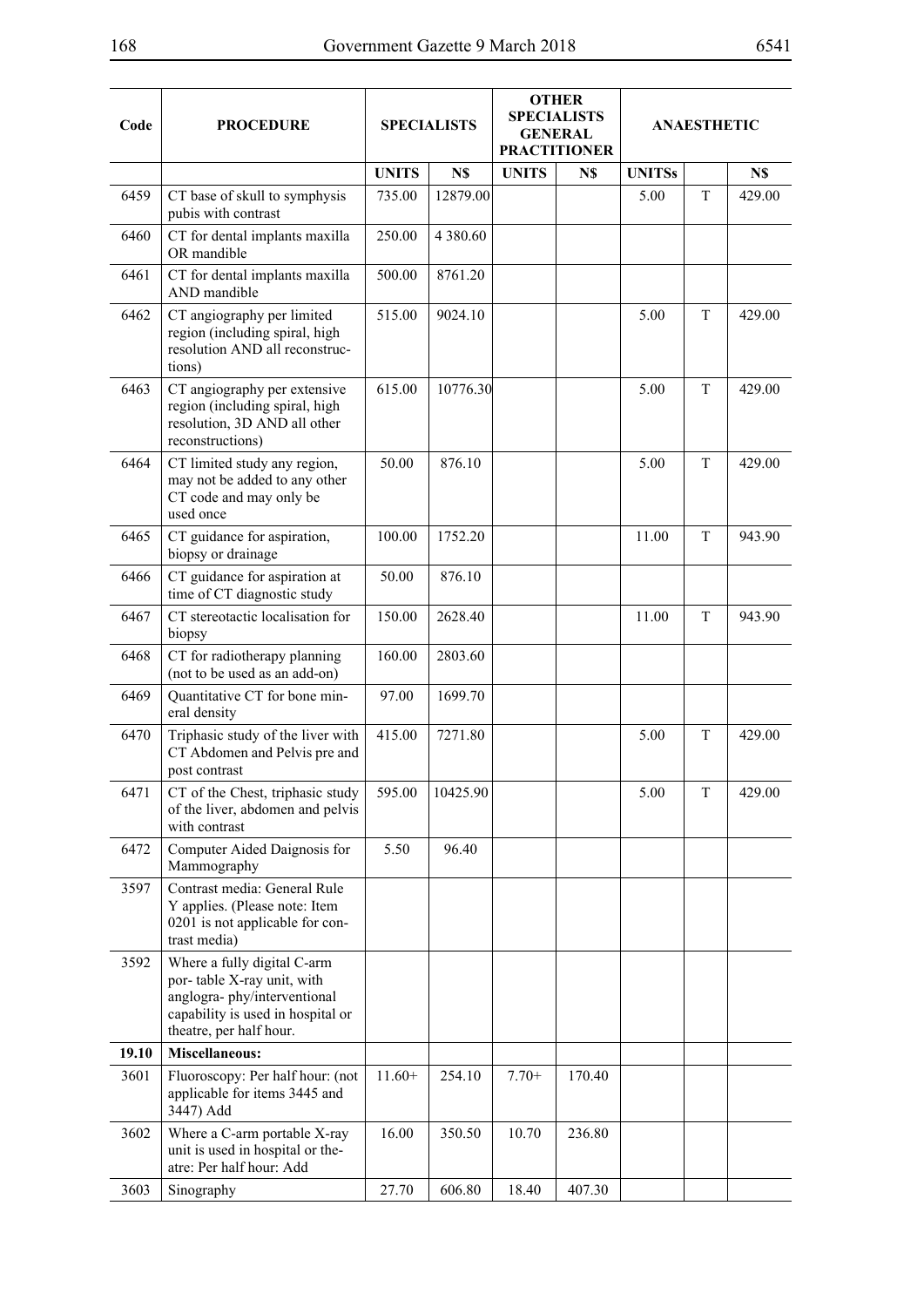| Code | PROCEDURE | SPECIALISTS | | OTHER SPECIALISTS GENERAL PRACTITIONER | | ANAESTHETIC | | |
|---|---|---|---|---|---|---|---|---|
| | | UNITS | N$ | UNITS | N$ | UNITSs | | N$ |
| 6459 | CT base of skull to symphysis pubis with contrast | 735.00 | 12879.00 | | | 5.00 | T | 429.00 |
| 6460 | CT for dental implants maxilla OR mandible | 250.00 | 4 380.60 | | | | | |
| 6461 | CT for dental implants maxilla AND mandible | 500.00 | 8761.20 | | | | | |
| 6462 | CT angiography per limited region (including spiral, high resolution AND all reconstructions) | 515.00 | 9024.10 | | | 5.00 | T | 429.00 |
| 6463 | CT angiography per extensive region (including spiral, high resolution, 3D AND all other reconstructions) | 615.00 | 10776.30 | | | 5.00 | T | 429.00 |
| 6464 | CT limited study any region, may not be added to any other CT code and may only be used once | 50.00 | 876.10 | | | 5.00 | T | 429.00 |
| 6465 | CT guidance for aspiration, biopsy or drainage | 100.00 | 1752.20 | | | 11.00 | T | 943.90 |
| 6466 | CT guidance for aspiration at time of CT diagnostic study | 50.00 | 876.10 | | | | | |
| 6467 | CT stereotactic localisation for biopsy | 150.00 | 2628.40 | | | 11.00 | T | 943.90 |
| 6468 | CT for radiotherapy planning (not to be used as an add-on) | 160.00 | 2803.60 | | | | | |
| 6469 | Quantitative CT for bone mineral density | 97.00 | 1699.70 | | | | | |
| 6470 | Triphasic study of the liver with CT Abdomen and Pelvis pre and post contrast | 415.00 | 7271.80 | | | 5.00 | T | 429.00 |
| 6471 | CT of the Chest, triphasic study of the liver, abdomen and pelvis with contrast | 595.00 | 10425.90 | | | 5.00 | T | 429.00 |
| 6472 | Computer Aided Daignosis for Mammography | 5.50 | 96.40 | | | | | |
| 3597 | Contrast media: General Rule Y applies. (Please note: Item 0201 is not applicable for contrast media) | | | | | | | |
| 3592 | Where a fully digital C-arm por- table X-ray unit, with anglogra- phy/interventional capability is used in hospital or theatre, per half hour. | | | | | | | |
| **19.10** | **Miscellaneous:** | | | | | | | |
| 3601 | Fluoroscopy: Per half hour: (not applicable for items 3445 and 3447) Add | 11.60+ | 254.10 | 7.70+ | 170.40 | | | |
| 3602 | Where a C-arm portable X-ray unit is used in hospital or theatre: Per half hour: Add | 16.00 | 350.50 | 10.70 | 236.80 | | | |
| 3603 | Sinography | 27.70 | 606.80 | 18.40 | 407.30 | | | |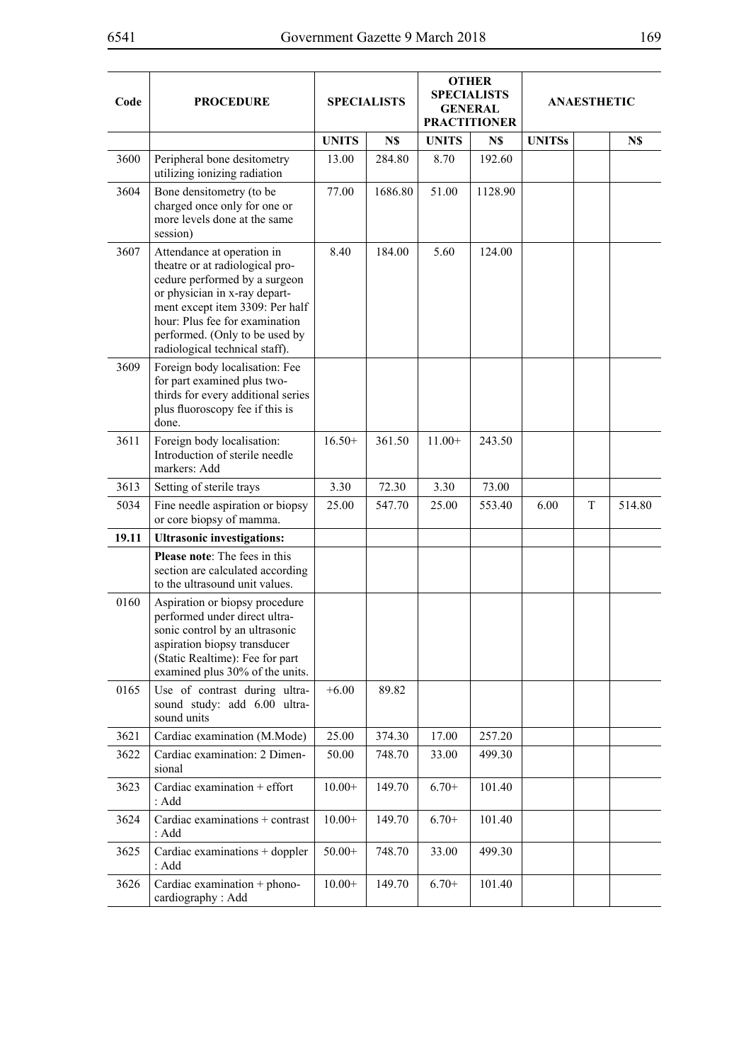| Code | PROCEDURE | SPECIALISTS | | OTHER SPECIALISTS GENERAL PRACTITIONER | | ANAESTHETIC | | |
|---|---|---|---|---|---|---|---|---|
| | | UNITS | N$ | UNITS | N$ | UNITSs | | N$ |
| 3600 | Peripheral bone desitometry utilizing ionizing radiation | 13.00 | 284.80 | 8.70 | 192.60 | | | |
| 3604 | Bone densitometry (to be charged once only for one or more levels done at the same session) | 77.00 | 1686.80 | 51.00 | 1128.90 | | | |
| 3607 | Attendance at operation in theatre or at radiological procedure performed by a surgeon or physician in x-ray department except item 3309: Per half hour: Plus fee for examination performed. (Only to be used by radiological technical staff). | 8.40 | 184.00 | 5.60 | 124.00 | | | |
| 3609 | Foreign body localisation: Fee for part examined plus two-thirds for every additional series plus fluoroscopy fee if this is done. | | | | | | | |
| 3611 | Foreign body localisation: Introduction of sterile needle markers: Add | 16.50+ | 361.50 | 11.00+ | 243.50 | | | |
| 3613 | Setting of sterile trays | 3.30 | 72.30 | 3.30 | 73.00 | | | |
| 5034 | Fine needle aspiration or biopsy or core biopsy of mamma. | 25.00 | 547.70 | 25.00 | 553.40 | 6.00 | T | 514.80 |
| **19.11** | **Ultrasonic investigations:** | | | | | | | |
| | **Please note**: The fees in this section are calculated according to the ultrasound unit values. | | | | | | | |
| 0160 | Aspiration or biopsy procedure performed under direct ultrasonic control by an ultrasonic aspiration biopsy transducer (Static Realtime): Fee for part examined plus 30% of the units. | | | | | | | |
| 0165 | Use of contrast during ultrasound study: add 6.00 ultrasound units | +6.00 | 89.82 | | | | | |
| 3621 | Cardiac examination (M.Mode) | 25.00 | 374.30 | 17.00 | 257.20 | | | |
| 3622 | Cardiac examination: 2 Dimensional | 50.00 | 748.70 | 33.00 | 499.30 | | | |
| 3623 | Cardiac examination + effort : Add | 10.00+ | 149.70 | 6.70+ | 101.40 | | | |
| 3624 | Cardiac examinations + contrast : Add | 10.00+ | 149.70 | 6.70+ | 101.40 | | | |
| 3625 | Cardiac examinations + doppler : Add | 50.00+ | 748.70 | 33.00 | 499.30 | | | |
| 3626 | Cardiac examination + phonocardiography : Add | 10.00+ | 149.70 | 6.70+ | 101.40 | | | |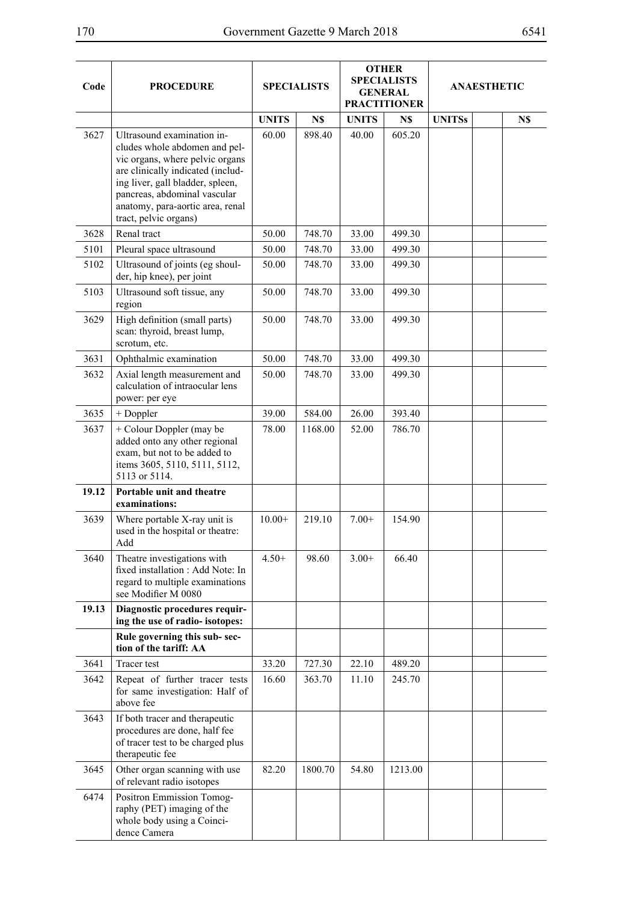| Code | PROCEDURE | SPECIALISTS | | OTHER SPECIALISTS GENERAL PRACTITIONER | | ANAESTHETIC | | |
|---|---|---|---|---|---|---|---|---|
| | | UNITS | N$ | UNITS | N$ | UNITSs | | N$ |
| 3627 | Ultrasound examination includes whole abdomen and pelvic organs, where pelvic organs are clinically indicated (including liver, gall bladder, spleen, pancreas, abdominal vascular anatomy, para-aortic area, renal tract, pelvic organs) | 60.00 | 898.40 | 40.00 | 605.20 | | | |
| 3628 | Renal tract | 50.00 | 748.70 | 33.00 | 499.30 | | | |
| 5101 | Pleural space ultrasound | 50.00 | 748.70 | 33.00 | 499.30 | | | |
| 5102 | Ultrasound of joints (eg shoulder, hip knee), per joint | 50.00 | 748.70 | 33.00 | 499.30 | | | |
| 5103 | Ultrasound soft tissue, any region | 50.00 | 748.70 | 33.00 | 499.30 | | | |
| 3629 | High definition (small parts) scan: thyroid, breast lump, scrotum, etc. | 50.00 | 748.70 | 33.00 | 499.30 | | | |
| 3631 | Ophthalmic examination | 50.00 | 748.70 | 33.00 | 499.30 | | | |
| 3632 | Axial length measurement and calculation of intraocular lens power: per eye | 50.00 | 748.70 | 33.00 | 499.30 | | | |
| 3635 | + Doppler | 39.00 | 584.00 | 26.00 | 393.40 | | | |
| 3637 | + Colour Doppler (may be added onto any other regional exam, but not to be added to items 3605, 5110, 5111, 5112, 5113 or 5114. | 78.00 | 1168.00 | 52.00 | 786.70 | | | |
| **19.12** | **Portable unit and theatre examinations:** | | | | | | | |
| 3639 | Where portable X-ray unit is used in the hospital or theatre: Add | 10.00+ | 219.10 | 7.00+ | 154.90 | | | |
| 3640 | Theatre investigations with fixed installation : Add Note: In regard to multiple examinations see Modifier M 0080 | 4.50+ | 98.60 | 3.00+ | 66.40 | | | |
| **19.13** | **Diagnostic procedures requiring the use of radio- isotopes:** | | | | | | | |
| | **Rule governing this sub- section of the tariff: AA** | | | | | | | |
| 3641 | Tracer test | 33.20 | 727.30 | 22.10 | 489.20 | | | |
| 3642 | Repeat of further tracer tests for same investigation: Half of above fee | 16.60 | 363.70 | 11.10 | 245.70 | | | |
| 3643 | If both tracer and therapeutic procedures are done, half fee of tracer test to be charged plus therapeutic fee | | | | | | | |
| 3645 | Other organ scanning with use of relevant radio isotopes | 82.20 | 1800.70 | 54.80 | 1213.00 | | | |
| 6474 | Positron Emmission Tomography (PET) imaging of the whole body using a Coincidence Camera | | | | | | | |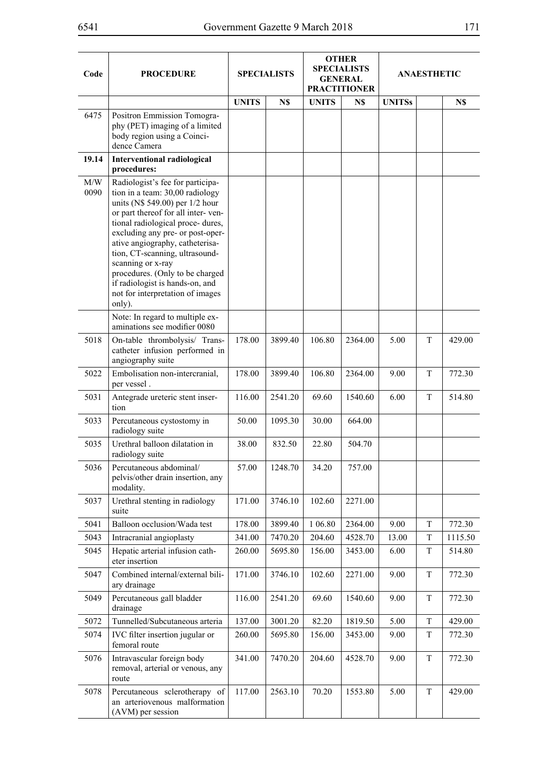| Code | PROCEDURE | SPECIALISTS | | OTHER SPECIALISTS GENERAL PRACTITIONER | | ANAESTHETIC | | |
|---|---|---|---|---|---|---|---|---|
| | | UNITS | N$ | UNITS | N$ | UNITSs | | N$ |
| 6475 | Positron Emmission Tomography (PET) imaging of a limited body region using a Coincidence Camera | | | | | | | |
| **19.14** | **Interventional radiological procedures:** | | | | | | | |
| M/W 0090 | Radiologist's fee for participation in a team: 30,00 radiology units (N$ 549.00) per 1/2 hour or part thereof for all inter- ventional radiological proce- dures, excluding any pre- or post-operative angiography, catheterisation, CT-scanning, ultrasound-scanning or x-ray procedures. (Only to be charged if radiologist is hands-on, and not for interpretation of images only). | | | | | | | |
| | Note: In regard to multiple examinations see modifier 0080 | | | | | | | |
| 5018 | On-table thrombolysis/ Transcatheter infusion performed in angiography suite | 178.00 | 3899.40 | 106.80 | 2364.00 | 5.00 | T | 429.00 |
| 5022 | Embolisation non-intercranial, per vessel . | 178.00 | 3899.40 | 106.80 | 2364.00 | 9.00 | T | 772.30 |
| 5031 | Antegrade ureteric stent insertion | 116.00 | 2541.20 | 69.60 | 1540.60 | 6.00 | T | 514.80 |
| 5033 | Percutaneous cystostomy in radiology suite | 50.00 | 1095.30 | 30.00 | 664.00 | | | |
| 5035 | Urethral balloon dilatation in radiology suite | 38.00 | 832.50 | 22.80 | 504.70 | | | |
| 5036 | Percutaneous abdominal/ pelvis/other drain insertion, any modality. | 57.00 | 1248.70 | 34.20 | 757.00 | | | |
| 5037 | Urethral stenting in radiology suite | 171.00 | 3746.10 | 102.60 | 2271.00 | | | |
| 5041 | Balloon occlusion/Wada test | 178.00 | 3899.40 | 1 06.80 | 2364.00 | 9.00 | T | 772.30 |
| 5043 | Intracranial angioplasty | 341.00 | 7470.20 | 204.60 | 4528.70 | 13.00 | T | 1115.50 |
| 5045 | Hepatic arterial infusion catheter insertion | 260.00 | 5695.80 | 156.00 | 3453.00 | 6.00 | T | 514.80 |
| 5047 | Combined internal/external biliary drainage | 171.00 | 3746.10 | 102.60 | 2271.00 | 9.00 | T | 772.30 |
| 5049 | Percutaneous gall bladder drainage | 116.00 | 2541.20 | 69.60 | 1540.60 | 9.00 | T | 772.30 |
| 5072 | Tunnelled/Subcutaneous arteria | 137.00 | 3001.20 | 82.20 | 1819.50 | 5.00 | T | 429.00 |
| 5074 | IVC filter insertion jugular or femoral route | 260.00 | 5695.80 | 156.00 | 3453.00 | 9.00 | T | 772.30 |
| 5076 | Intravascular foreign body removal, arterial or venous, any route | 341.00 | 7470.20 | 204.60 | 4528.70 | 9.00 | T | 772.30 |
| 5078 | Percutaneous sclerotherapy of an arteriovenous malformation (AVM) per session | 117.00 | 2563.10 | 70.20 | 1553.80 | 5.00 | T | 429.00 |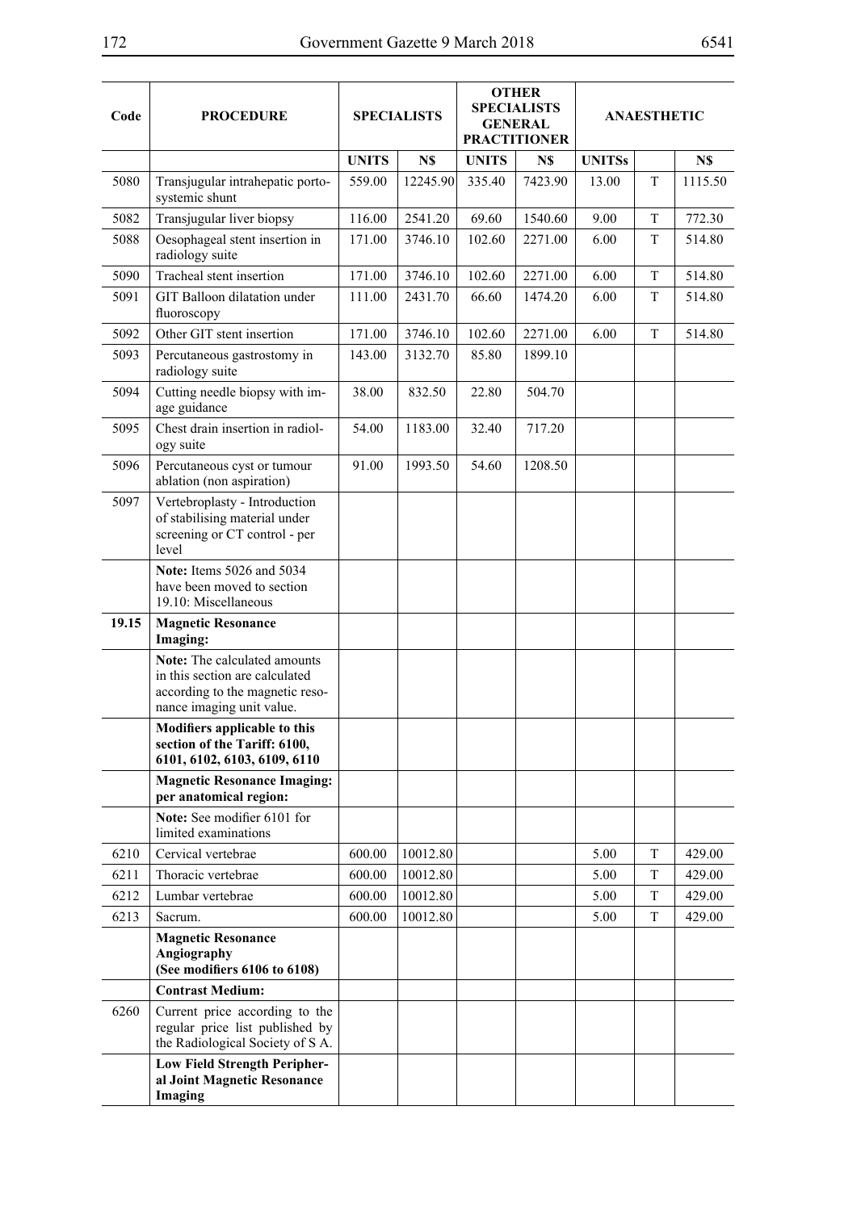| Code | PROCEDURE | SPECIALISTS | | OTHER SPECIALISTS GENERAL PRACTITIONER | | ANAESTHETIC | | |
|---|---|---|---|---|---|---|---|---|
| | | UNITS | N$ | UNITS | N$ | UNITSs | | N$ |
| 5080 | Transjugular intrahepatic porto-systemic shunt | 559.00 | 12245.90 | 335.40 | 7423.90 | 13.00 | T | 1115.50 |
| 5082 | Transjugular liver biopsy | 116.00 | 2541.20 | 69.60 | 1540.60 | 9.00 | T | 772.30 |
| 5088 | Oesophageal stent insertion in radiology suite | 171.00 | 3746.10 | 102.60 | 2271.00 | 6.00 | T | 514.80 |
| 5090 | Tracheal stent insertion | 171.00 | 3746.10 | 102.60 | 2271.00 | 6.00 | T | 514.80 |
| 5091 | GIT Balloon dilatation under fluoroscopy | 111.00 | 2431.70 | 66.60 | 1474.20 | 6.00 | T | 514.80 |
| 5092 | Other GIT stent insertion | 171.00 | 3746.10 | 102.60 | 2271.00 | 6.00 | T | 514.80 |
| 5093 | Percutaneous gastrostomy in radiology suite | 143.00 | 3132.70 | 85.80 | 1899.10 | | | |
| 5094 | Cutting needle biopsy with image guidance | 38.00 | 832.50 | 22.80 | 504.70 | | | |
| 5095 | Chest drain insertion in radiology suite | 54.00 | 1183.00 | 32.40 | 717.20 | | | |
| 5096 | Percutaneous cyst or tumour ablation (non aspiration) | 91.00 | 1993.50 | 54.60 | 1208.50 | | | |
| 5097 | Vertebroplasty - Introduction of stabilising material under screening or CT control - per level | | | | | | | |
| | **Note:** Items 5026 and 5034 have been moved to section 19.10: Miscellaneous | | | | | | | |
| **19.15** | **Magnetic Resonance Imaging:** | | | | | | | |
| | **Note:** The calculated amounts in this section are calculated according to the magnetic resonance imaging unit value. | | | | | | | |
| | **Modifiers applicable to this section of the Tariff: 6100, 6101, 6102, 6103, 6109, 6110** | | | | | | | |
| | **Magnetic Resonance Imaging: per anatomical region:** | | | | | | | |
| | **Note:** See modifier 6101 for limited examinations | | | | | | | |
| 6210 | Cervical vertebrae | 600.00 | 10012.80 | | | 5.00 | T | 429.00 |
| 6211 | Thoracic vertebrae | 600.00 | 10012.80 | | | 5.00 | T | 429.00 |
| 6212 | Lumbar vertebrae | 600.00 | 10012.80 | | | 5.00 | T | 429.00 |
| 6213 | Sacrum. | 600.00 | 10012.80 | | | 5.00 | T | 429.00 |
| | **Magnetic Resonance Angiography (See modifiers 6106 to 6108)** | | | | | | | |
| | **Contrast Medium:** | | | | | | | |
| 6260 | Current price according to the regular price list published by the Radiological Society of S A. | | | | | | | |
| | **Low Field Strength Peripheral Joint Magnetic Resonance Imaging** | | | | | | | |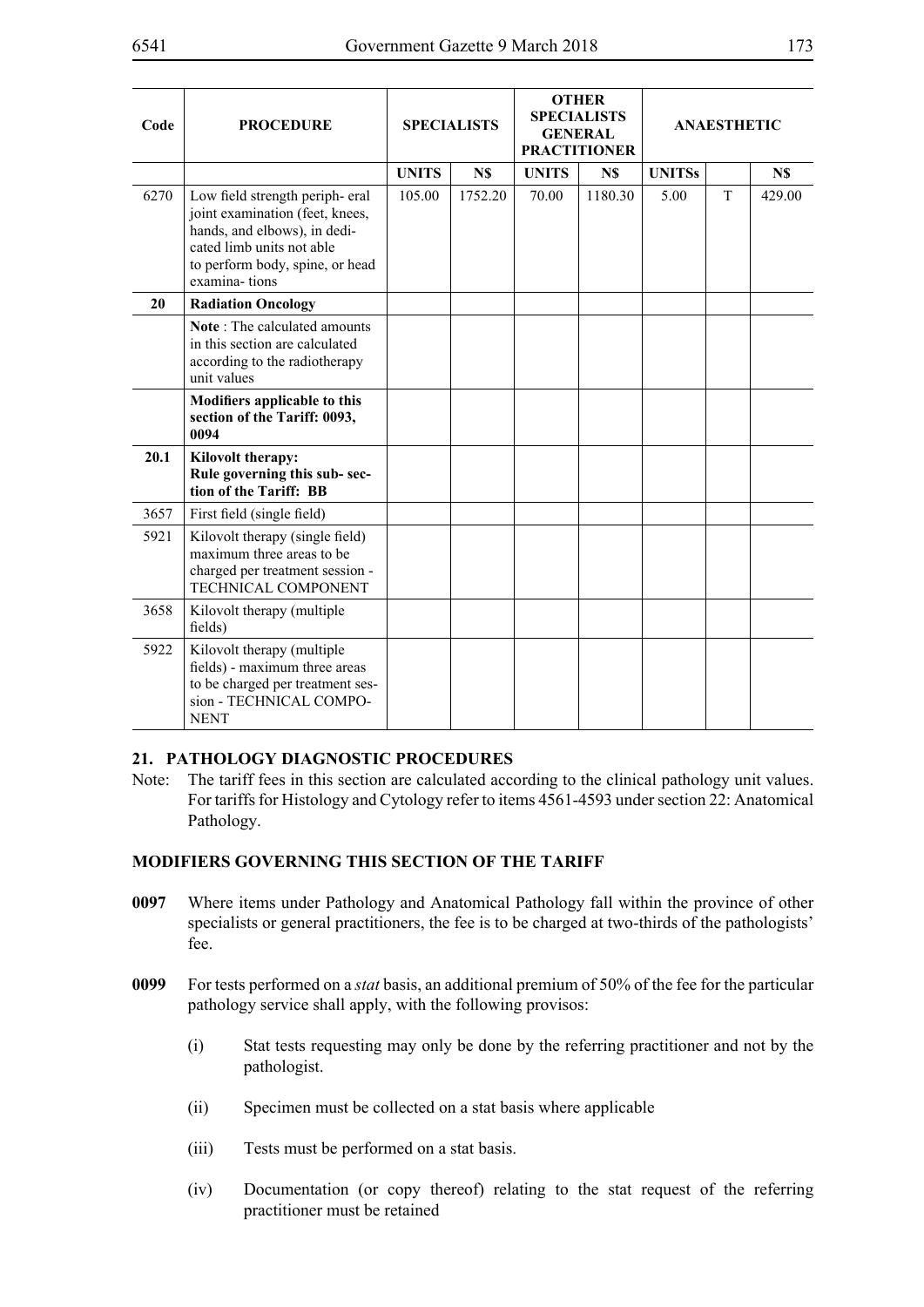| Code | PROCEDURE | SPECIALISTS | | OTHER SPECIALISTS GENERAL PRACTITIONER | | ANAESTHETIC | | |
|---|---|---|---|---|---|---|---|---|
| | | UNITS | N$ | UNITS | N$ | UNITSs | | N$ |
| 6270 | Low field strength periph- eral joint examination (feet, knees, hands, and elbows), in dedi- cated limb units not able to perform body, spine, or head examina- tions | 105.00 | 1752.20 | 70.00 | 1180.30 | 5.00 | T | 429.00 |
| **20** | **Radiation Oncology** | | | | | | | |
| | **Note** : The calculated amounts in this section are calculated according to the radiotherapy unit values | | | | | | | |
| | **Modifiers applicable to this section of the Tariff: 0093, 0094** | | | | | | | |
| **20.1** | **Kilovolt therapy: Rule governing this sub- sec- tion of the Tariff: BB** | | | | | | | |
| 3657 | First field (single field) | | | | | | | |
| 5921 | Kilovolt therapy (single field) maximum three areas to be charged per treatment session - TECHNICAL COMPONENT | | | | | | | |
| 3658 | Kilovolt therapy (multiple fields) | | | | | | | |
| 5922 | Kilovolt therapy (multiple fields) - maximum three areas to be charged per treatment ses- sion - TECHNICAL COMPO- NENT | | | | | | | |

## 21. PATHOLOGY DIAGNOSTIC PROCEDURES

Note: The tariff fees in this section are calculated according to the clinical pathology unit values. For tariffs for Histology and Cytology refer to items 4561-4593 under section 22: Anatomical Pathology.

### MODIFIERS GOVERNING THIS SECTION OF THE TARIFF

**0097** Where items under Pathology and Anatomical Pathology fall within the province of other specialists or general practitioners, the fee is to be charged at two-thirds of the pathologists' fee.

**0099** For tests performed on a *stat* basis, an additional premium of 50% of the fee for the particular pathology service shall apply, with the following provisos:

(i) Stat tests requesting may only be done by the referring practitioner and not by the pathologist.

(ii) Specimen must be collected on a stat basis where applicable

(iii) Tests must be performed on a stat basis.

(iv) Documentation (or copy thereof) relating to the stat request of the referring practitioner must be retained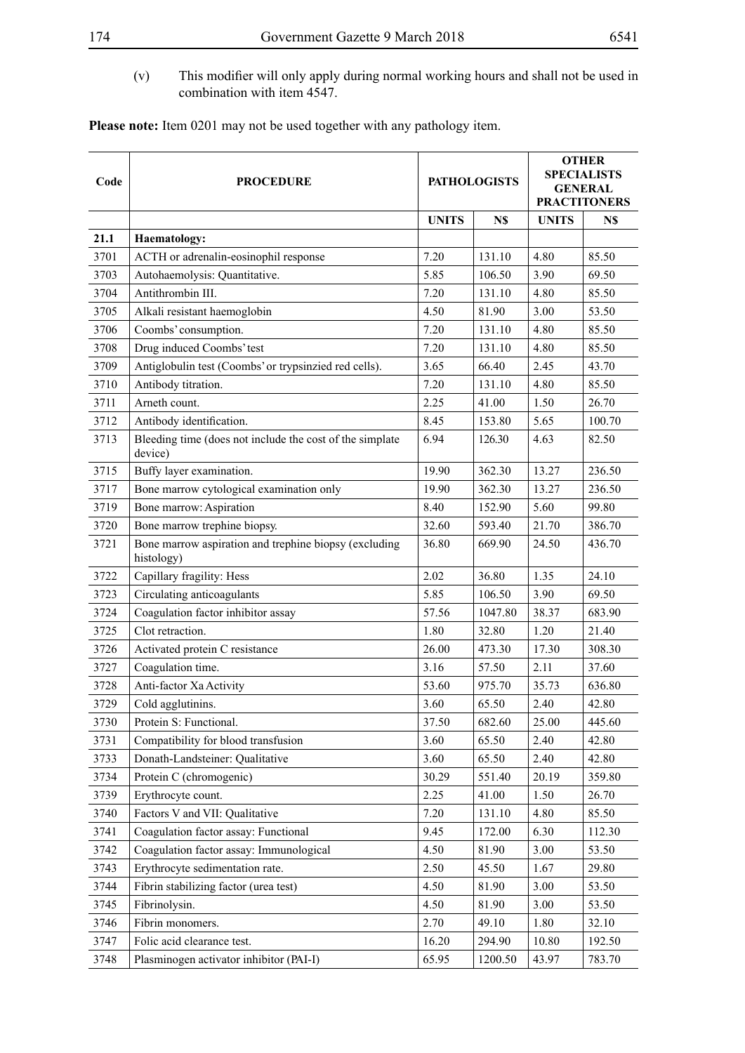(v) This modifier will only apply during normal working hours and shall not be used in combination with item 4547.

**Please note:** Item 0201 may not be used together with any pathology item.

| Code | PROCEDURE | PATHOLOGISTS | | OTHER SPECIALISTS GENERAL PRACTITONERS | |
|---|---|---|---|---|---|
| | | UNITS | N$ | UNITS | N$ |
| **21.1** | **Haematology:** | | | | |
| 3701 | ACTH or adrenalin-eosinophil response | 7.20 | 131.10 | 4.80 | 85.50 |
| 3703 | Autohaemolysis: Quantitative. | 5.85 | 106.50 | 3.90 | 69.50 |
| 3704 | Antithrombin III. | 7.20 | 131.10 | 4.80 | 85.50 |
| 3705 | Alkali resistant haemoglobin | 4.50 | 81.90 | 3.00 | 53.50 |
| 3706 | Coombs' consumption. | 7.20 | 131.10 | 4.80 | 85.50 |
| 3708 | Drug induced Coombs' test | 7.20 | 131.10 | 4.80 | 85.50 |
| 3709 | Antiglobulin test (Coombs' or trypsinzied red cells). | 3.65 | 66.40 | 2.45 | 43.70 |
| 3710 | Antibody titration. | 7.20 | 131.10 | 4.80 | 85.50 |
| 3711 | Arneth count. | 2.25 | 41.00 | 1.50 | 26.70 |
| 3712 | Antibody identification. | 8.45 | 153.80 | 5.65 | 100.70 |
| 3713 | Bleeding time (does not include the cost of the simplate device) | 6.94 | 126.30 | 4.63 | 82.50 |
| 3715 | Buffy layer examination. | 19.90 | 362.30 | 13.27 | 236.50 |
| 3717 | Bone marrow cytological examination only | 19.90 | 362.30 | 13.27 | 236.50 |
| 3719 | Bone marrow: Aspiration | 8.40 | 152.90 | 5.60 | 99.80 |
| 3720 | Bone marrow trephine biopsy. | 32.60 | 593.40 | 21.70 | 386.70 |
| 3721 | Bone marrow aspiration and trephine biopsy (excluding histology) | 36.80 | 669.90 | 24.50 | 436.70 |
| 3722 | Capillary fragility: Hess | 2.02 | 36.80 | 1.35 | 24.10 |
| 3723 | Circulating anticoagulants | 5.85 | 106.50 | 3.90 | 69.50 |
| 3724 | Coagulation factor inhibitor assay | 57.56 | 1047.80 | 38.37 | 683.90 |
| 3725 | Clot retraction. | 1.80 | 32.80 | 1.20 | 21.40 |
| 3726 | Activated protein C resistance | 26.00 | 473.30 | 17.30 | 308.30 |
| 3727 | Coagulation time. | 3.16 | 57.50 | 2.11 | 37.60 |
| 3728 | Anti-factor Xa Activity | 53.60 | 975.70 | 35.73 | 636.80 |
| 3729 | Cold agglutinins. | 3.60 | 65.50 | 2.40 | 42.80 |
| 3730 | Protein S: Functional. | 37.50 | 682.60 | 25.00 | 445.60 |
| 3731 | Compatibility for blood transfusion | 3.60 | 65.50 | 2.40 | 42.80 |
| 3733 | Donath-Landsteiner: Qualitative | 3.60 | 65.50 | 2.40 | 42.80 |
| 3734 | Protein C (chromogenic) | 30.29 | 551.40 | 20.19 | 359.80 |
| 3739 | Erythrocyte count. | 2.25 | 41.00 | 1.50 | 26.70 |
| 3740 | Factors V and VII: Qualitative | 7.20 | 131.10 | 4.80 | 85.50 |
| 3741 | Coagulation factor assay: Functional | 9.45 | 172.00 | 6.30 | 112.30 |
| 3742 | Coagulation factor assay: Immunological | 4.50 | 81.90 | 3.00 | 53.50 |
| 3743 | Erythrocyte sedimentation rate. | 2.50 | 45.50 | 1.67 | 29.80 |
| 3744 | Fibrin stabilizing factor (urea test) | 4.50 | 81.90 | 3.00 | 53.50 |
| 3745 | Fibrinolysin. | 4.50 | 81.90 | 3.00 | 53.50 |
| 3746 | Fibrin monomers. | 2.70 | 49.10 | 1.80 | 32.10 |
| 3747 | Folic acid clearance test. | 16.20 | 294.90 | 10.80 | 192.50 |
| 3748 | Plasminogen activator inhibitor (PAI-I) | 65.95 | 1200.50 | 43.97 | 783.70 |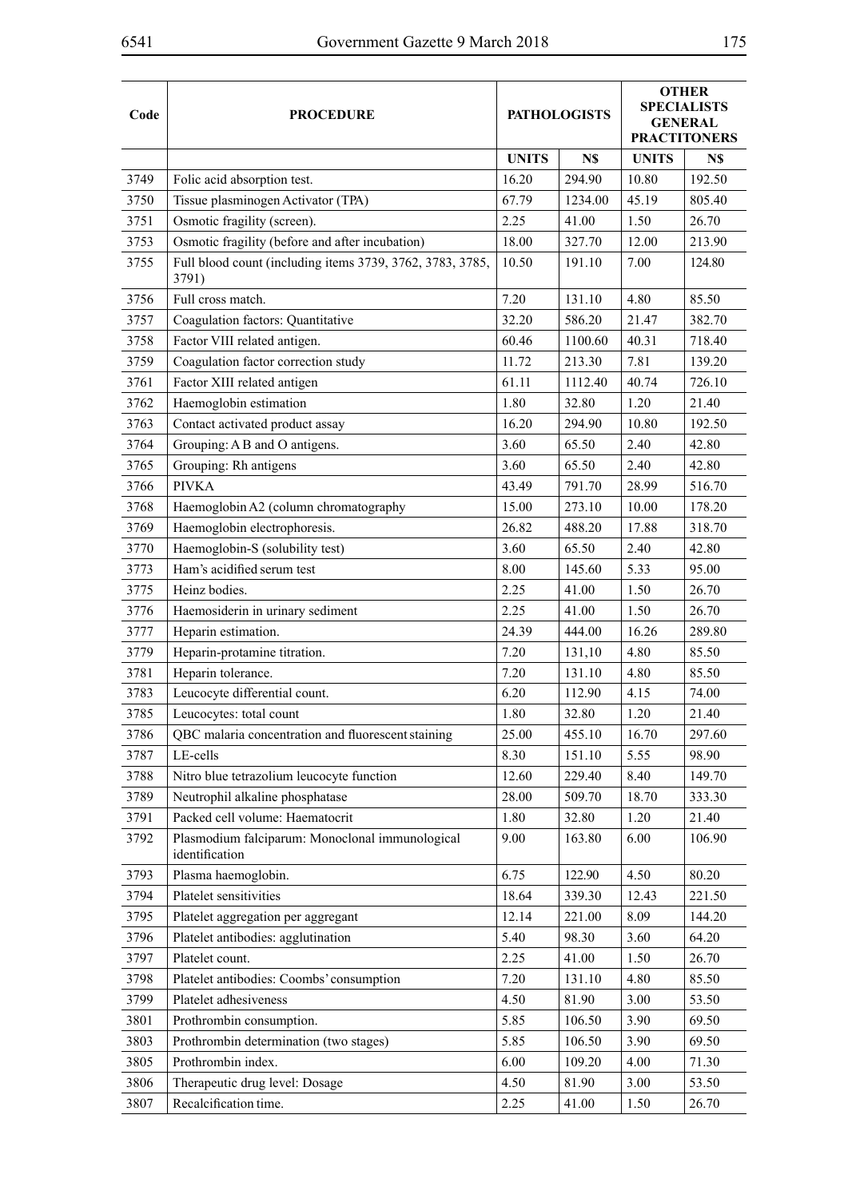| Code | PROCEDURE | PATHOLOGISTS | | OTHER SPECIALISTS GENERAL PRACTITONERS | |
|---|---|---|---|---|---|
| | | UNITS | N$ | UNITS | N$ |
| 3749 | Folic acid absorption test. | 16.20 | 294.90 | 10.80 | 192.50 |
| 3750 | Tissue plasminogen Activator (TPA) | 67.79 | 1234.00 | 45.19 | 805.40 |
| 3751 | Osmotic fragility (screen). | 2.25 | 41.00 | 1.50 | 26.70 |
| 3753 | Osmotic fragility (before and after incubation) | 18.00 | 327.70 | 12.00 | 213.90 |
| 3755 | Full blood count (including items 3739, 3762, 3783, 3785, 3791) | 10.50 | 191.10 | 7.00 | 124.80 |
| 3756 | Full cross match. | 7.20 | 131.10 | 4.80 | 85.50 |
| 3757 | Coagulation factors: Quantitative | 32.20 | 586.20 | 21.47 | 382.70 |
| 3758 | Factor VIII related antigen. | 60.46 | 1100.60 | 40.31 | 718.40 |
| 3759 | Coagulation factor correction study | 11.72 | 213.30 | 7.81 | 139.20 |
| 3761 | Factor XIII related antigen | 61.11 | 1112.40 | 40.74 | 726.10 |
| 3762 | Haemoglobin estimation | 1.80 | 32.80 | 1.20 | 21.40 |
| 3763 | Contact activated product assay | 16.20 | 294.90 | 10.80 | 192.50 |
| 3764 | Grouping: A B and O antigens. | 3.60 | 65.50 | 2.40 | 42.80 |
| 3765 | Grouping: Rh antigens | 3.60 | 65.50 | 2.40 | 42.80 |
| 3766 | PIVKA | 43.49 | 791.70 | 28.99 | 516.70 |
| 3768 | Haemoglobin A2 (column chromatography | 15.00 | 273.10 | 10.00 | 178.20 |
| 3769 | Haemoglobin electrophoresis. | 26.82 | 488.20 | 17.88 | 318.70 |
| 3770 | Haemoglobin-S (solubility test) | 3.60 | 65.50 | 2.40 | 42.80 |
| 3773 | Ham's acidified serum test | 8.00 | 145.60 | 5.33 | 95.00 |
| 3775 | Heinz bodies. | 2.25 | 41.00 | 1.50 | 26.70 |
| 3776 | Haemosiderin in urinary sediment | 2.25 | 41.00 | 1.50 | 26.70 |
| 3777 | Heparin estimation. | 24.39 | 444.00 | 16.26 | 289.80 |
| 3779 | Heparin-protamine titration. | 7.20 | 131,10 | 4.80 | 85.50 |
| 3781 | Heparin tolerance. | 7.20 | 131.10 | 4.80 | 85.50 |
| 3783 | Leucocyte differential count. | 6.20 | 112.90 | 4.15 | 74.00 |
| 3785 | Leucocytes: total count | 1.80 | 32.80 | 1.20 | 21.40 |
| 3786 | QBC malaria concentration and fluorescent staining | 25.00 | 455.10 | 16.70 | 297.60 |
| 3787 | LE-cells | 8.30 | 151.10 | 5.55 | 98.90 |
| 3788 | Nitro blue tetrazolium leucocyte function | 12.60 | 229.40 | 8.40 | 149.70 |
| 3789 | Neutrophil alkaline phosphatase | 28.00 | 509.70 | 18.70 | 333.30 |
| 3791 | Packed cell volume: Haematocrit | 1.80 | 32.80 | 1.20 | 21.40 |
| 3792 | Plasmodium falciparum: Monoclonal immunological identification | 9.00 | 163.80 | 6.00 | 106.90 |
| 3793 | Plasma haemoglobin. | 6.75 | 122.90 | 4.50 | 80.20 |
| 3794 | Platelet sensitivities | 18.64 | 339.30 | 12.43 | 221.50 |
| 3795 | Platelet aggregation per aggregant | 12.14 | 221.00 | 8.09 | 144.20 |
| 3796 | Platelet antibodies: agglutination | 5.40 | 98.30 | 3.60 | 64.20 |
| 3797 | Platelet count. | 2.25 | 41.00 | 1.50 | 26.70 |
| 3798 | Platelet antibodies: Coombs' consumption | 7.20 | 131.10 | 4.80 | 85.50 |
| 3799 | Platelet adhesiveness | 4.50 | 81.90 | 3.00 | 53.50 |
| 3801 | Prothrombin consumption. | 5.85 | 106.50 | 3.90 | 69.50 |
| 3803 | Prothrombin determination (two stages) | 5.85 | 106.50 | 3.90 | 69.50 |
| 3805 | Prothrombin index. | 6.00 | 109.20 | 4.00 | 71.30 |
| 3806 | Therapeutic drug level: Dosage | 4.50 | 81.90 | 3.00 | 53.50 |
| 3807 | Recalcification time. | 2.25 | 41.00 | 1.50 | 26.70 |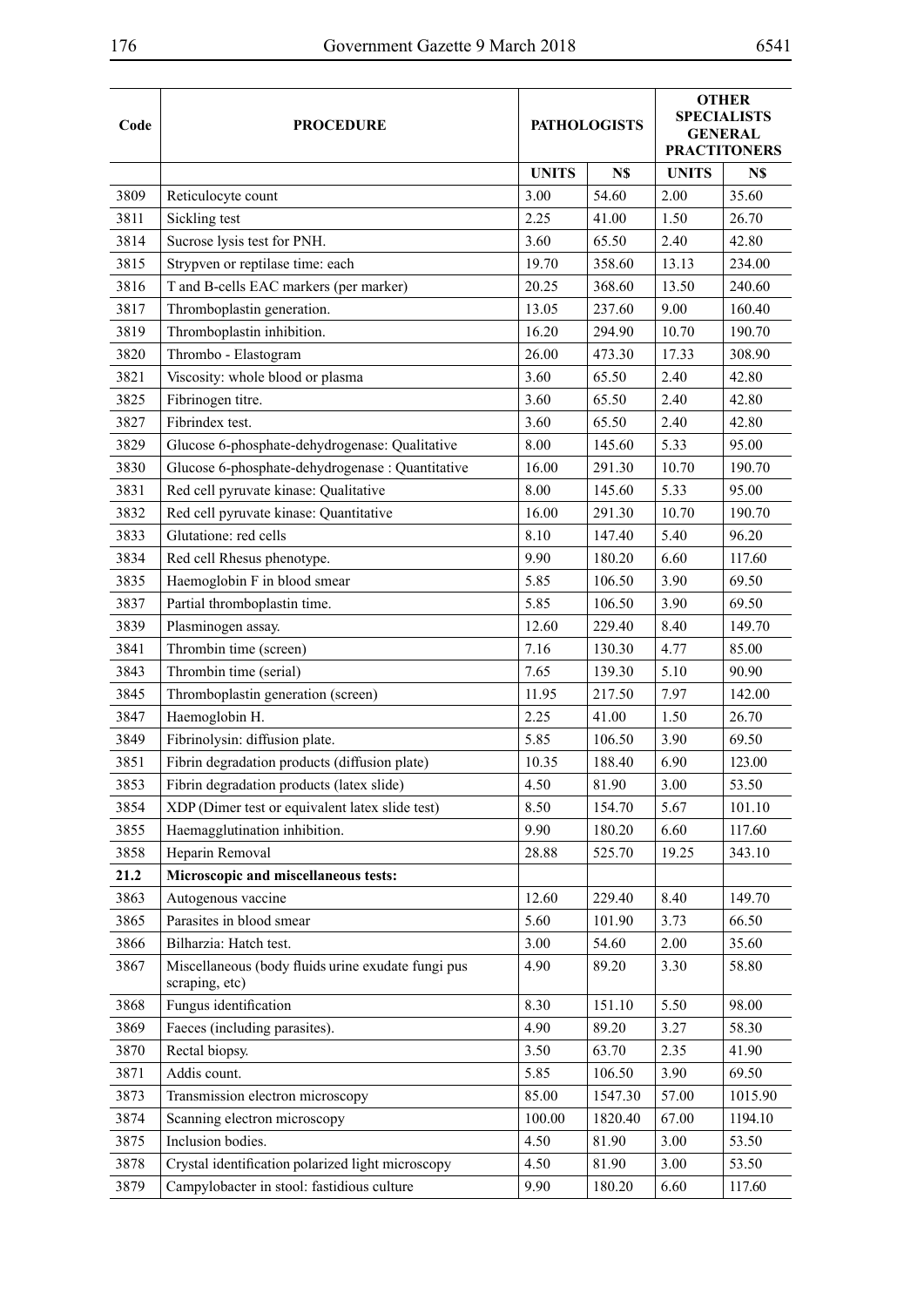| Code | PROCEDURE | PATHOLOGISTS | | OTHER SPECIALISTS GENERAL PRACTITONERS | |
|---|---|---|---|---|---|
| | | UNITS | N$ | UNITS | N$ |
| 3809 | Reticulocyte count | 3.00 | 54.60 | 2.00 | 35.60 |
| 3811 | Sickling test | 2.25 | 41.00 | 1.50 | 26.70 |
| 3814 | Sucrose lysis test for PNH. | 3.60 | 65.50 | 2.40 | 42.80 |
| 3815 | Strypven or reptilase time: each | 19.70 | 358.60 | 13.13 | 234.00 |
| 3816 | T and B-cells EAC markers (per marker) | 20.25 | 368.60 | 13.50 | 240.60 |
| 3817 | Thromboplastin generation. | 13.05 | 237.60 | 9.00 | 160.40 |
| 3819 | Thromboplastin inhibition. | 16.20 | 294.90 | 10.70 | 190.70 |
| 3820 | Thrombo - Elastogram | 26.00 | 473.30 | 17.33 | 308.90 |
| 3821 | Viscosity: whole blood or plasma | 3.60 | 65.50 | 2.40 | 42.80 |
| 3825 | Fibrinogen titre. | 3.60 | 65.50 | 2.40 | 42.80 |
| 3827 | Fibrindex test. | 3.60 | 65.50 | 2.40 | 42.80 |
| 3829 | Glucose 6-phosphate-dehydrogenase: Qualitative | 8.00 | 145.60 | 5.33 | 95.00 |
| 3830 | Glucose 6-phosphate-dehydrogenase : Quantitative | 16.00 | 291.30 | 10.70 | 190.70 |
| 3831 | Red cell pyruvate kinase: Qualitative | 8.00 | 145.60 | 5.33 | 95.00 |
| 3832 | Red cell pyruvate kinase: Quantitative | 16.00 | 291.30 | 10.70 | 190.70 |
| 3833 | Glutatione: red cells | 8.10 | 147.40 | 5.40 | 96.20 |
| 3834 | Red cell Rhesus phenotype. | 9.90 | 180.20 | 6.60 | 117.60 |
| 3835 | Haemoglobin F in blood smear | 5.85 | 106.50 | 3.90 | 69.50 |
| 3837 | Partial thromboplastin time. | 5.85 | 106.50 | 3.90 | 69.50 |
| 3839 | Plasminogen assay. | 12.60 | 229.40 | 8.40 | 149.70 |
| 3841 | Thrombin time (screen) | 7.16 | 130.30 | 4.77 | 85.00 |
| 3843 | Thrombin time (serial) | 7.65 | 139.30 | 5.10 | 90.90 |
| 3845 | Thromboplastin generation (screen) | 11.95 | 217.50 | 7.97 | 142.00 |
| 3847 | Haemoglobin H. | 2.25 | 41.00 | 1.50 | 26.70 |
| 3849 | Fibrinolysin: diffusion plate. | 5.85 | 106.50 | 3.90 | 69.50 |
| 3851 | Fibrin degradation products (diffusion plate) | 10.35 | 188.40 | 6.90 | 123.00 |
| 3853 | Fibrin degradation products (latex slide) | 4.50 | 81.90 | 3.00 | 53.50 |
| 3854 | XDP (Dimer test or equivalent latex slide test) | 8.50 | 154.70 | 5.67 | 101.10 |
| 3855 | Haemagglutination inhibition. | 9.90 | 180.20 | 6.60 | 117.60 |
| 3858 | Heparin Removal | 28.88 | 525.70 | 19.25 | 343.10 |
| **21.2** | **Microscopic and miscellaneous tests:** | | | | |
| 3863 | Autogenous vaccine | 12.60 | 229.40 | 8.40 | 149.70 |
| 3865 | Parasites in blood smear | 5.60 | 101.90 | 3.73 | 66.50 |
| 3866 | Bilharzia: Hatch test. | 3.00 | 54.60 | 2.00 | 35.60 |
| 3867 | Miscellaneous (body fluids urine exudate fungi pus scraping, etc) | 4.90 | 89.20 | 3.30 | 58.80 |
| 3868 | Fungus identification | 8.30 | 151.10 | 5.50 | 98.00 |
| 3869 | Faeces (including parasites). | 4.90 | 89.20 | 3.27 | 58.30 |
| 3870 | Rectal biopsy. | 3.50 | 63.70 | 2.35 | 41.90 |
| 3871 | Addis count. | 5.85 | 106.50 | 3.90 | 69.50 |
| 3873 | Transmission electron microscopy | 85.00 | 1547.30 | 57.00 | 1015.90 |
| 3874 | Scanning electron microscopy | 100.00 | 1820.40 | 67.00 | 1194.10 |
| 3875 | Inclusion bodies. | 4.50 | 81.90 | 3.00 | 53.50 |
| 3878 | Crystal identification polarized light microscopy | 4.50 | 81.90 | 3.00 | 53.50 |
| 3879 | Campylobacter in stool: fastidious culture | 9.90 | 180.20 | 6.60 | 117.60 |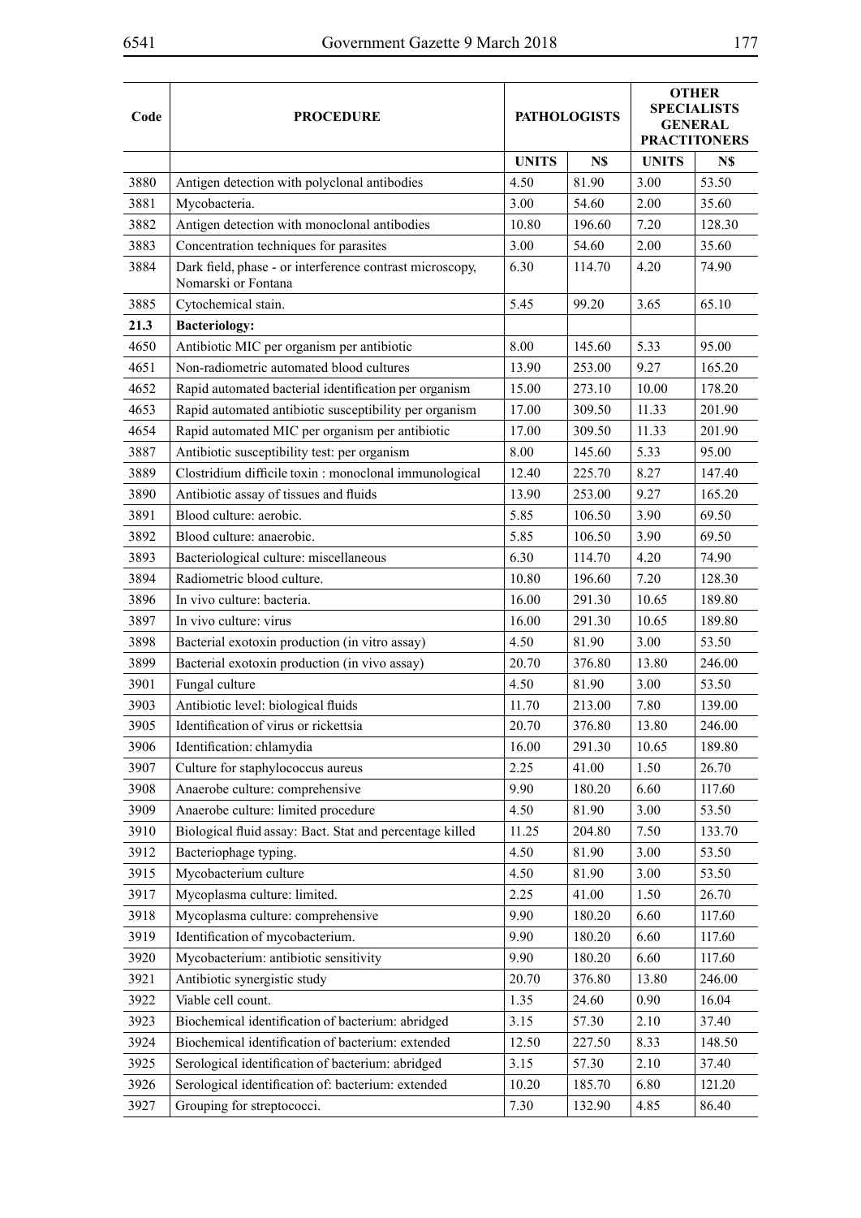| Code | PROCEDURE | PATHOLOGISTS | | OTHER SPECIALISTS GENERAL PRACTITONERS | |
|---|---|---|---|---|---|
| | | UNITS | N$ | UNITS | N$ |
| 3880 | Antigen detection with polyclonal antibodies | 4.50 | 81.90 | 3.00 | 53.50 |
| 3881 | Mycobacteria. | 3.00 | 54.60 | 2.00 | 35.60 |
| 3882 | Antigen detection with monoclonal antibodies | 10.80 | 196.60 | 7.20 | 128.30 |
| 3883 | Concentration techniques for parasites | 3.00 | 54.60 | 2.00 | 35.60 |
| 3884 | Dark field, phase - or interference contrast microscopy, Nomarski or Fontana | 6.30 | 114.70 | 4.20 | 74.90 |
| 3885 | Cytochemical stain. | 5.45 | 99.20 | 3.65 | 65.10 |
| 21.3 | **Bacteriology:** | | | | |
| 4650 | Antibiotic MIC per organism per antibiotic | 8.00 | 145.60 | 5.33 | 95.00 |
| 4651 | Non-radiometric automated blood cultures | 13.90 | 253.00 | 9.27 | 165.20 |
| 4652 | Rapid automated bacterial identification per organism | 15.00 | 273.10 | 10.00 | 178.20 |
| 4653 | Rapid automated antibiotic susceptibility per organism | 17.00 | 309.50 | 11.33 | 201.90 |
| 4654 | Rapid automated MIC per organism per antibiotic | 17.00 | 309.50 | 11.33 | 201.90 |
| 3887 | Antibiotic susceptibility test: per organism | 8.00 | 145.60 | 5.33 | 95.00 |
| 3889 | Clostridium difficile toxin : monoclonal immunological | 12.40 | 225.70 | 8.27 | 147.40 |
| 3890 | Antibiotic assay of tissues and fluids | 13.90 | 253.00 | 9.27 | 165.20 |
| 3891 | Blood culture: aerobic. | 5.85 | 106.50 | 3.90 | 69.50 |
| 3892 | Blood culture: anaerobic. | 5.85 | 106.50 | 3.90 | 69.50 |
| 3893 | Bacteriological culture: miscellaneous | 6.30 | 114.70 | 4.20 | 74.90 |
| 3894 | Radiometric blood culture. | 10.80 | 196.60 | 7.20 | 128.30 |
| 3896 | In vivo culture: bacteria. | 16.00 | 291.30 | 10.65 | 189.80 |
| 3897 | In vivo culture: virus | 16.00 | 291.30 | 10.65 | 189.80 |
| 3898 | Bacterial exotoxin production (in vitro assay) | 4.50 | 81.90 | 3.00 | 53.50 |
| 3899 | Bacterial exotoxin production (in vivo assay) | 20.70 | 376.80 | 13.80 | 246.00 |
| 3901 | Fungal culture | 4.50 | 81.90 | 3.00 | 53.50 |
| 3903 | Antibiotic level: biological fluids | 11.70 | 213.00 | 7.80 | 139.00 |
| 3905 | Identification of virus or rickettsia | 20.70 | 376.80 | 13.80 | 246.00 |
| 3906 | Identification: chlamydia | 16.00 | 291.30 | 10.65 | 189.80 |
| 3907 | Culture for staphylococcus aureus | 2.25 | 41.00 | 1.50 | 26.70 |
| 3908 | Anaerobe culture: comprehensive | 9.90 | 180.20 | 6.60 | 117.60 |
| 3909 | Anaerobe culture: limited procedure | 4.50 | 81.90 | 3.00 | 53.50 |
| 3910 | Biological fluid assay: Bact. Stat and percentage killed | 11.25 | 204.80 | 7.50 | 133.70 |
| 3912 | Bacteriophage typing. | 4.50 | 81.90 | 3.00 | 53.50 |
| 3915 | Mycobacterium culture | 4.50 | 81.90 | 3.00 | 53.50 |
| 3917 | Mycoplasma culture: limited. | 2.25 | 41.00 | 1.50 | 26.70 |
| 3918 | Mycoplasma culture: comprehensive | 9.90 | 180.20 | 6.60 | 117.60 |
| 3919 | Identification of mycobacterium. | 9.90 | 180.20 | 6.60 | 117.60 |
| 3920 | Mycobacterium: antibiotic sensitivity | 9.90 | 180.20 | 6.60 | 117.60 |
| 3921 | Antibiotic synergistic study | 20.70 | 376.80 | 13.80 | 246.00 |
| 3922 | Viable cell count. | 1.35 | 24.60 | 0.90 | 16.04 |
| 3923 | Biochemical identification of bacterium: abridged | 3.15 | 57.30 | 2.10 | 37.40 |
| 3924 | Biochemical identification of bacterium: extended | 12.50 | 227.50 | 8.33 | 148.50 |
| 3925 | Serological identification of bacterium: abridged | 3.15 | 57.30 | 2.10 | 37.40 |
| 3926 | Serological identification of: bacterium: extended | 10.20 | 185.70 | 6.80 | 121.20 |
| 3927 | Grouping for streptococci. | 7.30 | 132.90 | 4.85 | 86.40 |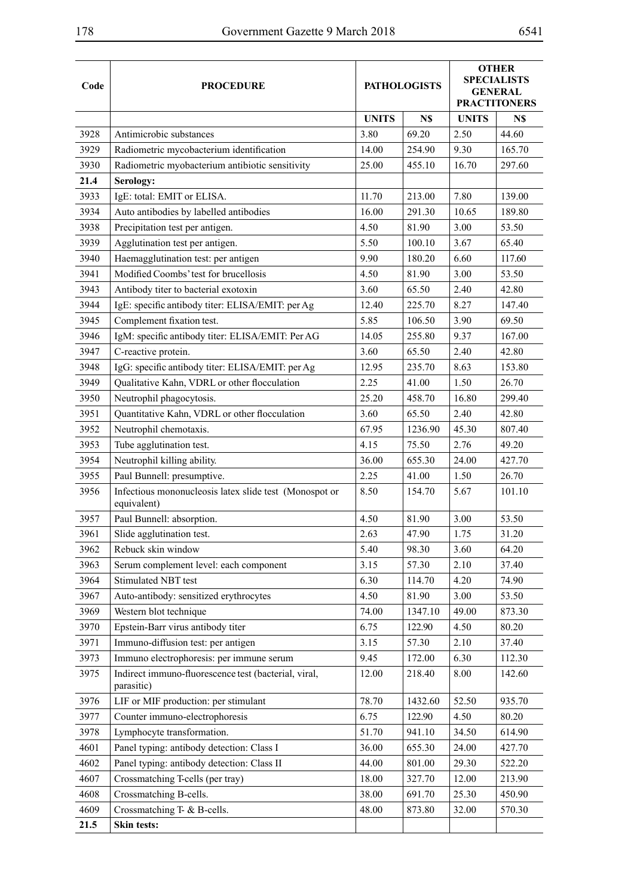| Code | PROCEDURE | PATHOLOGISTS | | OTHER SPECIALISTS GENERAL PRACTITONERS | |
|---|---|---|---|---|---|
| | | UNITS | N$ | UNITS | N$ |
| 3928 | Antimicrobic substances | 3.80 | 69.20 | 2.50 | 44.60 |
| 3929 | Radiometric mycobacterium identification | 14.00 | 254.90 | 9.30 | 165.70 |
| 3930 | Radiometric myobacterium antibiotic sensitivity | 25.00 | 455.10 | 16.70 | 297.60 |
| **21.4** | **Serology:** | | | | |
| 3933 | IgE: total: EMIT or ELISA. | 11.70 | 213.00 | 7.80 | 139.00 |
| 3934 | Auto antibodies by labelled antibodies | 16.00 | 291.30 | 10.65 | 189.80 |
| 3938 | Precipitation test per antigen. | 4.50 | 81.90 | 3.00 | 53.50 |
| 3939 | Agglutination test per antigen. | 5.50 | 100.10 | 3.67 | 65.40 |
| 3940 | Haemagglutination test: per antigen | 9.90 | 180.20 | 6.60 | 117.60 |
| 3941 | Modified Coombs' test for brucellosis | 4.50 | 81.90 | 3.00 | 53.50 |
| 3943 | Antibody titer to bacterial exotoxin | 3.60 | 65.50 | 2.40 | 42.80 |
| 3944 | IgE: specific antibody titer: ELISA/EMIT: per Ag | 12.40 | 225.70 | 8.27 | 147.40 |
| 3945 | Complement fixation test. | 5.85 | 106.50 | 3.90 | 69.50 |
| 3946 | IgM: specific antibody titer: ELISA/EMIT: Per AG | 14.05 | 255.80 | 9.37 | 167.00 |
| 3947 | C-reactive protein. | 3.60 | 65.50 | 2.40 | 42.80 |
| 3948 | IgG: specific antibody titer: ELISA/EMIT: per Ag | 12.95 | 235.70 | 8.63 | 153.80 |
| 3949 | Qualitative Kahn, VDRL or other flocculation | 2.25 | 41.00 | 1.50 | 26.70 |
| 3950 | Neutrophil phagocytosis. | 25.20 | 458.70 | 16.80 | 299.40 |
| 3951 | Quantitative Kahn, VDRL or other flocculation | 3.60 | 65.50 | 2.40 | 42.80 |
| 3952 | Neutrophil chemotaxis. | 67.95 | 1236.90 | 45.30 | 807.40 |
| 3953 | Tube agglutination test. | 4.15 | 75.50 | 2.76 | 49.20 |
| 3954 | Neutrophil killing ability. | 36.00 | 655.30 | 24.00 | 427.70 |
| 3955 | Paul Bunnell: presumptive. | 2.25 | 41.00 | 1.50 | 26.70 |
| 3956 | Infectious mononucleosis latex slide test (Monospot or equivalent) | 8.50 | 154.70 | 5.67 | 101.10 |
| 3957 | Paul Bunnell: absorption. | 4.50 | 81.90 | 3.00 | 53.50 |
| 3961 | Slide agglutination test. | 2.63 | 47.90 | 1.75 | 31.20 |
| 3962 | Rebuck skin window | 5.40 | 98.30 | 3.60 | 64.20 |
| 3963 | Serum complement level: each component | 3.15 | 57.30 | 2.10 | 37.40 |
| 3964 | Stimulated NBT test | 6.30 | 114.70 | 4.20 | 74.90 |
| 3967 | Auto-antibody: sensitized erythrocytes | 4.50 | 81.90 | 3.00 | 53.50 |
| 3969 | Western blot technique | 74.00 | 1347.10 | 49.00 | 873.30 |
| 3970 | Epstein-Barr virus antibody titer | 6.75 | 122.90 | 4.50 | 80.20 |
| 3971 | Immuno-diffusion test: per antigen | 3.15 | 57.30 | 2.10 | 37.40 |
| 3973 | Immuno electrophoresis: per immune serum | 9.45 | 172.00 | 6.30 | 112.30 |
| 3975 | Indirect immuno-fluorescence test (bacterial, viral, parasitic) | 12.00 | 218.40 | 8.00 | 142.60 |
| 3976 | LIF or MIF production: per stimulant | 78.70 | 1432.60 | 52.50 | 935.70 |
| 3977 | Counter immuno-electrophoresis | 6.75 | 122.90 | 4.50 | 80.20 |
| 3978 | Lymphocyte transformation. | 51.70 | 941.10 | 34.50 | 614.90 |
| 4601 | Panel typing: antibody detection: Class I | 36.00 | 655.30 | 24.00 | 427.70 |
| 4602 | Panel typing: antibody detection: Class II | 44.00 | 801.00 | 29.30 | 522.20 |
| 4607 | Crossmatching T-cells (per tray) | 18.00 | 327.70 | 12.00 | 213.90 |
| 4608 | Crossmatching B-cells. | 38.00 | 691.70 | 25.30 | 450.90 |
| 4609 | Crossmatching T- & B-cells. | 48.00 | 873.80 | 32.00 | 570.30 |
| **21.5** | **Skin tests:** | | | | |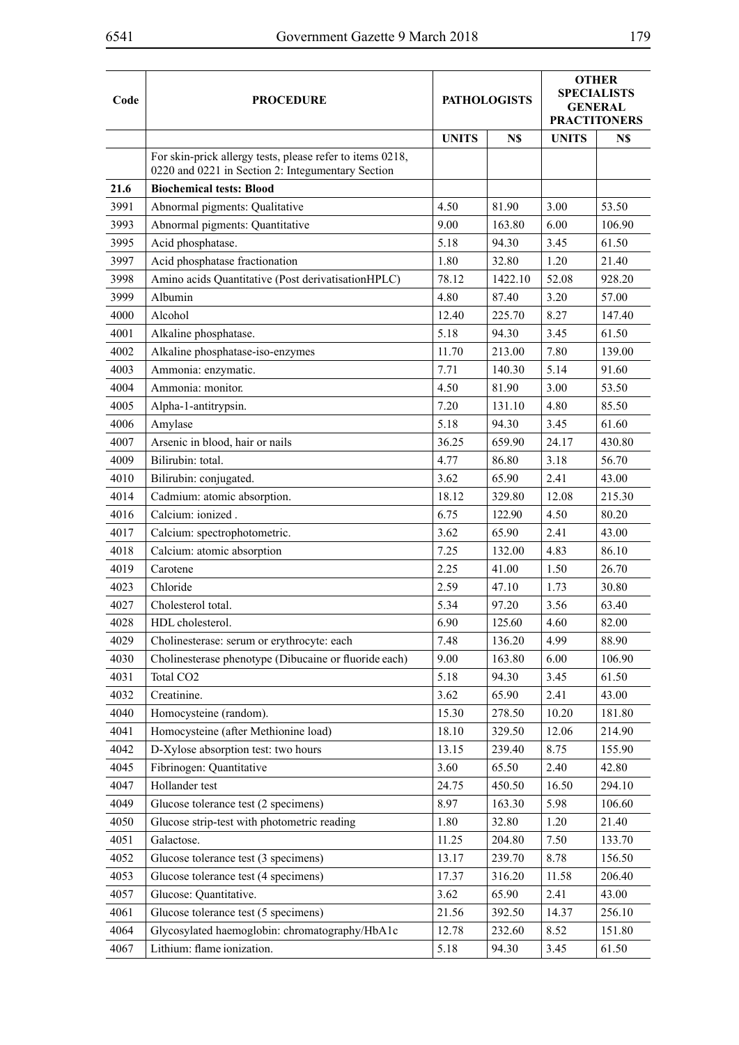| Code | PROCEDURE | PATHOLOGISTS | | OTHER SPECIALISTS GENERAL PRACTITONERS | |
|---|---|---|---|---|---|
| | | UNITS | N$ | UNITS | N$ |
| | For skin-prick allergy tests, please refer to items 0218, 0220 and 0221 in Section 2: Integumentary Section | | | | |
| **21.6** | **Biochemical tests: Blood** | | | | |
| 3991 | Abnormal pigments: Qualitative | 4.50 | 81.90 | 3.00 | 53.50 |
| 3993 | Abnormal pigments: Quantitative | 9.00 | 163.80 | 6.00 | 106.90 |
| 3995 | Acid phosphatase. | 5.18 | 94.30 | 3.45 | 61.50 |
| 3997 | Acid phosphatase fractionation | 1.80 | 32.80 | 1.20 | 21.40 |
| 3998 | Amino acids Quantitative (Post derivatisationHPLC) | 78.12 | 1422.10 | 52.08 | 928.20 |
| 3999 | Albumin | 4.80 | 87.40 | 3.20 | 57.00 |
| 4000 | Alcohol | 12.40 | 225.70 | 8.27 | 147.40 |
| 4001 | Alkaline phosphatase. | 5.18 | 94.30 | 3.45 | 61.50 |
| 4002 | Alkaline phosphatase-iso-enzymes | 11.70 | 213.00 | 7.80 | 139.00 |
| 4003 | Ammonia: enzymatic. | 7.71 | 140.30 | 5.14 | 91.60 |
| 4004 | Ammonia: monitor. | 4.50 | 81.90 | 3.00 | 53.50 |
| 4005 | Alpha-1-antitrypsin. | 7.20 | 131.10 | 4.80 | 85.50 |
| 4006 | Amylase | 5.18 | 94.30 | 3.45 | 61.60 |
| 4007 | Arsenic in blood, hair or nails | 36.25 | 659.90 | 24.17 | 430.80 |
| 4009 | Bilirubin: total. | 4.77 | 86.80 | 3.18 | 56.70 |
| 4010 | Bilirubin: conjugated. | 3.62 | 65.90 | 2.41 | 43.00 |
| 4014 | Cadmium: atomic absorption. | 18.12 | 329.80 | 12.08 | 215.30 |
| 4016 | Calcium: ionized . | 6.75 | 122.90 | 4.50 | 80.20 |
| 4017 | Calcium: spectrophotometric. | 3.62 | 65.90 | 2.41 | 43.00 |
| 4018 | Calcium: atomic absorption | 7.25 | 132.00 | 4.83 | 86.10 |
| 4019 | Carotene | 2.25 | 41.00 | 1.50 | 26.70 |
| 4023 | Chloride | 2.59 | 47.10 | 1.73 | 30.80 |
| 4027 | Cholesterol total. | 5.34 | 97.20 | 3.56 | 63.40 |
| 4028 | HDL cholesterol. | 6.90 | 125.60 | 4.60 | 82.00 |
| 4029 | Cholinesterase: serum or erythrocyte: each | 7.48 | 136.20 | 4.99 | 88.90 |
| 4030 | Cholinesterase phenotype (Dibucaine or fluoride each) | 9.00 | 163.80 | 6.00 | 106.90 |
| 4031 | Total $CO_2$ | 5.18 | 94.30 | 3.45 | 61.50 |
| 4032 | Creatinine. | 3.62 | 65.90 | 2.41 | 43.00 |
| 4040 | Homocysteine (random). | 15.30 | 278.50 | 10.20 | 181.80 |
| 4041 | Homocysteine (after Methionine load) | 18.10 | 329.50 | 12.06 | 214.90 |
| 4042 | D-Xylose absorption test: two hours | 13.15 | 239.40 | 8.75 | 155.90 |
| 4045 | Fibrinogen: Quantitative | 3.60 | 65.50 | 2.40 | 42.80 |
| 4047 | Hollander test | 24.75 | 450.50 | 16.50 | 294.10 |
| 4049 | Glucose tolerance test (2 specimens) | 8.97 | 163.30 | 5.98 | 106.60 |
| 4050 | Glucose strip-test with photometric reading | 1.80 | 32.80 | 1.20 | 21.40 |
| 4051 | Galactose. | 11.25 | 204.80 | 7.50 | 133.70 |
| 4052 | Glucose tolerance test (3 specimens) | 13.17 | 239.70 | 8.78 | 156.50 |
| 4053 | Glucose tolerance test (4 specimens) | 17.37 | 316.20 | 11.58 | 206.40 |
| 4057 | Glucose: Quantitative. | 3.62 | 65.90 | 2.41 | 43.00 |
| 4061 | Glucose tolerance test (5 specimens) | 21.56 | 392.50 | 14.37 | 256.10 |
| 4064 | Glycosylated haemoglobin: chromatography/HbA1c | 12.78 | 232.60 | 8.52 | 151.80 |
| 4067 | Lithium: flame ionization. | 5.18 | 94.30 | 3.45 | 61.50 |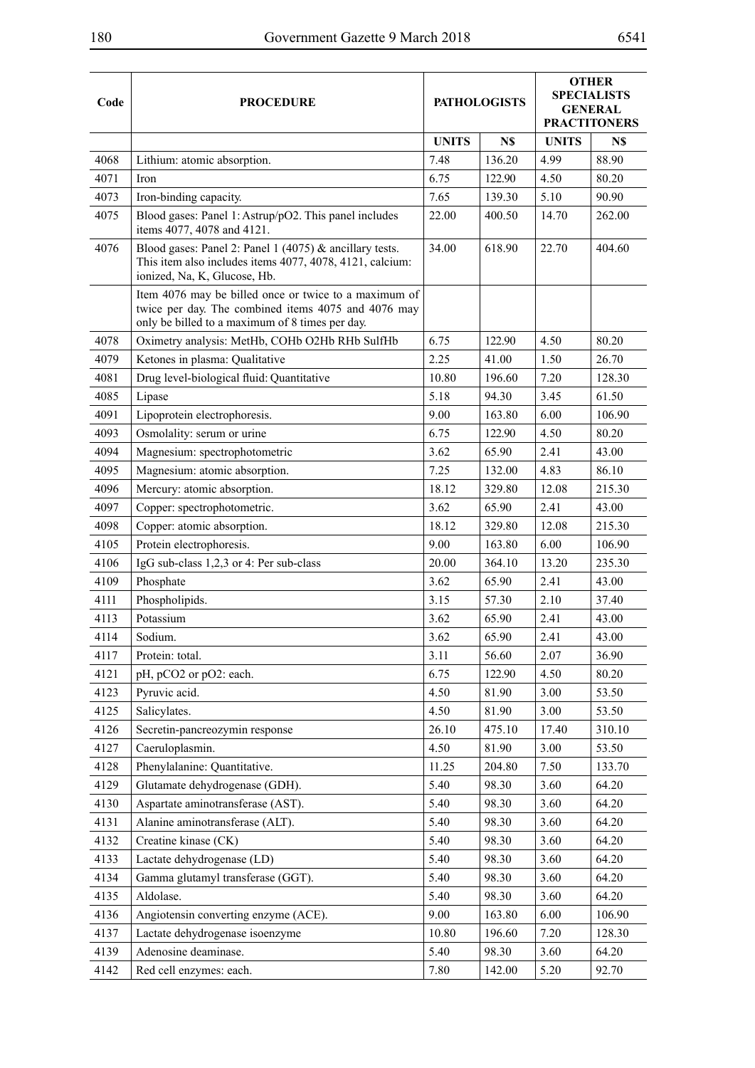| Code | PROCEDURE | PATHOLOGISTS | | OTHER SPECIALISTS GENERAL PRACTITONERS | |
|---|---|---|---|---|---|
| | | UNITS | N$ | UNITS | N$ |
| 4068 | Lithium: atomic absorption. | 7.48 | 136.20 | 4.99 | 88.90 |
| 4071 | Iron | 6.75 | 122.90 | 4.50 | 80.20 |
| 4073 | Iron-binding capacity. | 7.65 | 139.30 | 5.10 | 90.90 |
| 4075 | Blood gases: Panel 1: Astrup/pO2. This panel includes items 4077, 4078 and 4121. | 22.00 | 400.50 | 14.70 | 262.00 |
| 4076 | Blood gases: Panel 2: Panel 1 (4075) & ancillary tests. This item also includes items 4077, 4078, 4121, calcium: ionized, Na, K, Glucose, Hb. | 34.00 | 618.90 | 22.70 | 404.60 |
| | Item 4076 may be billed once or twice to a maximum of twice per day. The combined items 4075 and 4076 may only be billed to a maximum of 8 times per day. | | | | |
| 4078 | Oximetry analysis: MetHb, COHb O2Hb RHb SulfHb | 6.75 | 122.90 | 4.50 | 80.20 |
| 4079 | Ketones in plasma: Qualitative | 2.25 | 41.00 | 1.50 | 26.70 |
| 4081 | Drug level-biological fluid: Quantitative | 10.80 | 196.60 | 7.20 | 128.30 |
| 4085 | Lipase | 5.18 | 94.30 | 3.45 | 61.50 |
| 4091 | Lipoprotein electrophoresis. | 9.00 | 163.80 | 6.00 | 106.90 |
| 4093 | Osmolality: serum or urine | 6.75 | 122.90 | 4.50 | 80.20 |
| 4094 | Magnesium: spectrophotometric | 3.62 | 65.90 | 2.41 | 43.00 |
| 4095 | Magnesium: atomic absorption. | 7.25 | 132.00 | 4.83 | 86.10 |
| 4096 | Mercury: atomic absorption. | 18.12 | 329.80 | 12.08 | 215.30 |
| 4097 | Copper: spectrophotometric. | 3.62 | 65.90 | 2.41 | 43.00 |
| 4098 | Copper: atomic absorption. | 18.12 | 329.80 | 12.08 | 215.30 |
| 4105 | Protein electrophoresis. | 9.00 | 163.80 | 6.00 | 106.90 |
| 4106 | IgG sub-class 1,2,3 or 4: Per sub-class | 20.00 | 364.10 | 13.20 | 235.30 |
| 4109 | Phosphate | 3.62 | 65.90 | 2.41 | 43.00 |
| 4111 | Phospholipids. | 3.15 | 57.30 | 2.10 | 37.40 |
| 4113 | Potassium | 3.62 | 65.90 | 2.41 | 43.00 |
| 4114 | Sodium. | 3.62 | 65.90 | 2.41 | 43.00 |
| 4117 | Protein: total. | 3.11 | 56.60 | 2.07 | 36.90 |
| 4121 | pH, pCO2 or pO2: each. | 6.75 | 122.90 | 4.50 | 80.20 |
| 4123 | Pyruvic acid. | 4.50 | 81.90 | 3.00 | 53.50 |
| 4125 | Salicylates. | 4.50 | 81.90 | 3.00 | 53.50 |
| 4126 | Secretin-pancreozymin response | 26.10 | 475.10 | 17.40 | 310.10 |
| 4127 | Caeruloplasmin. | 4.50 | 81.90 | 3.00 | 53.50 |
| 4128 | Phenylalanine: Quantitative. | 11.25 | 204.80 | 7.50 | 133.70 |
| 4129 | Glutamate dehydrogenase (GDH). | 5.40 | 98.30 | 3.60 | 64.20 |
| 4130 | Aspartate aminotransferase (AST). | 5.40 | 98.30 | 3.60 | 64.20 |
| 4131 | Alanine aminotransferase (ALT). | 5.40 | 98.30 | 3.60 | 64.20 |
| 4132 | Creatine kinase (CK) | 5.40 | 98.30 | 3.60 | 64.20 |
| 4133 | Lactate dehydrogenase (LD) | 5.40 | 98.30 | 3.60 | 64.20 |
| 4134 | Gamma glutamyl transferase (GGT). | 5.40 | 98.30 | 3.60 | 64.20 |
| 4135 | Aldolase. | 5.40 | 98.30 | 3.60 | 64.20 |
| 4136 | Angiotensin converting enzyme (ACE). | 9.00 | 163.80 | 6.00 | 106.90 |
| 4137 | Lactate dehydrogenase isoenzyme | 10.80 | 196.60 | 7.20 | 128.30 |
| 4139 | Adenosine deaminase. | 5.40 | 98.30 | 3.60 | 64.20 |
| 4142 | Red cell enzymes: each. | 7.80 | 142.00 | 5.20 | 92.70 |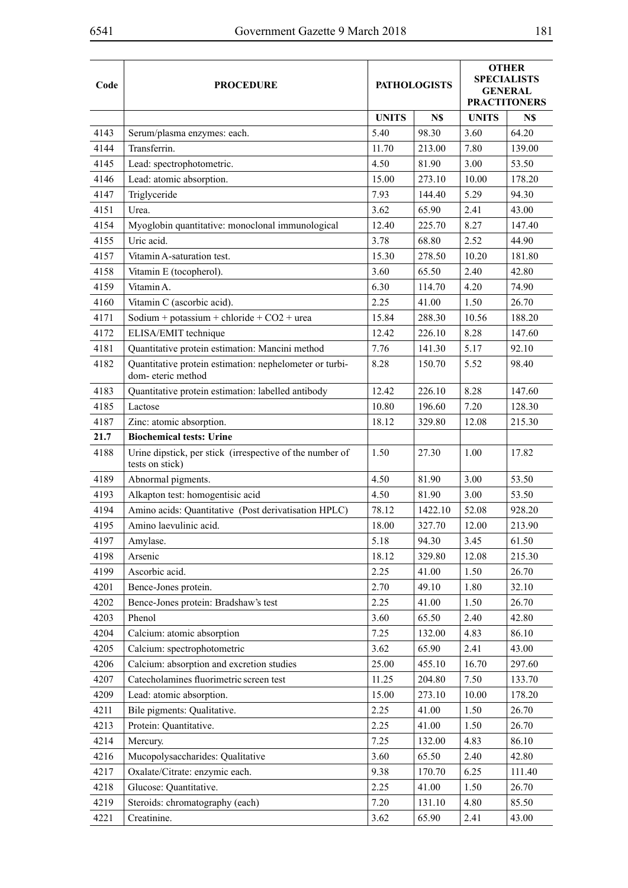| Code | PROCEDURE | PATHOLOGISTS | | OTHER SPECIALISTS GENERAL PRACTITONERS | |
|---|---|---|---|---|---|
| | | UNITS | N$ | UNITS | N$ |
| 4143 | Serum/plasma enzymes: each. | 5.40 | 98.30 | 3.60 | 64.20 |
| 4144 | Transferrin. | 11.70 | 213.00 | 7.80 | 139.00 |
| 4145 | Lead: spectrophotometric. | 4.50 | 81.90 | 3.00 | 53.50 |
| 4146 | Lead: atomic absorption. | 15.00 | 273.10 | 10.00 | 178.20 |
| 4147 | Triglyceride | 7.93 | 144.40 | 5.29 | 94.30 |
| 4151 | Urea. | 3.62 | 65.90 | 2.41 | 43.00 |
| 4154 | Myoglobin quantitative: monoclonal immunological | 12.40 | 225.70 | 8.27 | 147.40 |
| 4155 | Uric acid. | 3.78 | 68.80 | 2.52 | 44.90 |
| 4157 | Vitamin A-saturation test. | 15.30 | 278.50 | 10.20 | 181.80 |
| 4158 | Vitamin E (tocopherol). | 3.60 | 65.50 | 2.40 | 42.80 |
| 4159 | Vitamin A. | 6.30 | 114.70 | 4.20 | 74.90 |
| 4160 | Vitamin C (ascorbic acid). | 2.25 | 41.00 | 1.50 | 26.70 |
| 4171 | Sodium + potassium + chloride + $CO_2$ + urea | 15.84 | 288.30 | 10.56 | 188.20 |
| 4172 | ELISA/EMIT technique | 12.42 | 226.10 | 8.28 | 147.60 |
| 4181 | Quantitative protein estimation: Mancini method | 7.76 | 141.30 | 5.17 | 92.10 |
| 4182 | Quantitative protein estimation: nephelometer or turbi- dom- eteric method | 8.28 | 150.70 | 5.52 | 98.40 |
| 4183 | Quantitative protein estimation: labelled antibody | 12.42 | 226.10 | 8.28 | 147.60 |
| 4185 | Lactose | 10.80 | 196.60 | 7.20 | 128.30 |
| 4187 | Zinc: atomic absorption. | 18.12 | 329.80 | 12.08 | 215.30 |
| **21.7** | **Biochemical tests: Urine** | | | | |
| 4188 | Urine dipstick, per stick (irrespective of the number of tests on stick) | 1.50 | 27.30 | 1.00 | 17.82 |
| 4189 | Abnormal pigments. | 4.50 | 81.90 | 3.00 | 53.50 |
| 4193 | Alkapton test: homogentisic acid | 4.50 | 81.90 | 3.00 | 53.50 |
| 4194 | Amino acids: Quantitative (Post derivatisation HPLC) | 78.12 | 1422.10 | 52.08 | 928.20 |
| 4195 | Amino laevulinic acid. | 18.00 | 327.70 | 12.00 | 213.90 |
| 4197 | Amylase. | 5.18 | 94.30 | 3.45 | 61.50 |
| 4198 | Arsenic | 18.12 | 329.80 | 12.08 | 215.30 |
| 4199 | Ascorbic acid. | 2.25 | 41.00 | 1.50 | 26.70 |
| 4201 | Bence-Jones protein. | 2.70 | 49.10 | 1.80 | 32.10 |
| 4202 | Bence-Jones protein: Bradshaw's test | 2.25 | 41.00 | 1.50 | 26.70 |
| 4203 | Phenol | 3.60 | 65.50 | 2.40 | 42.80 |
| 4204 | Calcium: atomic absorption | 7.25 | 132.00 | 4.83 | 86.10 |
| 4205 | Calcium: spectrophotometric | 3.62 | 65.90 | 2.41 | 43.00 |
| 4206 | Calcium: absorption and excretion studies | 25.00 | 455.10 | 16.70 | 297.60 |
| 4207 | Catecholamines fluorimetric screen test | 11.25 | 204.80 | 7.50 | 133.70 |
| 4209 | Lead: atomic absorption. | 15.00 | 273.10 | 10.00 | 178.20 |
| 4211 | Bile pigments: Qualitative. | 2.25 | 41.00 | 1.50 | 26.70 |
| 4213 | Protein: Quantitative. | 2.25 | 41.00 | 1.50 | 26.70 |
| 4214 | Mercury. | 7.25 | 132.00 | 4.83 | 86.10 |
| 4216 | Mucopolysaccharides: Qualitative | 3.60 | 65.50 | 2.40 | 42.80 |
| 4217 | Oxalate/Citrate: enzymic each. | 9.38 | 170.70 | 6.25 | 111.40 |
| 4218 | Glucose: Quantitative. | 2.25 | 41.00 | 1.50 | 26.70 |
| 4219 | Steroids: chromatography (each) | 7.20 | 131.10 | 4.80 | 85.50 |
| 4221 | Creatinine. | 3.62 | 65.90 | 2.41 | 43.00 |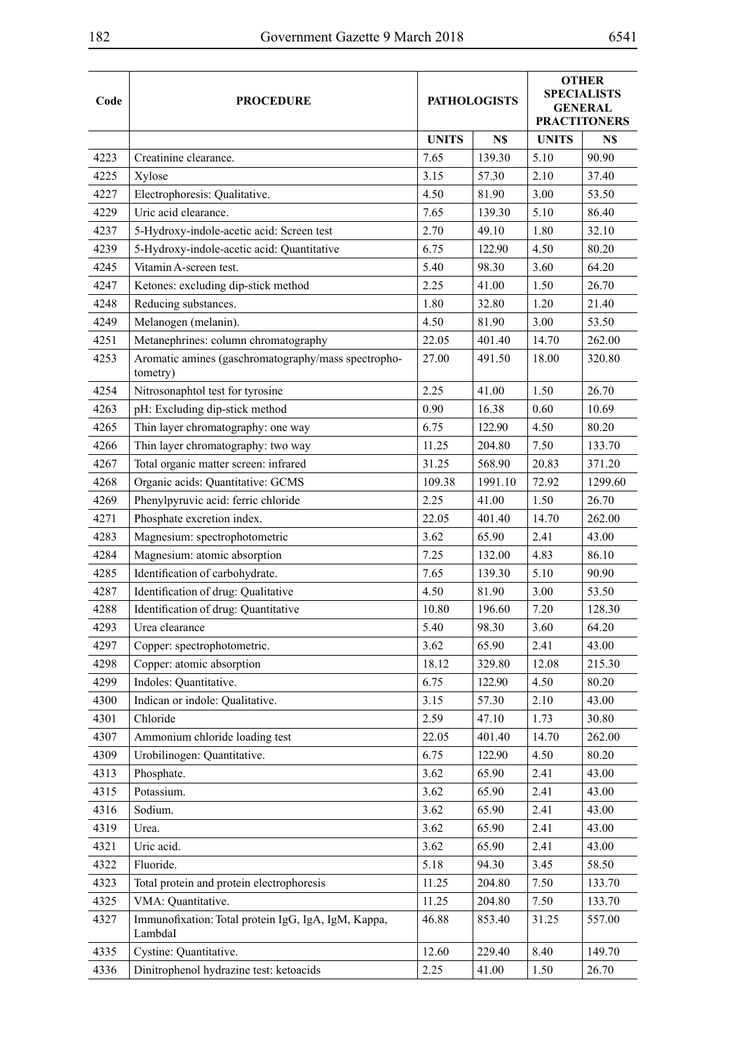| Code | PROCEDURE | PATHOLOGISTS | | OTHER SPECIALISTS GENERAL PRACTITONERS | |
|---|---|---|---|---|---|
| | | UNITS | N$ | UNITS | N$ |
| 4223 | Creatinine clearance. | 7.65 | 139.30 | 5.10 | 90.90 |
| 4225 | Xylose | 3.15 | 57.30 | 2.10 | 37.40 |
| 4227 | Electrophoresis: Qualitative. | 4.50 | 81.90 | 3.00 | 53.50 |
| 4229 | Uric acid clearance. | 7.65 | 139.30 | 5.10 | 86.40 |
| 4237 | 5-Hydroxy-indole-acetic acid: Screen test | 2.70 | 49.10 | 1.80 | 32.10 |
| 4239 | 5-Hydroxy-indole-acetic acid: Quantitative | 6.75 | 122.90 | 4.50 | 80.20 |
| 4245 | Vitamin A-screen test. | 5.40 | 98.30 | 3.60 | 64.20 |
| 4247 | Ketones: excluding dip-stick method | 2.25 | 41.00 | 1.50 | 26.70 |
| 4248 | Reducing substances. | 1.80 | 32.80 | 1.20 | 21.40 |
| 4249 | Melanogen (melanin). | 4.50 | 81.90 | 3.00 | 53.50 |
| 4251 | Metanephrines: column chromatography | 22.05 | 401.40 | 14.70 | 262.00 |
| 4253 | Aromatic amines (gaschromatography/mass spectrophotometry) | 27.00 | 491.50 | 18.00 | 320.80 |
| 4254 | Nitrosonaphtol test for tyrosine | 2.25 | 41.00 | 1.50 | 26.70 |
| 4263 | pH: Excluding dip-stick method | 0.90 | 16.38 | 0.60 | 10.69 |
| 4265 | Thin layer chromatography: one way | 6.75 | 122.90 | 4.50 | 80.20 |
| 4266 | Thin layer chromatography: two way | 11.25 | 204.80 | 7.50 | 133.70 |
| 4267 | Total organic matter screen: infrared | 31.25 | 568.90 | 20.83 | 371.20 |
| 4268 | Organic acids: Quantitative: GCMS | 109.38 | 1991.10 | 72.92 | 1299.60 |
| 4269 | Phenylpyruvic acid: ferric chloride | 2.25 | 41.00 | 1.50 | 26.70 |
| 4271 | Phosphate excretion index. | 22.05 | 401.40 | 14.70 | 262.00 |
| 4283 | Magnesium: spectrophotometric | 3.62 | 65.90 | 2.41 | 43.00 |
| 4284 | Magnesium: atomic absorption | 7.25 | 132.00 | 4.83 | 86.10 |
| 4285 | Identification of carbohydrate. | 7.65 | 139.30 | 5.10 | 90.90 |
| 4287 | Identification of drug: Qualitative | 4.50 | 81.90 | 3.00 | 53.50 |
| 4288 | Identification of drug: Quantitative | 10.80 | 196.60 | 7.20 | 128.30 |
| 4293 | Urea clearance | 5.40 | 98.30 | 3.60 | 64.20 |
| 4297 | Copper: spectrophotometric. | 3.62 | 65.90 | 2.41 | 43.00 |
| 4298 | Copper: atomic absorption | 18.12 | 329.80 | 12.08 | 215.30 |
| 4299 | Indoles: Quantitative. | 6.75 | 122.90 | 4.50 | 80.20 |
| 4300 | Indican or indole: Qualitative. | 3.15 | 57.30 | 2.10 | 43.00 |
| 4301 | Chloride | 2.59 | 47.10 | 1.73 | 30.80 |
| 4307 | Ammonium chloride loading test | 22.05 | 401.40 | 14.70 | 262.00 |
| 4309 | Urobilinogen: Quantitative. | 6.75 | 122.90 | 4.50 | 80.20 |
| 4313 | Phosphate. | 3.62 | 65.90 | 2.41 | 43.00 |
| 4315 | Potassium. | 3.62 | 65.90 | 2.41 | 43.00 |
| 4316 | Sodium. | 3.62 | 65.90 | 2.41 | 43.00 |
| 4319 | Urea. | 3.62 | 65.90 | 2.41 | 43.00 |
| 4321 | Uric acid. | 3.62 | 65.90 | 2.41 | 43.00 |
| 4322 | Fluoride. | 5.18 | 94.30 | 3.45 | 58.50 |
| 4323 | Total protein and protein electrophoresis | 11.25 | 204.80 | 7.50 | 133.70 |
| 4325 | VMA: Quantitative. | 11.25 | 204.80 | 7.50 | 133.70 |
| 4327 | Immunofixation: Total protein IgG, IgA, IgM, Kappa, LambdaI | 46.88 | 853.40 | 31.25 | 557.00 |
| 4335 | Cystine: Quantitative. | 12.60 | 229.40 | 8.40 | 149.70 |
| 4336 | Dinitrophenol hydrazine test: ketoacids | 2.25 | 41.00 | 1.50 | 26.70 |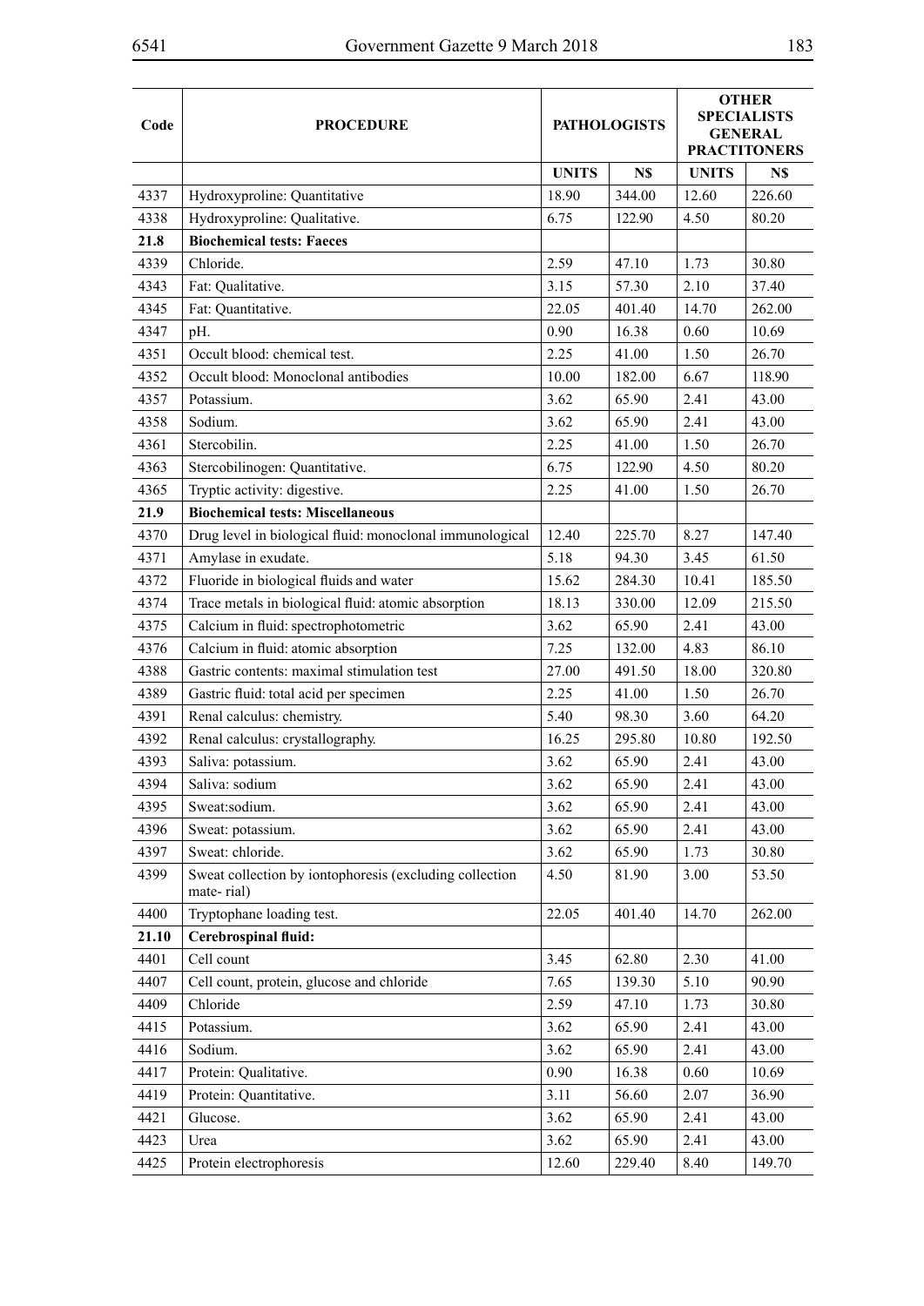| Code | PROCEDURE | PATHOLOGISTS | | OTHER SPECIALISTS GENERAL PRACTITONERS | |
|---|---|---|---|---|---|
| | | UNITS | N$ | UNITS | N$ |
| 4337 | Hydroxyproline: Quantitative | 18.90 | 344.00 | 12.60 | 226.60 |
| 4338 | Hydroxyproline: Qualitative. | 6.75 | 122.90 | 4.50 | 80.20 |
| **21.8** | **Biochemical tests: Faeces** | | | | |
| 4339 | Chloride. | 2.59 | 47.10 | 1.73 | 30.80 |
| 4343 | Fat: Qualitative. | 3.15 | 57.30 | 2.10 | 37.40 |
| 4345 | Fat: Quantitative. | 22.05 | 401.40 | 14.70 | 262.00 |
| 4347 | pH. | 0.90 | 16.38 | 0.60 | 10.69 |
| 4351 | Occult blood: chemical test. | 2.25 | 41.00 | 1.50 | 26.70 |
| 4352 | Occult blood: Monoclonal antibodies | 10.00 | 182.00 | 6.67 | 118.90 |
| 4357 | Potassium. | 3.62 | 65.90 | 2.41 | 43.00 |
| 4358 | Sodium. | 3.62 | 65.90 | 2.41 | 43.00 |
| 4361 | Stercobilin. | 2.25 | 41.00 | 1.50 | 26.70 |
| 4363 | Stercobilinogen: Quantitative. | 6.75 | 122.90 | 4.50 | 80.20 |
| 4365 | Tryptic activity: digestive. | 2.25 | 41.00 | 1.50 | 26.70 |
| **21.9** | **Biochemical tests: Miscellaneous** | | | | |
| 4370 | Drug level in biological fluid: monoclonal immunological | 12.40 | 225.70 | 8.27 | 147.40 |
| 4371 | Amylase in exudate. | 5.18 | 94.30 | 3.45 | 61.50 |
| 4372 | Fluoride in biological fluids and water | 15.62 | 284.30 | 10.41 | 185.50 |
| 4374 | Trace metals in biological fluid: atomic absorption | 18.13 | 330.00 | 12.09 | 215.50 |
| 4375 | Calcium in fluid: spectrophotometric | 3.62 | 65.90 | 2.41 | 43.00 |
| 4376 | Calcium in fluid: atomic absorption | 7.25 | 132.00 | 4.83 | 86.10 |
| 4388 | Gastric contents: maximal stimulation test | 27.00 | 491.50 | 18.00 | 320.80 |
| 4389 | Gastric fluid: total acid per specimen | 2.25 | 41.00 | 1.50 | 26.70 |
| 4391 | Renal calculus: chemistry. | 5.40 | 98.30 | 3.60 | 64.20 |
| 4392 | Renal calculus: crystallography. | 16.25 | 295.80 | 10.80 | 192.50 |
| 4393 | Saliva: potassium. | 3.62 | 65.90 | 2.41 | 43.00 |
| 4394 | Saliva: sodium | 3.62 | 65.90 | 2.41 | 43.00 |
| 4395 | Sweat:sodium. | 3.62 | 65.90 | 2.41 | 43.00 |
| 4396 | Sweat: potassium. | 3.62 | 65.90 | 2.41 | 43.00 |
| 4397 | Sweat: chloride. | 3.62 | 65.90 | 1.73 | 30.80 |
| 4399 | Sweat collection by iontophoresis (excluding collection mate- rial) | 4.50 | 81.90 | 3.00 | 53.50 |
| 4400 | Tryptophane loading test. | 22.05 | 401.40 | 14.70 | 262.00 |
| **21.10** | **Cerebrospinal fluid:** | | | | |
| 4401 | Cell count | 3.45 | 62.80 | 2.30 | 41.00 |
| 4407 | Cell count, protein, glucose and chloride | 7.65 | 139.30 | 5.10 | 90.90 |
| 4409 | Chloride | 2.59 | 47.10 | 1.73 | 30.80 |
| 4415 | Potassium. | 3.62 | 65.90 | 2.41 | 43.00 |
| 4416 | Sodium. | 3.62 | 65.90 | 2.41 | 43.00 |
| 4417 | Protein: Qualitative. | 0.90 | 16.38 | 0.60 | 10.69 |
| 4419 | Protein: Quantitative. | 3.11 | 56.60 | 2.07 | 36.90 |
| 4421 | Glucose. | 3.62 | 65.90 | 2.41 | 43.00 |
| 4423 | Urea | 3.62 | 65.90 | 2.41 | 43.00 |
| 4425 | Protein electrophoresis | 12.60 | 229.40 | 8.40 | 149.70 |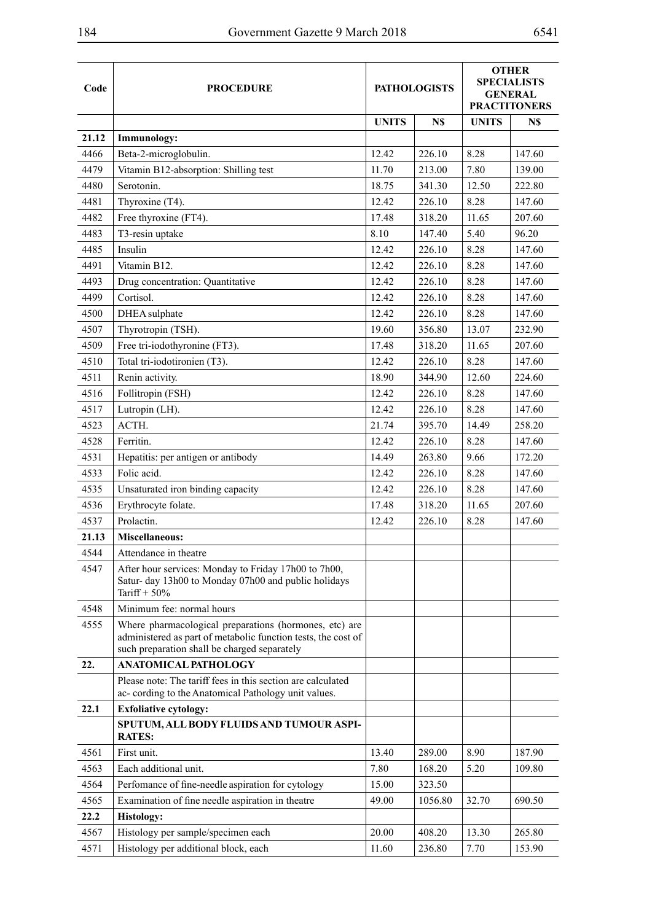| Code | PROCEDURE | PATHOLOGISTS | | OTHER SPECIALISTS GENERAL PRACTITONERS | |
|---|---|---|---|---|---|
| | | UNITS | N$ | UNITS | N$ |
| **21.12** | **Immunology:** | | | | |
| 4466 | Beta-2-microglobulin. | 12.42 | 226.10 | 8.28 | 147.60 |
| 4479 | Vitamin B12-absorption: Shilling test | 11.70 | 213.00 | 7.80 | 139.00 |
| 4480 | Serotonin. | 18.75 | 341.30 | 12.50 | 222.80 |
| 4481 | Thyroxine (T4). | 12.42 | 226.10 | 8.28 | 147.60 |
| 4482 | Free thyroxine (FT4). | 17.48 | 318.20 | 11.65 | 207.60 |
| 4483 | T3-resin uptake | 8.10 | 147.40 | 5.40 | 96.20 |
| 4485 | Insulin | 12.42 | 226.10 | 8.28 | 147.60 |
| 4491 | Vitamin B12. | 12.42 | 226.10 | 8.28 | 147.60 |
| 4493 | Drug concentration: Quantitative | 12.42 | 226.10 | 8.28 | 147.60 |
| 4499 | Cortisol. | 12.42 | 226.10 | 8.28 | 147.60 |
| 4500 | DHEA sulphate | 12.42 | 226.10 | 8.28 | 147.60 |
| 4507 | Thyrotropin (TSH). | 19.60 | 356.80 | 13.07 | 232.90 |
| 4509 | Free tri-iodothyronine (FT3). | 17.48 | 318.20 | 11.65 | 207.60 |
| 4510 | Total tri-iodotironien (T3). | 12.42 | 226.10 | 8.28 | 147.60 |
| 4511 | Renin activity. | 18.90 | 344.90 | 12.60 | 224.60 |
| 4516 | Follitropin (FSH) | 12.42 | 226.10 | 8.28 | 147.60 |
| 4517 | Lutropin (LH). | 12.42 | 226.10 | 8.28 | 147.60 |
| 4523 | ACTH. | 21.74 | 395.70 | 14.49 | 258.20 |
| 4528 | Ferritin. | 12.42 | 226.10 | 8.28 | 147.60 |
| 4531 | Hepatitis: per antigen or antibody | 14.49 | 263.80 | 9.66 | 172.20 |
| 4533 | Folic acid. | 12.42 | 226.10 | 8.28 | 147.60 |
| 4535 | Unsaturated iron binding capacity | 12.42 | 226.10 | 8.28 | 147.60 |
| 4536 | Erythrocyte folate. | 17.48 | 318.20 | 11.65 | 207.60 |
| 4537 | Prolactin. | 12.42 | 226.10 | 8.28 | 147.60 |
| **21.13** | **Miscellaneous:** | | | | |
| 4544 | Attendance in theatre | | | | |
| 4547 | After hour services: Monday to Friday 17h00 to 7h00, Satur- day 13h00 to Monday 07h00 and public holidays Tariff + 50% | | | | |
| 4548 | Minimum fee: normal hours | | | | |
| 4555 | Where pharmacological preparations (hormones, etc) are administered as part of metabolic function tests, the cost of such preparation shall be charged separately | | | | |
| **22.** | **ANATOMICAL PATHOLOGY** | | | | |
| | Please note: The tariff fees in this section are calculated ac- cording to the Anatomical Pathology unit values. | | | | |
| **22.1** | **Exfoliative cytology:** | | | | |
| | **SPUTUM, ALL BODY FLUIDS AND TUMOUR ASPI- RATES:** | | | | |
| 4561 | First unit. | 13.40 | 289.00 | 8.90 | 187.90 |
| 4563 | Each additional unit. | 7.80 | 168.20 | 5.20 | 109.80 |
| 4564 | Perfomance of fine-needle aspiration for cytology | 15.00 | 323.50 | | |
| 4565 | Examination of fine needle aspiration in theatre | 49.00 | 1056.80 | 32.70 | 690.50 |
| **22.2** | **Histology:** | | | | |
| 4567 | Histology per sample/specimen each | 20.00 | 408.20 | 13.30 | 265.80 |
| 4571 | Histology per additional block, each | 11.60 | 236.80 | 7.70 | 153.90 |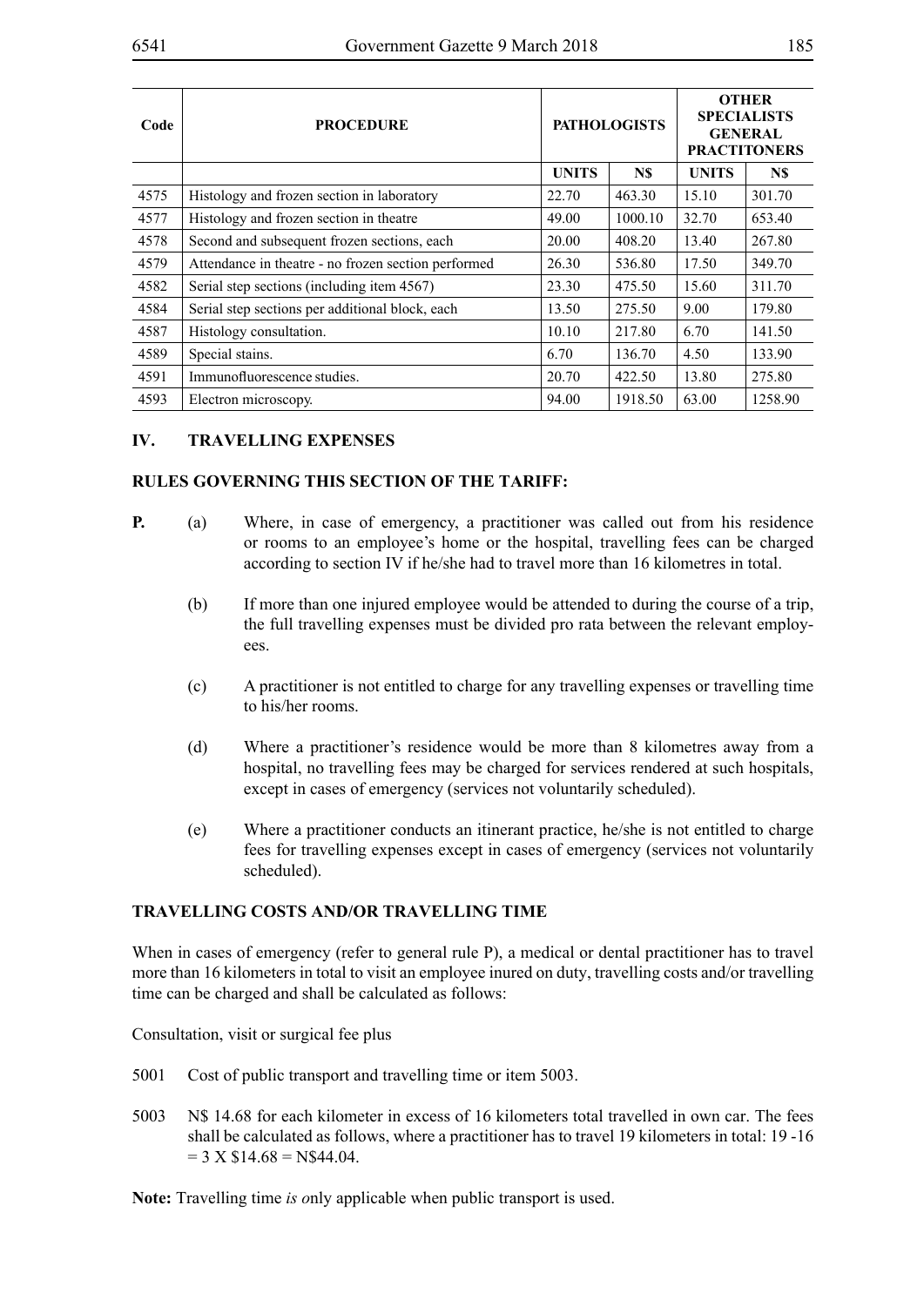| Code | PROCEDURE | PATHOLOGISTS | | OTHER SPECIALISTS GENERAL PRACTITONERS | |
|---|---|---|---|---|---|
| | | UNITS | N$ | UNITS | N$ |
| 4575 | Histology and frozen section in laboratory | 22.70 | 463.30 | 15.10 | 301.70 |
| 4577 | Histology and frozen section in theatre | 49.00 | 1000.10 | 32.70 | 653.40 |
| 4578 | Second and subsequent frozen sections, each | 20.00 | 408.20 | 13.40 | 267.80 |
| 4579 | Attendance in theatre - no frozen section performed | 26.30 | 536.80 | 17.50 | 349.70 |
| 4582 | Serial step sections (including item 4567) | 23.30 | 475.50 | 15.60 | 311.70 |
| 4584 | Serial step sections per additional block, each | 13.50 | 275.50 | 9.00 | 179.80 |
| 4587 | Histology consultation. | 10.10 | 217.80 | 6.70 | 141.50 |
| 4589 | Special stains. | 6.70 | 136.70 | 4.50 | 133.90 |
| 4591 | Immunofluorescence studies. | 20.70 | 422.50 | 13.80 | 275.80 |
| 4593 | Electron microscopy. | 94.00 | 1918.50 | 63.00 | 1258.90 |

## IV. TRAVELLING EXPENSES

### RULES GOVERNING THIS SECTION OF THE TARIFF:

**P.** (a) Where, in case of emergency, a practitioner was called out from his residence or rooms to an employee's home or the hospital, travelling fees can be charged according to section IV if he/she had to travel more than 16 kilometres in total.

(b) If more than one injured employee would be attended to during the course of a trip, the full travelling expenses must be divided pro rata between the relevant employees.

(c) A practitioner is not entitled to charge for any travelling expenses or travelling time to his/her rooms.

(d) Where a practitioner's residence would be more than 8 kilometres away from a hospital, no travelling fees may be charged for services rendered at such hospitals, except in cases of emergency (services not voluntarily scheduled).

(e) Where a practitioner conducts an itinerant practice, he/she is not entitled to charge fees for travelling expenses except in cases of emergency (services not voluntarily scheduled).

### TRAVELLING COSTS AND/OR TRAVELLING TIME

When in cases of emergency (refer to general rule P), a medical or dental practitioner has to travel more than 16 kilometers in total to visit an employee inured on duty, travelling costs and/or travelling time can be charged and shall be calculated as follows:

Consultation, visit or surgical fee plus

5001 Cost of public transport and travelling time or item 5003.

5003 N$ 14.68 for each kilometer in excess of 16 kilometers total travelled in own car. The fees shall be calculated as follows, where a practitioner has to travel 19 kilometers in total: 19 -16 = 3 X $14.68 = N$44.04.

**Note:** Travelling time *is o*nly applicable when public transport is used.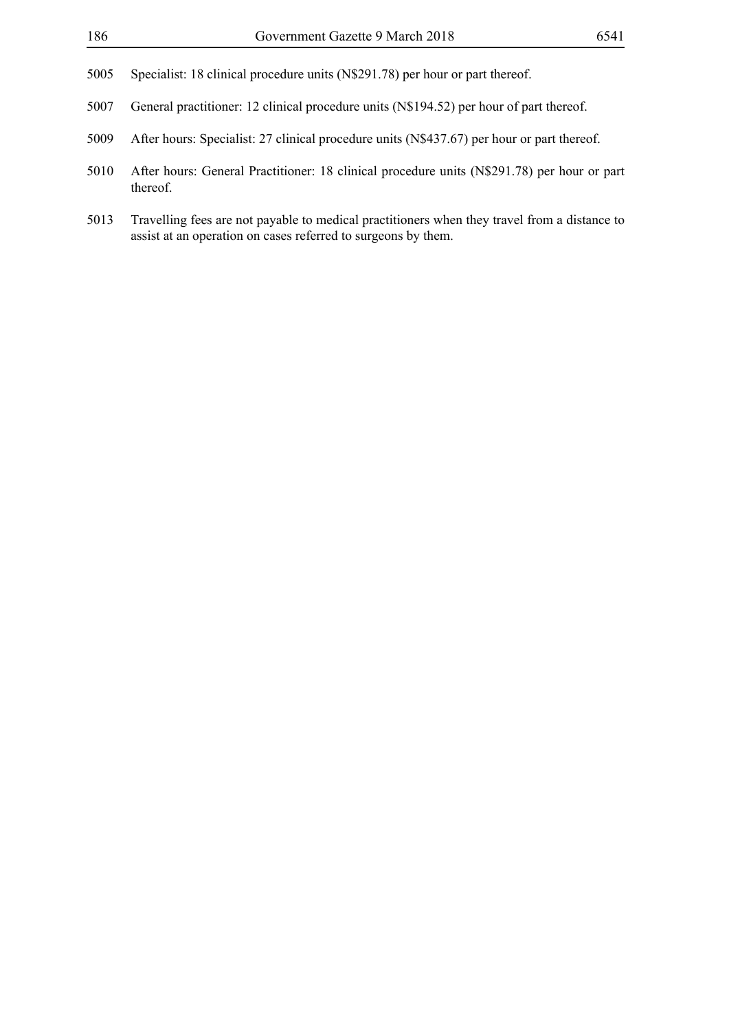5005 Specialist: 18 clinical procedure units (N$291.78) per hour or part thereof.

5007 General practitioner: 12 clinical procedure units (N$194.52) per hour of part thereof.

5009 After hours: Specialist: 27 clinical procedure units (N$437.67) per hour or part thereof.

5010 After hours: General Practitioner: 18 clinical procedure units (N$291.78) per hour or part thereof.

5013 Travelling fees are not payable to medical practitioners when they travel from a distance to assist at an operation on cases referred to surgeons by them.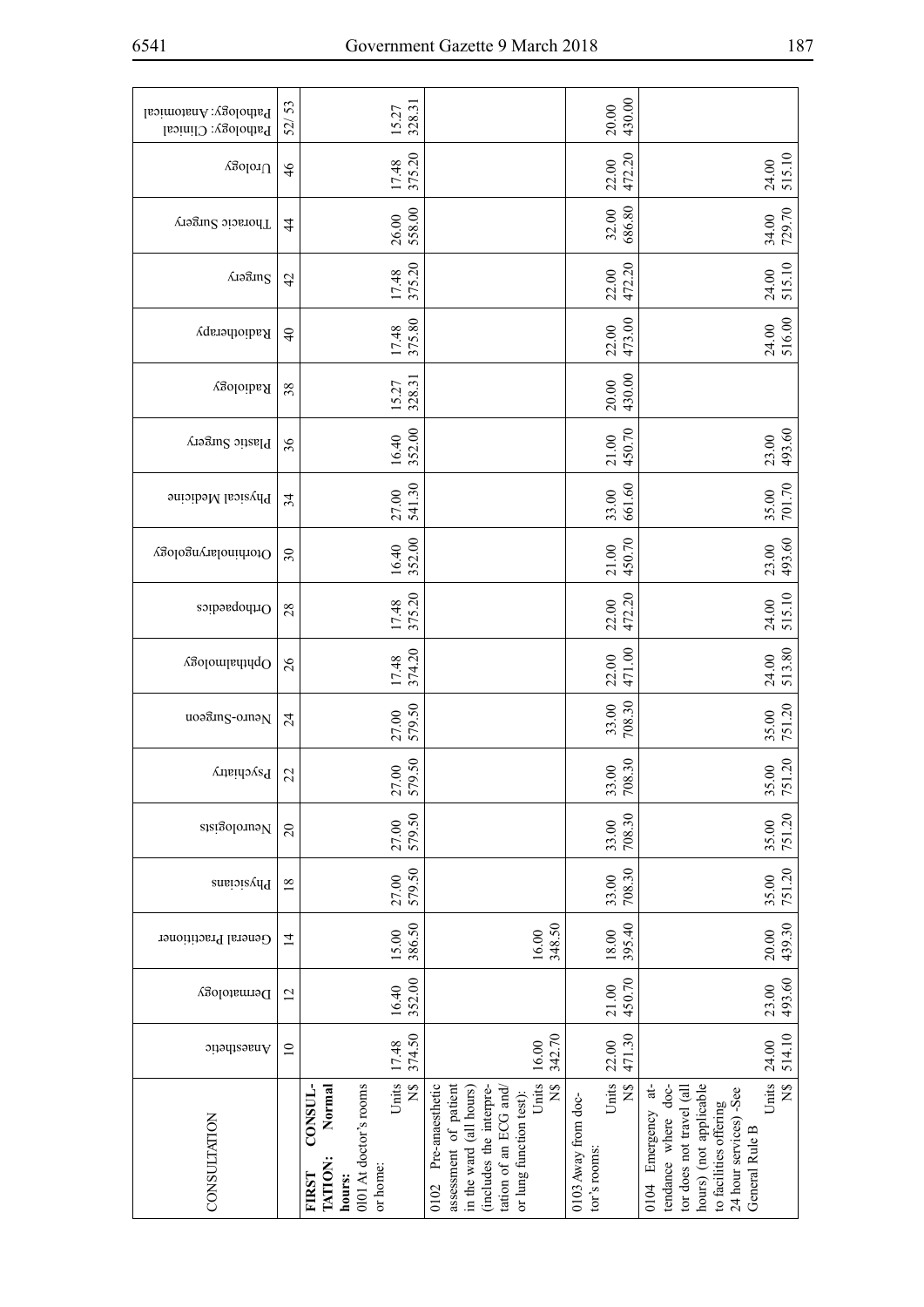| CONSULTATION | Anaesthetic | Dermatology | General Practitioner | Physicians | Neurologists | Psychiatry | Neuro-Surgeon | Ophthalmology | Orthopaedics | Otorhinolaryngology | Physical Medicine | Plastic Surgery | Radiology | Radiotherapy | Surgery | Thoracic Surgery | Urology | Pathology: Clinical Pathology: Anatomical |
|---|---|---|---|---|---|---|---|---|---|---|---|---|---|---|---|---|---|---|
| | 10 | 12 | 14 | 18 | 20 | 22 | 24 | 26 | 28 | 30 | 34 | 36 | 38 | 40 | 42 | 44 | 46 | 52/ 53 |
| **FIRST CONSULTATION: Normal hours:** 0101 At doctor's rooms or home: Units | 17.48 | 16.40 | 15.00 | 27.00 | 27.00 | 27.00 | 27.00 | 17.48 | 17.48 | 16.40 | 27.00 | 16.40 | 15.27 | 17.48 | 17.48 | 26.00 | 17.48 | 15.27 |
| N$ | 374.50 | 352.00 | 386.50 | 579.50 | 579.50 | 579.50 | 579.50 | 374.20 | 375.20 | 352.00 | 541.30 | 352.00 | 328.31 | 375.80 | 375.20 | 558.00 | 375.20 | 328.31 |
| 0102 Pre-anaesthetic assessment of patient in the ward (all hours) (includes the interpretation of an ECG and/or lung function test): Units | 16.00 | | 16.00 | | | | | | | | | | | | | | | |
| N$ | 342.70 | | 348.50 | | | | | | | | | | | | | | | |
| 0103 Away from doctor's rooms: Units | 22.00 | 21.00 | 18.00 | 33.00 | 33.00 | 33.00 | 33.00 | 22.00 | 22.00 | 21.00 | 33.00 | 21.00 | 20.00 | 22.00 | 22.00 | 32.00 | 22.00 | 20.00 |
| N$ | 471.30 | 450.70 | 395.40 | 708.30 | 708.30 | 708.30 | 708.30 | 471.00 | 472.20 | 450.70 | 661.60 | 450.70 | 430.00 | 473.00 | 472.20 | 686.80 | 472.20 | 430.00 |
| 0104 Emergency attendance where doctor does not travel (all hours) (not applicable to facilities offering 24 hour services) -See General Rule B Units | 24.00 | 23.00 | 20.00 | 35.00 | 35.00 | 35.00 | 35.00 | 24.00 | 24.00 | 23.00 | 35.00 | 23.00 | | 24.00 | 24.00 | 34.00 | 24.00 | |
| N$ | 514.10 | 493.60 | 439.30 | 751.20 | 751.20 | 751.20 | 751.20 | 513.80 | 515.10 | 493.60 | 701.70 | 493.60 | | 516.00 | 515.10 | 729.70 | 515.10 | |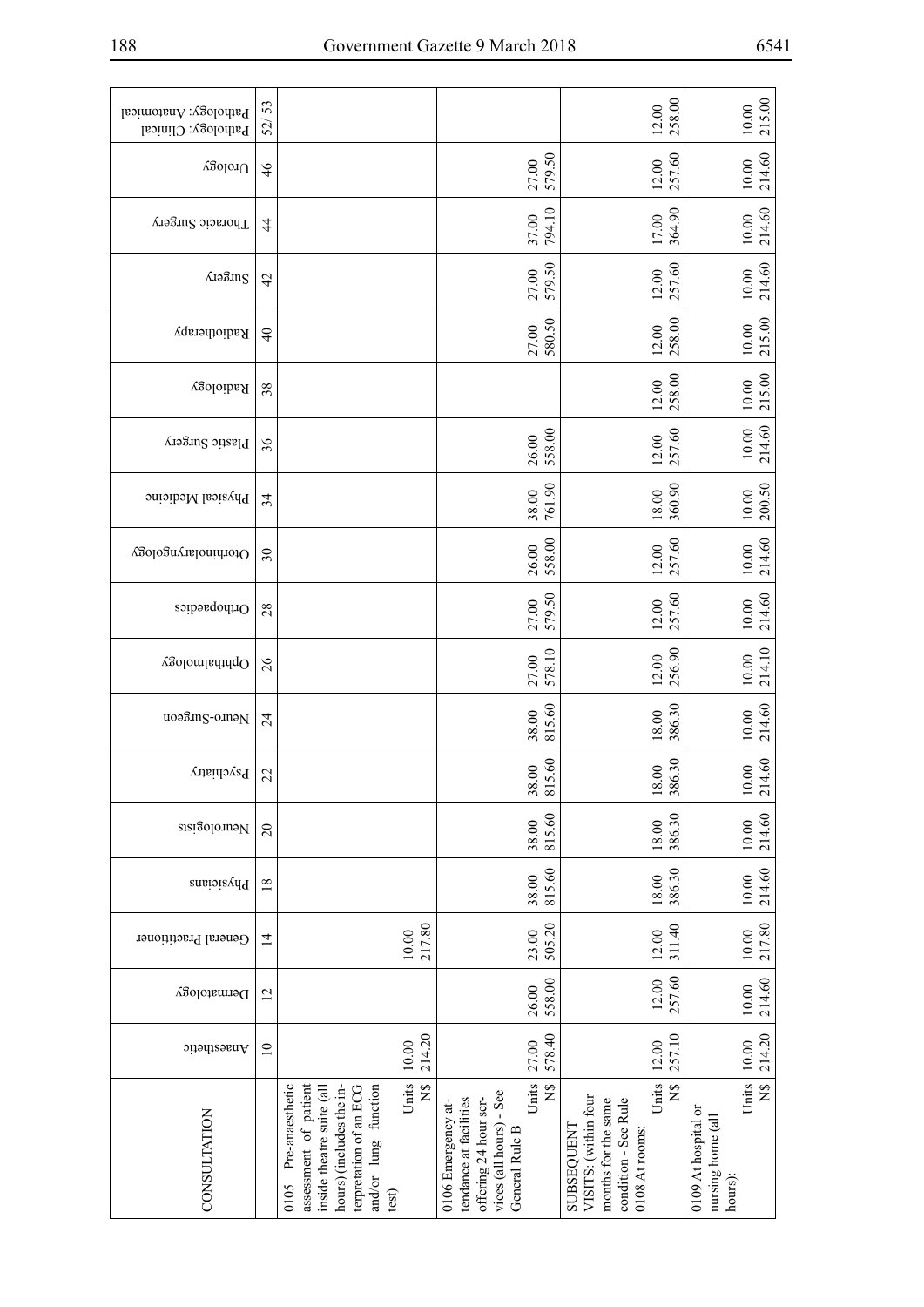| CONSULTATION | | Anaesthetic | Dermatology | General Practitioner | Physicians | Neurologists | Psychiatry | Neuro-Surgeon | Ophthalmology | Orthopaedics | Otorhinolaryngology | Physical Medicine | Plastic Surgery | Radiology | Radiotherapy | Surgery | Thoracic Surgery | Urology | Pathology: Clinical Pathology: Anatomical |
|---|---|---|---|---|---|---|---|---|---|---|---|---|---|---|---|---|---|---|---|
| | | 10 | 12 | 14 | 18 | 20 | 22 | 24 | 26 | 28 | 30 | 34 | 36 | 38 | 40 | 42 | 44 | 46 | 52/ 53 |
| 0105 Pre-anaesthetic assessment of patient inside theatre suite (all hours) (includes the interpretation of an ECG and/or lung function test) | Units | 10.00 | | 10.00 | | | | | | | | | | | | | | | |
| | N$ | 214.20 | | 217.80 | | | | | | | | | | | | | | | |
| 0106 Emergency attendance at facilities offering 24 hour services (all hours) - See General Rule B | Units | 27.00 | 26.00 | 23.00 | 38.00 | 38.00 | 38.00 | 38.00 | 27.00 | 27.00 | 26.00 | 38.00 | 26.00 | | 27.00 | 27.00 | 37.00 | 27.00 | |
| | N$ | 578.40 | 558.00 | 505.20 | 815.60 | 815.60 | 815.60 | 815.60 | 578.10 | 579.50 | 558.00 | 761.90 | 558.00 | | 580.50 | 579.50 | 794.10 | 579.50 | |
| SUBSEQUENT VISITS: (within four months for the same condition - See Rule 0108 At rooms: | Units | 12.00 | 12.00 | 12.00 | 18.00 | 18.00 | 18.00 | 18.00 | 12.00 | 12.00 | 12.00 | 18.00 | 12.00 | 12.00 | 12.00 | 12.00 | 17.00 | 12.00 | 12.00 |
| | N$ | 257.10 | 257.60 | 311.40 | 386.30 | 386.30 | 386.30 | 386.30 | 256.90 | 257.60 | 257.60 | 360.90 | 257.60 | 258.00 | 258.00 | 257.60 | 364.90 | 257.60 | 258.00 |
| 0109 At hospital or nursing home (all hours): | Units | 10.00 | 10.00 | 10.00 | 10.00 | 10.00 | 10.00 | 10.00 | 10.00 | 10.00 | 10.00 | 10.00 | 10.00 | 10.00 | 10.00 | 10.00 | 10.00 | 10.00 | 10.00 |
| | N$ | 214.20 | 214.60 | 217.80 | 214.60 | 214.60 | 214.60 | 214.60 | 214.10 | 214.60 | 214.60 | 200.50 | 214.60 | 215.00 | 215.00 | 214.60 | 214.60 | 214.60 | 215.00 |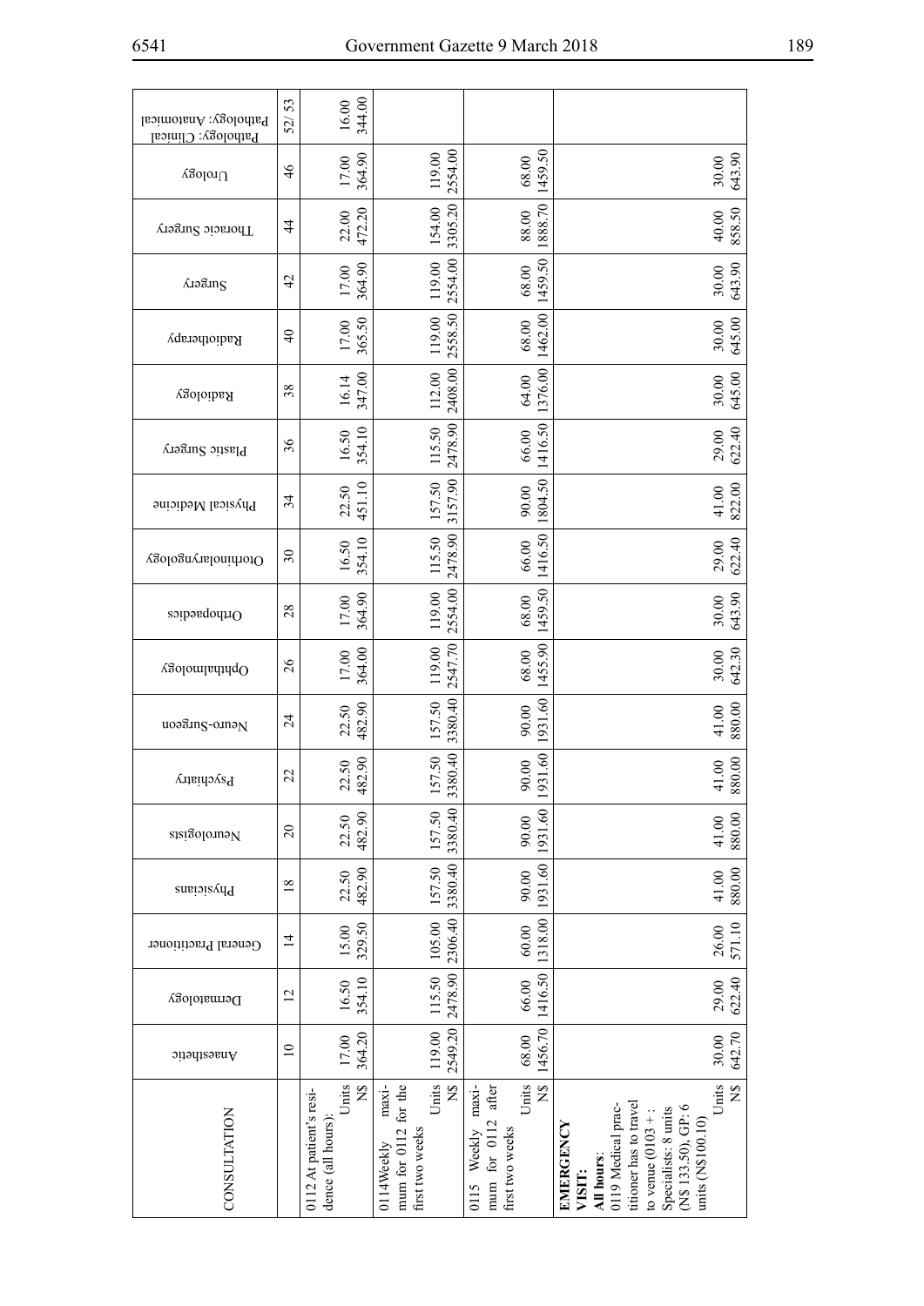| CONSULTATION | Anaesthetic | Dermatology | General Practitioner | Physicians | Neurologists | Psychiatry | Neuro-Surgeon | Ophthalmology | Orthopaedics | Otorhinolaryngology | Physical Medicine | Plastic Surgery | Radiology | Radiotherapy | Surgery | Thoracic Surgery | Urology | Pathology: Anatomical Pathology: Clinical |
|---|---|---|---|---|---|---|---|---|---|---|---|---|---|---|---|---|---|---|
| | 10 | 12 | 14 | 18 | 20 | 22 | 24 | 26 | 28 | 30 | 34 | 36 | 38 | 40 | 42 | 44 | 46 | 52/ 53 |
| 0112 At patient's residence (all hours): Units | 17.00 | 16.50 | 15.00 | 22.50 | 22.50 | 22.50 | 22.50 | 17.00 | 17.00 | 16.50 | 22.50 | 16.50 | 16.14 | 17.00 | 17.00 | 22.00 | 17.00 | 16.00 |
| N$ | 364.20 | 354.10 | 329.50 | 482.90 | 482.90 | 482.90 | 482.90 | 364.00 | 364.90 | 354.10 | 451.10 | 354.10 | 347.00 | 365.50 | 364.90 | 472.20 | 364.90 | 344.00 |
| 0114Weekly maximum for 0112 for the first two weeks Units | 119.00 | 115.50 | 105.00 | 157.50 | 157.50 | 157.50 | 157.50 | 119.00 | 119.00 | 115.50 | 157.50 | 115.50 | 112.00 | 119.00 | 119.00 | 154.00 | 119.00 | |
| N$ | 2549.20 | 2478.90 | 2306.40 | 3380.40 | 3380.40 | 3380.40 | 3380.40 | 2547.70 | 2554.00 | 2478.90 | 3157.90 | 2478.90 | 2408.00 | 2558.50 | 2554.00 | 3305.20 | 2554.00 | |
| 0115 Weekly maximum for 0112 after first two weeks Units | 68.00 | 66.00 | 60.00 | 90.00 | 90.00 | 90.00 | 90.00 | 68.00 | 68.00 | 66.00 | 90.00 | 66.00 | 64.00 | 68.00 | 68.00 | 88.00 | 68.00 | |
| N$ | 1456.70 | 1416.50 | 1318.00 | 1931.60 | 1931.60 | 1931.60 | 1931.60 | 1455.90 | 1459.50 | 1416.50 | 1804.50 | 1416.50 | 1376.00 | 1462.00 | 1459.50 | 1888.70 | 1459.50 | |
| **EMERGENCY VISIT:** **All hours**: 0119 Medical practitioner has to travel to venue (0103 + : Specialists: 8 units (N$ 133.50), GP: 6 units (N$100.10) Units | 30.00 | 29.00 | 26.00 | 41.00 | 41.00 | 41.00 | 41.00 | 30.00 | 30.00 | 29.00 | 41.00 | 29.00 | 30.00 | 30.00 | 30.00 | 40.00 | 30.00 | |
| N$ | 642.70 | 622.40 | 571.10 | 880.00 | 880.00 | 880.00 | 880.00 | 642.30 | 643.90 | 622.40 | 822.00 | 622.40 | 645.00 | 645.00 | 643.90 | 858.50 | 643.90 | |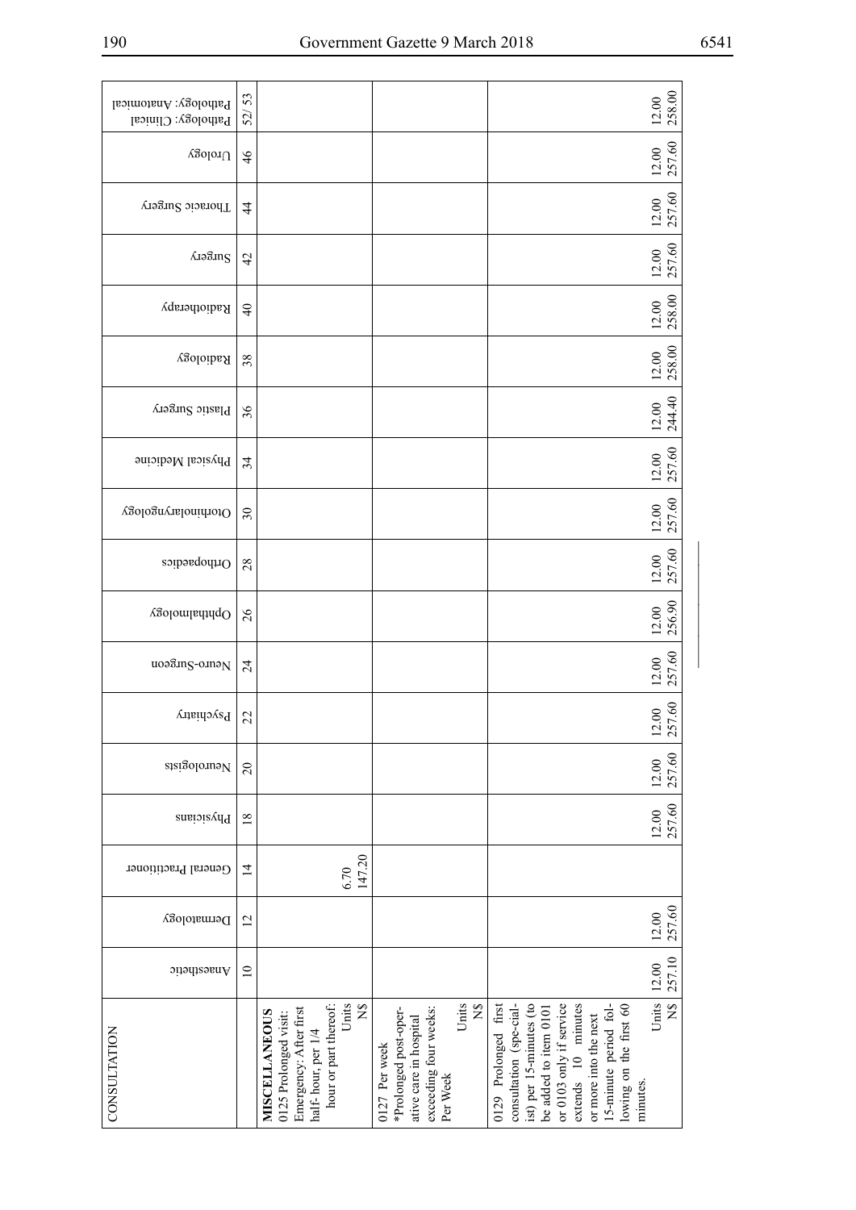| CONSULTATION | Anaesthetic | Dermatology | General Practitioner | Physicians | Neurologists | Psychiatry | Neuro-Surgeon | Ophthalmology | Orthopaedics | Otorhinolaryngology | Physical Medicine | Plastic Surgery | Radiology | Radiotherapy | Surgery | Thoracic Surgery | Urology | Pathology: Clinical Pathology: Anatomical |
|---|---|---|---|---|---|---|---|---|---|---|---|---|---|---|---|---|---|---|
| | 10 | 12 | 14 | 18 | 20 | 22 | 24 | 26 | 28 | 30 | 34 | 36 | 38 | 40 | 42 | 44 | 46 | 52/ 53 |
| **MISCELLANEOUS** 0125 Prolonged visit: Emergency: After first half- hour, per 1/4 hour or part thereof: Units N$ | | | 6.70 147.20 | | | | | | | | | | | | | | | |
| 0127 Per week *Prolonged post-operative care in hospital exceeding four weeks: Per Week Units N$ | | | | | | | | | | | | | | | | | | |
| 0129 Prolonged first consultation (specialist) per 15-minutes (to be added to item 0101 or 0103 only if service extends 10 minutes or more into the next 15-minute period following on the first 60 minutes. Units N$ | 12.00 257.10 | 12.00 257.60 | | 12.00 257.60 | 12.00 257.60 | 12.00 257.60 | 12.00 257.60 | 12.00 256.90 | 12.00 257.60 | 12.00 257.60 | 12.00 257.60 | 12.00 244.40 | 12.00 258.00 | 12.00 258.00 | 12.00 257.60 | 12.00 257.60 | 12.00 257.60 | 12.00 258.00 |